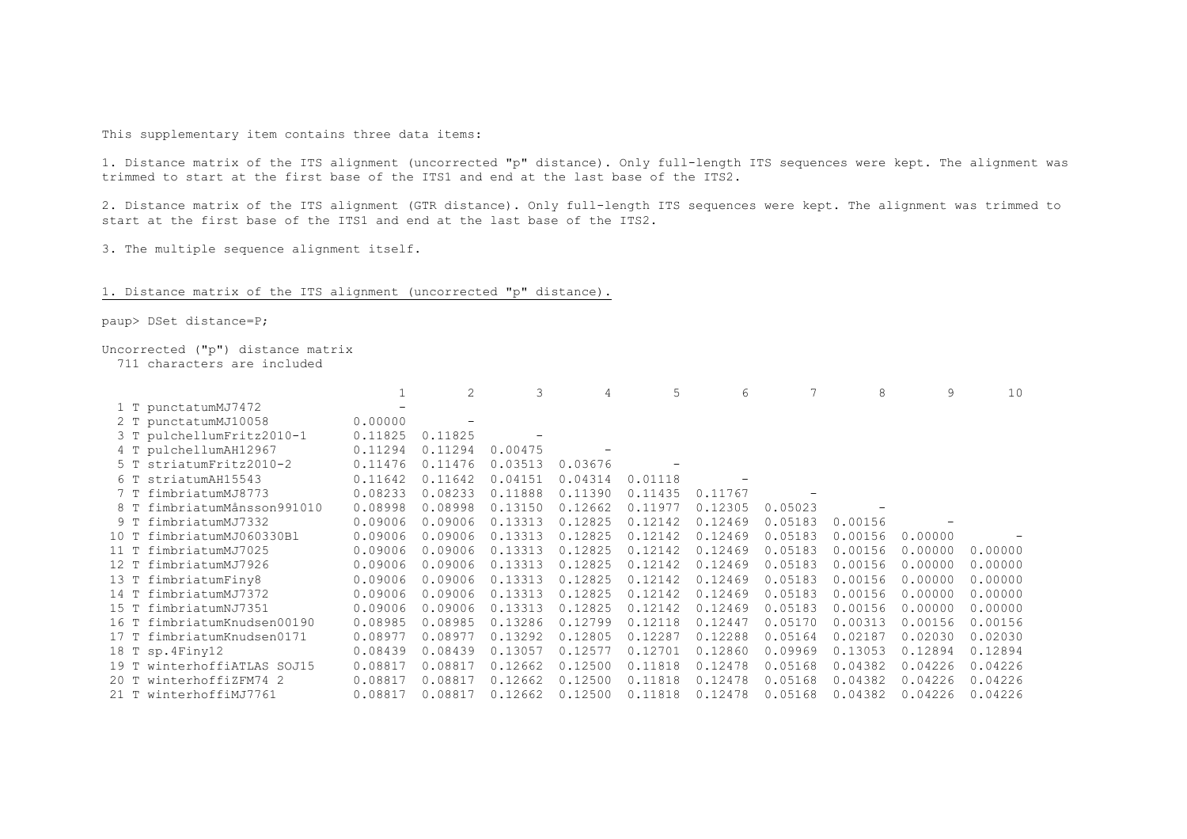This supplementary item contains three data items:

1. Distance matrix of the ITS alignment (uncorrected "p" distance). Only full-length ITS sequences were kept. The alignment was trimmed to start at the first base of the ITS1 and end at the last base of the ITS2.

2. Distance matrix of the ITS alignment (GTR distance). Only full-length ITS sequences were kept. The alignment was trimmed to start at the first base of the ITS1 and end at the last base of the ITS2.

3. The multiple sequence alignment itself.

## 1. Distance matrix of the ITS alignment (uncorrected "p" distance).

```
paup> DSet distance=P;
```

Uncorrected ("p") distance matrix
711 characters are included

| | 1 | 2 | 3 | 4 | 5 | 6 | 7 | 8 | 9 | 10 |
|---|---|---|---|---|---|---|---|---|---|---|
| 1 T punctatumMJ7472 | - | | | | | | | | | |
| 2 T punctatumMJ10058 | 0.00000 | - | | | | | | | | |
| 3 T pulchellumFritz2010-1 | 0.11825 | 0.11825 | - | | | | | | | |
| 4 T pulchellumAH12967 | 0.11294 | 0.11294 | 0.00475 | - | | | | | | |
| 5 T striatumFritz2010-2 | 0.11476 | 0.11476 | 0.03513 | 0.03676 | - | | | | | |
| 6 T striatumAH15543 | 0.11642 | 0.11642 | 0.04151 | 0.04314 | 0.01118 | - | | | | |
| 7 T fimbriatumMJ8773 | 0.08233 | 0.08233 | 0.11888 | 0.11390 | 0.11435 | 0.11767 | - | | | |
| 8 T fimbriatumMånsson991010 | 0.08998 | 0.08998 | 0.13150 | 0.12662 | 0.11977 | 0.12305 | 0.05023 | - | | |
| 9 T fimbriatumMJ7332 | 0.09006 | 0.09006 | 0.13313 | 0.12825 | 0.12142 | 0.12469 | 0.05183 | 0.00156 | - | |
| 10 T fimbriatumMJ060330Bl | 0.09006 | 0.09006 | 0.13313 | 0.12825 | 0.12142 | 0.12469 | 0.05183 | 0.00156 | 0.00000 | - |
| 11 T fimbriatumMJ7025 | 0.09006 | 0.09006 | 0.13313 | 0.12825 | 0.12142 | 0.12469 | 0.05183 | 0.00156 | 0.00000 | 0.00000 |
| 12 T fimbriatumMJ7926 | 0.09006 | 0.09006 | 0.13313 | 0.12825 | 0.12142 | 0.12469 | 0.05183 | 0.00156 | 0.00000 | 0.00000 |
| 13 T fimbriatumFiny8 | 0.09006 | 0.09006 | 0.13313 | 0.12825 | 0.12142 | 0.12469 | 0.05183 | 0.00156 | 0.00000 | 0.00000 |
| 14 T fimbriatumMJ7372 | 0.09006 | 0.09006 | 0.13313 | 0.12825 | 0.12142 | 0.12469 | 0.05183 | 0.00156 | 0.00000 | 0.00000 |
| 15 T fimbriatumNJ7351 | 0.09006 | 0.09006 | 0.13313 | 0.12825 | 0.12142 | 0.12469 | 0.05183 | 0.00156 | 0.00000 | 0.00000 |
| 16 T fimbriatumKnudsen00190 | 0.08985 | 0.08985 | 0.13286 | 0.12799 | 0.12118 | 0.12447 | 0.05170 | 0.00313 | 0.00156 | 0.00156 |
| 17 T fimbriatumKnudsen0171 | 0.08977 | 0.08977 | 0.13292 | 0.12805 | 0.12287 | 0.12288 | 0.05164 | 0.02187 | 0.02030 | 0.02030 |
| 18 T sp.4Finy12 | 0.08439 | 0.08439 | 0.13057 | 0.12577 | 0.12701 | 0.12860 | 0.09969 | 0.13053 | 0.12894 | 0.12894 |
| 19 T winterhoffiATLAS SOJ15 | 0.08817 | 0.08817 | 0.12662 | 0.12500 | 0.11818 | 0.12478 | 0.05168 | 0.04382 | 0.04226 | 0.04226 |
| 20 T winterhoffiZFM74 2 | 0.08817 | 0.08817 | 0.12662 | 0.12500 | 0.11818 | 0.12478 | 0.05168 | 0.04382 | 0.04226 | 0.04226 |
| 21 T winterhoffiMJ7761 | 0.08817 | 0.08817 | 0.12662 | 0.12500 | 0.11818 | 0.12478 | 0.05168 | 0.04382 | 0.04226 | 0.04226 |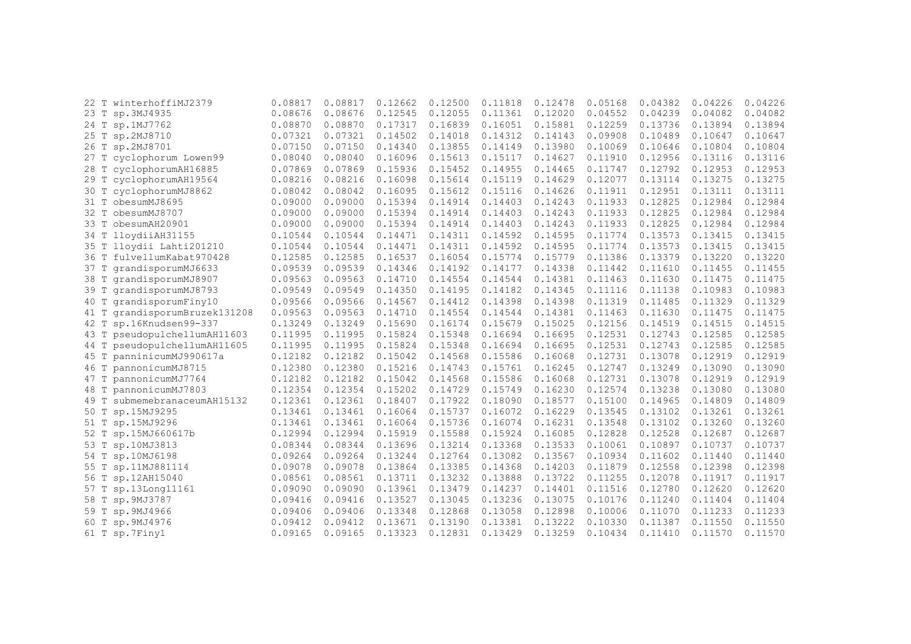| | | | | | | | | | | |
|---|---|---|---|---|---|---|---|---|---|---|
| 22 T winterhoffiMJ2379 | 0.08817 | 0.08817 | 0.12662 | 0.12500 | 0.11818 | 0.12478 | 0.05168 | 0.04382 | 0.04226 | 0.04226 |
| 23 T sp.3MJ4935 | 0.08676 | 0.08676 | 0.12545 | 0.12055 | 0.11361 | 0.12020 | 0.04552 | 0.04239 | 0.04082 | 0.04082 |
| 24 T sp.1MJ7762 | 0.08870 | 0.08870 | 0.17317 | 0.16839 | 0.16051 | 0.15881 | 0.12259 | 0.13736 | 0.13894 | 0.13894 |
| 25 T sp.2MJ8710 | 0.07321 | 0.07321 | 0.14502 | 0.14018 | 0.14312 | 0.14143 | 0.09908 | 0.10489 | 0.10647 | 0.10647 |
| 26 T sp.2MJ8701 | 0.07150 | 0.07150 | 0.14340 | 0.13855 | 0.14149 | 0.13980 | 0.10069 | 0.10646 | 0.10804 | 0.10804 |
| 27 T cyclophorum Lowen99 | 0.08040 | 0.08040 | 0.16096 | 0.15613 | 0.15117 | 0.14627 | 0.11910 | 0.12956 | 0.13116 | 0.13116 |
| 28 T cyclophorumAH16885 | 0.07869 | 0.07869 | 0.15936 | 0.15452 | 0.14955 | 0.14465 | 0.11747 | 0.12792 | 0.12953 | 0.12953 |
| 29 T cyclophorumAH19564 | 0.08216 | 0.08216 | 0.16098 | 0.15614 | 0.15119 | 0.14629 | 0.12077 | 0.13114 | 0.13275 | 0.13275 |
| 30 T cyclophorumMJ8862 | 0.08042 | 0.08042 | 0.16095 | 0.15612 | 0.15116 | 0.14626 | 0.11911 | 0.12951 | 0.13111 | 0.13111 |
| 31 T obesumMJ8695 | 0.09000 | 0.09000 | 0.15394 | 0.14914 | 0.14403 | 0.14243 | 0.11933 | 0.12825 | 0.12984 | 0.12984 |
| 32 T obesumMJ8707 | 0.09000 | 0.09000 | 0.15394 | 0.14914 | 0.14403 | 0.14243 | 0.11933 | 0.12825 | 0.12984 | 0.12984 |
| 33 T obesumAH20901 | 0.09000 | 0.09000 | 0.15394 | 0.14914 | 0.14403 | 0.14243 | 0.11933 | 0.12825 | 0.12984 | 0.12984 |
| 34 T lloydiiAH31155 | 0.10544 | 0.10544 | 0.14471 | 0.14311 | 0.14592 | 0.14595 | 0.11774 | 0.13573 | 0.13415 | 0.13415 |
| 35 T lloydii Lahti201210 | 0.10544 | 0.10544 | 0.14471 | 0.14311 | 0.14592 | 0.14595 | 0.11774 | 0.13573 | 0.13415 | 0.13415 |
| 36 T fulvellumKabat970428 | 0.12585 | 0.12585 | 0.16537 | 0.16054 | 0.15774 | 0.15779 | 0.11386 | 0.13379 | 0.13220 | 0.13220 |
| 37 T grandisporumMJ6633 | 0.09539 | 0.09539 | 0.14346 | 0.14192 | 0.14177 | 0.14338 | 0.11442 | 0.11610 | 0.11455 | 0.11455 |
| 38 T grandisporumMJ8907 | 0.09563 | 0.09563 | 0.14710 | 0.14554 | 0.14544 | 0.14381 | 0.11463 | 0.11630 | 0.11475 | 0.11475 |
| 39 T grandisporumMJ8793 | 0.09549 | 0.09549 | 0.14350 | 0.14195 | 0.14182 | 0.14345 | 0.11116 | 0.11138 | 0.10983 | 0.10983 |
| 40 T grandisporumFiny10 | 0.09566 | 0.09566 | 0.14567 | 0.14412 | 0.14398 | 0.14398 | 0.11319 | 0.11485 | 0.11329 | 0.11329 |
| 41 T grandisporumBruzek131208 | 0.09563 | 0.09563 | 0.14710 | 0.14554 | 0.14544 | 0.14381 | 0.11463 | 0.11630 | 0.11475 | 0.11475 |
| 42 T sp.16Knudsen99-337 | 0.13249 | 0.13249 | 0.15690 | 0.16174 | 0.15679 | 0.15025 | 0.12156 | 0.14519 | 0.14515 | 0.14515 |
| 43 T pseudopulchellumAH11603 | 0.11995 | 0.11995 | 0.15824 | 0.15348 | 0.16694 | 0.16695 | 0.12531 | 0.12743 | 0.12585 | 0.12585 |
| 44 T pseudopulchellumAH11605 | 0.11995 | 0.11995 | 0.15824 | 0.15348 | 0.16694 | 0.16695 | 0.12531 | 0.12743 | 0.12585 | 0.12585 |
| 45 T panninicumMJ990617a | 0.12182 | 0.12182 | 0.15042 | 0.14568 | 0.15586 | 0.16068 | 0.12731 | 0.13078 | 0.12919 | 0.12919 |
| 46 T pannonicumMJ8715 | 0.12380 | 0.12380 | 0.15216 | 0.14743 | 0.15761 | 0.16245 | 0.12747 | 0.13249 | 0.13090 | 0.13090 |
| 47 T pannonicumMJ7764 | 0.12182 | 0.12182 | 0.15042 | 0.14568 | 0.15586 | 0.16068 | 0.12731 | 0.13078 | 0.12919 | 0.12919 |
| 48 T pannonicumMJ7803 | 0.12354 | 0.12354 | 0.15202 | 0.14729 | 0.15749 | 0.16230 | 0.12574 | 0.13238 | 0.13080 | 0.13080 |
| 49 T submemebranaceumAH15132 | 0.12361 | 0.12361 | 0.18407 | 0.17922 | 0.18090 | 0.18577 | 0.15100 | 0.14965 | 0.14809 | 0.14809 |
| 50 T sp.15MJ9295 | 0.13461 | 0.13461 | 0.16064 | 0.15737 | 0.16072 | 0.16229 | 0.13545 | 0.13102 | 0.13261 | 0.13261 |
| 51 T sp.15MJ9296 | 0.13461 | 0.13461 | 0.16064 | 0.15736 | 0.16074 | 0.16231 | 0.13548 | 0.13102 | 0.13260 | 0.13260 |
| 52 T sp.15MJ660617b | 0.12994 | 0.12994 | 0.15919 | 0.15588 | 0.15924 | 0.16085 | 0.12828 | 0.12528 | 0.12687 | 0.12687 |
| 53 T sp.10MJ3813 | 0.08344 | 0.08344 | 0.13696 | 0.13214 | 0.13368 | 0.13533 | 0.10061 | 0.10897 | 0.10737 | 0.10737 |
| 54 T sp.10MJ6198 | 0.09264 | 0.09264 | 0.13244 | 0.12764 | 0.13082 | 0.13567 | 0.10934 | 0.11602 | 0.11440 | 0.11440 |
| 55 T sp.11MJ881114 | 0.09078 | 0.09078 | 0.13864 | 0.13385 | 0.14368 | 0.14203 | 0.11879 | 0.12558 | 0.12398 | 0.12398 |
| 56 T sp.12AH15040 | 0.08561 | 0.08561 | 0.13711 | 0.13232 | 0.13888 | 0.13722 | 0.11255 | 0.12078 | 0.11917 | 0.11917 |
| 57 T sp.13Long11161 | 0.09090 | 0.09090 | 0.13961 | 0.13479 | 0.14237 | 0.14401 | 0.11516 | 0.12780 | 0.12620 | 0.12620 |
| 58 T sp.9MJ3787 | 0.09416 | 0.09416 | 0.13527 | 0.13045 | 0.13236 | 0.13075 | 0.10176 | 0.11240 | 0.11404 | 0.11404 |
| 59 T sp.9MJ4966 | 0.09406 | 0.09406 | 0.13348 | 0.12868 | 0.13058 | 0.12898 | 0.10006 | 0.11070 | 0.11233 | 0.11233 |
| 60 T sp.9MJ4976 | 0.09412 | 0.09412 | 0.13671 | 0.13190 | 0.13381 | 0.13222 | 0.10330 | 0.11387 | 0.11550 | 0.11550 |
| 61 T sp.7Finy1 | 0.09165 | 0.09165 | 0.13323 | 0.12831 | 0.13429 | 0.13259 | 0.10434 | 0.11410 | 0.11570 | 0.11570 |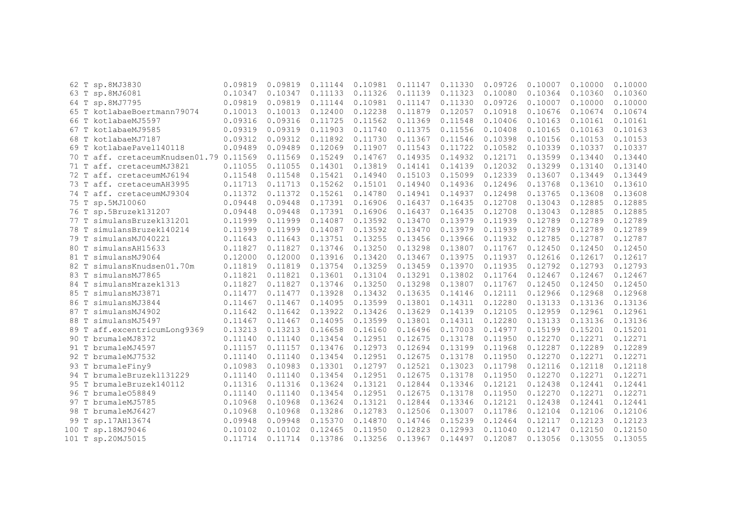```
 62 T sp.8MJ3830                  0.09819  0.09819  0.11144  0.10981  0.11147  0.11330  0.09726  0.10007  0.10000  0.10000
 63 T sp.8MJ6081                  0.10347  0.10347  0.11133  0.11326  0.11139  0.11323  0.10080  0.10364  0.10360  0.10360
 64 T sp.8MJ7795                  0.09819  0.09819  0.11144  0.10981  0.11147  0.11330  0.09726  0.10007  0.10000  0.10000
 65 T kotlabaeBoertmann79074      0.10013  0.10013  0.12400  0.12238  0.11879  0.12057  0.10918  0.10676  0.10674  0.10674
 66 T kotlabaeMJ5597              0.09316  0.09316  0.11725  0.11562  0.11369  0.11548  0.10406  0.10163  0.10161  0.10161
 67 T kotlabaeMJ9585              0.09319  0.09319  0.11903  0.11740  0.11375  0.11556  0.10408  0.10165  0.10163  0.10163
 68 T kotlabaeMJ7187              0.09312  0.09312  0.11892  0.11730  0.11367  0.11546  0.10398  0.10156  0.10153  0.10153
 69 T kotlabaePavel140118         0.09489  0.09489  0.12069  0.11907  0.11543  0.11722  0.10582  0.10339  0.10337  0.10337
 70 T aff. cretaceumKnudsen01.79  0.11569  0.11569  0.15249  0.14767  0.14935  0.14932  0.12171  0.13599  0.13440  0.13440
 71 T aff. cretaceumMJ3821        0.11055  0.11055  0.14301  0.13819  0.14141  0.14139  0.12032  0.13299  0.13140  0.13140
 72 T aff. cretaceumMJ6194        0.11548  0.11548  0.15421  0.14940  0.15103  0.15099  0.12339  0.13607  0.13449  0.13449
 73 T aff. cretaceumAH3995        0.11713  0.11713  0.15262  0.15101  0.14940  0.14936  0.12496  0.13768  0.13610  0.13610
 74 T aff. cretaceumMJ9304        0.11372  0.11372  0.15261  0.14780  0.14941  0.14937  0.12498  0.13765  0.13608  0.13608
 75 T sp.5MJ10060                 0.09448  0.09448  0.17391  0.16906  0.16437  0.16435  0.12708  0.13043  0.12885  0.12885
 76 T sp.5Bruzek131207            0.09448  0.09448  0.17391  0.16906  0.16437  0.16435  0.12708  0.13043  0.12885  0.12885
 77 T simulansBruzek131201        0.11999  0.11999  0.14087  0.13592  0.13470  0.13979  0.11939  0.12789  0.12789  0.12789
 78 T simulansBruzek140214        0.11999  0.11999  0.14087  0.13592  0.13470  0.13979  0.11939  0.12789  0.12789  0.12789
 79 T simulansMJ040221            0.11643  0.11643  0.13751  0.13255  0.13456  0.13966  0.11932  0.12785  0.12787  0.12787
 80 T simulansAH15633             0.11827  0.11827  0.13746  0.13250  0.13298  0.13807  0.11767  0.12450  0.12450  0.12450
 81 T simulansMJ9064              0.12000  0.12000  0.13916  0.13420  0.13467  0.13975  0.11937  0.12616  0.12617  0.12617
 82 T simulansKnudsen01.70m       0.11819  0.11819  0.13754  0.13259  0.13459  0.13970  0.11935  0.12792  0.12793  0.12793
 83 T simulansMJ7865              0.11821  0.11821  0.13601  0.13104  0.13291  0.13802  0.11764  0.12467  0.12467  0.12467
 84 T simulansMrazek1313          0.11827  0.11827  0.13746  0.13250  0.13298  0.13807  0.11767  0.12450  0.12450  0.12450
 85 T simulansMJ3871              0.11477  0.11477  0.13928  0.13432  0.13635  0.14146  0.12111  0.12966  0.12968  0.12968
 86 T simulansMJ3844              0.11467  0.11467  0.14095  0.13599  0.13801  0.14311  0.12280  0.13133  0.13136  0.13136
 87 T simulansMJ4902              0.11642  0.11642  0.13922  0.13426  0.13629  0.14139  0.12105  0.12959  0.12961  0.12961
 88 T simulansMJ5497              0.11467  0.11467  0.14095  0.13599  0.13801  0.14311  0.12280  0.13133  0.13136  0.13136
 89 T aff.excentricumLong9369     0.13213  0.13213  0.16658  0.16160  0.16496  0.17003  0.14977  0.15199  0.15201  0.15201
 90 T brumaleMJ8372               0.11140  0.11140  0.13454  0.12951  0.12675  0.13178  0.11950  0.12270  0.12271  0.12271
 91 T brumaleMJ4597               0.11157  0.11157  0.13476  0.12973  0.12694  0.13199  0.11968  0.12287  0.12289  0.12289
 92 T brumaleMJ7532               0.11140  0.11140  0.13454  0.12951  0.12675  0.13178  0.11950  0.12270  0.12271  0.12271
 93 T brumaleFiny9                0.10983  0.10983  0.13301  0.12797  0.12521  0.13023  0.11798  0.12116  0.12118  0.12118
 94 T brumaleBruzek131229         0.11140  0.11140  0.13454  0.12951  0.12675  0.13178  0.11950  0.12270  0.12271  0.12271
 95 T brumaleBruzek140112         0.11316  0.11316  0.13624  0.13121  0.12844  0.13346  0.12121  0.12438  0.12441  0.12441
 96 T brumaleO58849               0.11140  0.11140  0.13454  0.12951  0.12675  0.13178  0.11950  0.12270  0.12271  0.12271
 97 T brumaleMJ5785               0.10968  0.10968  0.13624  0.13121  0.12844  0.13346  0.12121  0.12438  0.12441  0.12441
 98 T brumaleMJ6427               0.10968  0.10968  0.13286  0.12783  0.12506  0.13007  0.11786  0.12104  0.12106  0.12106
 99 T sp.17AH13674                0.09948  0.09948  0.15370  0.14870  0.14746  0.15239  0.12464  0.12117  0.12123  0.12123
100 T sp.18MJ9046                 0.10102  0.10102  0.12465  0.11950  0.12823  0.12993  0.11040  0.12147  0.12150  0.12150
101 T sp.20MJ5015                 0.11714  0.11714  0.13786  0.13256  0.13967  0.14497  0.12087  0.13056  0.13055  0.13055
```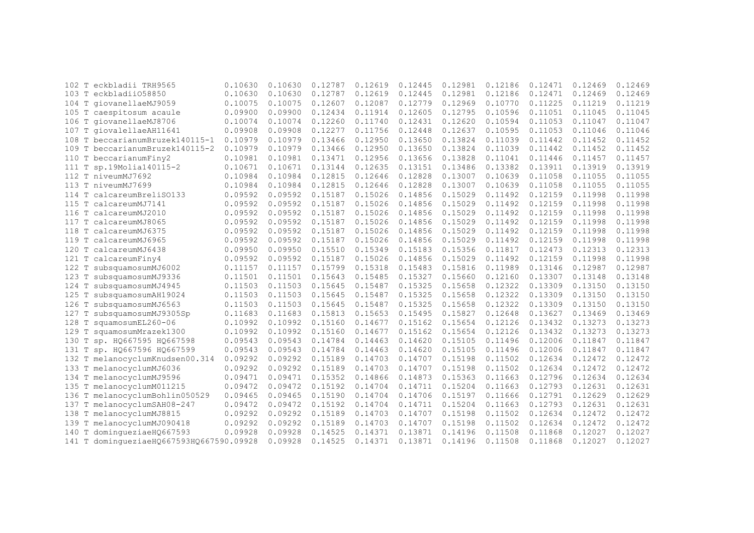```
102 T eckbladii TRH9565         0.10630  0.10630  0.12787  0.12619  0.12445  0.12981  0.12186  0.12471  0.12469  0.12469
103 T eckbladiiO58850           0.10630  0.10630  0.12787  0.12619  0.12445  0.12981  0.12186  0.12471  0.12469  0.12469
104 T giovanellaeMJ9059         0.10075  0.10075  0.12607  0.12087  0.12779  0.12969  0.10770  0.11225  0.11219  0.11219
105 T caespitosum acaule        0.09900  0.09900  0.12434  0.11914  0.12605  0.12795  0.10596  0.11051  0.11045  0.11045
106 T giovanellaeMJ8706         0.10074  0.10074  0.12260  0.11740  0.12431  0.12620  0.10594  0.11053  0.11047  0.11047
107 T giovalellaeAH11641        0.09908  0.09908  0.12277  0.11756  0.12448  0.12637  0.10595  0.11053  0.11046  0.11046
108 T beccarianumBruzek140115-1  0.10979  0.10979  0.13466  0.12950  0.13650  0.13824  0.11039  0.11442  0.11452  0.11452
109 T beccarianumBruzek140115-2  0.10979  0.10979  0.13466  0.12950  0.13650  0.13824  0.11039  0.11442  0.11452  0.11452
110 T beccarianumFiny2          0.10981  0.10981  0.13471  0.12956  0.13656  0.13828  0.11041  0.11446  0.11457  0.11457
111 T sp.19Molia140115-2        0.10671  0.10671  0.13144  0.12635  0.13151  0.13486  0.13382  0.13911  0.13919  0.13919
112 T niveumMJ7692              0.10984  0.10984  0.12815  0.12646  0.12828  0.13007  0.10639  0.11058  0.11055  0.11055
113 T niveumMJ7699              0.10984  0.10984  0.12815  0.12646  0.12828  0.13007  0.10639  0.11058  0.11055  0.11055
114 T calcareumBreliSO133       0.09592  0.09592  0.15187  0.15026  0.14856  0.15029  0.11492  0.12159  0.11998  0.11998
115 T calcareumMJ7141           0.09592  0.09592  0.15187  0.15026  0.14856  0.15029  0.11492  0.12159  0.11998  0.11998
116 T calcareumMJ2010           0.09592  0.09592  0.15187  0.15026  0.14856  0.15029  0.11492  0.12159  0.11998  0.11998
117 T calcareumMJ8065           0.09592  0.09592  0.15187  0.15026  0.14856  0.15029  0.11492  0.12159  0.11998  0.11998
118 T calcareumMJ6375           0.09592  0.09592  0.15187  0.15026  0.14856  0.15029  0.11492  0.12159  0.11998  0.11998
119 T calcareumMJ6965           0.09592  0.09592  0.15187  0.15026  0.14856  0.15029  0.11492  0.12159  0.11998  0.11998
120 T calcareumMJ6438           0.09950  0.09950  0.15510  0.15349  0.15183  0.15356  0.11817  0.12473  0.12313  0.12313
121 T calcareumFiny4            0.09592  0.09592  0.15187  0.15026  0.14856  0.15029  0.11492  0.12159  0.11998  0.11998
122 T subsquamosumMJ6002        0.11157  0.11157  0.15799  0.15318  0.15483  0.15816  0.11989  0.13146  0.12987  0.12987
123 T subsquamosumMJ9336        0.11501  0.11501  0.15643  0.15485  0.15327  0.15660  0.12160  0.13307  0.13148  0.13148
124 T subsquamosumMJ4945        0.11503  0.11503  0.15645  0.15487  0.15325  0.15658  0.12322  0.13309  0.13150  0.13150
125 T subsquamosumAH19024       0.11503  0.11503  0.15645  0.15487  0.15325  0.15658  0.12322  0.13309  0.13150  0.13150
126 T subsquamosumMJ6563        0.11503  0.11503  0.15645  0.15487  0.15325  0.15658  0.12322  0.13309  0.13150  0.13150
127 T subsquamosumMJ9305Sp      0.11683  0.11683  0.15813  0.15653  0.15495  0.15827  0.12648  0.13627  0.13469  0.13469
128 T squamosumEL260-06         0.10992  0.10992  0.15160  0.14677  0.15162  0.15654  0.12126  0.13432  0.13273  0.13273
129 T squamosumMrazek1300       0.10992  0.10992  0.15160  0.14677  0.15162  0.15654  0.12126  0.13432  0.13273  0.13273
130 T sp. HQ667595 HQ667598     0.09543  0.09543  0.14784  0.14463  0.14620  0.15105  0.11496  0.12006  0.11847  0.11847
131 T sp. HQ667596 HQ667599     0.09543  0.09543  0.14784  0.14463  0.14620  0.15105  0.11496  0.12006  0.11847  0.11847
132 T melanocyclumKnudsen00.314  0.09292  0.09292  0.15189  0.14703  0.14707  0.15198  0.11502  0.12634  0.12472  0.12472
133 T melanocyclumMJ6036        0.09292  0.09292  0.15189  0.14703  0.14707  0.15198  0.11502  0.12634  0.12472  0.12472
134 T melanocyclumMJ9596        0.09471  0.09471  0.15352  0.14866  0.14873  0.15363  0.11663  0.12796  0.12634  0.12634
135 T melanocyclumM011215       0.09472  0.09472  0.15192  0.14704  0.14711  0.15204  0.11663  0.12793  0.12631  0.12631
136 T melanocyclumBohlin050529  0.09465  0.09465  0.15190  0.14704  0.14706  0.15197  0.11666  0.12791  0.12629  0.12629
137 T melanocyclumSAH08-247     0.09472  0.09472  0.15192  0.14704  0.14711  0.15204  0.11663  0.12793  0.12631  0.12631
138 T melanocyclumMJ8815        0.09292  0.09292  0.15189  0.14703  0.14707  0.15198  0.11502  0.12634  0.12472  0.12472
139 T melanocyclumMJ090418      0.09292  0.09292  0.15189  0.14703  0.14707  0.15198  0.11502  0.12634  0.12472  0.12472
140 T domingueziaeHQ667593      0.09928  0.09928  0.14525  0.14371  0.13871  0.14196  0.11508  0.11868  0.12027  0.12027
141 T domingueziaeHQ667593HQ667590.09928  0.09928  0.14525  0.14371  0.13871  0.14196  0.11508  0.11868  0.12027  0.12027
```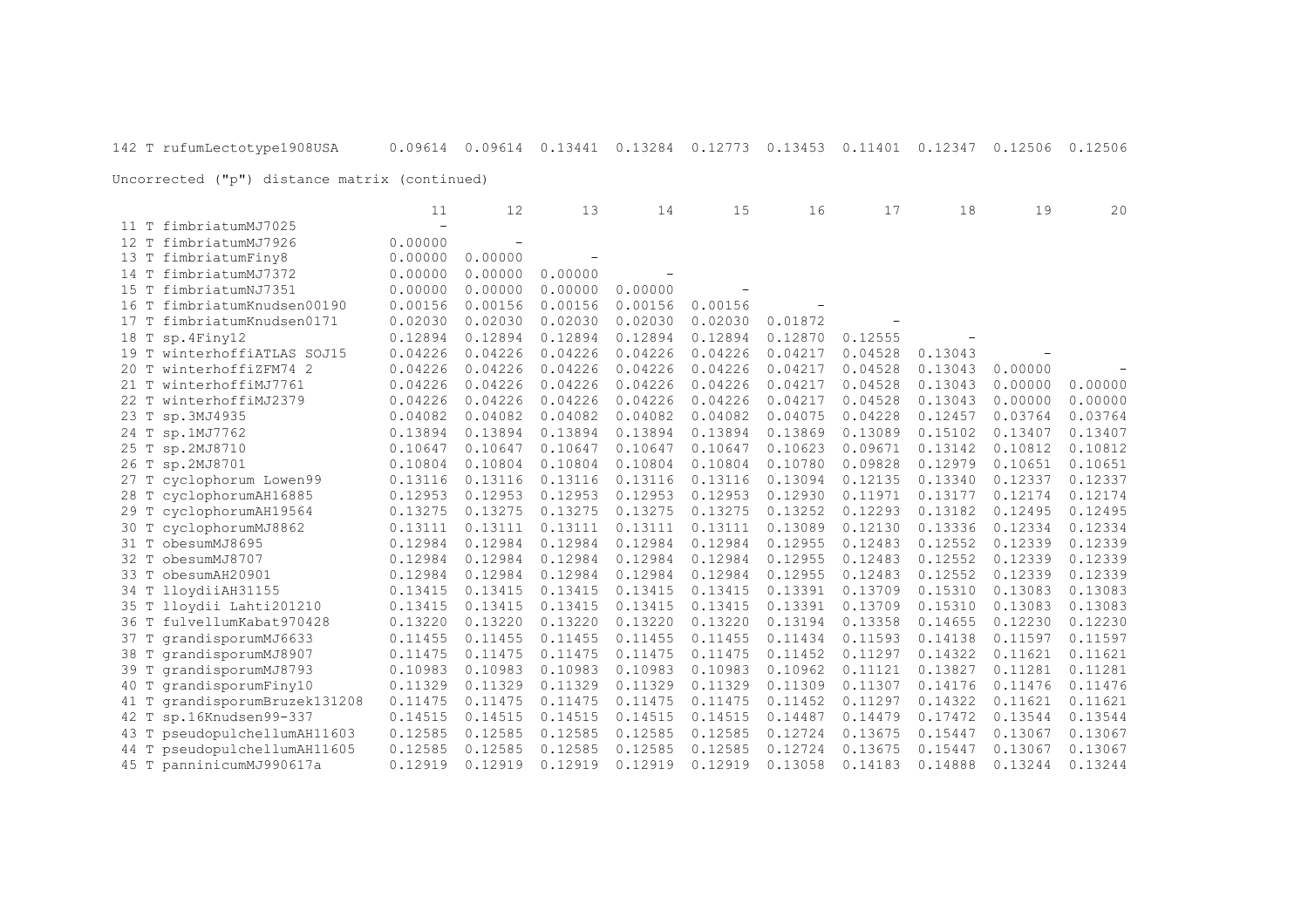| | | | | | | | | | | |
|---|---|---|---|---|---|---|---|---|---|---|
| 142 T rufumLectotype1908USA | 0.09614 | 0.09614 | 0.13441 | 0.13284 | 0.12773 | 0.13453 | 0.11401 | 0.12347 | 0.12506 | 0.12506 |

Uncorrected ("p") distance matrix (continued)

| | 11 | 12 | 13 | 14 | 15 | 16 | 17 | 18 | 19 | 20 |
|---|---|---|---|---|---|---|---|---|---|---|
| 11 T fimbriatumMJ7025 | - | | | | | | | | | |
| 12 T fimbriatumMJ7926 | 0.00000 | - | | | | | | | | |
| 13 T fimbriatumFiny8 | 0.00000 | 0.00000 | - | | | | | | | |
| 14 T fimbriatumMJ7372 | 0.00000 | 0.00000 | 0.00000 | - | | | | | | |
| 15 T fimbriatumNJ7351 | 0.00000 | 0.00000 | 0.00000 | 0.00000 | - | | | | | |
| 16 T fimbriatumKnudsen00190 | 0.00156 | 0.00156 | 0.00156 | 0.00156 | 0.00156 | - | | | | |
| 17 T fimbriatumKnudsen0171 | 0.02030 | 0.02030 | 0.02030 | 0.02030 | 0.02030 | 0.01872 | - | | | |
| 18 T sp.4Finy12 | 0.12894 | 0.12894 | 0.12894 | 0.12894 | 0.12894 | 0.12870 | 0.12555 | - | | |
| 19 T winterhoffiATLAS SOJ15 | 0.04226 | 0.04226 | 0.04226 | 0.04226 | 0.04226 | 0.04217 | 0.04528 | 0.13043 | 0.00000 | - |
| 20 T winterhoffiZFM74 2 | 0.04226 | 0.04226 | 0.04226 | 0.04226 | 0.04226 | 0.04217 | 0.04528 | 0.13043 | 0.00000 | - |
| 21 T winterhoffiMJ7761 | 0.04226 | 0.04226 | 0.04226 | 0.04226 | 0.04226 | 0.04217 | 0.04528 | 0.13043 | 0.00000 | 0.00000 |
| 22 T winterhoffiMJ2379 | 0.04226 | 0.04226 | 0.04226 | 0.04226 | 0.04226 | 0.04217 | 0.04528 | 0.13043 | 0.00000 | 0.00000 |
| 23 T sp.3MJ4935 | 0.04082 | 0.04082 | 0.04082 | 0.04082 | 0.04082 | 0.04075 | 0.04228 | 0.12457 | 0.03764 | 0.03764 |
| 24 T sp.1MJ7762 | 0.13894 | 0.13894 | 0.13894 | 0.13894 | 0.13894 | 0.13869 | 0.13089 | 0.15102 | 0.13407 | 0.13407 |
| 25 T sp.2MJ8710 | 0.10647 | 0.10647 | 0.10647 | 0.10647 | 0.10647 | 0.10623 | 0.09671 | 0.13142 | 0.10812 | 0.10812 |
| 26 T sp.2MJ8701 | 0.10804 | 0.10804 | 0.10804 | 0.10804 | 0.10804 | 0.10780 | 0.09828 | 0.12979 | 0.10651 | 0.10651 |
| 27 T cyclophorum Lowen99 | 0.13116 | 0.13116 | 0.13116 | 0.13116 | 0.13116 | 0.13094 | 0.12135 | 0.13340 | 0.12337 | 0.12337 |
| 28 T cyclophorumAH16885 | 0.12953 | 0.12953 | 0.12953 | 0.12953 | 0.12953 | 0.12930 | 0.11971 | 0.13177 | 0.12174 | 0.12174 |
| 29 T cyclophorumAH19564 | 0.13275 | 0.13275 | 0.13275 | 0.13275 | 0.13275 | 0.13252 | 0.12293 | 0.13182 | 0.12495 | 0.12495 |
| 30 T cyclophorumMJ8862 | 0.13111 | 0.13111 | 0.13111 | 0.13111 | 0.13111 | 0.13089 | 0.12130 | 0.13336 | 0.12334 | 0.12334 |
| 31 T obesumMJ8695 | 0.12984 | 0.12984 | 0.12984 | 0.12984 | 0.12984 | 0.12955 | 0.12483 | 0.12552 | 0.12339 | 0.12339 |
| 32 T obesumMJ8707 | 0.12984 | 0.12984 | 0.12984 | 0.12984 | 0.12984 | 0.12955 | 0.12483 | 0.12552 | 0.12339 | 0.12339 |
| 33 T obesumAH20901 | 0.12984 | 0.12984 | 0.12984 | 0.12984 | 0.12984 | 0.12955 | 0.12483 | 0.12552 | 0.12339 | 0.12339 |
| 34 T lloydiiAH31155 | 0.13415 | 0.13415 | 0.13415 | 0.13415 | 0.13415 | 0.13391 | 0.13709 | 0.15310 | 0.13083 | 0.13083 |
| 35 T lloydii Lahti201210 | 0.13415 | 0.13415 | 0.13415 | 0.13415 | 0.13415 | 0.13391 | 0.13709 | 0.15310 | 0.13083 | 0.13083 |
| 36 T fulvellumKabat970428 | 0.13220 | 0.13220 | 0.13220 | 0.13220 | 0.13220 | 0.13194 | 0.13358 | 0.14655 | 0.12230 | 0.12230 |
| 37 T grandisporumMJ6633 | 0.11455 | 0.11455 | 0.11455 | 0.11455 | 0.11455 | 0.11434 | 0.11593 | 0.14138 | 0.11597 | 0.11597 |
| 38 T grandisporumMJ8907 | 0.11475 | 0.11475 | 0.11475 | 0.11475 | 0.11475 | 0.11452 | 0.11297 | 0.14322 | 0.11621 | 0.11621 |
| 39 T grandisporumMJ8793 | 0.10983 | 0.10983 | 0.10983 | 0.10983 | 0.10983 | 0.10962 | 0.11121 | 0.13827 | 0.11281 | 0.11281 |
| 40 T grandisporumFiny10 | 0.11329 | 0.11329 | 0.11329 | 0.11329 | 0.11329 | 0.11309 | 0.11307 | 0.14176 | 0.11476 | 0.11476 |
| 41 T grandisporumBruzek131208 | 0.11475 | 0.11475 | 0.11475 | 0.11475 | 0.11475 | 0.11452 | 0.11297 | 0.14322 | 0.11621 | 0.11621 |
| 42 T sp.16Knudsen99-337 | 0.14515 | 0.14515 | 0.14515 | 0.14515 | 0.14515 | 0.14487 | 0.14479 | 0.17472 | 0.13544 | 0.13544 |
| 43 T pseudopulchellumAH11603 | 0.12585 | 0.12585 | 0.12585 | 0.12585 | 0.12585 | 0.12724 | 0.13675 | 0.15447 | 0.13067 | 0.13067 |
| 44 T pseudopulchellumAH11605 | 0.12585 | 0.12585 | 0.12585 | 0.12585 | 0.12585 | 0.12724 | 0.13675 | 0.15447 | 0.13067 | 0.13067 |
| 45 T panninicumMJ990617a | 0.12919 | 0.12919 | 0.12919 | 0.12919 | 0.12919 | 0.13058 | 0.14183 | 0.14888 | 0.13244 | 0.13244 |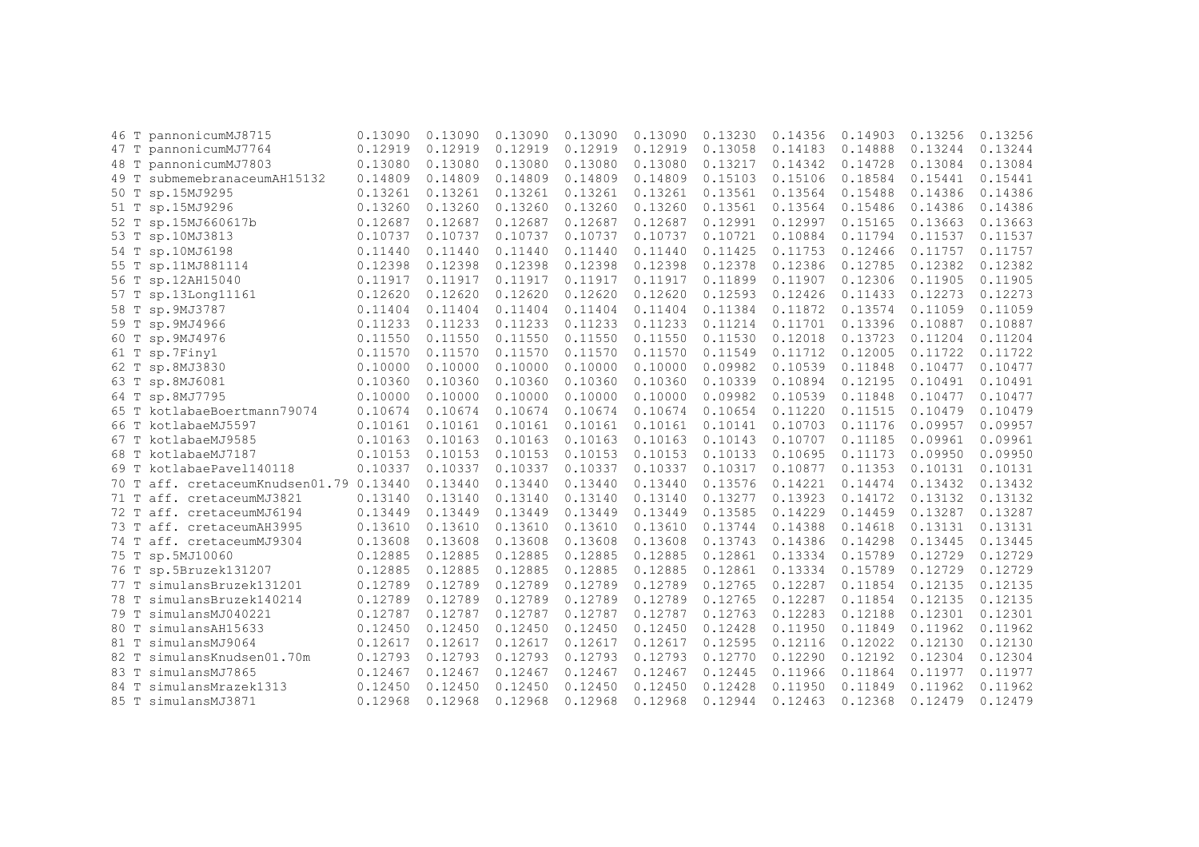```
46 T pannonicumMJ8715           0.13090  0.13090  0.13090  0.13090  0.13090  0.13230  0.14356  0.14903  0.13256  0.13256
47 T pannonicumMJ7764           0.12919  0.12919  0.12919  0.12919  0.12919  0.13058  0.14183  0.14888  0.13244  0.13244
48 T pannonicumMJ7803           0.13080  0.13080  0.13080  0.13080  0.13080  0.13217  0.14342  0.14728  0.13084  0.13084
49 T submemebranaceumAH15132    0.14809  0.14809  0.14809  0.14809  0.14809  0.15103  0.15106  0.18584  0.15441  0.15441
50 T sp.15MJ9295                0.13261  0.13261  0.13261  0.13261  0.13261  0.13561  0.13564  0.15488  0.14386  0.14386
51 T sp.15MJ9296                0.13260  0.13260  0.13260  0.13260  0.13260  0.13561  0.13564  0.15486  0.14386  0.14386
52 T sp.15MJ660617b             0.12687  0.12687  0.12687  0.12687  0.12687  0.12991  0.12997  0.15165  0.13663  0.13663
53 T sp.10MJ3813                0.10737  0.10737  0.10737  0.10737  0.10737  0.10721  0.10884  0.11794  0.11537  0.11537
54 T sp.10MJ6198                0.11440  0.11440  0.11440  0.11440  0.11440  0.11425  0.11753  0.12466  0.11757  0.11757
55 T sp.11MJ881114              0.12398  0.12398  0.12398  0.12398  0.12398  0.12378  0.12386  0.12785  0.12382  0.12382
56 T sp.12AH15040               0.11917  0.11917  0.11917  0.11917  0.11917  0.11899  0.11907  0.12306  0.11905  0.11905
57 T sp.13Long11161             0.12620  0.12620  0.12620  0.12620  0.12620  0.12593  0.12426  0.11433  0.12273  0.12273
58 T sp.9MJ3787                 0.11404  0.11404  0.11404  0.11404  0.11404  0.11384  0.11872  0.13574  0.11059  0.11059
59 T sp.9MJ4966                 0.11233  0.11233  0.11233  0.11233  0.11233  0.11214  0.11701  0.13396  0.10887  0.10887
60 T sp.9MJ4976                 0.11550  0.11550  0.11550  0.11550  0.11550  0.11530  0.12018  0.13723  0.11204  0.11204
61 T sp.7Finy1                  0.11570  0.11570  0.11570  0.11570  0.11570  0.11549  0.11712  0.12005  0.11722  0.11722
62 T sp.8MJ3830                 0.10000  0.10000  0.10000  0.10000  0.10000  0.09982  0.10539  0.11848  0.10477  0.10477
63 T sp.8MJ6081                 0.10360  0.10360  0.10360  0.10360  0.10360  0.10339  0.10894  0.12195  0.10491  0.10491
64 T sp.8MJ7795                 0.10000  0.10000  0.10000  0.10000  0.10000  0.09982  0.10539  0.11848  0.10477  0.10477
65 T kotlabaeBoertmann79074     0.10674  0.10674  0.10674  0.10674  0.10674  0.10654  0.11220  0.11515  0.10479  0.10479
66 T kotlabaeMJ5597             0.10161  0.10161  0.10161  0.10161  0.10161  0.10141  0.10703  0.11176  0.09957  0.09957
67 T kotlabaeMJ9585             0.10163  0.10163  0.10163  0.10163  0.10163  0.10143  0.10707  0.11185  0.09961  0.09961
68 T kotlabaeMJ7187             0.10153  0.10153  0.10153  0.10153  0.10153  0.10133  0.10695  0.11173  0.09950  0.09950
69 T kotlabaePavel140118        0.10337  0.10337  0.10337  0.10337  0.10337  0.10317  0.10877  0.11353  0.10131  0.10131
70 T aff. cretaceumKnudsen01.79 0.13440  0.13440  0.13440  0.13440  0.13440  0.13576  0.14221  0.14474  0.13432  0.13432
71 T aff. cretaceumMJ3821       0.13140  0.13140  0.13140  0.13140  0.13140  0.13277  0.13923  0.14172  0.13132  0.13132
72 T aff. cretaceumMJ6194       0.13449  0.13449  0.13449  0.13449  0.13449  0.13585  0.14229  0.14459  0.13287  0.13287
73 T aff. cretaceumAH3995       0.13610  0.13610  0.13610  0.13610  0.13610  0.13744  0.14388  0.14618  0.13131  0.13131
74 T aff. cretaceumMJ9304       0.13608  0.13608  0.13608  0.13608  0.13608  0.13743  0.14386  0.14298  0.13445  0.13445
75 T sp.5MJ10060                0.12885  0.12885  0.12885  0.12885  0.12885  0.12861  0.13334  0.15789  0.12729  0.12729
76 T sp.5Bruzek131207           0.12885  0.12885  0.12885  0.12885  0.12885  0.12861  0.13334  0.15789  0.12729  0.12729
77 T simulansBruzek131201       0.12789  0.12789  0.12789  0.12789  0.12789  0.12765  0.12287  0.11854  0.12135  0.12135
78 T simulansBruzek140214       0.12789  0.12789  0.12789  0.12789  0.12789  0.12765  0.12287  0.11854  0.12135  0.12135
79 T simulansMJ040221           0.12787  0.12787  0.12787  0.12787  0.12787  0.12763  0.12283  0.12188  0.12301  0.12301
80 T simulansAH15633            0.12450  0.12450  0.12450  0.12450  0.12450  0.12428  0.11950  0.11849  0.11962  0.11962
81 T simulansMJ9064             0.12617  0.12617  0.12617  0.12617  0.12617  0.12595  0.12116  0.12022  0.12130  0.12130
82 T simulansKnudsen01.70m      0.12793  0.12793  0.12793  0.12793  0.12793  0.12770  0.12290  0.12192  0.12304  0.12304
83 T simulansMJ7865             0.12467  0.12467  0.12467  0.12467  0.12467  0.12445  0.11966  0.11864  0.11977  0.11977
84 T simulansMrazek1313         0.12450  0.12450  0.12450  0.12450  0.12450  0.12428  0.11950  0.11849  0.11962  0.11962
85 T simulansMJ3871             0.12968  0.12968  0.12968  0.12968  0.12968  0.12944  0.12463  0.12368  0.12479  0.12479
```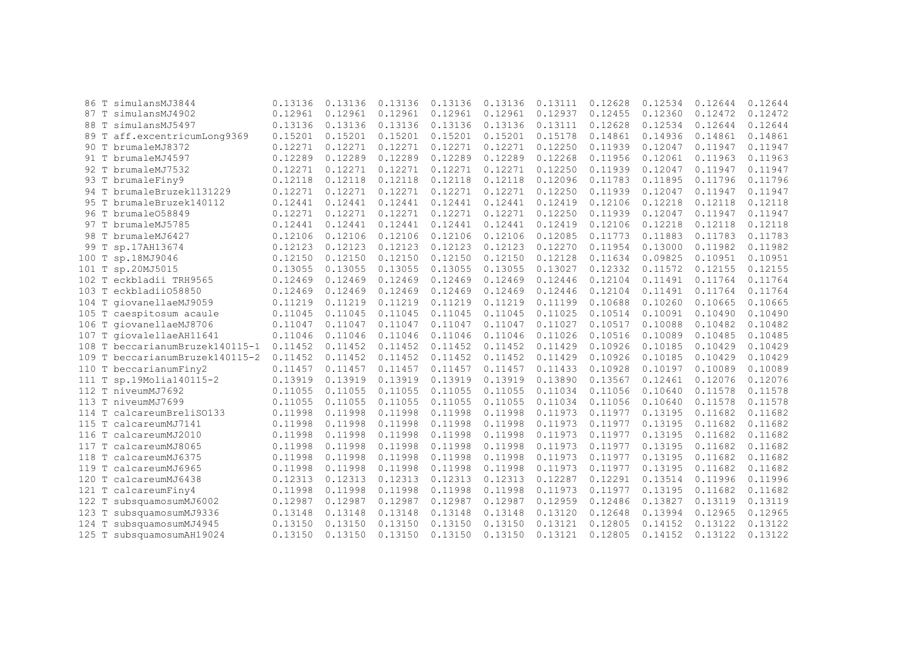| | | | | | | | | | | | |
|---|---|---|---|---|---|---|---|---|---|---|---|
| 86 | T simulansMJ3844 | 0.13136 | 0.13136 | 0.13136 | 0.13136 | 0.13136 | 0.13111 | 0.12628 | 0.12534 | 0.12644 | 0.12644 |
| 87 | T simulansMJ4902 | 0.12961 | 0.12961 | 0.12961 | 0.12961 | 0.12961 | 0.12937 | 0.12455 | 0.12360 | 0.12472 | 0.12472 |
| 88 | T simulansMJ5497 | 0.13136 | 0.13136 | 0.13136 | 0.13136 | 0.13136 | 0.13111 | 0.12628 | 0.12534 | 0.12644 | 0.12644 |
| 89 | T aff.excentricumLong9369 | 0.15201 | 0.15201 | 0.15201 | 0.15201 | 0.15201 | 0.15178 | 0.14861 | 0.14936 | 0.14861 | 0.14861 |
| 90 | T brumaleMJ8372 | 0.12271 | 0.12271 | 0.12271 | 0.12271 | 0.12271 | 0.12250 | 0.11939 | 0.12047 | 0.11947 | 0.11947 |
| 91 | T brumaleMJ4597 | 0.12289 | 0.12289 | 0.12289 | 0.12289 | 0.12289 | 0.12268 | 0.11956 | 0.12061 | 0.11963 | 0.11963 |
| 92 | T brumaleMJ7532 | 0.12271 | 0.12271 | 0.12271 | 0.12271 | 0.12271 | 0.12250 | 0.11939 | 0.12047 | 0.11947 | 0.11947 |
| 93 | T brumaleFiny9 | 0.12118 | 0.12118 | 0.12118 | 0.12118 | 0.12118 | 0.12096 | 0.11783 | 0.11895 | 0.11796 | 0.11796 |
| 94 | T brumaleBruzek131229 | 0.12271 | 0.12271 | 0.12271 | 0.12271 | 0.12271 | 0.12250 | 0.11939 | 0.12047 | 0.11947 | 0.11947 |
| 95 | T brumaleBruzek140112 | 0.12441 | 0.12441 | 0.12441 | 0.12441 | 0.12441 | 0.12419 | 0.12106 | 0.12218 | 0.12118 | 0.12118 |
| 96 | T brumaleO58849 | 0.12271 | 0.12271 | 0.12271 | 0.12271 | 0.12271 | 0.12250 | 0.11939 | 0.12047 | 0.11947 | 0.11947 |
| 97 | T brumaleMJ5785 | 0.12441 | 0.12441 | 0.12441 | 0.12441 | 0.12441 | 0.12419 | 0.12106 | 0.12218 | 0.12118 | 0.12118 |
| 98 | T brumaleMJ6427 | 0.12106 | 0.12106 | 0.12106 | 0.12106 | 0.12106 | 0.12085 | 0.11773 | 0.11883 | 0.11783 | 0.11783 |
| 99 | T sp.17AH13674 | 0.12123 | 0.12123 | 0.12123 | 0.12123 | 0.12123 | 0.12270 | 0.11954 | 0.13000 | 0.11982 | 0.11982 |
| 100 | T sp.18MJ9046 | 0.12150 | 0.12150 | 0.12150 | 0.12150 | 0.12150 | 0.12128 | 0.11634 | 0.09825 | 0.10951 | 0.10951 |
| 101 | T sp.20MJ5015 | 0.13055 | 0.13055 | 0.13055 | 0.13055 | 0.13055 | 0.13027 | 0.12332 | 0.11572 | 0.12155 | 0.12155 |
| 102 | T eckbladii TRH9565 | 0.12469 | 0.12469 | 0.12469 | 0.12469 | 0.12469 | 0.12446 | 0.12104 | 0.11491 | 0.11764 | 0.11764 |
| 103 | T eckbladiiO58850 | 0.12469 | 0.12469 | 0.12469 | 0.12469 | 0.12469 | 0.12446 | 0.12104 | 0.11491 | 0.11764 | 0.11764 |
| 104 | T giovanellaeMJ9059 | 0.11219 | 0.11219 | 0.11219 | 0.11219 | 0.11219 | 0.11199 | 0.10688 | 0.10260 | 0.10665 | 0.10665 |
| 105 | T caespitosum acaule | 0.11045 | 0.11045 | 0.11045 | 0.11045 | 0.11045 | 0.11025 | 0.10514 | 0.10091 | 0.10490 | 0.10490 |
| 106 | T giovanellaeMJ8706 | 0.11047 | 0.11047 | 0.11047 | 0.11047 | 0.11047 | 0.11027 | 0.10517 | 0.10088 | 0.10482 | 0.10482 |
| 107 | T giovalellaeAH11641 | 0.11046 | 0.11046 | 0.11046 | 0.11046 | 0.11046 | 0.11026 | 0.10516 | 0.10089 | 0.10485 | 0.10485 |
| 108 | T beccarianumBruzek140115-1 | 0.11452 | 0.11452 | 0.11452 | 0.11452 | 0.11452 | 0.11429 | 0.10926 | 0.10185 | 0.10429 | 0.10429 |
| 109 | T beccarianumBruzek140115-2 | 0.11452 | 0.11452 | 0.11452 | 0.11452 | 0.11452 | 0.11429 | 0.10926 | 0.10185 | 0.10429 | 0.10429 |
| 110 | T beccarianumFiny2 | 0.11457 | 0.11457 | 0.11457 | 0.11457 | 0.11457 | 0.11433 | 0.10928 | 0.10197 | 0.10089 | 0.10089 |
| 111 | T sp.19Molia140115-2 | 0.13919 | 0.13919 | 0.13919 | 0.13919 | 0.13919 | 0.13890 | 0.13567 | 0.12461 | 0.12076 | 0.12076 |
| 112 | T niveumMJ7692 | 0.11055 | 0.11055 | 0.11055 | 0.11055 | 0.11055 | 0.11034 | 0.11056 | 0.10640 | 0.11578 | 0.11578 |
| 113 | T niveumMJ7699 | 0.11055 | 0.11055 | 0.11055 | 0.11055 | 0.11055 | 0.11034 | 0.11056 | 0.10640 | 0.11578 | 0.11578 |
| 114 | T calcareumBreliSO133 | 0.11998 | 0.11998 | 0.11998 | 0.11998 | 0.11998 | 0.11973 | 0.11977 | 0.13195 | 0.11682 | 0.11682 |
| 115 | T calcareumMJ7141 | 0.11998 | 0.11998 | 0.11998 | 0.11998 | 0.11998 | 0.11973 | 0.11977 | 0.13195 | 0.11682 | 0.11682 |
| 116 | T calcareumMJ2010 | 0.11998 | 0.11998 | 0.11998 | 0.11998 | 0.11998 | 0.11973 | 0.11977 | 0.13195 | 0.11682 | 0.11682 |
| 117 | T calcareumMJ8065 | 0.11998 | 0.11998 | 0.11998 | 0.11998 | 0.11998 | 0.11973 | 0.11977 | 0.13195 | 0.11682 | 0.11682 |
| 118 | T calcareumMJ6375 | 0.11998 | 0.11998 | 0.11998 | 0.11998 | 0.11998 | 0.11973 | 0.11977 | 0.13195 | 0.11682 | 0.11682 |
| 119 | T calcareumMJ6965 | 0.11998 | 0.11998 | 0.11998 | 0.11998 | 0.11998 | 0.11973 | 0.11977 | 0.13195 | 0.11682 | 0.11682 |
| 120 | T calcareumMJ6438 | 0.12313 | 0.12313 | 0.12313 | 0.12313 | 0.12313 | 0.12287 | 0.12291 | 0.13514 | 0.11996 | 0.11996 |
| 121 | T calcareumFiny4 | 0.11998 | 0.11998 | 0.11998 | 0.11998 | 0.11998 | 0.11973 | 0.11977 | 0.13195 | 0.11682 | 0.11682 |
| 122 | T subsquamosumMJ6002 | 0.12987 | 0.12987 | 0.12987 | 0.12987 | 0.12987 | 0.12959 | 0.12486 | 0.13827 | 0.13119 | 0.13119 |
| 123 | T subsquamosumMJ9336 | 0.13148 | 0.13148 | 0.13148 | 0.13148 | 0.13148 | 0.13120 | 0.12648 | 0.13994 | 0.12965 | 0.12965 |
| 124 | T subsquamosumMJ4945 | 0.13150 | 0.13150 | 0.13150 | 0.13150 | 0.13150 | 0.13121 | 0.12805 | 0.14152 | 0.13122 | 0.13122 |
| 125 | T subsquamosumAH19024 | 0.13150 | 0.13150 | 0.13150 | 0.13150 | 0.13150 | 0.13121 | 0.12805 | 0.14152 | 0.13122 | 0.13122 |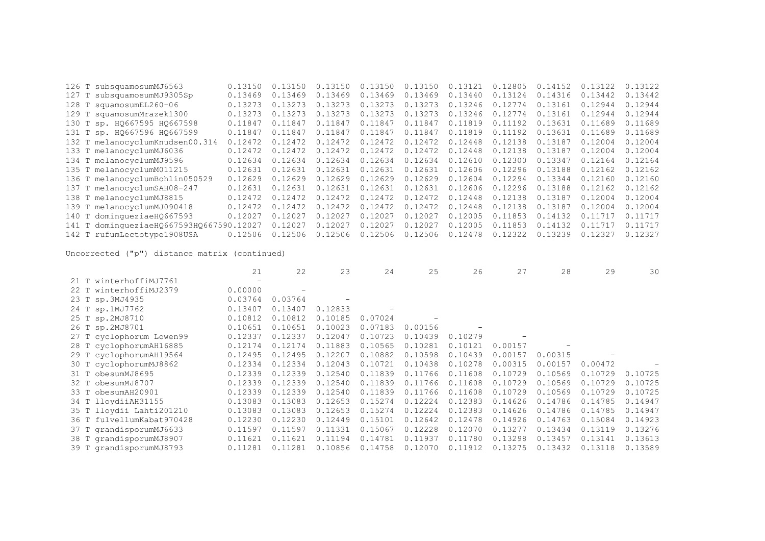| | | | | | | | | | | |
|---|---|---|---|---|---|---|---|---|---|---|
| 126 T subsquamosumMJ6563 | 0.13150 | 0.13150 | 0.13150 | 0.13150 | 0.13150 | 0.13121 | 0.12805 | 0.14152 | 0.13122 | 0.13122 |
| 127 T subsquamosumMJ9305Sp | 0.13469 | 0.13469 | 0.13469 | 0.13469 | 0.13469 | 0.13440 | 0.13124 | 0.14316 | 0.13442 | 0.13442 |
| 128 T squamosumEL260-06 | 0.13273 | 0.13273 | 0.13273 | 0.13273 | 0.13273 | 0.13246 | 0.12774 | 0.13161 | 0.12944 | 0.12944 |
| 129 T squamosumMrazek1300 | 0.13273 | 0.13273 | 0.13273 | 0.13273 | 0.13273 | 0.13246 | 0.12774 | 0.13161 | 0.12944 | 0.12944 |
| 130 T sp. HQ667595 HQ667598 | 0.11847 | 0.11847 | 0.11847 | 0.11847 | 0.11847 | 0.11819 | 0.11192 | 0.13631 | 0.11689 | 0.11689 |
| 131 T sp. HQ667596 HQ667599 | 0.11847 | 0.11847 | 0.11847 | 0.11847 | 0.11847 | 0.11819 | 0.11192 | 0.13631 | 0.11689 | 0.11689 |
| 132 T melanocyclumKnudsen00.314 | 0.12472 | 0.12472 | 0.12472 | 0.12472 | 0.12472 | 0.12448 | 0.12138 | 0.13187 | 0.12004 | 0.12004 |
| 133 T melanocyclumMJ6036 | 0.12472 | 0.12472 | 0.12472 | 0.12472 | 0.12472 | 0.12448 | 0.12138 | 0.13187 | 0.12004 | 0.12004 |
| 134 T melanocyclumMJ9596 | 0.12634 | 0.12634 | 0.12634 | 0.12634 | 0.12634 | 0.12610 | 0.12300 | 0.13347 | 0.12164 | 0.12164 |
| 135 T melanocyclumM011215 | 0.12631 | 0.12631 | 0.12631 | 0.12631 | 0.12631 | 0.12606 | 0.12296 | 0.13188 | 0.12162 | 0.12162 |
| 136 T melanocyclumBohlin050529 | 0.12629 | 0.12629 | 0.12629 | 0.12629 | 0.12629 | 0.12604 | 0.12294 | 0.13344 | 0.12160 | 0.12160 |
| 137 T melanocyclumSAH08-247 | 0.12631 | 0.12631 | 0.12631 | 0.12631 | 0.12631 | 0.12606 | 0.12296 | 0.13188 | 0.12162 | 0.12162 |
| 138 T melanocyclumMJ8815 | 0.12472 | 0.12472 | 0.12472 | 0.12472 | 0.12472 | 0.12448 | 0.12138 | 0.13187 | 0.12004 | 0.12004 |
| 139 T melanocyclumMJ090418 | 0.12472 | 0.12472 | 0.12472 | 0.12472 | 0.12472 | 0.12448 | 0.12138 | 0.13187 | 0.12004 | 0.12004 |
| 140 T domingueziaeHQ667593 | 0.12027 | 0.12027 | 0.12027 | 0.12027 | 0.12027 | 0.12005 | 0.11853 | 0.14132 | 0.11717 | 0.11717 |
| 141 T domingueziaeHQ667593HQ667590 | 0.12027 | 0.12027 | 0.12027 | 0.12027 | 0.12027 | 0.12005 | 0.11853 | 0.14132 | 0.11717 | 0.11717 |
| 142 T rufumLectotype1908USA | 0.12506 | 0.12506 | 0.12506 | 0.12506 | 0.12506 | 0.12478 | 0.12322 | 0.13239 | 0.12327 | 0.12327 |

Uncorrected ("p") distance matrix (continued)

| | 21 | 22 | 23 | 24 | 25 | 26 | 27 | 28 | 29 | 30 |
|---|---|---|---|---|---|---|---|---|---|---|
| 21 T winterhoffiMJ7761 | - | | | | | | | | | |
| 22 T winterhoffiMJ2379 | 0.00000 | - | | | | | | | | |
| 23 T sp.3MJ4935 | 0.03764 | 0.03764 | - | | | | | | | |
| 24 T sp.1MJ7762 | 0.13407 | 0.13407 | 0.12833 | - | | | | | | |
| 25 T sp.2MJ8710 | 0.10812 | 0.10812 | 0.10185 | 0.07024 | - | | | | | |
| 26 T sp.2MJ8701 | 0.10651 | 0.10651 | 0.10023 | 0.07183 | 0.00156 | - | | | | |
| 27 T cyclophorum Lowen99 | 0.12337 | 0.12337 | 0.12047 | 0.10723 | 0.10439 | 0.10279 | - | | | |
| 28 T cyclophorumAH16885 | 0.12174 | 0.12174 | 0.11883 | 0.10565 | 0.10281 | 0.10121 | 0.00157 | - | | |
| 29 T cyclophorumAH19564 | 0.12495 | 0.12495 | 0.12207 | 0.10882 | 0.10598 | 0.10439 | 0.00157 | 0.00315 | - | |
| 30 T cyclophorumMJ8862 | 0.12334 | 0.12334 | 0.12043 | 0.10721 | 0.10438 | 0.10278 | 0.00315 | 0.00157 | 0.00472 | - |
| 31 T obesumMJ8695 | 0.12339 | 0.12339 | 0.12540 | 0.11839 | 0.11766 | 0.11608 | 0.10729 | 0.10569 | 0.10729 | 0.10725 |
| 32 T obesumMJ8707 | 0.12339 | 0.12339 | 0.12540 | 0.11839 | 0.11766 | 0.11608 | 0.10729 | 0.10569 | 0.10729 | 0.10725 |
| 33 T obesumAH20901 | 0.12339 | 0.12339 | 0.12540 | 0.11839 | 0.11766 | 0.11608 | 0.10729 | 0.10569 | 0.10729 | 0.10725 |
| 34 T lloydiiAH31155 | 0.13083 | 0.13083 | 0.12653 | 0.15274 | 0.12224 | 0.12383 | 0.14626 | 0.14786 | 0.14785 | 0.14947 |
| 35 T lloydii Lahti201210 | 0.13083 | 0.13083 | 0.12653 | 0.15274 | 0.12224 | 0.12383 | 0.14626 | 0.14786 | 0.14785 | 0.14947 |
| 36 T fulvellumKabat970428 | 0.12230 | 0.12230 | 0.12449 | 0.15101 | 0.12642 | 0.12478 | 0.14926 | 0.14763 | 0.15084 | 0.14923 |
| 37 T grandisporumMJ6633 | 0.11597 | 0.11597 | 0.11331 | 0.15067 | 0.12228 | 0.12070 | 0.13277 | 0.13434 | 0.13119 | 0.13276 |
| 38 T grandisporumMJ8907 | 0.11621 | 0.11621 | 0.11194 | 0.14781 | 0.11937 | 0.11780 | 0.13298 | 0.13457 | 0.13141 | 0.13613 |
| 39 T grandisporumMJ8793 | 0.11281 | 0.11281 | 0.10856 | 0.14758 | 0.12070 | 0.11912 | 0.13275 | 0.13432 | 0.13118 | 0.13589 |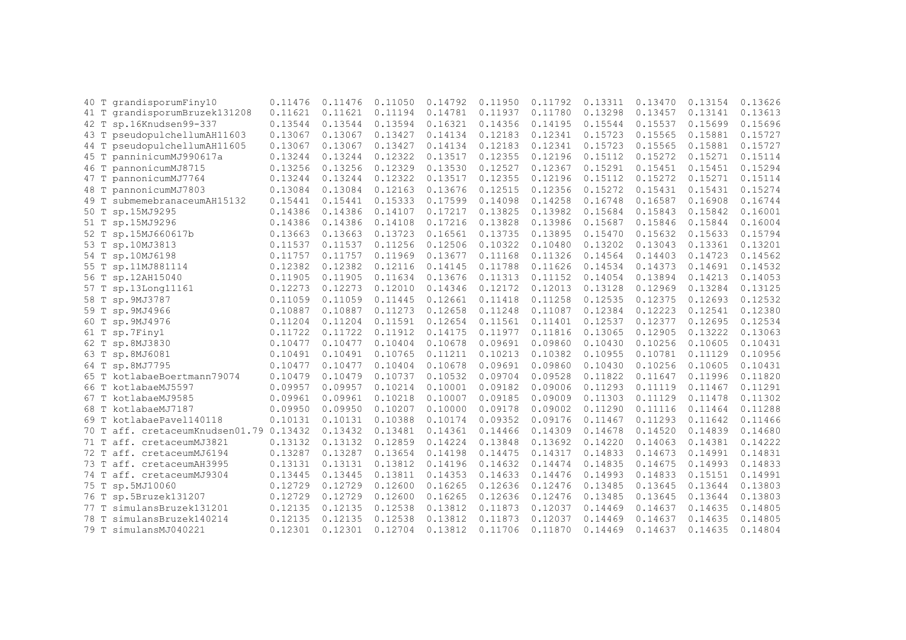```
40 T grandisporumFiny10          0.11476  0.11476  0.11050  0.14792  0.11950  0.11792  0.13311  0.13470  0.13154  0.13626
41 T grandisporumBruzek131208    0.11621  0.11621  0.11194  0.14781  0.11937  0.11780  0.13298  0.13457  0.13141  0.13613
42 T sp.16Knudsen99-337          0.13544  0.13544  0.13594  0.16321  0.14356  0.14195  0.15544  0.15537  0.15699  0.15696
43 T pseudopulchellumAH11603     0.13067  0.13067  0.13427  0.14134  0.12183  0.12341  0.15723  0.15565  0.15881  0.15727
44 T pseudopulchellumAH11605     0.13067  0.13067  0.13427  0.14134  0.12183  0.12341  0.15723  0.15565  0.15881  0.15727
45 T panninicumMJ990617a         0.13244  0.13244  0.12322  0.13517  0.12355  0.12196  0.15112  0.15272  0.15271  0.15114
46 T pannonicumMJ8715            0.13256  0.13256  0.12329  0.13530  0.12527  0.12367  0.15291  0.15451  0.15451  0.15294
47 T pannonicumMJ7764            0.13244  0.13244  0.12322  0.13517  0.12355  0.12196  0.15112  0.15272  0.15271  0.15114
48 T pannonicumMJ7803            0.13084  0.13084  0.12163  0.13676  0.12515  0.12356  0.15272  0.15431  0.15431  0.15274
49 T submemebranaceumAH15132     0.15441  0.15441  0.15333  0.17599  0.14098  0.14258  0.16748  0.16587  0.16908  0.16744
50 T sp.15MJ9295                 0.14386  0.14386  0.14107  0.17217  0.13825  0.13982  0.15684  0.15843  0.15842  0.16001
51 T sp.15MJ9296                 0.14386  0.14386  0.14108  0.17216  0.13828  0.13986  0.15687  0.15846  0.15844  0.16004
52 T sp.15MJ660617b              0.13663  0.13663  0.13723  0.16561  0.13735  0.13895  0.15470  0.15632  0.15633  0.15794
53 T sp.10MJ3813                 0.11537  0.11537  0.11256  0.12506  0.10322  0.10480  0.13202  0.13043  0.13361  0.13201
54 T sp.10MJ6198                 0.11757  0.11757  0.11969  0.13677  0.11168  0.11326  0.14564  0.14403  0.14723  0.14562
55 T sp.11MJ881114               0.12382  0.12382  0.12116  0.14145  0.11788  0.11626  0.14534  0.14373  0.14691  0.14532
56 T sp.12AH15040                0.11905  0.11905  0.11634  0.13676  0.11313  0.11152  0.14054  0.13894  0.14213  0.14053
57 T sp.13Long11161              0.12273  0.12273  0.12010  0.14346  0.12172  0.12013  0.13128  0.12969  0.13284  0.13125
58 T sp.9MJ3787                  0.11059  0.11059  0.11445  0.12661  0.11418  0.11258  0.12535  0.12375  0.12693  0.12532
59 T sp.9MJ4966                  0.10887  0.10887  0.11273  0.12658  0.11248  0.11087  0.12384  0.12223  0.12541  0.12380
60 T sp.9MJ4976                  0.11204  0.11204  0.11591  0.12654  0.11561  0.11401  0.12537  0.12377  0.12695  0.12534
61 T sp.7Finy1                   0.11722  0.11722  0.11912  0.14175  0.11977  0.11816  0.13065  0.12905  0.13222  0.13063
62 T sp.8MJ3830                  0.10477  0.10477  0.10404  0.10678  0.09691  0.09860  0.10430  0.10256  0.10605  0.10431
63 T sp.8MJ6081                  0.10491  0.10491  0.10765  0.11211  0.10213  0.10382  0.10955  0.10781  0.11129  0.10956
64 T sp.8MJ7795                  0.10477  0.10477  0.10404  0.10678  0.09691  0.09860  0.10430  0.10256  0.10605  0.10431
65 T kotlabaeBoertmann79074      0.10479  0.10479  0.10737  0.10532  0.09704  0.09528  0.11822  0.11647  0.11996  0.11820
66 T kotlabaeMJ5597              0.09957  0.09957  0.10214  0.10001  0.09182  0.09006  0.11293  0.11119  0.11467  0.11291
67 T kotlabaeMJ9585              0.09961  0.09961  0.10218  0.10007  0.09185  0.09009  0.11303  0.11129  0.11478  0.11302
68 T kotlabaeMJ7187              0.09950  0.09950  0.10207  0.10000  0.09178  0.09002  0.11290  0.11116  0.11464  0.11288
69 T kotlabaePavel140118         0.10131  0.10131  0.10388  0.10174  0.09352  0.09176  0.11467  0.11293  0.11642  0.11466
70 T aff. cretaceumKnudsen01.79 0.13432  0.13432  0.13481  0.14361  0.14466  0.14309  0.14678  0.14520  0.14839  0.14680
71 T aff. cretaceumMJ3821        0.13132  0.13132  0.12859  0.14224  0.13848  0.13692  0.14220  0.14063  0.14381  0.14222
72 T aff. cretaceumMJ6194        0.13287  0.13287  0.13654  0.14198  0.14475  0.14317  0.14833  0.14673  0.14991  0.14831
73 T aff. cretaceumAH3995        0.13131  0.13131  0.13812  0.14196  0.14632  0.14474  0.14835  0.14675  0.14993  0.14833
74 T aff. cretaceumMJ9304        0.13445  0.13445  0.13811  0.14353  0.14633  0.14476  0.14993  0.14833  0.15151  0.14991
75 T sp.5MJ10060                 0.12729  0.12729  0.12600  0.16265  0.12636  0.12476  0.13485  0.13645  0.13644  0.13803
76 T sp.5Bruzek131207            0.12729  0.12729  0.12600  0.16265  0.12636  0.12476  0.13485  0.13645  0.13644  0.13803
77 T simulansBruzek131201        0.12135  0.12135  0.12538  0.13812  0.11873  0.12037  0.14469  0.14637  0.14635  0.14805
78 T simulansBruzek140214        0.12135  0.12135  0.12538  0.13812  0.11873  0.12037  0.14469  0.14637  0.14635  0.14805
79 T simulansMJ040221            0.12301  0.12301  0.12704  0.13812  0.11706  0.11870  0.14469  0.14637  0.14635  0.14804
```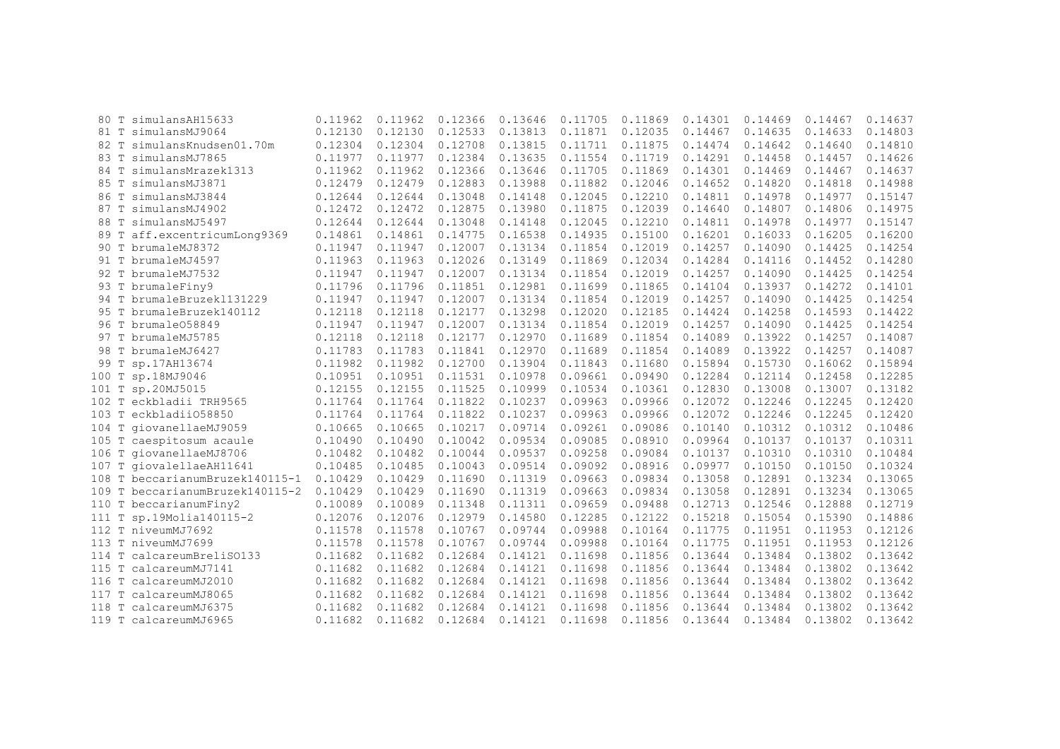```
 80 T simulansAH15633            0.11962  0.11962  0.12366  0.13646  0.11705  0.11869  0.14301  0.14469  0.14467  0.14637
 81 T simulansMJ9064             0.12130  0.12130  0.12533  0.13813  0.11871  0.12035  0.14467  0.14635  0.14633  0.14803
 82 T simulansKnudsen01.70m      0.12304  0.12304  0.12708  0.13815  0.11711  0.11875  0.14474  0.14642  0.14640  0.14810
 83 T simulansMJ7865             0.11977  0.11977  0.12384  0.13635  0.11554  0.11719  0.14291  0.14458  0.14457  0.14626
 84 T simulansMrazek1313         0.11962  0.11962  0.12366  0.13646  0.11705  0.11869  0.14301  0.14469  0.14467  0.14637
 85 T simulansMJ3871             0.12479  0.12479  0.12883  0.13988  0.11882  0.12046  0.14652  0.14820  0.14818  0.14988
 86 T simulansMJ3844             0.12644  0.12644  0.13048  0.14148  0.12045  0.12210  0.14811  0.14978  0.14977  0.15147
 87 T simulansMJ4902             0.12472  0.12472  0.12875  0.13980  0.11875  0.12039  0.14640  0.14807  0.14806  0.14975
 88 T simulansMJ5497             0.12644  0.12644  0.13048  0.14148  0.12045  0.12210  0.14811  0.14978  0.14977  0.15147
 89 T aff.excentricumLong9369    0.14861  0.14861  0.14775  0.16538  0.14935  0.15100  0.16201  0.16033  0.16205  0.16200
 90 T brumaleMJ8372              0.11947  0.11947  0.12007  0.13134  0.11854  0.12019  0.14257  0.14090  0.14425  0.14254
 91 T brumaleMJ4597              0.11963  0.11963  0.12026  0.13149  0.11869  0.12034  0.14284  0.14116  0.14452  0.14280
 92 T brumaleMJ7532              0.11947  0.11947  0.12007  0.13134  0.11854  0.12019  0.14257  0.14090  0.14425  0.14254
 93 T brumaleFiny9               0.11796  0.11796  0.11851  0.12981  0.11699  0.11865  0.14104  0.13937  0.14272  0.14101
 94 T brumaleBruzek1131229       0.11947  0.11947  0.12007  0.13134  0.11854  0.12019  0.14257  0.14090  0.14425  0.14254
 95 T brumaleBruzek140112        0.12118  0.12118  0.12177  0.13298  0.12020  0.12185  0.14424  0.14258  0.14593  0.14422
 96 T brumaleO58849              0.11947  0.11947  0.12007  0.13134  0.11854  0.12019  0.14257  0.14090  0.14425  0.14254
 97 T brumaleMJ5785              0.12118  0.12118  0.12177  0.12970  0.11689  0.11854  0.14089  0.13922  0.14257  0.14087
 98 T brumaleMJ6427              0.11783  0.11783  0.11841  0.12970  0.11689  0.11854  0.14089  0.13922  0.14257  0.14087
 99 T sp.17AH13674               0.11982  0.11982  0.12700  0.13904  0.11843  0.11680  0.15894  0.15730  0.16062  0.15894
100 T sp.18MJ9046                0.10951  0.10951  0.11531  0.10978  0.09661  0.09490  0.12284  0.12114  0.12458  0.12285
101 T sp.20MJ5015                0.12155  0.12155  0.11525  0.10999  0.10534  0.10361  0.12830  0.13008  0.13007  0.13182
102 T eckbladii TRH9565          0.11764  0.11764  0.11822  0.10237  0.09963  0.09966  0.12072  0.12246  0.12245  0.12420
103 T eckbladiiO58850            0.11764  0.11764  0.11822  0.10237  0.09963  0.09966  0.12072  0.12246  0.12245  0.12420
104 T giovanellaeMJ9059          0.10665  0.10665  0.10217  0.09714  0.09261  0.09086  0.10140  0.10312  0.10312  0.10486
105 T caespitosum acaule         0.10490  0.10490  0.10042  0.09534  0.09085  0.08910  0.09964  0.10137  0.10137  0.10311
106 T giovanellaeMJ8706          0.10482  0.10482  0.10044  0.09537  0.09258  0.09084  0.10137  0.10310  0.10310  0.10484
107 T giovalellaeAH11641         0.10485  0.10485  0.10043  0.09514  0.09092  0.08916  0.09977  0.10150  0.10150  0.10324
108 T beccarianumBruzek140115-1  0.10429  0.10429  0.11690  0.11319  0.09663  0.09834  0.13058  0.12891  0.13234  0.13065
109 T beccarianumBruzek140115-2  0.10429  0.10429  0.11690  0.11319  0.09663  0.09834  0.13058  0.12891  0.13234  0.13065
110 T beccarianumFiny2           0.10089  0.10089  0.11348  0.11311  0.09659  0.09488  0.12713  0.12546  0.12888  0.12719
111 T sp.19Molia140115-2         0.12076  0.12076  0.12979  0.14580  0.12285  0.12122  0.15218  0.15054  0.15390  0.14886
112 T niveumMJ7692               0.11578  0.11578  0.10767  0.09744  0.09988  0.10164  0.11775  0.11951  0.11953  0.12126
113 T niveumMJ7699               0.11578  0.11578  0.10767  0.09744  0.09988  0.10164  0.11775  0.11951  0.11953  0.12126
114 T calcareumBreliSO133        0.11682  0.11682  0.12684  0.14121  0.11698  0.11856  0.13644  0.13484  0.13802  0.13642
115 T calcareumMJ7141            0.11682  0.11682  0.12684  0.14121  0.11698  0.11856  0.13644  0.13484  0.13802  0.13642
116 T calcareumMJ2010            0.11682  0.11682  0.12684  0.14121  0.11698  0.11856  0.13644  0.13484  0.13802  0.13642
117 T calcareumMJ8065            0.11682  0.11682  0.12684  0.14121  0.11698  0.11856  0.13644  0.13484  0.13802  0.13642
118 T calcareumMJ6375            0.11682  0.11682  0.12684  0.14121  0.11698  0.11856  0.13644  0.13484  0.13802  0.13642
119 T calcareumMJ6965            0.11682  0.11682  0.12684  0.14121  0.11698  0.11856  0.13644  0.13484  0.13802  0.13642
```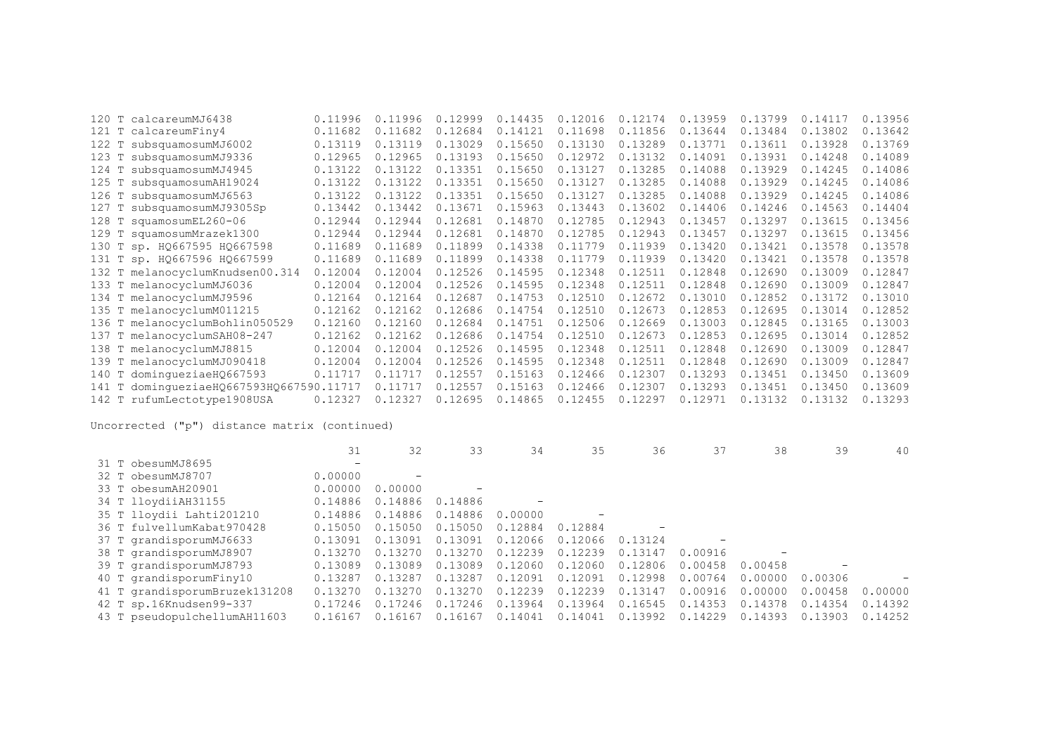| | | | | | | | | | | |
|---|---|---|---|---|---|---|---|---|---|---|
| 120 T calcareumMJ6438 | 0.11996 | 0.11996 | 0.12999 | 0.14435 | 0.12016 | 0.12174 | 0.13959 | 0.13799 | 0.14117 | 0.13956 |
| 121 T calcareumFiny4 | 0.11682 | 0.11682 | 0.12684 | 0.14121 | 0.11698 | 0.11856 | 0.13644 | 0.13484 | 0.13802 | 0.13642 |
| 122 T subsquamosumMJ6002 | 0.13119 | 0.13119 | 0.13029 | 0.15650 | 0.13130 | 0.13289 | 0.13771 | 0.13611 | 0.13928 | 0.13769 |
| 123 T subsquamosumMJ9336 | 0.12965 | 0.12965 | 0.13193 | 0.15650 | 0.12972 | 0.13132 | 0.14091 | 0.13931 | 0.14248 | 0.14089 |
| 124 T subsquamosumMJ4945 | 0.13122 | 0.13122 | 0.13351 | 0.15650 | 0.13127 | 0.13285 | 0.14088 | 0.13929 | 0.14245 | 0.14086 |
| 125 T subsquamosumAH19024 | 0.13122 | 0.13122 | 0.13351 | 0.15650 | 0.13127 | 0.13285 | 0.14088 | 0.13929 | 0.14245 | 0.14086 |
| 126 T subsquamosumMJ6563 | 0.13122 | 0.13122 | 0.13351 | 0.15650 | 0.13127 | 0.13285 | 0.14088 | 0.13929 | 0.14245 | 0.14086 |
| 127 T subsquamosumMJ9305Sp | 0.13442 | 0.13442 | 0.13671 | 0.15963 | 0.13443 | 0.13602 | 0.14406 | 0.14246 | 0.14563 | 0.14404 |
| 128 T squamosumEL260-06 | 0.12944 | 0.12944 | 0.12681 | 0.14870 | 0.12785 | 0.12943 | 0.13457 | 0.13297 | 0.13615 | 0.13456 |
| 129 T squamosumMrazek1300 | 0.12944 | 0.12944 | 0.12681 | 0.14870 | 0.12785 | 0.12943 | 0.13457 | 0.13297 | 0.13615 | 0.13456 |
| 130 T sp. HQ667595 HQ667598 | 0.11689 | 0.11689 | 0.11899 | 0.14338 | 0.11779 | 0.11939 | 0.13420 | 0.13421 | 0.13578 | 0.13578 |
| 131 T sp. HQ667596 HQ667599 | 0.11689 | 0.11689 | 0.11899 | 0.14338 | 0.11779 | 0.11939 | 0.13420 | 0.13421 | 0.13578 | 0.13578 |
| 132 T melanocyclumKnudsen00.314 | 0.12004 | 0.12004 | 0.12526 | 0.14595 | 0.12348 | 0.12511 | 0.12848 | 0.12690 | 0.13009 | 0.12847 |
| 133 T melanocyclumMJ6036 | 0.12004 | 0.12004 | 0.12526 | 0.14595 | 0.12348 | 0.12511 | 0.12848 | 0.12690 | 0.13009 | 0.12847 |
| 134 T melanocyclumMJ9596 | 0.12164 | 0.12164 | 0.12687 | 0.14753 | 0.12510 | 0.12672 | 0.13010 | 0.12852 | 0.13172 | 0.13010 |
| 135 T melanocyclumM011215 | 0.12162 | 0.12162 | 0.12686 | 0.14754 | 0.12510 | 0.12673 | 0.12853 | 0.12695 | 0.13014 | 0.12852 |
| 136 T melanocyclumBohlin050529 | 0.12160 | 0.12160 | 0.12684 | 0.14751 | 0.12506 | 0.12669 | 0.13003 | 0.12845 | 0.13165 | 0.13003 |
| 137 T melanocyclumSAH08-247 | 0.12162 | 0.12162 | 0.12686 | 0.14754 | 0.12510 | 0.12673 | 0.12853 | 0.12695 | 0.13014 | 0.12852 |
| 138 T melanocyclumMJ8815 | 0.12004 | 0.12004 | 0.12526 | 0.14595 | 0.12348 | 0.12511 | 0.12848 | 0.12690 | 0.13009 | 0.12847 |
| 139 T melanocyclumMJ090418 | 0.12004 | 0.12004 | 0.12526 | 0.14595 | 0.12348 | 0.12511 | 0.12848 | 0.12690 | 0.13009 | 0.12847 |
| 140 T domingueziaeHQ667593 | 0.11717 | 0.11717 | 0.12557 | 0.15163 | 0.12466 | 0.12307 | 0.13293 | 0.13451 | 0.13450 | 0.13609 |
| 141 T domingueziaeHQ667593HQ667590 | 0.11717 | 0.11717 | 0.12557 | 0.15163 | 0.12466 | 0.12307 | 0.13293 | 0.13451 | 0.13450 | 0.13609 |
| 142 T rufumLectotype1908USA | 0.12327 | 0.12327 | 0.12695 | 0.14865 | 0.12455 | 0.12297 | 0.12971 | 0.13132 | 0.13132 | 0.13293 |

Uncorrected ("p") distance matrix (continued)

| | 31 | 32 | 33 | 34 | 35 | 36 | 37 | 38 | 39 | 40 |
|---|---|---|---|---|---|---|---|---|---|---|
| 31 T obesumMJ8695 | - | | | | | | | | | |
| 32 T obesumMJ8707 | 0.00000 | - | | | | | | | | |
| 33 T obesumAH20901 | 0.00000 | 0.00000 | - | | | | | | | |
| 34 T lloydiiAH31155 | 0.14886 | 0.14886 | 0.14886 | - | | | | | | |
| 35 T lloydii Lahti201210 | 0.14886 | 0.14886 | 0.14886 | 0.00000 | - | | | | | |
| 36 T fulvellumKabat970428 | 0.15050 | 0.15050 | 0.15050 | 0.12884 | 0.12884 | - | | | | |
| 37 T grandisporumMJ6633 | 0.13091 | 0.13091 | 0.13091 | 0.12066 | 0.12066 | 0.13124 | - | | | |
| 38 T grandisporumMJ8907 | 0.13270 | 0.13270 | 0.13270 | 0.12239 | 0.12239 | 0.13147 | 0.00916 | - | | |
| 39 T grandisporumMJ8793 | 0.13089 | 0.13089 | 0.13089 | 0.12060 | 0.12060 | 0.12806 | 0.00458 | 0.00458 | - | |
| 40 T grandisporumFiny10 | 0.13287 | 0.13287 | 0.13287 | 0.12091 | 0.12091 | 0.12998 | 0.00764 | 0.00000 | 0.00306 | - |
| 41 T grandisporumBruzek131208 | 0.13270 | 0.13270 | 0.13270 | 0.12239 | 0.12239 | 0.13147 | 0.00916 | 0.00000 | 0.00458 | 0.00000 |
| 42 T sp.16Knudsen99-337 | 0.17246 | 0.17246 | 0.17246 | 0.13964 | 0.13964 | 0.16545 | 0.14353 | 0.14378 | 0.14354 | 0.14392 |
| 43 T pseudopulchellumAH11603 | 0.16167 | 0.16167 | 0.16167 | 0.14041 | 0.14041 | 0.13992 | 0.14229 | 0.14393 | 0.13903 | 0.14252 |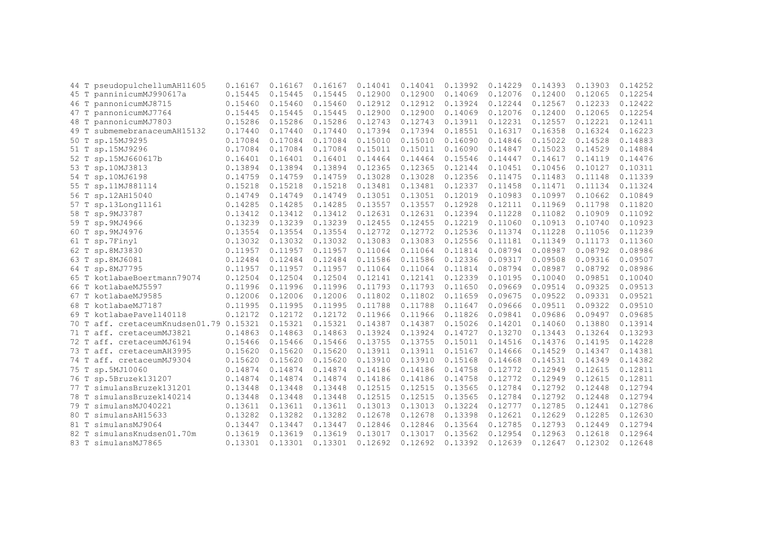```
44 T pseudopulchellumAH11605    0.16167  0.16167  0.16167  0.14041  0.14041  0.13992  0.14229  0.14393  0.13903  0.14252
45 T panninicumMJ990617a        0.15445  0.15445  0.15445  0.12900  0.12900  0.14069  0.12076  0.12400  0.12065  0.12254
46 T pannonicumMJ8715           0.15460  0.15460  0.15460  0.12912  0.12912  0.13924  0.12244  0.12567  0.12233  0.12422
47 T pannonicumMJ7764           0.15445  0.15445  0.15445  0.12900  0.12900  0.14069  0.12076  0.12400  0.12065  0.12254
48 T pannonicumMJ7803           0.15286  0.15286  0.15286  0.12743  0.12743  0.13911  0.12231  0.12557  0.12221  0.12411
49 T submemebranaceumAH15132    0.17440  0.17440  0.17440  0.17394  0.17394  0.18551  0.16317  0.16358  0.16324  0.16223
50 T sp.15MJ9295                0.17084  0.17084  0.17084  0.15010  0.15010  0.16090  0.14846  0.15022  0.14528  0.14883
51 T sp.15MJ9296                0.17084  0.17084  0.17084  0.15011  0.15011  0.16090  0.14847  0.15023  0.14529  0.14884
52 T sp.15MJ660617b             0.16401  0.16401  0.16401  0.14464  0.14464  0.15546  0.14447  0.14617  0.14119  0.14476
53 T sp.10MJ3813                0.13894  0.13894  0.13894  0.12365  0.12365  0.12144  0.10451  0.10456  0.10127  0.10311
54 T sp.10MJ6198                0.14759  0.14759  0.14759  0.13028  0.13028  0.12356  0.11475  0.11483  0.11148  0.11339
55 T sp.11MJ881114              0.15218  0.15218  0.15218  0.13481  0.13481  0.12337  0.11458  0.11471  0.11134  0.11324
56 T sp.12AH15040               0.14749  0.14749  0.14749  0.13051  0.13051  0.12019  0.10983  0.10997  0.10662  0.10849
57 T sp.13Long11161             0.14285  0.14285  0.14285  0.13557  0.13557  0.12928  0.12111  0.11969  0.11798  0.11820
58 T sp.9MJ3787                 0.13412  0.13412  0.13412  0.12631  0.12631  0.12394  0.11228  0.11082  0.10909  0.11092
59 T sp.9MJ4966                 0.13239  0.13239  0.13239  0.12455  0.12455  0.12219  0.11060  0.10913  0.10740  0.10923
60 T sp.9MJ4976                 0.13554  0.13554  0.13554  0.12772  0.12772  0.12536  0.11374  0.11228  0.11056  0.11239
61 T sp.7Finy1                  0.13032  0.13032  0.13032  0.13083  0.13083  0.12556  0.11181  0.11349  0.11173  0.11360
62 T sp.8MJ3830                 0.11957  0.11957  0.11957  0.11064  0.11064  0.11814  0.08794  0.08987  0.08792  0.08986
63 T sp.8MJ6081                 0.12484  0.12484  0.12484  0.11586  0.11586  0.12336  0.09317  0.09508  0.09316  0.09507
64 T sp.8MJ7795                 0.11957  0.11957  0.11957  0.11064  0.11064  0.11814  0.08794  0.08987  0.08792  0.08986
65 T kotlabaeBoertmann79074     0.12504  0.12504  0.12504  0.12141  0.12141  0.12339  0.10195  0.10040  0.09851  0.10040
66 T kotlabaeMJ5597             0.11996  0.11996  0.11996  0.11793  0.11793  0.11650  0.09669  0.09514  0.09325  0.09513
67 T kotlabaeMJ9585             0.12006  0.12006  0.12006  0.11802  0.11802  0.11659  0.09675  0.09522  0.09331  0.09521
68 T kotlabaeMJ7187             0.11995  0.11995  0.11995  0.11788  0.11788  0.11647  0.09666  0.09511  0.09322  0.09510
69 T kotlabaePavel140118        0.12172  0.12172  0.12172  0.11966  0.11966  0.11826  0.09841  0.09686  0.09497  0.09685
70 T aff. cretaceumKnudsen01.79 0.15321  0.15321  0.15321  0.14387  0.14387  0.15026  0.14201  0.14060  0.13880  0.13914
71 T aff. cretaceumMJ3821       0.14863  0.14863  0.14863  0.13924  0.13924  0.14727  0.13270  0.13443  0.13264  0.13293
72 T aff. cretaceumMJ6194       0.15466  0.15466  0.15466  0.13755  0.13755  0.15011  0.14516  0.14376  0.14195  0.14228
73 T aff. cretaceumAH3995       0.15620  0.15620  0.15620  0.13911  0.13911  0.15167  0.14666  0.14529  0.14347  0.14381
74 T aff. cretaceumMJ9304       0.15620  0.15620  0.15620  0.13910  0.13910  0.15168  0.14668  0.14531  0.14349  0.14382
75 T sp.5MJ10060                0.14874  0.14874  0.14874  0.14186  0.14186  0.14758  0.12772  0.12949  0.12615  0.12811
76 T sp.5Bruzek131207           0.14874  0.14874  0.14874  0.14186  0.14186  0.14758  0.12772  0.12949  0.12615  0.12811
77 T simulansBruzek131201       0.13448  0.13448  0.13448  0.12515  0.12515  0.13565  0.12784  0.12792  0.12448  0.12794
78 T simulansBruzek140214       0.13448  0.13448  0.13448  0.12515  0.12515  0.13565  0.12784  0.12792  0.12448  0.12794
79 T simulansMJ040221           0.13611  0.13611  0.13611  0.13013  0.13013  0.13224  0.12777  0.12785  0.12441  0.12786
80 T simulansAH15633            0.13282  0.13282  0.13282  0.12678  0.12678  0.13398  0.12621  0.12629  0.12285  0.12630
81 T simulansMJ9064             0.13447  0.13447  0.13447  0.12846  0.12846  0.13564  0.12785  0.12793  0.12449  0.12794
82 T simulansKnudsen01.70m      0.13619  0.13619  0.13619  0.13017  0.13017  0.13562  0.12954  0.12963  0.12618  0.12964
83 T simulansMJ7865             0.13301  0.13301  0.13301  0.12692  0.12692  0.13392  0.12639  0.12647  0.12302  0.12648
```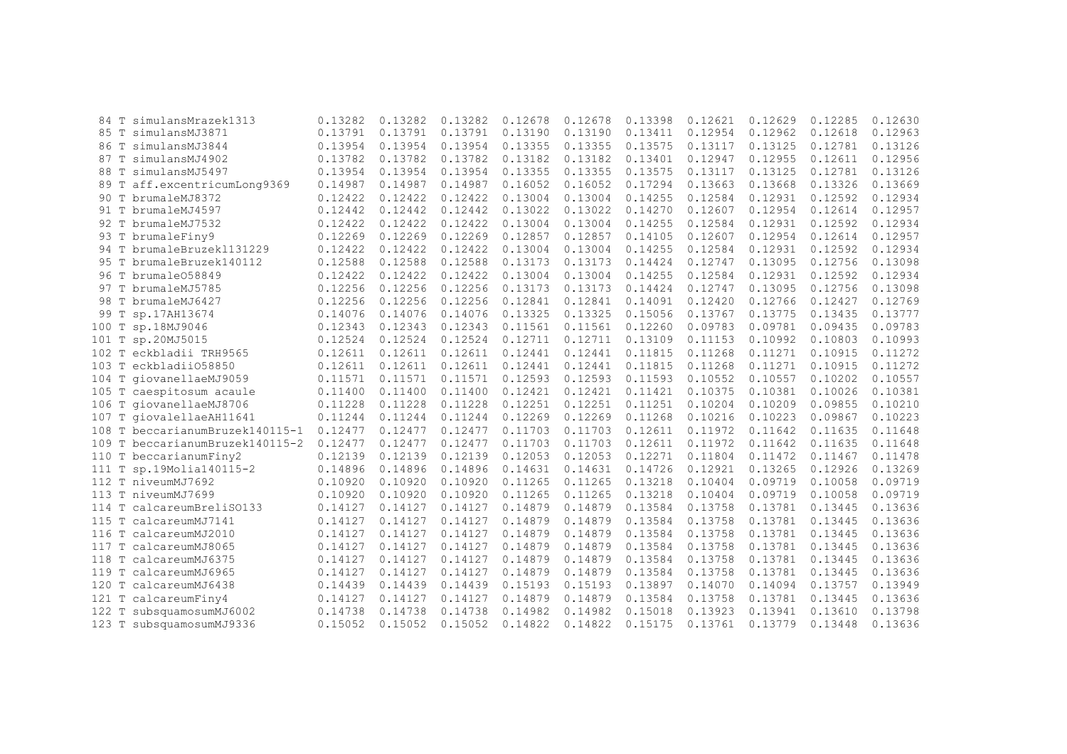| | | | | | | | | | | | |
|---|---|---|---|---|---|---|---|---|---|---|---|
| 84 | T | simulansMrazek1313 | 0.13282 | 0.13282 | 0.13282 | 0.12678 | 0.12678 | 0.13398 | 0.12621 | 0.12629 | 0.12285 | 0.12630 |
| 85 | T | simulansMJ3871 | 0.13791 | 0.13791 | 0.13791 | 0.13190 | 0.13190 | 0.13411 | 0.12954 | 0.12962 | 0.12618 | 0.12963 |
| 86 | T | simulansMJ3844 | 0.13954 | 0.13954 | 0.13954 | 0.13355 | 0.13355 | 0.13575 | 0.13117 | 0.13125 | 0.12781 | 0.13126 |
| 87 | T | simulansMJ4902 | 0.13782 | 0.13782 | 0.13782 | 0.13182 | 0.13182 | 0.13401 | 0.12947 | 0.12955 | 0.12611 | 0.12956 |
| 88 | T | simulansMJ5497 | 0.13954 | 0.13954 | 0.13954 | 0.13355 | 0.13355 | 0.13575 | 0.13117 | 0.13125 | 0.12781 | 0.13126 |
| 89 | T | aff.excentricumLong9369 | 0.14987 | 0.14987 | 0.14987 | 0.16052 | 0.16052 | 0.17294 | 0.13663 | 0.13668 | 0.13326 | 0.13669 |
| 90 | T | brumaleMJ8372 | 0.12422 | 0.12422 | 0.12422 | 0.13004 | 0.13004 | 0.14255 | 0.12584 | 0.12931 | 0.12592 | 0.12934 |
| 91 | T | brumaleMJ4597 | 0.12442 | 0.12442 | 0.12442 | 0.13022 | 0.13022 | 0.14270 | 0.12607 | 0.12954 | 0.12614 | 0.12957 |
| 92 | T | brumaleMJ7532 | 0.12422 | 0.12422 | 0.12422 | 0.13004 | 0.13004 | 0.14255 | 0.12584 | 0.12931 | 0.12592 | 0.12934 |
| 93 | T | brumaleFiny9 | 0.12269 | 0.12269 | 0.12269 | 0.12857 | 0.12857 | 0.14105 | 0.12607 | 0.12954 | 0.12614 | 0.12957 |
| 94 | T | brumaleBruzek131229 | 0.12422 | 0.12422 | 0.12422 | 0.13004 | 0.13004 | 0.14255 | 0.12584 | 0.12931 | 0.12592 | 0.12934 |
| 95 | T | brumaleBruzek140112 | 0.12588 | 0.12588 | 0.12588 | 0.13173 | 0.13173 | 0.14424 | 0.12747 | 0.13095 | 0.12756 | 0.13098 |
| 96 | T | brumaleO58849 | 0.12422 | 0.12422 | 0.12422 | 0.13004 | 0.13004 | 0.14255 | 0.12584 | 0.12931 | 0.12592 | 0.12934 |
| 97 | T | brumaleMJ5785 | 0.12256 | 0.12256 | 0.12256 | 0.13173 | 0.13173 | 0.14424 | 0.12747 | 0.13095 | 0.12756 | 0.13098 |
| 98 | T | brumaleMJ6427 | 0.12256 | 0.12256 | 0.12256 | 0.12841 | 0.12841 | 0.14091 | 0.12420 | 0.12766 | 0.12427 | 0.12769 |
| 99 | T | sp.17AH13674 | 0.14076 | 0.14076 | 0.14076 | 0.13325 | 0.13325 | 0.15056 | 0.13767 | 0.13775 | 0.13435 | 0.13777 |
| 100 | T | sp.18MJ9046 | 0.12343 | 0.12343 | 0.12343 | 0.11561 | 0.11561 | 0.12260 | 0.09783 | 0.09781 | 0.09435 | 0.09783 |
| 101 | T | sp.20MJ5015 | 0.12524 | 0.12524 | 0.12524 | 0.12711 | 0.12711 | 0.13109 | 0.11153 | 0.10992 | 0.10803 | 0.10993 |
| 102 | T | eckbladii TRH9565 | 0.12611 | 0.12611 | 0.12611 | 0.12441 | 0.12441 | 0.11815 | 0.11268 | 0.11271 | 0.10915 | 0.11272 |
| 103 | T | eckbladiiO58850 | 0.12611 | 0.12611 | 0.12611 | 0.12441 | 0.12441 | 0.11815 | 0.11268 | 0.11271 | 0.10915 | 0.11272 |
| 104 | T | giovanellaeMJ9059 | 0.11571 | 0.11571 | 0.11571 | 0.12593 | 0.12593 | 0.11593 | 0.10552 | 0.10557 | 0.10202 | 0.10557 |
| 105 | T | caespitosum acaule | 0.11400 | 0.11400 | 0.11400 | 0.12421 | 0.12421 | 0.11421 | 0.10375 | 0.10381 | 0.10026 | 0.10381 |
| 106 | T | giovanellaeMJ8706 | 0.11228 | 0.11228 | 0.11228 | 0.12251 | 0.12251 | 0.11251 | 0.10204 | 0.10209 | 0.09855 | 0.10210 |
| 107 | T | giovalellaeAH11641 | 0.11244 | 0.11244 | 0.11244 | 0.12269 | 0.12269 | 0.11268 | 0.10216 | 0.10223 | 0.09867 | 0.10223 |
| 108 | T | beccarianumBruzek140115-1 | 0.12477 | 0.12477 | 0.12477 | 0.11703 | 0.11703 | 0.12611 | 0.11972 | 0.11642 | 0.11635 | 0.11648 |
| 109 | T | beccarianumBruzek140115-2 | 0.12477 | 0.12477 | 0.12477 | 0.11703 | 0.11703 | 0.12611 | 0.11972 | 0.11642 | 0.11635 | 0.11648 |
| 110 | T | beccarianumFiny2 | 0.12139 | 0.12139 | 0.12139 | 0.12053 | 0.12053 | 0.12271 | 0.11804 | 0.11472 | 0.11467 | 0.11478 |
| 111 | T | sp.19Molia140115-2 | 0.14896 | 0.14896 | 0.14896 | 0.14631 | 0.14631 | 0.14726 | 0.12921 | 0.13265 | 0.12926 | 0.13269 |
| 112 | T | niveumMJ7692 | 0.10920 | 0.10920 | 0.10920 | 0.11265 | 0.11265 | 0.13218 | 0.10404 | 0.09719 | 0.10058 | 0.09719 |
| 113 | T | niveumMJ7699 | 0.10920 | 0.10920 | 0.10920 | 0.11265 | 0.11265 | 0.13218 | 0.10404 | 0.09719 | 0.10058 | 0.09719 |
| 114 | T | calcareumBreliSO133 | 0.14127 | 0.14127 | 0.14127 | 0.14879 | 0.14879 | 0.13584 | 0.13758 | 0.13781 | 0.13445 | 0.13636 |
| 115 | T | calcareumMJ7141 | 0.14127 | 0.14127 | 0.14127 | 0.14879 | 0.14879 | 0.13584 | 0.13758 | 0.13781 | 0.13445 | 0.13636 |
| 116 | T | calcareumMJ2010 | 0.14127 | 0.14127 | 0.14127 | 0.14879 | 0.14879 | 0.13584 | 0.13758 | 0.13781 | 0.13445 | 0.13636 |
| 117 | T | calcareumMJ8065 | 0.14127 | 0.14127 | 0.14127 | 0.14879 | 0.14879 | 0.13584 | 0.13758 | 0.13781 | 0.13445 | 0.13636 |
| 118 | T | calcareumMJ6375 | 0.14127 | 0.14127 | 0.14127 | 0.14879 | 0.14879 | 0.13584 | 0.13758 | 0.13781 | 0.13445 | 0.13636 |
| 119 | T | calcareumMJ6965 | 0.14127 | 0.14127 | 0.14127 | 0.14879 | 0.14879 | 0.13584 | 0.13758 | 0.13781 | 0.13445 | 0.13636 |
| 120 | T | calcareumMJ6438 | 0.14439 | 0.14439 | 0.14439 | 0.15193 | 0.15193 | 0.13897 | 0.14070 | 0.14094 | 0.13757 | 0.13949 |
| 121 | T | calcareumFiny4 | 0.14127 | 0.14127 | 0.14127 | 0.14879 | 0.14879 | 0.13584 | 0.13758 | 0.13781 | 0.13445 | 0.13636 |
| 122 | T | subsquamosumMJ6002 | 0.14738 | 0.14738 | 0.14738 | 0.14982 | 0.14982 | 0.15018 | 0.13923 | 0.13941 | 0.13610 | 0.13798 |
| 123 | T | subsquamosumMJ9336 | 0.15052 | 0.15052 | 0.15052 | 0.14822 | 0.14822 | 0.15175 | 0.13761 | 0.13779 | 0.13448 | 0.13636 |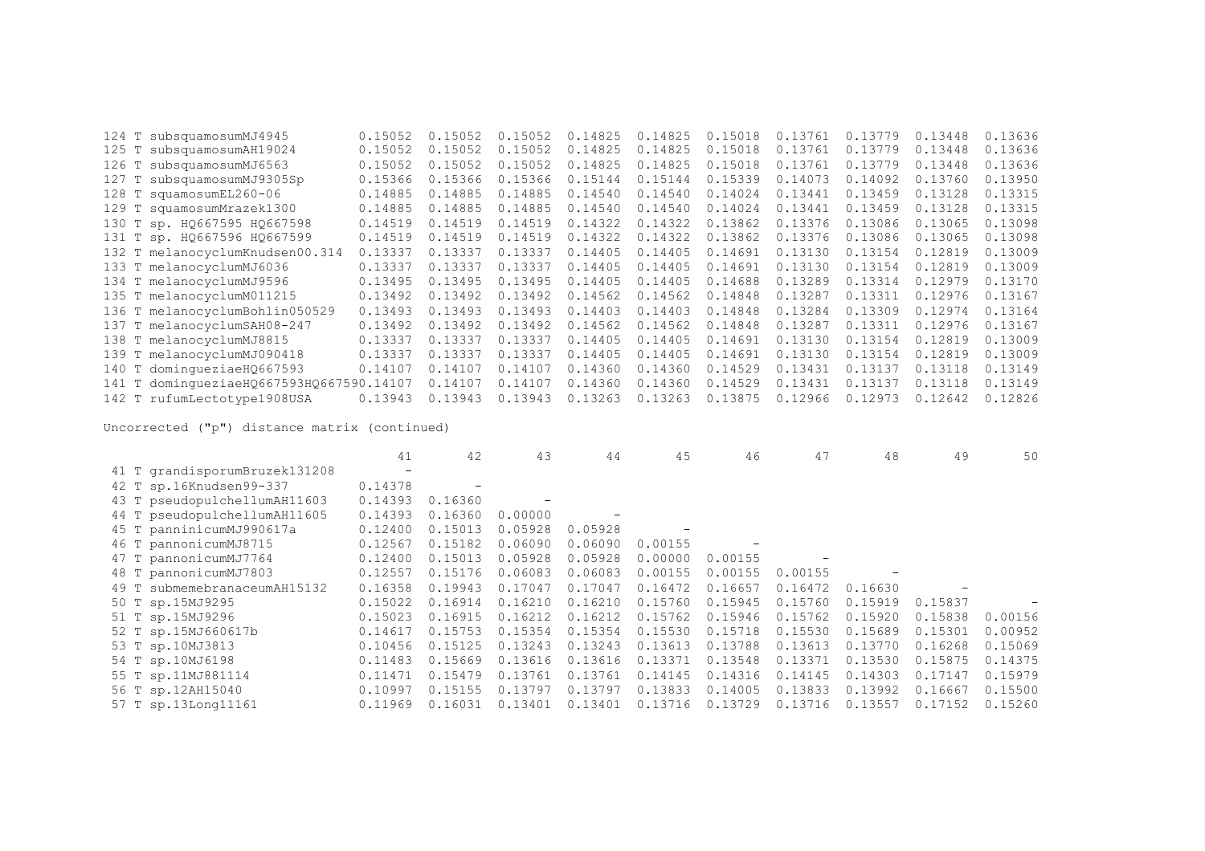| | 31 | 32 | 33 | 34 | 35 | 36 | 37 | 38 | 39 | 40 |
|---|---|---|---|---|---|---|---|---|---|---|
| 124 T subsquamosumMJ4945 | 0.15052 | 0.15052 | 0.15052 | 0.14825 | 0.14825 | 0.15018 | 0.13761 | 0.13779 | 0.13448 | 0.13636 |
| 125 T subsquamosumAH19024 | 0.15052 | 0.15052 | 0.15052 | 0.14825 | 0.14825 | 0.15018 | 0.13761 | 0.13779 | 0.13448 | 0.13636 |
| 126 T subsquamosumMJ6563 | 0.15052 | 0.15052 | 0.15052 | 0.14825 | 0.14825 | 0.15018 | 0.13761 | 0.13779 | 0.13448 | 0.13636 |
| 127 T subsquamosumMJ9305Sp | 0.15366 | 0.15366 | 0.15366 | 0.15144 | 0.15144 | 0.15339 | 0.14073 | 0.14092 | 0.13760 | 0.13950 |
| 128 T squamosumEL260-06 | 0.14885 | 0.14885 | 0.14885 | 0.14540 | 0.14540 | 0.14024 | 0.13441 | 0.13459 | 0.13128 | 0.13315 |
| 129 T squamosumMrazek1300 | 0.14885 | 0.14885 | 0.14885 | 0.14540 | 0.14540 | 0.14024 | 0.13441 | 0.13459 | 0.13128 | 0.13315 |
| 130 T sp. HQ667595 HQ667598 | 0.14519 | 0.14519 | 0.14519 | 0.14322 | 0.14322 | 0.13862 | 0.13376 | 0.13086 | 0.13065 | 0.13098 |
| 131 T sp. HQ667596 HQ667599 | 0.14519 | 0.14519 | 0.14519 | 0.14322 | 0.14322 | 0.13862 | 0.13376 | 0.13086 | 0.13065 | 0.13098 |
| 132 T melanocyclumKnudsen00.314 | 0.13337 | 0.13337 | 0.13337 | 0.14405 | 0.14405 | 0.14691 | 0.13130 | 0.13154 | 0.12819 | 0.13009 |
| 133 T melanocyclumMJ6036 | 0.13337 | 0.13337 | 0.13337 | 0.14405 | 0.14405 | 0.14691 | 0.13130 | 0.13154 | 0.12819 | 0.13009 |
| 134 T melanocyclumMJ9596 | 0.13495 | 0.13495 | 0.13495 | 0.14405 | 0.14405 | 0.14688 | 0.13289 | 0.13314 | 0.12979 | 0.13170 |
| 135 T melanocyclumM011215 | 0.13492 | 0.13492 | 0.13492 | 0.14562 | 0.14562 | 0.14848 | 0.13287 | 0.13311 | 0.12976 | 0.13167 |
| 136 T melanocyclumBohlin050529 | 0.13493 | 0.13493 | 0.13493 | 0.14403 | 0.14403 | 0.14848 | 0.13284 | 0.13309 | 0.12974 | 0.13164 |
| 137 T melanocyclumSAH08-247 | 0.13492 | 0.13492 | 0.13492 | 0.14562 | 0.14562 | 0.14848 | 0.13287 | 0.13311 | 0.12976 | 0.13167 |
| 138 T melanocyclumMJ8815 | 0.13337 | 0.13337 | 0.13337 | 0.14405 | 0.14405 | 0.14691 | 0.13130 | 0.13154 | 0.12819 | 0.13009 |
| 139 T melanocyclumMJ090418 | 0.13337 | 0.13337 | 0.13337 | 0.14405 | 0.14405 | 0.14691 | 0.13130 | 0.13154 | 0.12819 | 0.13009 |
| 140 T dominguezia HQ667593 | 0.14107 | 0.14107 | 0.14107 | 0.14360 | 0.14360 | 0.14529 | 0.13431 | 0.13137 | 0.13118 | 0.13149 |
| 141 T domingueziaeHQ667593HQ667590 | 0.14107 | 0.14107 | 0.14107 | 0.14360 | 0.14360 | 0.14529 | 0.13431 | 0.13137 | 0.13118 | 0.13149 |
| 142 T rufumLectotype1908USA | 0.13943 | 0.13943 | 0.13943 | 0.13263 | 0.13263 | 0.13875 | 0.12966 | 0.12973 | 0.12642 | 0.12826 |

Uncorrected ("p") distance matrix (continued)

| | 41 | 42 | 43 | 44 | 45 | 46 | 47 | 48 | 49 | 50 |
|---|---|---|---|---|---|---|---|---|---|---|
| 41 T grandisporumBruzek131208 | - | | | | | | | | | |
| 42 T sp.16Knudsen99-337 | 0.14378 | - | | | | | | | | |
| 43 T pseudopulchellumAH11603 | 0.14393 | 0.16360 | - | | | | | | | |
| 44 T pseudopulchellumAH11605 | 0.14393 | 0.16360 | 0.00000 | - | | | | | | |
| 45 T panninicumMJ990617a | 0.12400 | 0.15013 | 0.05928 | 0.05928 | - | | | | | |
| 46 T pannonicumMJ8715 | 0.12567 | 0.15182 | 0.06090 | 0.06090 | 0.00155 | - | | | | |
| 47 T pannonicumMJ7764 | 0.12400 | 0.15013 | 0.05928 | 0.05928 | 0.00000 | 0.00155 | - | | | |
| 48 T pannonicumMJ7803 | 0.12557 | 0.15176 | 0.06083 | 0.06083 | 0.00155 | 0.00155 | 0.00155 | - | | |
| 49 T submemebranaceumAH15132 | 0.16358 | 0.19943 | 0.17047 | 0.17047 | 0.16472 | 0.16657 | 0.16472 | 0.16630 | - | |
| 50 T sp.15MJ9295 | 0.15022 | 0.16914 | 0.16210 | 0.16210 | 0.15760 | 0.15945 | 0.15760 | 0.15919 | 0.15837 | - |
| 51 T sp.15MJ9296 | 0.15023 | 0.16915 | 0.16212 | 0.16212 | 0.15762 | 0.15946 | 0.15762 | 0.15920 | 0.15838 | 0.00156 |
| 52 T sp.15MJ660617b | 0.14617 | 0.15753 | 0.15354 | 0.15354 | 0.15530 | 0.15718 | 0.15530 | 0.15689 | 0.15301 | 0.00952 |
| 53 T sp.10MJ3813 | 0.10456 | 0.15125 | 0.13243 | 0.13243 | 0.13613 | 0.13788 | 0.13613 | 0.13770 | 0.16268 | 0.15069 |
| 54 T sp.10MJ6198 | 0.11483 | 0.15669 | 0.13616 | 0.13616 | 0.13371 | 0.13548 | 0.13371 | 0.13530 | 0.15875 | 0.14375 |
| 55 T sp.11MJ881114 | 0.11471 | 0.15479 | 0.13761 | 0.13761 | 0.14145 | 0.14316 | 0.14145 | 0.14303 | 0.17147 | 0.15979 |
| 56 T sp.12AH15040 | 0.10997 | 0.15155 | 0.13797 | 0.13797 | 0.13833 | 0.14005 | 0.13833 | 0.13992 | 0.16667 | 0.15500 |
| 57 T sp.13Long11161 | 0.11969 | 0.16031 | 0.13401 | 0.13401 | 0.13716 | 0.13729 | 0.13716 | 0.13557 | 0.17152 | 0.15260 |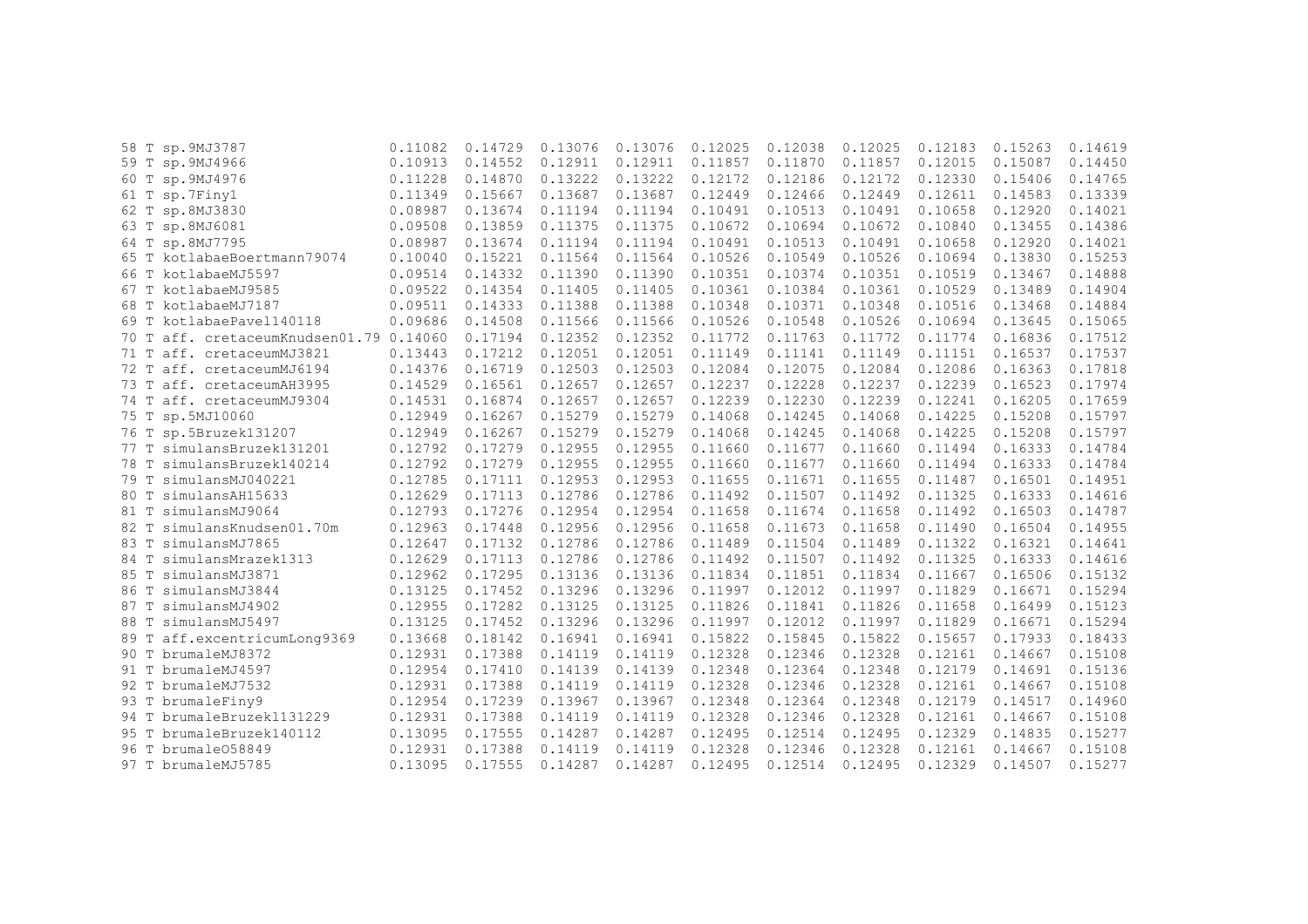```
58 T sp.9MJ3787                    0.11082  0.14729  0.13076  0.13076  0.12025  0.12038  0.12025  0.12183  0.15263  0.14619
59 T sp.9MJ4966                    0.10913  0.14552  0.12911  0.12911  0.11857  0.11870  0.11857  0.12015  0.15087  0.14450
60 T sp.9MJ4976                    0.11228  0.14870  0.13222  0.13222  0.12172  0.12186  0.12172  0.12330  0.15406  0.14765
61 T sp.7Finy1                     0.11349  0.15667  0.13687  0.13687  0.12449  0.12466  0.12449  0.12611  0.14583  0.13339
62 T sp.8MJ3830                    0.08987  0.13674  0.11194  0.11194  0.10491  0.10513  0.10491  0.10658  0.12920  0.14021
63 T sp.8MJ6081                    0.09508  0.13859  0.11375  0.11375  0.10672  0.10694  0.10672  0.10840  0.13455  0.14386
64 T sp.8MJ7795                    0.08987  0.13674  0.11194  0.11194  0.10491  0.10513  0.10491  0.10658  0.12920  0.14021
65 T kotlabaeBoertmann79074        0.10040  0.15221  0.11564  0.11564  0.10526  0.10549  0.10526  0.10694  0.13830  0.15253
66 T kotlabaeMJ5597                0.09514  0.14332  0.11390  0.11390  0.10351  0.10374  0.10351  0.10519  0.13467  0.14888
67 T kotlabaeMJ9585                0.09522  0.14354  0.11405  0.11405  0.10361  0.10384  0.10361  0.10529  0.13489  0.14904
68 T kotlabaeMJ7187                0.09511  0.14333  0.11388  0.11388  0.10348  0.10371  0.10348  0.10516  0.13468  0.14884
69 T kotlabaePavel140118           0.09686  0.14508  0.11566  0.11566  0.10526  0.10548  0.10526  0.10694  0.13645  0.15065
70 T aff. cretaceumKnudsen01.79 0.14060  0.17194  0.12352  0.12352  0.11772  0.11763  0.11772  0.11774  0.16836  0.17512
71 T aff. cretaceumMJ3821          0.13443  0.17212  0.12051  0.12051  0.11149  0.11141  0.11149  0.11151  0.16537  0.17537
72 T aff. cretaceumMJ6194          0.14376  0.16719  0.12503  0.12503  0.12084  0.12075  0.12084  0.12086  0.16363  0.17818
73 T aff. cretaceumAH3995          0.14529  0.16561  0.12657  0.12657  0.12237  0.12228  0.12237  0.12239  0.16523  0.17974
74 T aff. cretaceumMJ9304          0.14531  0.16874  0.12657  0.12657  0.12239  0.12230  0.12239  0.12241  0.16205  0.17659
75 T sp.5MJ10060                   0.12949  0.16267  0.15279  0.15279  0.14068  0.14245  0.14068  0.14225  0.15208  0.15797
76 T sp.5Bruzek131207              0.12949  0.16267  0.15279  0.15279  0.14068  0.14245  0.14068  0.14225  0.15208  0.15797
77 T simulansBruzek131201          0.12792  0.17279  0.12955  0.12955  0.11660  0.11677  0.11660  0.11494  0.16333  0.14784
78 T simulansBruzek140214          0.12792  0.17279  0.12955  0.12955  0.11660  0.11677  0.11660  0.11494  0.16333  0.14784
79 T simulansMJ040221              0.12785  0.17111  0.12953  0.12953  0.11655  0.11671  0.11655  0.11487  0.16501  0.14951
80 T simulansAH15633               0.12629  0.17113  0.12786  0.12786  0.11492  0.11507  0.11492  0.11325  0.16333  0.14616
81 T simulansMJ9064                0.12793  0.17276  0.12954  0.12954  0.11658  0.11674  0.11658  0.11492  0.16503  0.14787
82 T simulansKnudsen01.70m         0.12963  0.17448  0.12956  0.12956  0.11658  0.11673  0.11658  0.11490  0.16504  0.14955
83 T simulansMJ7865                0.12647  0.17132  0.12786  0.12786  0.11489  0.11504  0.11489  0.11322  0.16321  0.14641
84 T simulansMrazek1313            0.12629  0.17113  0.12786  0.12786  0.11492  0.11507  0.11492  0.11325  0.16333  0.14616
85 T simulansMJ3871                0.12962  0.17295  0.13136  0.13136  0.11834  0.11851  0.11834  0.11667  0.16506  0.15132
86 T simulansMJ3844                0.13125  0.17452  0.13296  0.13296  0.11997  0.12012  0.11997  0.11829  0.16671  0.15294
87 T simulansMJ4902                0.12955  0.17282  0.13125  0.13125  0.11826  0.11841  0.11826  0.11658  0.16499  0.15123
88 T simulansMJ5497                0.13125  0.17452  0.13296  0.13296  0.11997  0.12012  0.11997  0.11829  0.16671  0.15294
89 T aff.excentricumLong9369       0.13668  0.18142  0.16941  0.16941  0.15822  0.15845  0.15822  0.15657  0.17933  0.18433
90 T brumaleMJ8372                 0.12931  0.17388  0.14119  0.14119  0.12328  0.12346  0.12328  0.12161  0.14667  0.15108
91 T brumaleMJ4597                 0.12954  0.17410  0.14139  0.14139  0.12348  0.12364  0.12348  0.12179  0.14691  0.15136
92 T brumaleMJ7532                 0.12931  0.17388  0.14119  0.14119  0.12328  0.12346  0.12328  0.12161  0.14667  0.15108
93 T brumaleFiny9                  0.12954  0.17239  0.13967  0.13967  0.12348  0.12364  0.12348  0.12179  0.14517  0.14960
94 T brumaleBruzek131229           0.12931  0.17388  0.14119  0.14119  0.12328  0.12346  0.12328  0.12161  0.14667  0.15108
95 T brumaleBruzek140112           0.13095  0.17555  0.14287  0.14287  0.12495  0.12514  0.12495  0.12329  0.14835  0.15277
96 T brumaleO58849                 0.12931  0.17388  0.14119  0.14119  0.12328  0.12346  0.12328  0.12161  0.14667  0.15108
97 T brumaleMJ5785                 0.13095  0.17555  0.14287  0.14287  0.12495  0.12514  0.12495  0.12329  0.14507  0.15277
```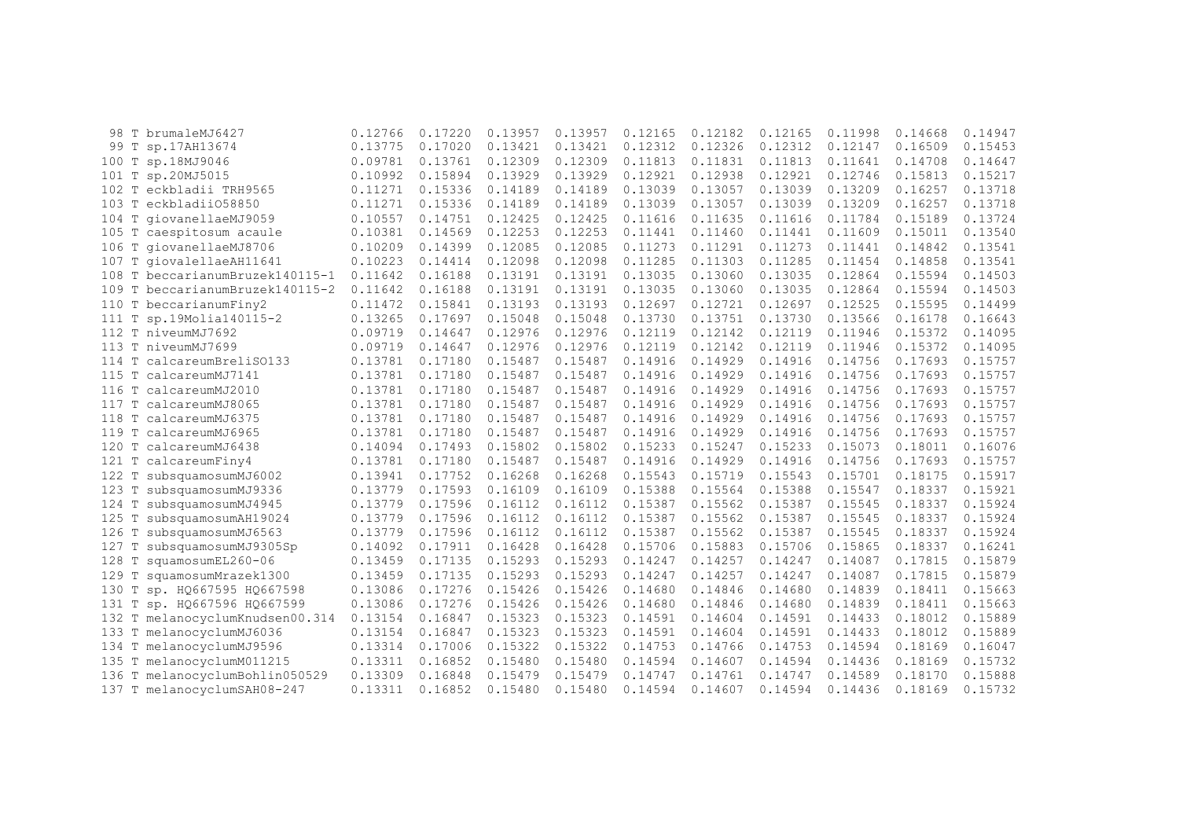```
 98 T brumaleMJ6427              0.12766  0.17220  0.13957  0.13957  0.12165  0.12182  0.12165  0.11998  0.14668  0.14947
 99 T sp.17AH13674               0.13775  0.17020  0.13421  0.13421  0.12312  0.12326  0.12312  0.12147  0.16509  0.15453
100 T sp.18MJ9046                0.09781  0.13761  0.12309  0.12309  0.11813  0.11831  0.11813  0.11641  0.14708  0.14647
101 T sp.20MJ5015                0.10992  0.15894  0.13929  0.13929  0.12921  0.12938  0.12921  0.12746  0.15813  0.15217
102 T eckbladii TRH9565          0.11271  0.15336  0.14189  0.14189  0.13039  0.13057  0.13039  0.13209  0.16257  0.13718
103 T eckbladiiO58850            0.11271  0.15336  0.14189  0.14189  0.13039  0.13057  0.13039  0.13209  0.16257  0.13718
104 T giovanellaeMJ9059          0.10557  0.14751  0.12425  0.12425  0.11616  0.11635  0.11616  0.11784  0.15189  0.13724
105 T caespitosum acaule         0.10381  0.14569  0.12253  0.12253  0.11441  0.11460  0.11441  0.11609  0.15011  0.13540
106 T giovanellaeMJ8706          0.10209  0.14399  0.12085  0.12085  0.11273  0.11291  0.11273  0.11441  0.14842  0.13541
107 T giovalellaeAH11641         0.10223  0.14414  0.12098  0.12098  0.11285  0.11303  0.11285  0.11454  0.14858  0.13541
108 T beccarianumBruzek140115-1  0.11642  0.16188  0.13191  0.13191  0.13035  0.13060  0.13035  0.12864  0.15594  0.14503
109 T beccarianumBruzek140115-2  0.11642  0.16188  0.13191  0.13191  0.13035  0.13060  0.13035  0.12864  0.15594  0.14503
110 T beccarianumFiny2           0.11472  0.15841  0.13193  0.13193  0.12697  0.12721  0.12697  0.12525  0.15595  0.14499
111 T sp.19Molia140115-2         0.13265  0.17697  0.15048  0.15048  0.13730  0.13751  0.13730  0.13566  0.16178  0.16643
112 T niveumMJ7692               0.09719  0.14647  0.12976  0.12976  0.12119  0.12142  0.12119  0.11946  0.15372  0.14095
113 T niveumMJ7699               0.09719  0.14647  0.12976  0.12976  0.12119  0.12142  0.12119  0.11946  0.15372  0.14095
114 T calcareumBreliSO133        0.13781  0.17180  0.15487  0.15487  0.14916  0.14929  0.14916  0.14756  0.17693  0.15757
115 T calcareumMJ7141            0.13781  0.17180  0.15487  0.15487  0.14916  0.14929  0.14916  0.14756  0.17693  0.15757
116 T calcareumMJ2010            0.13781  0.17180  0.15487  0.15487  0.14916  0.14929  0.14916  0.14756  0.17693  0.15757
117 T calcareumMJ8065            0.13781  0.17180  0.15487  0.15487  0.14916  0.14929  0.14916  0.14756  0.17693  0.15757
118 T calcareumMJ6375            0.13781  0.17180  0.15487  0.15487  0.14916  0.14929  0.14916  0.14756  0.17693  0.15757
119 T calcareumMJ6965            0.13781  0.17180  0.15487  0.15487  0.14916  0.14929  0.14916  0.14756  0.17693  0.15757
120 T calcareumMJ6438            0.14094  0.17493  0.15802  0.15802  0.15233  0.15247  0.15233  0.15073  0.18011  0.16076
121 T calcareumFiny4             0.13781  0.17180  0.15487  0.15487  0.14916  0.14929  0.14916  0.14756  0.17693  0.15757
122 T subsquamosumMJ6002         0.13941  0.17752  0.16268  0.16268  0.15543  0.15719  0.15543  0.15701  0.18175  0.15917
123 T subsquamosumMJ9336         0.13779  0.17593  0.16109  0.16109  0.15388  0.15564  0.15388  0.15547  0.18337  0.15921
124 T subsquamosumMJ4945         0.13779  0.17596  0.16112  0.16112  0.15387  0.15562  0.15387  0.15545  0.18337  0.15924
125 T subsquamosumAH19024        0.13779  0.17596  0.16112  0.16112  0.15387  0.15562  0.15387  0.15545  0.18337  0.15924
126 T subsquamosumMJ6563         0.13779  0.17596  0.16112  0.16112  0.15387  0.15562  0.15387  0.15545  0.18337  0.15924
127 T subsquamosumMJ9305Sp       0.14092  0.17911  0.16428  0.16428  0.15706  0.15883  0.15706  0.15865  0.18337  0.16241
128 T squamosumEL260-06          0.13459  0.17135  0.15293  0.15293  0.14247  0.14257  0.14247  0.14087  0.17815  0.15879
129 T squamosumMrazek1300        0.13459  0.17135  0.15293  0.15293  0.14247  0.14257  0.14247  0.14087  0.17815  0.15879
130 T sp. HQ667595 HQ667598      0.13086  0.17276  0.15426  0.15426  0.14680  0.14846  0.14680  0.14839  0.18411  0.15663
131 T sp. HQ667596 HQ667599      0.13086  0.17276  0.15426  0.15426  0.14680  0.14846  0.14680  0.14839  0.18411  0.15663
132 T melanocyclumKnudsen00.314  0.13154  0.16847  0.15323  0.15323  0.14591  0.14604  0.14591  0.14433  0.18012  0.15889
133 T melanocyclumMJ6036         0.13154  0.16847  0.15323  0.15323  0.14591  0.14604  0.14591  0.14433  0.18012  0.15889
134 T melanocyclumMJ9596         0.13314  0.17006  0.15322  0.15322  0.14753  0.14766  0.14753  0.14594  0.18169  0.16047
135 T melanocyclumM011215        0.13311  0.16852  0.15480  0.15480  0.14594  0.14607  0.14594  0.14436  0.18169  0.15732
136 T melanocyclumBohlin050529   0.13309  0.16848  0.15479  0.15479  0.14747  0.14761  0.14747  0.14589  0.18170  0.15888
137 T melanocyclumSAH08-247      0.13311  0.16852  0.15480  0.15480  0.14594  0.14607  0.14594  0.14436  0.18169  0.15732
```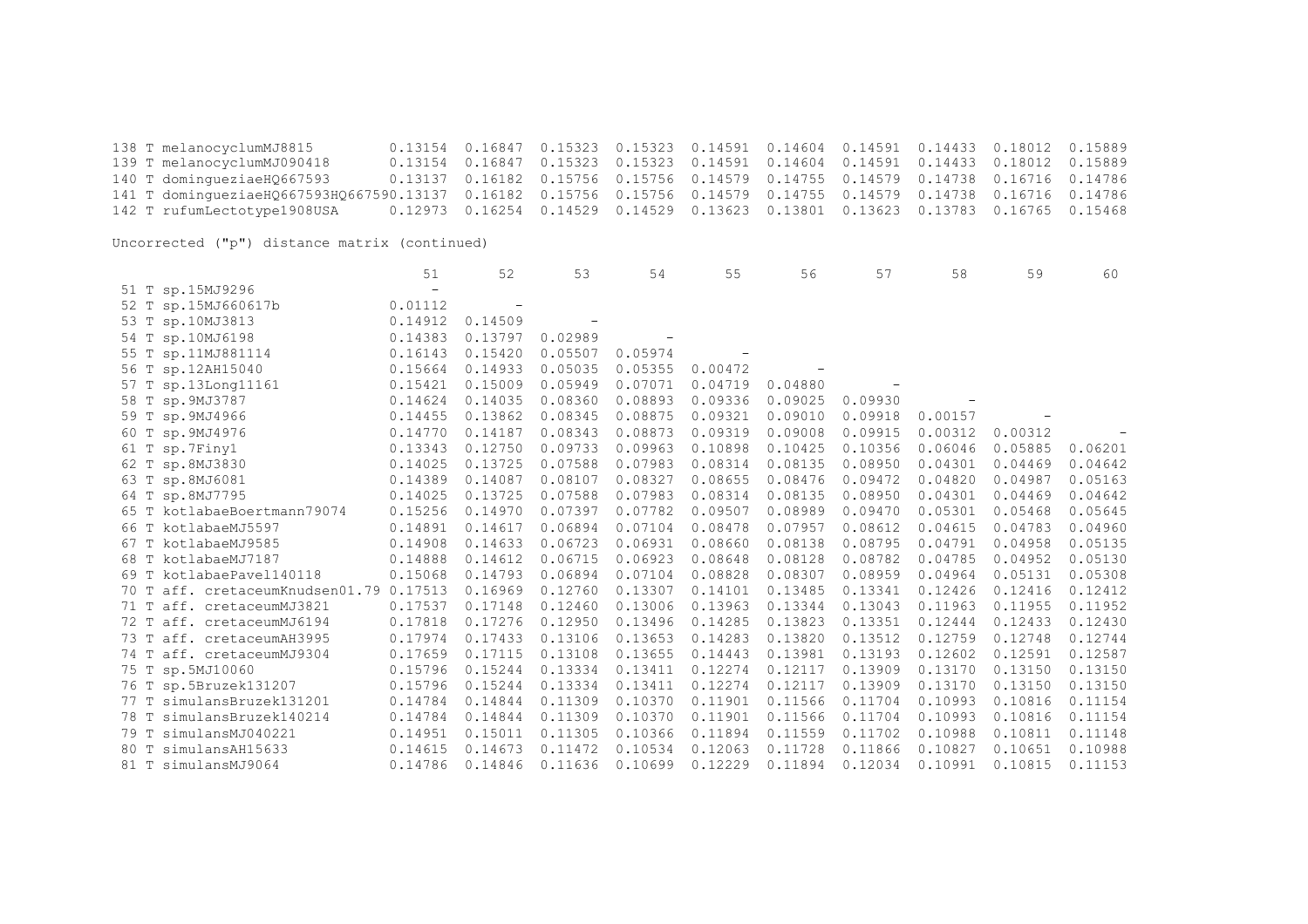| | | | | | | | | | | |
|---|---|---|---|---|---|---|---|---|---|---|
| 138 T melanocyclumMJ8815 | 0.13154 | 0.16847 | 0.15323 | 0.15323 | 0.14591 | 0.14604 | 0.14591 | 0.14433 | 0.18012 | 0.15889 |
| 139 T melanocyclumMJ090418 | 0.13154 | 0.16847 | 0.15323 | 0.15323 | 0.14591 | 0.14604 | 0.14591 | 0.14433 | 0.18012 | 0.15889 |
| 140 T domingueziaeHQ667593 | 0.13137 | 0.16182 | 0.15756 | 0.15756 | 0.14579 | 0.14755 | 0.14579 | 0.14738 | 0.16716 | 0.14786 |
| 141 T domingueziaeHQ667593HQ66759 | 0.13137 | 0.16182 | 0.15756 | 0.15756 | 0.14579 | 0.14755 | 0.14579 | 0.14738 | 0.16716 | 0.14786 |
| 142 T rufumLectotype1908USA | 0.12973 | 0.16254 | 0.14529 | 0.14529 | 0.13623 | 0.13801 | 0.13623 | 0.13783 | 0.16765 | 0.15468 |

Uncorrected ("p") distance matrix (continued)

| | 51 | 52 | 53 | 54 | 55 | 56 | 57 | 58 | 59 | 60 |
|---|---|---|---|---|---|---|---|---|---|---|
| 51 T sp.15MJ9296 | - | | | | | | | | | |
| 52 T sp.15MJ660617b | 0.01112 | - | | | | | | | | |
| 53 T sp.10MJ3813 | 0.14912 | 0.14509 | - | | | | | | | |
| 54 T sp.10MJ6198 | 0.14383 | 0.13797 | 0.02989 | - | | | | | | |
| 55 T sp.11MJ881114 | 0.16143 | 0.15420 | 0.05507 | 0.05974 | - | | | | | |
| 56 T sp.12AH15040 | 0.15664 | 0.14933 | 0.05035 | 0.05355 | 0.00472 | - | | | | |
| 57 T sp.13Long11161 | 0.15421 | 0.15009 | 0.05949 | 0.07071 | 0.04719 | 0.04880 | - | | | |
| 58 T sp.9MJ3787 | 0.14624 | 0.14035 | 0.08360 | 0.08893 | 0.09336 | 0.09025 | 0.09930 | - | | |
| 59 T sp.9MJ4966 | 0.14455 | 0.13862 | 0.08345 | 0.08875 | 0.09321 | 0.09010 | 0.09918 | 0.00157 | - | |
| 60 T sp.9MJ4976 | 0.14770 | 0.14187 | 0.08343 | 0.08873 | 0.09319 | 0.09008 | 0.09915 | 0.00312 | 0.00312 | - |
| 61 T sp.7Finy1 | 0.13343 | 0.12750 | 0.09733 | 0.09963 | 0.10898 | 0.10425 | 0.10356 | 0.06046 | 0.05885 | 0.06201 |
| 62 T sp.8MJ3830 | 0.14025 | 0.13725 | 0.07588 | 0.07983 | 0.08314 | 0.08135 | 0.08950 | 0.04301 | 0.04469 | 0.04642 |
| 63 T sp.8MJ6081 | 0.14389 | 0.14087 | 0.08107 | 0.08327 | 0.08655 | 0.08476 | 0.09472 | 0.04820 | 0.04987 | 0.05163 |
| 64 T sp.8MJ7795 | 0.14025 | 0.13725 | 0.07588 | 0.07983 | 0.08314 | 0.08135 | 0.08950 | 0.04301 | 0.04469 | 0.04642 |
| 65 T kotlabaeBoertmann79074 | 0.15256 | 0.14970 | 0.07397 | 0.07782 | 0.09507 | 0.08989 | 0.09470 | 0.05301 | 0.05468 | 0.05645 |
| 66 T kotlabaeMJ5597 | 0.14891 | 0.14617 | 0.06894 | 0.07104 | 0.08478 | 0.07957 | 0.08612 | 0.04615 | 0.04783 | 0.04960 |
| 67 T kotlabaeMJ9585 | 0.14908 | 0.14633 | 0.06723 | 0.06931 | 0.08660 | 0.08138 | 0.08795 | 0.04791 | 0.04958 | 0.05135 |
| 68 T kotlabaeMJ7187 | 0.14888 | 0.14612 | 0.06715 | 0.06923 | 0.08648 | 0.08128 | 0.08782 | 0.04785 | 0.04952 | 0.05130 |
| 69 T kotlabaePavel140118 | 0.15068 | 0.14793 | 0.06894 | 0.07104 | 0.08828 | 0.08307 | 0.08959 | 0.04964 | 0.05131 | 0.05308 |
| 70 T aff. cretaceumKnudsen01.79 | 0.17513 | 0.16969 | 0.12760 | 0.13307 | 0.14101 | 0.13485 | 0.13341 | 0.12426 | 0.12416 | 0.12412 |
| 71 T aff. cretaceumMJ3821 | 0.17537 | 0.17148 | 0.12460 | 0.13006 | 0.13963 | 0.13344 | 0.13043 | 0.11963 | 0.11955 | 0.11952 |
| 72 T aff. cretaceumMJ6194 | 0.17818 | 0.17276 | 0.12950 | 0.13496 | 0.14285 | 0.13823 | 0.13351 | 0.12444 | 0.12433 | 0.12430 |
| 73 T aff. cretaceumAH3995 | 0.17974 | 0.17433 | 0.13106 | 0.13653 | 0.14283 | 0.13820 | 0.13512 | 0.12759 | 0.12748 | 0.12744 |
| 74 T aff. cretaceumMJ9304 | 0.17659 | 0.17115 | 0.13108 | 0.13655 | 0.14443 | 0.13981 | 0.13193 | 0.12602 | 0.12591 | 0.12587 |
| 75 T sp.5MJ10060 | 0.15796 | 0.15244 | 0.13334 | 0.13411 | 0.12274 | 0.12117 | 0.13909 | 0.13170 | 0.13150 | 0.13150 |
| 76 T sp.5Bruzek131207 | 0.15796 | 0.15244 | 0.13334 | 0.13411 | 0.12274 | 0.12117 | 0.13909 | 0.13170 | 0.13150 | 0.13150 |
| 77 T simulansBruzek131201 | 0.14784 | 0.14844 | 0.11309 | 0.10370 | 0.11901 | 0.11566 | 0.11704 | 0.10993 | 0.10816 | 0.11154 |
| 78 T simulansBruzek140214 | 0.14784 | 0.14844 | 0.11309 | 0.10370 | 0.11901 | 0.11566 | 0.11704 | 0.10993 | 0.10816 | 0.11154 |
| 79 T simulansMJ040221 | 0.14951 | 0.15011 | 0.11305 | 0.10366 | 0.11894 | 0.11559 | 0.11702 | 0.10988 | 0.10811 | 0.11148 |
| 80 T simulansAH15633 | 0.14615 | 0.14673 | 0.11472 | 0.10534 | 0.12063 | 0.11728 | 0.11866 | 0.10827 | 0.10651 | 0.10988 |
| 81 T simulansMJ9064 | 0.14786 | 0.14846 | 0.11636 | 0.10699 | 0.12229 | 0.11894 | 0.12034 | 0.10991 | 0.10815 | 0.11153 |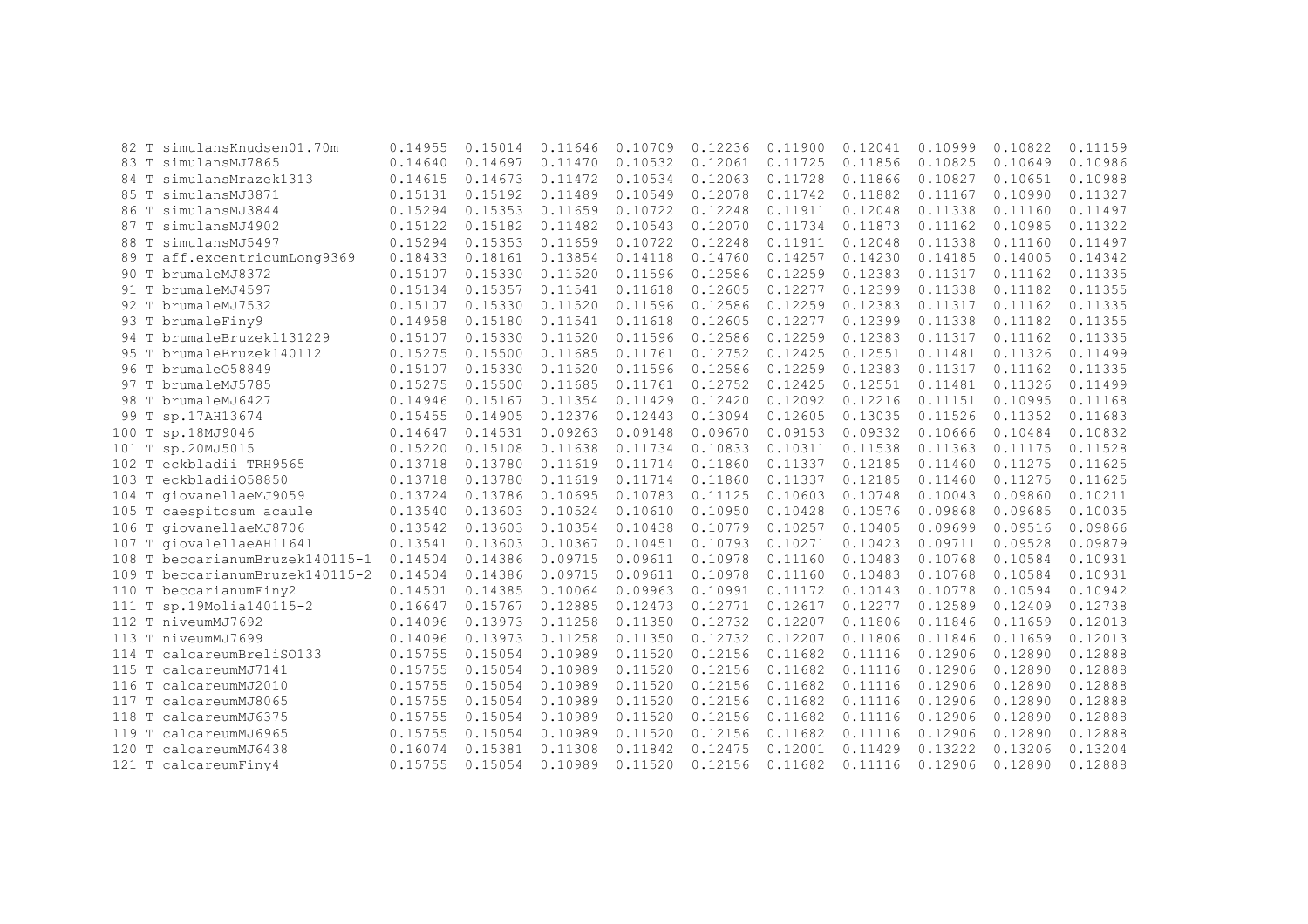```
 82 T simulansKnudsen01.70m      0.14955  0.15014  0.11646  0.10709  0.12236  0.11900  0.12041  0.10999  0.10822  0.11159
 83 T simulansMJ7865             0.14640  0.14697  0.11470  0.10532  0.12061  0.11725  0.11856  0.10825  0.10649  0.10986
 84 T simulansMrazek1313         0.14615  0.14673  0.11472  0.10534  0.12063  0.11728  0.11866  0.10827  0.10651  0.10988
 85 T simulansMJ3871             0.15131  0.15192  0.11489  0.10549  0.12078  0.11742  0.11882  0.11167  0.10990  0.11327
 86 T simulansMJ3844             0.15294  0.15353  0.11659  0.10722  0.12248  0.11911  0.12048  0.11338  0.11160  0.11497
 87 T simulansMJ4902             0.15122  0.15182  0.11482  0.10543  0.12070  0.11734  0.11873  0.11162  0.10985  0.11322
 88 T simulansMJ5497             0.15294  0.15353  0.11659  0.10722  0.12248  0.11911  0.12048  0.11338  0.11160  0.11497
 89 T aff.excentricumLong9369    0.18433  0.18161  0.13854  0.14118  0.14760  0.14257  0.14230  0.14185  0.14005  0.14342
 90 T brumaleMJ8372              0.15107  0.15330  0.11520  0.11596  0.12586  0.12259  0.12383  0.11317  0.11162  0.11335
 91 T brumaleMJ4597              0.15134  0.15357  0.11541  0.11618  0.12605  0.12277  0.12399  0.11338  0.11182  0.11355
 92 T brumaleMJ7532              0.15107  0.15330  0.11520  0.11596  0.12586  0.12259  0.12383  0.11317  0.11162  0.11335
 93 T brumaleFiny9               0.14958  0.15180  0.11541  0.11618  0.12605  0.12277  0.12399  0.11338  0.11182  0.11355
 94 T brumaleBruzek131229        0.15107  0.15330  0.11520  0.11596  0.12586  0.12259  0.12383  0.11317  0.11162  0.11335
 95 T brumaleBruzek140112        0.15275  0.15500  0.11685  0.11761  0.12752  0.12425  0.12551  0.11481  0.11326  0.11499
 96 T brumaleO58849              0.15107  0.15330  0.11520  0.11596  0.12586  0.12259  0.12383  0.11317  0.11162  0.11335
 97 T brumaleMJ5785              0.15275  0.15500  0.11685  0.11761  0.12752  0.12425  0.12551  0.11481  0.11326  0.11499
 98 T brumaleMJ6427              0.14946  0.15167  0.11354  0.11429  0.12420  0.12092  0.12216  0.11151  0.10995  0.11168
 99 T sp.17AH13674               0.15455  0.14905  0.12376  0.12443  0.13094  0.12605  0.13035  0.11526  0.11352  0.11683
100 T sp.18MJ9046                0.14647  0.14531  0.09263  0.09148  0.09670  0.09153  0.09332  0.10666  0.10484  0.10832
101 T sp.20MJ5015                0.15220  0.15108  0.11638  0.11734  0.10833  0.10311  0.11538  0.11363  0.11175  0.11528
102 T eckbladii TRH9565          0.13718  0.13780  0.11619  0.11714  0.11860  0.11337  0.12185  0.11460  0.11275  0.11625
103 T eckbladiiO58850            0.13718  0.13780  0.11619  0.11714  0.11860  0.11337  0.12185  0.11460  0.11275  0.11625
104 T giovanellaeMJ9059          0.13724  0.13786  0.10695  0.10783  0.11125  0.10603  0.10748  0.10043  0.09860  0.10211
105 T caespitosum acaule        0.13540  0.13603  0.10524  0.10610  0.10950  0.10428  0.10576  0.09868  0.09685  0.10035
106 T giovanellaeMJ8706          0.13542  0.13603  0.10354  0.10438  0.10779  0.10257  0.10405  0.09699  0.09516  0.09866
107 T giovalellaeAH11641         0.13541  0.13603  0.10367  0.10451  0.10793  0.10271  0.10423  0.09711  0.09528  0.09879
108 T beccarianumBruzek140115-1  0.14504  0.14386  0.09715  0.09611  0.10978  0.11160  0.10483  0.10768  0.10584  0.10931
109 T beccarianumBruzek140115-2  0.14504  0.14386  0.09715  0.09611  0.10978  0.11160  0.10483  0.10768  0.10584  0.10931
110 T beccarianumFiny2           0.14501  0.14385  0.10064  0.09963  0.10991  0.11172  0.10143  0.10778  0.10594  0.10942
111 T sp.19Molia140115-2         0.16647  0.15767  0.12885  0.12473  0.12771  0.12617  0.12277  0.12589  0.12409  0.12738
112 T niveumMJ7692               0.14096  0.13973  0.11258  0.11350  0.12732  0.12207  0.11806  0.11846  0.11659  0.12013
113 T niveumMJ7699               0.14096  0.13973  0.11258  0.11350  0.12732  0.12207  0.11806  0.11846  0.11659  0.12013
114 T calcareumBreliSO133        0.15755  0.15054  0.10989  0.11520  0.12156  0.11682  0.11116  0.12906  0.12890  0.12888
115 T calcareumMJ7141            0.15755  0.15054  0.10989  0.11520  0.12156  0.11682  0.11116  0.12906  0.12890  0.12888
116 T calcareumMJ2010            0.15755  0.15054  0.10989  0.11520  0.12156  0.11682  0.11116  0.12906  0.12890  0.12888
117 T calcareumMJ8065            0.15755  0.15054  0.10989  0.11520  0.12156  0.11682  0.11116  0.12906  0.12890  0.12888
118 T calcareumMJ6375            0.15755  0.15054  0.10989  0.11520  0.12156  0.11682  0.11116  0.12906  0.12890  0.12888
119 T calcareumMJ6965            0.15755  0.15054  0.10989  0.11520  0.12156  0.11682  0.11116  0.12906  0.12890  0.12888
120 T calcareumMJ6438            0.16074  0.15381  0.11308  0.11842  0.12475  0.12001  0.11429  0.13222  0.13206  0.13204
121 T calcareumFiny4             0.15755  0.15054  0.10989  0.11520  0.12156  0.11682  0.11116  0.12906  0.12890  0.12888
```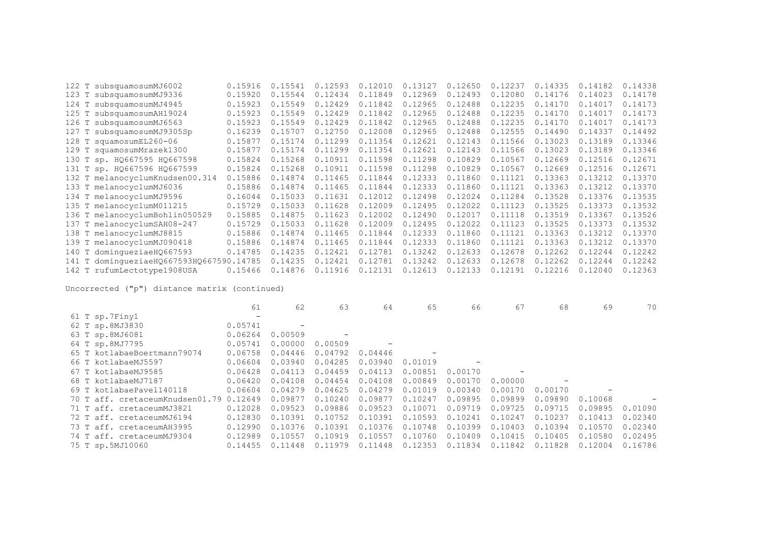| | | | | | | | | | | |
|---|---|---|---|---|---|---|---|---|---|---|
| 122 T subsquamosumMJ6002 | 0.15916 | 0.15541 | 0.12593 | 0.12010 | 0.13127 | 0.12650 | 0.12237 | 0.14335 | 0.14182 | 0.14338 |
| 123 T subsquamosumMJ9336 | 0.15920 | 0.15544 | 0.12434 | 0.11849 | 0.12969 | 0.12493 | 0.12080 | 0.14176 | 0.14023 | 0.14178 |
| 124 T subsquamosumMJ4945 | 0.15923 | 0.15549 | 0.12429 | 0.11842 | 0.12965 | 0.12488 | 0.12235 | 0.14170 | 0.14017 | 0.14173 |
| 125 T subsquamosumAH19024 | 0.15923 | 0.15549 | 0.12429 | 0.11842 | 0.12965 | 0.12488 | 0.12235 | 0.14170 | 0.14017 | 0.14173 |
| 126 T subsquamosumMJ6563 | 0.15923 | 0.15549 | 0.12429 | 0.11842 | 0.12965 | 0.12488 | 0.12235 | 0.14170 | 0.14017 | 0.14173 |
| 127 T subsquamosumMJ9305Sp | 0.16239 | 0.15707 | 0.12750 | 0.12008 | 0.12965 | 0.12488 | 0.12555 | 0.14490 | 0.14337 | 0.14492 |
| 128 T squamosumEL260-06 | 0.15877 | 0.15174 | 0.11299 | 0.11354 | 0.12621 | 0.12143 | 0.11566 | 0.13023 | 0.13189 | 0.13346 |
| 129 T squamosumMrazek1300 | 0.15877 | 0.15174 | 0.11299 | 0.11354 | 0.12621 | 0.12143 | 0.11566 | 0.13023 | 0.13189 | 0.13346 |
| 130 T sp. HQ667595 HQ667598 | 0.15824 | 0.15268 | 0.10911 | 0.11598 | 0.11298 | 0.10829 | 0.10567 | 0.12669 | 0.12516 | 0.12671 |
| 131 T sp. HQ667596 HQ667599 | 0.15824 | 0.15268 | 0.10911 | 0.11598 | 0.11298 | 0.10829 | 0.10567 | 0.12669 | 0.12516 | 0.12671 |
| 132 T melanocyclumKnudsen00.314 | 0.15886 | 0.14874 | 0.11465 | 0.11844 | 0.12333 | 0.11860 | 0.11121 | 0.13363 | 0.13212 | 0.13370 |
| 133 T melanocyclumMJ6036 | 0.15886 | 0.14874 | 0.11465 | 0.11844 | 0.12333 | 0.11860 | 0.11121 | 0.13363 | 0.13212 | 0.13370 |
| 134 T melanocyclumMJ9596 | 0.16044 | 0.15033 | 0.11631 | 0.12012 | 0.12498 | 0.12024 | 0.11284 | 0.13528 | 0.13376 | 0.13535 |
| 135 T melanocyclumM011215 | 0.15729 | 0.15033 | 0.11628 | 0.12009 | 0.12495 | 0.12022 | 0.11123 | 0.13525 | 0.13373 | 0.13532 |
| 136 T melanocyclumBohlin050529 | 0.15885 | 0.14875 | 0.11623 | 0.12002 | 0.12490 | 0.12017 | 0.11118 | 0.13519 | 0.13367 | 0.13526 |
| 137 T melanocyclumSAH08-247 | 0.15729 | 0.15033 | 0.11628 | 0.12009 | 0.12495 | 0.12022 | 0.11123 | 0.13525 | 0.13373 | 0.13532 |
| 138 T melanocyclumMJ8815 | 0.15886 | 0.14874 | 0.11465 | 0.11844 | 0.12333 | 0.11860 | 0.11121 | 0.13363 | 0.13212 | 0.13370 |
| 139 T melanocyclumMJ090418 | 0.15886 | 0.14874 | 0.11465 | 0.11844 | 0.12333 | 0.11860 | 0.11121 | 0.13363 | 0.13212 | 0.13370 |
| 140 T dominqueziaeHQ667593 | 0.14785 | 0.14235 | 0.12421 | 0.12781 | 0.13242 | 0.12633 | 0.12678 | 0.12262 | 0.12244 | 0.12242 |
| 141 T dominqueziaeHQ667593HQ66759 | 0.14785 | 0.14235 | 0.12421 | 0.12781 | 0.13242 | 0.12633 | 0.12678 | 0.12262 | 0.12244 | 0.12242 |
| 142 T rufumLectotype1908USA | 0.15466 | 0.14876 | 0.11916 | 0.12131 | 0.12613 | 0.12133 | 0.12191 | 0.12216 | 0.12040 | 0.12363 |

Uncorrected ("p") distance matrix (continued)

| | 61 | 62 | 63 | 64 | 65 | 66 | 67 | 68 | 69 | 70 |
|---|---|---|---|---|---|---|---|---|---|---|
| 61 T sp.7Finy1 | - | | | | | | | | | |
| 62 T sp.8MJ3830 | 0.05741 | - | | | | | | | | |
| 63 T sp.8MJ6081 | 0.06264 | 0.00509 | - | | | | | | | |
| 64 T sp.8MJ7795 | 0.05741 | 0.00000 | 0.00509 | - | | | | | | |
| 65 T kotlabaeBoertmann79074 | 0.06758 | 0.04446 | 0.04792 | 0.04446 | - | | | | | |
| 66 T kotlabaeMJ5597 | 0.06604 | 0.03940 | 0.04285 | 0.03940 | 0.01019 | - | | | | |
| 67 T kotlabaeMJ9585 | 0.06428 | 0.04113 | 0.04459 | 0.04113 | 0.00851 | 0.00170 | - | | | |
| 68 T kotlabaeMJ7187 | 0.06420 | 0.04108 | 0.04454 | 0.04108 | 0.00849 | 0.00170 | 0.00000 | - | | |
| 69 T kotlabaePavel140118 | 0.06604 | 0.04279 | 0.04625 | 0.04279 | 0.01019 | 0.00340 | 0.00170 | 0.00170 | - | |
| 70 T aff. cretaceumKnudsen01.79 | 0.12649 | 0.09877 | 0.10240 | 0.09877 | 0.10247 | 0.09895 | 0.09899 | 0.09890 | 0.10068 | - |
| 71 T aff. cretaceumMJ3821 | 0.12028 | 0.09523 | 0.09886 | 0.09523 | 0.10071 | 0.09719 | 0.09725 | 0.09715 | 0.09895 | 0.01090 |
| 72 T aff. cretaceumMJ6194 | 0.12830 | 0.10391 | 0.10752 | 0.10391 | 0.10593 | 0.10241 | 0.10247 | 0.10237 | 0.10413 | 0.02340 |
| 73 T aff. cretaceumAH3995 | 0.12990 | 0.10376 | 0.10391 | 0.10376 | 0.10748 | 0.10399 | 0.10403 | 0.10394 | 0.10570 | 0.02340 |
| 74 T aff. cretaceumMJ9304 | 0.12989 | 0.10557 | 0.10919 | 0.10557 | 0.10760 | 0.10409 | 0.10415 | 0.10405 | 0.10580 | 0.02495 |
| 75 T sp.5MJ10060 | 0.14455 | 0.11448 | 0.11979 | 0.11448 | 0.12353 | 0.11834 | 0.11842 | 0.11828 | 0.12004 | 0.16786 |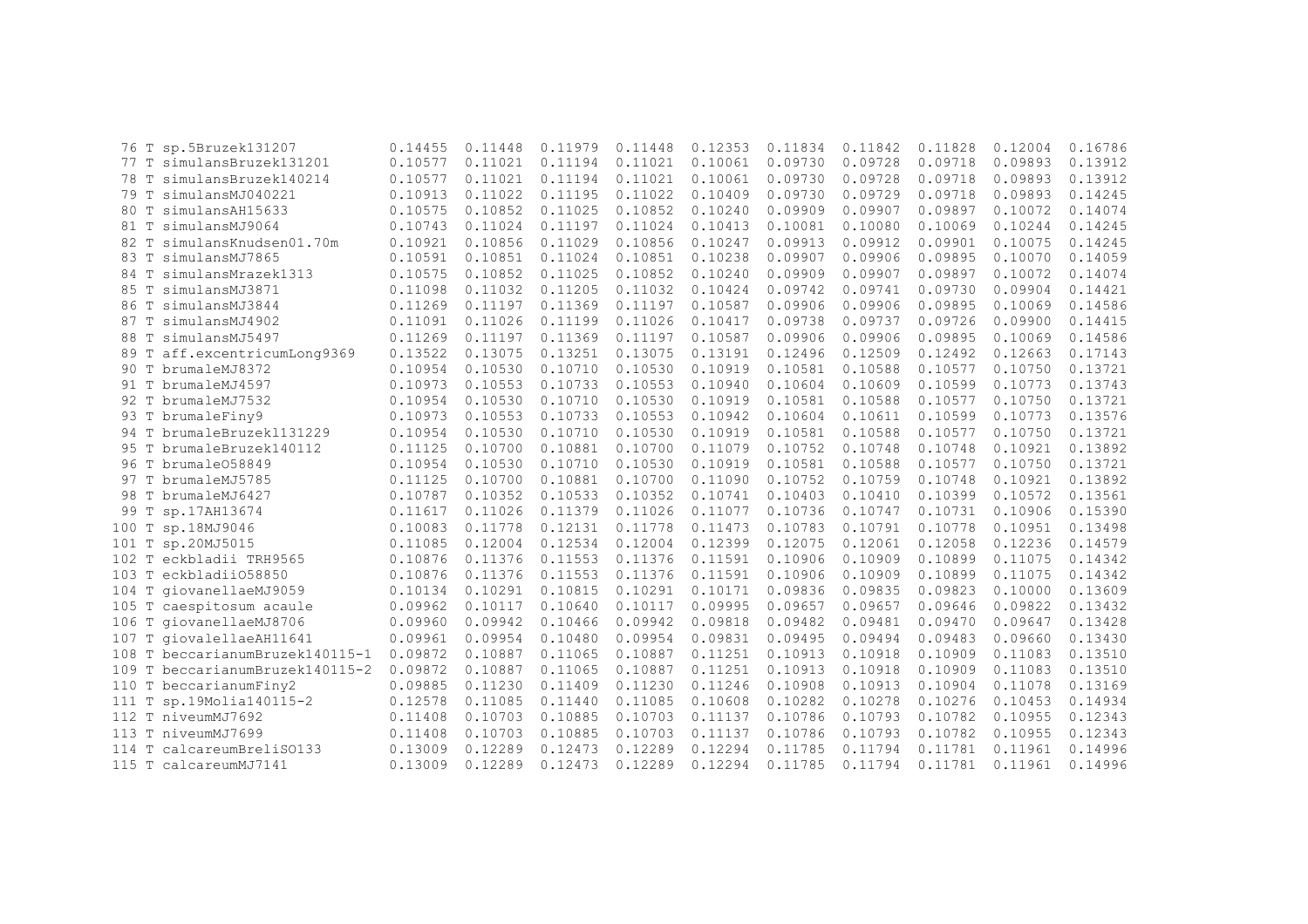```
 76 T sp.5Bruzek131207          0.14455  0.11448  0.11979  0.11448  0.12353  0.11834  0.11842  0.11828  0.12004  0.16786
 77 T simulansBruzek131201      0.10577  0.11021  0.11194  0.11021  0.10061  0.09730  0.09728  0.09718  0.09893  0.13912
 78 T simulansBruzek140214      0.10577  0.11021  0.11194  0.11021  0.10061  0.09730  0.09728  0.09718  0.09893  0.13912
 79 T simulansMJ040221          0.10913  0.11022  0.11195  0.11022  0.10409  0.09730  0.09729  0.09718  0.09893  0.14245
 80 T simulansAH15633           0.10575  0.10852  0.11025  0.10852  0.10240  0.09909  0.09907  0.09897  0.10072  0.14074
 81 T simulansMJ9064            0.10743  0.11024  0.11197  0.11024  0.10413  0.10081  0.10080  0.10069  0.10244  0.14245
 82 T simulansKnudsen01.70m     0.10921  0.10856  0.11029  0.10856  0.10247  0.09913  0.09912  0.09901  0.10075  0.14245
 83 T simulansMJ7865            0.10591  0.10851  0.11024  0.10851  0.10238  0.09907  0.09906  0.09895  0.10070  0.14059
 84 T simulansMrazek1313        0.10575  0.10852  0.11025  0.10852  0.10240  0.09909  0.09907  0.09897  0.10072  0.14074
 85 T simulansMJ3871            0.11098  0.11032  0.11205  0.11032  0.10424  0.09742  0.09741  0.09730  0.09904  0.14421
 86 T simulansMJ3844            0.11269  0.11197  0.11369  0.11197  0.10587  0.09906  0.09906  0.09895  0.10069  0.14586
 87 T simulansMJ4902            0.11091  0.11026  0.11199  0.11026  0.10417  0.09738  0.09737  0.09726  0.09900  0.14415
 88 T simulansMJ5497            0.11269  0.11197  0.11369  0.11197  0.10587  0.09906  0.09906  0.09895  0.10069  0.14586
 89 T aff.excentricumLong9369   0.13522  0.13075  0.13251  0.13075  0.13191  0.12496  0.12509  0.12492  0.12663  0.17143
 90 T brumaleMJ8372             0.10954  0.10530  0.10710  0.10530  0.10919  0.10581  0.10588  0.10577  0.10750  0.13721
 91 T brumaleMJ4597             0.10973  0.10553  0.10733  0.10553  0.10940  0.10604  0.10609  0.10599  0.10773  0.13743
 92 T brumaleMJ7532             0.10954  0.10530  0.10710  0.10530  0.10919  0.10581  0.10588  0.10577  0.10750  0.13721
 93 T brumaleFiny9              0.10973  0.10553  0.10733  0.10553  0.10942  0.10604  0.10611  0.10599  0.10773  0.13576
 94 T brumaleBruzek1131229      0.10954  0.10530  0.10710  0.10530  0.10919  0.10581  0.10588  0.10577  0.10750  0.13721
 95 T brumaleBruzek140112       0.11125  0.10700  0.10881  0.10700  0.11079  0.10752  0.10748  0.10748  0.10921  0.13892
 96 T brumaleO58849             0.10954  0.10530  0.10710  0.10530  0.10919  0.10581  0.10588  0.10577  0.10750  0.13721
 97 T brumaleMJ5785             0.11125  0.10700  0.10881  0.10700  0.11090  0.10752  0.10759  0.10748  0.10921  0.13892
 98 T brumaleMJ6427             0.10787  0.10352  0.10533  0.10352  0.10741  0.10403  0.10410  0.10399  0.10572  0.13561
 99 T sp.17AH13674              0.11617  0.11026  0.11379  0.11026  0.11077  0.10736  0.10747  0.10731  0.10906  0.15390
100 T sp.18MJ9046               0.10083  0.11778  0.12131  0.11778  0.11473  0.10783  0.10791  0.10778  0.10951  0.13498
101 T sp.20MJ5015               0.11085  0.12004  0.12534  0.12004  0.12399  0.12075  0.12061  0.12058  0.12236  0.14579
102 T eckbladii TRH9565         0.10876  0.11376  0.11553  0.11376  0.11591  0.10906  0.10909  0.10899  0.11075  0.14342
103 T eckbladiiO58850           0.10876  0.11376  0.11553  0.11376  0.11591  0.10906  0.10909  0.10899  0.11075  0.14342
104 T giovanellaeMJ9059         0.10134  0.10291  0.10815  0.10291  0.10171  0.09836  0.09835  0.09823  0.10000  0.13609
105 T caespitosum acaule        0.09962  0.10117  0.10640  0.10117  0.09995  0.09657  0.09657  0.09646  0.09822  0.13432
106 T giovanellaeMJ8706         0.09960  0.09942  0.10466  0.09942  0.09818  0.09482  0.09481  0.09470  0.09647  0.13428
107 T giovalellaeAH11641        0.09961  0.09954  0.10480  0.09954  0.09831  0.09495  0.09494  0.09483  0.09660  0.13430
108 T beccarianumBruzek140115-1 0.09872  0.10887  0.11065  0.10887  0.11251  0.10913  0.10918  0.10909  0.11083  0.13510
109 T beccarianumBruzek140115-2 0.09872  0.10887  0.11065  0.10887  0.11251  0.10913  0.10918  0.10909  0.11083  0.13510
110 T beccarianumFiny2          0.09885  0.11230  0.11409  0.11230  0.11246  0.10908  0.10913  0.10904  0.11078  0.13169
111 T sp.19Molia140115-2        0.12578  0.11085  0.11440  0.11085  0.10608  0.10282  0.10278  0.10276  0.10453  0.14934
112 T niveumMJ7692              0.11408  0.10703  0.10885  0.10703  0.11137  0.10786  0.10793  0.10782  0.10955  0.12343
113 T niveumMJ7699              0.11408  0.10703  0.10885  0.10703  0.11137  0.10786  0.10793  0.10782  0.10955  0.12343
114 T calcareumBreliSO133       0.13009  0.12289  0.12473  0.12289  0.12294  0.11785  0.11794  0.11781  0.11961  0.14996
115 T calcareumMJ7141           0.13009  0.12289  0.12473  0.12289  0.12294  0.11785  0.11794  0.11781  0.11961  0.14996
```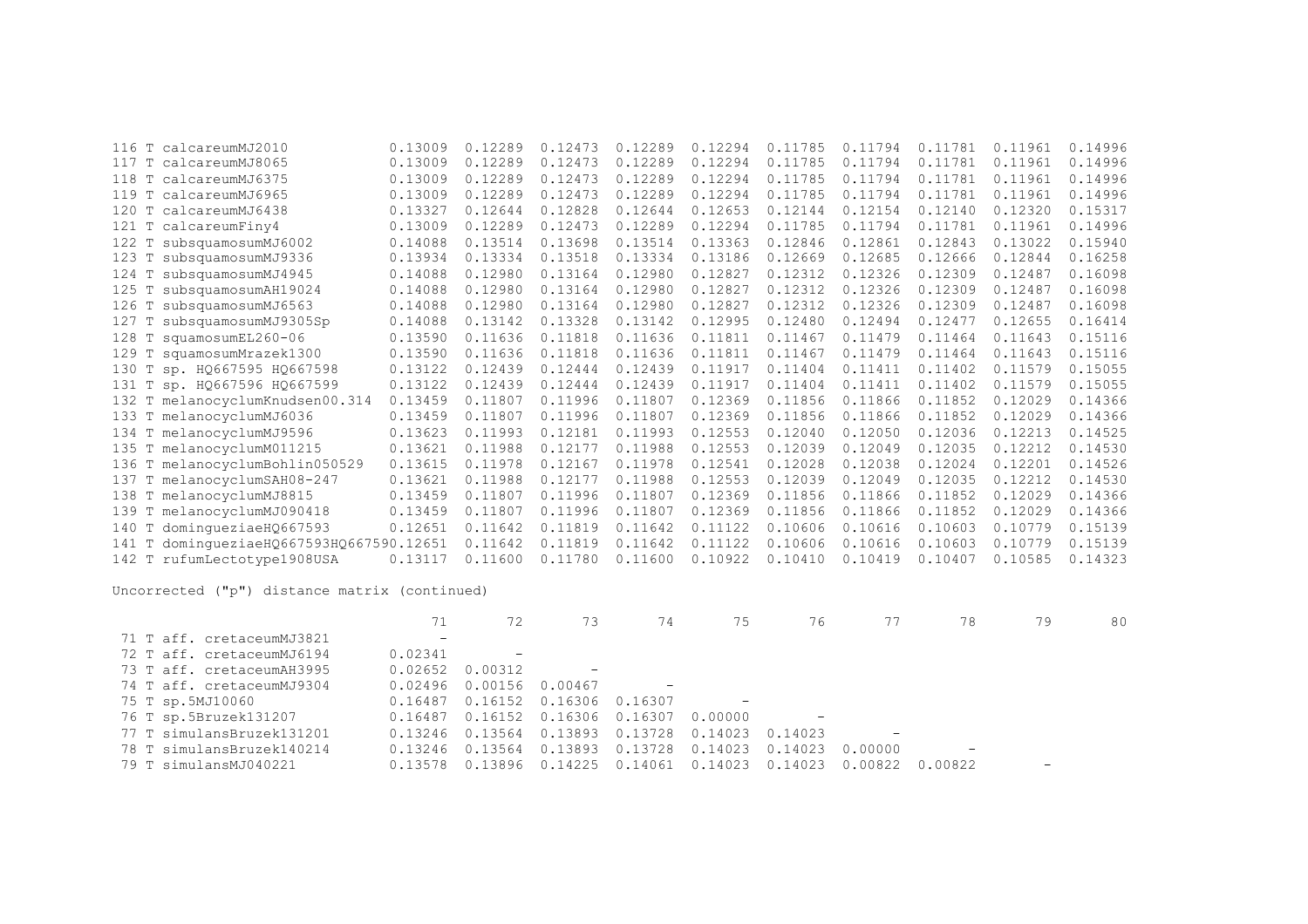| | | | | | | | | | | |
|---|---|---|---|---|---|---|---|---|---|---|
| 116 T calcareumMJ2010 | 0.13009 | 0.12289 | 0.12473 | 0.12289 | 0.12294 | 0.11785 | 0.11794 | 0.11781 | 0.11961 | 0.14996 |
| 117 T calcareumMJ8065 | 0.13009 | 0.12289 | 0.12473 | 0.12289 | 0.12294 | 0.11785 | 0.11794 | 0.11781 | 0.11961 | 0.14996 |
| 118 T calcareumMJ6375 | 0.13009 | 0.12289 | 0.12473 | 0.12289 | 0.12294 | 0.11785 | 0.11794 | 0.11781 | 0.11961 | 0.14996 |
| 119 T calcareumMJ6965 | 0.13009 | 0.12289 | 0.12473 | 0.12289 | 0.12294 | 0.11785 | 0.11794 | 0.11781 | 0.11961 | 0.14996 |
| 120 T calcareumMJ6438 | 0.13327 | 0.12644 | 0.12828 | 0.12644 | 0.12653 | 0.12144 | 0.12154 | 0.12140 | 0.12320 | 0.15317 |
| 121 T calcareumFiny4 | 0.13009 | 0.12289 | 0.12473 | 0.12289 | 0.12294 | 0.11785 | 0.11794 | 0.11781 | 0.11961 | 0.14996 |
| 122 T subsquamosumMJ6002 | 0.14088 | 0.13514 | 0.13698 | 0.13514 | 0.13363 | 0.12846 | 0.12861 | 0.12843 | 0.13022 | 0.15940 |
| 123 T subsquamosumMJ9336 | 0.13934 | 0.13334 | 0.13518 | 0.13334 | 0.13186 | 0.12669 | 0.12685 | 0.12666 | 0.12844 | 0.16258 |
| 124 T subsquamosumMJ4945 | 0.14088 | 0.12980 | 0.13164 | 0.12980 | 0.12827 | 0.12312 | 0.12326 | 0.12309 | 0.12487 | 0.16098 |
| 125 T subsquamosumAH19024 | 0.14088 | 0.12980 | 0.13164 | 0.12980 | 0.12827 | 0.12312 | 0.12326 | 0.12309 | 0.12487 | 0.16098 |
| 126 T subsquamosumMJ6563 | 0.14088 | 0.12980 | 0.13164 | 0.12980 | 0.12827 | 0.12312 | 0.12326 | 0.12309 | 0.12487 | 0.16098 |
| 127 T subsquamosumMJ9305Sp | 0.14088 | 0.13142 | 0.13328 | 0.13142 | 0.12995 | 0.12480 | 0.12494 | 0.12477 | 0.12655 | 0.16414 |
| 128 T squamosumEL260-06 | 0.13590 | 0.11636 | 0.11818 | 0.11636 | 0.11811 | 0.11467 | 0.11479 | 0.11464 | 0.11643 | 0.15116 |
| 129 T squamosumMrazek1300 | 0.13590 | 0.11636 | 0.11818 | 0.11636 | 0.11811 | 0.11467 | 0.11479 | 0.11464 | 0.11643 | 0.15116 |
| 130 T sp. HQ667595 HQ667598 | 0.13122 | 0.12439 | 0.12444 | 0.12439 | 0.11917 | 0.11404 | 0.11411 | 0.11402 | 0.11579 | 0.15055 |
| 131 T sp. HQ667596 HQ667599 | 0.13122 | 0.12439 | 0.12444 | 0.12439 | 0.11917 | 0.11404 | 0.11411 | 0.11402 | 0.11579 | 0.15055 |
| 132 T melanocyclumKnudsen00.314 | 0.13459 | 0.11807 | 0.11996 | 0.11807 | 0.12369 | 0.11856 | 0.11866 | 0.11852 | 0.12029 | 0.14366 |
| 133 T melanocyclumMJ6036 | 0.13459 | 0.11807 | 0.11996 | 0.11807 | 0.12369 | 0.11856 | 0.11866 | 0.11852 | 0.12029 | 0.14366 |
| 134 T melanocyclumMJ9596 | 0.13623 | 0.11993 | 0.12181 | 0.11993 | 0.12553 | 0.12040 | 0.12050 | 0.12036 | 0.12213 | 0.14525 |
| 135 T melanocyclumM011215 | 0.13621 | 0.11988 | 0.12177 | 0.11988 | 0.12553 | 0.12039 | 0.12049 | 0.12035 | 0.12212 | 0.14530 |
| 136 T melanocyclumBohlin050529 | 0.13615 | 0.11978 | 0.12167 | 0.11978 | 0.12541 | 0.12028 | 0.12038 | 0.12024 | 0.12201 | 0.14526 |
| 137 T melanocyclumSAH08-247 | 0.13621 | 0.11988 | 0.12177 | 0.11988 | 0.12553 | 0.12039 | 0.12049 | 0.12035 | 0.12212 | 0.14530 |
| 138 T melanocyclumMJ8815 | 0.13459 | 0.11807 | 0.11996 | 0.11807 | 0.12369 | 0.11856 | 0.11866 | 0.11852 | 0.12029 | 0.14366 |
| 139 T melanocyclumMJ090418 | 0.13459 | 0.11807 | 0.11996 | 0.11807 | 0.12369 | 0.11856 | 0.11866 | 0.11852 | 0.12029 | 0.14366 |
| 140 T domingueziaeHQ667593 | 0.12651 | 0.11642 | 0.11819 | 0.11642 | 0.11122 | 0.10606 | 0.10616 | 0.10603 | 0.10779 | 0.15139 |
| 141 T domingueziaeHQ667593HQ667590 | 0.12651 | 0.11642 | 0.11819 | 0.11642 | 0.11122 | 0.10606 | 0.10616 | 0.10603 | 0.10779 | 0.15139 |
| 142 T rufumLectotype1908USA | 0.13117 | 0.11600 | 0.11780 | 0.11600 | 0.10922 | 0.10410 | 0.10419 | 0.10407 | 0.10585 | 0.14323 |

Uncorrected ("p") distance matrix (continued)

| | 71 | 72 | 73 | 74 | 75 | 76 | 77 | 78 | 79 | 80 |
|---|---|---|---|---|---|---|---|---|---|---|
| 71 T aff. cretaceumMJ3821 | - | | | | | | | | | |
| 72 T aff. cretaceumMJ6194 | 0.02341 | - | | | | | | | | |
| 73 T aff. cretaceumAH3995 | 0.02652 | 0.00312 | - | | | | | | | |
| 74 T aff. cretaceumMJ9304 | 0.02496 | 0.00156 | 0.00467 | - | | | | | | |
| 75 T sp.5MJ10060 | 0.16487 | 0.16152 | 0.16306 | 0.16307 | - | | | | | |
| 76 T sp.5Bruzek131207 | 0.16487 | 0.16152 | 0.16306 | 0.16307 | 0.00000 | - | | | | |
| 77 T simulansBruzek131201 | 0.13246 | 0.13564 | 0.13893 | 0.13728 | 0.14023 | 0.14023 | - | | | |
| 78 T simulansBruzek140214 | 0.13246 | 0.13564 | 0.13893 | 0.13728 | 0.14023 | 0.14023 | 0.00000 | - | | |
| 79 T simulansMJ040221 | 0.13578 | 0.13896 | 0.14225 | 0.14061 | 0.14023 | 0.14023 | 0.00822 | 0.00822 | - | |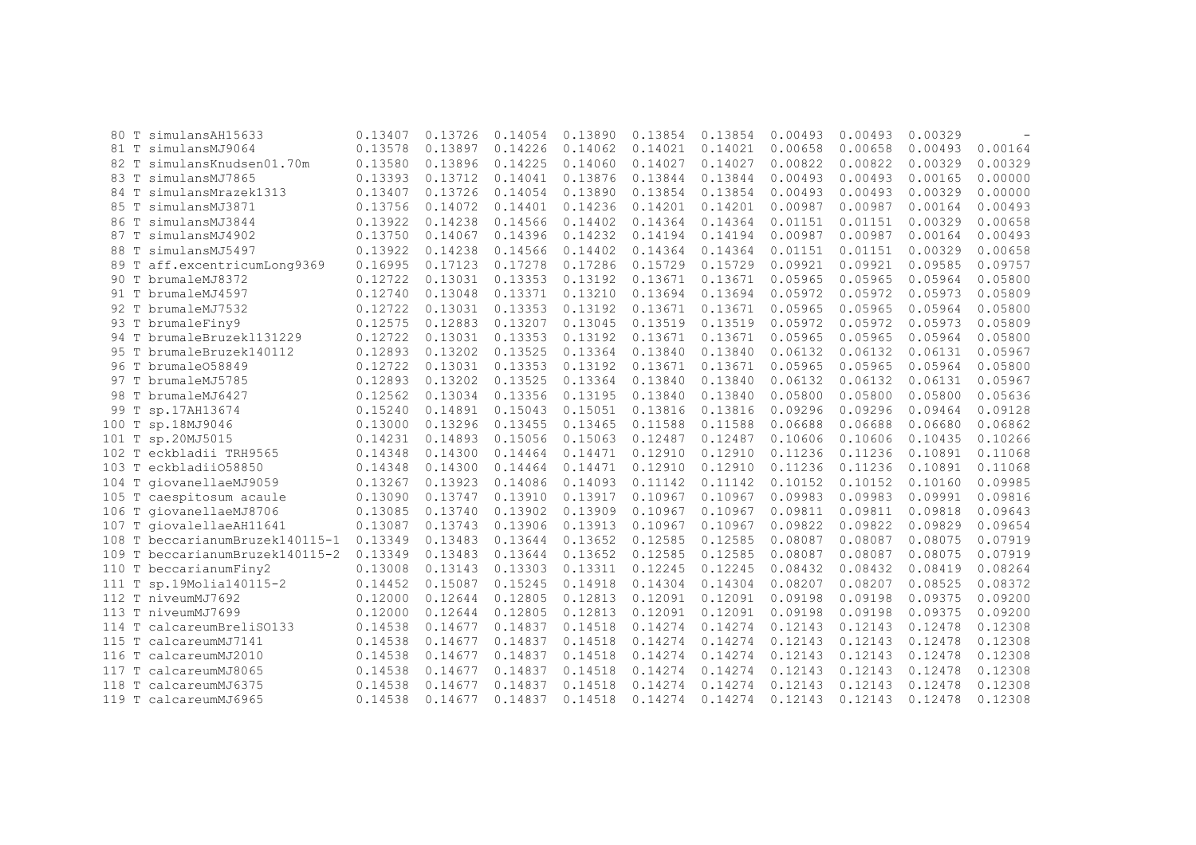| | | | | | | | | | | | |
|---|---|---|---|---|---|---|---|---|---|---|---|
| 80 | T simulansAH15633 | 0.13407 | 0.13726 | 0.14054 | 0.13890 | 0.13854 | 0.13854 | 0.00493 | 0.00493 | 0.00329 | - |
| 81 | T simulansMJ9064 | 0.13578 | 0.13897 | 0.14226 | 0.14062 | 0.14021 | 0.14021 | 0.00658 | 0.00658 | 0.00493 | 0.00164 |
| 82 | T simulansKnudsen01.70m | 0.13580 | 0.13896 | 0.14225 | 0.14060 | 0.14027 | 0.14027 | 0.00822 | 0.00822 | 0.00329 | 0.00329 |
| 83 | T simulansMJ7865 | 0.13393 | 0.13712 | 0.14041 | 0.13876 | 0.13844 | 0.13844 | 0.00493 | 0.00493 | 0.00165 | 0.00000 |
| 84 | T simulansMrazek1313 | 0.13407 | 0.13726 | 0.14054 | 0.13890 | 0.13854 | 0.13854 | 0.00493 | 0.00493 | 0.00329 | 0.00000 |
| 85 | T simulansMJ3871 | 0.13756 | 0.14072 | 0.14401 | 0.14236 | 0.14201 | 0.14201 | 0.00987 | 0.00987 | 0.00164 | 0.00493 |
| 86 | T simulansMJ3844 | 0.13922 | 0.14238 | 0.14566 | 0.14402 | 0.14364 | 0.14364 | 0.01151 | 0.01151 | 0.00329 | 0.00658 |
| 87 | T simulansMJ4902 | 0.13750 | 0.14067 | 0.14396 | 0.14232 | 0.14194 | 0.14194 | 0.00987 | 0.00987 | 0.00164 | 0.00493 |
| 88 | T simulansMJ5497 | 0.13922 | 0.14238 | 0.14566 | 0.14402 | 0.14364 | 0.14364 | 0.01151 | 0.01151 | 0.00329 | 0.00658 |
| 89 | T aff.excentricumLong9369 | 0.16995 | 0.17123 | 0.17278 | 0.17286 | 0.15729 | 0.15729 | 0.09921 | 0.09921 | 0.09585 | 0.09757 |
| 90 | T brumaleMJ8372 | 0.12722 | 0.13031 | 0.13353 | 0.13192 | 0.13671 | 0.13671 | 0.05965 | 0.05965 | 0.05964 | 0.05800 |
| 91 | T brumaleMJ4597 | 0.12740 | 0.13048 | 0.13371 | 0.13210 | 0.13694 | 0.13694 | 0.05972 | 0.05972 | 0.05973 | 0.05809 |
| 92 | T brumaleMJ7532 | 0.12722 | 0.13031 | 0.13353 | 0.13192 | 0.13671 | 0.13671 | 0.05965 | 0.05965 | 0.05964 | 0.05800 |
| 93 | T brumaleFiny9 | 0.12575 | 0.12883 | 0.13207 | 0.13045 | 0.13519 | 0.13519 | 0.05972 | 0.05972 | 0.05973 | 0.05809 |
| 94 | T brumaleBruzek131229 | 0.12722 | 0.13031 | 0.13353 | 0.13192 | 0.13671 | 0.13671 | 0.05965 | 0.05965 | 0.05964 | 0.05800 |
| 95 | T brumaleBruzek140112 | 0.12893 | 0.13202 | 0.13525 | 0.13364 | 0.13840 | 0.13840 | 0.06132 | 0.06132 | 0.06131 | 0.05967 |
| 96 | T brumaleO58849 | 0.12722 | 0.13031 | 0.13353 | 0.13192 | 0.13671 | 0.13671 | 0.05965 | 0.05965 | 0.05964 | 0.05800 |
| 97 | T brumaleMJ5785 | 0.12893 | 0.13202 | 0.13525 | 0.13364 | 0.13840 | 0.13840 | 0.06132 | 0.06132 | 0.06131 | 0.05967 |
| 98 | T brumaleMJ6427 | 0.12562 | 0.13034 | 0.13356 | 0.13195 | 0.13840 | 0.13840 | 0.05800 | 0.05800 | 0.05800 | 0.05636 |
| 99 | T sp.17AH13674 | 0.15240 | 0.14891 | 0.15043 | 0.15051 | 0.13816 | 0.13816 | 0.09296 | 0.09296 | 0.09464 | 0.09128 |
| 100 | T sp.18MJ9046 | 0.13000 | 0.13296 | 0.13455 | 0.13465 | 0.11588 | 0.11588 | 0.06688 | 0.06688 | 0.06680 | 0.06862 |
| 101 | T sp.20MJ5015 | 0.14231 | 0.14893 | 0.15056 | 0.15063 | 0.12487 | 0.12487 | 0.10606 | 0.10606 | 0.10435 | 0.10266 |
| 102 | T eckbladii TRH9565 | 0.14348 | 0.14300 | 0.14464 | 0.14471 | 0.12910 | 0.12910 | 0.11236 | 0.11236 | 0.10891 | 0.11068 |
| 103 | T eckbladiiO58850 | 0.14348 | 0.14300 | 0.14464 | 0.14471 | 0.12910 | 0.12910 | 0.11236 | 0.11236 | 0.10891 | 0.11068 |
| 104 | T giovanellaeMJ9059 | 0.13267 | 0.13923 | 0.14086 | 0.14093 | 0.11142 | 0.11142 | 0.10152 | 0.10152 | 0.10160 | 0.09985 |
| 105 | T caespitosum acaule | 0.13090 | 0.13747 | 0.13910 | 0.13917 | 0.10967 | 0.10967 | 0.09983 | 0.09983 | 0.09991 | 0.09816 |
| 106 | T giovanellaeMJ8706 | 0.13085 | 0.13740 | 0.13902 | 0.13909 | 0.10967 | 0.10967 | 0.09811 | 0.09811 | 0.09818 | 0.09643 |
| 107 | T giovalellaeAH11641 | 0.13087 | 0.13743 | 0.13906 | 0.13913 | 0.10967 | 0.10967 | 0.09822 | 0.09822 | 0.09829 | 0.09654 |
| 108 | T beccarianumBruzek140115-1 | 0.13349 | 0.13483 | 0.13644 | 0.13652 | 0.12585 | 0.12585 | 0.08087 | 0.08087 | 0.08075 | 0.07919 |
| 109 | T beccarianumBruzek140115-2 | 0.13349 | 0.13483 | 0.13644 | 0.13652 | 0.12585 | 0.12585 | 0.08087 | 0.08087 | 0.08075 | 0.07919 |
| 110 | T beccarianumFiny2 | 0.13008 | 0.13143 | 0.13303 | 0.13311 | 0.12245 | 0.12245 | 0.08432 | 0.08432 | 0.08419 | 0.08264 |
| 111 | T sp.19Molia140115-2 | 0.14452 | 0.15087 | 0.15245 | 0.14918 | 0.14304 | 0.14304 | 0.08207 | 0.08207 | 0.08525 | 0.08372 |
| 112 | T niveumMJ7692 | 0.12000 | 0.12644 | 0.12805 | 0.12813 | 0.12091 | 0.12091 | 0.09198 | 0.09198 | 0.09375 | 0.09200 |
| 113 | T niveumMJ7699 | 0.12000 | 0.12644 | 0.12805 | 0.12813 | 0.12091 | 0.12091 | 0.09198 | 0.09198 | 0.09375 | 0.09200 |
| 114 | T calcareumBreliSO133 | 0.14538 | 0.14677 | 0.14837 | 0.14518 | 0.14274 | 0.14274 | 0.12143 | 0.12143 | 0.12478 | 0.12308 |
| 115 | T calcareumMJ7141 | 0.14538 | 0.14677 | 0.14837 | 0.14518 | 0.14274 | 0.14274 | 0.12143 | 0.12143 | 0.12478 | 0.12308 |
| 116 | T calcareumMJ2010 | 0.14538 | 0.14677 | 0.14837 | 0.14518 | 0.14274 | 0.14274 | 0.12143 | 0.12143 | 0.12478 | 0.12308 |
| 117 | T calcareumMJ8065 | 0.14538 | 0.14677 | 0.14837 | 0.14518 | 0.14274 | 0.14274 | 0.12143 | 0.12143 | 0.12478 | 0.12308 |
| 118 | T calcareumMJ6375 | 0.14538 | 0.14677 | 0.14837 | 0.14518 | 0.14274 | 0.14274 | 0.12143 | 0.12143 | 0.12478 | 0.12308 |
| 119 | T calcareumMJ6965 | 0.14538 | 0.14677 | 0.14837 | 0.14518 | 0.14274 | 0.14274 | 0.12143 | 0.12143 | 0.12478 | 0.12308 |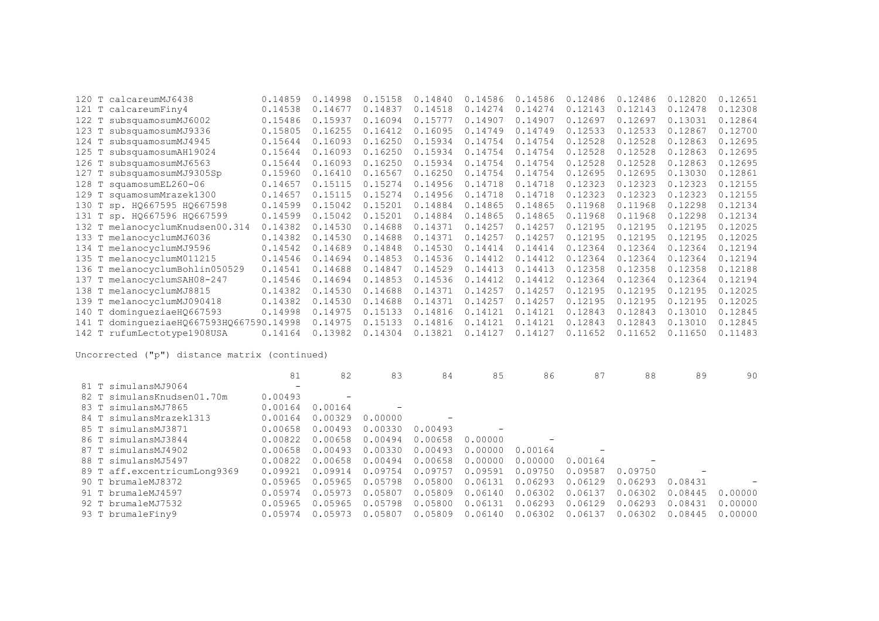| | | | | | | | | | | |
|---|---|---|---|---|---|---|---|---|---|---|
| 120 T calcareumMJ6438 | 0.14859 | 0.14998 | 0.15158 | 0.14840 | 0.14586 | 0.14586 | 0.12486 | 0.12486 | 0.12820 | 0.12651 |
| 121 T calcareumFiny4 | 0.14538 | 0.14677 | 0.14837 | 0.14518 | 0.14274 | 0.14274 | 0.12143 | 0.12143 | 0.12478 | 0.12308 |
| 122 T subsquamosumMJ6002 | 0.15486 | 0.15937 | 0.16094 | 0.15777 | 0.14907 | 0.14907 | 0.12697 | 0.12697 | 0.13031 | 0.12864 |
| 123 T subsquamosumMJ9336 | 0.15805 | 0.16255 | 0.16412 | 0.16095 | 0.14749 | 0.14749 | 0.12533 | 0.12533 | 0.12867 | 0.12700 |
| 124 T subsquamosumMJ4945 | 0.15644 | 0.16093 | 0.16250 | 0.15934 | 0.14754 | 0.14754 | 0.12528 | 0.12528 | 0.12863 | 0.12695 |
| 125 T subsquamosumAH19024 | 0.15644 | 0.16093 | 0.16250 | 0.15934 | 0.14754 | 0.14754 | 0.12528 | 0.12528 | 0.12863 | 0.12695 |
| 126 T subsquamosumMJ6563 | 0.15644 | 0.16093 | 0.16250 | 0.15934 | 0.14754 | 0.14754 | 0.12528 | 0.12528 | 0.12863 | 0.12695 |
| 127 T subsquamosumMJ9305Sp | 0.15960 | 0.16410 | 0.16567 | 0.16250 | 0.14754 | 0.14754 | 0.12695 | 0.12695 | 0.13030 | 0.12861 |
| 128 T squamosumEL260-06 | 0.14657 | 0.15115 | 0.15274 | 0.14956 | 0.14718 | 0.14718 | 0.12323 | 0.12323 | 0.12323 | 0.12155 |
| 129 T squamosumMrazek1300 | 0.14657 | 0.15115 | 0.15274 | 0.14956 | 0.14718 | 0.14718 | 0.12323 | 0.12323 | 0.12323 | 0.12155 |
| 130 T sp. HQ667595 HQ667598 | 0.14599 | 0.15042 | 0.15201 | 0.14884 | 0.14865 | 0.14865 | 0.11968 | 0.11968 | 0.12298 | 0.12134 |
| 131 T sp. HQ667596 HQ667599 | 0.14599 | 0.15042 | 0.15201 | 0.14884 | 0.14865 | 0.14865 | 0.11968 | 0.11968 | 0.12298 | 0.12134 |
| 132 T melanocyclumKnudsen00.314 | 0.14382 | 0.14530 | 0.14688 | 0.14371 | 0.14257 | 0.14257 | 0.12195 | 0.12195 | 0.12195 | 0.12025 |
| 133 T melanocyclumMJ6036 | 0.14382 | 0.14530 | 0.14688 | 0.14371 | 0.14257 | 0.14257 | 0.12195 | 0.12195 | 0.12195 | 0.12025 |
| 134 T melanocyclumMJ9596 | 0.14542 | 0.14689 | 0.14848 | 0.14530 | 0.14414 | 0.14414 | 0.12364 | 0.12364 | 0.12364 | 0.12194 |
| 135 T melanocyclumM011215 | 0.14546 | 0.14694 | 0.14853 | 0.14536 | 0.14412 | 0.14412 | 0.12364 | 0.12364 | 0.12364 | 0.12194 |
| 136 T melanocyclumBohlin050529 | 0.14541 | 0.14688 | 0.14847 | 0.14529 | 0.14413 | 0.14413 | 0.12358 | 0.12358 | 0.12358 | 0.12188 |
| 137 T melanocyclumSAH08-247 | 0.14546 | 0.14694 | 0.14853 | 0.14536 | 0.14412 | 0.14412 | 0.12364 | 0.12364 | 0.12364 | 0.12194 |
| 138 T melanocyclumMJ8815 | 0.14382 | 0.14530 | 0.14688 | 0.14371 | 0.14257 | 0.14257 | 0.12195 | 0.12195 | 0.12195 | 0.12025 |
| 139 T melanocyclumMJ090418 | 0.14382 | 0.14530 | 0.14688 | 0.14371 | 0.14257 | 0.14257 | 0.12195 | 0.12195 | 0.12195 | 0.12025 |
| 140 T dominguezi aeHQ667593 | 0.14998 | 0.14975 | 0.15133 | 0.14816 | 0.14121 | 0.14121 | 0.12843 | 0.12843 | 0.13010 | 0.12845 |
| 141 T domingueziaeHQ667593HQ66759 | 0.14998 | 0.14975 | 0.15133 | 0.14816 | 0.14121 | 0.14121 | 0.12843 | 0.12843 | 0.13010 | 0.12845 |
| 142 T rufumLectotype1908USA | 0.14164 | 0.13982 | 0.14304 | 0.13821 | 0.14127 | 0.14127 | 0.11652 | 0.11652 | 0.11650 | 0.11483 |

Uncorrected ("p") distance matrix (continued)

| | 81 | 82 | 83 | 84 | 85 | 86 | 87 | 88 | 89 | 90 |
|---|---|---|---|---|---|---|---|---|---|---|
| 81 T simulansMJ9064 | - | | | | | | | | | |
| 82 T simulansKnudsen01.70m | 0.00493 | - | | | | | | | | |
| 83 T simulansMJ7865 | 0.00164 | 0.00164 | - | | | | | | | |
| 84 T simulansMrazek1313 | 0.00164 | 0.00329 | 0.00000 | - | | | | | | |
| 85 T simulansMJ3871 | 0.00658 | 0.00493 | 0.00330 | 0.00493 | - | | | | | |
| 86 T simulansMJ3844 | 0.00822 | 0.00658 | 0.00494 | 0.00658 | 0.00000 | - | | | | |
| 87 T simulansMJ4902 | 0.00658 | 0.00493 | 0.00330 | 0.00493 | 0.00000 | 0.00164 | - | | | |
| 88 T simulansMJ5497 | 0.00822 | 0.00658 | 0.00494 | 0.00658 | 0.00000 | 0.00000 | 0.00164 | - | | |
| 89 T aff.excentricumLong9369 | 0.09921 | 0.09914 | 0.09754 | 0.09757 | 0.09591 | 0.09750 | 0.09587 | 0.09750 | - | |
| 90 T brumaleMJ8372 | 0.05965 | 0.05965 | 0.05798 | 0.05800 | 0.06131 | 0.06293 | 0.06129 | 0.06293 | 0.08431 | - |
| 91 T brumaleMJ4597 | 0.05974 | 0.05973 | 0.05807 | 0.05809 | 0.06140 | 0.06302 | 0.06137 | 0.06302 | 0.08445 | 0.00000 |
| 92 T brumaleMJ7532 | 0.05965 | 0.05965 | 0.05798 | 0.05800 | 0.06131 | 0.06293 | 0.06129 | 0.06293 | 0.08431 | 0.00000 |
| 93 T brumaleFiny9 | 0.05974 | 0.05973 | 0.05807 | 0.05809 | 0.06140 | 0.06302 | 0.06137 | 0.06302 | 0.08445 | 0.00000 |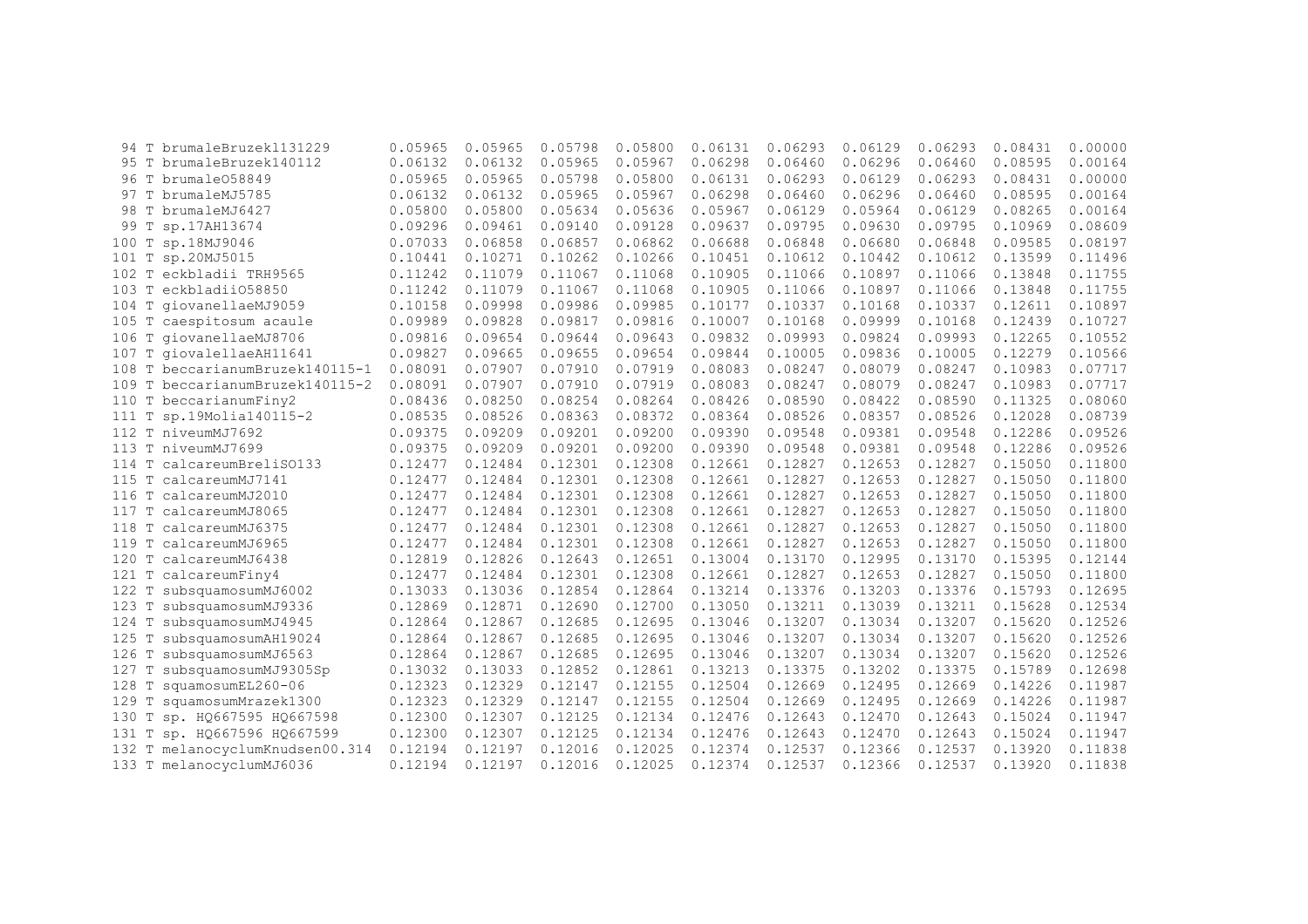```
 94 T brumaleBruzek131229       0.05965  0.05965  0.05798  0.05800  0.06131  0.06293  0.06129  0.06293  0.08431  0.00000
 95 T brumaleBruzek140112       0.06132  0.06132  0.05965  0.05967  0.06298  0.06460  0.06296  0.06460  0.08595  0.00164
 96 T brumaleO58849             0.05965  0.05965  0.05798  0.05800  0.06131  0.06293  0.06129  0.06293  0.08431  0.00000
 97 T brumaleMJ5785             0.06132  0.06132  0.05965  0.05967  0.06298  0.06460  0.06296  0.06460  0.08595  0.00164
 98 T brumaleMJ6427             0.05800  0.05800  0.05634  0.05636  0.05967  0.06129  0.05964  0.06129  0.08265  0.00164
 99 T sp.17AH13674              0.09296  0.09461  0.09140  0.09128  0.09637  0.09795  0.09630  0.09795  0.10969  0.08609
100 T sp.18MJ9046               0.07033  0.06858  0.06857  0.06862  0.06688  0.06848  0.06680  0.06848  0.09585  0.08197
101 T sp.20MJ5015               0.10441  0.10271  0.10262  0.10266  0.10451  0.10612  0.10442  0.10612  0.13599  0.11496
102 T eckbladii TRH9565         0.11242  0.11079  0.11067  0.11068  0.10905  0.11066  0.10897  0.11066  0.13848  0.11755
103 T eckbladiiO58850           0.11242  0.11079  0.11067  0.11068  0.10905  0.11066  0.10897  0.11066  0.13848  0.11755
104 T giovanellaeMJ9059         0.10158  0.09998  0.09986  0.09985  0.10177  0.10337  0.10168  0.10337  0.12611  0.10897
105 T caespitosum acaule        0.09989  0.09828  0.09817  0.09816  0.10007  0.10168  0.09999  0.10168  0.12439  0.10727
106 T giovanellaeMJ8706         0.09816  0.09654  0.09644  0.09643  0.09832  0.09993  0.09824  0.09993  0.12265  0.10552
107 T giovalellaeAH11641        0.09827  0.09665  0.09655  0.09654  0.09844  0.10005  0.09836  0.10005  0.12279  0.10566
108 T beccarianumBruzek140115-1 0.08091  0.07907  0.07910  0.07919  0.08083  0.08247  0.08079  0.08247  0.10983  0.07717
109 T beccarianumBruzek140115-2 0.08091  0.07907  0.07910  0.07919  0.08083  0.08247  0.08079  0.08247  0.10983  0.07717
110 T beccarianumFiny2          0.08436  0.08250  0.08254  0.08264  0.08426  0.08590  0.08422  0.08590  0.11325  0.08060
111 T sp.19Molia140115-2        0.08535  0.08526  0.08363  0.08372  0.08364  0.08526  0.08357  0.08526  0.12028  0.08739
112 T niveumMJ7692              0.09375  0.09209  0.09201  0.09200  0.09390  0.09548  0.09381  0.09548  0.12286  0.09526
113 T niveumMJ7699              0.09375  0.09209  0.09201  0.09200  0.09390  0.09548  0.09381  0.09548  0.12286  0.09526
114 T calcareumBreliSO133       0.12477  0.12484  0.12301  0.12308  0.12661  0.12827  0.12653  0.12827  0.15050  0.11800
115 T calcareumMJ7141           0.12477  0.12484  0.12301  0.12308  0.12661  0.12827  0.12653  0.12827  0.15050  0.11800
116 T calcareumMJ2010           0.12477  0.12484  0.12301  0.12308  0.12661  0.12827  0.12653  0.12827  0.15050  0.11800
117 T calcareumMJ8065           0.12477  0.12484  0.12301  0.12308  0.12661  0.12827  0.12653  0.12827  0.15050  0.11800
118 T calcareumMJ6375           0.12477  0.12484  0.12301  0.12308  0.12661  0.12827  0.12653  0.12827  0.15050  0.11800
119 T calcareumMJ6965           0.12477  0.12484  0.12301  0.12308  0.12661  0.12827  0.12653  0.12827  0.15050  0.11800
120 T calcareumMJ6438           0.12819  0.12826  0.12643  0.12651  0.13004  0.13170  0.12995  0.13170  0.15395  0.12144
121 T calcareumFiny4            0.12477  0.12484  0.12301  0.12308  0.12661  0.12827  0.12653  0.12827  0.15050  0.11800
122 T subsquamosumMJ6002        0.13033  0.13036  0.12854  0.12864  0.13214  0.13376  0.13203  0.13376  0.15793  0.12695
123 T subsquamosumMJ9336        0.12869  0.12871  0.12690  0.12700  0.13050  0.13211  0.13039  0.13211  0.15628  0.12534
124 T subsquamosumMJ4945        0.12864  0.12867  0.12685  0.12695  0.13046  0.13207  0.13034  0.13207  0.15620  0.12526
125 T subsquamosumAH19024       0.12864  0.12867  0.12685  0.12695  0.13046  0.13207  0.13034  0.13207  0.15620  0.12526
126 T subsquamosumMJ6563        0.12864  0.12867  0.12685  0.12695  0.13046  0.13207  0.13034  0.13207  0.15620  0.12526
127 T subsquamosumMJ9305Sp      0.13032  0.13033  0.12852  0.12861  0.13213  0.13375  0.13202  0.13375  0.15789  0.12698
128 T squamosumEL260-06         0.12323  0.12329  0.12147  0.12155  0.12504  0.12669  0.12495  0.12669  0.14226  0.11987
129 T squamosumMrazek1300       0.12323  0.12329  0.12147  0.12155  0.12504  0.12669  0.12495  0.12669  0.14226  0.11987
130 T sp. HQ667595 HQ667598     0.12300  0.12307  0.12125  0.12134  0.12476  0.12643  0.12470  0.12643  0.15024  0.11947
131 T sp. HQ667596 HQ667599     0.12300  0.12307  0.12125  0.12134  0.12476  0.12643  0.12470  0.12643  0.15024  0.11947
132 T melanocyclumKnudsen00.314 0.12194  0.12197  0.12016  0.12025  0.12374  0.12537  0.12366  0.12537  0.13920  0.11838
133 T melanocyclumMJ6036        0.12194  0.12197  0.12016  0.12025  0.12374  0.12537  0.12366  0.12537  0.13920  0.11838
```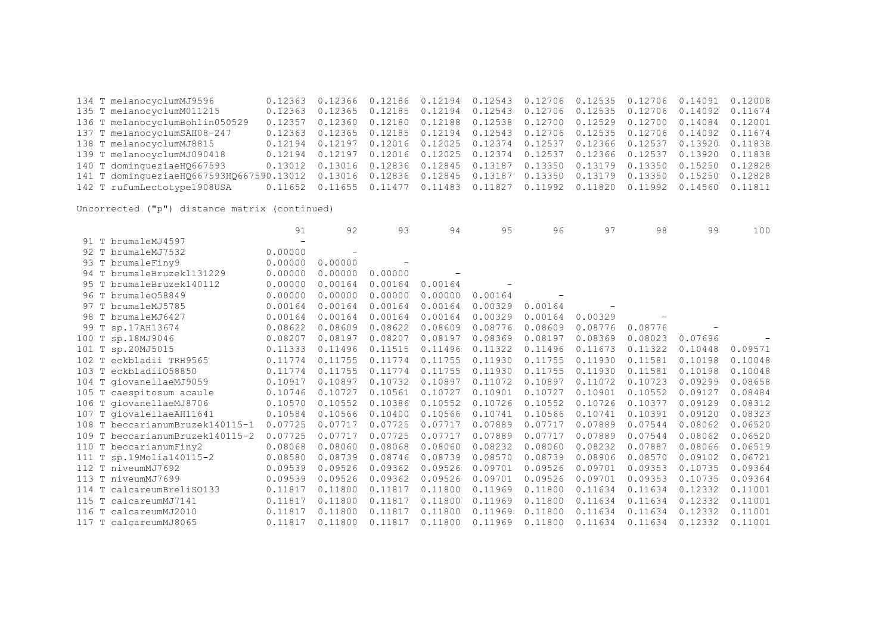| | | | | | | | | | | |
|---|---|---|---|---|---|---|---|---|---|---|
| 134 T melanocyclumMJ9596 | 0.12363 | 0.12366 | 0.12186 | 0.12194 | 0.12543 | 0.12706 | 0.12535 | 0.12706 | 0.14091 | 0.12008 |
| 135 T melanocyclumM011215 | 0.12363 | 0.12365 | 0.12185 | 0.12194 | 0.12543 | 0.12706 | 0.12535 | 0.12706 | 0.14092 | 0.11674 |
| 136 T melanocyclumBohlin050529 | 0.12357 | 0.12360 | 0.12180 | 0.12188 | 0.12538 | 0.12700 | 0.12529 | 0.12700 | 0.14084 | 0.12001 |
| 137 T melanocyclumSAH08-247 | 0.12363 | 0.12365 | 0.12185 | 0.12194 | 0.12543 | 0.12706 | 0.12535 | 0.12706 | 0.14092 | 0.11674 |
| 138 T melanocyclumMJ8815 | 0.12194 | 0.12197 | 0.12016 | 0.12025 | 0.12374 | 0.12537 | 0.12366 | 0.12537 | 0.13920 | 0.11838 |
| 139 T melanocyclumMJ090418 | 0.12194 | 0.12197 | 0.12016 | 0.12025 | 0.12374 | 0.12537 | 0.12366 | 0.12537 | 0.13920 | 0.11838 |
| 140 T domingueziaeHQ667593 | 0.13012 | 0.13016 | 0.12836 | 0.12845 | 0.13187 | 0.13350 | 0.13179 | 0.13350 | 0.15250 | 0.12828 |
| 141 T domingueziaeHQ667593HQ667590 | 0.13012 | 0.13016 | 0.12836 | 0.12845 | 0.13187 | 0.13350 | 0.13179 | 0.13350 | 0.15250 | 0.12828 |
| 142 T rufumLectotype1908USA | 0.11652 | 0.11655 | 0.11477 | 0.11483 | 0.11827 | 0.11992 | 0.11820 | 0.11992 | 0.14560 | 0.11811 |

Uncorrected ("p") distance matrix (continued)

| | 91 | 92 | 93 | 94 | 95 | 96 | 97 | 98 | 99 | 100 |
|---|---|---|---|---|---|---|---|---|---|---|
| 91 T brumaleMJ4597 | - | | | | | | | | | |
| 92 T brumaleMJ7532 | 0.00000 | - | | | | | | | | |
| 93 T brumaleFiny9 | 0.00000 | 0.00000 | - | | | | | | | |
| 94 T brumaleBruzek131229 | 0.00000 | 0.00000 | 0.00000 | - | | | | | | |
| 95 T brumaleBruzek140112 | 0.00000 | 0.00164 | 0.00164 | 0.00164 | - | | | | | |
| 96 T brumaleO58849 | 0.00000 | 0.00000 | 0.00000 | 0.00000 | 0.00164 | - | | | | |
| 97 T brumaleMJ5785 | 0.00164 | 0.00164 | 0.00164 | 0.00164 | 0.00329 | 0.00164 | - | | | |
| 98 T brumaleMJ6427 | 0.00164 | 0.00164 | 0.00164 | 0.00164 | 0.00329 | 0.00164 | 0.00329 | - | | |
| 99 T sp.17AH13674 | 0.08622 | 0.08609 | 0.08622 | 0.08609 | 0.08776 | 0.08609 | 0.08776 | 0.08776 | - | |
| 100 T sp.18MJ9046 | 0.08207 | 0.08197 | 0.08207 | 0.08197 | 0.08369 | 0.08197 | 0.08369 | 0.08023 | 0.07696 | - |
| 101 T sp.20MJ5015 | 0.11333 | 0.11496 | 0.11515 | 0.11496 | 0.11322 | 0.11496 | 0.11673 | 0.11322 | 0.10448 | 0.09571 |
| 102 T eckbladii TRH9565 | 0.11774 | 0.11755 | 0.11774 | 0.11755 | 0.11930 | 0.11755 | 0.11930 | 0.11581 | 0.10198 | 0.10048 |
| 103 T eckbladiiO58850 | 0.11774 | 0.11755 | 0.11774 | 0.11755 | 0.11930 | 0.11755 | 0.11930 | 0.11581 | 0.10198 | 0.10048 |
| 104 T giovanellaeMJ9059 | 0.10917 | 0.10897 | 0.10732 | 0.10897 | 0.11072 | 0.10897 | 0.11072 | 0.10723 | 0.09299 | 0.08658 |
| 105 T caespitosum acaule | 0.10746 | 0.10727 | 0.10561 | 0.10727 | 0.10901 | 0.10727 | 0.10901 | 0.10552 | 0.09127 | 0.08484 |
| 106 T giovanellaeMJ8706 | 0.10570 | 0.10552 | 0.10386 | 0.10552 | 0.10726 | 0.10552 | 0.10726 | 0.10377 | 0.09129 | 0.08312 |
| 107 T giovalellaeAH11641 | 0.10584 | 0.10566 | 0.10400 | 0.10566 | 0.10741 | 0.10566 | 0.10741 | 0.10391 | 0.09120 | 0.08323 |
| 108 T beccarianumBruzek140115-1 | 0.07725 | 0.07717 | 0.07725 | 0.07717 | 0.07889 | 0.07717 | 0.07889 | 0.07544 | 0.08062 | 0.06520 |
| 109 T beccarianumBruzek140115-2 | 0.07725 | 0.07717 | 0.07725 | 0.07717 | 0.07889 | 0.07717 | 0.07889 | 0.07544 | 0.08062 | 0.06520 |
| 110 T beccarianumFiny2 | 0.08068 | 0.08060 | 0.08068 | 0.08060 | 0.08232 | 0.08060 | 0.08232 | 0.07887 | 0.08066 | 0.06519 |
| 111 T sp.19Molia140115-2 | 0.08580 | 0.08739 | 0.08746 | 0.08739 | 0.08570 | 0.08739 | 0.08906 | 0.08570 | 0.09102 | 0.06721 |
| 112 T niveumMJ7692 | 0.09539 | 0.09526 | 0.09362 | 0.09526 | 0.09701 | 0.09526 | 0.09701 | 0.09353 | 0.10735 | 0.09364 |
| 113 T niveumMJ7699 | 0.09539 | 0.09526 | 0.09362 | 0.09526 | 0.09701 | 0.09526 | 0.09701 | 0.09353 | 0.10735 | 0.09364 |
| 114 T calcareumBreliSO133 | 0.11817 | 0.11800 | 0.11817 | 0.11800 | 0.11969 | 0.11800 | 0.11634 | 0.11634 | 0.12332 | 0.11001 |
| 115 T calcareumMJ7141 | 0.11817 | 0.11800 | 0.11817 | 0.11800 | 0.11969 | 0.11800 | 0.11634 | 0.11634 | 0.12332 | 0.11001 |
| 116 T calcareumMJ2010 | 0.11817 | 0.11800 | 0.11817 | 0.11800 | 0.11969 | 0.11800 | 0.11634 | 0.11634 | 0.12332 | 0.11001 |
| 117 T calcareumMJ8065 | 0.11817 | 0.11800 | 0.11817 | 0.11800 | 0.11969 | 0.11800 | 0.11634 | 0.11634 | 0.12332 | 0.11001 |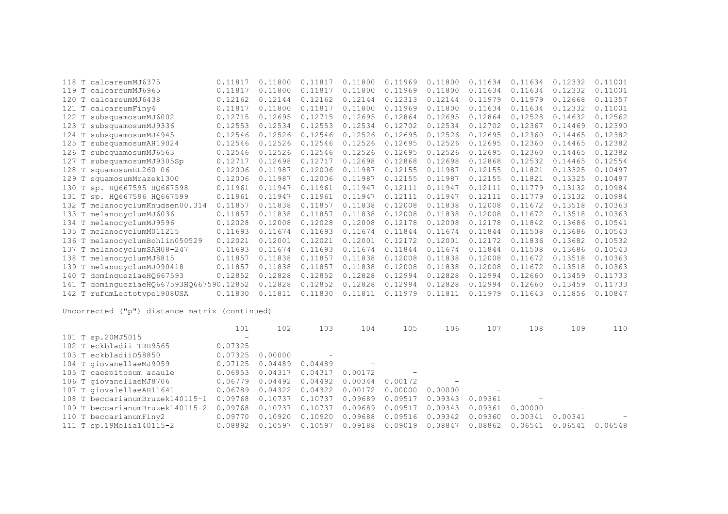| | | | | | | | | | | |
|---|---|---|---|---|---|---|---|---|---|---|
| 118 T calcareumMJ6375 | 0.11817 | 0.11800 | 0.11817 | 0.11800 | 0.11969 | 0.11800 | 0.11634 | 0.11634 | 0.12332 | 0.11001 |
| 119 T calcareumMJ6965 | 0.11817 | 0.11800 | 0.11817 | 0.11800 | 0.11969 | 0.11800 | 0.11634 | 0.11634 | 0.12332 | 0.11001 |
| 120 T calcareumMJ6438 | 0.12162 | 0.12144 | 0.12162 | 0.12144 | 0.12313 | 0.12144 | 0.11979 | 0.11979 | 0.12668 | 0.11357 |
| 121 T calcareumFiny4 | 0.11817 | 0.11800 | 0.11817 | 0.11800 | 0.11969 | 0.11800 | 0.11634 | 0.11634 | 0.12332 | 0.11001 |
| 122 T subsquamosumMJ6002 | 0.12715 | 0.12695 | 0.12715 | 0.12695 | 0.12864 | 0.12695 | 0.12864 | 0.12528 | 0.14632 | 0.12562 |
| 123 T subsquamosumMJ9336 | 0.12553 | 0.12534 | 0.12553 | 0.12534 | 0.12702 | 0.12534 | 0.12702 | 0.12367 | 0.14469 | 0.12390 |
| 124 T subsquamosumMJ4945 | 0.12546 | 0.12526 | 0.12546 | 0.12526 | 0.12695 | 0.12526 | 0.12695 | 0.12360 | 0.14465 | 0.12382 |
| 125 T subsquamosumAH19024 | 0.12546 | 0.12526 | 0.12546 | 0.12526 | 0.12695 | 0.12526 | 0.12695 | 0.12360 | 0.14465 | 0.12382 |
| 126 T subsquamosumMJ6563 | 0.12546 | 0.12526 | 0.12546 | 0.12526 | 0.12695 | 0.12526 | 0.12695 | 0.12360 | 0.14465 | 0.12382 |
| 127 T subsquamosumMJ9305Sp | 0.12717 | 0.12698 | 0.12717 | 0.12698 | 0.12868 | 0.12698 | 0.12868 | 0.12532 | 0.14465 | 0.12554 |
| 128 T squamosumEL260-06 | 0.12006 | 0.11987 | 0.12006 | 0.11987 | 0.12155 | 0.11987 | 0.12155 | 0.11821 | 0.13325 | 0.10497 |
| 129 T squamosumMrazek1300 | 0.12006 | 0.11987 | 0.12006 | 0.11987 | 0.12155 | 0.11987 | 0.12155 | 0.11821 | 0.13325 | 0.10497 |
| 130 T sp. HQ667595 HQ667598 | 0.11961 | 0.11947 | 0.11961 | 0.11947 | 0.12111 | 0.11947 | 0.12111 | 0.11779 | 0.13132 | 0.10984 |
| 131 T sp. HQ667596 HQ667599 | 0.11961 | 0.11947 | 0.11961 | 0.11947 | 0.12111 | 0.11947 | 0.12111 | 0.11779 | 0.13132 | 0.10984 |
| 132 T melanocyclumKnudsen00.314 | 0.11857 | 0.11838 | 0.11857 | 0.11838 | 0.12008 | 0.11838 | 0.12008 | 0.11672 | 0.13518 | 0.10363 |
| 133 T melanocyclumMJ6036 | 0.11857 | 0.11838 | 0.11857 | 0.11838 | 0.12008 | 0.11838 | 0.12008 | 0.11672 | 0.13518 | 0.10363 |
| 134 T melanocyclumMJ9596 | 0.12028 | 0.12008 | 0.12028 | 0.12008 | 0.12178 | 0.12008 | 0.12178 | 0.11842 | 0.13686 | 0.10541 |
| 135 T melanocyclumM011215 | 0.11693 | 0.11674 | 0.11693 | 0.11674 | 0.11844 | 0.11674 | 0.11844 | 0.11508 | 0.13686 | 0.10543 |
| 136 T melanocyclumBohlin050529 | 0.12021 | 0.12001 | 0.12021 | 0.12001 | 0.12172 | 0.12001 | 0.12172 | 0.11836 | 0.13682 | 0.10532 |
| 137 T melanocyclumSAH08-247 | 0.11693 | 0.11674 | 0.11693 | 0.11674 | 0.11844 | 0.11674 | 0.11844 | 0.11508 | 0.13686 | 0.10543 |
| 138 T melanocyclumMJ8815 | 0.11857 | 0.11838 | 0.11857 | 0.11838 | 0.12008 | 0.11838 | 0.12008 | 0.11672 | 0.13518 | 0.10363 |
| 139 T melanocyclumMJ090418 | 0.11857 | 0.11838 | 0.11857 | 0.11838 | 0.12008 | 0.11838 | 0.12008 | 0.11672 | 0.13518 | 0.10363 |
| 140 T domingueziaeHQ667593 | 0.12852 | 0.12828 | 0.12852 | 0.12828 | 0.12994 | 0.12828 | 0.12994 | 0.12660 | 0.13459 | 0.11733 |
| 141 T domingueziaeHQ667593HQ66759 | 0.12852 | 0.12828 | 0.12852 | 0.12828 | 0.12994 | 0.12828 | 0.12994 | 0.12660 | 0.13459 | 0.11733 |
| 142 T rufumLectotype1908USA | 0.11830 | 0.11811 | 0.11830 | 0.11811 | 0.11979 | 0.11811 | 0.11979 | 0.11643 | 0.11856 | 0.10847 |

Uncorrected ("p") distance matrix (continued)

| | 101 | 102 | 103 | 104 | 105 | 106 | 107 | 108 | 109 | 110 |
|---|---|---|---|---|---|---|---|---|---|---|
| 101 T sp.20MJ5015 | - | | | | | | | | | |
| 102 T eckbladii TRH9565 | 0.07325 | - | | | | | | | | |
| 103 T eckbladiiO58850 | 0.07325 | 0.00000 | - | | | | | | | |
| 104 T giovanellaeMJ9059 | 0.07125 | 0.04489 | 0.04489 | - | | | | | | |
| 105 T caespitosum acaule | 0.06953 | 0.04317 | 0.04317 | 0.00172 | - | | | | | |
| 106 T giovanellaeMJ8706 | 0.06779 | 0.04492 | 0.04492 | 0.00344 | 0.00172 | - | | | | |
| 107 T giovalellaeAH11641 | 0.06789 | 0.04322 | 0.04322 | 0.00172 | 0.00000 | 0.00000 | - | | | |
| 108 T beccarianumBruzek140115-1 | 0.09768 | 0.10737 | 0.10737 | 0.09689 | 0.09517 | 0.09343 | 0.09361 | - | | |
| 109 T beccarianumBruzek140115-2 | 0.09768 | 0.10737 | 0.10737 | 0.09689 | 0.09517 | 0.09343 | 0.09361 | 0.00000 | - | |
| 110 T beccarianumFiny2 | 0.09770 | 0.10920 | 0.10920 | 0.09688 | 0.09516 | 0.09342 | 0.09360 | 0.00341 | 0.00341 | - |
| 111 T sp.19Molia140115-2 | 0.08892 | 0.10597 | 0.10597 | 0.09188 | 0.09019 | 0.08847 | 0.08862 | 0.06541 | 0.06541 | 0.06548 |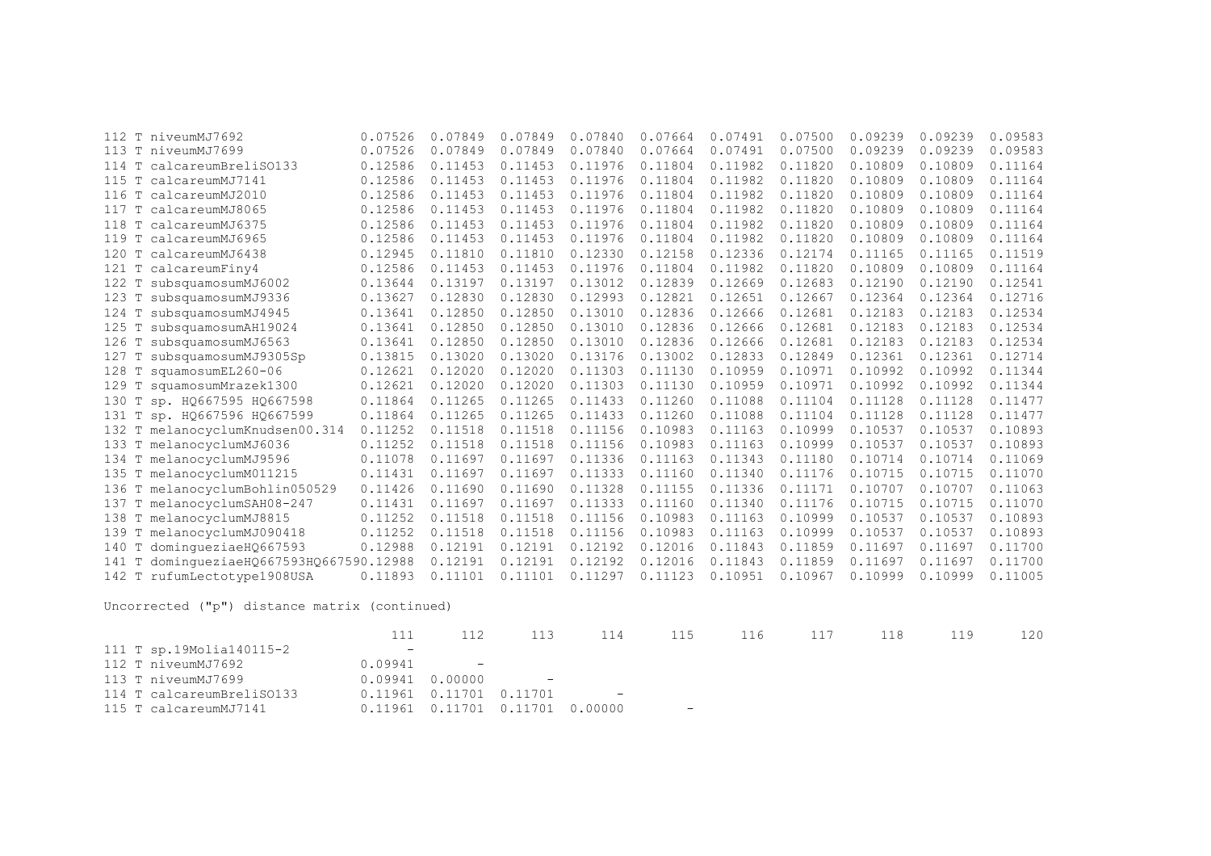| | | | | | | | | | | |
|---|---|---|---|---|---|---|---|---|---|---|
| 112 T niveumMJ7692 | 0.07526 | 0.07849 | 0.07849 | 0.07840 | 0.07664 | 0.07491 | 0.07500 | 0.09239 | 0.09239 | 0.09583 |
| 113 T niveumMJ7699 | 0.07526 | 0.07849 | 0.07849 | 0.07840 | 0.07664 | 0.07491 | 0.07500 | 0.09239 | 0.09239 | 0.09583 |
| 114 T calcareumBreliSO133 | 0.12586 | 0.11453 | 0.11453 | 0.11976 | 0.11804 | 0.11982 | 0.11820 | 0.10809 | 0.10809 | 0.11164 |
| 115 T calcareumMJ7141 | 0.12586 | 0.11453 | 0.11453 | 0.11976 | 0.11804 | 0.11982 | 0.11820 | 0.10809 | 0.10809 | 0.11164 |
| 116 T calcareumMJ2010 | 0.12586 | 0.11453 | 0.11453 | 0.11976 | 0.11804 | 0.11982 | 0.11820 | 0.10809 | 0.10809 | 0.11164 |
| 117 T calcareumMJ8065 | 0.12586 | 0.11453 | 0.11453 | 0.11976 | 0.11804 | 0.11982 | 0.11820 | 0.10809 | 0.10809 | 0.11164 |
| 118 T calcareumMJ6375 | 0.12586 | 0.11453 | 0.11453 | 0.11976 | 0.11804 | 0.11982 | 0.11820 | 0.10809 | 0.10809 | 0.11164 |
| 119 T calcareumMJ6965 | 0.12586 | 0.11453 | 0.11453 | 0.11976 | 0.11804 | 0.11982 | 0.11820 | 0.10809 | 0.10809 | 0.11164 |
| 120 T calcareumMJ6438 | 0.12945 | 0.11810 | 0.11810 | 0.12330 | 0.12158 | 0.12336 | 0.12174 | 0.11165 | 0.11165 | 0.11519 |
| 121 T calcareumFiny4 | 0.12586 | 0.11453 | 0.11453 | 0.11976 | 0.11804 | 0.11982 | 0.11820 | 0.10809 | 0.10809 | 0.11164 |
| 122 T subsquamosumMJ6002 | 0.13644 | 0.13197 | 0.13197 | 0.13012 | 0.12839 | 0.12669 | 0.12683 | 0.12190 | 0.12190 | 0.12541 |
| 123 T subsquamosumMJ9336 | 0.13627 | 0.12830 | 0.12830 | 0.12993 | 0.12821 | 0.12651 | 0.12667 | 0.12364 | 0.12364 | 0.12716 |
| 124 T subsquamosumMJ4945 | 0.13641 | 0.12850 | 0.12850 | 0.13010 | 0.12836 | 0.12666 | 0.12681 | 0.12183 | 0.12183 | 0.12534 |
| 125 T subsquamosumAH19024 | 0.13641 | 0.12850 | 0.12850 | 0.13010 | 0.12836 | 0.12666 | 0.12681 | 0.12183 | 0.12183 | 0.12534 |
| 126 T subsquamosumMJ6563 | 0.13641 | 0.12850 | 0.12850 | 0.13010 | 0.12836 | 0.12666 | 0.12681 | 0.12183 | 0.12183 | 0.12534 |
| 127 T subsquamosumMJ9305Sp | 0.13815 | 0.13020 | 0.13020 | 0.13176 | 0.13002 | 0.12833 | 0.12849 | 0.12361 | 0.12361 | 0.12714 |
| 128 T squamosumEL260-06 | 0.12621 | 0.12020 | 0.12020 | 0.11303 | 0.11130 | 0.10959 | 0.10971 | 0.10992 | 0.10992 | 0.11344 |
| 129 T squamosumMrazek1300 | 0.12621 | 0.12020 | 0.12020 | 0.11303 | 0.11130 | 0.10959 | 0.10971 | 0.10992 | 0.10992 | 0.11344 |
| 130 T sp. HQ667595 HQ667598 | 0.11864 | 0.11265 | 0.11265 | 0.11433 | 0.11260 | 0.11088 | 0.11104 | 0.11128 | 0.11128 | 0.11477 |
| 131 T sp. HQ667596 HQ667599 | 0.11864 | 0.11265 | 0.11265 | 0.11433 | 0.11260 | 0.11088 | 0.11104 | 0.11128 | 0.11128 | 0.11477 |
| 132 T melanocyclumKnudsen00.314 | 0.11252 | 0.11518 | 0.11518 | 0.11156 | 0.10983 | 0.11163 | 0.10999 | 0.10537 | 0.10537 | 0.10893 |
| 133 T melanocyclumMJ6036 | 0.11252 | 0.11518 | 0.11518 | 0.11156 | 0.10983 | 0.11163 | 0.10999 | 0.10537 | 0.10537 | 0.10893 |
| 134 T melanocyclumMJ9596 | 0.11078 | 0.11697 | 0.11697 | 0.11336 | 0.11163 | 0.11343 | 0.11180 | 0.10714 | 0.10714 | 0.11069 |
| 135 T melanocyclumM011215 | 0.11431 | 0.11697 | 0.11697 | 0.11333 | 0.11160 | 0.11340 | 0.11176 | 0.10715 | 0.10715 | 0.11070 |
| 136 T melanocyclumBohlin050529 | 0.11426 | 0.11690 | 0.11690 | 0.11328 | 0.11155 | 0.11336 | 0.11171 | 0.10707 | 0.10707 | 0.11063 |
| 137 T melanocyclumSAH08-247 | 0.11431 | 0.11697 | 0.11697 | 0.11333 | 0.11160 | 0.11340 | 0.11176 | 0.10715 | 0.10715 | 0.11070 |
| 138 T melanocyclumMJ8815 | 0.11252 | 0.11518 | 0.11518 | 0.11156 | 0.10983 | 0.11163 | 0.10999 | 0.10537 | 0.10537 | 0.10893 |
| 139 T melanocyclumMJ090418 | 0.11252 | 0.11518 | 0.11518 | 0.11156 | 0.10983 | 0.11163 | 0.10999 | 0.10537 | 0.10537 | 0.10893 |
| 140 T dominqueziaeHQ667593 | 0.12988 | 0.12191 | 0.12191 | 0.12192 | 0.12016 | 0.11843 | 0.11859 | 0.11697 | 0.11697 | 0.11700 |
| 141 T dominqueziaeHQ667593HQ667590 | 0.12988 | 0.12191 | 0.12191 | 0.12192 | 0.12016 | 0.11843 | 0.11859 | 0.11697 | 0.11697 | 0.11700 |
| 142 T rufumLectotype1908USA | 0.11893 | 0.11101 | 0.11101 | 0.11297 | 0.11123 | 0.10951 | 0.10967 | 0.10999 | 0.10999 | 0.11005 |

Uncorrected ("p") distance matrix (continued)

| | 111 | 112 | 113 | 114 | 115 | 116 | 117 | 118 | 119 | 120 |
|---|---|---|---|---|---|---|---|---|---|---|
| 111 T sp.19Molia140115-2 | - | | | | | | | | | |
| 112 T niveumMJ7692 | 0.09941 | - | | | | | | | | |
| 113 T niveumMJ7699 | 0.09941 | 0.00000 | - | | | | | | | |
| 114 T calcareumBreliSO133 | 0.11961 | 0.11701 | 0.11701 | - | | | | | | |
| 115 T calcareumMJ7141 | 0.11961 | 0.11701 | 0.11701 | 0.00000 | - | | | | | |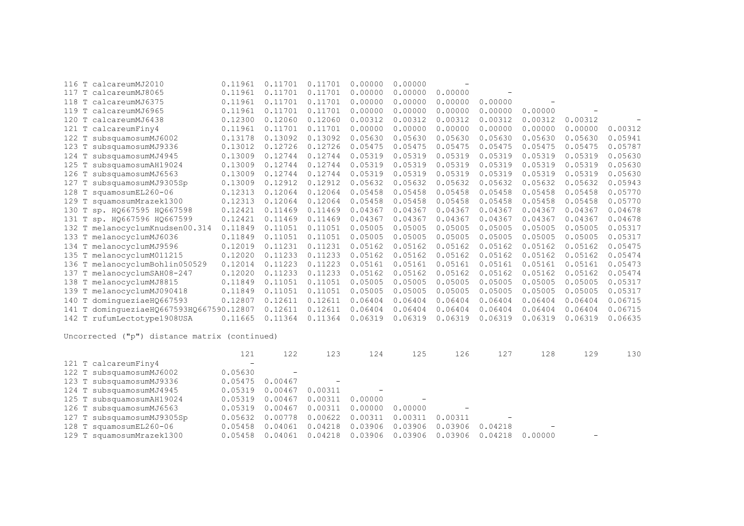| | | | | | | | | | | |
|---|---|---|---|---|---|---|---|---|---|---|
| 116 T calcareumMJ2010 | 0.11961 | 0.11701 | 0.11701 | 0.00000 | 0.00000 | - | | | | |
| 117 T calcareumMJ8065 | 0.11961 | 0.11701 | 0.11701 | 0.00000 | 0.00000 | 0.00000 | - | | | |
| 118 T calcareumMJ6375 | 0.11961 | 0.11701 | 0.11701 | 0.00000 | 0.00000 | 0.00000 | 0.00000 | - | | |
| 119 T calcareumMJ6965 | 0.11961 | 0.11701 | 0.11701 | 0.00000 | 0.00000 | 0.00000 | 0.00000 | 0.00000 | - | |
| 120 T calcareumMJ6438 | 0.12300 | 0.12060 | 0.12060 | 0.00312 | 0.00312 | 0.00312 | 0.00312 | 0.00312 | 0.00312 | - |
| 121 T calcareumFiny4 | 0.11961 | 0.11701 | 0.11701 | 0.00000 | 0.00000 | 0.00000 | 0.00000 | 0.00000 | 0.00000 | 0.00312 |
| 122 T subsquamosumMJ6002 | 0.13178 | 0.13092 | 0.13092 | 0.05630 | 0.05630 | 0.05630 | 0.05630 | 0.05630 | 0.05630 | 0.05941 |
| 123 T subsquamosumMJ9336 | 0.13012 | 0.12726 | 0.12726 | 0.05475 | 0.05475 | 0.05475 | 0.05475 | 0.05475 | 0.05475 | 0.05787 |
| 124 T subsquamosumMJ4945 | 0.13009 | 0.12744 | 0.12744 | 0.05319 | 0.05319 | 0.05319 | 0.05319 | 0.05319 | 0.05319 | 0.05630 |
| 125 T subsquamosumAH19024 | 0.13009 | 0.12744 | 0.12744 | 0.05319 | 0.05319 | 0.05319 | 0.05319 | 0.05319 | 0.05319 | 0.05630 |
| 126 T subsquamosumMJ6563 | 0.13009 | 0.12744 | 0.12744 | 0.05319 | 0.05319 | 0.05319 | 0.05319 | 0.05319 | 0.05319 | 0.05630 |
| 127 T subsquamosumMJ9305Sp | 0.13009 | 0.12912 | 0.12912 | 0.05632 | 0.05632 | 0.05632 | 0.05632 | 0.05632 | 0.05632 | 0.05943 |
| 128 T squamosumEL260-06 | 0.12313 | 0.12064 | 0.12064 | 0.05458 | 0.05458 | 0.05458 | 0.05458 | 0.05458 | 0.05458 | 0.05770 |
| 129 T squamosumMrazek1300 | 0.12313 | 0.12064 | 0.12064 | 0.05458 | 0.05458 | 0.05458 | 0.05458 | 0.05458 | 0.05458 | 0.05770 |
| 130 T sp. HQ667595 HQ667598 | 0.12421 | 0.11469 | 0.11469 | 0.04367 | 0.04367 | 0.04367 | 0.04367 | 0.04367 | 0.04367 | 0.04678 |
| 131 T sp. HQ667596 HQ667599 | 0.12421 | 0.11469 | 0.11469 | 0.04367 | 0.04367 | 0.04367 | 0.04367 | 0.04367 | 0.04367 | 0.04678 |
| 132 T melanocyclumKnudsen00.314 | 0.11849 | 0.11051 | 0.11051 | 0.05005 | 0.05005 | 0.05005 | 0.05005 | 0.05005 | 0.05005 | 0.05317 |
| 133 T melanocyclumMJ6036 | 0.11849 | 0.11051 | 0.11051 | 0.05005 | 0.05005 | 0.05005 | 0.05005 | 0.05005 | 0.05005 | 0.05317 |
| 134 T melanocyclumMJ9596 | 0.12019 | 0.11231 | 0.11231 | 0.05162 | 0.05162 | 0.05162 | 0.05162 | 0.05162 | 0.05162 | 0.05475 |
| 135 T melanocyclumM011215 | 0.12020 | 0.11233 | 0.11233 | 0.05162 | 0.05162 | 0.05162 | 0.05162 | 0.05162 | 0.05162 | 0.05474 |
| 136 T melanocyclumBohlin050529 | 0.12014 | 0.11223 | 0.11223 | 0.05161 | 0.05161 | 0.05161 | 0.05161 | 0.05161 | 0.05161 | 0.05473 |
| 137 T melanocyclumSAH08-247 | 0.12020 | 0.11233 | 0.11233 | 0.05162 | 0.05162 | 0.05162 | 0.05162 | 0.05162 | 0.05162 | 0.05474 |
| 138 T melanocyclumMJ8815 | 0.11849 | 0.11051 | 0.11051 | 0.05005 | 0.05005 | 0.05005 | 0.05005 | 0.05005 | 0.05005 | 0.05317 |
| 139 T melanocyclumMJ090418 | 0.11849 | 0.11051 | 0.11051 | 0.05005 | 0.05005 | 0.05005 | 0.05005 | 0.05005 | 0.05005 | 0.05317 |
| 140 T dominguezaeHQ667593 | 0.12807 | 0.12611 | 0.12611 | 0.06404 | 0.06404 | 0.06404 | 0.06404 | 0.06404 | 0.06404 | 0.06715 |
| 141 T dominguezaeHQ667593HQ667590 | 0.12807 | 0.12611 | 0.12611 | 0.06404 | 0.06404 | 0.06404 | 0.06404 | 0.06404 | 0.06404 | 0.06715 |
| 142 T rufumLectotype1908USA | 0.11665 | 0.11364 | 0.11364 | 0.06319 | 0.06319 | 0.06319 | 0.06319 | 0.06319 | 0.06319 | 0.06635 |

Uncorrected ("p") distance matrix (continued)

| | 121 | 122 | 123 | 124 | 125 | 126 | 127 | 128 | 129 | 130 |
|---|---|---|---|---|---|---|---|---|---|---|
| 121 T calcareumFiny4 | - | | | | | | | | | |
| 122 T subsquamosumMJ6002 | 0.05630 | - | | | | | | | | |
| 123 T subsquamosumMJ9336 | 0.05475 | 0.00467 | - | | | | | | | |
| 124 T subsquamosumMJ4945 | 0.05319 | 0.00467 | 0.00311 | - | | | | | | |
| 125 T subsquamosumAH19024 | 0.05319 | 0.00467 | 0.00311 | 0.00000 | - | | | | | |
| 126 T subsquamosumMJ6563 | 0.05319 | 0.00467 | 0.00311 | 0.00000 | 0.00000 | - | | | | |
| 127 T subsquamosumMJ9305Sp | 0.05632 | 0.00778 | 0.00622 | 0.00311 | 0.00311 | 0.00311 | - | | | |
| 128 T squamosumEL260-06 | 0.05458 | 0.04061 | 0.04218 | 0.03906 | 0.03906 | 0.03906 | 0.04218 | - | | |
| 129 T squamosumMrazek1300 | 0.05458 | 0.04061 | 0.04218 | 0.03906 | 0.03906 | 0.03906 | 0.04218 | 0.00000 | - | |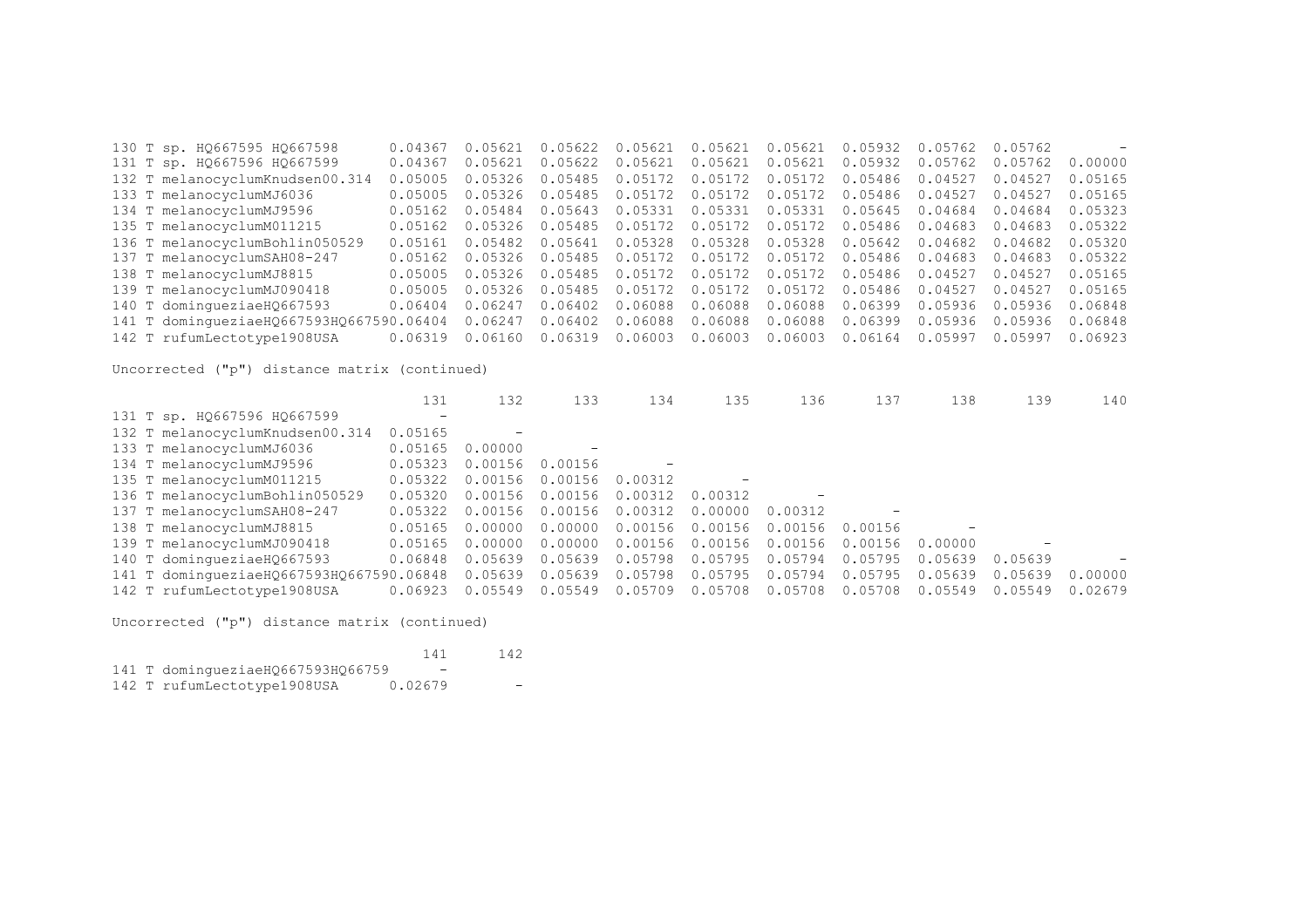| | | | | | | | | | | |
|---|---|---|---|---|---|---|---|---|---|---|
| 130 T sp. HQ667595 HQ667598 | 0.04367 | 0.05621 | 0.05622 | 0.05621 | 0.05621 | 0.05621 | 0.05932 | 0.05762 | 0.05762 | - |
| 131 T sp. HQ667596 HQ667599 | 0.04367 | 0.05621 | 0.05622 | 0.05621 | 0.05621 | 0.05621 | 0.05932 | 0.05762 | 0.05762 | 0.00000 |
| 132 T melanocyclumKnudsen00.314 | 0.05005 | 0.05326 | 0.05485 | 0.05172 | 0.05172 | 0.05172 | 0.05486 | 0.04527 | 0.04527 | 0.05165 |
| 133 T melanocyclumMJ6036 | 0.05005 | 0.05326 | 0.05485 | 0.05172 | 0.05172 | 0.05172 | 0.05486 | 0.04527 | 0.04527 | 0.05165 |
| 134 T melanocyclumMJ9596 | 0.05162 | 0.05484 | 0.05643 | 0.05331 | 0.05331 | 0.05331 | 0.05645 | 0.04684 | 0.04684 | 0.05323 |
| 135 T melanocyclumM011215 | 0.05162 | 0.05326 | 0.05485 | 0.05172 | 0.05172 | 0.05172 | 0.05486 | 0.04683 | 0.04683 | 0.05322 |
| 136 T melanocyclumBohlin050529 | 0.05161 | 0.05482 | 0.05641 | 0.05328 | 0.05328 | 0.05328 | 0.05642 | 0.04682 | 0.04682 | 0.05320 |
| 137 T melanocyclumSAH08-247 | 0.05162 | 0.05326 | 0.05485 | 0.05172 | 0.05172 | 0.05172 | 0.05486 | 0.04683 | 0.04683 | 0.05322 |
| 138 T melanocyclumMJ8815 | 0.05005 | 0.05326 | 0.05485 | 0.05172 | 0.05172 | 0.05172 | 0.05486 | 0.04527 | 0.04527 | 0.05165 |
| 139 T melanocyclumMJ090418 | 0.05005 | 0.05326 | 0.05485 | 0.05172 | 0.05172 | 0.05172 | 0.05486 | 0.04527 | 0.04527 | 0.05165 |
| 140 T dominguezíaeHQ667593 | 0.06404 | 0.06247 | 0.06402 | 0.06088 | 0.06088 | 0.06088 | 0.06399 | 0.05936 | 0.05936 | 0.06848 |
| 141 T dominguezíaeHQ667593HQ66759 | 0.06404 | 0.06247 | 0.06402 | 0.06088 | 0.06088 | 0.06088 | 0.06399 | 0.05936 | 0.05936 | 0.06848 |
| 142 T rufumLectotype1908USA | 0.06319 | 0.06160 | 0.06319 | 0.06003 | 0.06003 | 0.06003 | 0.06164 | 0.05997 | 0.05997 | 0.06923 |

Uncorrected ("p") distance matrix (continued)

| | 131 | 132 | 133 | 134 | 135 | 136 | 137 | 138 | 139 | 140 |
|---|---|---|---|---|---|---|---|---|---|---|
| 131 T sp. HQ667596 HQ667599 | - | | | | | | | | | |
| 132 T melanocyclumKnudsen00.314 | 0.05165 | - | | | | | | | | |
| 133 T melanocyclumMJ6036 | 0.05165 | 0.00000 | - | | | | | | | |
| 134 T melanocyclumMJ9596 | 0.05323 | 0.00156 | 0.00156 | - | | | | | | |
| 135 T melanocyclumM011215 | 0.05322 | 0.00156 | 0.00156 | 0.00312 | - | | | | | |
| 136 T melanocyclumBohlin050529 | 0.05320 | 0.00156 | 0.00156 | 0.00312 | 0.00312 | - | | | | |
| 137 T melanocyclumSAH08-247 | 0.05322 | 0.00156 | 0.00156 | 0.00312 | 0.00000 | 0.00312 | - | | | |
| 138 T melanocyclumMJ8815 | 0.05165 | 0.00000 | 0.00000 | 0.00156 | 0.00156 | 0.00156 | 0.00156 | - | | |
| 139 T melanocyclumMJ090418 | 0.05165 | 0.00000 | 0.00000 | 0.00156 | 0.00156 | 0.00156 | 0.00156 | 0.00000 | - | |
| 140 T dominguezíaeHQ667593 | 0.06848 | 0.05639 | 0.05639 | 0.05798 | 0.05795 | 0.05794 | 0.05795 | 0.05639 | 0.05639 | - |
| 141 T dominguezíaeHQ667593HQ66759 | 0.06848 | 0.05639 | 0.05639 | 0.05798 | 0.05795 | 0.05794 | 0.05795 | 0.05639 | 0.05639 | 0.00000 |
| 142 T rufumLectotype1908USA | 0.06923 | 0.05549 | 0.05549 | 0.05709 | 0.05708 | 0.05708 | 0.05708 | 0.05549 | 0.05549 | 0.02679 |

Uncorrected ("p") distance matrix (continued)

| | 141 | 142 |
|---|---|---|
| 141 T dominguezíaeHQ667593HQ66759 | - | |
| 142 T rufumLectotype1908USA | 0.02679 | - |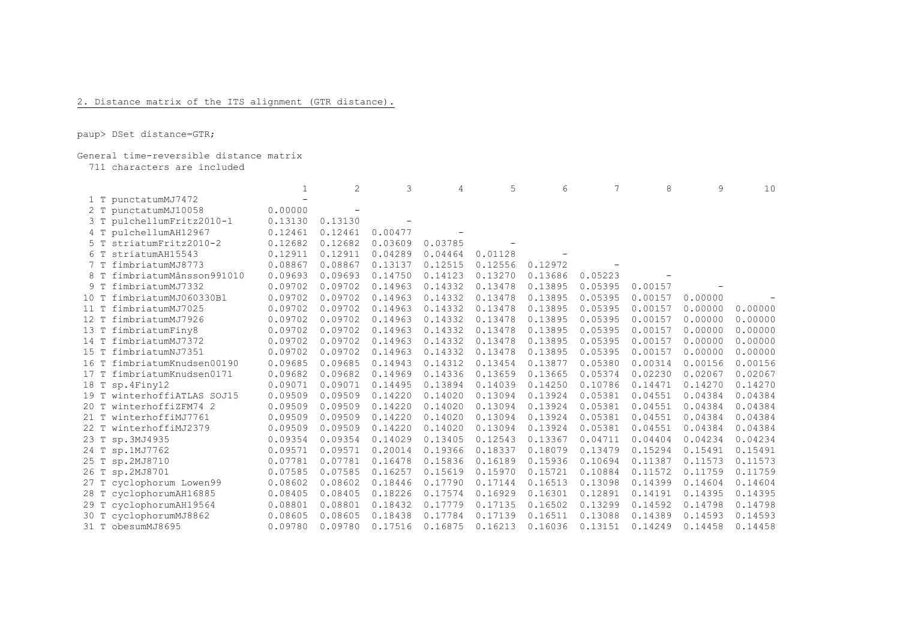2. Distance matrix of the ITS alignment (GTR distance).

```
paup> DSet distance=GTR;
```

General time-reversible distance matrix
711 characters are included

| | 1 | 2 | 3 | 4 | 5 | 6 | 7 | 8 | 9 | 10 |
|---|---|---|---|---|---|---|---|---|---|---|
| 1 T punctatumMJ7472 | - | | | | | | | | | |
| 2 T punctatumMJ10058 | 0.00000 | - | | | | | | | | |
| 3 T pulchellumFritz2010-1 | 0.13130 | 0.13130 | - | | | | | | | |
| 4 T pulchellumAH12967 | 0.12461 | 0.12461 | 0.00477 | - | | | | | | |
| 5 T striatumFritz2010-2 | 0.12682 | 0.12682 | 0.03609 | 0.03785 | - | | | | | |
| 6 T striatumAH15543 | 0.12911 | 0.12911 | 0.04289 | 0.04464 | 0.01128 | - | | | | |
| 7 T fimbriatumMJ8773 | 0.08867 | 0.08867 | 0.13137 | 0.12515 | 0.12556 | 0.12972 | - | | | |
| 8 T fimbriatumMånsson991010 | 0.09693 | 0.09693 | 0.14750 | 0.14123 | 0.13270 | 0.13686 | 0.05223 | - | | |
| 9 T fimbriatumMJ7332 | 0.09702 | 0.09702 | 0.14963 | 0.14332 | 0.13478 | 0.13895 | 0.05395 | 0.00157 | - | |
| 10 T fimbriatumMJ060330Bl | 0.09702 | 0.09702 | 0.14963 | 0.14332 | 0.13478 | 0.13895 | 0.05395 | 0.00157 | 0.00000 | - |
| 11 T fimbriatumMJ7025 | 0.09702 | 0.09702 | 0.14963 | 0.14332 | 0.13478 | 0.13895 | 0.05395 | 0.00157 | 0.00000 | 0.00000 |
| 12 T fimbriatumMJ7926 | 0.09702 | 0.09702 | 0.14963 | 0.14332 | 0.13478 | 0.13895 | 0.05395 | 0.00157 | 0.00000 | 0.00000 |
| 13 T fimbriatumFiny8 | 0.09702 | 0.09702 | 0.14963 | 0.14332 | 0.13478 | 0.13895 | 0.05395 | 0.00157 | 0.00000 | 0.00000 |
| 14 T fimbriatumMJ7372 | 0.09702 | 0.09702 | 0.14963 | 0.14332 | 0.13478 | 0.13895 | 0.05395 | 0.00157 | 0.00000 | 0.00000 |
| 15 T fimbriatumNJ7351 | 0.09702 | 0.09702 | 0.14963 | 0.14332 | 0.13478 | 0.13895 | 0.05395 | 0.00157 | 0.00000 | 0.00000 |
| 16 T fimbriatumKnudsen00190 | 0.09685 | 0.09685 | 0.14943 | 0.14312 | 0.13454 | 0.13877 | 0.05380 | 0.00314 | 0.00156 | 0.00156 |
| 17 T fimbriatumKnudsen0171 | 0.09682 | 0.09682 | 0.14969 | 0.14336 | 0.13659 | 0.13665 | 0.05374 | 0.02230 | 0.02067 | 0.02067 |
| 18 T sp.4Finy12 | 0.09071 | 0.09071 | 0.14495 | 0.13894 | 0.14039 | 0.14250 | 0.10786 | 0.14471 | 0.14270 | 0.14270 |
| 19 T winterhoffiATLAS SOJ15 | 0.09509 | 0.09509 | 0.14220 | 0.14020 | 0.13094 | 0.13924 | 0.05381 | 0.04551 | 0.04384 | 0.04384 |
| 20 T winterhoffiZFM74 2 | 0.09509 | 0.09509 | 0.14220 | 0.14020 | 0.13094 | 0.13924 | 0.05381 | 0.04551 | 0.04384 | 0.04384 |
| 21 T winterhoffiMJ7761 | 0.09509 | 0.09509 | 0.14220 | 0.14020 | 0.13094 | 0.13924 | 0.05381 | 0.04551 | 0.04384 | 0.04384 |
| 22 T winterhoffiMJ2379 | 0.09509 | 0.09509 | 0.14220 | 0.14020 | 0.13094 | 0.13924 | 0.05381 | 0.04551 | 0.04384 | 0.04384 |
| 23 T sp.3MJ4935 | 0.09354 | 0.09354 | 0.14029 | 0.13405 | 0.12543 | 0.13367 | 0.04711 | 0.04404 | 0.04234 | 0.04234 |
| 24 T sp.1MJ7762 | 0.09571 | 0.09571 | 0.20014 | 0.19366 | 0.18337 | 0.18079 | 0.13479 | 0.15294 | 0.15491 | 0.15491 |
| 25 T sp.2MJ8710 | 0.07781 | 0.07781 | 0.16478 | 0.15836 | 0.16189 | 0.15936 | 0.10694 | 0.11387 | 0.11573 | 0.11573 |
| 26 T sp.2MJ8701 | 0.07585 | 0.07585 | 0.16257 | 0.15619 | 0.15970 | 0.15721 | 0.10884 | 0.11572 | 0.11759 | 0.11759 |
| 27 T cyclophorum Lowen99 | 0.08602 | 0.08602 | 0.18446 | 0.17790 | 0.17144 | 0.16513 | 0.13098 | 0.14399 | 0.14604 | 0.14604 |
| 28 T cyclophorumAH16885 | 0.08405 | 0.08405 | 0.18226 | 0.17574 | 0.16929 | 0.16301 | 0.12891 | 0.14191 | 0.14395 | 0.14395 |
| 29 T cyclophorumAH19564 | 0.08801 | 0.08801 | 0.18432 | 0.17779 | 0.17135 | 0.16502 | 0.13299 | 0.14592 | 0.14798 | 0.14798 |
| 30 T cyclophorumMJ8862 | 0.08605 | 0.08605 | 0.18438 | 0.17784 | 0.17139 | 0.16511 | 0.13088 | 0.14389 | 0.14593 | 0.14593 |
| 31 T obesumMJ8695 | 0.09780 | 0.09780 | 0.17516 | 0.16875 | 0.16213 | 0.16036 | 0.13151 | 0.14249 | 0.14458 | 0.14458 |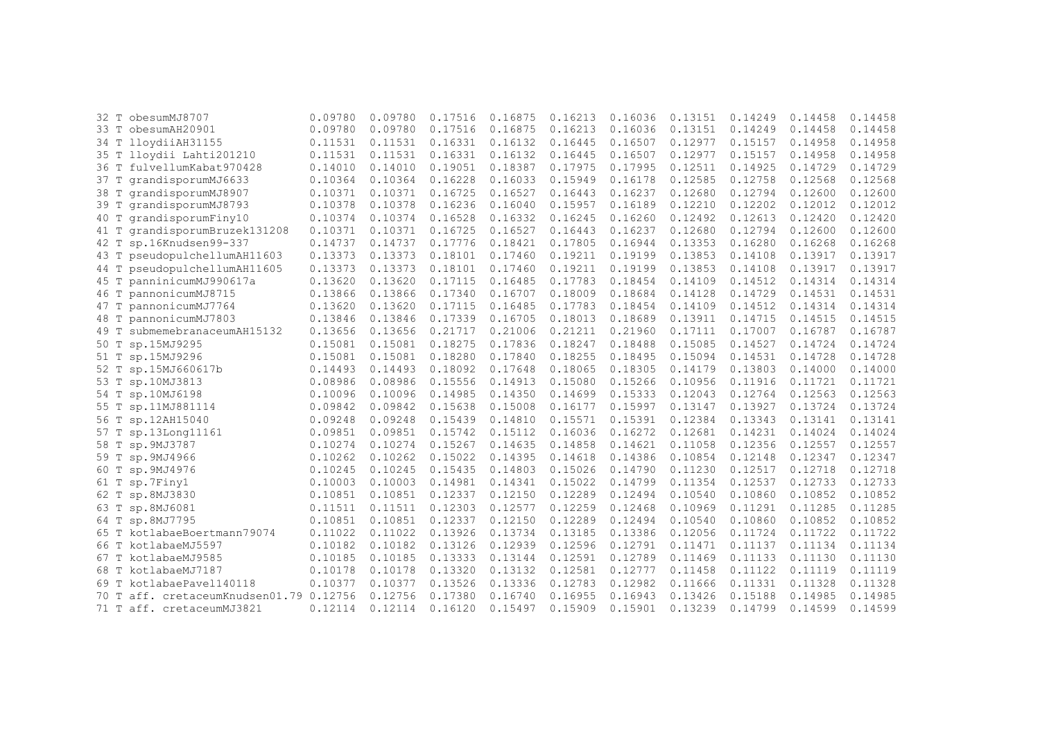```
32 T obesumMJ8707              0.09780  0.09780  0.17516  0.16875  0.16213  0.16036  0.13151  0.14249  0.14458  0.14458
33 T obesumAH20901             0.09780  0.09780  0.17516  0.16875  0.16213  0.16036  0.13151  0.14249  0.14458  0.14458
34 T lloydiiAH31155            0.11531  0.11531  0.16331  0.16132  0.16445  0.16507  0.12977  0.15157  0.14958  0.14958
35 T lloydii Lahti201210       0.11531  0.11531  0.16331  0.16132  0.16445  0.16507  0.12977  0.15157  0.14958  0.14958
36 T fulvellumKabat970428      0.14010  0.14010  0.19051  0.18387  0.17975  0.17995  0.12511  0.14925  0.14729  0.14729
37 T grandisporumMJ6633        0.10364  0.10364  0.16228  0.16033  0.15949  0.16178  0.12585  0.12758  0.12568  0.12568
38 T grandisporumMJ8907        0.10371  0.10371  0.16725  0.16527  0.16443  0.16237  0.12680  0.12794  0.12600  0.12600
39 T grandisporumMJ8793        0.10378  0.10378  0.16236  0.16040  0.15957  0.16189  0.12210  0.12202  0.12012  0.12012
40 T grandisporumFiny10        0.10374  0.10374  0.16528  0.16332  0.16245  0.16260  0.12492  0.12613  0.12420  0.12420
41 T grandisporumBruzek131208  0.10371  0.10371  0.16725  0.16527  0.16443  0.16237  0.12680  0.12794  0.12600  0.12600
42 T sp.16Knudsen99-337        0.14737  0.14737  0.17776  0.18421  0.17805  0.16944  0.13353  0.16280  0.16268  0.16268
43 T pseudopulchellumAH11603   0.13373  0.13373  0.18101  0.17460  0.19211  0.19199  0.13853  0.14108  0.13917  0.13917
44 T pseudopulchellumAH11605   0.13373  0.13373  0.18101  0.17460  0.19211  0.19199  0.13853  0.14108  0.13917  0.13917
45 T panninicumMJ990617a       0.13620  0.13620  0.17115  0.16485  0.17783  0.18454  0.14109  0.14512  0.14314  0.14314
46 T pannonicumMJ8715          0.13866  0.13866  0.17340  0.16707  0.18009  0.18684  0.14128  0.14729  0.14531  0.14531
47 T pannonicumMJ7764          0.13620  0.13620  0.17115  0.16485  0.17783  0.18454  0.14109  0.14512  0.14314  0.14314
48 T pannonicumMJ7803          0.13846  0.13846  0.17339  0.16705  0.18013  0.18689  0.13911  0.14715  0.14515  0.14515
49 T submemebranaceumAH15132   0.13656  0.13656  0.21717  0.21006  0.21211  0.21960  0.17111  0.17007  0.16787  0.16787
50 T sp.15MJ9295               0.15081  0.15081  0.18275  0.17836  0.18247  0.18488  0.15085  0.14527  0.14724  0.14724
51 T sp.15MJ9296               0.15081  0.15081  0.18280  0.17840  0.18255  0.18495  0.15094  0.14531  0.14728  0.14728
52 T sp.15MJ660617b            0.14493  0.14493  0.18092  0.17648  0.18065  0.18305  0.14179  0.13803  0.14000  0.14000
53 T sp.10MJ3813               0.08986  0.08986  0.15556  0.14913  0.15080  0.15266  0.10956  0.11916  0.11721  0.11721
54 T sp.10MJ6198               0.10096  0.10096  0.14985  0.14350  0.14699  0.15333  0.12043  0.12764  0.12563  0.12563
55 T sp.11MJ881114             0.09842  0.09842  0.15638  0.15008  0.16177  0.15997  0.13147  0.13927  0.13724  0.13724
56 T sp.12AH15040              0.09248  0.09248  0.15439  0.14810  0.15571  0.15391  0.12384  0.13343  0.13141  0.13141
57 T sp.13Long11161            0.09851  0.09851  0.15742  0.15112  0.16036  0.16272  0.12681  0.14231  0.14024  0.14024
58 T sp.9MJ3787                0.10274  0.10274  0.15267  0.14635  0.14858  0.14621  0.11058  0.12356  0.12557  0.12557
59 T sp.9MJ4966                0.10262  0.10262  0.15022  0.14395  0.14618  0.14386  0.10854  0.12148  0.12347  0.12347
60 T sp.9MJ4976                0.10245  0.10245  0.15435  0.14803  0.15026  0.14790  0.11230  0.12517  0.12718  0.12718
61 T sp.7Finy1                 0.10003  0.10003  0.14981  0.14341  0.15022  0.14799  0.11354  0.12537  0.12733  0.12733
62 T sp.8MJ3830                0.10851  0.10851  0.12337  0.12150  0.12289  0.12494  0.10540  0.10860  0.10852  0.10852
63 T sp.8MJ6081                0.11511  0.11511  0.12303  0.12577  0.12259  0.12468  0.10969  0.11291  0.11285  0.11285
64 T sp.8MJ7795                0.10851  0.10851  0.12337  0.12150  0.12289  0.12494  0.10540  0.10860  0.10852  0.10852
65 T kotlabaeBoertmann79074    0.11022  0.11022  0.13926  0.13734  0.13185  0.13386  0.12056  0.11724  0.11722  0.11722
66 T kotlabaeMJ5597            0.10182  0.10182  0.13126  0.12939  0.12596  0.12791  0.11471  0.11137  0.11134  0.11134
67 T kotlabaeMJ9585            0.10185  0.10185  0.13333  0.13144  0.12591  0.12789  0.11469  0.11133  0.11130  0.11130
68 T kotlabaeMJ7187            0.10178  0.10178  0.13320  0.13132  0.12581  0.12777  0.11458  0.11122  0.11119  0.11119
69 T kotlabaePavel140118       0.10377  0.10377  0.13526  0.13336  0.12783  0.12982  0.11666  0.11331  0.11328  0.11328
70 T aff. cretaceumKnudsen01.79 0.12756 0.12756  0.17380  0.16740  0.16955  0.16943  0.13426  0.15188  0.14985  0.14985
71 T aff. cretaceumMJ3821      0.12114  0.12114  0.16120  0.15497  0.15909  0.15901  0.13239  0.14799  0.14599  0.14599
```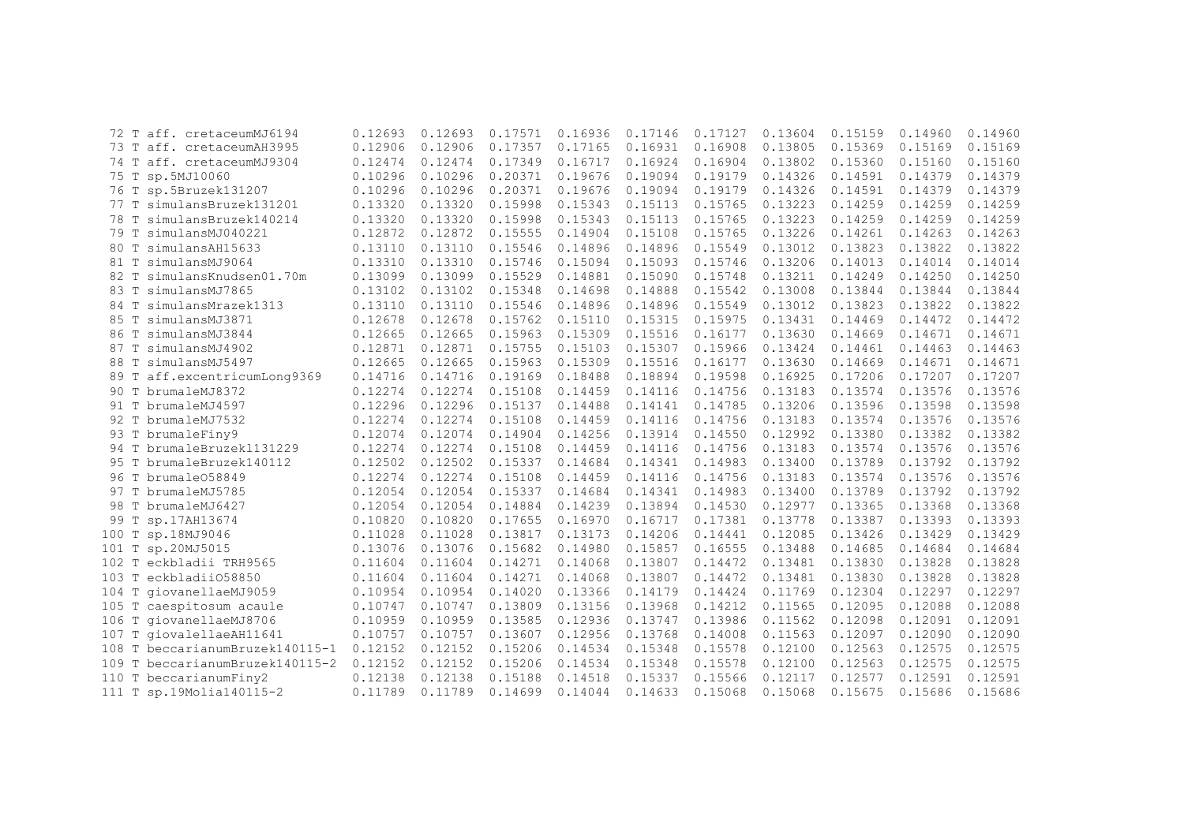```
 72 T aff. cretaceumMJ6194        0.12693  0.12693  0.17571  0.16936  0.17146  0.17127  0.13604  0.15159  0.14960  0.14960
 73 T aff. cretaceumAH3995        0.12906  0.12906  0.17357  0.17165  0.16931  0.16908  0.13805  0.15369  0.15169  0.15169
 74 T aff. cretaceumMJ9304        0.12474  0.12474  0.17349  0.16717  0.16924  0.16904  0.13802  0.15360  0.15160  0.15160
 75 T sp.5MJ10060                 0.10296  0.10296  0.20371  0.19676  0.19094  0.19179  0.14326  0.14591  0.14379  0.14379
 76 T sp.5Bruzek131207            0.10296  0.10296  0.20371  0.19676  0.19094  0.19179  0.14326  0.14591  0.14379  0.14379
 77 T simulansBruzek131201        0.13320  0.13320  0.15998  0.15343  0.15113  0.15765  0.13223  0.14259  0.14259  0.14259
 78 T simulansBruzek140214        0.13320  0.13320  0.15998  0.15343  0.15113  0.15765  0.13223  0.14259  0.14259  0.14259
 79 T simulansMJ040221            0.12872  0.12872  0.15555  0.14904  0.15108  0.15765  0.13226  0.14261  0.14263  0.14263
 80 T simulansAH15633             0.13110  0.13110  0.15546  0.14896  0.14896  0.15549  0.13012  0.13823  0.13822  0.13822
 81 T simulansMJ9064              0.13310  0.13310  0.15746  0.15094  0.15093  0.15746  0.13206  0.14013  0.14014  0.14014
 82 T simulansKnudsen01.70m       0.13099  0.13099  0.15529  0.14881  0.15090  0.15748  0.13211  0.14249  0.14250  0.14250
 83 T simulansMJ7865              0.13102  0.13102  0.15348  0.14698  0.14888  0.15542  0.13008  0.13844  0.13844  0.13844
 84 T simulansMrazek1313          0.13110  0.13110  0.15546  0.14896  0.14896  0.15549  0.13012  0.13823  0.13822  0.13822
 85 T simulansMJ3871              0.12678  0.12678  0.15762  0.15110  0.15315  0.15975  0.13431  0.14469  0.14472  0.14472
 86 T simulansMJ3844              0.12665  0.12665  0.15963  0.15309  0.15516  0.16177  0.13630  0.14669  0.14671  0.14671
 87 T simulansMJ4902              0.12871  0.12871  0.15755  0.15103  0.15307  0.15966  0.13424  0.14461  0.14463  0.14463
 88 T simulansMJ5497              0.12665  0.12665  0.15963  0.15309  0.15516  0.16177  0.13630  0.14669  0.14671  0.14671
 89 T aff.excentricumLong9369     0.14716  0.14716  0.19169  0.18488  0.18894  0.19598  0.16925  0.17206  0.17207  0.17207
 90 T brumaleMJ8372               0.12274  0.12274  0.15108  0.14459  0.14116  0.14756  0.13183  0.13574  0.13576  0.13576
 91 T brumaleMJ4597               0.12296  0.12296  0.15137  0.14488  0.14141  0.14785  0.13206  0.13596  0.13598  0.13598
 92 T brumaleMJ7532               0.12274  0.12274  0.15108  0.14459  0.14116  0.14756  0.13183  0.13574  0.13576  0.13576
 93 T brumaleFiny9                0.12074  0.12074  0.14904  0.14256  0.13914  0.14550  0.12992  0.13380  0.13382  0.13382
 94 T brumaleBruzek131229         0.12274  0.12274  0.15108  0.14459  0.14116  0.14756  0.13183  0.13574  0.13576  0.13576
 95 T brumaleBruzek140112         0.12502  0.12502  0.15337  0.14684  0.14341  0.14983  0.13400  0.13789  0.13792  0.13792
 96 T brumaleO58849               0.12274  0.12274  0.15108  0.14459  0.14116  0.14756  0.13183  0.13574  0.13576  0.13576
 97 T brumaleMJ5785               0.12054  0.12054  0.15337  0.14684  0.14341  0.14983  0.13400  0.13789  0.13792  0.13792
 98 T brumaleMJ6427               0.12054  0.12054  0.14884  0.14239  0.13894  0.14530  0.12977  0.13365  0.13368  0.13368
 99 T sp.17AH13674                0.10820  0.10820  0.17655  0.16970  0.16717  0.17381  0.13778  0.13387  0.13393  0.13393
100 T sp.18MJ9046                 0.11028  0.11028  0.13817  0.13173  0.14206  0.14441  0.12085  0.13426  0.13429  0.13429
101 T sp.20MJ5015                 0.13076  0.13076  0.15682  0.14980  0.15857  0.16555  0.13488  0.14685  0.14684  0.14684
102 T eckbladii TRH9565           0.11604  0.11604  0.14271  0.14068  0.13807  0.14472  0.13481  0.13830  0.13828  0.13828
103 T eckbladiiO58850             0.11604  0.11604  0.14271  0.14068  0.13807  0.14472  0.13481  0.13830  0.13828  0.13828
104 T giovanellaeMJ9059           0.10954  0.10954  0.14020  0.13366  0.14179  0.14424  0.11769  0.12304  0.12297  0.12297
105 T caespitosum acaule          0.10747  0.10747  0.13809  0.13156  0.13968  0.14212  0.11565  0.12095  0.12088  0.12088
106 T giovanellaeMJ8706           0.10959  0.10959  0.13585  0.12936  0.13747  0.13986  0.11562  0.12098  0.12091  0.12091
107 T giovalellaeAH11641          0.10757  0.10757  0.13607  0.12956  0.13768  0.14008  0.11563  0.12097  0.12090  0.12090
108 T beccarianumBruzek140115-1   0.12152  0.12152  0.15206  0.14534  0.15348  0.15578  0.12100  0.12563  0.12575  0.12575
109 T beccarianumBruzek140115-2   0.12152  0.12152  0.15206  0.14534  0.15348  0.15578  0.12100  0.12563  0.12575  0.12575
110 T beccarianumFiny2            0.12138  0.12138  0.15188  0.14518  0.15337  0.15566  0.12117  0.12577  0.12591  0.12591
111 T sp.19Molia140115-2          0.11789  0.11789  0.14699  0.14044  0.14633  0.15068  0.15068  0.15675  0.15686  0.15686
```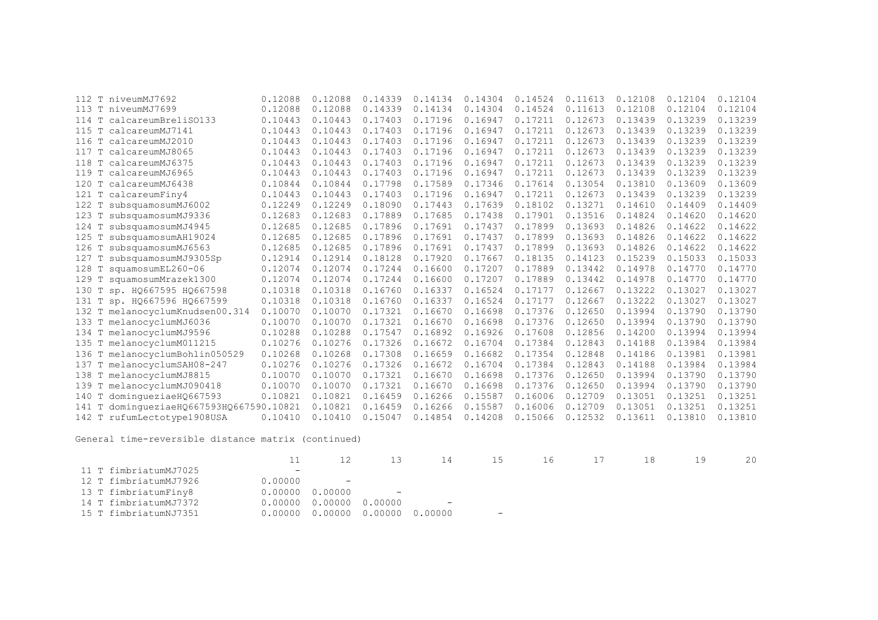| | | | | | | | | | | |
|---|---|---|---|---|---|---|---|---|---|---|
| 112 T niveumMJ7692 | 0.12088 | 0.12088 | 0.14339 | 0.14134 | 0.14304 | 0.14524 | 0.11613 | 0.12108 | 0.12104 | 0.12104 |
| 113 T niveumMJ7699 | 0.12088 | 0.12088 | 0.14339 | 0.14134 | 0.14304 | 0.14524 | 0.11613 | 0.12108 | 0.12104 | 0.12104 |
| 114 T calcareumBreliSO133 | 0.10443 | 0.10443 | 0.17403 | 0.17196 | 0.16947 | 0.17211 | 0.12673 | 0.13439 | 0.13239 | 0.13239 |
| 115 T calcareumMJ7141 | 0.10443 | 0.10443 | 0.17403 | 0.17196 | 0.16947 | 0.17211 | 0.12673 | 0.13439 | 0.13239 | 0.13239 |
| 116 T calcareumMJ2010 | 0.10443 | 0.10443 | 0.17403 | 0.17196 | 0.16947 | 0.17211 | 0.12673 | 0.13439 | 0.13239 | 0.13239 |
| 117 T calcareumMJ8065 | 0.10443 | 0.10443 | 0.17403 | 0.17196 | 0.16947 | 0.17211 | 0.12673 | 0.13439 | 0.13239 | 0.13239 |
| 118 T calcareumMJ6375 | 0.10443 | 0.10443 | 0.17403 | 0.17196 | 0.16947 | 0.17211 | 0.12673 | 0.13439 | 0.13239 | 0.13239 |
| 119 T calcareumMJ6965 | 0.10443 | 0.10443 | 0.17403 | 0.17196 | 0.16947 | 0.17211 | 0.12673 | 0.13439 | 0.13239 | 0.13239 |
| 120 T calcareumMJ6438 | 0.10844 | 0.10844 | 0.17798 | 0.17589 | 0.17346 | 0.17614 | 0.13054 | 0.13810 | 0.13609 | 0.13609 |
| 121 T calcareumFiny4 | 0.10443 | 0.10443 | 0.17403 | 0.17196 | 0.16947 | 0.17211 | 0.12673 | 0.13439 | 0.13239 | 0.13239 |
| 122 T subsquamosumMJ6002 | 0.12249 | 0.12249 | 0.18090 | 0.17443 | 0.17639 | 0.18102 | 0.13271 | 0.14610 | 0.14409 | 0.14409 |
| 123 T subsquamosumMJ9336 | 0.12683 | 0.12683 | 0.17889 | 0.17685 | 0.17438 | 0.17901 | 0.13516 | 0.14824 | 0.14620 | 0.14620 |
| 124 T subsquamosumMJ4945 | 0.12685 | 0.12685 | 0.17896 | 0.17691 | 0.17437 | 0.17899 | 0.13693 | 0.14826 | 0.14622 | 0.14622 |
| 125 T subsquamosumAH19024 | 0.12685 | 0.12685 | 0.17896 | 0.17691 | 0.17437 | 0.17899 | 0.13693 | 0.14826 | 0.14622 | 0.14622 |
| 126 T subsquamosumMJ6563 | 0.12685 | 0.12685 | 0.17896 | 0.17691 | 0.17437 | 0.17899 | 0.13693 | 0.14826 | 0.14622 | 0.14622 |
| 127 T subsquamosumMJ9305Sp | 0.12914 | 0.12914 | 0.18128 | 0.17920 | 0.17667 | 0.18135 | 0.14123 | 0.15239 | 0.15033 | 0.15033 |
| 128 T squamosumEL260-06 | 0.12074 | 0.12074 | 0.17244 | 0.16600 | 0.17207 | 0.17889 | 0.13442 | 0.14978 | 0.14770 | 0.14770 |
| 129 T squamosumMrazek1300 | 0.12074 | 0.12074 | 0.17244 | 0.16600 | 0.17207 | 0.17889 | 0.13442 | 0.14978 | 0.14770 | 0.14770 |
| 130 T sp. HQ667595 HQ667598 | 0.10318 | 0.10318 | 0.16760 | 0.16337 | 0.16524 | 0.17177 | 0.12667 | 0.13222 | 0.13027 | 0.13027 |
| 131 T sp. HQ667596 HQ667599 | 0.10318 | 0.10318 | 0.16760 | 0.16337 | 0.16524 | 0.17177 | 0.12667 | 0.13222 | 0.13027 | 0.13027 |
| 132 T melanocyclumKnudsen00.314 | 0.10070 | 0.10070 | 0.17321 | 0.16670 | 0.16698 | 0.17376 | 0.12650 | 0.13994 | 0.13790 | 0.13790 |
| 133 T melanocyclumMJ6036 | 0.10070 | 0.10070 | 0.17321 | 0.16670 | 0.16698 | 0.17376 | 0.12650 | 0.13994 | 0.13790 | 0.13790 |
| 134 T melanocyclumMJ9596 | 0.10288 | 0.10288 | 0.17547 | 0.16892 | 0.16926 | 0.17608 | 0.12856 | 0.14200 | 0.13994 | 0.13994 |
| 135 T melanocyclumM011215 | 0.10276 | 0.10276 | 0.17326 | 0.16672 | 0.16704 | 0.17384 | 0.12843 | 0.14188 | 0.13984 | 0.13984 |
| 136 T melanocyclumBohlin050529 | 0.10268 | 0.10268 | 0.17308 | 0.16659 | 0.16682 | 0.17354 | 0.12848 | 0.14186 | 0.13981 | 0.13981 |
| 137 T melanocyclumSAH08-247 | 0.10276 | 0.10276 | 0.17326 | 0.16672 | 0.16704 | 0.17384 | 0.12843 | 0.14188 | 0.13984 | 0.13984 |
| 138 T melanocyclumMJ8815 | 0.10070 | 0.10070 | 0.17321 | 0.16670 | 0.16698 | 0.17376 | 0.12650 | 0.13994 | 0.13790 | 0.13790 |
| 139 T melanocyclumMJ090418 | 0.10070 | 0.10070 | 0.17321 | 0.16670 | 0.16698 | 0.17376 | 0.12650 | 0.13994 | 0.13790 | 0.13790 |
| 140 T dominguezia eHQ667593 | 0.10821 | 0.10821 | 0.16459 | 0.16266 | 0.15587 | 0.16006 | 0.12709 | 0.13051 | 0.13251 | 0.13251 |
| 141 T domingueziaeHQ667593HQ667590 | 0.10821 | 0.10821 | 0.16459 | 0.16266 | 0.15587 | 0.16006 | 0.12709 | 0.13051 | 0.13251 | 0.13251 |
| 142 T rufumLectotype1908USA | 0.10410 | 0.10410 | 0.15047 | 0.14854 | 0.14208 | 0.15066 | 0.12532 | 0.13611 | 0.13810 | 0.13810 |

General time-reversible distance matrix (continued)

| | 11 | 12 | 13 | 14 | 15 | 16 | 17 | 18 | 19 | 20 |
|---|---|---|---|---|---|---|---|---|---|---|
| 11 T fimbriatumMJ7025 | - | | | | | | | | | |
| 12 T fimbriatumMJ7926 | 0.00000 | - | | | | | | | | |
| 13 T fimbriatumFiny8 | 0.00000 | 0.00000 | - | | | | | | | |
| 14 T fimbriatumMJ7372 | 0.00000 | 0.00000 | 0.00000 | - | | | | | | |
| 15 T fimbriatumNJ7351 | 0.00000 | 0.00000 | 0.00000 | 0.00000 | - | | | | | |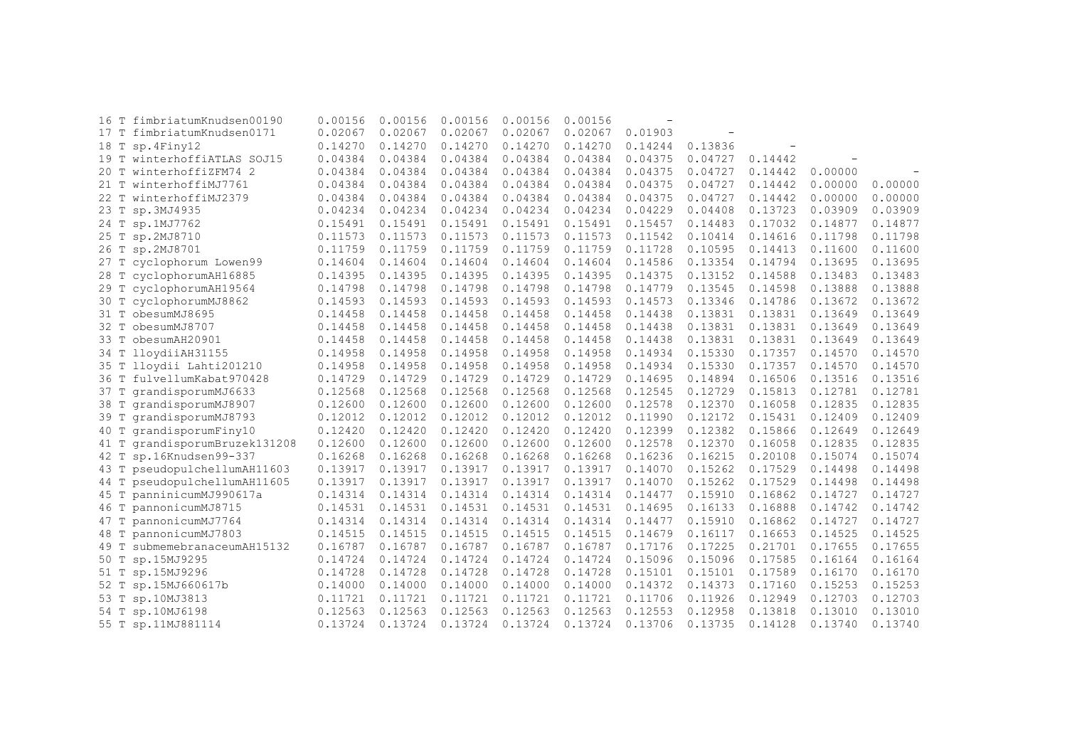| | | | | | | | | | | |
|---|---|---|---|---|---|---|---|---|---|---|
| 16 T fimbriatumKnudsen00190 | 0.00156 | 0.00156 | 0.00156 | 0.00156 | 0.00156 | - | | | | |
| 17 T fimbriatumKnudsen0171 | 0.02067 | 0.02067 | 0.02067 | 0.02067 | 0.02067 | 0.01903 | - | | | |
| 18 T sp.4Finy12 | 0.14270 | 0.14270 | 0.14270 | 0.14270 | 0.14270 | 0.14244 | 0.13836 | - | | |
| 19 T winterhoffiATLAS SOJ15 | 0.04384 | 0.04384 | 0.04384 | 0.04384 | 0.04384 | 0.04375 | 0.04727 | 0.14442 | - | |
| 20 T winterhoffiZFM74 2 | 0.04384 | 0.04384 | 0.04384 | 0.04384 | 0.04384 | 0.04375 | 0.04727 | 0.14442 | 0.00000 | - |
| 21 T winterhoffiMJ7761 | 0.04384 | 0.04384 | 0.04384 | 0.04384 | 0.04384 | 0.04375 | 0.04727 | 0.14442 | 0.00000 | 0.00000 |
| 22 T winterhoffiMJ2379 | 0.04384 | 0.04384 | 0.04384 | 0.04384 | 0.04384 | 0.04375 | 0.04727 | 0.14442 | 0.00000 | 0.00000 |
| 23 T sp.3MJ4935 | 0.04234 | 0.04234 | 0.04234 | 0.04234 | 0.04234 | 0.04229 | 0.04408 | 0.13723 | 0.03909 | 0.03909 |
| 24 T sp.1MJ7762 | 0.15491 | 0.15491 | 0.15491 | 0.15491 | 0.15491 | 0.15457 | 0.14483 | 0.17032 | 0.14877 | 0.14877 |
| 25 T sp.2MJ8710 | 0.11573 | 0.11573 | 0.11573 | 0.11573 | 0.11573 | 0.11542 | 0.10414 | 0.14616 | 0.11798 | 0.11798 |
| 26 T sp.2MJ8701 | 0.11759 | 0.11759 | 0.11759 | 0.11759 | 0.11759 | 0.11728 | 0.10595 | 0.14413 | 0.11600 | 0.11600 |
| 27 T cyclophorum Lowen99 | 0.14604 | 0.14604 | 0.14604 | 0.14604 | 0.14604 | 0.14586 | 0.13354 | 0.14794 | 0.13695 | 0.13695 |
| 28 T cyclophorumAH16885 | 0.14395 | 0.14395 | 0.14395 | 0.14395 | 0.14395 | 0.14375 | 0.13152 | 0.14588 | 0.13483 | 0.13483 |
| 29 T cyclophorumAH19564 | 0.14798 | 0.14798 | 0.14798 | 0.14798 | 0.14798 | 0.14779 | 0.13545 | 0.14598 | 0.13888 | 0.13888 |
| 30 T cyclophorumMJ8862 | 0.14593 | 0.14593 | 0.14593 | 0.14593 | 0.14593 | 0.14573 | 0.13346 | 0.14786 | 0.13672 | 0.13672 |
| 31 T obesumMJ8695 | 0.14458 | 0.14458 | 0.14458 | 0.14458 | 0.14458 | 0.14438 | 0.13831 | 0.13831 | 0.13649 | 0.13649 |
| 32 T obesumMJ8707 | 0.14458 | 0.14458 | 0.14458 | 0.14458 | 0.14458 | 0.14438 | 0.13831 | 0.13831 | 0.13649 | 0.13649 |
| 33 T obesumAH20901 | 0.14458 | 0.14458 | 0.14458 | 0.14458 | 0.14458 | 0.14438 | 0.13831 | 0.13831 | 0.13649 | 0.13649 |
| 34 T lloydiiAH31155 | 0.14958 | 0.14958 | 0.14958 | 0.14958 | 0.14958 | 0.14934 | 0.15330 | 0.17357 | 0.14570 | 0.14570 |
| 35 T lloydii Lahti201210 | 0.14958 | 0.14958 | 0.14958 | 0.14958 | 0.14958 | 0.14934 | 0.15330 | 0.17357 | 0.14570 | 0.14570 |
| 36 T fulvellumKabat970428 | 0.14729 | 0.14729 | 0.14729 | 0.14729 | 0.14729 | 0.14695 | 0.14894 | 0.16506 | 0.13516 | 0.13516 |
| 37 T grandisporumMJ6633 | 0.12568 | 0.12568 | 0.12568 | 0.12568 | 0.12568 | 0.12545 | 0.12729 | 0.15813 | 0.12781 | 0.12781 |
| 38 T grandisporumMJ8907 | 0.12600 | 0.12600 | 0.12600 | 0.12600 | 0.12600 | 0.12578 | 0.12370 | 0.16058 | 0.12835 | 0.12835 |
| 39 T grandisporumMJ8793 | 0.12012 | 0.12012 | 0.12012 | 0.12012 | 0.12012 | 0.11990 | 0.12172 | 0.15431 | 0.12409 | 0.12409 |
| 40 T grandisporumFiny10 | 0.12420 | 0.12420 | 0.12420 | 0.12420 | 0.12420 | 0.12399 | 0.12382 | 0.15866 | 0.12649 | 0.12649 |
| 41 T grandisporumBruzek131208 | 0.12600 | 0.12600 | 0.12600 | 0.12600 | 0.12600 | 0.12578 | 0.12370 | 0.16058 | 0.12835 | 0.12835 |
| 42 T sp.16Knudsen99-337 | 0.16268 | 0.16268 | 0.16268 | 0.16268 | 0.16268 | 0.16236 | 0.16215 | 0.20108 | 0.15074 | 0.15074 |
| 43 T pseudopulchellumAH11603 | 0.13917 | 0.13917 | 0.13917 | 0.13917 | 0.13917 | 0.14070 | 0.15262 | 0.17529 | 0.14498 | 0.14498 |
| 44 T pseudopulchellumAH11605 | 0.13917 | 0.13917 | 0.13917 | 0.13917 | 0.13917 | 0.14070 | 0.15262 | 0.17529 | 0.14498 | 0.14498 |
| 45 T panninicumMJ990617a | 0.14314 | 0.14314 | 0.14314 | 0.14314 | 0.14314 | 0.14477 | 0.15910 | 0.16862 | 0.14727 | 0.14727 |
| 46 T pannonicumMJ8715 | 0.14531 | 0.14531 | 0.14531 | 0.14531 | 0.14531 | 0.14695 | 0.16133 | 0.16888 | 0.14742 | 0.14742 |
| 47 T pannonicumMJ7764 | 0.14314 | 0.14314 | 0.14314 | 0.14314 | 0.14314 | 0.14477 | 0.15910 | 0.16862 | 0.14727 | 0.14727 |
| 48 T pannonicumMJ7803 | 0.14515 | 0.14515 | 0.14515 | 0.14515 | 0.14515 | 0.14679 | 0.16117 | 0.16653 | 0.14525 | 0.14525 |
| 49 T submemebranaceumAH15132 | 0.16787 | 0.16787 | 0.16787 | 0.16787 | 0.16787 | 0.17176 | 0.17225 | 0.21701 | 0.17655 | 0.17655 |
| 50 T sp.15MJ9295 | 0.14724 | 0.14724 | 0.14724 | 0.14724 | 0.14724 | 0.15096 | 0.15096 | 0.17585 | 0.16164 | 0.16164 |
| 51 T sp.15MJ9296 | 0.14728 | 0.14728 | 0.14728 | 0.14728 | 0.14728 | 0.15101 | 0.15101 | 0.17589 | 0.16170 | 0.16170 |
| 52 T sp.15MJ660617b | 0.14000 | 0.14000 | 0.14000 | 0.14000 | 0.14000 | 0.14372 | 0.14373 | 0.17160 | 0.15253 | 0.15253 |
| 53 T sp.10MJ3813 | 0.11721 | 0.11721 | 0.11721 | 0.11721 | 0.11721 | 0.11706 | 0.11926 | 0.12949 | 0.12703 | 0.12703 |
| 54 T sp.10MJ6198 | 0.12563 | 0.12563 | 0.12563 | 0.12563 | 0.12563 | 0.12553 | 0.12958 | 0.13818 | 0.13010 | 0.13010 |
| 55 T sp.11MJ881114 | 0.13724 | 0.13724 | 0.13724 | 0.13724 | 0.13724 | 0.13706 | 0.13735 | 0.14128 | 0.13740 | 0.13740 |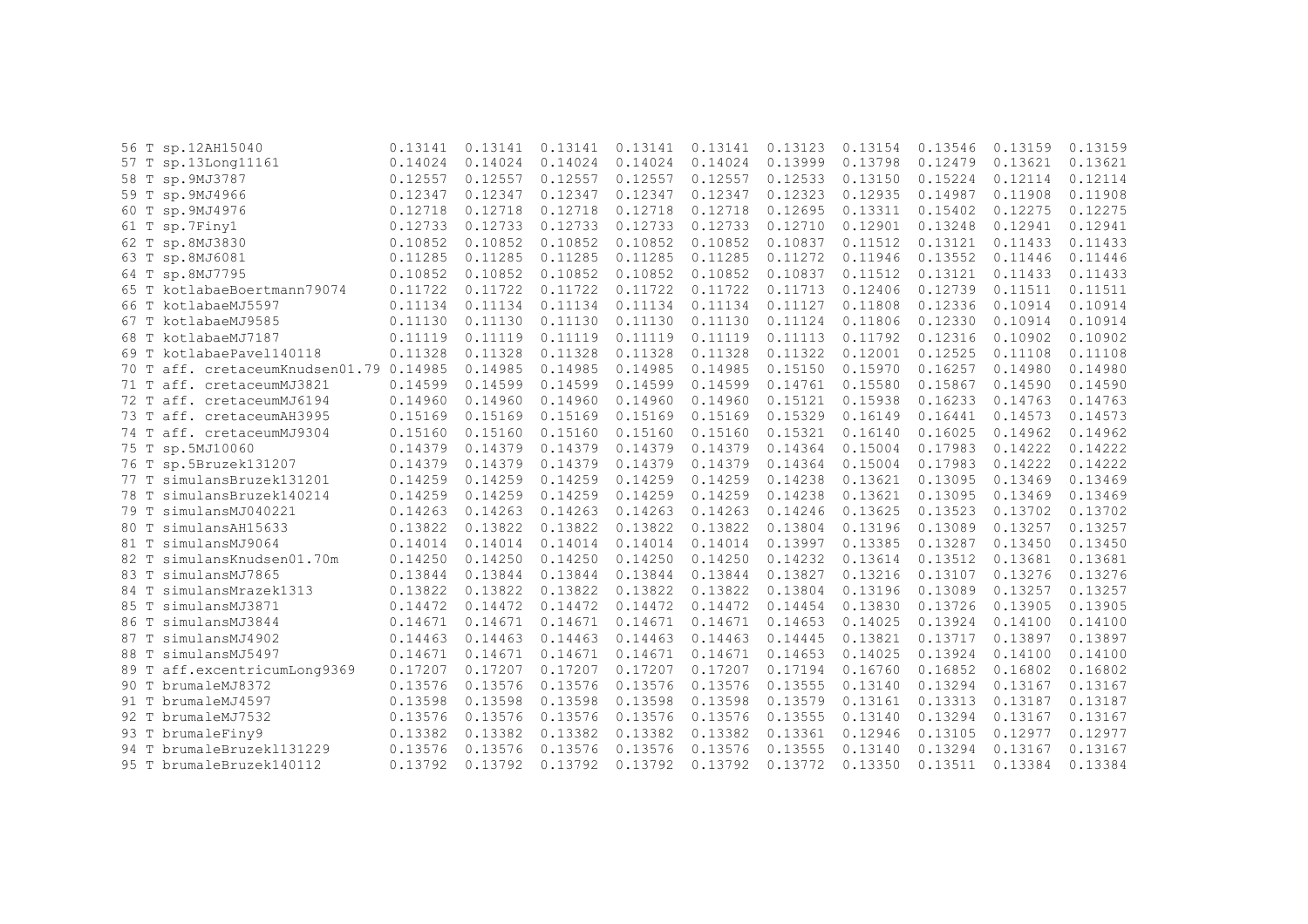```
56 T sp.12AH15040               0.13141  0.13141  0.13141  0.13141  0.13141  0.13123  0.13154  0.13546  0.13159  0.13159
57 T sp.13Long11161             0.14024  0.14024  0.14024  0.14024  0.14024  0.13999  0.13798  0.12479  0.13621  0.13621
58 T sp.9MJ3787                 0.12557  0.12557  0.12557  0.12557  0.12557  0.12533  0.13150  0.15224  0.12114  0.12114
59 T sp.9MJ4966                 0.12347  0.12347  0.12347  0.12347  0.12347  0.12323  0.12935  0.14987  0.11908  0.11908
60 T sp.9MJ4976                 0.12718  0.12718  0.12718  0.12718  0.12718  0.12695  0.13311  0.15402  0.12275  0.12275
61 T sp.7Finy1                  0.12733  0.12733  0.12733  0.12733  0.12733  0.12710  0.12901  0.13248  0.12941  0.12941
62 T sp.8MJ3830                 0.10852  0.10852  0.10852  0.10852  0.10852  0.10837  0.11512  0.13121  0.11433  0.11433
63 T sp.8MJ6081                 0.11285  0.11285  0.11285  0.11285  0.11285  0.11272  0.11946  0.13552  0.11446  0.11446
64 T sp.8MJ7795                 0.10852  0.10852  0.10852  0.10852  0.10852  0.10837  0.11512  0.13121  0.11433  0.11433
65 T kotlabaeBoertmann79074     0.11722  0.11722  0.11722  0.11722  0.11722  0.11713  0.12406  0.12739  0.11511  0.11511
66 T kotlabaeMJ5597             0.11134  0.11134  0.11134  0.11134  0.11134  0.11127  0.11808  0.12336  0.10914  0.10914
67 T kotlabaeMJ9585             0.11130  0.11130  0.11130  0.11130  0.11130  0.11124  0.11806  0.12330  0.10914  0.10914
68 T kotlabaeMJ7187             0.11119  0.11119  0.11119  0.11119  0.11119  0.11113  0.11792  0.12316  0.10902  0.10902
69 T kotlabaePavel140118        0.11328  0.11328  0.11328  0.11328  0.11328  0.11322  0.12001  0.12525  0.11108  0.11108
70 T aff. cretaceumKnudsen01.79 0.14985  0.14985  0.14985  0.14985  0.14985  0.15150  0.15970  0.16257  0.14980  0.14980
71 T aff. cretaceumMJ3821       0.14599  0.14599  0.14599  0.14599  0.14599  0.14761  0.15580  0.15867  0.14590  0.14590
72 T aff. cretaceumMJ6194       0.14960  0.14960  0.14960  0.14960  0.14960  0.15121  0.15938  0.16233  0.14763  0.14763
73 T aff. cretaceumAH3995       0.15169  0.15169  0.15169  0.15169  0.15169  0.15329  0.16149  0.16441  0.14573  0.14573
74 T aff. cretaceumMJ9304       0.15160  0.15160  0.15160  0.15160  0.15160  0.15321  0.16140  0.16025  0.14962  0.14962
75 T sp.5MJ10060                0.14379  0.14379  0.14379  0.14379  0.14379  0.14364  0.15004  0.17983  0.14222  0.14222
76 T sp.5Bruzek131207           0.14379  0.14379  0.14379  0.14379  0.14379  0.14364  0.15004  0.17983  0.14222  0.14222
77 T simulansBruzek131201       0.14259  0.14259  0.14259  0.14259  0.14259  0.14238  0.13621  0.13095  0.13469  0.13469
78 T simulansBruzek140214       0.14259  0.14259  0.14259  0.14259  0.14259  0.14238  0.13621  0.13095  0.13469  0.13469
79 T simulansMJ040221           0.14263  0.14263  0.14263  0.14263  0.14263  0.14246  0.13625  0.13523  0.13702  0.13702
80 T simulansAH15633            0.13822  0.13822  0.13822  0.13822  0.13822  0.13804  0.13196  0.13089  0.13257  0.13257
81 T simulansMJ9064             0.14014  0.14014  0.14014  0.14014  0.14014  0.13997  0.13385  0.13287  0.13450  0.13450
82 T simulansKnudsen01.70m      0.14250  0.14250  0.14250  0.14250  0.14250  0.14232  0.13614  0.13512  0.13681  0.13681
83 T simulansMJ7865             0.13844  0.13844  0.13844  0.13844  0.13844  0.13827  0.13216  0.13107  0.13276  0.13276
84 T simulansMrazek1313         0.13822  0.13822  0.13822  0.13822  0.13822  0.13804  0.13196  0.13089  0.13257  0.13257
85 T simulansMJ3871             0.14472  0.14472  0.14472  0.14472  0.14472  0.14454  0.13830  0.13726  0.13905  0.13905
86 T simulansMJ3844             0.14671  0.14671  0.14671  0.14671  0.14671  0.14653  0.14025  0.13924  0.14100  0.14100
87 T simulansMJ4902             0.14463  0.14463  0.14463  0.14463  0.14463  0.14445  0.13821  0.13717  0.13897  0.13897
88 T simulansMJ5497             0.14671  0.14671  0.14671  0.14671  0.14671  0.14653  0.14025  0.13924  0.14100  0.14100
89 T aff.excentricumLong9369    0.17207  0.17207  0.17207  0.17207  0.17207  0.17194  0.16760  0.16852  0.16802  0.16802
90 T brumaleMJ8372              0.13576  0.13576  0.13576  0.13576  0.13576  0.13555  0.13140  0.13294  0.13167  0.13167
91 T brumaleMJ4597              0.13598  0.13598  0.13598  0.13598  0.13598  0.13579  0.13161  0.13313  0.13187  0.13187
92 T brumaleMJ7532              0.13576  0.13576  0.13576  0.13576  0.13576  0.13555  0.13140  0.13294  0.13167  0.13167
93 T brumaleFiny9               0.13382  0.13382  0.13382  0.13382  0.13382  0.13361  0.12946  0.13105  0.12977  0.12977
94 T brumaleBruzekl131229       0.13576  0.13576  0.13576  0.13576  0.13576  0.13555  0.13140  0.13294  0.13167  0.13167
95 T brumaleBruzek140112        0.13792  0.13792  0.13792  0.13792  0.13792  0.13772  0.13350  0.13511  0.13384  0.13384
```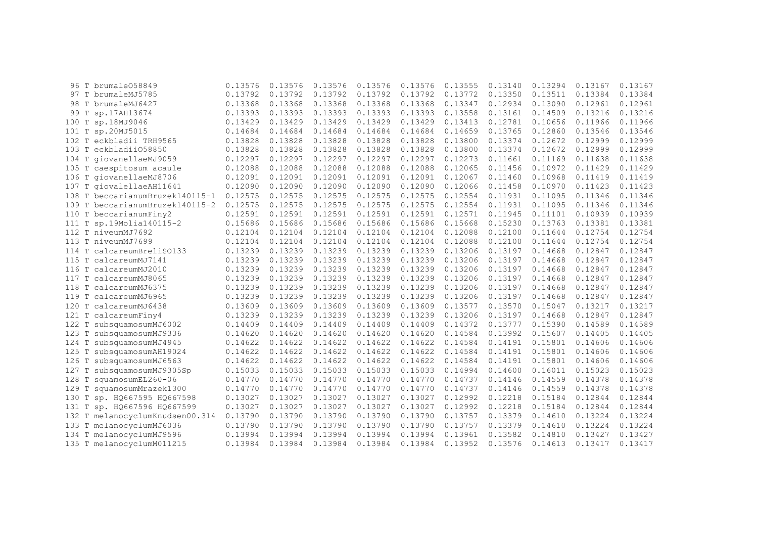```
 96 T brumaleO58849              0.13576  0.13576  0.13576  0.13576  0.13576  0.13555  0.13140  0.13294  0.13167  0.13167
 97 T brumaleMJ5785              0.13792  0.13792  0.13792  0.13792  0.13792  0.13772  0.13350  0.13511  0.13384  0.13384
 98 T brumaleMJ6427              0.13368  0.13368  0.13368  0.13368  0.13368  0.13347  0.12934  0.13090  0.12961  0.12961
 99 T sp.17AH13674               0.13393  0.13393  0.13393  0.13393  0.13393  0.13558  0.13161  0.14509  0.13216  0.13216
100 T sp.18MJ9046                0.13429  0.13429  0.13429  0.13429  0.13429  0.13413  0.12781  0.10656  0.11966  0.11966
101 T sp.20MJ5015                0.14684  0.14684  0.14684  0.14684  0.14684  0.14659  0.13765  0.12860  0.13546  0.13546
102 T eckbladii TRH9565          0.13828  0.13828  0.13828  0.13828  0.13828  0.13800  0.13374  0.12672  0.12999  0.12999
103 T eckbladiiO58850            0.13828  0.13828  0.13828  0.13828  0.13828  0.13800  0.13374  0.12672  0.12999  0.12999
104 T giovanellaeMJ9059          0.12297  0.12297  0.12297  0.12297  0.12297  0.12273  0.11661  0.11169  0.11638  0.11638
105 T caespitosum acaule         0.12088  0.12088  0.12088  0.12088  0.12088  0.12065  0.11456  0.10972  0.11429  0.11429
106 T giovanellaeMJ8706          0.12091  0.12091  0.12091  0.12091  0.12091  0.12067  0.11460  0.10968  0.11419  0.11419
107 T giovalellaeAH11641         0.12090  0.12090  0.12090  0.12090  0.12090  0.12066  0.11458  0.10970  0.11423  0.11423
108 T beccarianumBruzek140115-1  0.12575  0.12575  0.12575  0.12575  0.12575  0.12554  0.11931  0.11095  0.11346  0.11346
109 T beccarianumBruzek140115-2  0.12575  0.12575  0.12575  0.12575  0.12575  0.12554  0.11931  0.11095  0.11346  0.11346
110 T beccarianumFiny2           0.12591  0.12591  0.12591  0.12591  0.12591  0.12571  0.11945  0.11101  0.10939  0.10939
111 T sp.19Molia140115-2         0.15686  0.15686  0.15686  0.15686  0.15686  0.15668  0.15230  0.13763  0.13381  0.13381
112 T niveumMJ7692               0.12104  0.12104  0.12104  0.12104  0.12104  0.12088  0.12100  0.11644  0.12754  0.12754
113 T niveumMJ7699               0.12104  0.12104  0.12104  0.12104  0.12104  0.12088  0.12100  0.11644  0.12754  0.12754
114 T calcareumBreliSO133        0.13239  0.13239  0.13239  0.13239  0.13239  0.13206  0.13197  0.14668  0.12847  0.12847
115 T calcareumMJ7141            0.13239  0.13239  0.13239  0.13239  0.13239  0.13206  0.13197  0.14668  0.12847  0.12847
116 T calcareumMJ2010            0.13239  0.13239  0.13239  0.13239  0.13239  0.13206  0.13197  0.14668  0.12847  0.12847
117 T calcareumMJ8065            0.13239  0.13239  0.13239  0.13239  0.13239  0.13206  0.13197  0.14668  0.12847  0.12847
118 T calcareumMJ6375            0.13239  0.13239  0.13239  0.13239  0.13239  0.13206  0.13197  0.14668  0.12847  0.12847
119 T calcareumMJ6965            0.13239  0.13239  0.13239  0.13239  0.13239  0.13206  0.13197  0.14668  0.12847  0.12847
120 T calcareumMJ6438            0.13609  0.13609  0.13609  0.13609  0.13609  0.13577  0.13570  0.15047  0.13217  0.13217
121 T calcareumFiny4             0.13239  0.13239  0.13239  0.13239  0.13239  0.13206  0.13197  0.14668  0.12847  0.12847
122 T subsquamosumMJ6002         0.14409  0.14409  0.14409  0.14409  0.14409  0.14372  0.13777  0.15390  0.14589  0.14589
123 T subsquamosumMJ9336         0.14620  0.14620  0.14620  0.14620  0.14620  0.14584  0.13992  0.15607  0.14405  0.14405
124 T subsquamosumMJ4945         0.14622  0.14622  0.14622  0.14622  0.14622  0.14584  0.14191  0.15801  0.14606  0.14606
125 T subsquamosumAH19024        0.14622  0.14622  0.14622  0.14622  0.14622  0.14584  0.14191  0.15801  0.14606  0.14606
126 T subsquamosumMJ6563         0.14622  0.14622  0.14622  0.14622  0.14622  0.14584  0.14191  0.15801  0.14606  0.14606
127 T subsquamosumMJ9305Sp       0.15033  0.15033  0.15033  0.15033  0.15033  0.14994  0.14600  0.16011  0.15023  0.15023
128 T squamosumEL260-06          0.14770  0.14770  0.14770  0.14770  0.14770  0.14737  0.14146  0.14559  0.14378  0.14378
129 T squamosumMrazek1300        0.14770  0.14770  0.14770  0.14770  0.14770  0.14737  0.14146  0.14559  0.14378  0.14378
130 T sp. HQ667595 HQ667598      0.13027  0.13027  0.13027  0.13027  0.13027  0.12992  0.12218  0.15184  0.12844  0.12844
131 T sp. HQ667596 HQ667599      0.13027  0.13027  0.13027  0.13027  0.13027  0.12992  0.12218  0.15184  0.12844  0.12844
132 T melanocyclumKnudsen00.314  0.13790  0.13790  0.13790  0.13790  0.13790  0.13757  0.13379  0.14610  0.13224  0.13224
133 T melanocyclumMJ6036         0.13790  0.13790  0.13790  0.13790  0.13790  0.13757  0.13379  0.14610  0.13224  0.13224
134 T melanocyclumMJ9596         0.13994  0.13994  0.13994  0.13994  0.13994  0.13961  0.13582  0.14810  0.13427  0.13427
135 T melanocyclumM011215        0.13984  0.13984  0.13984  0.13984  0.13984  0.13952  0.13576  0.14613  0.13417  0.13417
```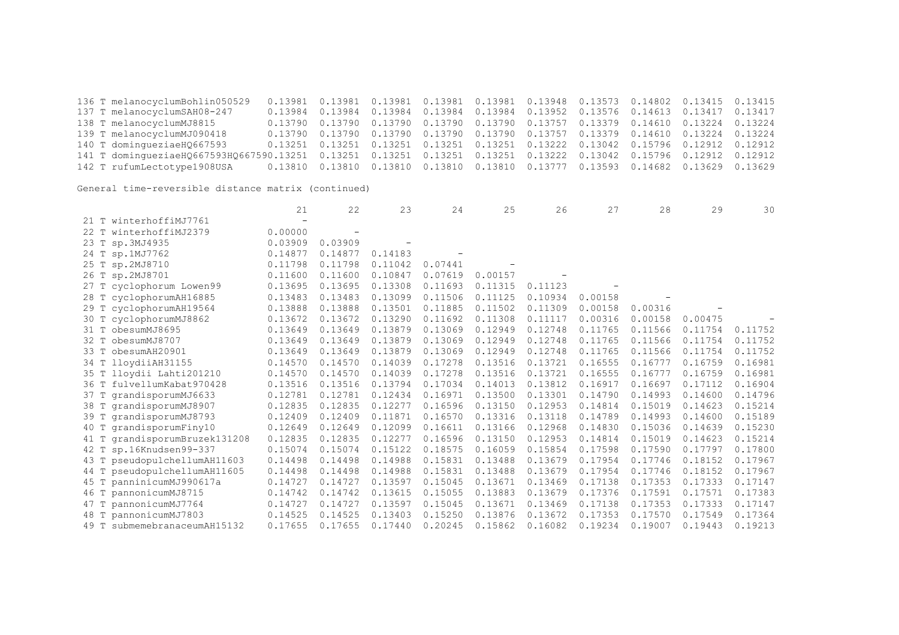| | | | | | | | | | | |
|---|---|---|---|---|---|---|---|---|---|---|
| 136 T melanocyclumBohlin050529 | 0.13981 | 0.13981 | 0.13981 | 0.13981 | 0.13981 | 0.13948 | 0.13573 | 0.14802 | 0.13415 | 0.13415 |
| 137 T melanocyclumSAH08-247 | 0.13984 | 0.13984 | 0.13984 | 0.13984 | 0.13984 | 0.13952 | 0.13576 | 0.14613 | 0.13417 | 0.13417 |
| 138 T melanocyclumMJ8815 | 0.13790 | 0.13790 | 0.13790 | 0.13790 | 0.13790 | 0.13757 | 0.13379 | 0.14610 | 0.13224 | 0.13224 |
| 139 T melanocyclumMJ090418 | 0.13790 | 0.13790 | 0.13790 | 0.13790 | 0.13790 | 0.13757 | 0.13379 | 0.14610 | 0.13224 | 0.13224 |
| 140 T dominguezia eHQ667593 | 0.13251 | 0.13251 | 0.13251 | 0.13251 | 0.13251 | 0.13222 | 0.13042 | 0.15796 | 0.12912 | 0.12912 |
| 141 T domingueziaeHQ667593HQ667590 | 0.13251 | 0.13251 | 0.13251 | 0.13251 | 0.13251 | 0.13222 | 0.13042 | 0.15796 | 0.12912 | 0.12912 |
| 142 T rufumLectotype1908USA | 0.13810 | 0.13810 | 0.13810 | 0.13810 | 0.13810 | 0.13777 | 0.13593 | 0.14682 | 0.13629 | 0.13629 |

General time-reversible distance matrix (continued)

| | 21 | 22 | 23 | 24 | 25 | 26 | 27 | 28 | 29 | 30 |
|---|---|---|---|---|---|---|---|---|---|---|
| 21 T winterhoffiMJ7761 | - | | | | | | | | | |
| 22 T winterhoffiMJ2379 | 0.00000 | - | | | | | | | | |
| 23 T sp.3MJ4935 | 0.03909 | 0.03909 | - | | | | | | | |
| 24 T sp.1MJ7762 | 0.14877 | 0.14877 | 0.14183 | - | | | | | | |
| 25 T sp.2MJ8710 | 0.11798 | 0.11798 | 0.11042 | 0.07441 | - | | | | | |
| 26 T sp.2MJ8701 | 0.11600 | 0.11600 | 0.10847 | 0.07619 | 0.00157 | - | | | | |
| 27 T cyclophorum Lowen99 | 0.13695 | 0.13695 | 0.13308 | 0.11693 | 0.11315 | 0.11123 | - | | | |
| 28 T cyclophorumAH16885 | 0.13483 | 0.13483 | 0.13099 | 0.11506 | 0.11125 | 0.10934 | 0.00158 | - | | |
| 29 T cyclophorumAH19564 | 0.13888 | 0.13888 | 0.13501 | 0.11885 | 0.11502 | 0.11309 | 0.00158 | 0.00316 | - | |
| 30 T cyclophorumMJ8862 | 0.13672 | 0.13672 | 0.13290 | 0.11692 | 0.11308 | 0.11117 | 0.00316 | 0.00158 | 0.00475 | - |
| 31 T obesumMJ8695 | 0.13649 | 0.13649 | 0.13879 | 0.13069 | 0.12949 | 0.12748 | 0.11765 | 0.11566 | 0.11754 | 0.11752 |
| 32 T obesumMJ8707 | 0.13649 | 0.13649 | 0.13879 | 0.13069 | 0.12949 | 0.12748 | 0.11765 | 0.11566 | 0.11754 | 0.11752 |
| 33 T obesumAH20901 | 0.13649 | 0.13649 | 0.13879 | 0.13069 | 0.12949 | 0.12748 | 0.11765 | 0.11566 | 0.11754 | 0.11752 |
| 34 T lloydiiAH31155 | 0.14570 | 0.14570 | 0.14039 | 0.17278 | 0.13516 | 0.13721 | 0.16555 | 0.16777 | 0.16759 | 0.16981 |
| 35 T lloydii Lahti201210 | 0.14570 | 0.14570 | 0.14039 | 0.17278 | 0.13516 | 0.13721 | 0.16555 | 0.16777 | 0.16759 | 0.16981 |
| 36 T fulvellumKabat970428 | 0.13516 | 0.13516 | 0.13794 | 0.17034 | 0.14013 | 0.13812 | 0.16917 | 0.16697 | 0.17112 | 0.16904 |
| 37 T grandisporumMJ6633 | 0.12781 | 0.12781 | 0.12434 | 0.16971 | 0.13500 | 0.13301 | 0.14790 | 0.14993 | 0.14600 | 0.14796 |
| 38 T grandisporumMJ8907 | 0.12835 | 0.12835 | 0.12277 | 0.16596 | 0.13150 | 0.12953 | 0.14814 | 0.15019 | 0.14623 | 0.15214 |
| 39 T grandisporumMJ8793 | 0.12409 | 0.12409 | 0.11871 | 0.16570 | 0.13316 | 0.13118 | 0.14789 | 0.14993 | 0.14600 | 0.15189 |
| 40 T grandisporumFiny10 | 0.12649 | 0.12649 | 0.12099 | 0.16611 | 0.13166 | 0.12968 | 0.14830 | 0.15036 | 0.14639 | 0.15230 |
| 41 T grandisporumBruzek131208 | 0.12835 | 0.12835 | 0.12277 | 0.16596 | 0.13150 | 0.12953 | 0.14814 | 0.15019 | 0.14623 | 0.15214 |
| 42 T sp.16Knudsen99-337 | 0.15074 | 0.15074 | 0.15122 | 0.18575 | 0.16059 | 0.15854 | 0.17598 | 0.17590 | 0.17797 | 0.17800 |
| 43 T pseudopulchellumAH11603 | 0.14498 | 0.14498 | 0.14988 | 0.15831 | 0.13488 | 0.13679 | 0.17954 | 0.17746 | 0.18152 | 0.17967 |
| 44 T pseudopulchellumAH11605 | 0.14498 | 0.14498 | 0.14988 | 0.15831 | 0.13488 | 0.13679 | 0.17954 | 0.17746 | 0.18152 | 0.17967 |
| 45 T panninicumMJ990617a | 0.14727 | 0.14727 | 0.13597 | 0.15045 | 0.13671 | 0.13469 | 0.17138 | 0.17353 | 0.17333 | 0.17147 |
| 46 T pannonicumMJ8715 | 0.14742 | 0.14742 | 0.13615 | 0.15055 | 0.13883 | 0.13679 | 0.17376 | 0.17591 | 0.17571 | 0.17383 |
| 47 T pannonicumMJ7764 | 0.14727 | 0.14727 | 0.13597 | 0.15045 | 0.13671 | 0.13469 | 0.17138 | 0.17353 | 0.17333 | 0.17147 |
| 48 T pannonicumMJ7803 | 0.14525 | 0.14525 | 0.13403 | 0.15250 | 0.13876 | 0.13672 | 0.17353 | 0.17570 | 0.17549 | 0.17364 |
| 49 T submemebranaceumAH15132 | 0.17655 | 0.17655 | 0.17440 | 0.20245 | 0.15862 | 0.16082 | 0.19234 | 0.19007 | 0.19443 | 0.19213 |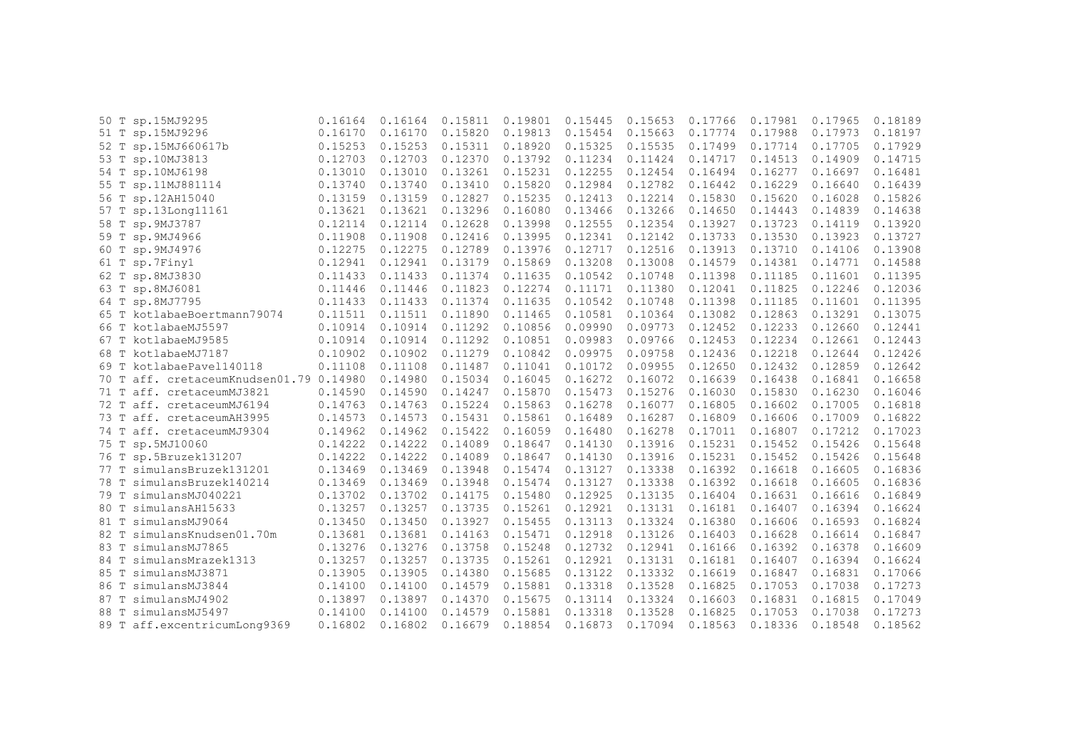```
50 T sp.15MJ9295              0.16164  0.16164  0.15811  0.19801  0.15445  0.15653  0.17766  0.17981  0.17965  0.18189
51 T sp.15MJ9296              0.16170  0.16170  0.15820  0.19813  0.15454  0.15663  0.17774  0.17988  0.17973  0.18197
52 T sp.15MJ660617b           0.15253  0.15253  0.15311  0.18920  0.15325  0.15535  0.17499  0.17714  0.17705  0.17929
53 T sp.10MJ3813              0.12703  0.12703  0.12370  0.13792  0.11234  0.11424  0.14717  0.14513  0.14909  0.14715
54 T sp.10MJ6198              0.13010  0.13010  0.13261  0.15231  0.12255  0.12454  0.16494  0.16277  0.16697  0.16481
55 T sp.11MJ881114            0.13740  0.13740  0.13410  0.15820  0.12984  0.12782  0.16442  0.16229  0.16640  0.16439
56 T sp.12AH15040             0.13159  0.13159  0.12827  0.15235  0.12413  0.12214  0.15830  0.15620  0.16028  0.15826
57 T sp.13Long11161           0.13621  0.13621  0.13296  0.16080  0.13466  0.13266  0.14650  0.14443  0.14839  0.14638
58 T sp.9MJ3787               0.12114  0.12114  0.12628  0.13998  0.12555  0.12354  0.13927  0.13723  0.14119  0.13920
59 T sp.9MJ4966               0.11908  0.11908  0.12416  0.13995  0.12341  0.12142  0.13733  0.13530  0.13923  0.13727
60 T sp.9MJ4976               0.12275  0.12275  0.12789  0.13976  0.12717  0.12516  0.13913  0.13710  0.14106  0.13908
61 T sp.7Finy1                0.12941  0.12941  0.13179  0.15869  0.13208  0.13008  0.14579  0.14381  0.14771  0.14588
62 T sp.8MJ3830               0.11433  0.11433  0.11374  0.11635  0.10542  0.10748  0.11398  0.11185  0.11601  0.11395
63 T sp.8MJ6081               0.11446  0.11446  0.11823  0.12274  0.11171  0.11380  0.12041  0.11825  0.12246  0.12036
64 T sp.8MJ7795               0.11433  0.11433  0.11374  0.11635  0.10542  0.10748  0.11398  0.11185  0.11601  0.11395
65 T kotlabaeBoertmann79074   0.11511  0.11511  0.11890  0.11465  0.10581  0.10364  0.13082  0.12863  0.13291  0.13075
66 T kotlabaeMJ5597           0.10914  0.10914  0.11292  0.10856  0.09990  0.09773  0.12452  0.12233  0.12660  0.12441
67 T kotlabaeMJ9585           0.10914  0.10914  0.11292  0.10851  0.09983  0.09766  0.12453  0.12234  0.12661  0.12443
68 T kotlabaeMJ7187           0.10902  0.10902  0.11279  0.10842  0.09975  0.09758  0.12436  0.12218  0.12644  0.12426
69 T kotlabaePavel140118      0.11108  0.11108  0.11487  0.11041  0.10172  0.09955  0.12650  0.12432  0.12859  0.12642
70 T aff. cretaceumKnudsen01.79 0.14980  0.14980  0.15034  0.16045  0.16272  0.16072  0.16639  0.16438  0.16841  0.16658
71 T aff. cretaceumMJ3821     0.14590  0.14590  0.14247  0.15870  0.15473  0.15276  0.16030  0.15830  0.16230  0.16046
72 T aff. cretaceumMJ6194     0.14763  0.14763  0.15224  0.15863  0.16278  0.16077  0.16805  0.16602  0.17005  0.16818
73 T aff. cretaceumAH3995     0.14573  0.14573  0.15431  0.15861  0.16489  0.16287  0.16809  0.16606  0.17009  0.16822
74 T aff. cretaceumMJ9304     0.14962  0.14962  0.15422  0.16059  0.16480  0.16278  0.17011  0.16807  0.17212  0.17023
75 T sp.5MJ10060              0.14222  0.14222  0.14089  0.18647  0.14130  0.13916  0.15231  0.15452  0.15426  0.15648
76 T sp.5Bruzek131207         0.14222  0.14222  0.14089  0.18647  0.14130  0.13916  0.15231  0.15452  0.15426  0.15648
77 T simulansBruzek131201     0.13469  0.13469  0.13948  0.15474  0.13127  0.13338  0.16392  0.16618  0.16605  0.16836
78 T simulansBruzek140214     0.13469  0.13469  0.13948  0.15474  0.13127  0.13338  0.16392  0.16618  0.16605  0.16836
79 T simulansMJ040221         0.13702  0.13702  0.14175  0.15480  0.12925  0.13135  0.16404  0.16631  0.16616  0.16849
80 T simulansAH15633          0.13257  0.13257  0.13735  0.15261  0.12921  0.13131  0.16181  0.16407  0.16394  0.16624
81 T simulansMJ9064           0.13450  0.13450  0.13927  0.15455  0.13113  0.13324  0.16380  0.16606  0.16593  0.16824
82 T simulansKnudsen01.70m    0.13681  0.13681  0.14163  0.15471  0.12918  0.13126  0.16403  0.16628  0.16614  0.16847
83 T simulansMJ7865           0.13276  0.13276  0.13758  0.15248  0.12732  0.12941  0.16166  0.16392  0.16378  0.16609
84 T simulansMrazek1313       0.13257  0.13257  0.13735  0.15261  0.12921  0.13131  0.16181  0.16407  0.16394  0.16624
85 T simulansMJ3871           0.13905  0.13905  0.14380  0.15685  0.13122  0.13332  0.16619  0.16847  0.16831  0.17066
86 T simulansMJ3844           0.14100  0.14100  0.14579  0.15881  0.13318  0.13528  0.16825  0.17053  0.17038  0.17273
87 T simulansMJ4902           0.13897  0.13897  0.14370  0.15675  0.13114  0.13324  0.16603  0.16831  0.16815  0.17049
88 T simulansMJ5497           0.14100  0.14100  0.14579  0.15881  0.13318  0.13528  0.16825  0.17053  0.17038  0.17273
89 T aff.excentricumLong9369  0.16802  0.16802  0.16679  0.18854  0.16873  0.17094  0.18563  0.18336  0.18548  0.18562
```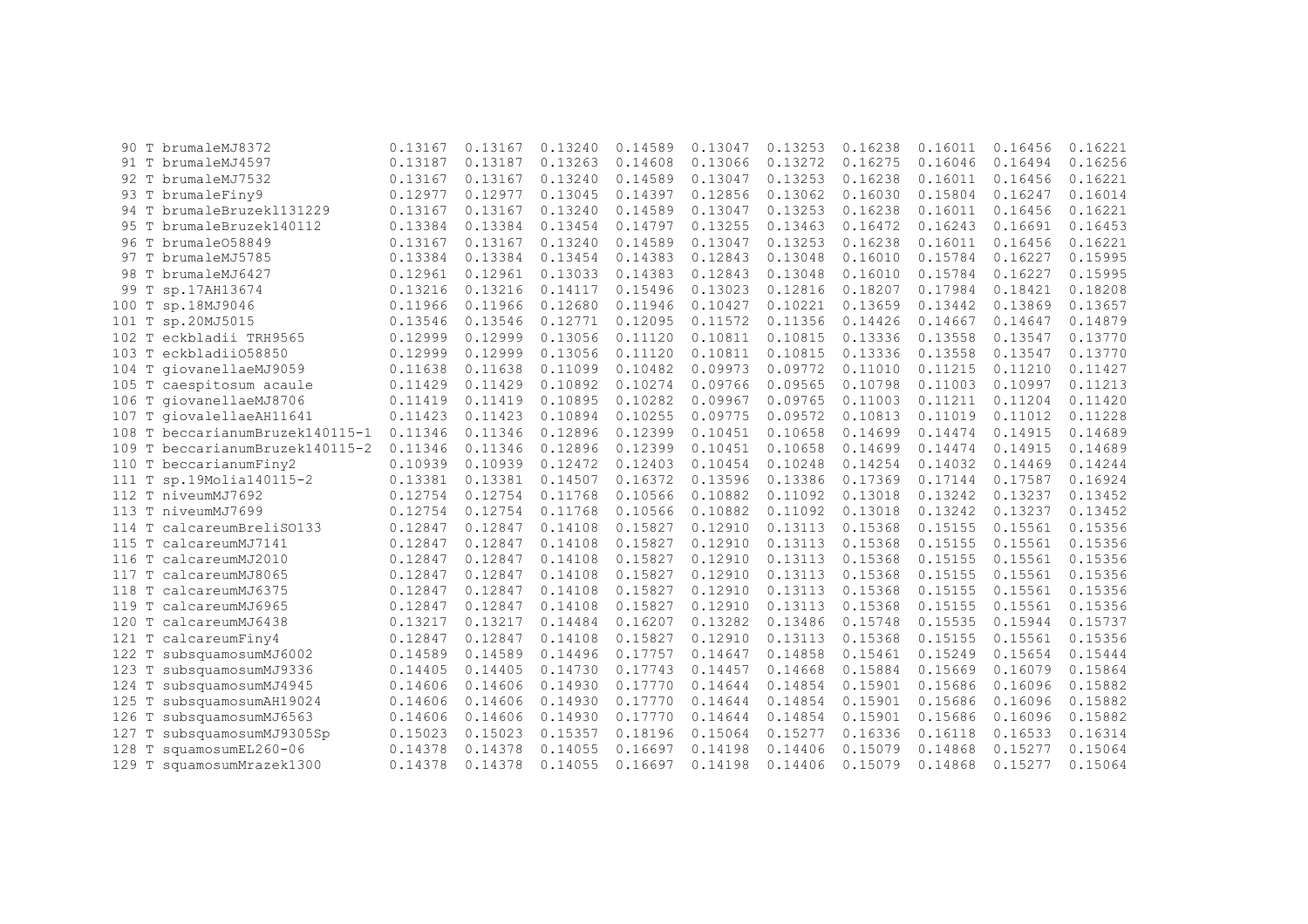```
 90 T brumaleMJ8372              0.13167  0.13167  0.13240  0.14589  0.13047  0.13253  0.16238  0.16011  0.16456  0.16221
 91 T brumaleMJ4597              0.13187  0.13187  0.13263  0.14608  0.13066  0.13272  0.16275  0.16046  0.16494  0.16256
 92 T brumaleMJ7532              0.13167  0.13167  0.13240  0.14589  0.13047  0.13253  0.16238  0.16011  0.16456  0.16221
 93 T brumaleFiny9               0.12977  0.12977  0.13045  0.14397  0.12856  0.13062  0.16030  0.15804  0.16247  0.16014
 94 T brumaleBruzek131229        0.13167  0.13167  0.13240  0.14589  0.13047  0.13253  0.16238  0.16011  0.16456  0.16221
 95 T brumaleBruzek140112        0.13384  0.13384  0.13454  0.14797  0.13255  0.13463  0.16472  0.16243  0.16691  0.16453
 96 T brumaleO58849               0.13167  0.13167  0.13240  0.14589  0.13047  0.13253  0.16238  0.16011  0.16456  0.16221
 97 T brumaleMJ5785              0.13384  0.13384  0.13454  0.14383  0.12843  0.13048  0.16010  0.15784  0.16227  0.15995
 98 T brumaleMJ6427              0.12961  0.12961  0.13033  0.14383  0.12843  0.13048  0.16010  0.15784  0.16227  0.15995
 99 T sp.17AH13674               0.13216  0.13216  0.14117  0.15496  0.13023  0.12816  0.18207  0.17984  0.18421  0.18208
100 T sp.18MJ9046                0.11966  0.11966  0.12680  0.11946  0.10427  0.10221  0.13659  0.13442  0.13869  0.13657
101 T sp.20MJ5015                0.13546  0.13546  0.12771  0.12095  0.11572  0.11356  0.14426  0.14667  0.14647  0.14879
102 T eckbladii TRH9565          0.12999  0.12999  0.13056  0.11120  0.10811  0.10815  0.13336  0.13558  0.13547  0.13770
103 T eckbladiiO58850            0.12999  0.12999  0.13056  0.11120  0.10811  0.10815  0.13336  0.13558  0.13547  0.13770
104 T giovanellaeMJ9059          0.11638  0.11638  0.11099  0.10482  0.09973  0.09772  0.11010  0.11215  0.11210  0.11427
105 T caespitosum acaule         0.11429  0.11429  0.10892  0.10274  0.09766  0.09565  0.10798  0.11003  0.10997  0.11213
106 T giovanellaeMJ8706          0.11419  0.11419  0.10895  0.10282  0.09967  0.09765  0.11003  0.11211  0.11204  0.11420
107 T giovalellaeAH11641         0.11423  0.11423  0.10894  0.10255  0.09775  0.09572  0.10813  0.11019  0.11012  0.11228
108 T beccarianumBruzek140115-1  0.11346  0.11346  0.12896  0.12399  0.10451  0.10658  0.14699  0.14474  0.14915  0.14689
109 T beccarianumBruzek140115-2  0.11346  0.11346  0.12896  0.12399  0.10451  0.10658  0.14699  0.14474  0.14915  0.14689
110 T beccarianumFiny2           0.10939  0.10939  0.12472  0.12403  0.10454  0.10248  0.14254  0.14032  0.14469  0.14244
111 T sp.19Molia140115-2         0.13381  0.13381  0.14507  0.16372  0.13596  0.13386  0.17369  0.17144  0.17587  0.16924
112 T niveumMJ7692               0.12754  0.12754  0.11768  0.10566  0.10882  0.11092  0.13018  0.13242  0.13237  0.13452
113 T niveumMJ7699               0.12754  0.12754  0.11768  0.10566  0.10882  0.11092  0.13018  0.13242  0.13237  0.13452
114 T calcareumBreliSO133        0.12847  0.12847  0.14108  0.15827  0.12910  0.13113  0.15368  0.15155  0.15561  0.15356
115 T calcareumMJ7141            0.12847  0.12847  0.14108  0.15827  0.12910  0.13113  0.15368  0.15155  0.15561  0.15356
116 T calcareumMJ2010            0.12847  0.12847  0.14108  0.15827  0.12910  0.13113  0.15368  0.15155  0.15561  0.15356
117 T calcareumMJ8065            0.12847  0.12847  0.14108  0.15827  0.12910  0.13113  0.15368  0.15155  0.15561  0.15356
118 T calcareumMJ6375            0.12847  0.12847  0.14108  0.15827  0.12910  0.13113  0.15368  0.15155  0.15561  0.15356
119 T calcareumMJ6965            0.12847  0.12847  0.14108  0.15827  0.12910  0.13113  0.15368  0.15155  0.15561  0.15356
120 T calcareumMJ6438            0.13217  0.13217  0.14484  0.16207  0.13282  0.13486  0.15748  0.15535  0.15944  0.15737
121 T calcareumFiny4             0.12847  0.12847  0.14108  0.15827  0.12910  0.13113  0.15368  0.15155  0.15561  0.15356
122 T subsquamosumMJ6002         0.14589  0.14589  0.14496  0.17757  0.14647  0.14858  0.15461  0.15249  0.15654  0.15444
123 T subsquamosumMJ9336         0.14405  0.14405  0.14730  0.17743  0.14457  0.14668  0.15884  0.15669  0.16079  0.15864
124 T subsquamosumMJ4945         0.14606  0.14606  0.14930  0.17770  0.14644  0.14854  0.15901  0.15686  0.16096  0.15882
125 T subsquamosumAH19024        0.14606  0.14606  0.14930  0.17770  0.14644  0.14854  0.15901  0.15686  0.16096  0.15882
126 T subsquamosumMJ6563         0.14606  0.14606  0.14930  0.17770  0.14644  0.14854  0.15901  0.15686  0.16096  0.15882
127 T subsquamosumMJ9305Sp       0.15023  0.15023  0.15357  0.18196  0.15064  0.15277  0.16336  0.16118  0.16533  0.16314
128 T squamosumEL260-06          0.14378  0.14378  0.14055  0.16697  0.14198  0.14406  0.15079  0.14868  0.15277  0.15064
129 T squamosumMrazek1300        0.14378  0.14378  0.14055  0.16697  0.14198  0.14406  0.15079  0.14868  0.15277  0.15064
```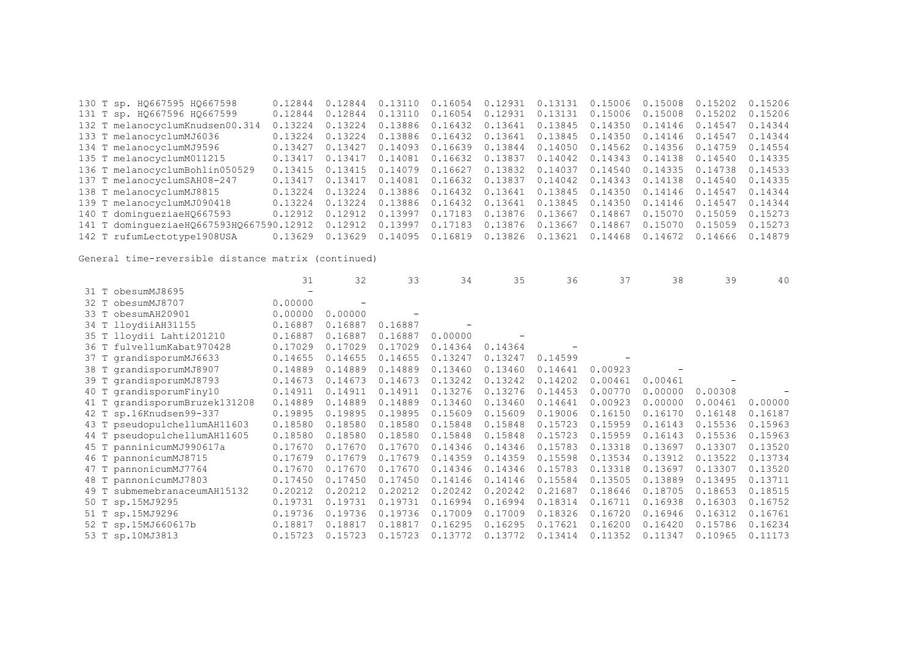| | | | | | | | | | | |
|---|---|---|---|---|---|---|---|---|---|---|
| 130 T sp. HQ667595 HQ667598 | 0.12844 | 0.12844 | 0.13110 | 0.16054 | 0.12931 | 0.13131 | 0.15006 | 0.15008 | 0.15202 | 0.15206 |
| 131 T sp. HQ667596 HQ667599 | 0.12844 | 0.12844 | 0.13110 | 0.16054 | 0.12931 | 0.13131 | 0.15006 | 0.15008 | 0.15202 | 0.15206 |
| 132 T melanocyclumKnudsen00.314 | 0.13224 | 0.13224 | 0.13886 | 0.16432 | 0.13641 | 0.13845 | 0.14350 | 0.14146 | 0.14547 | 0.14344 |
| 133 T melanocyclumMJ6036 | 0.13224 | 0.13224 | 0.13886 | 0.16432 | 0.13641 | 0.13845 | 0.14350 | 0.14146 | 0.14547 | 0.14344 |
| 134 T melanocyclumMJ9596 | 0.13427 | 0.13427 | 0.14093 | 0.16639 | 0.13844 | 0.14050 | 0.14562 | 0.14356 | 0.14759 | 0.14554 |
| 135 T melanocyclumM011215 | 0.13417 | 0.13417 | 0.14081 | 0.16632 | 0.13837 | 0.14042 | 0.14343 | 0.14138 | 0.14540 | 0.14335 |
| 136 T melanocyclumBohlin050529 | 0.13415 | 0.13415 | 0.14079 | 0.16627 | 0.13832 | 0.14037 | 0.14540 | 0.14335 | 0.14738 | 0.14533 |
| 137 T melanocyclumSAH08-247 | 0.13417 | 0.13417 | 0.14081 | 0.16632 | 0.13837 | 0.14042 | 0.14343 | 0.14138 | 0.14540 | 0.14335 |
| 138 T melanocyclumMJ8815 | 0.13224 | 0.13224 | 0.13886 | 0.16432 | 0.13641 | 0.13845 | 0.14350 | 0.14146 | 0.14547 | 0.14344 |
| 139 T melanocyclumMJ090418 | 0.13224 | 0.13224 | 0.13886 | 0.16432 | 0.13641 | 0.13845 | 0.14350 | 0.14146 | 0.14547 | 0.14344 |
| 140 T domingueziaeHQ667593 | 0.12912 | 0.12912 | 0.13997 | 0.17183 | 0.13876 | 0.13667 | 0.14867 | 0.15070 | 0.15059 | 0.15273 |
| 141 T domingueziaeHQ667593HQ667590 | 0.12912 | 0.12912 | 0.13997 | 0.17183 | 0.13876 | 0.13667 | 0.14867 | 0.15070 | 0.15059 | 0.15273 |
| 142 T rufumLectotype1908USA | 0.13629 | 0.13629 | 0.14095 | 0.16819 | 0.13826 | 0.13621 | 0.14468 | 0.14672 | 0.14666 | 0.14879 |

General time-reversible distance matrix (continued)

| | 31 | 32 | 33 | 34 | 35 | 36 | 37 | 38 | 39 | 40 |
|---|---|---|---|---|---|---|---|---|---|---|
| 31 T obesumMJ8695 | - | | | | | | | | | |
| 32 T obesumMJ8707 | 0.00000 | - | | | | | | | | |
| 33 T obesumAH20901 | 0.00000 | 0.00000 | - | | | | | | | |
| 34 T lloydiiAH31155 | 0.16887 | 0.16887 | 0.16887 | - | | | | | | |
| 35 T lloydii Lahti201210 | 0.16887 | 0.16887 | 0.16887 | 0.00000 | - | | | | | |
| 36 T fulvellumKabat970428 | 0.17029 | 0.17029 | 0.17029 | 0.14364 | 0.14364 | - | | | | |
| 37 T grandisporumMJ6633 | 0.14655 | 0.14655 | 0.14655 | 0.13247 | 0.13247 | 0.14599 | - | | | |
| 38 T grandisporumMJ8907 | 0.14889 | 0.14889 | 0.14889 | 0.13460 | 0.13460 | 0.14641 | 0.00923 | - | | |
| 39 T grandisporumMJ8793 | 0.14673 | 0.14673 | 0.14673 | 0.13242 | 0.13242 | 0.14202 | 0.00461 | 0.00461 | - | |
| 40 T grandisporumFiny10 | 0.14911 | 0.14911 | 0.14911 | 0.13276 | 0.13276 | 0.14453 | 0.00770 | 0.00000 | 0.00308 | - |
| 41 T grandisporumBruzek131208 | 0.14889 | 0.14889 | 0.14889 | 0.13460 | 0.13460 | 0.14641 | 0.00923 | 0.00000 | 0.00461 | 0.00000 |
| 42 T sp.16Knudsen99-337 | 0.19895 | 0.19895 | 0.19895 | 0.15609 | 0.15609 | 0.19006 | 0.16150 | 0.16170 | 0.16148 | 0.16187 |
| 43 T pseudopulchellumAH11603 | 0.18580 | 0.18580 | 0.18580 | 0.15848 | 0.15848 | 0.15723 | 0.15959 | 0.16143 | 0.15536 | 0.15963 |
| 44 T pseudopulchellumAH11605 | 0.18580 | 0.18580 | 0.18580 | 0.15848 | 0.15848 | 0.15723 | 0.15959 | 0.16143 | 0.15536 | 0.15963 |
| 45 T panninicumMJ990617a | 0.17670 | 0.17670 | 0.17670 | 0.14346 | 0.14346 | 0.15783 | 0.13318 | 0.13697 | 0.13307 | 0.13520 |
| 46 T pannonicumMJ8715 | 0.17679 | 0.17679 | 0.17679 | 0.14359 | 0.14359 | 0.15598 | 0.13534 | 0.13912 | 0.13522 | 0.13734 |
| 47 T pannonicumMJ7764 | 0.17670 | 0.17670 | 0.17670 | 0.14346 | 0.14346 | 0.15783 | 0.13318 | 0.13697 | 0.13307 | 0.13520 |
| 48 T pannonicumMJ7803 | 0.17450 | 0.17450 | 0.17450 | 0.14146 | 0.14146 | 0.15584 | 0.13505 | 0.13889 | 0.13495 | 0.13711 |
| 49 T submemebranaceumAH15132 | 0.20212 | 0.20212 | 0.20212 | 0.20242 | 0.20242 | 0.21687 | 0.18646 | 0.18705 | 0.18653 | 0.18515 |
| 50 T sp.15MJ9295 | 0.19731 | 0.19731 | 0.19731 | 0.16994 | 0.16994 | 0.18314 | 0.16711 | 0.16938 | 0.16303 | 0.16752 |
| 51 T sp.15MJ9296 | 0.19736 | 0.19736 | 0.19736 | 0.17009 | 0.17009 | 0.18326 | 0.16720 | 0.16946 | 0.16312 | 0.16761 |
| 52 T sp.15MJ660617b | 0.18817 | 0.18817 | 0.18817 | 0.16295 | 0.16295 | 0.17621 | 0.16200 | 0.16420 | 0.15786 | 0.16234 |
| 53 T sp.10MJ3813 | 0.15723 | 0.15723 | 0.15723 | 0.13772 | 0.13772 | 0.13414 | 0.11352 | 0.11347 | 0.10965 | 0.11173 |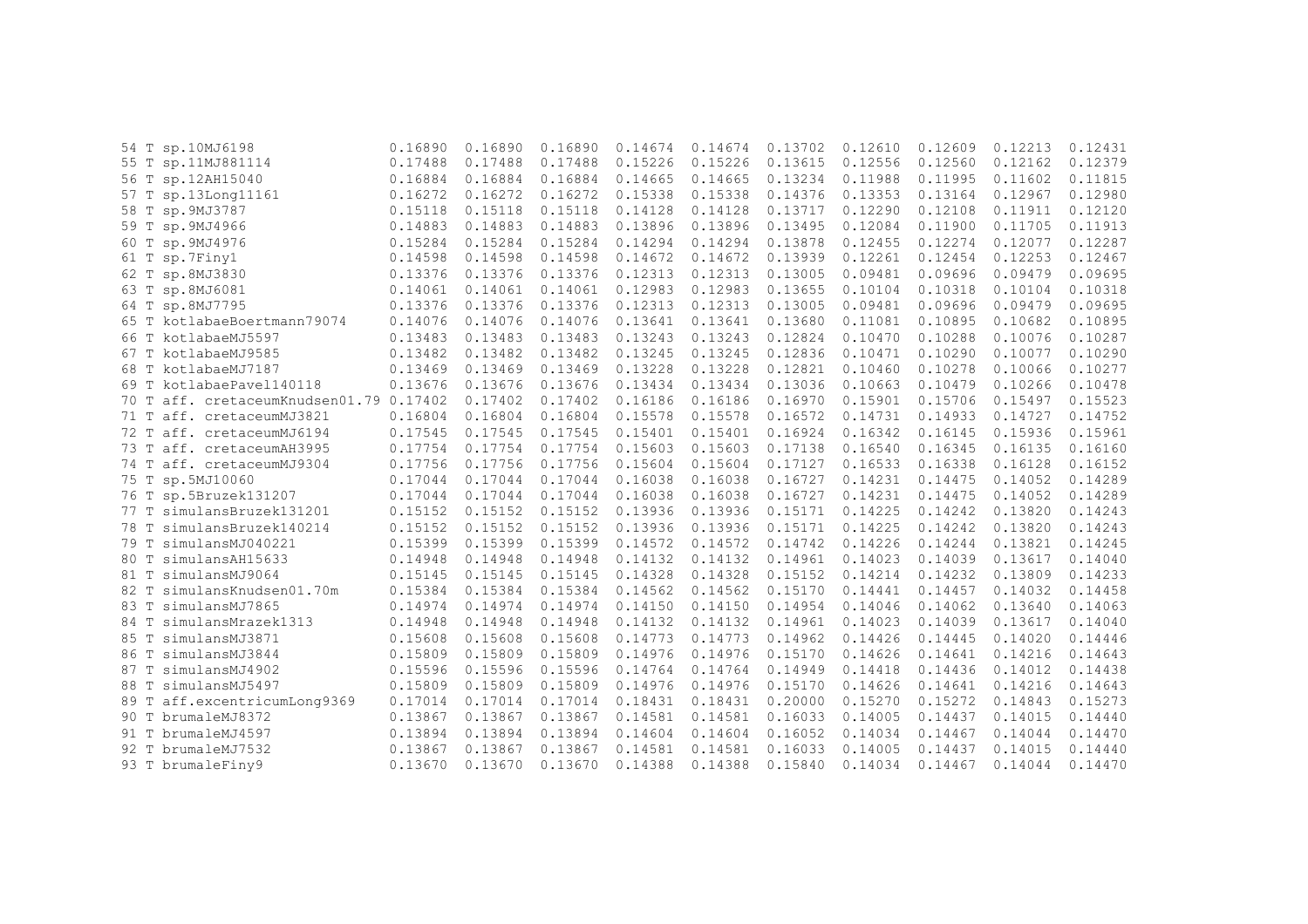```
54 T sp.10MJ6198                  0.16890  0.16890  0.16890  0.14674  0.14674  0.13702  0.12610  0.12609  0.12213  0.12431
55 T sp.11MJ881114                0.17488  0.17488  0.17488  0.15226  0.15226  0.13615  0.12556  0.12560  0.12162  0.12379
56 T sp.12AH15040                 0.16884  0.16884  0.16884  0.14665  0.14665  0.13234  0.11988  0.11995  0.11602  0.11815
57 T sp.13Long11161               0.16272  0.16272  0.16272  0.15338  0.15338  0.14376  0.13353  0.13164  0.12967  0.12980
58 T sp.9MJ3787                   0.15118  0.15118  0.15118  0.14128  0.14128  0.13717  0.12290  0.12108  0.11911  0.12120
59 T sp.9MJ4966                   0.14883  0.14883  0.14883  0.13896  0.13896  0.13495  0.12084  0.11900  0.11705  0.11913
60 T sp.9MJ4976                   0.15284  0.15284  0.15284  0.14294  0.14294  0.13878  0.12455  0.12274  0.12077  0.12287
61 T sp.7Finy1                    0.14598  0.14598  0.14598  0.14672  0.14672  0.13939  0.12261  0.12454  0.12253  0.12467
62 T sp.8MJ3830                   0.13376  0.13376  0.13376  0.12313  0.12313  0.13005  0.09481  0.09696  0.09479  0.09695
63 T sp.8MJ6081                   0.14061  0.14061  0.14061  0.12983  0.12983  0.13655  0.10104  0.10318  0.10104  0.10318
64 T sp.8MJ7795                   0.13376  0.13376  0.13376  0.12313  0.12313  0.13005  0.09481  0.09696  0.09479  0.09695
65 T kotlabaeBoertmann79074       0.14076  0.14076  0.14076  0.13641  0.13641  0.13680  0.11081  0.10895  0.10682  0.10895
66 T kotlabaeMJ5597               0.13483  0.13483  0.13483  0.13243  0.13243  0.12824  0.10470  0.10288  0.10076  0.10287
67 T kotlabaeMJ9585               0.13482  0.13482  0.13482  0.13245  0.13245  0.12836  0.10471  0.10290  0.10077  0.10290
68 T kotlabaeMJ7187               0.13469  0.13469  0.13469  0.13228  0.13228  0.12821  0.10460  0.10278  0.10066  0.10277
69 T kotlabaePavel140118          0.13676  0.13676  0.13676  0.13434  0.13434  0.13036  0.10663  0.10479  0.10266  0.10478
70 T aff. cretaceumKnudsen01.79 0.17402  0.17402  0.17402  0.16186  0.16186  0.16970  0.15901  0.15706  0.15497  0.15523
71 T aff. cretaceumMJ3821         0.16804  0.16804  0.16804  0.15578  0.15578  0.16572  0.14731  0.14933  0.14727  0.14752
72 T aff. cretaceumMJ6194         0.17545  0.17545  0.17545  0.15401  0.15401  0.16924  0.16342  0.16145  0.15936  0.15961
73 T aff. cretaceumAH3995         0.17754  0.17754  0.17754  0.15603  0.15603  0.17138  0.16540  0.16345  0.16135  0.16160
74 T aff. cretaceumMJ9304         0.17756  0.17756  0.17756  0.15604  0.15604  0.17127  0.16533  0.16338  0.16128  0.16152
75 T sp.5MJ10060                  0.17044  0.17044  0.17044  0.16038  0.16038  0.16727  0.14231  0.14475  0.14052  0.14289
76 T sp.5Bruzek131207             0.17044  0.17044  0.17044  0.16038  0.16038  0.16727  0.14231  0.14475  0.14052  0.14289
77 T simulansBruzek131201         0.15152  0.15152  0.15152  0.13936  0.13936  0.15171  0.14225  0.14242  0.13820  0.14243
78 T simulansBruzek140214         0.15152  0.15152  0.15152  0.13936  0.13936  0.15171  0.14225  0.14242  0.13820  0.14243
79 T simulansMJ040221             0.15399  0.15399  0.15399  0.14572  0.14572  0.14742  0.14226  0.14244  0.13821  0.14245
80 T simulansAH15633              0.14948  0.14948  0.14948  0.14132  0.14132  0.14961  0.14023  0.14039  0.13617  0.14040
81 T simulansMJ9064               0.15145  0.15145  0.15145  0.14328  0.14328  0.15152  0.14214  0.14232  0.13809  0.14233
82 T simulansKnudsen01.70m        0.15384  0.15384  0.15384  0.14562  0.14562  0.15170  0.14441  0.14457  0.14032  0.14458
83 T simulansMJ7865               0.14974  0.14974  0.14974  0.14150  0.14150  0.14954  0.14046  0.14062  0.13640  0.14063
84 T simulansMrazek1313           0.14948  0.14948  0.14948  0.14132  0.14132  0.14961  0.14023  0.14039  0.13617  0.14040
85 T simulansMJ3871               0.15608  0.15608  0.15608  0.14773  0.14773  0.14962  0.14426  0.14445  0.14020  0.14446
86 T simulansMJ3844               0.15809  0.15809  0.15809  0.14976  0.14976  0.15170  0.14626  0.14641  0.14216  0.14643
87 T simulansMJ4902               0.15596  0.15596  0.15596  0.14764  0.14764  0.14949  0.14418  0.14436  0.14012  0.14438
88 T simulansMJ5497               0.15809  0.15809  0.15809  0.14976  0.14976  0.15170  0.14626  0.14641  0.14216  0.14643
89 T aff.excentricumLong9369      0.17014  0.17014  0.17014  0.18431  0.18431  0.20000  0.15270  0.15272  0.14843  0.15273
90 T brumaleMJ8372                0.13867  0.13867  0.13867  0.14581  0.14581  0.16033  0.14005  0.14437  0.14015  0.14440
91 T brumaleMJ4597                0.13894  0.13894  0.13894  0.14604  0.14604  0.16052  0.14034  0.14467  0.14044  0.14470
92 T brumaleMJ7532                0.13867  0.13867  0.13867  0.14581  0.14581  0.16033  0.14005  0.14437  0.14015  0.14440
93 T brumaleFiny9                 0.13670  0.13670  0.13670  0.14388  0.14388  0.15840  0.14034  0.14467  0.14044  0.14470
```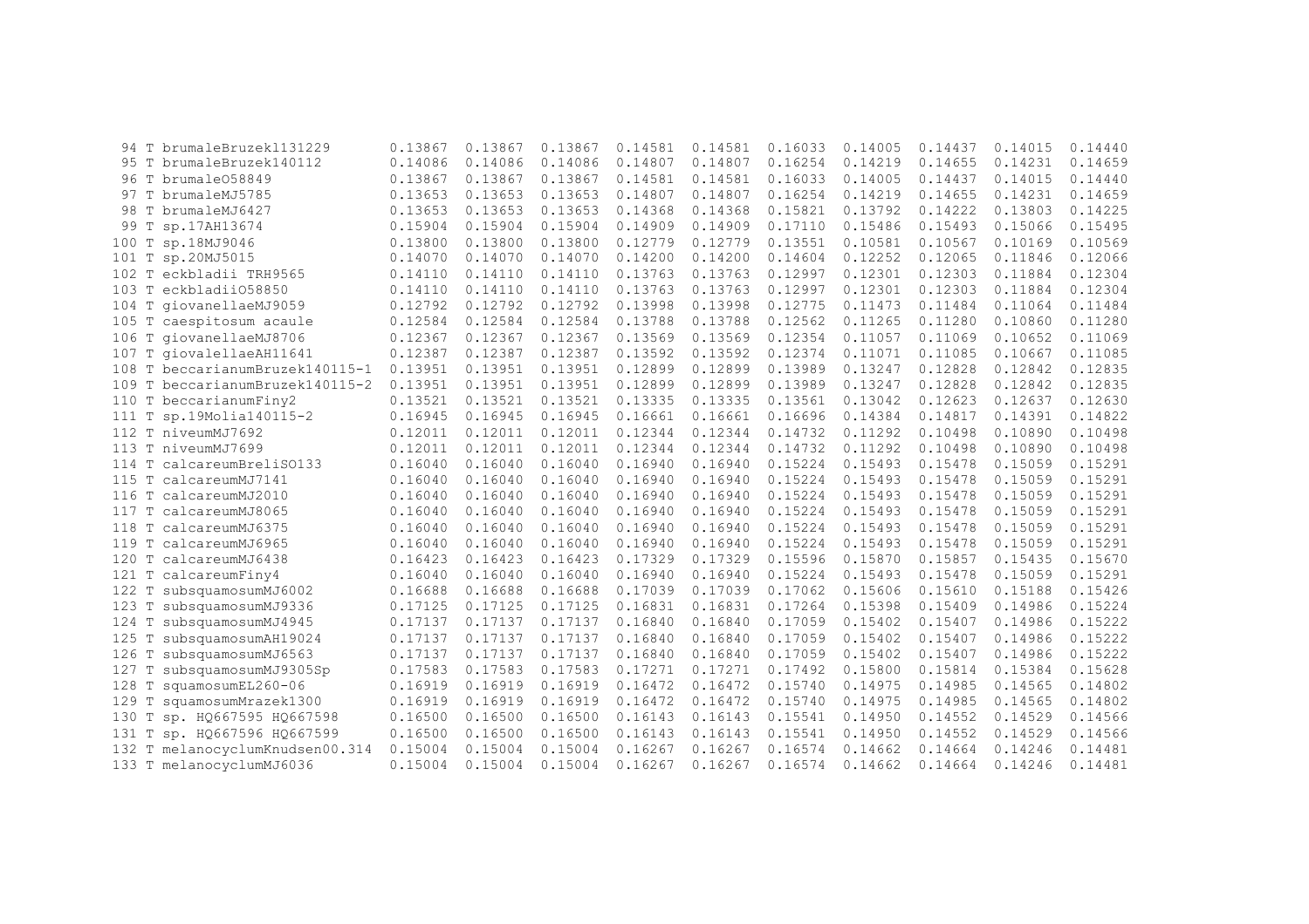```
 94 T brumaleBruzek131229       0.13867  0.13867  0.13867  0.14581  0.14581  0.16033  0.14005  0.14437  0.14015  0.14440
 95 T brumaleBruzek140112       0.14086  0.14086  0.14086  0.14807  0.14807  0.16254  0.14219  0.14655  0.14231  0.14659
 96 T brumaleO58849             0.13867  0.13867  0.13867  0.14581  0.14581  0.16033  0.14005  0.14437  0.14015  0.14440
 97 T brumaleMJ5785             0.13653  0.13653  0.13653  0.14807  0.14807  0.16254  0.14219  0.14655  0.14231  0.14659
 98 T brumaleMJ6427             0.13653  0.13653  0.13653  0.14368  0.14368  0.15821  0.13792  0.14222  0.13803  0.14225
 99 T sp.17AH13674              0.15904  0.15904  0.15904  0.14909  0.14909  0.17110  0.15486  0.15493  0.15066  0.15495
100 T sp.18MJ9046               0.13800  0.13800  0.13800  0.12779  0.12779  0.13551  0.10581  0.10567  0.10169  0.10569
101 T sp.20MJ5015               0.14070  0.14070  0.14070  0.14200  0.14200  0.14604  0.12252  0.12065  0.11846  0.12066
102 T eckbladii TRH9565         0.14110  0.14110  0.14110  0.13763  0.13763  0.12997  0.12301  0.12303  0.11884  0.12304
103 T eckbladiiO58850           0.14110  0.14110  0.14110  0.13763  0.13763  0.12997  0.12301  0.12303  0.11884  0.12304
104 T giovanellaeMJ9059         0.12792  0.12792  0.12792  0.13998  0.13998  0.12775  0.11473  0.11484  0.11064  0.11484
105 T caespitosum acaule        0.12584  0.12584  0.12584  0.13788  0.13788  0.12562  0.11265  0.11280  0.10860  0.11280
106 T giovanellaeMJ8706         0.12367  0.12367  0.12367  0.13569  0.13569  0.12354  0.11057  0.11069  0.10652  0.11069
107 T giovalellaeAH11641        0.12387  0.12387  0.12387  0.13592  0.13592  0.12374  0.11071  0.11085  0.10667  0.11085
108 T beccarianumBruzek140115-1 0.13951  0.13951  0.13951  0.12899  0.12899  0.13989  0.13247  0.12828  0.12842  0.12835
109 T beccarianumBruzek140115-2 0.13951  0.13951  0.13951  0.12899  0.12899  0.13989  0.13247  0.12828  0.12842  0.12835
110 T beccarianumFiny2          0.13521  0.13521  0.13521  0.13335  0.13335  0.13561  0.13042  0.12623  0.12637  0.12630
111 T sp.19Molia140115-2        0.16945  0.16945  0.16945  0.16661  0.16661  0.16696  0.14384  0.14817  0.14391  0.14822
112 T niveumMJ7692              0.12011  0.12011  0.12011  0.12344  0.12344  0.14732  0.11292  0.10498  0.10890  0.10498
113 T niveumMJ7699              0.12011  0.12011  0.12011  0.12344  0.12344  0.14732  0.11292  0.10498  0.10890  0.10498
114 T calcareumBreliSO133       0.16040  0.16040  0.16040  0.16940  0.16940  0.15224  0.15493  0.15478  0.15059  0.15291
115 T calcareumMJ7141           0.16040  0.16040  0.16040  0.16940  0.16940  0.15224  0.15493  0.15478  0.15059  0.15291
116 T calcareumMJ2010           0.16040  0.16040  0.16040  0.16940  0.16940  0.15224  0.15493  0.15478  0.15059  0.15291
117 T calcareumMJ8065           0.16040  0.16040  0.16040  0.16940  0.16940  0.15224  0.15493  0.15478  0.15059  0.15291
118 T calcareumMJ6375           0.16040  0.16040  0.16040  0.16940  0.16940  0.15224  0.15493  0.15478  0.15059  0.15291
119 T calcareumMJ6965           0.16040  0.16040  0.16040  0.16940  0.16940  0.15224  0.15493  0.15478  0.15059  0.15291
120 T calcareumMJ6438           0.16423  0.16423  0.16423  0.17329  0.17329  0.15596  0.15870  0.15857  0.15435  0.15670
121 T calcareumFiny4            0.16040  0.16040  0.16040  0.16940  0.16940  0.15224  0.15493  0.15478  0.15059  0.15291
122 T subsquamosumMJ6002        0.16688  0.16688  0.16688  0.17039  0.17039  0.17062  0.15606  0.15610  0.15188  0.15426
123 T subsquamosumMJ9336        0.17125  0.17125  0.17125  0.16831  0.16831  0.17264  0.15398  0.15409  0.14986  0.15224
124 T subsquamosumMJ4945        0.17137  0.17137  0.17137  0.16840  0.16840  0.17059  0.15402  0.15407  0.14986  0.15222
125 T subsquamosumAH19024       0.17137  0.17137  0.17137  0.16840  0.16840  0.17059  0.15402  0.15407  0.14986  0.15222
126 T subsquamosumMJ6563        0.17137  0.17137  0.17137  0.16840  0.16840  0.17059  0.15402  0.15407  0.14986  0.15222
127 T subsquamosumMJ9305Sp      0.17583  0.17583  0.17583  0.17271  0.17271  0.17492  0.15800  0.15814  0.15384  0.15628
128 T squamosumEL260-06         0.16919  0.16919  0.16919  0.16472  0.16472  0.15740  0.14975  0.14985  0.14565  0.14802
129 T squamosumMrazek1300       0.16919  0.16919  0.16919  0.16472  0.16472  0.15740  0.14975  0.14985  0.14565  0.14802
130 T sp. HQ667595 HQ667598     0.16500  0.16500  0.16500  0.16143  0.16143  0.15541  0.14950  0.14552  0.14529  0.14566
131 T sp. HQ667596 HQ667599     0.16500  0.16500  0.16500  0.16143  0.16143  0.15541  0.14950  0.14552  0.14529  0.14566
132 T melanocyclumKnudsen00.314 0.15004  0.15004  0.15004  0.16267  0.16267  0.16574  0.14662  0.14664  0.14246  0.14481
133 T melanocyclumMJ6036        0.15004  0.15004  0.15004  0.16267  0.16267  0.16574  0.14662  0.14664  0.14246  0.14481
```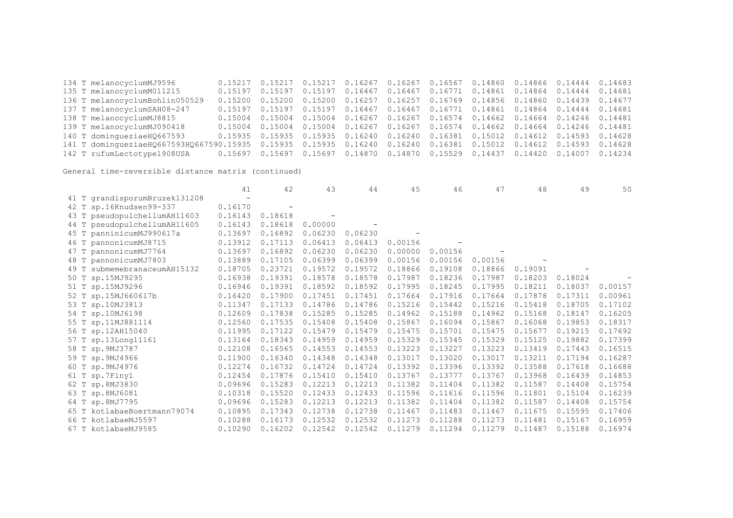| | | | | | | | | | | |
|---|---|---|---|---|---|---|---|---|---|---|
| 134 T melanocyclumMJ9596 | 0.15217 | 0.15217 | 0.15217 | 0.16267 | 0.16267 | 0.16567 | 0.14860 | 0.14866 | 0.14444 | 0.14683 |
| 135 T melanocyclumM011215 | 0.15197 | 0.15197 | 0.15197 | 0.16467 | 0.16467 | 0.16771 | 0.14861 | 0.14864 | 0.14444 | 0.14681 |
| 136 T melanocyclumBohlin050529 | 0.15200 | 0.15200 | 0.15200 | 0.16257 | 0.16257 | 0.16769 | 0.14856 | 0.14860 | 0.14439 | 0.14677 |
| 137 T melanocyclumSAH08-247 | 0.15197 | 0.15197 | 0.15197 | 0.16467 | 0.16467 | 0.16771 | 0.14861 | 0.14864 | 0.14444 | 0.14681 |
| 138 T melanocyclumMJ8815 | 0.15004 | 0.15004 | 0.15004 | 0.16267 | 0.16267 | 0.16574 | 0.14662 | 0.14664 | 0.14246 | 0.14481 |
| 139 T melanocyclumMJ090418 | 0.15004 | 0.15004 | 0.15004 | 0.16267 | 0.16267 | 0.16574 | 0.14662 | 0.14664 | 0.14246 | 0.14481 |
| 140 T domingueziaeHQ667593 | 0.15935 | 0.15935 | 0.15935 | 0.16240 | 0.16240 | 0.16381 | 0.15012 | 0.14612 | 0.14593 | 0.14628 |
| 141 T domingueziaeHQ667593HQ667590 | 0.15935 | 0.15935 | 0.15935 | 0.16240 | 0.16240 | 0.16381 | 0.15012 | 0.14612 | 0.14593 | 0.14628 |
| 142 T rufumLectotype1908USA | 0.15697 | 0.15697 | 0.15697 | 0.14870 | 0.14870 | 0.15529 | 0.14437 | 0.14420 | 0.14007 | 0.14234 |

General time-reversible distance matrix (continued)

| | 41 | 42 | 43 | 44 | 45 | 46 | 47 | 48 | 49 | 50 |
|---|---|---|---|---|---|---|---|---|---|---|
| 41 T grandisporumBruzek131208 | - | | | | | | | | | |
| 42 T sp.16Knudsen99-337 | 0.16170 | - | | | | | | | | |
| 43 T pseudopulchellumAH11603 | 0.16143 | 0.18618 | - | | | | | | | |
| 44 T pseudopulchellumAH11605 | 0.16143 | 0.18618 | 0.00000 | - | | | | | | |
| 45 T panninicumMJ990617a | 0.13697 | 0.16892 | 0.06230 | 0.06230 | - | | | | | |
| 46 T pannonicumMJ8715 | 0.13912 | 0.17113 | 0.06413 | 0.06413 | 0.00156 | - | | | | |
| 47 T pannonicumMJ7764 | 0.13697 | 0.16892 | 0.06230 | 0.06230 | 0.00000 | 0.00156 | - | | | |
| 48 T pannonicumMJ7803 | 0.13889 | 0.17105 | 0.06399 | 0.06399 | 0.00156 | 0.00156 | 0.00156 | - | | |
| 49 T submemebranaceumAH15132 | 0.18705 | 0.23721 | 0.19572 | 0.19572 | 0.18866 | 0.19108 | 0.18866 | 0.19091 | - | |
| 50 T sp.15MJ9295 | 0.16938 | 0.19391 | 0.18578 | 0.18578 | 0.17987 | 0.18236 | 0.17987 | 0.18203 | 0.18024 | - |
| 51 T sp.15MJ9296 | 0.16946 | 0.19391 | 0.18592 | 0.18592 | 0.17995 | 0.18245 | 0.17995 | 0.18211 | 0.18037 | 0.00157 |
| 52 T sp.15MJ660617b | 0.16420 | 0.17900 | 0.17451 | 0.17451 | 0.17664 | 0.17916 | 0.17664 | 0.17878 | 0.17311 | 0.00961 |
| 53 T sp.10MJ3813 | 0.11347 | 0.17133 | 0.14786 | 0.14786 | 0.15216 | 0.15442 | 0.15216 | 0.15418 | 0.18705 | 0.17102 |
| 54 T sp.10MJ6198 | 0.12609 | 0.17838 | 0.15285 | 0.15285 | 0.14962 | 0.15188 | 0.14962 | 0.15168 | 0.18147 | 0.16205 |
| 55 T sp.11MJ881114 | 0.12560 | 0.17535 | 0.15408 | 0.15408 | 0.15867 | 0.16094 | 0.15867 | 0.16068 | 0.19853 | 0.18317 |
| 56 T sp.12AH15040 | 0.11995 | 0.17122 | 0.15479 | 0.15479 | 0.15475 | 0.15701 | 0.15475 | 0.15677 | 0.19215 | 0.17692 |
| 57 T sp.13Long11161 | 0.13164 | 0.18343 | 0.14959 | 0.14959 | 0.15329 | 0.15345 | 0.15329 | 0.15125 | 0.19882 | 0.17399 |
| 58 T sp.9MJ3787 | 0.12108 | 0.16565 | 0.14553 | 0.14553 | 0.13223 | 0.13227 | 0.13223 | 0.13419 | 0.17443 | 0.16515 |
| 59 T sp.9MJ4966 | 0.11900 | 0.16340 | 0.14348 | 0.14348 | 0.13017 | 0.13020 | 0.13017 | 0.13211 | 0.17194 | 0.16287 |
| 60 T sp.9MJ4976 | 0.12274 | 0.16732 | 0.14724 | 0.14724 | 0.13392 | 0.13396 | 0.13392 | 0.13588 | 0.17618 | 0.16688 |
| 61 T sp.7Finy1 | 0.12454 | 0.17876 | 0.15410 | 0.15410 | 0.13767 | 0.13777 | 0.13767 | 0.13968 | 0.16439 | 0.14853 |
| 62 T sp.8MJ3830 | 0.09696 | 0.15283 | 0.12213 | 0.12213 | 0.11382 | 0.11404 | 0.11382 | 0.11587 | 0.14408 | 0.15754 |
| 63 T sp.8MJ6081 | 0.10318 | 0.15520 | 0.12433 | 0.12433 | 0.11596 | 0.11616 | 0.11596 | 0.11801 | 0.15104 | 0.16239 |
| 64 T sp.8MJ7795 | 0.09696 | 0.15283 | 0.12213 | 0.12213 | 0.11382 | 0.11404 | 0.11382 | 0.11587 | 0.14408 | 0.15754 |
| 65 T kotlabaeBoertmann79074 | 0.10895 | 0.17343 | 0.12738 | 0.12738 | 0.11467 | 0.11483 | 0.11467 | 0.11675 | 0.15595 | 0.17406 |
| 66 T kotlabaeMJ5597 | 0.10288 | 0.16173 | 0.12532 | 0.12532 | 0.11273 | 0.11288 | 0.11273 | 0.11481 | 0.15167 | 0.16959 |
| 67 T kotlabaeMJ9585 | 0.10290 | 0.16202 | 0.12542 | 0.12542 | 0.11279 | 0.11294 | 0.11279 | 0.11487 | 0.15188 | 0.16974 |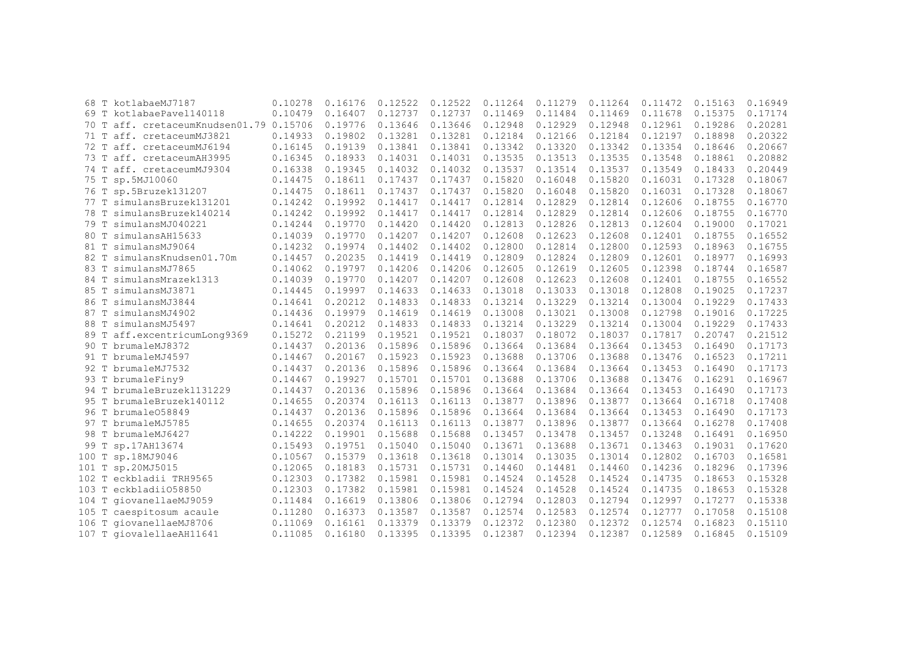```
 68 T kotlabaeMJ7187             0.10278  0.16176  0.12522  0.12522  0.11264  0.11279  0.11264  0.11472  0.15163  0.16949
 69 T kotlabaePavel140118        0.10479  0.16407  0.12737  0.12737  0.11469  0.11484  0.11469  0.11678  0.15375  0.17174
 70 T aff. cretaceumKnudsen01.79 0.15706  0.19776  0.13646  0.13646  0.12948  0.12929  0.12948  0.12961  0.19286  0.20281
 71 T aff. cretaceumMJ3821       0.14933  0.19802  0.13281  0.13281  0.12184  0.12166  0.12184  0.12197  0.18898  0.20322
 72 T aff. cretaceumMJ6194       0.16145  0.19139  0.13841  0.13841  0.13342  0.13320  0.13342  0.13354  0.18646  0.20667
 73 T aff. cretaceumAH3995       0.16345  0.18933  0.14031  0.14031  0.13535  0.13513  0.13535  0.13548  0.18861  0.20882
 74 T aff. cretaceumMJ9304       0.16338  0.19345  0.14032  0.14032  0.13537  0.13514  0.13537  0.13549  0.18433  0.20449
 75 T sp.5MJ10060                0.14475  0.18611  0.17437  0.17437  0.15820  0.16048  0.15820  0.16031  0.17328  0.18067
 76 T sp.5Bruzek131207           0.14475  0.18611  0.17437  0.17437  0.15820  0.16048  0.15820  0.16031  0.17328  0.18067
 77 T simulansBruzek131201       0.14242  0.19992  0.14417  0.14417  0.12814  0.12829  0.12814  0.12606  0.18755  0.16770
 78 T simulansBruzek140214       0.14242  0.19992  0.14417  0.14417  0.12814  0.12829  0.12814  0.12606  0.18755  0.16770
 79 T simulansMJ040221           0.14244  0.19770  0.14420  0.14420  0.12813  0.12826  0.12813  0.12604  0.19000  0.17021
 80 T simulansAH15633            0.14039  0.19770  0.14207  0.14207  0.12608  0.12623  0.12608  0.12401  0.18755  0.16552
 81 T simulansMJ9064             0.14232  0.19974  0.14402  0.14402  0.12800  0.12814  0.12800  0.12593  0.18963  0.16755
 82 T simulansKnudsen01.70m      0.14457  0.20235  0.14419  0.14419  0.12809  0.12824  0.12809  0.12601  0.18977  0.16993
 83 T simulansMJ7865             0.14062  0.19797  0.14206  0.14206  0.12605  0.12619  0.12605  0.12398  0.18744  0.16587
 84 T simulansMrazek1313         0.14039  0.19770  0.14207  0.14207  0.12608  0.12623  0.12608  0.12401  0.18755  0.16552
 85 T simulansMJ3871             0.14445  0.19997  0.14633  0.14633  0.13018  0.13033  0.13018  0.12808  0.19025  0.17237
 86 T simulansMJ3844             0.14641  0.20212  0.14833  0.14833  0.13214  0.13229  0.13214  0.13004  0.19229  0.17433
 87 T simulansMJ4902             0.14436  0.19979  0.14619  0.14619  0.13008  0.13021  0.13008  0.12798  0.19016  0.17225
 88 T simulansMJ5497             0.14641  0.20212  0.14833  0.14833  0.13214  0.13229  0.13214  0.13004  0.19229  0.17433
 89 T aff.excentricumLong9369    0.15272  0.21199  0.19521  0.19521  0.18037  0.18072  0.18037  0.17817  0.20747  0.21512
 90 T brumaleMJ8372              0.14437  0.20136  0.15896  0.15896  0.13664  0.13684  0.13664  0.13453  0.16490  0.17173
 91 T brumaleMJ4597              0.14467  0.20167  0.15923  0.15923  0.13688  0.13706  0.13688  0.13476  0.16523  0.17211
 92 T brumaleMJ7532              0.14437  0.20136  0.15896  0.15896  0.13664  0.13684  0.13664  0.13453  0.16490  0.17173
 93 T brumaleFiny9               0.14467  0.19927  0.15701  0.15701  0.13688  0.13706  0.13688  0.13476  0.16291  0.16967
 94 T brumaleBruzek131229        0.14437  0.20136  0.15896  0.15896  0.13664  0.13684  0.13664  0.13453  0.16490  0.17173
 95 T brumaleBruzek140112        0.14655  0.20374  0.16113  0.16113  0.13877  0.13896  0.13877  0.13664  0.16718  0.17408
 96 T brumaleO58849              0.14437  0.20136  0.15896  0.15896  0.13664  0.13684  0.13664  0.13453  0.16490  0.17173
 97 T brumaleMJ5785              0.14655  0.20374  0.16113  0.16113  0.13877  0.13896  0.13877  0.13664  0.16278  0.17408
 98 T brumaleMJ6427              0.14222  0.19901  0.15688  0.15688  0.13457  0.13478  0.13457  0.13248  0.16491  0.16950
 99 T sp.17AH13674               0.15493  0.19751  0.15040  0.15040  0.13671  0.13688  0.13671  0.13463  0.19031  0.17620
100 T sp.18MJ9046                0.10567  0.15379  0.13618  0.13618  0.13014  0.13035  0.13014  0.12802  0.16703  0.16581
101 T sp.20MJ5015                0.12065  0.18183  0.15731  0.15731  0.14460  0.14481  0.14460  0.14236  0.18296  0.17396
102 T eckbladii TRH9565          0.12303  0.17382  0.15981  0.15981  0.14524  0.14528  0.14524  0.14735  0.18653  0.15328
103 T eckbladiiO58850            0.12303  0.17382  0.15981  0.15981  0.14524  0.14528  0.14524  0.14735  0.18653  0.15328
104 T giovanellaeMJ9059          0.11484  0.16619  0.13806  0.13806  0.12794  0.12803  0.12794  0.12997  0.17277  0.15338
105 T caespitosum acaule         0.11280  0.16373  0.13587  0.13587  0.12574  0.12583  0.12574  0.12777  0.17058  0.15108
106 T giovanellaeMJ8706          0.11069  0.16161  0.13379  0.13379  0.12372  0.12380  0.12372  0.12574  0.16823  0.15110
107 T giovalellaeAH11641         0.11085  0.16180  0.13395  0.13395  0.12387  0.12394  0.12387  0.12589  0.16845  0.15109
```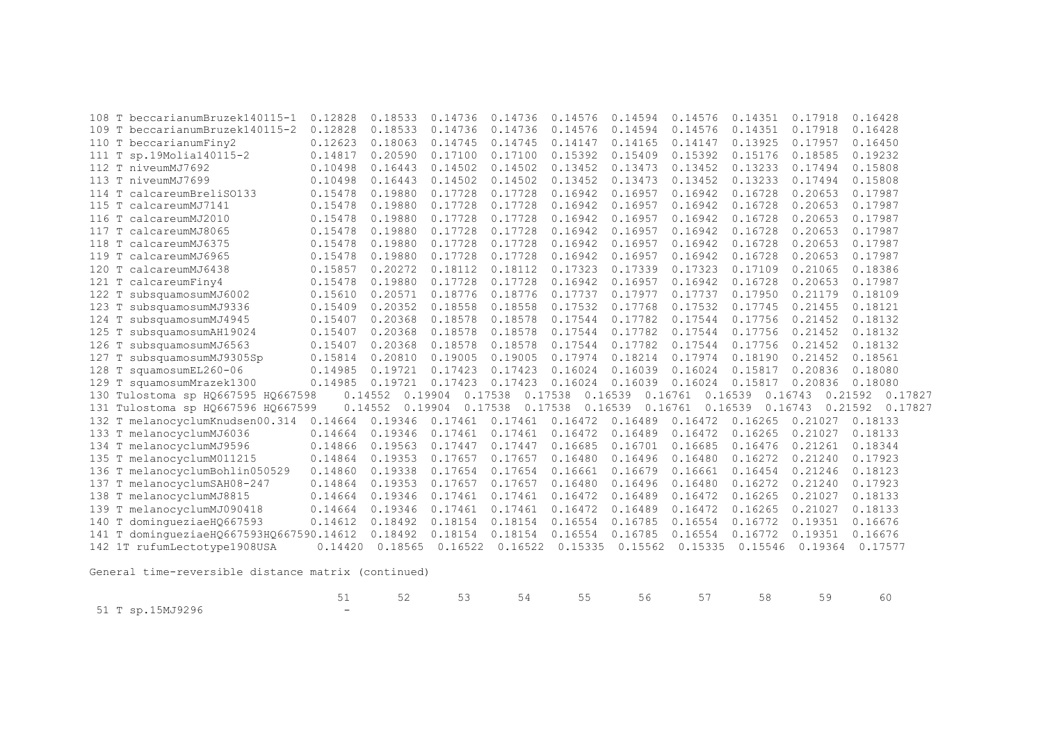| | | | | | | | | | | |
|---|---|---|---|---|---|---|---|---|---|---|
| 108 T beccarianumBruzek140115-1 | 0.12828 | 0.18533 | 0.14736 | 0.14736 | 0.14576 | 0.14594 | 0.14576 | 0.14351 | 0.17918 | 0.16428 |
| 109 T beccarianumBruzek140115-2 | 0.12828 | 0.18533 | 0.14736 | 0.14736 | 0.14576 | 0.14594 | 0.14576 | 0.14351 | 0.17918 | 0.16428 |
| 110 T beccarianumFiny2 | 0.12623 | 0.18063 | 0.14745 | 0.14745 | 0.14147 | 0.14165 | 0.14147 | 0.13925 | 0.17957 | 0.16450 |
| 111 T sp.19Molia140115-2 | 0.14817 | 0.20590 | 0.17100 | 0.17100 | 0.15392 | 0.15409 | 0.15392 | 0.15176 | 0.18585 | 0.19232 |
| 112 T niveumMJ7692 | 0.10498 | 0.16443 | 0.14502 | 0.14502 | 0.13452 | 0.13473 | 0.13452 | 0.13233 | 0.17494 | 0.15808 |
| 113 T niveumMJ7699 | 0.10498 | 0.16443 | 0.14502 | 0.14502 | 0.13452 | 0.13473 | 0.13452 | 0.13233 | 0.17494 | 0.15808 |
| 114 T calcareumBreliSO133 | 0.15478 | 0.19880 | 0.17728 | 0.17728 | 0.16942 | 0.16957 | 0.16942 | 0.16728 | 0.20653 | 0.17987 |
| 115 T calcareumMJ7141 | 0.15478 | 0.19880 | 0.17728 | 0.17728 | 0.16942 | 0.16957 | 0.16942 | 0.16728 | 0.20653 | 0.17987 |
| 116 T calcareumMJ2010 | 0.15478 | 0.19880 | 0.17728 | 0.17728 | 0.16942 | 0.16957 | 0.16942 | 0.16728 | 0.20653 | 0.17987 |
| 117 T calcareumMJ8065 | 0.15478 | 0.19880 | 0.17728 | 0.17728 | 0.16942 | 0.16957 | 0.16942 | 0.16728 | 0.20653 | 0.17987 |
| 118 T calcareumMJ6375 | 0.15478 | 0.19880 | 0.17728 | 0.17728 | 0.16942 | 0.16957 | 0.16942 | 0.16728 | 0.20653 | 0.17987 |
| 119 T calcareumMJ6965 | 0.15478 | 0.19880 | 0.17728 | 0.17728 | 0.16942 | 0.16957 | 0.16942 | 0.16728 | 0.20653 | 0.17987 |
| 120 T calcareumMJ6438 | 0.15857 | 0.20272 | 0.18112 | 0.18112 | 0.17323 | 0.17339 | 0.17323 | 0.17109 | 0.21065 | 0.18386 |
| 121 T calcareumFiny4 | 0.15478 | 0.19880 | 0.17728 | 0.17728 | 0.16942 | 0.16957 | 0.16942 | 0.16728 | 0.20653 | 0.17987 |
| 122 T subsquamosumMJ6002 | 0.15610 | 0.20571 | 0.18776 | 0.18776 | 0.17737 | 0.17977 | 0.17737 | 0.17950 | 0.21179 | 0.18109 |
| 123 T subsquamosumMJ9336 | 0.15409 | 0.20352 | 0.18558 | 0.18558 | 0.17532 | 0.17768 | 0.17532 | 0.17745 | 0.21455 | 0.18121 |
| 124 T subsquamosumMJ4945 | 0.15407 | 0.20368 | 0.18578 | 0.18578 | 0.17544 | 0.17782 | 0.17544 | 0.17756 | 0.21452 | 0.18132 |
| 125 T subsquamosumAH19024 | 0.15407 | 0.20368 | 0.18578 | 0.18578 | 0.17544 | 0.17782 | 0.17544 | 0.17756 | 0.21452 | 0.18132 |
| 126 T subsquamosumMJ6563 | 0.15407 | 0.20368 | 0.18578 | 0.18578 | 0.17544 | 0.17782 | 0.17544 | 0.17756 | 0.21452 | 0.18132 |
| 127 T subsquamosumMJ9305Sp | 0.15814 | 0.20810 | 0.19005 | 0.19005 | 0.17974 | 0.18214 | 0.17974 | 0.18190 | 0.21452 | 0.18561 |
| 128 T squamosumEL260-06 | 0.14985 | 0.19721 | 0.17423 | 0.17423 | 0.16024 | 0.16039 | 0.16024 | 0.15817 | 0.20836 | 0.18080 |
| 129 T squamosumMrazek1300 | 0.14985 | 0.19721 | 0.17423 | 0.17423 | 0.16024 | 0.16039 | 0.16024 | 0.15817 | 0.20836 | 0.18080 |
| 130 Tulostoma sp HQ667595 HQ667598 | 0.14552 | 0.19904 | 0.17538 | 0.17538 | 0.16539 | 0.16761 | 0.16539 | 0.16743 | 0.21592 | 0.17827 |
| 131 Tulostoma sp HQ667596 HQ667599 | 0.14552 | 0.19904 | 0.17538 | 0.17538 | 0.16539 | 0.16761 | 0.16539 | 0.16743 | 0.21592 | 0.17827 |
| 132 T melanocyclumKnudsen00.314 | 0.14664 | 0.19346 | 0.17461 | 0.17461 | 0.16472 | 0.16489 | 0.16472 | 0.16265 | 0.21027 | 0.18133 |
| 133 T melanocyclumMJ6036 | 0.14664 | 0.19346 | 0.17461 | 0.17461 | 0.16472 | 0.16489 | 0.16472 | 0.16265 | 0.21027 | 0.18133 |
| 134 T melanocyclumMJ9596 | 0.14866 | 0.19563 | 0.17447 | 0.17447 | 0.16685 | 0.16701 | 0.16685 | 0.16476 | 0.21261 | 0.18344 |
| 135 T melanocyclumM011215 | 0.14864 | 0.19353 | 0.17657 | 0.17657 | 0.16480 | 0.16496 | 0.16480 | 0.16272 | 0.21240 | 0.17923 |
| 136 T melanocyclumBohlin050529 | 0.14860 | 0.19338 | 0.17654 | 0.17654 | 0.16661 | 0.16679 | 0.16661 | 0.16454 | 0.21246 | 0.18123 |
| 137 T melanocyclumSAH08-247 | 0.14864 | 0.19353 | 0.17657 | 0.17657 | 0.16480 | 0.16496 | 0.16480 | 0.16272 | 0.21240 | 0.17923 |
| 138 T melanocyclumMJ8815 | 0.14664 | 0.19346 | 0.17461 | 0.17461 | 0.16472 | 0.16489 | 0.16472 | 0.16265 | 0.21027 | 0.18133 |
| 139 T melanocyclumMJ090418 | 0.14664 | 0.19346 | 0.17461 | 0.17461 | 0.16472 | 0.16489 | 0.16472 | 0.16265 | 0.21027 | 0.18133 |
| 140 T domingueziaeHQ667593 | 0.14612 | 0.18492 | 0.18154 | 0.18154 | 0.16554 | 0.16785 | 0.16554 | 0.16772 | 0.19351 | 0.16676 |
| 141 T domingueziaeHQ667593HQ66759 | 0.14612 | 0.18492 | 0.18154 | 0.18154 | 0.16554 | 0.16785 | 0.16554 | 0.16772 | 0.19351 | 0.16676 |
| 142 1T rufumLectotype1908USA | 0.14420 | 0.18565 | 0.16522 | 0.16522 | 0.15335 | 0.15562 | 0.15335 | 0.15546 | 0.19364 | 0.17577 |

General time-reversible distance matrix (continued)

| | 51 | 52 | 53 | 54 | 55 | 56 | 57 | 58 | 59 | 60 |
|---|---|---|---|---|---|---|---|---|---|---|
| 51 T sp.15MJ9296 | - | | | | | | | | | |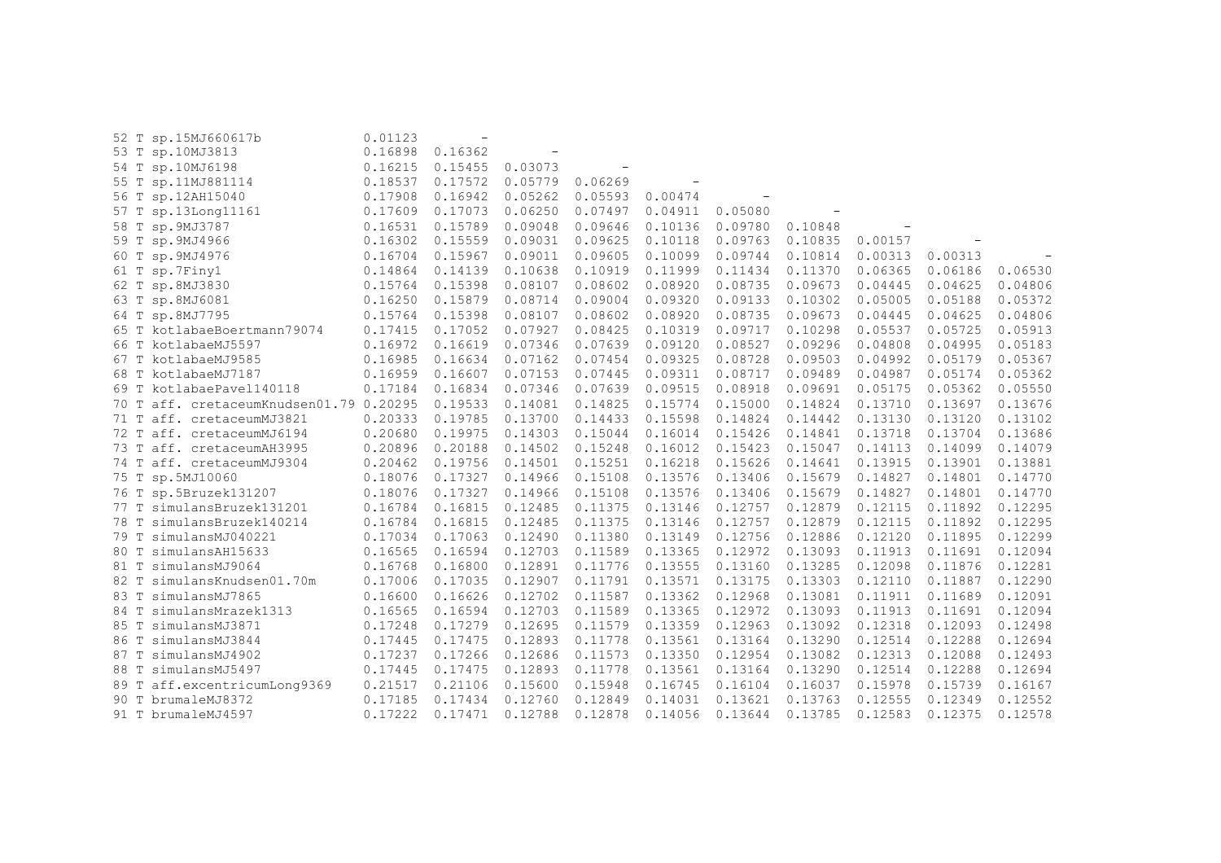| | | | | | | | | | | |
|---|---|---|---|---|---|---|---|---|---|---|
| 52 T sp.15MJ660617b | 0.01123 | - | | | | | | | | |
| 53 T sp.10MJ3813 | 0.16898 | 0.16362 | - | | | | | | | |
| 54 T sp.10MJ6198 | 0.16215 | 0.15455 | 0.03073 | - | | | | | | |
| 55 T sp.11MJ881114 | 0.18537 | 0.17572 | 0.05779 | 0.06269 | - | | | | | |
| 56 T sp.12AH15040 | 0.17908 | 0.16942 | 0.05262 | 0.05593 | 0.00474 | - | | | | |
| 57 T sp.13Long11161 | 0.17609 | 0.17073 | 0.06250 | 0.07497 | 0.04911 | 0.05080 | - | | | |
| 58 T sp.9MJ3787 | 0.16531 | 0.15789 | 0.09048 | 0.09646 | 0.10136 | 0.09780 | 0.10848 | - | | |
| 59 T sp.9MJ4966 | 0.16302 | 0.15559 | 0.09031 | 0.09625 | 0.10118 | 0.09763 | 0.10835 | 0.00157 | - | |
| 60 T sp.9MJ4976 | 0.16704 | 0.15967 | 0.09011 | 0.09605 | 0.10099 | 0.09744 | 0.10814 | 0.00313 | 0.00313 | - |
| 61 T sp.7Finy1 | 0.14864 | 0.14139 | 0.10638 | 0.10919 | 0.11999 | 0.11434 | 0.11370 | 0.06365 | 0.06186 | 0.06530 |
| 62 T sp.8MJ3830 | 0.15764 | 0.15398 | 0.08107 | 0.08602 | 0.08920 | 0.08735 | 0.09673 | 0.04445 | 0.04625 | 0.04806 |
| 63 T sp.8MJ6081 | 0.16250 | 0.15879 | 0.08714 | 0.09004 | 0.09320 | 0.09133 | 0.10302 | 0.05005 | 0.05188 | 0.05372 |
| 64 T sp.8MJ7795 | 0.15764 | 0.15398 | 0.08107 | 0.08602 | 0.08920 | 0.08735 | 0.09673 | 0.04445 | 0.04625 | 0.04806 |
| 65 T kotlabaeBoertmann79074 | 0.17415 | 0.17052 | 0.07927 | 0.08425 | 0.10319 | 0.09717 | 0.10298 | 0.05537 | 0.05725 | 0.05913 |
| 66 T kotlabaeMJ5597 | 0.16972 | 0.16619 | 0.07346 | 0.07639 | 0.09120 | 0.08527 | 0.09296 | 0.04808 | 0.04995 | 0.05183 |
| 67 T kotlabaeMJ9585 | 0.16985 | 0.16634 | 0.07162 | 0.07454 | 0.09325 | 0.08728 | 0.09503 | 0.04992 | 0.05179 | 0.05367 |
| 68 T kotlabaeMJ7187 | 0.16959 | 0.16607 | 0.07153 | 0.07445 | 0.09311 | 0.08717 | 0.09489 | 0.04987 | 0.05174 | 0.05362 |
| 69 T kotlabaePavel140118 | 0.17184 | 0.16834 | 0.07346 | 0.07639 | 0.09515 | 0.08918 | 0.09691 | 0.05175 | 0.05362 | 0.05550 |
| 70 T aff. cretaceumKnudsen01.79 | 0.20295 | 0.19533 | 0.14081 | 0.14825 | 0.15774 | 0.15000 | 0.14824 | 0.13710 | 0.13697 | 0.13676 |
| 71 T aff. cretaceumMJ3821 | 0.20333 | 0.19785 | 0.13700 | 0.14433 | 0.15598 | 0.14824 | 0.14442 | 0.13130 | 0.13120 | 0.13102 |
| 72 T aff. cretaceumMJ6194 | 0.20680 | 0.19975 | 0.14303 | 0.15044 | 0.16014 | 0.15426 | 0.14841 | 0.13718 | 0.13704 | 0.13686 |
| 73 T aff. cretaceumAH3995 | 0.20896 | 0.20188 | 0.14502 | 0.15248 | 0.16012 | 0.15423 | 0.15047 | 0.14113 | 0.14099 | 0.14079 |
| 74 T aff. cretaceumMJ9304 | 0.20462 | 0.19756 | 0.14501 | 0.15251 | 0.16218 | 0.15626 | 0.14641 | 0.13915 | 0.13901 | 0.13881 |
| 75 T sp.5MJ10060 | 0.18076 | 0.17327 | 0.14966 | 0.15108 | 0.13576 | 0.13406 | 0.15679 | 0.14827 | 0.14801 | 0.14770 |
| 76 T sp.5Bruzek131207 | 0.18076 | 0.17327 | 0.14966 | 0.15108 | 0.13576 | 0.13406 | 0.15679 | 0.14827 | 0.14801 | 0.14770 |
| 77 T simulansBruzek131201 | 0.16784 | 0.16815 | 0.12485 | 0.11375 | 0.13146 | 0.12757 | 0.12879 | 0.12115 | 0.11892 | 0.12295 |
| 78 T simulansBruzek140214 | 0.16784 | 0.16815 | 0.12485 | 0.11375 | 0.13146 | 0.12757 | 0.12879 | 0.12115 | 0.11892 | 0.12295 |
| 79 T simulansMJ040221 | 0.17034 | 0.17063 | 0.12490 | 0.11380 | 0.13149 | 0.12756 | 0.12886 | 0.12120 | 0.11895 | 0.12299 |
| 80 T simulansAH15633 | 0.16565 | 0.16594 | 0.12703 | 0.11589 | 0.13365 | 0.12972 | 0.13093 | 0.11913 | 0.11691 | 0.12094 |
| 81 T simulansMJ9064 | 0.16768 | 0.16800 | 0.12891 | 0.11776 | 0.13555 | 0.13160 | 0.13285 | 0.12098 | 0.11876 | 0.12281 |
| 82 T simulansKnudsen01.70m | 0.17006 | 0.17035 | 0.12907 | 0.11791 | 0.13571 | 0.13175 | 0.13303 | 0.12110 | 0.11887 | 0.12290 |
| 83 T simulansMJ7865 | 0.16600 | 0.16626 | 0.12702 | 0.11587 | 0.13362 | 0.12968 | 0.13081 | 0.11911 | 0.11689 | 0.12091 |
| 84 T simulansMrazek1313 | 0.16565 | 0.16594 | 0.12703 | 0.11589 | 0.13365 | 0.12972 | 0.13093 | 0.11913 | 0.11691 | 0.12094 |
| 85 T simulansMJ3871 | 0.17248 | 0.17279 | 0.12695 | 0.11579 | 0.13359 | 0.12963 | 0.13092 | 0.12318 | 0.12093 | 0.12498 |
| 86 T simulansMJ3844 | 0.17445 | 0.17475 | 0.12893 | 0.11778 | 0.13561 | 0.13164 | 0.13290 | 0.12514 | 0.12288 | 0.12694 |
| 87 T simulansMJ4902 | 0.17237 | 0.17266 | 0.12686 | 0.11573 | 0.13350 | 0.12954 | 0.13082 | 0.12313 | 0.12088 | 0.12493 |
| 88 T simulansMJ5497 | 0.17445 | 0.17475 | 0.12893 | 0.11778 | 0.13561 | 0.13164 | 0.13290 | 0.12514 | 0.12288 | 0.12694 |
| 89 T aff.excentricumLong9369 | 0.21517 | 0.21106 | 0.15600 | 0.15948 | 0.16745 | 0.16104 | 0.16037 | 0.15978 | 0.15739 | 0.16167 |
| 90 T brumaleMJ8372 | 0.17185 | 0.17434 | 0.12760 | 0.12849 | 0.14031 | 0.13621 | 0.13763 | 0.12555 | 0.12349 | 0.12552 |
| 91 T brumaleMJ4597 | 0.17222 | 0.17471 | 0.12788 | 0.12878 | 0.14056 | 0.13644 | 0.13785 | 0.12583 | 0.12375 | 0.12578 |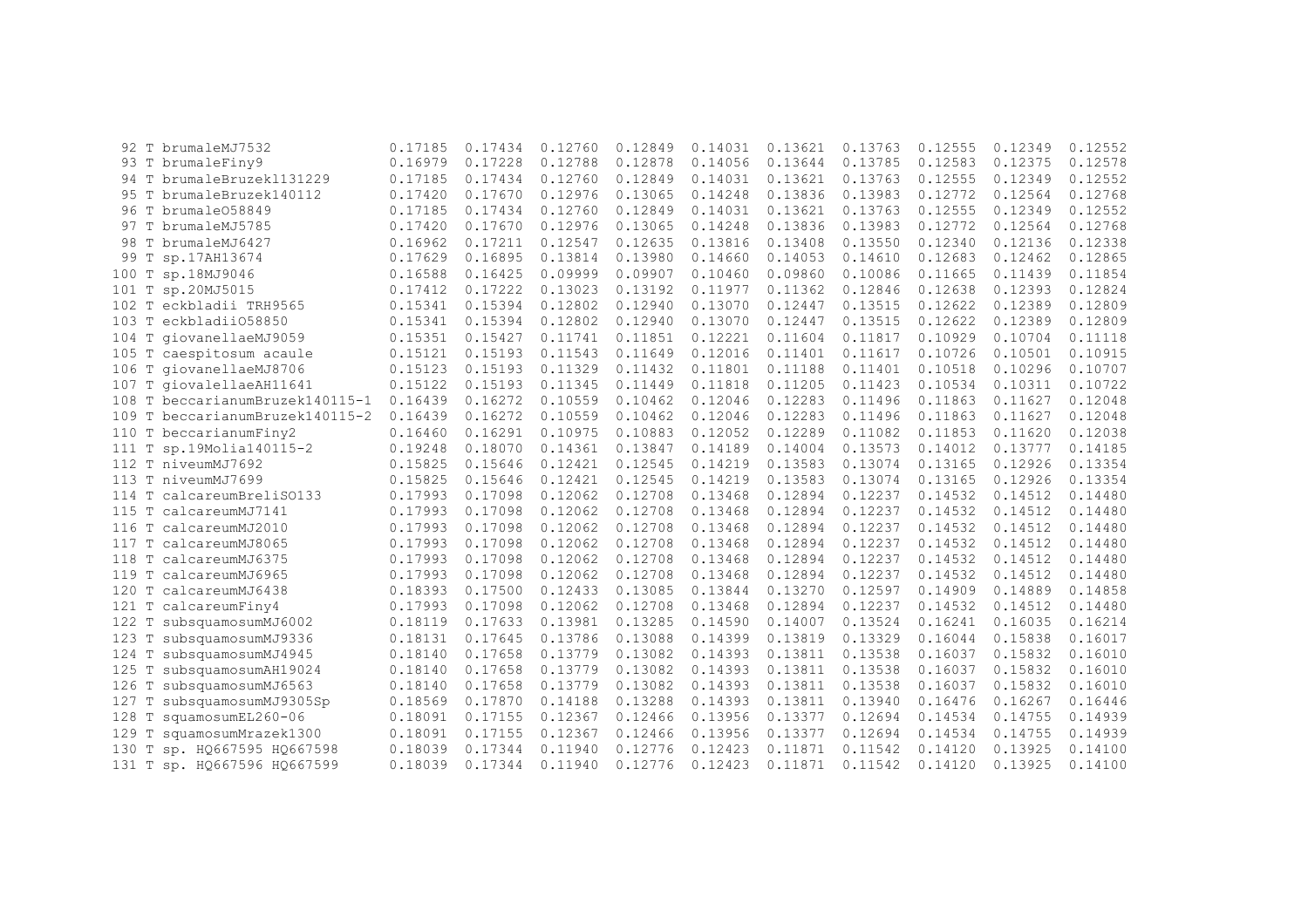| | | | | | | | | | | | |
|---|---|---|---|---|---|---|---|---|---|---|---|
| 92 | T brumaleMJ7532 | 0.17185 | 0.17434 | 0.12760 | 0.12849 | 0.14031 | 0.13621 | 0.13763 | 0.12555 | 0.12349 | 0.12552 |
| 93 | T brumaleFiny9 | 0.16979 | 0.17228 | 0.12788 | 0.12878 | 0.14056 | 0.13644 | 0.13785 | 0.12583 | 0.12375 | 0.12578 |
| 94 | T brumaleBruzek131229 | 0.17185 | 0.17434 | 0.12760 | 0.12849 | 0.14031 | 0.13621 | 0.13763 | 0.12555 | 0.12349 | 0.12552 |
| 95 | T brumaleBruzek140112 | 0.17420 | 0.17670 | 0.12976 | 0.13065 | 0.14248 | 0.13836 | 0.13983 | 0.12772 | 0.12564 | 0.12768 |
| 96 | T brumaleO58849 | 0.17185 | 0.17434 | 0.12760 | 0.12849 | 0.14031 | 0.13621 | 0.13763 | 0.12555 | 0.12349 | 0.12552 |
| 97 | T brumaleMJ5785 | 0.17420 | 0.17670 | 0.12976 | 0.13065 | 0.14248 | 0.13836 | 0.13983 | 0.12772 | 0.12564 | 0.12768 |
| 98 | T brumaleMJ6427 | 0.16962 | 0.17211 | 0.12547 | 0.12635 | 0.13816 | 0.13408 | 0.13550 | 0.12340 | 0.12136 | 0.12338 |
| 99 | T sp.17AH13674 | 0.17629 | 0.16895 | 0.13814 | 0.13980 | 0.14660 | 0.14053 | 0.14610 | 0.12683 | 0.12462 | 0.12865 |
| 100 | T sp.18MJ9046 | 0.16588 | 0.16425 | 0.09999 | 0.09907 | 0.10460 | 0.09860 | 0.10086 | 0.11665 | 0.11439 | 0.11854 |
| 101 | T sp.20MJ5015 | 0.17412 | 0.17222 | 0.13023 | 0.13192 | 0.11977 | 0.11362 | 0.12846 | 0.12638 | 0.12393 | 0.12824 |
| 102 | T eckbladii TRH9565 | 0.15341 | 0.15394 | 0.12802 | 0.12940 | 0.13070 | 0.12447 | 0.13515 | 0.12622 | 0.12389 | 0.12809 |
| 103 | T eckbladiiO58850 | 0.15341 | 0.15394 | 0.12802 | 0.12940 | 0.13070 | 0.12447 | 0.13515 | 0.12622 | 0.12389 | 0.12809 |
| 104 | T giovanellaeMJ9059 | 0.15351 | 0.15427 | 0.11741 | 0.11851 | 0.12221 | 0.11604 | 0.11817 | 0.10929 | 0.10704 | 0.11118 |
| 105 | T caespitosum acaule | 0.15121 | 0.15193 | 0.11543 | 0.11649 | 0.12016 | 0.11401 | 0.11617 | 0.10726 | 0.10501 | 0.10915 |
| 106 | T giovanellaeMJ8706 | 0.15123 | 0.15193 | 0.11329 | 0.11432 | 0.11801 | 0.11188 | 0.11401 | 0.10518 | 0.10296 | 0.10707 |
| 107 | T giovalellaeAH11641 | 0.15122 | 0.15193 | 0.11345 | 0.11449 | 0.11818 | 0.11205 | 0.11423 | 0.10534 | 0.10311 | 0.10722 |
| 108 | T beccarianumBruzek140115-1 | 0.16439 | 0.16272 | 0.10559 | 0.10462 | 0.12046 | 0.12283 | 0.11496 | 0.11863 | 0.11627 | 0.12048 |
| 109 | T beccarianumBruzek140115-2 | 0.16439 | 0.16272 | 0.10559 | 0.10462 | 0.12046 | 0.12283 | 0.11496 | 0.11863 | 0.11627 | 0.12048 |
| 110 | T beccarianumFiny2 | 0.16460 | 0.16291 | 0.10975 | 0.10883 | 0.12052 | 0.12289 | 0.11082 | 0.11853 | 0.11620 | 0.12038 |
| 111 | T sp.19Molia140115-2 | 0.19248 | 0.18070 | 0.14361 | 0.13847 | 0.14189 | 0.14004 | 0.13573 | 0.14012 | 0.13777 | 0.14185 |
| 112 | T niveumMJ7692 | 0.15825 | 0.15646 | 0.12421 | 0.12545 | 0.14219 | 0.13583 | 0.13074 | 0.13165 | 0.12926 | 0.13354 |
| 113 | T niveumMJ7699 | 0.15825 | 0.15646 | 0.12421 | 0.12545 | 0.14219 | 0.13583 | 0.13074 | 0.13165 | 0.12926 | 0.13354 |
| 114 | T calcareumBreliSO133 | 0.17993 | 0.17098 | 0.12062 | 0.12708 | 0.13468 | 0.12894 | 0.12237 | 0.14532 | 0.14512 | 0.14480 |
| 115 | T calcareumMJ7141 | 0.17993 | 0.17098 | 0.12062 | 0.12708 | 0.13468 | 0.12894 | 0.12237 | 0.14532 | 0.14512 | 0.14480 |
| 116 | T calcareumMJ2010 | 0.17993 | 0.17098 | 0.12062 | 0.12708 | 0.13468 | 0.12894 | 0.12237 | 0.14532 | 0.14512 | 0.14480 |
| 117 | T calcareumMJ8065 | 0.17993 | 0.17098 | 0.12062 | 0.12708 | 0.13468 | 0.12894 | 0.12237 | 0.14532 | 0.14512 | 0.14480 |
| 118 | T calcareumMJ6375 | 0.17993 | 0.17098 | 0.12062 | 0.12708 | 0.13468 | 0.12894 | 0.12237 | 0.14532 | 0.14512 | 0.14480 |
| 119 | T calcareumMJ6965 | 0.17993 | 0.17098 | 0.12062 | 0.12708 | 0.13468 | 0.12894 | 0.12237 | 0.14532 | 0.14512 | 0.14480 |
| 120 | T calcareumMJ6438 | 0.18393 | 0.17500 | 0.12433 | 0.13085 | 0.13844 | 0.13270 | 0.12597 | 0.14909 | 0.14889 | 0.14858 |
| 121 | T calcareumFiny4 | 0.17993 | 0.17098 | 0.12062 | 0.12708 | 0.13468 | 0.12894 | 0.12237 | 0.14532 | 0.14512 | 0.14480 |
| 122 | T subsquamosumMJ6002 | 0.18119 | 0.17633 | 0.13981 | 0.13285 | 0.14590 | 0.14007 | 0.13524 | 0.16241 | 0.16035 | 0.16214 |
| 123 | T subsquamosumMJ9336 | 0.18131 | 0.17645 | 0.13786 | 0.13088 | 0.14399 | 0.13819 | 0.13329 | 0.16044 | 0.15838 | 0.16017 |
| 124 | T subsquamosumMJ4945 | 0.18140 | 0.17658 | 0.13779 | 0.13082 | 0.14393 | 0.13811 | 0.13538 | 0.16037 | 0.15832 | 0.16010 |
| 125 | T subsquamosumAH19024 | 0.18140 | 0.17658 | 0.13779 | 0.13082 | 0.14393 | 0.13811 | 0.13538 | 0.16037 | 0.15832 | 0.16010 |
| 126 | T subsquamosumMJ6563 | 0.18140 | 0.17658 | 0.13779 | 0.13082 | 0.14393 | 0.13811 | 0.13538 | 0.16037 | 0.15832 | 0.16010 |
| 127 | T subsquamosumMJ9305Sp | 0.18569 | 0.17870 | 0.14188 | 0.13288 | 0.14393 | 0.13811 | 0.13940 | 0.16476 | 0.16267 | 0.16446 |
| 128 | T squamosumEL260-06 | 0.18091 | 0.17155 | 0.12367 | 0.12466 | 0.13956 | 0.13377 | 0.12694 | 0.14534 | 0.14755 | 0.14939 |
| 129 | T squamosumMrazek1300 | 0.18091 | 0.17155 | 0.12367 | 0.12466 | 0.13956 | 0.13377 | 0.12694 | 0.14534 | 0.14755 | 0.14939 |
| 130 | T sp. HQ667595 HQ667598 | 0.18039 | 0.17344 | 0.11940 | 0.12776 | 0.12423 | 0.11871 | 0.11542 | 0.14120 | 0.13925 | 0.14100 |
| 131 | T sp. HQ667596 HQ667599 | 0.18039 | 0.17344 | 0.11940 | 0.12776 | 0.12423 | 0.11871 | 0.11542 | 0.14120 | 0.13925 | 0.14100 |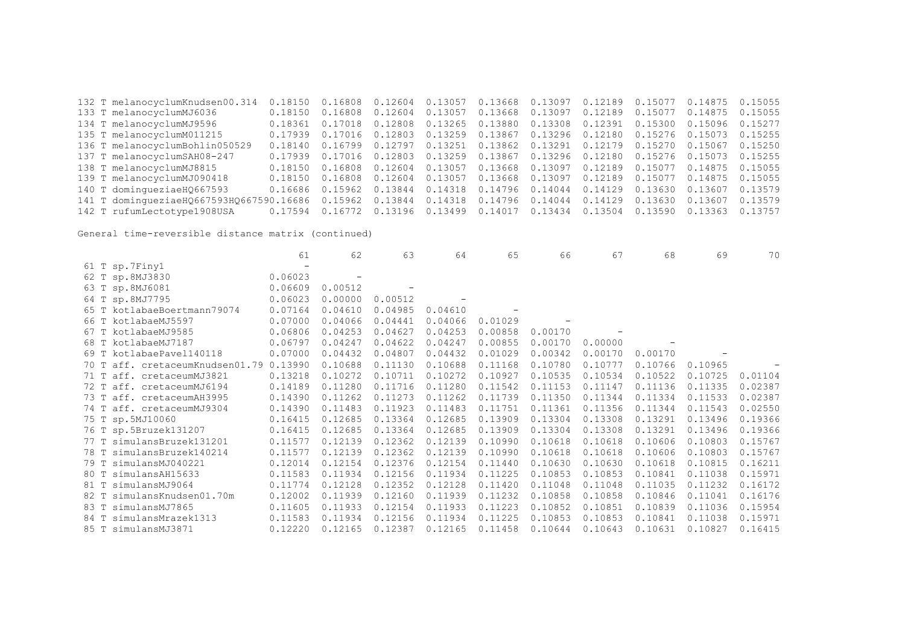|   |   |   |   |   |   |   |   |   |   |   |
|---|---|---|---|---|---|---|---|---|---|---|
| 132 T melanocyclumKnudsen00.314 | 0.18150 | 0.16808 | 0.12604 | 0.13057 | 0.13668 | 0.13097 | 0.12189 | 0.15077 | 0.14875 | 0.15055 |
| 133 T melanocyclumMJ6036 | 0.18150 | 0.16808 | 0.12604 | 0.13057 | 0.13668 | 0.13097 | 0.12189 | 0.15077 | 0.14875 | 0.15055 |
| 134 T melanocyclumMJ9596 | 0.18361 | 0.17018 | 0.12808 | 0.13265 | 0.13880 | 0.13308 | 0.12391 | 0.15300 | 0.15096 | 0.15277 |
| 135 T melanocyclumM011215 | 0.17939 | 0.17016 | 0.12803 | 0.13259 | 0.13867 | 0.13296 | 0.12180 | 0.15276 | 0.15073 | 0.15255 |
| 136 T melanocyclumBohlin050529 | 0.18140 | 0.16799 | 0.12797 | 0.13251 | 0.13862 | 0.13291 | 0.12179 | 0.15270 | 0.15067 | 0.15250 |
| 137 T melanocyclumSAH08-247 | 0.17939 | 0.17016 | 0.12803 | 0.13259 | 0.13867 | 0.13296 | 0.12180 | 0.15276 | 0.15073 | 0.15255 |
| 138 T melanocyclumMJ8815 | 0.18150 | 0.16808 | 0.12604 | 0.13057 | 0.13668 | 0.13097 | 0.12189 | 0.15077 | 0.14875 | 0.15055 |
| 139 T melanocyclumMJ090418 | 0.18150 | 0.16808 | 0.12604 | 0.13057 | 0.13668 | 0.13097 | 0.12189 | 0.15077 | 0.14875 | 0.15055 |
| 140 T dominguezia eHQ667593 | 0.16686 | 0.15962 | 0.13844 | 0.14318 | 0.14796 | 0.14044 | 0.14129 | 0.13630 | 0.13607 | 0.13579 |
| 141 T dominguezia eHQ667593HQ66759 | 0.16686 | 0.15962 | 0.13844 | 0.14318 | 0.14796 | 0.14044 | 0.14129 | 0.13630 | 0.13607 | 0.13579 |
| 142 T rufumLectotype1908USA | 0.17594 | 0.16772 | 0.13196 | 0.13499 | 0.14017 | 0.13434 | 0.13504 | 0.13590 | 0.13363 | 0.13757 |

General time-reversible distance matrix (continued)

|   | 61 | 62 | 63 | 64 | 65 | 66 | 67 | 68 | 69 | 70 |
|---|---|---|---|---|---|---|---|---|---|---|
| 61 T sp.7Finy1 | - | | | | | | | | | |
| 62 T sp.8MJ3830 | 0.06023 | - | | | | | | | | |
| 63 T sp.8MJ6081 | 0.06609 | 0.00512 | - | | | | | | | |
| 64 T sp.8MJ7795 | 0.06023 | 0.00000 | 0.00512 | - | | | | | | |
| 65 T kotlabaeBoertmann79074 | 0.07164 | 0.04610 | 0.04985 | 0.04610 | - | | | | | |
| 66 T kotlabaeMJ5597 | 0.07000 | 0.04066 | 0.04441 | 0.04066 | 0.01029 | - | | | | |
| 67 T kotlabaeMJ9585 | 0.06806 | 0.04253 | 0.04627 | 0.04253 | 0.00858 | 0.00170 | - | | | |
| 68 T kotlabaeMJ7187 | 0.06797 | 0.04247 | 0.04622 | 0.04247 | 0.00855 | 0.00170 | 0.00000 | - | | |
| 69 T kotlabaePavel140118 | 0.07000 | 0.04432 | 0.04807 | 0.04432 | 0.01029 | 0.00342 | 0.00170 | 0.00170 | - | |
| 70 T aff. cretaceumKnudsen01.79 | 0.13990 | 0.10688 | 0.11130 | 0.10688 | 0.11168 | 0.10780 | 0.10777 | 0.10766 | 0.10965 | - |
| 71 T aff. cretaceumMJ3821 | 0.13218 | 0.10272 | 0.10711 | 0.10272 | 0.10927 | 0.10535 | 0.10534 | 0.10522 | 0.10725 | 0.01104 |
| 72 T aff. cretaceumMJ6194 | 0.14189 | 0.11280 | 0.11716 | 0.11280 | 0.11542 | 0.11153 | 0.11147 | 0.11136 | 0.11335 | 0.02387 |
| 73 T aff. cretaceumAH3995 | 0.14390 | 0.11262 | 0.11273 | 0.11262 | 0.11739 | 0.11350 | 0.11344 | 0.11334 | 0.11533 | 0.02387 |
| 74 T aff. cretaceumMJ9304 | 0.14390 | 0.11483 | 0.11923 | 0.11483 | 0.11751 | 0.11361 | 0.11356 | 0.11344 | 0.11543 | 0.02550 |
| 75 T sp.5MJ10060 | 0.16415 | 0.12685 | 0.13364 | 0.12685 | 0.13909 | 0.13304 | 0.13308 | 0.13291 | 0.13496 | 0.19366 |
| 76 T sp.5Bruzek131207 | 0.16415 | 0.12685 | 0.13364 | 0.12685 | 0.13909 | 0.13304 | 0.13308 | 0.13291 | 0.13496 | 0.19366 |
| 77 T simulansBruzek131201 | 0.11577 | 0.12139 | 0.12362 | 0.12139 | 0.10990 | 0.10618 | 0.10618 | 0.10606 | 0.10803 | 0.15767 |
| 78 T simulansBruzek140214 | 0.11577 | 0.12139 | 0.12362 | 0.12139 | 0.10990 | 0.10618 | 0.10618 | 0.10606 | 0.10803 | 0.15767 |
| 79 T simulansMJ040221 | 0.12014 | 0.12154 | 0.12376 | 0.12154 | 0.11440 | 0.10630 | 0.10630 | 0.10618 | 0.10815 | 0.16211 |
| 80 T simulansAH15633 | 0.11583 | 0.11934 | 0.12156 | 0.11934 | 0.11225 | 0.10853 | 0.10853 | 0.10841 | 0.11038 | 0.15971 |
| 81 T simulansMJ9064 | 0.11774 | 0.12128 | 0.12352 | 0.12128 | 0.11420 | 0.11048 | 0.11048 | 0.11035 | 0.11232 | 0.16172 |
| 82 T simulansKnudsen01.70m | 0.12002 | 0.11939 | 0.12160 | 0.11939 | 0.11232 | 0.10858 | 0.10858 | 0.10846 | 0.11041 | 0.16176 |
| 83 T simulansMJ7865 | 0.11605 | 0.11933 | 0.12154 | 0.11933 | 0.11223 | 0.10852 | 0.10851 | 0.10839 | 0.11036 | 0.15954 |
| 84 T simulansMrazek1313 | 0.11583 | 0.11934 | 0.12156 | 0.11934 | 0.11225 | 0.10853 | 0.10853 | 0.10841 | 0.11038 | 0.15971 |
| 85 T simulansMJ3871 | 0.12220 | 0.12165 | 0.12387 | 0.12165 | 0.11458 | 0.10644 | 0.10643 | 0.10631 | 0.10827 | 0.16415 |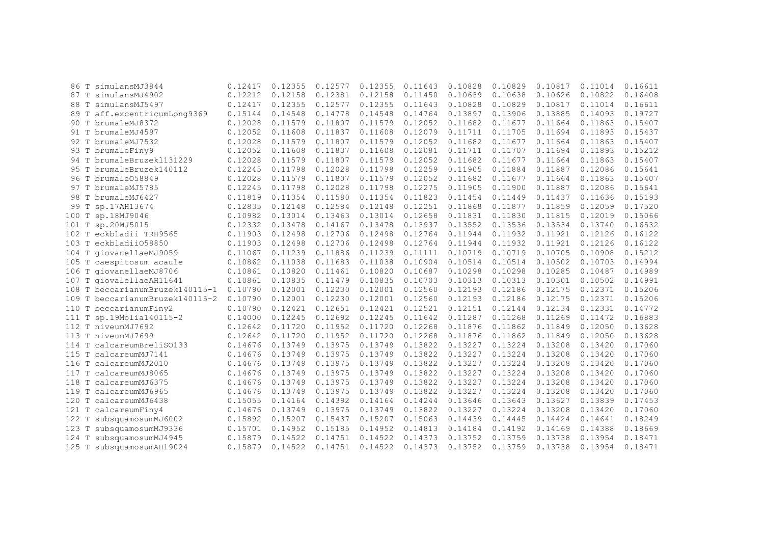```
 86 T simulansMJ3844             0.12417  0.12355  0.12577  0.12355  0.11643  0.10828  0.10829  0.10817  0.11014  0.16611
 87 T simulansMJ4902             0.12212  0.12158  0.12381  0.12158  0.11450  0.10639  0.10638  0.10626  0.10822  0.16408
 88 T simulansMJ5497             0.12417  0.12355  0.12577  0.12355  0.11643  0.10828  0.10829  0.10817  0.11014  0.16611
 89 T aff.excentricumLong9369    0.15144  0.14548  0.14778  0.14548  0.14764  0.13897  0.13906  0.13885  0.14093  0.19727
 90 T brumaleMJ8372              0.12028  0.11579  0.11807  0.11579  0.12052  0.11682  0.11677  0.11664  0.11863  0.15407
 91 T brumaleMJ4597              0.12052  0.11608  0.11837  0.11608  0.12079  0.11711  0.11705  0.11694  0.11893  0.15437
 92 T brumaleMJ7532              0.12028  0.11579  0.11807  0.11579  0.12052  0.11682  0.11677  0.11664  0.11863  0.15407
 93 T brumaleFiny9               0.12052  0.11608  0.11837  0.11608  0.12081  0.11711  0.11707  0.11694  0.11893  0.15212
 94 T brumaleBruzek131229        0.12028  0.11579  0.11807  0.11579  0.12052  0.11682  0.11677  0.11664  0.11863  0.15407
 95 T brumaleBruzek140112        0.12245  0.11798  0.12028  0.11798  0.12259  0.11905  0.11884  0.11887  0.12086  0.15641
 96 T brumaleO58849              0.12028  0.11579  0.11807  0.11579  0.12052  0.11682  0.11677  0.11664  0.11863  0.15407
 97 T brumaleMJ5785              0.12245  0.11798  0.12028  0.11798  0.12275  0.11905  0.11900  0.11887  0.12086  0.15641
 98 T brumaleMJ6427              0.11819  0.11354  0.11580  0.11354  0.11823  0.11454  0.11449  0.11437  0.11636  0.15193
 99 T sp.17AH13674               0.12835  0.12148  0.12584  0.12148  0.12251  0.11868  0.11877  0.11859  0.12059  0.17520
100 T sp.18MJ9046                0.10982  0.13014  0.13463  0.13014  0.12658  0.11831  0.11830  0.11815  0.12019  0.15066
101 T sp.20MJ5015                0.12332  0.13478  0.14167  0.13478  0.13937  0.13552  0.13536  0.13534  0.13740  0.16532
102 T eckbladii TRH9565          0.11903  0.12498  0.12706  0.12498  0.12764  0.11944  0.11932  0.11921  0.12126  0.16122
103 T eckbladiiO58850            0.11903  0.12498  0.12706  0.12498  0.12764  0.11944  0.11932  0.11921  0.12126  0.16122
104 T giovanellaeMJ9059          0.11067  0.11239  0.11886  0.11239  0.11111  0.10719  0.10719  0.10705  0.10908  0.15212
105 T caespitosum acaule         0.10862  0.11038  0.11683  0.11038  0.10904  0.10514  0.10514  0.10502  0.10703  0.14994
106 T giovanellaeMJ8706          0.10861  0.10820  0.11461  0.10820  0.10687  0.10298  0.10298  0.10285  0.10487  0.14989
107 T giovalellaeAH11641         0.10861  0.10835  0.11479  0.10835  0.10703  0.10313  0.10313  0.10301  0.10502  0.14991
108 T beccarianumBruzek140115-1  0.10790  0.12001  0.12230  0.12001  0.12560  0.12193  0.12186  0.12175  0.12371  0.15206
109 T beccarianumBruzek140115-2  0.10790  0.12001  0.12230  0.12001  0.12560  0.12193  0.12186  0.12175  0.12371  0.15206
110 T beccarianumFiny2           0.10790  0.12421  0.12651  0.12421  0.12521  0.12151  0.12144  0.12134  0.12331  0.14772
111 T sp.19Molia140115-2         0.14000  0.12245  0.12692  0.12245  0.11642  0.11287  0.11268  0.11269  0.11472  0.16883
112 T niveumMJ7692               0.12642  0.11720  0.11952  0.11720  0.12268  0.11876  0.11862  0.11849  0.12050  0.13628
113 T niveumMJ7699               0.12642  0.11720  0.11952  0.11720  0.12268  0.11876  0.11862  0.11849  0.12050  0.13628
114 T calcareumBreliSO133        0.14676  0.13749  0.13975  0.13749  0.13822  0.13227  0.13224  0.13208  0.13420  0.17060
115 T calcareumMJ7141            0.14676  0.13749  0.13975  0.13749  0.13822  0.13227  0.13224  0.13208  0.13420  0.17060
116 T calcareumMJ2010            0.14676  0.13749  0.13975  0.13749  0.13822  0.13227  0.13224  0.13208  0.13420  0.17060
117 T calcareumMJ8065            0.14676  0.13749  0.13975  0.13749  0.13822  0.13227  0.13224  0.13208  0.13420  0.17060
118 T calcareumMJ6375            0.14676  0.13749  0.13975  0.13749  0.13822  0.13227  0.13224  0.13208  0.13420  0.17060
119 T calcareumMJ6965            0.14676  0.13749  0.13975  0.13749  0.13822  0.13227  0.13224  0.13208  0.13420  0.17060
120 T calcareumMJ6438            0.15055  0.14164  0.14392  0.14164  0.14244  0.13646  0.13643  0.13627  0.13839  0.17453
121 T calcareumFiny4             0.14676  0.13749  0.13975  0.13749  0.13822  0.13227  0.13224  0.13208  0.13420  0.17060
122 T subsquamosumMJ6002         0.15892  0.15207  0.15437  0.15207  0.15063  0.14439  0.14445  0.14424  0.14641  0.18249
123 T subsquamosumMJ9336         0.15701  0.14952  0.15185  0.14952  0.14813  0.14184  0.14192  0.14169  0.14388  0.18669
124 T subsquamosumMJ4945         0.15879  0.14522  0.14751  0.14522  0.14373  0.13752  0.13759  0.13738  0.13954  0.18471
125 T subsquamosumAH19024        0.15879  0.14522  0.14751  0.14522  0.14373  0.13752  0.13759  0.13738  0.13954  0.18471
```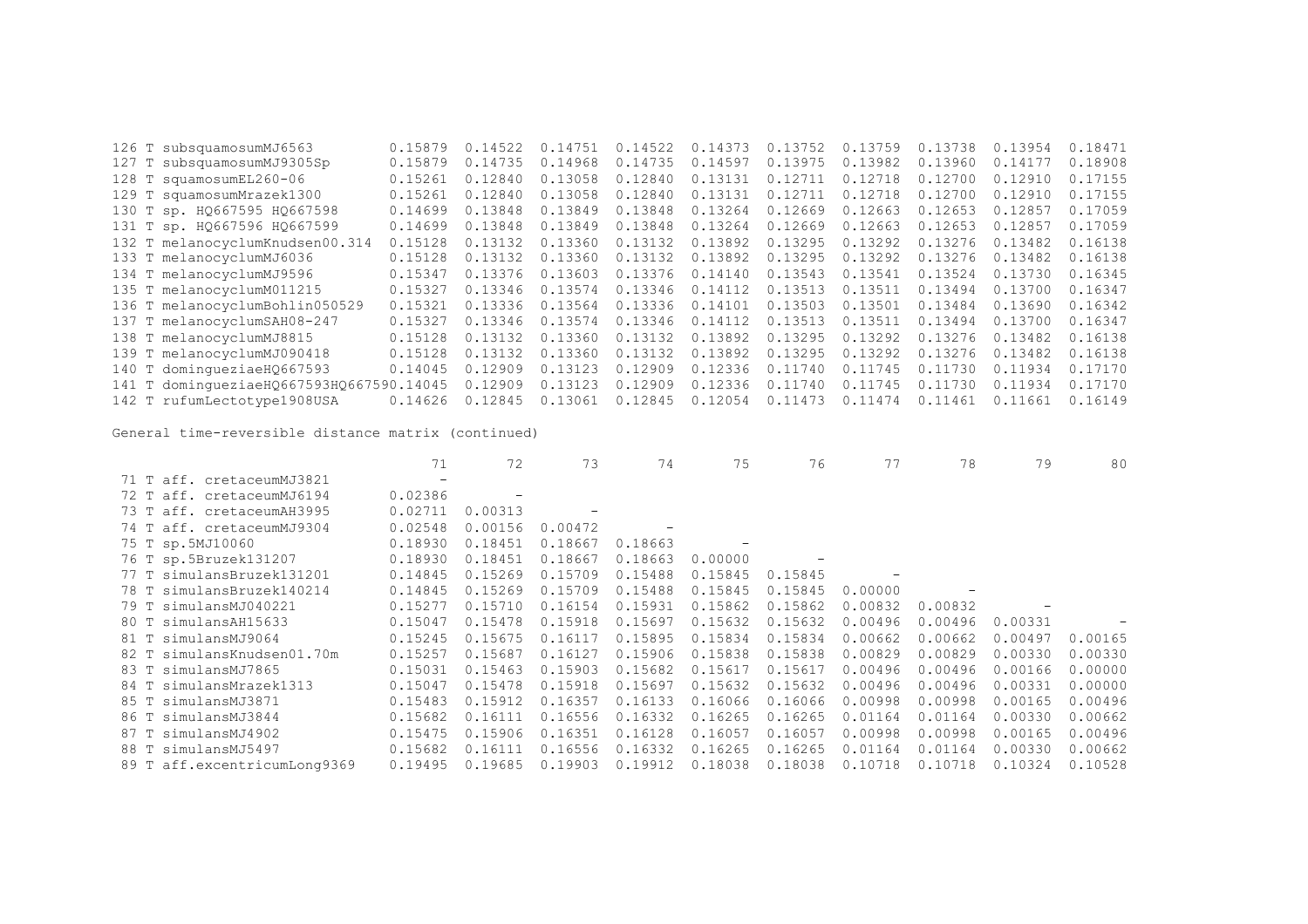| | | | | | | | | | | |
|---|---|---|---|---|---|---|---|---|---|---|
| 126 T subsquamosumMJ6563 | 0.15879 | 0.14522 | 0.14751 | 0.14522 | 0.14373 | 0.13752 | 0.13759 | 0.13738 | 0.13954 | 0.18471 |
| 127 T subsquamosumMJ9305Sp | 0.15879 | 0.14735 | 0.14968 | 0.14735 | 0.14597 | 0.13975 | 0.13982 | 0.13960 | 0.14177 | 0.18908 |
| 128 T squamosumEL260-06 | 0.15261 | 0.12840 | 0.13058 | 0.12840 | 0.13131 | 0.12711 | 0.12718 | 0.12700 | 0.12910 | 0.17155 |
| 129 T squamosumMrazek1300 | 0.15261 | 0.12840 | 0.13058 | 0.12840 | 0.13131 | 0.12711 | 0.12718 | 0.12700 | 0.12910 | 0.17155 |
| 130 T sp. HQ667595 HQ667598 | 0.14699 | 0.13848 | 0.13849 | 0.13848 | 0.13264 | 0.12669 | 0.12663 | 0.12653 | 0.12857 | 0.17059 |
| 131 T sp. HQ667596 HQ667599 | 0.14699 | 0.13848 | 0.13849 | 0.13848 | 0.13264 | 0.12669 | 0.12663 | 0.12653 | 0.12857 | 0.17059 |
| 132 T melanocyclumKnudsen00.314 | 0.15128 | 0.13132 | 0.13360 | 0.13132 | 0.13892 | 0.13295 | 0.13292 | 0.13276 | 0.13482 | 0.16138 |
| 133 T melanocyclumMJ6036 | 0.15128 | 0.13132 | 0.13360 | 0.13132 | 0.13892 | 0.13295 | 0.13292 | 0.13276 | 0.13482 | 0.16138 |
| 134 T melanocyclumMJ9596 | 0.15347 | 0.13376 | 0.13603 | 0.13376 | 0.14140 | 0.13543 | 0.13541 | 0.13524 | 0.13730 | 0.16345 |
| 135 T melanocyclumM011215 | 0.15327 | 0.13346 | 0.13574 | 0.13346 | 0.14112 | 0.13513 | 0.13511 | 0.13494 | 0.13700 | 0.16347 |
| 136 T melanocyclumBohlin050529 | 0.15321 | 0.13336 | 0.13564 | 0.13336 | 0.14101 | 0.13503 | 0.13501 | 0.13484 | 0.13690 | 0.16342 |
| 137 T melanocyclumSAH08-247 | 0.15327 | 0.13346 | 0.13574 | 0.13346 | 0.14112 | 0.13513 | 0.13511 | 0.13494 | 0.13700 | 0.16347 |
| 138 T melanocyclumMJ8815 | 0.15128 | 0.13132 | 0.13360 | 0.13132 | 0.13892 | 0.13295 | 0.13292 | 0.13276 | 0.13482 | 0.16138 |
| 139 T melanocyclumMJ090418 | 0.15128 | 0.13132 | 0.13360 | 0.13132 | 0.13892 | 0.13295 | 0.13292 | 0.13276 | 0.13482 | 0.16138 |
| 140 T domingueziaeHQ667593 | 0.14045 | 0.12909 | 0.13123 | 0.12909 | 0.12336 | 0.11740 | 0.11745 | 0.11730 | 0.11934 | 0.17170 |
| 141 T domingueziaeHQ667593HQ667590 | 0.14045 | 0.12909 | 0.13123 | 0.12909 | 0.12336 | 0.11740 | 0.11745 | 0.11730 | 0.11934 | 0.17170 |
| 142 T rufumLectotype1908USA | 0.14626 | 0.12845 | 0.13061 | 0.12845 | 0.12054 | 0.11473 | 0.11474 | 0.11461 | 0.11661 | 0.16149 |

General time-reversible distance matrix (continued)

| | 71 | 72 | 73 | 74 | 75 | 76 | 77 | 78 | 79 | 80 |
|---|---|---|---|---|---|---|---|---|---|---|
| 71 T aff. cretaceumMJ3821 | - | | | | | | | | | |
| 72 T aff. cretaceumMJ6194 | 0.02386 | - | | | | | | | | |
| 73 T aff. cretaceumAH3995 | 0.02711 | 0.00313 | - | | | | | | | |
| 74 T aff. cretaceumMJ9304 | 0.02548 | 0.00156 | 0.00472 | - | | | | | | |
| 75 T sp.5MJ10060 | 0.18930 | 0.18451 | 0.18667 | 0.18663 | - | | | | | |
| 76 T sp.5Bruzek131207 | 0.18930 | 0.18451 | 0.18667 | 0.18663 | 0.00000 | - | | | | |
| 77 T simulansBruzek131201 | 0.14845 | 0.15269 | 0.15709 | 0.15488 | 0.15845 | 0.15845 | - | | | |
| 78 T simulansBruzek140214 | 0.14845 | 0.15269 | 0.15709 | 0.15488 | 0.15845 | 0.15845 | 0.00000 | - | | |
| 79 T simulansMJ040221 | 0.15277 | 0.15710 | 0.16154 | 0.15931 | 0.15862 | 0.15862 | 0.00832 | 0.00832 | - | |
| 80 T simulansAH15633 | 0.15047 | 0.15478 | 0.15918 | 0.15697 | 0.15632 | 0.15632 | 0.00496 | 0.00496 | 0.00331 | - |
| 81 T simulansMJ9064 | 0.15245 | 0.15675 | 0.16117 | 0.15895 | 0.15834 | 0.15834 | 0.00662 | 0.00662 | 0.00497 | 0.00165 |
| 82 T simulansKnudsen01.70m | 0.15257 | 0.15687 | 0.16127 | 0.15906 | 0.15838 | 0.15838 | 0.00829 | 0.00829 | 0.00330 | 0.00330 |
| 83 T simulansMJ7865 | 0.15031 | 0.15463 | 0.15903 | 0.15682 | 0.15617 | 0.15617 | 0.00496 | 0.00496 | 0.00166 | 0.00000 |
| 84 T simulansMrazek1313 | 0.15047 | 0.15478 | 0.15918 | 0.15697 | 0.15632 | 0.15632 | 0.00496 | 0.00496 | 0.00331 | 0.00000 |
| 85 T simulansMJ3871 | 0.15483 | 0.15912 | 0.16357 | 0.16133 | 0.16066 | 0.16066 | 0.00998 | 0.00998 | 0.00165 | 0.00496 |
| 86 T simulansMJ3844 | 0.15682 | 0.16111 | 0.16556 | 0.16332 | 0.16265 | 0.16265 | 0.01164 | 0.01164 | 0.00330 | 0.00662 |
| 87 T simulansMJ4902 | 0.15475 | 0.15906 | 0.16351 | 0.16128 | 0.16057 | 0.16057 | 0.00998 | 0.00998 | 0.00165 | 0.00496 |
| 88 T simulansMJ5497 | 0.15682 | 0.16111 | 0.16556 | 0.16332 | 0.16265 | 0.16265 | 0.01164 | 0.01164 | 0.00330 | 0.00662 |
| 89 T aff.excentricumLong9369 | 0.19495 | 0.19685 | 0.19903 | 0.19912 | 0.18038 | 0.18038 | 0.10718 | 0.10718 | 0.10324 | 0.10528 |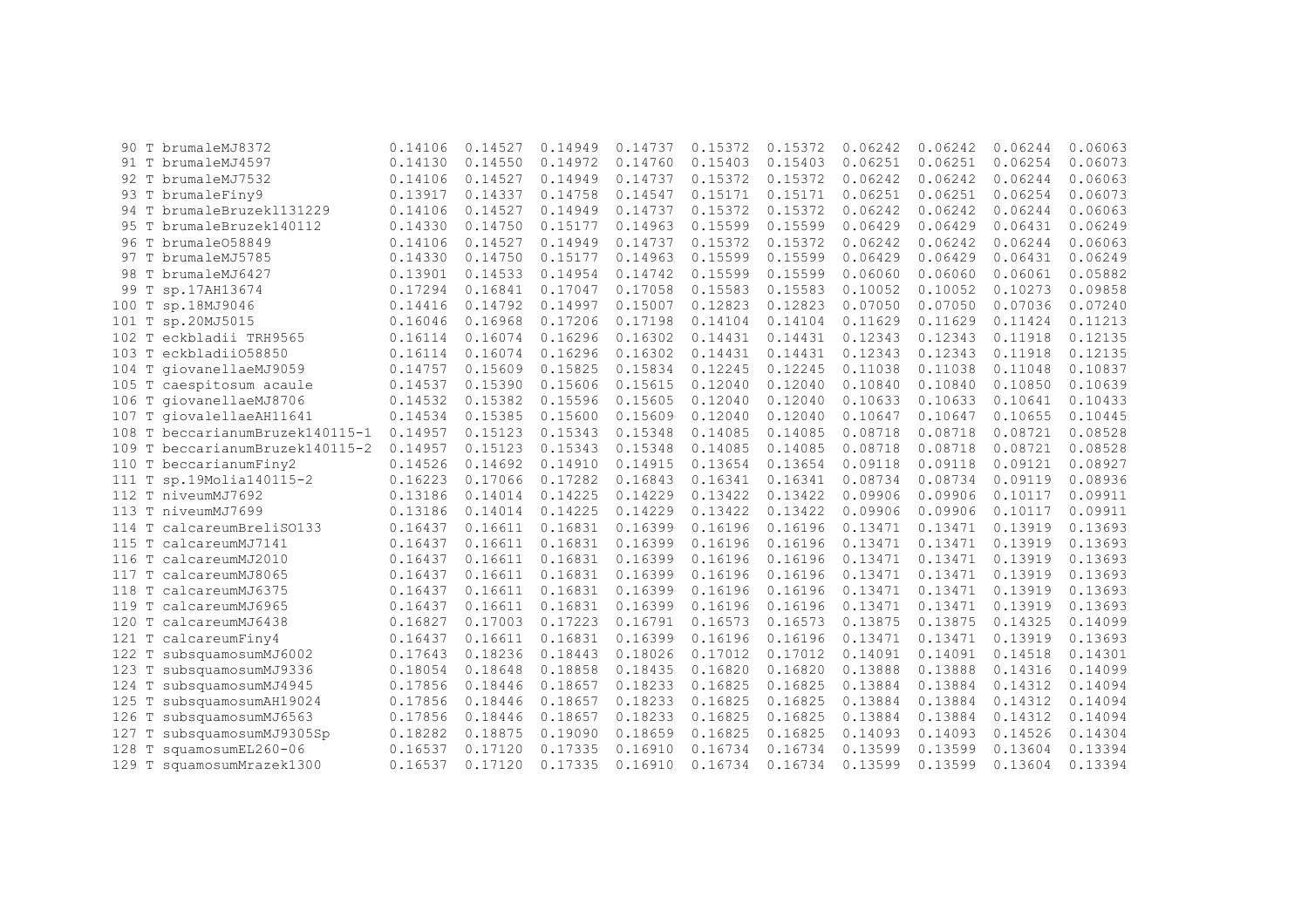```
 90 T brumaleMJ8372              0.14106  0.14527  0.14949  0.14737  0.15372  0.15372  0.06242  0.06242  0.06244  0.06063
 91 T brumaleMJ4597              0.14130  0.14550  0.14972  0.14760  0.15403  0.15403  0.06251  0.06251  0.06254  0.06073
 92 T brumaleMJ7532              0.14106  0.14527  0.14949  0.14737  0.15372  0.15372  0.06242  0.06242  0.06244  0.06063
 93 T brumaleFiny9               0.13917  0.14337  0.14758  0.14547  0.15171  0.15171  0.06251  0.06251  0.06254  0.06073
 94 T brumaleBruzek131229        0.14106  0.14527  0.14949  0.14737  0.15372  0.15372  0.06242  0.06242  0.06244  0.06063
 95 T brumaleBruzek140112        0.14330  0.14750  0.15177  0.14963  0.15599  0.15599  0.06429  0.06429  0.06431  0.06249
 96 T brumaleO58849              0.14106  0.14527  0.14949  0.14737  0.15372  0.15372  0.06242  0.06242  0.06244  0.06063
 97 T brumaleMJ5785              0.14330  0.14750  0.15177  0.14963  0.15599  0.15599  0.06429  0.06429  0.06431  0.06249
 98 T brumaleMJ6427              0.13901  0.14533  0.14954  0.14742  0.15599  0.15599  0.06060  0.06060  0.06061  0.05882
 99 T sp.17AH13674               0.17294  0.16841  0.17047  0.17058  0.15583  0.15583  0.10052  0.10052  0.10273  0.09858
100 T sp.18MJ9046                0.14416  0.14792  0.14997  0.15007  0.12823  0.12823  0.07050  0.07050  0.07036  0.07240
101 T sp.20MJ5015                0.16046  0.16968  0.17206  0.17198  0.14104  0.14104  0.11629  0.11629  0.11424  0.11213
102 T eckbladii TRH9565          0.16114  0.16074  0.16296  0.16302  0.14431  0.14431  0.12343  0.12343  0.11918  0.12135
103 T eckbladiiO58850            0.16114  0.16074  0.16296  0.16302  0.14431  0.14431  0.12343  0.12343  0.11918  0.12135
104 T giovanellaeMJ9059          0.14757  0.15609  0.15825  0.15834  0.12245  0.12245  0.11038  0.11038  0.11048  0.10837
105 T caespitosum acaule         0.14537  0.15390  0.15606  0.15615  0.12040  0.12040  0.10840  0.10840  0.10850  0.10639
106 T giovanellaeMJ8706          0.14532  0.15382  0.15596  0.15605  0.12040  0.12040  0.10633  0.10633  0.10641  0.10433
107 T giovalellaeAH11641         0.14534  0.15385  0.15600  0.15609  0.12040  0.12040  0.10647  0.10647  0.10655  0.10445
108 T beccarianumBruzek140115-1  0.14957  0.15123  0.15343  0.15348  0.14085  0.14085  0.08718  0.08718  0.08721  0.08528
109 T beccarianumBruzek140115-2  0.14957  0.15123  0.15343  0.15348  0.14085  0.14085  0.08718  0.08718  0.08721  0.08528
110 T beccarianumFiny2           0.14526  0.14692  0.14910  0.14915  0.13654  0.13654  0.09118  0.09118  0.09121  0.08927
111 T sp.19Molia140115-2         0.16223  0.17066  0.17282  0.16843  0.16341  0.16341  0.08734  0.08734  0.09119  0.08936
112 T niveumMJ7692               0.13186  0.14014  0.14225  0.14229  0.13422  0.13422  0.09906  0.09906  0.10117  0.09911
113 T niveumMJ7699               0.13186  0.14014  0.14225  0.14229  0.13422  0.13422  0.09906  0.09906  0.10117  0.09911
114 T calcareumBreliSO133        0.16437  0.16611  0.16831  0.16399  0.16196  0.16196  0.13471  0.13471  0.13919  0.13693
115 T calcareumMJ7141            0.16437  0.16611  0.16831  0.16399  0.16196  0.16196  0.13471  0.13471  0.13919  0.13693
116 T calcareumMJ2010            0.16437  0.16611  0.16831  0.16399  0.16196  0.16196  0.13471  0.13471  0.13919  0.13693
117 T calcareumMJ8065            0.16437  0.16611  0.16831  0.16399  0.16196  0.16196  0.13471  0.13471  0.13919  0.13693
118 T calcareumMJ6375            0.16437  0.16611  0.16831  0.16399  0.16196  0.16196  0.13471  0.13471  0.13919  0.13693
119 T calcareumMJ6965            0.16437  0.16611  0.16831  0.16399  0.16196  0.16196  0.13471  0.13471  0.13919  0.13693
120 T calcareumMJ6438            0.16827  0.17003  0.17223  0.16791  0.16573  0.16573  0.13875  0.13875  0.14325  0.14099
121 T calcareumFiny4             0.16437  0.16611  0.16831  0.16399  0.16196  0.16196  0.13471  0.13471  0.13919  0.13693
122 T subsquamosumMJ6002         0.17643  0.18236  0.18443  0.18026  0.17012  0.17012  0.14091  0.14091  0.14518  0.14301
123 T subsquamosumMJ9336         0.18054  0.18648  0.18858  0.18435  0.16820  0.16820  0.13888  0.13888  0.14316  0.14099
124 T subsquamosumMJ4945         0.17856  0.18446  0.18657  0.18233  0.16825  0.16825  0.13884  0.13884  0.14312  0.14094
125 T subsquamosumAH19024        0.17856  0.18446  0.18657  0.18233  0.16825  0.16825  0.13884  0.13884  0.14312  0.14094
126 T subsquamosumMJ6563         0.17856  0.18446  0.18657  0.18233  0.16825  0.16825  0.13884  0.13884  0.14312  0.14094
127 T subsquamosumMJ9305Sp       0.18282  0.18875  0.19090  0.18659  0.16825  0.16825  0.14093  0.14093  0.14526  0.14304
128 T squamosumEL260-06          0.16537  0.17120  0.17335  0.16910  0.16734  0.16734  0.13599  0.13599  0.13604  0.13394
129 T squamosumMrazek1300        0.16537  0.17120  0.17335  0.16910  0.16734  0.16734  0.13599  0.13599  0.13604  0.13394
```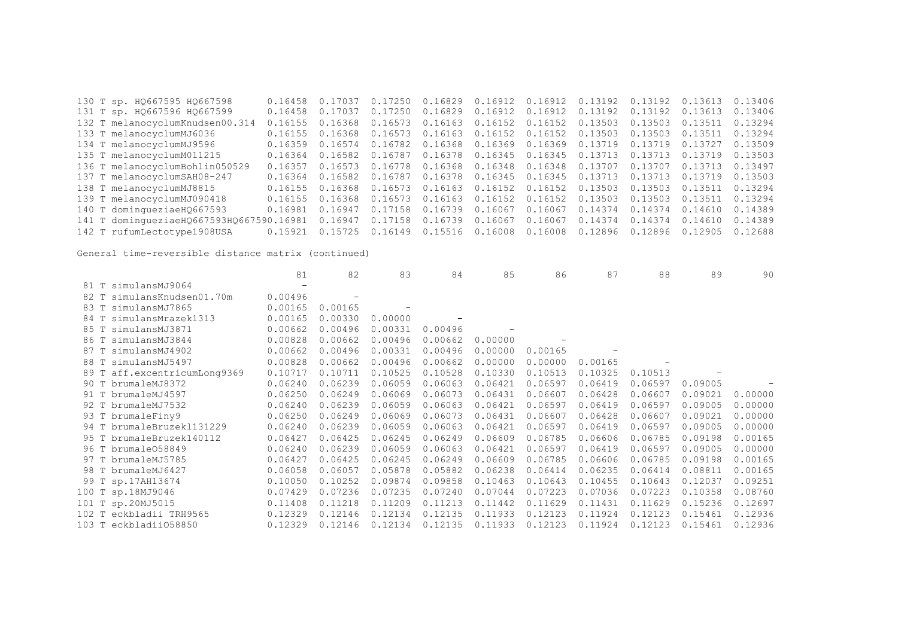| | | | | | | | | | | |
|---|---|---|---|---|---|---|---|---|---|---|
| 130 T sp. HQ667595 HQ667598 | 0.16458 | 0.17037 | 0.17250 | 0.16829 | 0.16912 | 0.16912 | 0.13192 | 0.13192 | 0.13613 | 0.13406 |
| 131 T sp. HQ667596 HQ667599 | 0.16458 | 0.17037 | 0.17250 | 0.16829 | 0.16912 | 0.16912 | 0.13192 | 0.13192 | 0.13613 | 0.13406 |
| 132 T melanocyclumKnudsen00.314 | 0.16155 | 0.16368 | 0.16573 | 0.16163 | 0.16152 | 0.16152 | 0.13503 | 0.13503 | 0.13511 | 0.13294 |
| 133 T melanocyclumMJ6036 | 0.16155 | 0.16368 | 0.16573 | 0.16163 | 0.16152 | 0.16152 | 0.13503 | 0.13503 | 0.13511 | 0.13294 |
| 134 T melanocyclumMJ9596 | 0.16359 | 0.16574 | 0.16782 | 0.16368 | 0.16369 | 0.16369 | 0.13719 | 0.13719 | 0.13727 | 0.13509 |
| 135 T melanocyclumM011215 | 0.16364 | 0.16582 | 0.16787 | 0.16378 | 0.16345 | 0.16345 | 0.13713 | 0.13713 | 0.13719 | 0.13503 |
| 136 T melanocyclumBohlin050529 | 0.16357 | 0.16573 | 0.16778 | 0.16368 | 0.16348 | 0.16348 | 0.13707 | 0.13707 | 0.13713 | 0.13497 |
| 137 T melanocyclumSAH08-247 | 0.16364 | 0.16582 | 0.16787 | 0.16378 | 0.16345 | 0.16345 | 0.13713 | 0.13713 | 0.13719 | 0.13503 |
| 138 T melanocyclumMJ8815 | 0.16155 | 0.16368 | 0.16573 | 0.16163 | 0.16152 | 0.16152 | 0.13503 | 0.13503 | 0.13511 | 0.13294 |
| 139 T melanocyclumMJ090418 | 0.16155 | 0.16368 | 0.16573 | 0.16163 | 0.16152 | 0.16152 | 0.13503 | 0.13503 | 0.13511 | 0.13294 |
| 140 T dominguezia​eHQ667593 | 0.16981 | 0.16947 | 0.17158 | 0.16739 | 0.16067 | 0.16067 | 0.14374 | 0.14374 | 0.14610 | 0.14389 |
| 141 T dominguezia​eHQ667593HQ667590 | 0.16981 | 0.16947 | 0.17158 | 0.16739 | 0.16067 | 0.16067 | 0.14374 | 0.14374 | 0.14610 | 0.14389 |
| 142 T rufumLectotype1908USA | 0.15921 | 0.15725 | 0.16149 | 0.15516 | 0.16008 | 0.16008 | 0.12896 | 0.12896 | 0.12905 | 0.12688 |

General time-reversible distance matrix (continued)

| | 81 | 82 | 83 | 84 | 85 | 86 | 87 | 88 | 89 | 90 |
|---|---|---|---|---|---|---|---|---|---|---|
| 81 T simulansMJ9064 | - | | | | | | | | | |
| 82 T simulansKnudsen01.70m | 0.00496 | - | | | | | | | | |
| 83 T simulansMJ7865 | 0.00165 | 0.00165 | - | | | | | | | |
| 84 T simulansMrazek1313 | 0.00165 | 0.00330 | 0.00000 | - | | | | | | |
| 85 T simulansMJ3871 | 0.00662 | 0.00496 | 0.00331 | 0.00496 | - | | | | | |
| 86 T simulansMJ3844 | 0.00828 | 0.00662 | 0.00496 | 0.00662 | 0.00000 | - | | | | |
| 87 T simulansMJ4902 | 0.00662 | 0.00496 | 0.00331 | 0.00496 | 0.00000 | 0.00165 | - | | | |
| 88 T simulansMJ5497 | 0.00828 | 0.00662 | 0.00496 | 0.00662 | 0.00000 | 0.00000 | 0.00165 | - | | |
| 89 T aff.excentricumLong9369 | 0.10717 | 0.10711 | 0.10525 | 0.10528 | 0.10330 | 0.10513 | 0.10325 | 0.10513 | - | |
| 90 T brumaleMJ8372 | 0.06240 | 0.06239 | 0.06059 | 0.06063 | 0.06421 | 0.06597 | 0.06419 | 0.06597 | 0.09005 | - |
| 91 T brumaleMJ4597 | 0.06250 | 0.06249 | 0.06069 | 0.06073 | 0.06431 | 0.06607 | 0.06428 | 0.06607 | 0.09021 | 0.00000 |
| 92 T brumaleMJ7532 | 0.06240 | 0.06239 | 0.06059 | 0.06063 | 0.06421 | 0.06597 | 0.06419 | 0.06597 | 0.09005 | 0.00000 |
| 93 T brumaleFiny9 | 0.06250 | 0.06249 | 0.06069 | 0.06073 | 0.06431 | 0.06607 | 0.06428 | 0.06607 | 0.09021 | 0.00000 |
| 94 T brumaleBruzek131229 | 0.06240 | 0.06239 | 0.06059 | 0.06063 | 0.06421 | 0.06597 | 0.06419 | 0.06597 | 0.09005 | 0.00000 |
| 95 T brumaleBruzek140112 | 0.06427 | 0.06425 | 0.06245 | 0.06249 | 0.06609 | 0.06785 | 0.06606 | 0.06785 | 0.09198 | 0.00165 |
| 96 T brumaleO58849 | 0.06240 | 0.06239 | 0.06059 | 0.06063 | 0.06421 | 0.06597 | 0.06419 | 0.06597 | 0.09005 | 0.00000 |
| 97 T brumaleMJ5785 | 0.06427 | 0.06425 | 0.06245 | 0.06249 | 0.06609 | 0.06785 | 0.06606 | 0.06785 | 0.09198 | 0.00165 |
| 98 T brumaleMJ6427 | 0.06058 | 0.06057 | 0.05878 | 0.05882 | 0.06238 | 0.06414 | 0.06235 | 0.06414 | 0.08811 | 0.00165 |
| 99 T sp.17AH13674 | 0.10050 | 0.10252 | 0.09874 | 0.09858 | 0.10463 | 0.10643 | 0.10455 | 0.10643 | 0.12037 | 0.09251 |
| 100 T sp.18MJ9046 | 0.07429 | 0.07236 | 0.07235 | 0.07240 | 0.07044 | 0.07223 | 0.07036 | 0.07223 | 0.10358 | 0.08760 |
| 101 T sp.20MJ5015 | 0.11408 | 0.11218 | 0.11209 | 0.11213 | 0.11442 | 0.11629 | 0.11431 | 0.11629 | 0.15236 | 0.12697 |
| 102 T eckbladii TRH9565 | 0.12329 | 0.12146 | 0.12134 | 0.12135 | 0.11933 | 0.12123 | 0.11924 | 0.12123 | 0.15461 | 0.12936 |
| 103 T eckbladiiO58850 | 0.12329 | 0.12146 | 0.12134 | 0.12135 | 0.11933 | 0.12123 | 0.11924 | 0.12123 | 0.15461 | 0.12936 |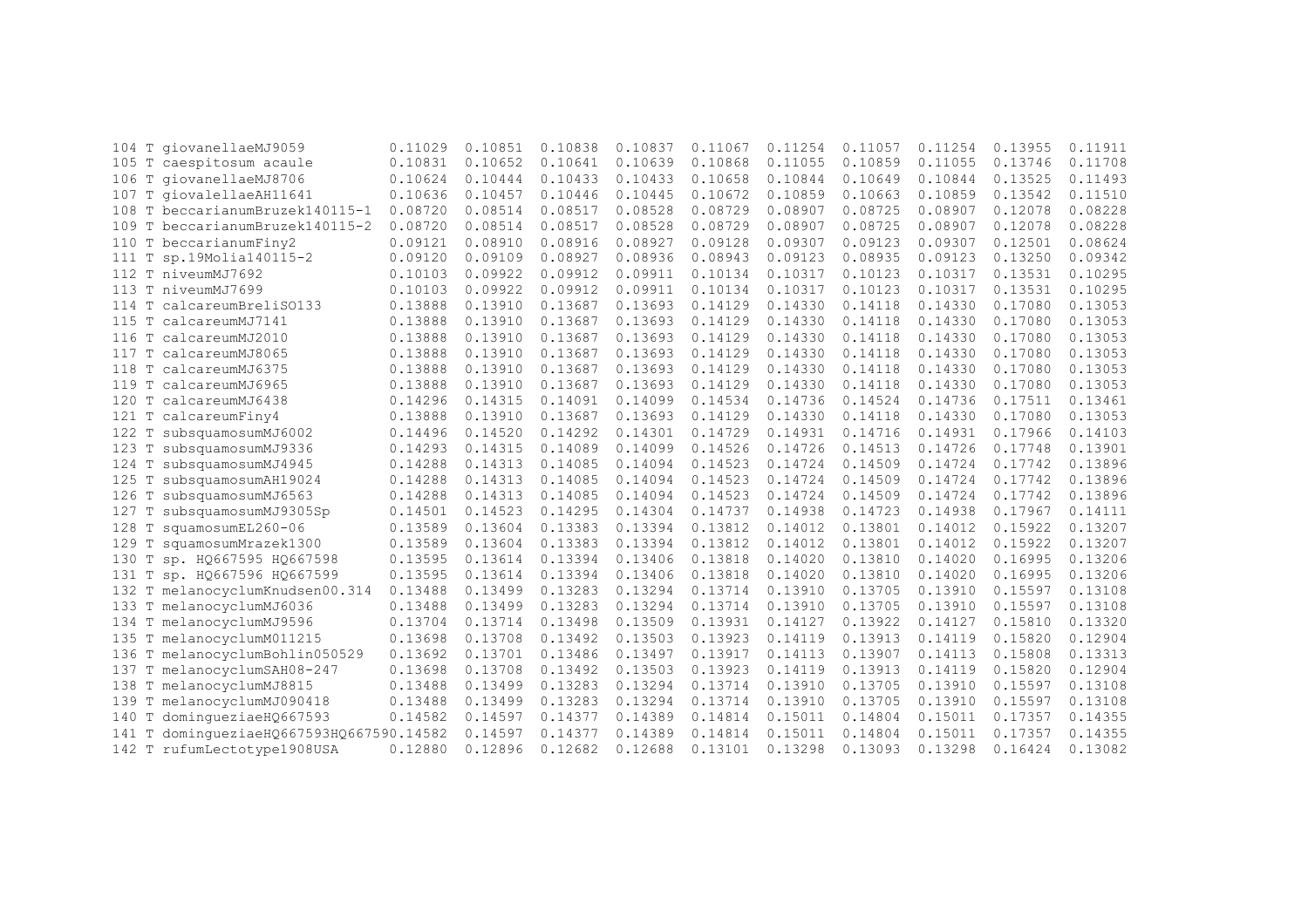```
104 T giovanellaeMJ9059          0.11029  0.10851  0.10838  0.10837  0.11067  0.11254  0.11057  0.11254  0.13955  0.11911
105 T caespitosum acaule         0.10831  0.10652  0.10641  0.10639  0.10868  0.11055  0.10859  0.11055  0.13746  0.11708
106 T giovanellaeMJ8706          0.10624  0.10444  0.10433  0.10433  0.10658  0.10844  0.10649  0.10844  0.13525  0.11493
107 T giovalellaeAH11641         0.10636  0.10457  0.10446  0.10445  0.10672  0.10859  0.10663  0.10859  0.13542  0.11510
108 T beccarianumBruzek140115-1  0.08720  0.08514  0.08517  0.08528  0.08729  0.08907  0.08725  0.08907  0.12078  0.08228
109 T beccarianumBruzek140115-2  0.08720  0.08514  0.08517  0.08528  0.08729  0.08907  0.08725  0.08907  0.12078  0.08228
110 T beccarianumFiny2           0.09121  0.08910  0.08916  0.08927  0.09128  0.09307  0.09123  0.09307  0.12501  0.08624
111 T sp.19Molia140115-2         0.09120  0.09109  0.08927  0.08936  0.08943  0.09123  0.08935  0.09123  0.13250  0.09342
112 T niveumMJ7692               0.10103  0.09922  0.09912  0.09911  0.10134  0.10317  0.10123  0.10317  0.13531  0.10295
113 T niveumMJ7699               0.10103  0.09922  0.09912  0.09911  0.10134  0.10317  0.10123  0.10317  0.13531  0.10295
114 T calcareumBreliSO133        0.13888  0.13910  0.13687  0.13693  0.14129  0.14330  0.14118  0.14330  0.17080  0.13053
115 T calcareumMJ7141            0.13888  0.13910  0.13687  0.13693  0.14129  0.14330  0.14118  0.14330  0.17080  0.13053
116 T calcareumMJ2010            0.13888  0.13910  0.13687  0.13693  0.14129  0.14330  0.14118  0.14330  0.17080  0.13053
117 T calcareumMJ8065            0.13888  0.13910  0.13687  0.13693  0.14129  0.14330  0.14118  0.14330  0.17080  0.13053
118 T calcareumMJ6375            0.13888  0.13910  0.13687  0.13693  0.14129  0.14330  0.14118  0.14330  0.17080  0.13053
119 T calcareumMJ6965            0.13888  0.13910  0.13687  0.13693  0.14129  0.14330  0.14118  0.14330  0.17080  0.13053
120 T calcareumMJ6438            0.14296  0.14315  0.14091  0.14099  0.14534  0.14736  0.14524  0.14736  0.17511  0.13461
121 T calcareumFiny4             0.13888  0.13910  0.13687  0.13693  0.14129  0.14330  0.14118  0.14330  0.17080  0.13053
122 T subsquamosumMJ6002         0.14496  0.14520  0.14292  0.14301  0.14729  0.14931  0.14716  0.14931  0.17966  0.14103
123 T subsquamosumMJ9336         0.14293  0.14315  0.14089  0.14099  0.14526  0.14726  0.14513  0.14726  0.17748  0.13901
124 T subsquamosumMJ4945         0.14288  0.14313  0.14085  0.14094  0.14523  0.14724  0.14509  0.14724  0.17742  0.13896
125 T subsquamosumAH19024        0.14288  0.14313  0.14085  0.14094  0.14523  0.14724  0.14509  0.14724  0.17742  0.13896
126 T subsquamosumMJ6563         0.14288  0.14313  0.14085  0.14094  0.14523  0.14724  0.14509  0.14724  0.17742  0.13896
127 T subsquamosumMJ9305Sp       0.14501  0.14523  0.14295  0.14304  0.14737  0.14938  0.14723  0.14938  0.17967  0.14111
128 T squamosumEL260-06          0.13589  0.13604  0.13383  0.13394  0.13812  0.14012  0.13801  0.14012  0.15922  0.13207
129 T squamosumMrazek1300        0.13589  0.13604  0.13383  0.13394  0.13812  0.14012  0.13801  0.14012  0.15922  0.13207
130 T sp. HQ667595 HQ667598      0.13595  0.13614  0.13394  0.13406  0.13818  0.14020  0.13810  0.14020  0.16995  0.13206
131 T sp. HQ667596 HQ667599      0.13595  0.13614  0.13394  0.13406  0.13818  0.14020  0.13810  0.14020  0.16995  0.13206
132 T melanocyclumKnudsen00.314  0.13488  0.13499  0.13283  0.13294  0.13714  0.13910  0.13705  0.13910  0.15597  0.13108
133 T melanocyclumMJ6036         0.13488  0.13499  0.13283  0.13294  0.13714  0.13910  0.13705  0.13910  0.15597  0.13108
134 T melanocyclumMJ9596         0.13704  0.13714  0.13498  0.13509  0.13931  0.14127  0.13922  0.14127  0.15810  0.13320
135 T melanocyclumM011215        0.13698  0.13708  0.13492  0.13503  0.13923  0.14119  0.13913  0.14119  0.15820  0.12904
136 T melanocyclumBohlin050529   0.13692  0.13701  0.13486  0.13497  0.13917  0.14113  0.13907  0.14113  0.15808  0.13313
137 T melanocyclumSAH08-247      0.13698  0.13708  0.13492  0.13503  0.13923  0.14119  0.13913  0.14119  0.15820  0.12904
138 T melanocyclumMJ8815         0.13488  0.13499  0.13283  0.13294  0.13714  0.13910  0.13705  0.13910  0.15597  0.13108
139 T melanocyclumMJ090418       0.13488  0.13499  0.13283  0.13294  0.13714  0.13910  0.13705  0.13910  0.15597  0.13108
140 T domingueziaeHQ667593       0.14582  0.14597  0.14377  0.14389  0.14814  0.15011  0.14804  0.15011  0.17357  0.14355
141 T domingueziaeHQ667593HQ667590.14582  0.14597  0.14377  0.14389  0.14814  0.15011  0.14804  0.15011  0.17357  0.14355
142 T rufumLectotype1908USA      0.12880  0.12896  0.12682  0.12688  0.13101  0.13298  0.13093  0.13298  0.16424  0.13082
```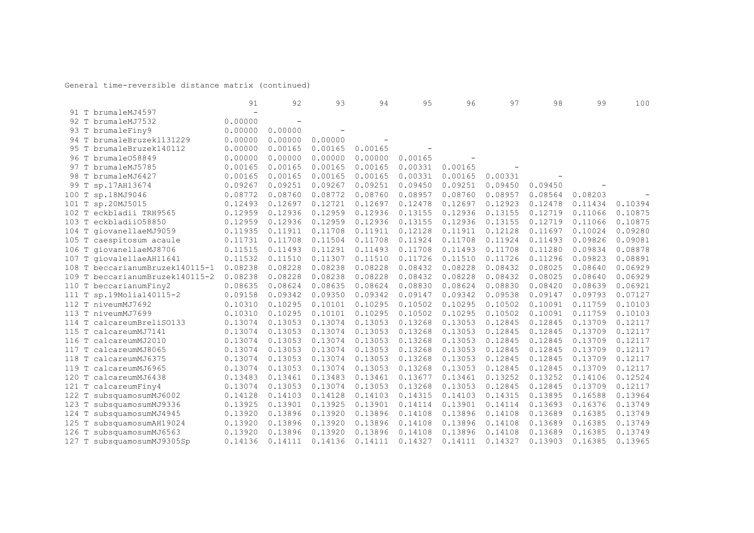General time-reversible distance matrix (continued)

| | 91 | 92 | 93 | 94 | 95 | 96 | 97 | 98 | 99 | 100 |
|---|---|---|---|---|---|---|---|---|---|---|
| 91 T brumaleMJ4597 | - | | | | | | | | | |
| 92 T brumaleMJ7532 | 0.00000 | - | | | | | | | | |
| 93 T brumaleFiny9 | 0.00000 | 0.00000 | - | | | | | | | |
| 94 T brumaleBruzek131229 | 0.00000 | 0.00000 | 0.00000 | - | | | | | | |
| 95 T brumaleBruzek140112 | 0.00000 | 0.00165 | 0.00165 | 0.00165 | - | | | | | |
| 96 T brumaleO58849 | 0.00000 | 0.00000 | 0.00000 | 0.00000 | 0.00165 | - | | | | |
| 97 T brumaleMJ5785 | 0.00165 | 0.00165 | 0.00165 | 0.00165 | 0.00331 | 0.00165 | - | | | |
| 98 T brumaleMJ6427 | 0.00165 | 0.00165 | 0.00165 | 0.00165 | 0.00331 | 0.00165 | 0.00331 | - | | |
| 99 T sp.17AH13674 | 0.09267 | 0.09251 | 0.09267 | 0.09251 | 0.09450 | 0.09251 | 0.09450 | 0.09450 | - | |
| 100 T sp.18MJ9046 | 0.08772 | 0.08760 | 0.08772 | 0.08760 | 0.08957 | 0.08760 | 0.08957 | 0.08564 | 0.08203 | - |
| 101 T sp.20MJ5015 | 0.12493 | 0.12697 | 0.12721 | 0.12697 | 0.12478 | 0.12697 | 0.12923 | 0.12478 | 0.11434 | 0.10394 |
| 102 T eckbladii TRH9565 | 0.12959 | 0.12936 | 0.12959 | 0.12936 | 0.13155 | 0.12936 | 0.13155 | 0.12719 | 0.11066 | 0.10875 |
| 103 T eckbladiiO58850 | 0.12959 | 0.12936 | 0.12959 | 0.12936 | 0.13155 | 0.12936 | 0.13155 | 0.12719 | 0.11066 | 0.10875 |
| 104 T giovanellaeMJ9059 | 0.11935 | 0.11911 | 0.11708 | 0.11911 | 0.12128 | 0.11911 | 0.12128 | 0.11697 | 0.10024 | 0.09280 |
| 105 T caespitosum acaule | 0.11731 | 0.11708 | 0.11504 | 0.11708 | 0.11924 | 0.11708 | 0.11924 | 0.11493 | 0.09826 | 0.09081 |
| 106 T giovanellaeMJ8706 | 0.11515 | 0.11493 | 0.11291 | 0.11493 | 0.11708 | 0.11493 | 0.11708 | 0.11280 | 0.09834 | 0.08878 |
| 107 T giovalellaeAH11641 | 0.11532 | 0.11510 | 0.11307 | 0.11510 | 0.11726 | 0.11510 | 0.11726 | 0.11296 | 0.09823 | 0.08891 |
| 108 T beccarianumBruzek140115-1 | 0.08238 | 0.08228 | 0.08238 | 0.08228 | 0.08432 | 0.08228 | 0.08432 | 0.08025 | 0.08640 | 0.06929 |
| 109 T beccarianumBruzek140115-2 | 0.08238 | 0.08228 | 0.08238 | 0.08228 | 0.08432 | 0.08228 | 0.08432 | 0.08025 | 0.08640 | 0.06929 |
| 110 T beccarianumFiny2 | 0.08635 | 0.08624 | 0.08635 | 0.08624 | 0.08830 | 0.08624 | 0.08830 | 0.08420 | 0.08639 | 0.06921 |
| 111 T sp.19Molia140115-2 | 0.09158 | 0.09342 | 0.09350 | 0.09342 | 0.09147 | 0.09342 | 0.09538 | 0.09147 | 0.09793 | 0.07127 |
| 112 T niveumMJ7692 | 0.10310 | 0.10295 | 0.10101 | 0.10295 | 0.10502 | 0.10295 | 0.10502 | 0.10091 | 0.11759 | 0.10103 |
| 113 T niveumMJ7699 | 0.10310 | 0.10295 | 0.10101 | 0.10295 | 0.10502 | 0.10295 | 0.10502 | 0.10091 | 0.11759 | 0.10103 |
| 114 T calcareumBreliSO133 | 0.13074 | 0.13053 | 0.13074 | 0.13053 | 0.13268 | 0.13053 | 0.12845 | 0.12845 | 0.13709 | 0.12117 |
| 115 T calcareumMJ7141 | 0.13074 | 0.13053 | 0.13074 | 0.13053 | 0.13268 | 0.13053 | 0.12845 | 0.12845 | 0.13709 | 0.12117 |
| 116 T calcareumMJ2010 | 0.13074 | 0.13053 | 0.13074 | 0.13053 | 0.13268 | 0.13053 | 0.12845 | 0.12845 | 0.13709 | 0.12117 |
| 117 T calcareumMJ8065 | 0.13074 | 0.13053 | 0.13074 | 0.13053 | 0.13268 | 0.13053 | 0.12845 | 0.12845 | 0.13709 | 0.12117 |
| 118 T calcareumMJ6375 | 0.13074 | 0.13053 | 0.13074 | 0.13053 | 0.13268 | 0.13053 | 0.12845 | 0.12845 | 0.13709 | 0.12117 |
| 119 T calcareumMJ6965 | 0.13074 | 0.13053 | 0.13074 | 0.13053 | 0.13268 | 0.13053 | 0.12845 | 0.12845 | 0.13709 | 0.12117 |
| 120 T calcareumMJ6438 | 0.13483 | 0.13461 | 0.13483 | 0.13461 | 0.13677 | 0.13461 | 0.13252 | 0.13252 | 0.14106 | 0.12524 |
| 121 T calcareumFiny4 | 0.13074 | 0.13053 | 0.13074 | 0.13053 | 0.13268 | 0.13053 | 0.12845 | 0.12845 | 0.13709 | 0.12117 |
| 122 T subsquamosumMJ6002 | 0.14128 | 0.14103 | 0.14128 | 0.14103 | 0.14315 | 0.14103 | 0.14315 | 0.13895 | 0.16588 | 0.13964 |
| 123 T subsquamosumMJ9336 | 0.13925 | 0.13901 | 0.13925 | 0.13901 | 0.14114 | 0.13901 | 0.14114 | 0.13693 | 0.16376 | 0.13749 |
| 124 T subsquamosumMJ4945 | 0.13920 | 0.13896 | 0.13920 | 0.13896 | 0.14108 | 0.13896 | 0.14108 | 0.13689 | 0.16385 | 0.13749 |
| 125 T subsquamosumAH19024 | 0.13920 | 0.13896 | 0.13920 | 0.13896 | 0.14108 | 0.13896 | 0.14108 | 0.13689 | 0.16385 | 0.13749 |
| 126 T subsquamosumMJ6563 | 0.13920 | 0.13896 | 0.13920 | 0.13896 | 0.14108 | 0.13896 | 0.14108 | 0.13689 | 0.16385 | 0.13749 |
| 127 T subsquamosumMJ9305Sp | 0.14136 | 0.14111 | 0.14136 | 0.14111 | 0.14327 | 0.14111 | 0.14327 | 0.13903 | 0.16385 | 0.13965 |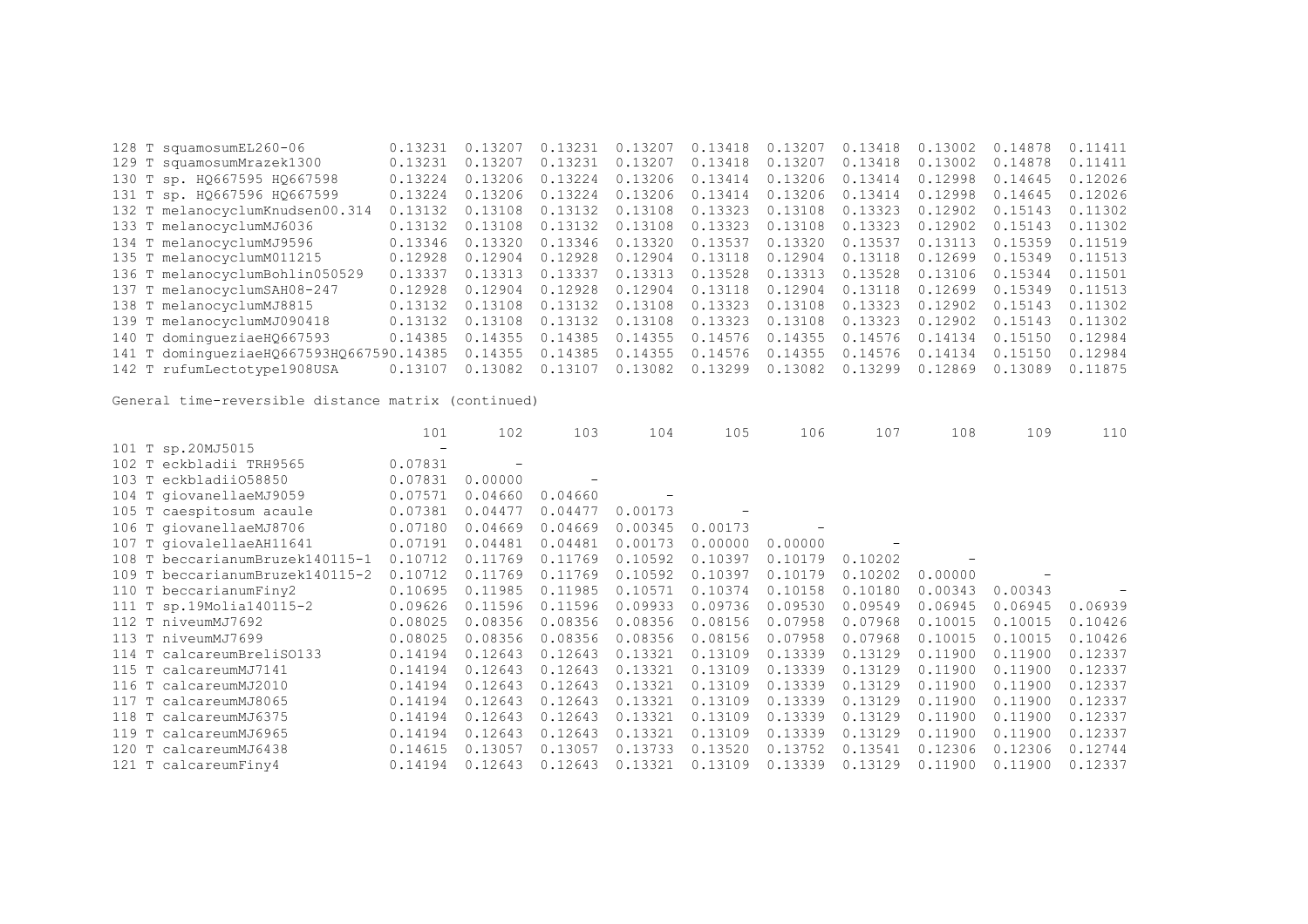| | | | | | | | | | | |
|---|---|---|---|---|---|---|---|---|---|---|
| 128 T squamosumEL260-06 | 0.13231 | 0.13207 | 0.13231 | 0.13207 | 0.13418 | 0.13207 | 0.13418 | 0.13002 | 0.14878 | 0.11411 |
| 129 T squamosumMrazek1300 | 0.13231 | 0.13207 | 0.13231 | 0.13207 | 0.13418 | 0.13207 | 0.13418 | 0.13002 | 0.14878 | 0.11411 |
| 130 T sp. HQ667595 HQ667598 | 0.13224 | 0.13206 | 0.13224 | 0.13206 | 0.13414 | 0.13206 | 0.13414 | 0.12998 | 0.14645 | 0.12026 |
| 131 T sp. HQ667596 HQ667599 | 0.13224 | 0.13206 | 0.13224 | 0.13206 | 0.13414 | 0.13206 | 0.13414 | 0.12998 | 0.14645 | 0.12026 |
| 132 T melanocyclumKnudsen00.314 | 0.13132 | 0.13108 | 0.13132 | 0.13108 | 0.13323 | 0.13108 | 0.13323 | 0.12902 | 0.15143 | 0.11302 |
| 133 T melanocyclumMJ6036 | 0.13132 | 0.13108 | 0.13132 | 0.13108 | 0.13323 | 0.13108 | 0.13323 | 0.12902 | 0.15143 | 0.11302 |
| 134 T melanocyclumMJ9596 | 0.13346 | 0.13320 | 0.13346 | 0.13320 | 0.13537 | 0.13320 | 0.13537 | 0.13113 | 0.15359 | 0.11519 |
| 135 T melanocyclumM011215 | 0.12928 | 0.12904 | 0.12928 | 0.12904 | 0.13118 | 0.12904 | 0.13118 | 0.12699 | 0.15349 | 0.11513 |
| 136 T melanocyclumBohlin050529 | 0.13337 | 0.13313 | 0.13337 | 0.13313 | 0.13528 | 0.13313 | 0.13528 | 0.13106 | 0.15344 | 0.11501 |
| 137 T melanocyclumSAH08-247 | 0.12928 | 0.12904 | 0.12928 | 0.12904 | 0.13118 | 0.12904 | 0.13118 | 0.12699 | 0.15349 | 0.11513 |
| 138 T melanocyclumMJ8815 | 0.13132 | 0.13108 | 0.13132 | 0.13108 | 0.13323 | 0.13108 | 0.13323 | 0.12902 | 0.15143 | 0.11302 |
| 139 T melanocyclumMJ090418 | 0.13132 | 0.13108 | 0.13132 | 0.13108 | 0.13323 | 0.13108 | 0.13323 | 0.12902 | 0.15143 | 0.11302 |
| 140 T domingueziaeHQ667593 | 0.14385 | 0.14355 | 0.14385 | 0.14355 | 0.14576 | 0.14355 | 0.14576 | 0.14134 | 0.15150 | 0.12984 |
| 141 T domingueziaeHQ667593HQ667590 | 0.14385 | 0.14355 | 0.14385 | 0.14355 | 0.14576 | 0.14355 | 0.14576 | 0.14134 | 0.15150 | 0.12984 |
| 142 T rufumLectotype1908USA | 0.13107 | 0.13082 | 0.13107 | 0.13082 | 0.13299 | 0.13082 | 0.13299 | 0.12869 | 0.13089 | 0.11875 |

General time-reversible distance matrix (continued)

| | 101 | 102 | 103 | 104 | 105 | 106 | 107 | 108 | 109 | 110 |
|---|---|---|---|---|---|---|---|---|---|---|
| 101 T sp.20MJ5015 | - | | | | | | | | | |
| 102 T eckbladii TRH9565 | 0.07831 | - | | | | | | | | |
| 103 T eckbladii058850 | 0.07831 | 0.00000 | - | | | | | | | |
| 104 T giovanellaeMJ9059 | 0.07571 | 0.04660 | 0.04660 | - | | | | | | |
| 105 T caespitosum acaule | 0.07381 | 0.04477 | 0.04477 | 0.00173 | - | | | | | |
| 106 T giovanellaeMJ8706 | 0.07180 | 0.04669 | 0.04669 | 0.00345 | 0.00173 | - | | | | |
| 107 T giovalellaeAH11641 | 0.07191 | 0.04481 | 0.04481 | 0.00173 | 0.00000 | 0.00000 | - | | | |
| 108 T beccarianumBruzek140115-1 | 0.10712 | 0.11769 | 0.11769 | 0.10592 | 0.10397 | 0.10179 | 0.10202 | - | | |
| 109 T beccarianumBruzek140115-2 | 0.10712 | 0.11769 | 0.11769 | 0.10592 | 0.10397 | 0.10179 | 0.10202 | 0.00000 | - | |
| 110 T beccarianumFiny2 | 0.10695 | 0.11985 | 0.11985 | 0.10571 | 0.10374 | 0.10158 | 0.10180 | 0.00343 | 0.00343 | - |
| 111 T sp.19Molia140115-2 | 0.09626 | 0.11596 | 0.11596 | 0.09933 | 0.09736 | 0.09530 | 0.09549 | 0.06945 | 0.06945 | 0.06939 |
| 112 T niveumMJ7692 | 0.08025 | 0.08356 | 0.08356 | 0.08356 | 0.08156 | 0.07958 | 0.07968 | 0.10015 | 0.10015 | 0.10426 |
| 113 T niveumMJ7699 | 0.08025 | 0.08356 | 0.08356 | 0.08356 | 0.08156 | 0.07958 | 0.07968 | 0.10015 | 0.10015 | 0.10426 |
| 114 T calcareumBreliSO133 | 0.14194 | 0.12643 | 0.12643 | 0.13321 | 0.13109 | 0.13339 | 0.13129 | 0.11900 | 0.11900 | 0.12337 |
| 115 T calcareumMJ7141 | 0.14194 | 0.12643 | 0.12643 | 0.13321 | 0.13109 | 0.13339 | 0.13129 | 0.11900 | 0.11900 | 0.12337 |
| 116 T calcareumMJ2010 | 0.14194 | 0.12643 | 0.12643 | 0.13321 | 0.13109 | 0.13339 | 0.13129 | 0.11900 | 0.11900 | 0.12337 |
| 117 T calcareumMJ8065 | 0.14194 | 0.12643 | 0.12643 | 0.13321 | 0.13109 | 0.13339 | 0.13129 | 0.11900 | 0.11900 | 0.12337 |
| 118 T calcareumMJ6375 | 0.14194 | 0.12643 | 0.12643 | 0.13321 | 0.13109 | 0.13339 | 0.13129 | 0.11900 | 0.11900 | 0.12337 |
| 119 T calcareumMJ6965 | 0.14194 | 0.12643 | 0.12643 | 0.13321 | 0.13109 | 0.13339 | 0.13129 | 0.11900 | 0.11900 | 0.12337 |
| 120 T calcareumMJ6438 | 0.14615 | 0.13057 | 0.13057 | 0.13733 | 0.13520 | 0.13752 | 0.13541 | 0.12306 | 0.12306 | 0.12744 |
| 121 T calcareumFiny4 | 0.14194 | 0.12643 | 0.12643 | 0.13321 | 0.13109 | 0.13339 | 0.13129 | 0.11900 | 0.11900 | 0.12337 |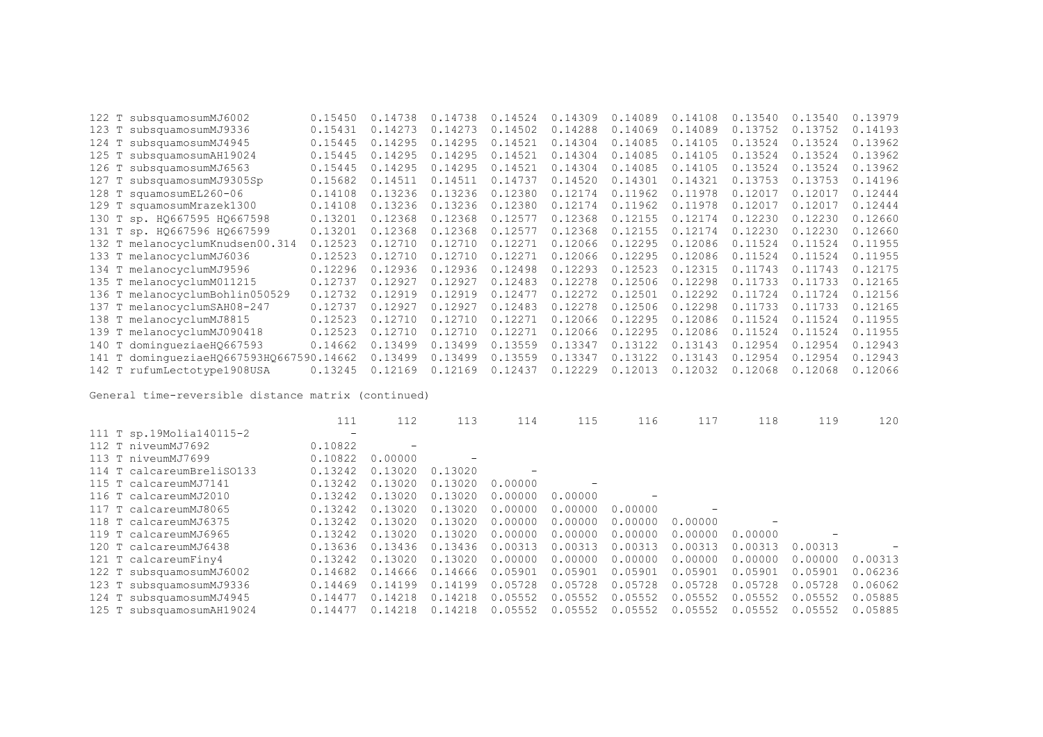| | | | | | | | | | | |
|---|---|---|---|---|---|---|---|---|---|---|
| 122 T subsquamosumMJ6002 | 0.15450 | 0.14738 | 0.14738 | 0.14524 | 0.14309 | 0.14089 | 0.14108 | 0.13540 | 0.13540 | 0.13979 |
| 123 T subsquamosumMJ9336 | 0.15431 | 0.14273 | 0.14273 | 0.14502 | 0.14288 | 0.14069 | 0.14089 | 0.13752 | 0.13752 | 0.14193 |
| 124 T subsquamosumMJ4945 | 0.15445 | 0.14295 | 0.14295 | 0.14521 | 0.14304 | 0.14085 | 0.14105 | 0.13524 | 0.13524 | 0.13962 |
| 125 T subsquamosumAH19024 | 0.15445 | 0.14295 | 0.14295 | 0.14521 | 0.14304 | 0.14085 | 0.14105 | 0.13524 | 0.13524 | 0.13962 |
| 126 T subsquamosumMJ6563 | 0.15445 | 0.14295 | 0.14295 | 0.14521 | 0.14304 | 0.14085 | 0.14105 | 0.13524 | 0.13524 | 0.13962 |
| 127 T subsquamosumMJ9305Sp | 0.15682 | 0.14511 | 0.14511 | 0.14737 | 0.14520 | 0.14301 | 0.14321 | 0.13753 | 0.13753 | 0.14196 |
| 128 T squamosumEL260-06 | 0.14108 | 0.13236 | 0.13236 | 0.12380 | 0.12174 | 0.11962 | 0.11978 | 0.12017 | 0.12017 | 0.12444 |
| 129 T squamosumMrazek1300 | 0.14108 | 0.13236 | 0.13236 | 0.12380 | 0.12174 | 0.11962 | 0.11978 | 0.12017 | 0.12017 | 0.12444 |
| 130 T sp. HQ667595 HQ667598 | 0.13201 | 0.12368 | 0.12368 | 0.12577 | 0.12368 | 0.12155 | 0.12174 | 0.12230 | 0.12230 | 0.12660 |
| 131 T sp. HQ667596 HQ667599 | 0.13201 | 0.12368 | 0.12368 | 0.12577 | 0.12368 | 0.12155 | 0.12174 | 0.12230 | 0.12230 | 0.12660 |
| 132 T melanocyclumKnudsen00.314 | 0.12523 | 0.12710 | 0.12710 | 0.12271 | 0.12066 | 0.12295 | 0.12086 | 0.11524 | 0.11524 | 0.11955 |
| 133 T melanocyclumMJ6036 | 0.12523 | 0.12710 | 0.12710 | 0.12271 | 0.12066 | 0.12295 | 0.12086 | 0.11524 | 0.11524 | 0.11955 |
| 134 T melanocyclumMJ9596 | 0.12296 | 0.12936 | 0.12936 | 0.12498 | 0.12293 | 0.12523 | 0.12315 | 0.11743 | 0.11743 | 0.12175 |
| 135 T melanocyclumM011215 | 0.12737 | 0.12927 | 0.12927 | 0.12483 | 0.12278 | 0.12506 | 0.12298 | 0.11733 | 0.11733 | 0.12165 |
| 136 T melanocyclumBohlin050529 | 0.12732 | 0.12919 | 0.12919 | 0.12477 | 0.12272 | 0.12501 | 0.12292 | 0.11724 | 0.11724 | 0.12156 |
| 137 T melanocyclumSAH08-247 | 0.12737 | 0.12927 | 0.12927 | 0.12483 | 0.12278 | 0.12506 | 0.12298 | 0.11733 | 0.11733 | 0.12165 |
| 138 T melanocyclumMJ8815 | 0.12523 | 0.12710 | 0.12710 | 0.12271 | 0.12066 | 0.12295 | 0.12086 | 0.11524 | 0.11524 | 0.11955 |
| 139 T melanocyclumMJ090418 | 0.12523 | 0.12710 | 0.12710 | 0.12271 | 0.12066 | 0.12295 | 0.12086 | 0.11524 | 0.11524 | 0.11955 |
| 140 T dominguezíaeHQ667593 | 0.14662 | 0.13499 | 0.13499 | 0.13559 | 0.13347 | 0.13122 | 0.13143 | 0.12954 | 0.12954 | 0.12943 |
| 141 T dominguezíaeHQ667593HQ66759 | 0.14662 | 0.13499 | 0.13499 | 0.13559 | 0.13347 | 0.13122 | 0.13143 | 0.12954 | 0.12954 | 0.12943 |
| 142 T rufumLectotype1908USA | 0.13245 | 0.12169 | 0.12169 | 0.12437 | 0.12229 | 0.12013 | 0.12032 | 0.12068 | 0.12068 | 0.12066 |

General time-reversible distance matrix (continued)

| | 111 | 112 | 113 | 114 | 115 | 116 | 117 | 118 | 119 | 120 |
|---|---|---|---|---|---|---|---|---|---|---|
| 111 T sp.19Molia140115-2 | - | | | | | | | | | |
| 112 T niveumMJ7692 | 0.10822 | - | | | | | | | | |
| 113 T niveumMJ7699 | 0.10822 | 0.00000 | - | | | | | | | |
| 114 T calcareumBreliSO133 | 0.13242 | 0.13020 | 0.13020 | - | | | | | | |
| 115 T calcareumMJ7141 | 0.13242 | 0.13020 | 0.13020 | 0.00000 | - | | | | | |
| 116 T calcareumMJ2010 | 0.13242 | 0.13020 | 0.13020 | 0.00000 | 0.00000 | - | | | | |
| 117 T calcareumMJ8065 | 0.13242 | 0.13020 | 0.13020 | 0.00000 | 0.00000 | 0.00000 | - | | | |
| 118 T calcareumMJ6375 | 0.13242 | 0.13020 | 0.13020 | 0.00000 | 0.00000 | 0.00000 | 0.00000 | - | | |
| 119 T calcareumMJ6965 | 0.13242 | 0.13020 | 0.13020 | 0.00000 | 0.00000 | 0.00000 | 0.00000 | 0.00000 | - | |
| 120 T calcareumMJ6438 | 0.13636 | 0.13436 | 0.13436 | 0.00313 | 0.00313 | 0.00313 | 0.00313 | 0.00313 | 0.00313 | - |
| 121 T calcareumFiny4 | 0.13242 | 0.13020 | 0.13020 | 0.00000 | 0.00000 | 0.00000 | 0.00000 | 0.00000 | 0.00000 | 0.00313 |
| 122 T subsquamosumMJ6002 | 0.14682 | 0.14666 | 0.14666 | 0.05901 | 0.05901 | 0.05901 | 0.05901 | 0.05901 | 0.05901 | 0.06236 |
| 123 T subsquamosumMJ9336 | 0.14469 | 0.14199 | 0.14199 | 0.05728 | 0.05728 | 0.05728 | 0.05728 | 0.05728 | 0.05728 | 0.06062 |
| 124 T subsquamosumMJ4945 | 0.14477 | 0.14218 | 0.14218 | 0.05552 | 0.05552 | 0.05552 | 0.05552 | 0.05552 | 0.05552 | 0.05885 |
| 125 T subsquamosumAH19024 | 0.14477 | 0.14218 | 0.14218 | 0.05552 | 0.05552 | 0.05552 | 0.05552 | 0.05552 | 0.05552 | 0.05885 |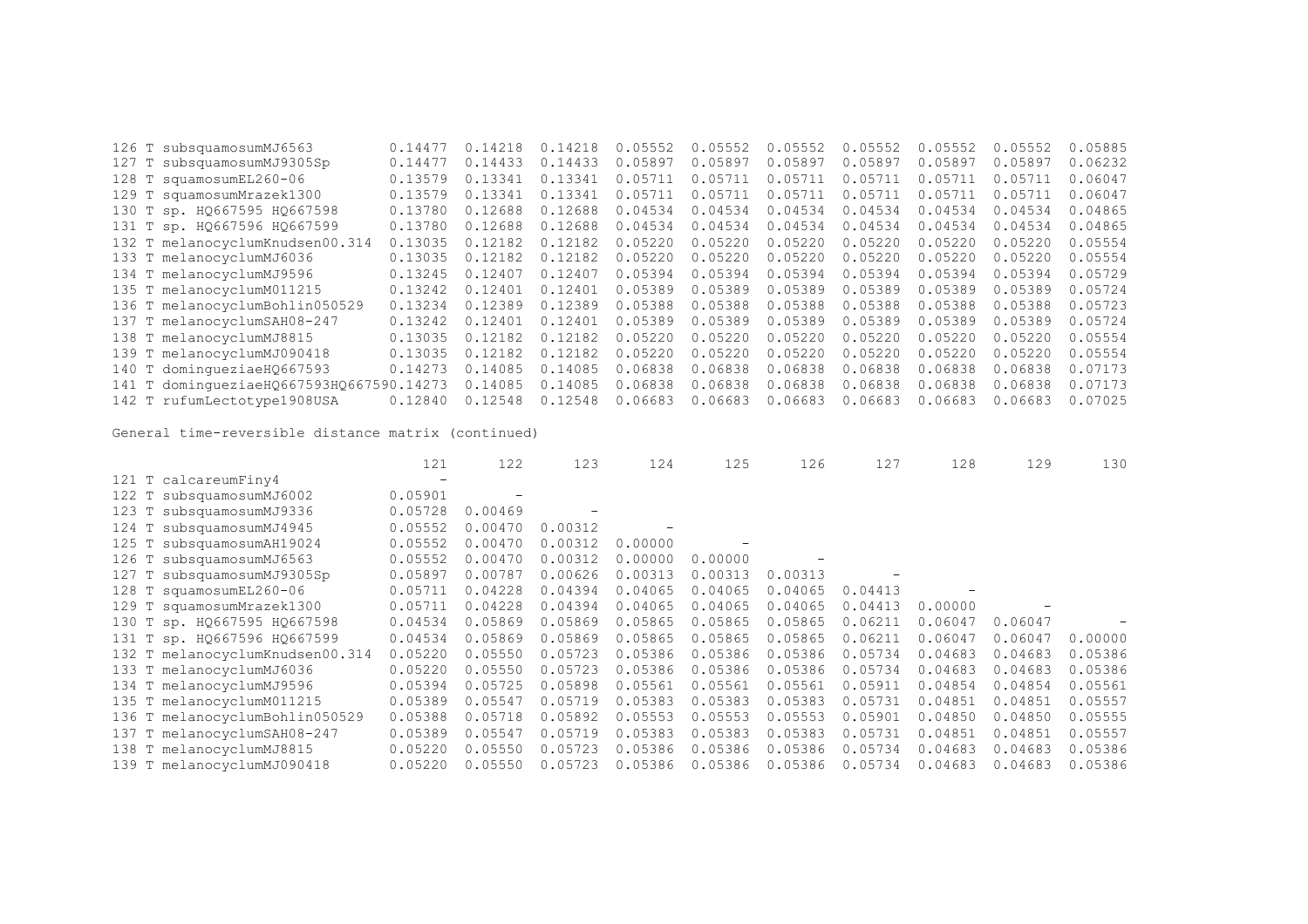| | | | | | | | | | | |
|---|---|---|---|---|---|---|---|---|---|---|
| 126 T subsquamosumMJ6563 | 0.14477 | 0.14218 | 0.14218 | 0.05552 | 0.05552 | 0.05552 | 0.05552 | 0.05552 | 0.05552 | 0.05885 |
| 127 T subsquamosumMJ9305Sp | 0.14477 | 0.14433 | 0.14433 | 0.05897 | 0.05897 | 0.05897 | 0.05897 | 0.05897 | 0.05897 | 0.06232 |
| 128 T squamosumEL260-06 | 0.13579 | 0.13341 | 0.13341 | 0.05711 | 0.05711 | 0.05711 | 0.05711 | 0.05711 | 0.05711 | 0.06047 |
| 129 T squamosumMrazek1300 | 0.13579 | 0.13341 | 0.13341 | 0.05711 | 0.05711 | 0.05711 | 0.05711 | 0.05711 | 0.05711 | 0.06047 |
| 130 T sp. HQ667595 HQ667598 | 0.13780 | 0.12688 | 0.12688 | 0.04534 | 0.04534 | 0.04534 | 0.04534 | 0.04534 | 0.04534 | 0.04865 |
| 131 T sp. HQ667596 HQ667599 | 0.13780 | 0.12688 | 0.12688 | 0.04534 | 0.04534 | 0.04534 | 0.04534 | 0.04534 | 0.04534 | 0.04865 |
| 132 T melanocyclumKnudsen00.314 | 0.13035 | 0.12182 | 0.12182 | 0.05220 | 0.05220 | 0.05220 | 0.05220 | 0.05220 | 0.05220 | 0.05554 |
| 133 T melanocyclumMJ6036 | 0.13035 | 0.12182 | 0.12182 | 0.05220 | 0.05220 | 0.05220 | 0.05220 | 0.05220 | 0.05220 | 0.05554 |
| 134 T melanocyclumMJ9596 | 0.13245 | 0.12407 | 0.12407 | 0.05394 | 0.05394 | 0.05394 | 0.05394 | 0.05394 | 0.05394 | 0.05729 |
| 135 T melanocyclumM011215 | 0.13242 | 0.12401 | 0.12401 | 0.05389 | 0.05389 | 0.05389 | 0.05389 | 0.05389 | 0.05389 | 0.05724 |
| 136 T melanocyclumBohlin050529 | 0.13234 | 0.12389 | 0.12389 | 0.05388 | 0.05388 | 0.05388 | 0.05388 | 0.05388 | 0.05388 | 0.05723 |
| 137 T melanocyclumSAH08-247 | 0.13242 | 0.12401 | 0.12401 | 0.05389 | 0.05389 | 0.05389 | 0.05389 | 0.05389 | 0.05389 | 0.05724 |
| 138 T melanocyclumMJ8815 | 0.13035 | 0.12182 | 0.12182 | 0.05220 | 0.05220 | 0.05220 | 0.05220 | 0.05220 | 0.05220 | 0.05554 |
| 139 T melanocyclumMJ090418 | 0.13035 | 0.12182 | 0.12182 | 0.05220 | 0.05220 | 0.05220 | 0.05220 | 0.05220 | 0.05220 | 0.05554 |
| 140 T domingueziaeHQ667593 | 0.14273 | 0.14085 | 0.14085 | 0.06838 | 0.06838 | 0.06838 | 0.06838 | 0.06838 | 0.06838 | 0.07173 |
| 141 T domingueziaeHQ667593HQ667590 | 0.14273 | 0.14085 | 0.14085 | 0.06838 | 0.06838 | 0.06838 | 0.06838 | 0.06838 | 0.06838 | 0.07173 |
| 142 T rufumLectotype1908USA | 0.12840 | 0.12548 | 0.12548 | 0.06683 | 0.06683 | 0.06683 | 0.06683 | 0.06683 | 0.06683 | 0.07025 |

General time-reversible distance matrix (continued)

| | 121 | 122 | 123 | 124 | 125 | 126 | 127 | 128 | 129 | 130 |
|---|---|---|---|---|---|---|---|---|---|---|
| 121 T calcareumFiny4 | - | | | | | | | | | |
| 122 T subsquamosumMJ6002 | 0.05901 | - | | | | | | | | |
| 123 T subsquamosumMJ9336 | 0.05728 | 0.00469 | - | | | | | | | |
| 124 T subsquamosumMJ4945 | 0.05552 | 0.00470 | 0.00312 | - | | | | | | |
| 125 T subsquamosumAH19024 | 0.05552 | 0.00470 | 0.00312 | 0.00000 | - | | | | | |
| 126 T subsquamosumMJ6563 | 0.05552 | 0.00470 | 0.00312 | 0.00000 | 0.00000 | - | | | | |
| 127 T subsquamosumMJ9305Sp | 0.05897 | 0.00787 | 0.00626 | 0.00313 | 0.00313 | 0.00313 | - | | | |
| 128 T squamosumEL260-06 | 0.05711 | 0.04228 | 0.04394 | 0.04065 | 0.04065 | 0.04065 | 0.04413 | - | | |
| 129 T squamosumMrazek1300 | 0.05711 | 0.04228 | 0.04394 | 0.04065 | 0.04065 | 0.04065 | 0.04413 | 0.00000 | - | |
| 130 T sp. HQ667595 HQ667598 | 0.04534 | 0.05869 | 0.05869 | 0.05865 | 0.05865 | 0.05865 | 0.06211 | 0.06047 | 0.06047 | - |
| 131 T sp. HQ667596 HQ667599 | 0.04534 | 0.05869 | 0.05869 | 0.05865 | 0.05865 | 0.05865 | 0.06211 | 0.06047 | 0.06047 | 0.00000 |
| 132 T melanocyclumKnudsen00.314 | 0.05220 | 0.05550 | 0.05723 | 0.05386 | 0.05386 | 0.05386 | 0.05734 | 0.04683 | 0.04683 | 0.05386 |
| 133 T melanocyclumMJ6036 | 0.05220 | 0.05550 | 0.05723 | 0.05386 | 0.05386 | 0.05386 | 0.05734 | 0.04683 | 0.04683 | 0.05386 |
| 134 T melanocyclumMJ9596 | 0.05394 | 0.05725 | 0.05898 | 0.05561 | 0.05561 | 0.05561 | 0.05911 | 0.04854 | 0.04854 | 0.05561 |
| 135 T melanocyclumM011215 | 0.05389 | 0.05547 | 0.05719 | 0.05383 | 0.05383 | 0.05383 | 0.05731 | 0.04851 | 0.04851 | 0.05557 |
| 136 T melanocyclumBohlin050529 | 0.05388 | 0.05718 | 0.05892 | 0.05553 | 0.05553 | 0.05553 | 0.05901 | 0.04850 | 0.04850 | 0.05555 |
| 137 T melanocyclumSAH08-247 | 0.05389 | 0.05547 | 0.05719 | 0.05383 | 0.05383 | 0.05383 | 0.05731 | 0.04851 | 0.04851 | 0.05557 |
| 138 T melanocyclumMJ8815 | 0.05220 | 0.05550 | 0.05723 | 0.05386 | 0.05386 | 0.05386 | 0.05734 | 0.04683 | 0.04683 | 0.05386 |
| 139 T melanocyclumMJ090418 | 0.05220 | 0.05550 | 0.05723 | 0.05386 | 0.05386 | 0.05386 | 0.05734 | 0.04683 | 0.04683 | 0.05386 |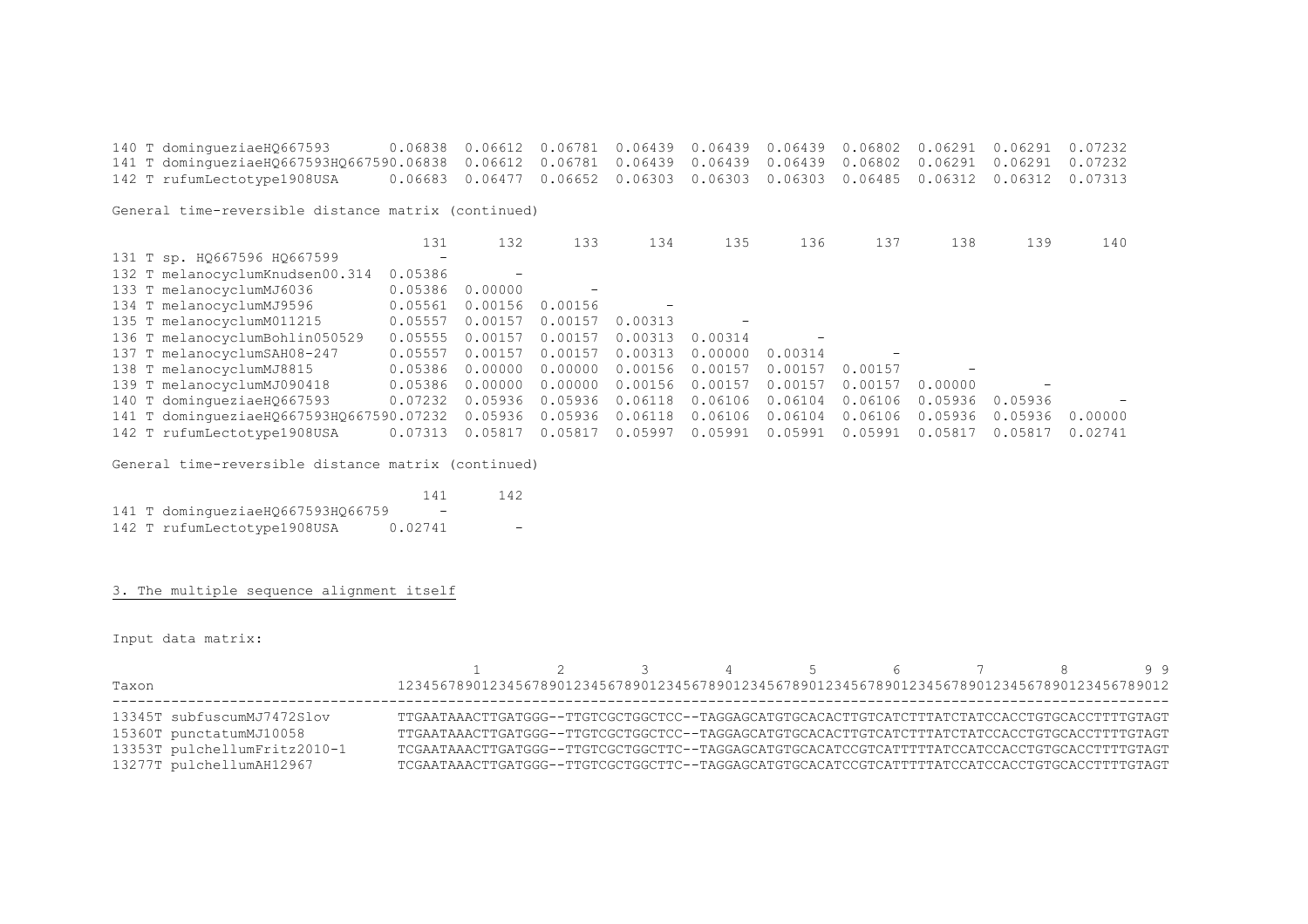| | | | | | | | | | | |
|---|---|---|---|---|---|---|---|---|---|---|
| 140 T dominguezia eHQ667593 | 0.06838 | 0.06612 | 0.06781 | 0.06439 | 0.06439 | 0.06439 | 0.06802 | 0.06291 | 0.06291 | 0.07232 |
| 141 T dominguezia eHQ667593HQ66759 | 0.06838 | 0.06612 | 0.06781 | 0.06439 | 0.06439 | 0.06439 | 0.06802 | 0.06291 | 0.06291 | 0.07232 |
| 142 T rufumLectotype1908USA | 0.06683 | 0.06477 | 0.06652 | 0.06303 | 0.06303 | 0.06303 | 0.06485 | 0.06312 | 0.06312 | 0.07313 |

General time-reversible distance matrix (continued)

| | 131 | 132 | 133 | 134 | 135 | 136 | 137 | 138 | 139 | 140 |
|---|---|---|---|---|---|---|---|---|---|---|
| 131 T sp. HQ667596 HQ667599 | - | | | | | | | | | |
| 132 T melanocyclumKnudsen00.314 | 0.05386 | - | | | | | | | | |
| 133 T melanocyclumMJ6036 | 0.05386 | 0.00000 | - | | | | | | | |
| 134 T melanocyclumMJ9596 | 0.05561 | 0.00156 | 0.00156 | - | | | | | | |
| 135 T melanocyclumM011215 | 0.05557 | 0.00157 | 0.00157 | 0.00313 | - | | | | | |
| 136 T melanocyclumBohlin050529 | 0.05555 | 0.00157 | 0.00157 | 0.00313 | 0.00314 | - | | | | |
| 137 T melanocyclumSAH08-247 | 0.05557 | 0.00157 | 0.00157 | 0.00313 | 0.00000 | 0.00314 | - | | | |
| 138 T melanocyclumMJ8815 | 0.05386 | 0.00000 | 0.00000 | 0.00156 | 0.00157 | 0.00157 | 0.00157 | - | | |
| 139 T melanocyclumMJ090418 | 0.05386 | 0.00000 | 0.00000 | 0.00156 | 0.00157 | 0.00157 | 0.00157 | 0.00000 | - | |
| 140 T dominguezia eHQ667593 | 0.07232 | 0.05936 | 0.05936 | 0.06118 | 0.06106 | 0.06104 | 0.06106 | 0.05936 | 0.05936 | - |
| 141 T dominguezia eHQ667593HQ66759 | 0.07232 | 0.05936 | 0.05936 | 0.06118 | 0.06106 | 0.06104 | 0.06106 | 0.05936 | 0.05936 | 0.00000 |
| 142 T rufumLectotype1908USA | 0.07313 | 0.05817 | 0.05817 | 0.05997 | 0.05991 | 0.05991 | 0.05991 | 0.05817 | 0.05817 | 0.02741 |

General time-reversible distance matrix (continued)

| | 141 | 142 |
|---|---|---|
| 141 T dominguezia eHQ667593HQ66759 | - | |
| 142 T rufumLectotype1908USA | 0.02741 | - |

3. The multiple sequence alignment itself

Input data matrix:

```
                                       1         2         3         4         5         6         7         8         9 9
Taxon                         12345678901234567890123456789012345678901234567890123456789012345678901234567890123456789012
------------------------------------------------------------------------------------------------------------------------
13345T subfuscumMJ7472Slov    TTGAATAAACTTGATGGG--TTGTCGCTGGCTCC--TAGGAGCATGTGCACACTTGTCATCTTTATCTATCCACCTGTGCACCTTTTGTAGT
15360T punctatumMJ10058       TTGAATAAACTTGATGGG--TTGTCGCTGGCTCC--TAGGAGCATGTGCACACTTGTCATCTTTATCTATCCACCTGTGCACCTTTTGTAGT
13353T pulchellumFritz2010-1  TCGAATAAACTTGATGGG--TTGTCGCTGGCTTC--TAGGAGCATGTGCACATCCGTCATTTTTATCCATCCACCTGTGCACCTTTTGTAGT
13277T pulchellumAH12967      TCGAATAAACTTGATGGG--TTGTCGCTGGCTTC--TAGGAGCATGTGCACATCCGTCATTTTTATCCATCCACCTGTGCACCTTTTGTAGT
```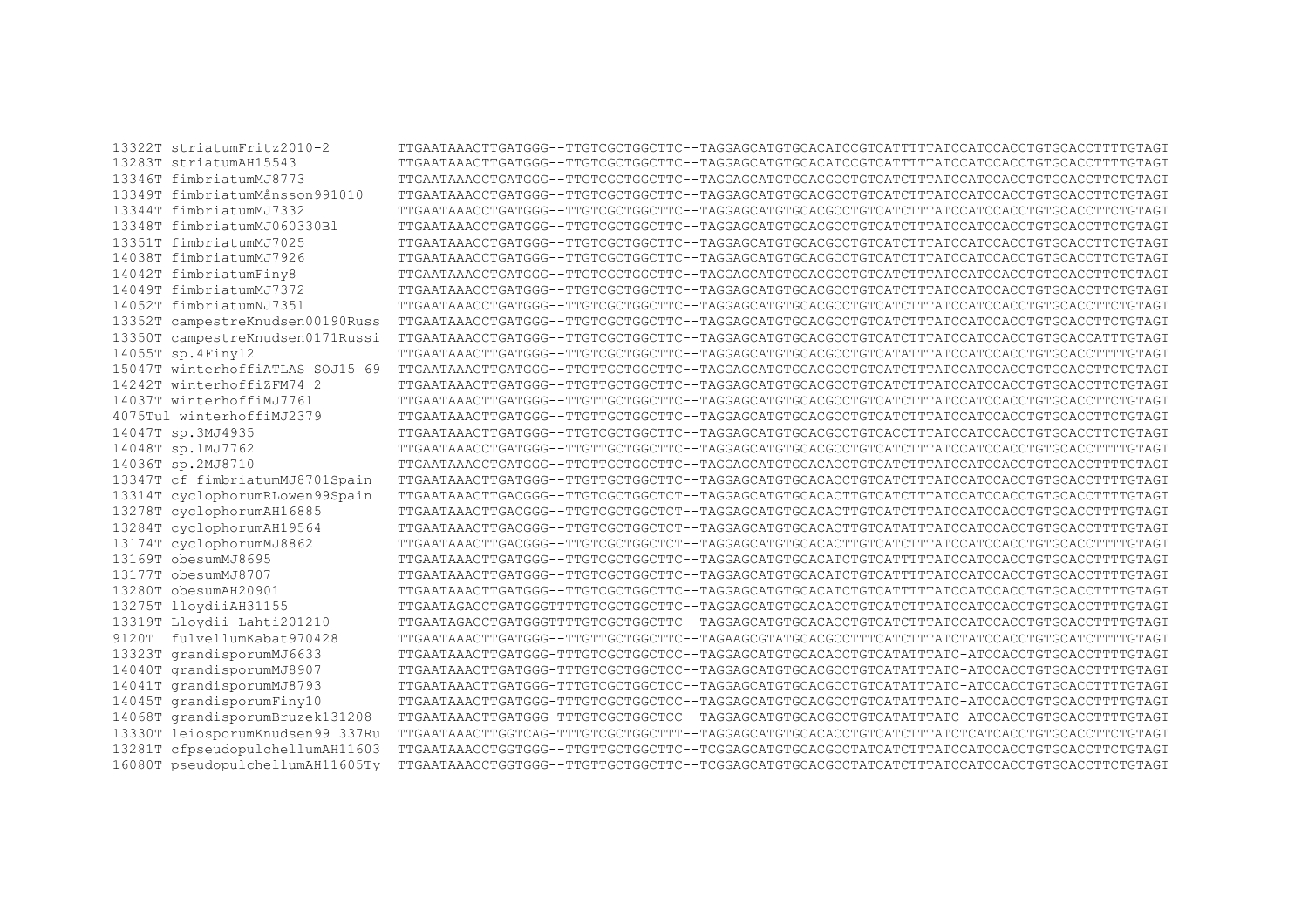```
13322T striatumFritz2010-2          TTGAATAAACTTGATGGG--TTGTCGCTGGCTTC--TAGGAGCATGTGCACATCCGTCATTTTTATCCATCCACCTGTGCACCTTTTGTAGT
13283T striatumAH15543              TTGAATAAACTTGATGGG--TTGTCGCTGGCTTC--TAGGAGCATGTGCACATCCGTCATTTTTATCCATCCACCTGTGCACCTTTTGTAGT
13346T fimbriatumMJ8773             TTGAATAAACCTGATGGG--TTGTCGCTGGCTTC--TAGGAGCATGTGCACGCCTGTCATCTTTATCCATCCACCTGTGCACCTTCTGTAGT
13349T fimbriatumMånsson991010      TTGAATAAACCTGATGGG--TTGTCGCTGGCTTC--TAGGAGCATGTGCACGCCTGTCATCTTTATCCATCCACCTGTGCACCTTCTGTAGT
13344T fimbriatumMJ7332             TTGAATAAACCTGATGGG--TTGTCGCTGGCTTC--TAGGAGCATGTGCACGCCTGTCATCTTTATCCATCCACCTGTGCACCTTCTGTAGT
13348T fimbriatumMJ060330Bl         TTGAATAAACCTGATGGG--TTGTCGCTGGCTTC--TAGGAGCATGTGCACGCCTGTCATCTTTATCCATCCACCTGTGCACCTTCTGTAGT
13351T fimbriatumMJ7025             TTGAATAAACCTGATGGG--TTGTCGCTGGCTTC--TAGGAGCATGTGCACGCCTGTCATCTTTATCCATCCACCTGTGCACCTTCTGTAGT
14038T fimbriatumMJ7926             TTGAATAAACCTGATGGG--TTGTCGCTGGCTTC--TAGGAGCATGTGCACGCCTGTCATCTTTATCCATCCACCTGTGCACCTTCTGTAGT
14042T fimbriatumFiny8              TTGAATAAACCTGATGGG--TTGTCGCTGGCTTC--TAGGAGCATGTGCACGCCTGTCATCTTTATCCATCCACCTGTGCACCTTCTGTAGT
14049T fimbriatumMJ7372             TTGAATAAACCTGATGGG--TTGTCGCTGGCTTC--TAGGAGCATGTGCACGCCTGTCATCTTTATCCATCCACCTGTGCACCTTCTGTAGT
14052T fimbriatumNJ7351             TTGAATAAACCTGATGGG--TTGTCGCTGGCTTC--TAGGAGCATGTGCACGCCTGTCATCTTTATCCATCCACCTGTGCACCTTCTGTAGT
13352T campestreKnudsen00190Russ    TTGAATAAACCTGATGGG--TTGTCGCTGGCTTC--TAGGAGCATGTGCACGCCTGTCATCTTTATCCATCCACCTGTGCACCTTCTGTAGT
13350T campestreKnudsen0171Russi    TTGAATAAACCTGATGGG--TTGTCGCTGGCTTC--TAGGAGCATGTGCACGCCTGTCATCTTTATCCATCCACCTGTGCACCATTTGTAGT
14055T sp.4Finy12                   TTGAATAAACTTGATGGG--TTGTCGCTGGCTTC--TAGGAGCATGTGCACGCCTGTCATATTTATCCATCCACCTGTGCACCTTTTGTAGT
15047T winterhoffiATLAS SOJ15 69    TTGAATAAACTTGATGGG--TTGTTGCTGGCTTC--TAGGAGCATGTGCACGCCTGTCATCTTTATCCATCCACCTGTGCACCTTCTGTAGT
14242T winterhoffiZFM74 2           TTGAATAAACTTGATGGG--TTGTTGCTGGCTTC--TAGGAGCATGTGCACGCCTGTCATCTTTATCCATCCACCTGTGCACCTTCTGTAGT
14037T winterhoffiMJ7761            TTGAATAAACTTGATGGG--TTGTTGCTGGCTTC--TAGGAGCATGTGCACGCCTGTCATCTTTATCCATCCACCTGTGCACCTTCTGTAGT
4075Tul winterhoffiMJ2379           TTGAATAAACTTGATGGG--TTGTTGCTGGCTTC--TAGGAGCATGTGCACGCCTGTCATCTTTATCCATCCACCTGTGCACCTTCTGTAGT
14047T sp.3MJ4935                   TTGAATAAACTTGATGGG--TTGTCGCTGGCTTC--TAGGAGCATGTGCACGCCTGTCACCTTTATCCATCCACCTGTGCACCTTCTGTAGT
14048T sp.1MJ7762                   TTGAATAAACCTGATGGG--TTGTTGCTGGCTTC--TAGGAGCATGTGCACGCCTGTCATCTTTATCCATCCACCTGTGCACCTTTTGTAGT
14036T sp.2MJ8710                   TTGAATAAACCTGATGGG--TTGTTGCTGGCTTC--TAGGAGCATGTGCACACCTGTCATCTTTATCCATCCACCTGTGCACCTTTTGTAGT
13347T cf fimbriatumMJ8701Spain     TTGAATAAACTTGATGGG--TTGTTGCTGGCTTC--TAGGAGCATGTGCACACCTGTCATCTTTATCCATCCACCTGTGCACCTTTTGTAGT
13314T cyclophorumRLowen99Spain     TTGAATAAACTTGACGGG--TTGTCGCTGGCTCT--TAGGAGCATGTGCACACTTGTCATCTTTATCCATCCACCTGTGCACCTTTTGTAGT
13278T cyclophorumAH16885           TTGAATAAACTTGACGGG--TTGTCGCTGGCTCT--TAGGAGCATGTGCACACTTGTCATCTTTATCCATCCACCTGTGCACCTTTTGTAGT
13284T cyclophorumAH19564           TTGAATAAACTTGACGGG--TTGTCGCTGGCTCT--TAGGAGCATGTGCACACTTGTCATATTTATCCATCCACCTGTGCACCTTTTGTAGT
13174T cyclophorumMJ8862            TTGAATAAACTTGACGGG--TTGTCGCTGGCTCT--TAGGAGCATGTGCACACTTGTCATCTTTATCCATCCACCTGTGCACCTTTTGTAGT
13169T obesumMJ8695                 TTGAATAAACTTGATGGG--TTGTCGCTGGCTTC--TAGGAGCATGTGCACATCTGTCATTTTTATCCATCCACCTGTGCACCTTTTGTAGT
13177T obesumMJ8707                 TTGAATAAACTTGATGGG--TTGTCGCTGGCTTC--TAGGAGCATGTGCACATCTGTCATTTTTATCCATCCACCTGTGCACCTTTTGTAGT
13280T obesumAH20901                TTGAATAAACTTGATGGG--TTGTCGCTGGCTTC--TAGGAGCATGTGCACATCTGTCATTTTTATCCATCCACCTGTGCACCTTTTGTAGT
13275T lloydiiAH31155               TTGAATAGACCTGATGGGTTTTGTCGCTGGCTTC--TAGGAGCATGTGCACACCTGTCATCTTTATCCATCCACCTGTGCACCTTTTGTAGT
13319T Lloydii Lahti201210          TTGAATAGACCTGATGGGTTTTGTCGCTGGCTTC--TAGGAGCATGTGCACACCTGTCATCTTTATCCATCCACCTGTGCACCTTTTGTAGT
9120T  fulvellumKabat970428         TTGAATAAACTTGATGGG--TTGTTGCTGGCTTC--TAGAAGCGTATGCACGCCTTTCATCTTTATCTATCCACCTGTGCATCTTTTGTAGT
13323T grandisporumMJ6633           TTGAATAAACTTGATGGG-TTTGTCGCTGGCTCC--TAGGAGCATGTGCACACCTGTCATATTTATC-ATCCACCTGTGCACCTTTTGTAGT
14040T grandisporumMJ8907           TTGAATAAACTTGATGGG-TTTGTCGCTGGCTCC--TAGGAGCATGTGCACGCCTGTCATATTTATC-ATCCACCTGTGCACCTTTTGTAGT
14041T grandisporumMJ8793           TTGAATAAACTTGATGGG-TTTGTCGCTGGCTCC--TAGGAGCATGTGCACGCCTGTCATATTTATC-ATCCACCTGTGCACCTTTTGTAGT
14045T grandisporumFiny10           TTGAATAAACTTGATGGG-TTTGTCGCTGGCTCC--TAGGAGCATGTGCACGCCTGTCATATTTATC-ATCCACCTGTGCACCTTTTGTAGT
14068T grandisporumBruzek131208     TTGAATAAACTTGATGGG-TTTGTCGCTGGCTCC--TAGGAGCATGTGCACGCCTGTCATATTTATC-ATCCACCTGTGCACCTTTTGTAGT
13330T leiosporumKnudsen99 337Ru    TTGAATAAACTTGGTCAG-TTTGTCGCTGGCTTT--TAGGAGCATGTGCACACCTGTCATCTTTATCTCATCACCTGTGCACCTTCTGTAGT
13281T cfpseudopulchellumAH11603    TTGAATAAACCTGGTGGG--TTGTTGCTGGCTTC--TCGGAGCATGTGCACGCCTATCATCTTTATCCATCCACCTGTGCACCTTCTGTAGT
16080T pseudopulchellumAH11605Ty    TTGAATAAACCTGGTGGG--TTGTTGCTGGCTTC--TCGGAGCATGTGCACGCCTATCATCTTTATCCATCCACCTGTGCACCTTCTGTAGT
```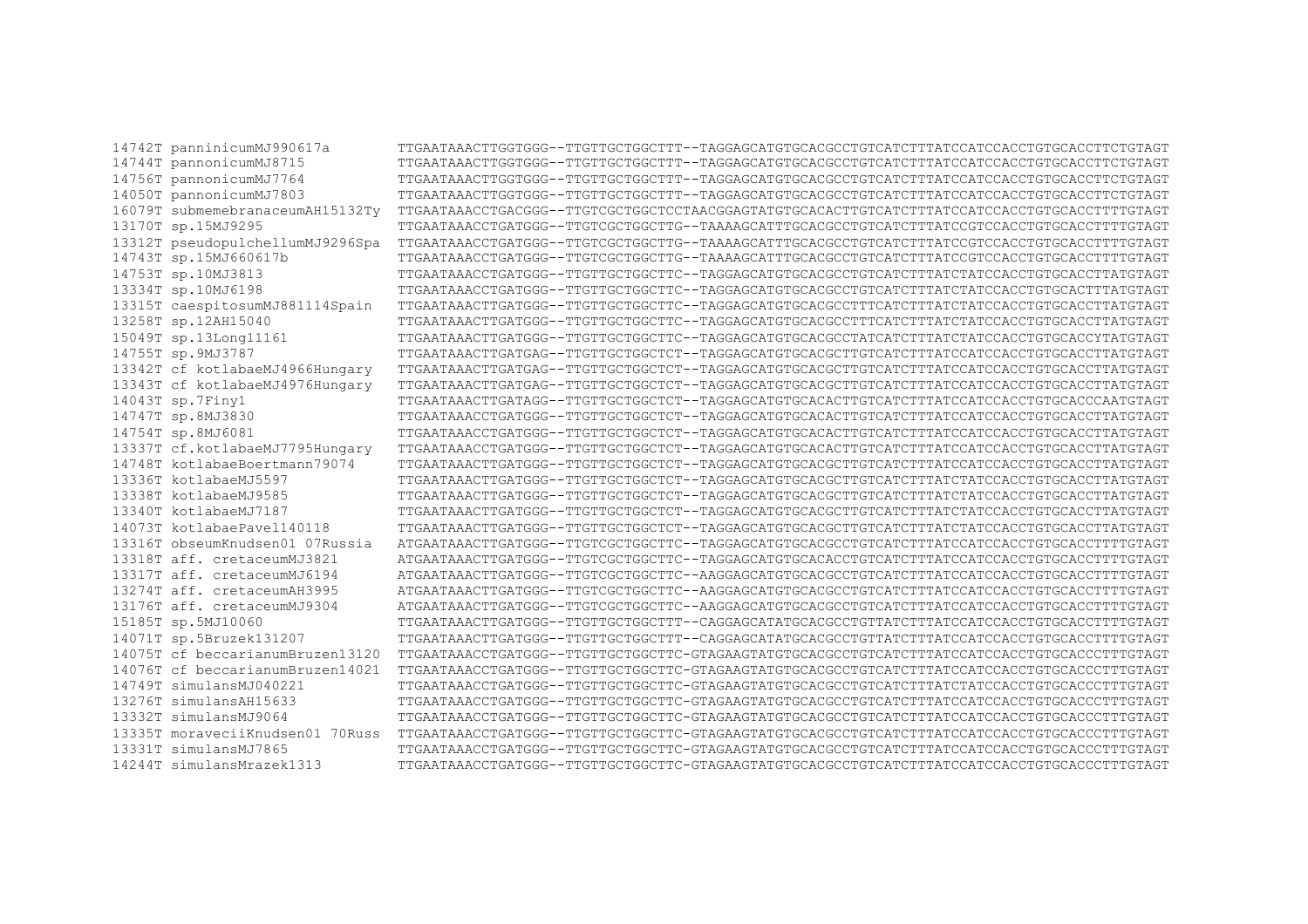```
14742T panninicumMJ990617a        TTGAATAAACTTGGTGGG--TTGTTGCTGGCTTT--TAGGAGCATGTGCACGCCTGTCATCTTTATCCATCCACCTGTGCACCTTCTGTAGT
14744T pannonicumMJ8715           TTGAATAAACTTGGTGGG--TTGTTGCTGGCTTT--TAGGAGCATGTGCACGCCTGTCATCTTTATCCATCCACCTGTGCACCTTCTGTAGT
14756T pannonicumMJ7764           TTGAATAAACTTGGTGGG--TTGTTGCTGGCTTT--TAGGAGCATGTGCACGCCTGTCATCTTTATCCATCCACCTGTGCACCTTCTGTAGT
14050T pannonicumMJ7803           TTGAATAAACTTGGTGGG--TTGTTGCTGGCTTT--TAGGAGCATGTGCACGCCTGTCATCTTTATCCATCCACCTGTGCACCTTCTGTAGT
16079T submemebranaceumAH15132Ty  TTGAATAAACCTGACGGG--TTGTCGCTGGCTCCTAACGGAGTATGTGCACACTTGTCATCTTTATCCATCCACCTGTGCACCTTTTGTAGT
13170T sp.15MJ9295                TTGAATAAACCTGATGGG--TTGTCGCTGGCTTG--TAAAAGCATTTGCACGCCTGTCATCTTTATCCGTCCACCTGTGCACCTTTTGTAGT
13312T pseudopulchellumMJ9296Spa  TTGAATAAACCTGATGGG--TTGTCGCTGGCTTG--TAAAAGCATTTGCACGCCTGTCATCTTTATCCGTCCACCTGTGCACCTTTTGTAGT
14743T sp.15MJ660617b             TTGAATAAACCTGATGGG--TTGTCGCTGGCTTG--TAAAAGCATTTGCACGCCTGTCATCTTTATCCGTCCACCTGTGCACCTTTTGTAGT
14753T sp.10MJ3813                TTGAATAAACCTGATGGG--TTGTTGCTGGCTTC--TAGGAGCATGTGCACGCCTGTCATCTTTATCTATCCACCTGTGCACCTTATGTAGT
13334T sp.10MJ6198                TTGAATAAACCTGATGGG--TTGTTGCTGGCTTC--TAGGAGCATGTGCACGCCTGTCATCTTTATCTATCCACCTGTGCACTTTATGTAGT
13315T caespitosumMJ881114Spain   TTGAATAAACTTGATGGG--TTGTTGCTGGCTTC--TAGGAGCATGTGCACGCCTTTCATCTTTATCTATCCACCTGTGCACCTTATGTAGT
13258T sp.12AH15040               TTGAATAAACTTGATGGG--TTGTTGCTGGCTTC--TAGGAGCATGTGCACGCCTGTCATCTTTATCTATCCACCTGTGCACCTTATGTAGT
15049T sp.13Long11161             TTGAATAAACTTGATGGG--TTGTTGCTGGCTTC--TAGGAGCATGTGCACGCCTATCATCTTTATCTATCCACCTGTGCACCYTATGTAGT
14755T sp.9MJ3787                 TTGAATAAACTTGATGAG--TTGTTGCTGGCTCT--TAGGAGCATGTGCACGCTTGTCATCTTTATCCATCCACCTGTGCACCTTATGTAGT
13342T cf kotlabaeMJ4966Hungary   TTGAATAAACTTGATGAG--TTGTTGCTGGCTCT--TAGGAGCATGTGCACGCTTGTCATCTTTATCCATCCACCTGTGCACCTTATGTAGT
13343T cf kotlabaeMJ4976Hungary   TTGAATAAACTTGATGAG--TTGTTGCTGGCTCT--TAGGAGCATGTGCACGCTTGTCATCTTTATCCATCCACCTGTGCACCTTATGTAGT
14043T sp.7Finy1                  TTGAATAAACTTGATAGG--TTGTTGCTGGCTCT--TAGGAGCATGTGCACACTTGTCATCTTTATCCATCCACCTGTGCACCAATGTAGT
14747T sp.8MJ3830                 TTGAATAAACCTGATGGG--TTGTTGCTGGCTCT--TAGGAGCATGTGCACACTTGTCATCTTTATCCATCCACCTGTGCACCTTATGTAGT
14754T sp.8MJ6081                 TTGAATAAACCTGATGGG--TTGTTGCTGGCTCT--TAGGAGCATGTGCACACTTGTCATCTTTATCCATCCACCTGTGCACCTTATGTAGT
13337T cf.kotlabaeMJ7795Hungary   TTGAATAAACCTGATGGG--TTGTTGCTGGCTCT--TAGGAGCATGTGCACACTTGTCATCTTTATCCATCCACCTGTGCACCTTATGTAGT
14748T kotlabaeBoertmann79074     TTGAATAAACTTGATGGG--TTGTTGCTGGCTCT--TAGGAGCATGTGCACGCTTGTCATCTTTATCCATCCACCTGTGCACCTTATGTAGT
13336T kotlabaeMJ5597             TTGAATAAACTTGATGGG--TTGTTGCTGGCTCT--TAGGAGCATGTGCACGCTTGTCATCTTTATCTATCCACCTGTGCACCTTATGTAGT
13338T kotlabaeMJ9585             TTGAATAAACTTGATGGG--TTGTTGCTGGCTCT--TAGGAGCATGTGCACGCTTGTCATCTTTATCTATCCACCTGTGCACCTTATGTAGT
13340T kotlabaeMJ7187             TTGAATAAACTTGATGGG--TTGTTGCTGGCTCT--TAGGAGCATGTGCACGCTTGTCATCTTTATCTATCCACCTGTGCACCTTATGTAGT
14073T kotlabaePavel140118       TTGAATAAACTTGATGGG--TTGTTGCTGGCTCT--TAGGAGCATGTGCACGCTTGTCATCTTTATCTATCCACCTGTGCACCTTATGTAGT
13316T obseumKnudsen01 07Russia   ATGAATAAACTTGATGGG--TTGTCGCTGGCTTC--TAGGAGCATGTGCACGCCTGTCATCTTTATCCATCCACCTGTGCACCTTTTGTAGT
13318T aff. cretaceumMJ3821       ATGAATAAACTTGATGGG--TTGTCGCTGGCTTC--TAGGAGCATGTGCACACCTGTCATCTTTATCCATCCACCTGTGCACCTTTTGTAGT
13317T aff. cretaceumMJ6194       ATGAATAAACTTGATGGG--TTGTCGCTGGCTTC--AAGGAGCATGTGCACGCCTGTCATCTTTATCCATCCACCTGTGCACCTTTTGTAGT
13274T aff. cretaceumAH3995       ATGAATAAACTTGATGGG--TTGTCGCTGGCTTC--AAGGAGCATGTGCACGCCTGTCATCTTTATCCATCCACCTGTGCACCTTTTGTAGT
13176T aff. cretaceumMJ9304       ATGAATAAACTTGATGGG--TTGTCGCTGGCTTC--AAGGAGCATGTGCACGCCTGTCATCTTTATCCATCCACCTGTGCACCTTTTGTAGT
15185T sp.5MJ10060                TTGAATAAACTTGATGGG--TTGTTGCTGGCTTT--CAGGAGCATATGCACGCCTGTTATCTTTATCCATCCACCTGTGCACCTTTTGTAGT
14071T sp.5Bruzek131207           TTGAATAAACTTGATGGG--TTGTTGCTGGCTTT--CAGGAGCATATGCACGCCTGTTATCTTTATCCATCCACCTGTGCACCTTTTGTAGT
14075T cf beccarianumBruzen13120  TTGAATAAACCTGATGGG--TTGTTGCTGGCTTC-GTAGAAGTATGTGCACGCCTGTCATCTTTATCCATCCACCTGTGCACCCTTTGTAGT
14076T cf beccarianumBruzen14021  TTGAATAAACCTGATGGG--TTGTTGCTGGCTTC-GTAGAAGTATGTGCACGCCTGTCATCTTTATCCATCCACCTGTGCACCCTTTGTAGT
14749T simulansMJ040221           TTGAATAAACCTGATGGG--TTGTTGCTGGCTTC-GTAGAAGTATGTGCACGCCTGTCATCTTTATCTATCCACCTGTGCACCCTTTGTAGT
13276T simulansAH15633            TTGAATAAACCTGATGGG--TTGTTGCTGGCTTC-GTAGAAGTATGTGCACGCCTGTCATCTTTATCCATCCACCTGTGCACCCTTTGTAGT
13332T simulansMJ9064             TTGAATAAACCTGATGGG--TTGTTGCTGGCTTC-GTAGAAGTATGTGCACGCCTGTCATCTTTATCCATCCACCTGTGCACCCTTTGTAGT
13335T moraveciiKnudsen01 70Russ  TTGAATAAACCTGATGGG--TTGTTGCTGGCTTC-GTAGAAGTATGTGCACGCCTGTCATCTTTATCCATCCACCTGTGCACCCTTTGTAGT
13331T simulansMJ7865             TTGAATAAACCTGATGGG--TTGTTGCTGGCTTC-GTAGAAGTATGTGCACGCCTGTCATCTTTATCCATCCACCTGTGCACCCTTTGTAGT
14244T simulansMrazek1313         TTGAATAAACCTGATGGG--TTGTTGCTGGCTTC-GTAGAAGTATGTGCACGCCTGTCATCTTTATCCATCCACCTGTGCACCCTTTGTAGT
```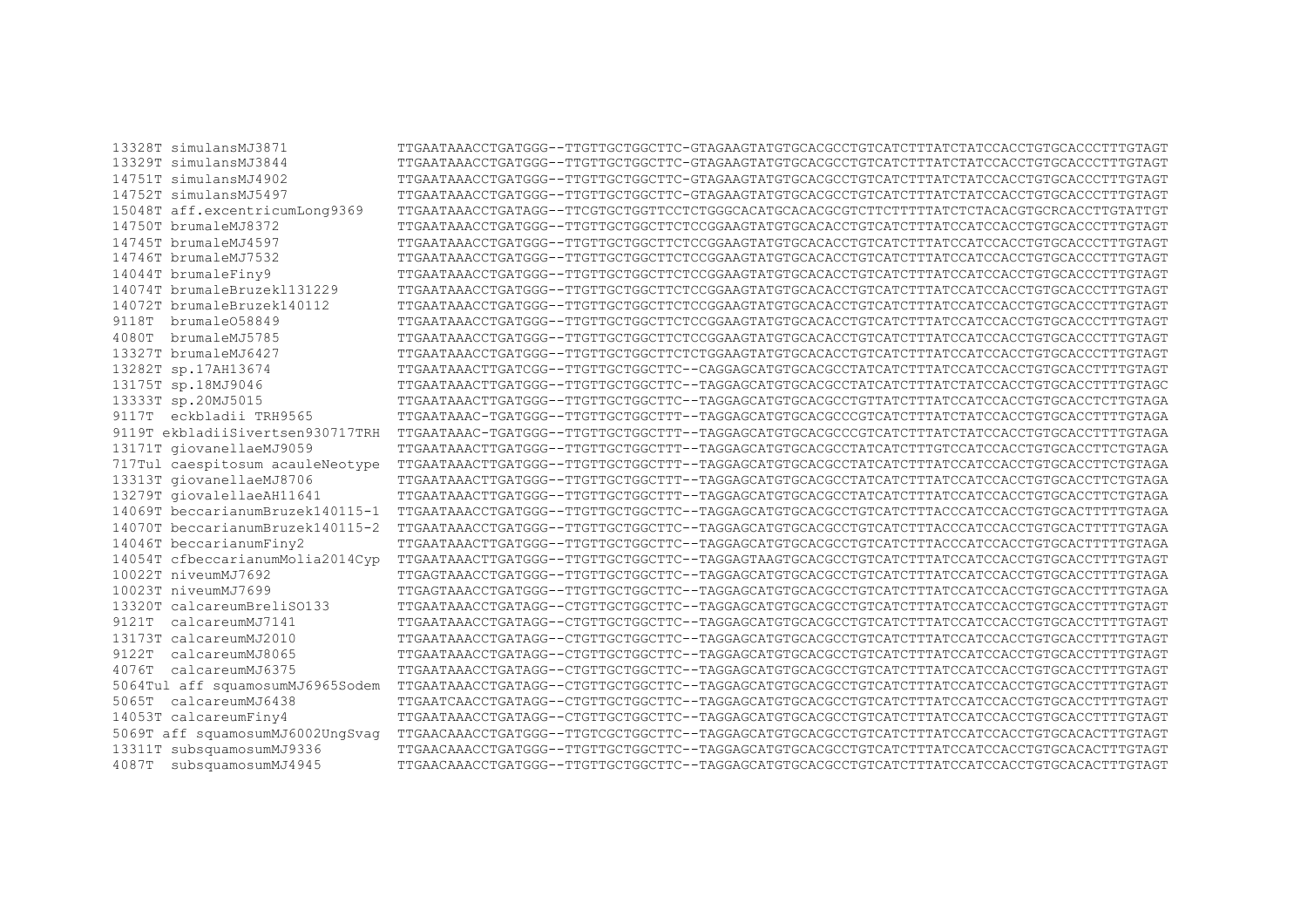```
13328T simulansMJ3871            TTGAATAAACCTGATGGG--TTGTTGCTGGCTTC-GTAGAAGTATGTGCACGCCTGTCATCTTTATCTATCCACCTGTGCACCCTTTGTAGT
13329T simulansMJ3844            TTGAATAAACCTGATGGG--TTGTTGCTGGCTTC-GTAGAAGTATGTGCACGCCTGTCATCTTTATCTATCCACCTGTGCACCCTTTGTAGT
14751T simulansMJ4902            TTGAATAAACCTGATGGG--TTGTTGCTGGCTTC-GTAGAAGTATGTGCACGCCTGTCATCTTTATCTATCCACCTGTGCACCCTTTGTAGT
14752T simulansMJ5497            TTGAATAAACCTGATGGG--TTGTTGCTGGCTTC-GTAGAAGTATGTGCACGCCTGTCATCTTTATCTATCCACCTGTGCACCCTTTGTAGT
15048T aff.excentricumLong9369   TTGAATAAACCTGATAGG--TTCGTGCTGGTTCCTCTGGGCACATGCACACGCGTCTTCTTTTTATCTCTACACGTGCRCACCTTGTATTGT
14750T brumaleMJ8372             TTGAATAAACCTGATGGG--TTGTTGCTGGCTTCTCCGGAAGTATGTGCACACCTGTCATCTTTATCCATCCACCTGTGCACCCTTTGTAGT
14745T brumaleMJ4597             TTGAATAAACCTGATGGG--TTGTTGCTGGCTTCTCCGGAAGTATGTGCACACCTGTCATCTTTATCCATCCACCTGTGCACCCTTTGTAGT
14746T brumaleMJ7532             TTGAATAAACCTGATGGG--TTGTTGCTGGCTTCTCCGGAAGTATGTGCACACCTGTCATCTTTATCCATCCACCTGTGCACCCTTTGTAGT
14044T brumaleFiny9              TTGAATAAACCTGATGGG--TTGTTGCTGGCTTCTCCGGAAGTATGTGCACACCTGTCATCTTTATCCATCCACCTGTGCACCCTTTGTAGT
14074T brumaleBruzek131229       TTGAATAAACCTGATGGG--TTGTTGCTGGCTTCTCCGGAAGTATGTGCACACCTGTCATCTTTATCCATCCACCTGTGCACCCTTTGTAGT
14072T brumaleBruzek140112       TTGAATAAACCTGATGGG--TTGTTGCTGGCTTCTCCGGAAGTATGTGCACACCTGTCATCTTTATCCATCCACCTGTGCACCCTTTGTAGT
9118T  brumaleO58849             TTGAATAAACCTGATGGG--TTGTTGCTGGCTTCTCCGGAAGTATGTGCACACCTGTCATCTTTATCCATCCACCTGTGCACCCTTTGTAGT
4080T  brumaleMJ5785             TTGAATAAACCTGATGGG--TTGTTGCTGGCTTCTCCGGAAGTATGTGCACACCTGTCATCTTTATCCATCCACCTGTGCACCCTTTGTAGT
13327T brumaleMJ6427             TTGAATAAACCTGATGGG--TTGTTGCTGGCTTCTCTGGAAGTATGTGCACACCTGTCATCTTTATCCATCCACCTGTGCACCCTTTGTAGT
13282T sp.17AH13674              TTGAATAAACTTGATCGG--TTGTTGCTGGCTTC--CAGGAGCATGTGCACGCCTATCATCTTTATCCATCCACCTGTGCACCTTTTGTAGT
13175T sp.18MJ9046               TTGAATAAACTTGATGGG--TTGTTGCTGGCTTC--TAGGAGCATGTGCACGCCTATCATCTTTATCTATCCACCTGTGCACCTTTTGTAGC
13333T sp.20MJ5015               TTGAATAAACTTGATGGG--TTGTTGCTGGCTTC--TAGGAGCATGTGCACGCCTGTTATCTTTATCCATCCACCTGTGCACCTCTTGTAGA
9117T  eckbladii TRH9565         TTGAATAAAC-TGATGGG--TTGTTGCTGGCTTT--TAGGAGCATGTGCACGCCCGTCATCTTTATCTATCCACCTGTGCACCTTTTGTAGA
9119T ekbladiiSivertsen930717TRH TTGAATAAAC-TGATGGG--TTGTTGCTGGCTTT--TAGGAGCATGTGCACGCCCGTCATCTTTATCTATCCACCTGTGCACCTTTTGTAGA
13171T giovanellaeMJ9059         TTGAATAAACTTGATGGG--TTGTTGCTGGCTTT--TAGGAGCATGTGCACGCCTATCATCTTTGTCCATCCACCTGTGCACCTTCTGTAGA
717Tul caespitosum acauleNeotype TTGAATAAACTTGATGGG--TTGTTGCTGGCTTT--TAGGAGCATGTGCACGCCTATCATCTTTATCCATCCACCTGTGCACCTTCTGTAGA
13313T giovanellaeMJ8706         TTGAATAAACTTGATGGG--TTGTTGCTGGCTTT--TAGGAGCATGTGCACGCCTATCATCTTTATCCATCCACCTGTGCACCTTCTGTAGA
13279T giovalellaeAH11641        TTGAATAAACTTGATGGG--TTGTTGCTGGCTTT--TAGGAGCATGTGCACGCCTATCATCTTTATCCATCCACCTGTGCACCTTCTGTAGA
14069T beccarianumBruzek140115-1 TTGAATAAACCTGATGGG--TTGTTGCTGGCTTC--TAGGAGCATGTGCACGCCTGTCATCTTTACCCATCCACCTGTGCACTTTTTGTAGA
14070T beccarianumBruzek140115-2 TTGAATAAACCTGATGGG--TTGTTGCTGGCTTC--TAGGAGCATGTGCACGCCTGTCATCTTTACCCATCCACCTGTGCACTTTTTGTAGA
14046T beccarianumFiny2          TTGAATAAACTTGATGGG--TTGTTGCTGGCTTC--TAGGAGCATGTGCACGCCTGTCATCTTTACCCATCCACCTGTGCACTTTTTGTAGA
14054T cfbeccarianumMolia2014Cyp TTGAATAAACTTGATGGG--TTGTTGCTGGCTTC--TAGGAGTAAGTGCACGCCTGTCATCTTTATCCATCCACCTGTGCACCTTTTGTAGT
10022T niveumMJ7692              TTGAGTAAACCTGATGGG--TTGTTGCTGGCTTC--TAGGAGCATGTGCACGCCTGTCATCTTTATCCATCCACCTGTGCACCTTTTGTAGA
10023T niveumMJ7699              TTGAGTAAACCTGATGGG--TTGTTGCTGGCTTC--TAGGAGCATGTGCACGCCTGTCATCTTTATCCATCCACCTGTGCACCTTTTGTAGA
13320T calcareumBreliSO133       TTGAATAAACCTGATAGG--CTGTTGCTGGCTTC--TAGGAGCATGTGCACGCCTGTCATCTTTATCCATCCACCTGTGCACCTTTTGTAGT
9121T  calcareumMJ7141           TTGAATAAACCTGATAGG--CTGTTGCTGGCTTC--TAGGAGCATGTGCACGCCTGTCATCTTTATCCATCCACCTGTGCACCTTTTGTAGT
13173T calcareumMJ2010           TTGAATAAACCTGATAGG--CTGTTGCTGGCTTC--TAGGAGCATGTGCACGCCTGTCATCTTTATCCATCCACCTGTGCACCTTTTGTAGT
9122T  calcareumMJ8065           TTGAATAAACCTGATAGG--CTGTTGCTGGCTTC--TAGGAGCATGTGCACGCCTGTCATCTTTATCCATCCACCTGTGCACCTTTTGTAGT
4076T  calcareumMJ6375           TTGAATAAACCTGATAGG--CTGTTGCTGGCTTC--TAGGAGCATGTGCACGCCTGTCATCTTTATCCATCCACCTGTGCACCTTTTGTAGT
5064Tul aff squamosumMJ6965Sodem TTGAATAAACCTGATAGG--CTGTTGCTGGCTTC--TAGGAGCATGTGCACGCCTGTCATCTTTATCCATCCACCTGTGCACCTTTTGTAGT
5065T  calcareumMJ6438           TTGAATCAACCTGATAGG--CTGTTGCTGGCTTC--TAGGAGCATGTGCACGCCTGTCATCTTTATCCATCCACCTGTGCACCTTTTGTAGT
14053T calcareumFiny4            TTGAATAAACCTGATAGG--CTGTTGCTGGCTTC--TAGGAGCATGTGCACGCCTGTCATCTTTATCCATCCACCTGTGCACCTTTTGTAGT
5069T aff squamosumMJ6002UngSvag TTGAACAAACCTGATGGG--TTGTCGCTGGCTTC--TAGGAGCATGTGCACGCCTGTCATCTTTATCCATCCACCTGTGCACACTTTGTAGT
13311T subsquamosumMJ9336        TTGAACAAACCTGATGGG--TTGTTGCTGGCTTC--TAGGAGCATGTGCACGCCTGTCATCTTTATCCATCCACCTGTGCACACTTTGTAGT
4087T  subsquamosumMJ4945        TTGAACAAACCTGATGGG--TTGTTGCTGGCTTC--TAGGAGCATGTGCACGCCTGTCATCTTTATCCATCCACCTGTGCACACTTTGTAGT
```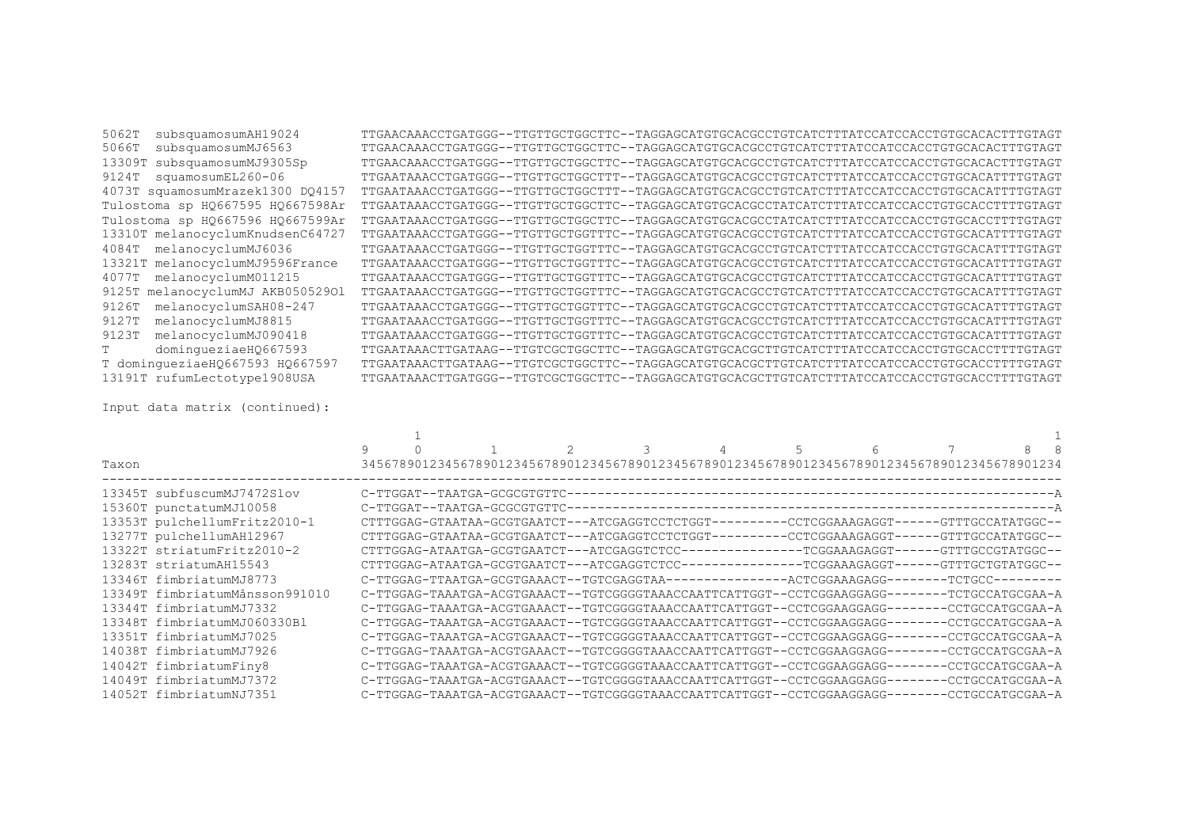```
5062T  subsquamosumAH19024         TTGAACAAACCTGATGGG--TTGTTGCTGGCTTC--TAGGAGCATGTGCACGCCTGTCATCTTTATCCATCCACCTGTGCACACTTTGTAGT
5066T  subsquamosumMJ6563          TTGAACAAACCTGATGGG--TTGTTGCTGGCTTC--TAGGAGCATGTGCACGCCTGTCATCTTTATCCATCCACCTGTGCACACTTTGTAGT
13309T subsquamosumMJ9305Sp        TTGAACAAACCTGATGGG--TTGTTGCTGGCTTC--TAGGAGCATGTGCACGCCTGTCATCTTTATCCATCCACCTGTGCACACTTTGTAGT
9124T  squamosumEL260-06           TTGAATAAACCTGATGGG--TTGTTGCTGGCTTT--TAGGAGCATGTGCACGCCTGTCATCTTTATCCATCCACCTGTGCACATTTTGTAGT
4073T squamosumMrazek1300 DQ4157   TTGAATAAACCTGATGGG--TTGTTGCTGGCTTT--TAGGAGCATGTGCACGCCTGTCATCTTTATCCATCCACCTGTGCACATTTTGTAGT
Tulostoma sp HQ667595 HQ667598Ar  TTGAATAAACCTGATGGG--TTGTTGCTGGCTTC--TAGGAGCATGTGCACGCCTATCATCTTTATCCATCCACCTGTGCACCTTTTGTAGT
Tulostoma sp HQ667596 HQ667599Ar  TTGAATAAACCTGATGGG--TTGTTGCTGGCTTC--TAGGAGCATGTGCACGCCTATCATCTTTATCCATCCACCTGTGCACCTTTTGTAGT
13310T melanocyclumKnudsenC64727  TTGAATAAACCTGATGGG--TTGTTGCTGGTTTC--TAGGAGCATGTGCACGCCTGTCATCTTTATCCATCCACCTGTGCACATTTTGTAGT
4084T  melanocyclumMJ6036          TTGAATAAACCTGATGGG--TTGTTGCTGGTTTC--TAGGAGCATGTGCACGCCTGTCATCTTTATCCATCCACCTGTGCACATTTTGTAGT
13321T melanocyclumMJ9596France    TTGAATAAACCTGATGGG--TTGTTGCTGGTTTC--TAGGAGCATGTGCACGCCTGTCATCTTTATCCATCCACCTGTGCACATTTTGTAGT
4077T  melanocyclumM011215         TTGAATAAACCTGATGGG--TTGTTGCTGGTTTC--TAGGAGCATGTGCACGCCTGTCATCTTTATCCATCCACCTGTGCACATTTTGTAGT
9125T melanocyclumMJ AKB050529Ol  TTGAATAAACCTGATGGG--TTGTTGCTGGTTTC--TAGGAGCATGTGCACGCCTGTCATCTTTATCCATCCACCTGTGCACATTTTGTAGT
9126T  melanocyclumSAH08-247       TTGAATAAACCTGATGGG--TTGTTGCTGGTTTC--TAGGAGCATGTGCACGCCTGTCATCTTTATCCATCCACCTGTGCACATTTTGTAGT
9127T  melanocyclumMJ8815          TTGAATAAACCTGATGGG--TTGTTGCTGGTTTC--TAGGAGCATGTGCACGCCTGTCATCTTTATCCATCCACCTGTGCACATTTTGTAGT
9123T  melanocyclumMJ090418        TTGAATAAACCTGATGGG--TTGTTGCTGGTTTC--TAGGAGCATGTGCACGCCTGTCATCTTTATCCATCCACCTGTGCACATTTTGTAGT
T      domingueziaeHQ667593        TTGAATAAACTTGATAAG--TTGTCGCTGGCTTC--TAGGAGCATGTGCACGCTTGTCATCTTTATCCATCCACCTGTGCACCTTTTGTAGT
T domingueziaeHQ667593 HQ667597   TTGAATAAACTTGATAAG--TTGTCGCTGGCTTC--TAGGAGCATGTGCACGCTTGTCATCTTTATCCATCCACCTGTGCACCTTTTGTAGT
13191T rufumLectotype1908USA      TTGAATAAACTTGATGGG--TTGTCGCTGGCTTC--TAGGAGCATGTGCACGCTTGTCATCTTTATCCATCCACCTGTGCACCTTTTGTAGT
```

Input data matrix (continued):

```
                                        1                                                                                 1
                                  9     0         1         2         3         4         5         6         7         8 8
Taxon                             3456789012345678901234567890123456789012345678901234567890123456789012345678901234567890123
------------------------------------------------------------------------------------------------------------------------------
13345T subfuscumMJ7472Slov        C-TTGGAT--TAATGA-GCGCGTGTTC---------------------------------------------------------------A
15360T punctatumMJ10058           C-TTGGAT--TAATGA-GCGCGTGTTC---------------------------------------------------------------A
13353T pulchellumFritz2010-1      CTTTGGAG-GTAATAA-GCGTGAATCT---ATCGAGGTCCTCTGGT----------CCTCGGAAAGAGGT------GTTTGCCATATGGC--
13277T pulchellumAH12967          CTTTGGAG-GTAATAA-GCGTGAATCT---ATCGAGGTCCTCTGGT----------CCTCGGAAAGAGGT------GTTTGCCATATGGC--
13322T striatumFritz2010-2        CTTTGGAG-ATAATGA-GCGTGAATCT---ATCGAGGTCTCC----------------TCGGAAAGAGGT------GTTTGCCGTATGGC--
13283T striatumAH15543            CTTTGGAG-ATAATGA-GCGTGAATCT---ATCGAGGTCTCC----------------TCGGAAAGAGGT------GTTTGCTGTATGGC--
13346T fimbriatumMJ8773           C-TTGGAG-TTAATGA-GCGTGAAACT--TGTCGAGGTAA----------------ACTCGGAAAGAGG--------TCTGCC---------
13349T fimbriatumMånsson991010    C-TTGGAG-TAAATGA-ACGTGAAACT--TGTCGGGGTAAACCAATTCATTGGT--CCTCGGAAGGAGG--------TCTGCCATGCGAA-A
13344T fimbriatumMJ7332           C-TTGGAG-TAAATGA-ACGTGAAACT--TGTCGGGGTAAACCAATTCATTGGT--CCTCGGAAGGAGG--------CCTGCCATGCGAA-A
13348T fimbriatumMJ060330Bl       C-TTGGAG-TAAATGA-ACGTGAAACT--TGTCGGGGTAAACCAATTCATTGGT--CCTCGGAAGGAGG--------CCTGCCATGCGAA-A
13351T fimbriatumMJ7025           C-TTGGAG-TAAATGA-ACGTGAAACT--TGTCGGGGTAAACCAATTCATTGGT--CCTCGGAAGGAGG--------CCTGCCATGCGAA-A
14038T fimbriatumMJ7926           C-TTGGAG-TAAATGA-ACGTGAAACT--TGTCGGGGTAAACCAATTCATTGGT--CCTCGGAAGGAGG--------CCTGCCATGCGAA-A
14042T fimbriatumFiny8            C-TTGGAG-TAAATGA-ACGTGAAACT--TGTCGGGGTAAACCAATTCATTGGT--CCTCGGAAGGAGG--------CCTGCCATGCGAA-A
14049T fimbriatumMJ7372           C-TTGGAG-TAAATGA-ACGTGAAACT--TGTCGGGGTAAACCAATTCATTGGT--CCTCGGAAGGAGG--------CCTGCCATGCGAA-A
14052T fimbriatumNJ7351           C-TTGGAG-TAAATGA-ACGTGAAACT--TGTCGGGGTAAACCAATTCATTGGT--CCTCGGAAGGAGG--------CCTGCCATGCGAA-A
```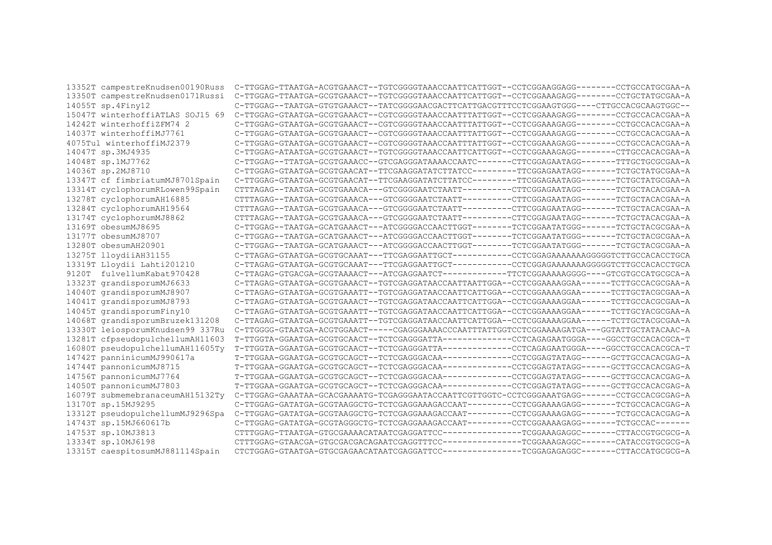```
13352T campestreKnudsen00190Russ  C-TTGGAG-TTAATGA-ACGTGAAACT--TGTCGGGGTAAACCAATTCATTGGT--CCTCGGAAGGAGG--------CCTGCCATGCGAA-A
13350T campestreKnudsen0171Russi  C-TTGGAG-TTAATGA-GCGTGAAACT--TGTCGGGGTAAACCAATTCATTGGT--CCTCGGAAAGAGG--------CCTGCTATGCGAA-A
14055T sp.4Finy12                 C-TTGGAG--TAATGA-GTGTGAAACT--TATCGGGGAACGACTTCATTGACGTTTCCTCGGAAGTGGG----CTTGCCACGCAAGTGGC--
15047T winterhoffiATLAS SOJ15 69  C-TTGGAG-GTAATGA-GCGTGAAACT--CGTCGGGGTAAACCAATTTATTGGT--CCTCGGAAAGAGG--------CCTGCCACACGAA-A
14242T winterhoffiZFM74 2         C-TTGGAG-GTAATGA-GCGTGAAACT--CGTCGGGGTAAACCAATTTATTGGT--CCTCGGAAAGAGG--------CCTGCCACACGAA-A
14037T winterhoffiMJ7761          C-TTGGAG-GTAATGA-GCGTGAAACT--CGTCGGGGTAAACCAATTTATTGGT--CCTCGGAAAGAGG--------CCTGCCACACGAA-A
4075Tul winterhoffiMJ2379         C-TTGGAG-GTAATGA-GCGTGAAACT--CGTCGGGGTAAACCAATTTATTGGT--CCTCGGAAAGAGG--------CCTGCCACACGAA-A
14047T sp.3MJ4935                 C-TTGGAG-ATAATGA-GCGTGAAACT--TGTCGGGGTAAACCAATTCATTGGT--CCTCGGAAAGAGG--------CTTGCCACACGAA-A
14048T sp.1MJ7762                 C-TTGGAG--TTATGA-GCGTGAAACC--GTCGAGGGATAAAACCAATC-------CTTCGGAGAATAGG-------TTTGCTGCGCGAA-A
14036T sp.2MJ8710                 C-TTGGAG-GTAATGA-GCGTGAACAT--TTCGAAGGATATCTTATCC---------TTCGGAGAATAGG-------TCTGCTATGCGAA-A
13347T cf fimbriatumMJ8701Spain   C-TTGGAG-GTAATGA-GCGTGAACAT--TTCGAAGGATATCTTATCC---------TTCGGAGAATAGG-------TCTGCTATGCGAA-A
13314T cyclophorumRLowen99Spain    CTTTAGAG--TAATGA-GCGTGAAACA---GTCGGGGAATCTAATT----------CTTCGGAGAATAGG-------TCTGCTACACGAA-A
13278T cyclophorumAH16885         CTTTAGAG--TAATGA-GCGTGAAACA---GTCGGGGAATCTAATT----------CTTCGGAGAATAGG-------TCTGCTACACGAA-A
13284T cyclophorumAH19564         CTTTAGAG--TAATGA-GCGTGAAACA---GTCGGGGAATCTAATT----------CTTCGGAGAATAGG-------TCTGCTACACGAA-A
13174T cyclophorumMJ8862          CTTTAGAG--TAATGA-GCGTGAAACA---GTCGGGGAATCTAATT----------CTTCGGAGAATAGG-------TCTGCTACACGAA-A
13169T obesumMJ8695               C-TTGGAG--TAATGA-GCATGAAACT---ATCGGGGACCAACTTGGT--------TCTCGGAATATGGG-------TCTGCTACGCGAA-A
13177T obesumMJ8707               C-TTGGAG--TAATGA-GCATGAAACT---ATCGGGGACCAACTTGGT--------TCTCGGAATATGGG-------TCTGCTACGCGAA-A
13280T obesumAH20901              C-TTGGAG--TAATGA-GCATGAAACT---ATCGGGGACCAACTTGGT--------TCTCGGAATATGGG-------TCTGCTACGCGAA-A
13275T lloydiiAH31155             C-TTAGAG-GTAATGA-GCGTGCAAAT---TTCGAGGAATTGCT------------CCTCGGAGAAAAAAAGGGGGTCTTGCCACACCTGCA
13319T Lloydii Lahti201210        C-TTAGAG-GTAATGA-GCGTGCAAAT---TTCGAGGAATTGCT------------CCTCGGAGAAAAAAAGGGGGTCTTGCCACACCTGCA
9120T  fulvellumKabat970428       C-TTAGAG-GTGACGA-GCGTAAAACT---ATCGAGGAATCT-------------TTCTCGGAAAAAGGGG----GTCGTGCCATGCGCA-A
13323T grandisporumMJ6633         C-TTAGAG-GTAATGA-GCGTGAAACT--TGTCGAGGATAACCAATTAATTGGA--CCTCGGAAAAGGAA------TCTTGCCACGCGAA-A
14040T grandisporumMJ8907         C-TTAGAG-GTAATGA-GCGTGAAATT--TGTCGAGGATAACCAATTCATTGGA--CCTCGGAAAAGGAA------TCTTGCTACGCGAA-A
14041T grandisporumMJ8793         C-TTAGAG-GTAATGA-GCGTGAAACT--TGTCGAGGATAACCAATTCATTGGA--CCTCGGAAAAGGAA------TCTTGCCACGCGAA-A
14045T grandisporumFiny10         C-TTAGAG-GTAATGA-GCGTGAAATT--TGTCGAGGATAACCAATTCATTGGA--CCTCGGAAAAGGAA------TCTTGCYACGCGAA-A
14068T grandisporumBruzek131208   C-TTAGAG-GTAATGA-GCGTGAAATT--TGTCGAGGATAACCAATTCATTGGA--CCTCGGAAAAGGAA------TCTTGCTACGCGAA-A
13330T leiosporumKnudsen99 337Ru  C-TTGGGG-GTAATGA-ACGTGGAACT-----CGAGGGAAAACCCAATTTATTGGTCCTCGGAAAAGATGA---GGTATTGCTATACAAC-A
13281T cfpseudopulchellumAH11603  T-TTGGTA-GGAATGA-GCGTGCAACT--TCTCGAGGGATTA--------------CCTCAGAGAATGGGA----GGCCTGCCACACGCA-T
16080T pseudopulchellumAH11605Ty  T-TTGGTA-GGAATGA-GCGTGCAACT--TCTCGAGGGATTA--------------CCTCAGAGAATGGGA----GGCCTGCCACACGCA-T
14742T panninicumMJ990617a        T-TTGGAA-GGAATGA-GCGTGCAGCT--TCTCGAGGGACAA--------------CCTCGGAGTATAGG------GCTTGCCACACGAG-A
14744T pannonicumMJ8715           T-TTGGAA-GGAATGA-GCGTGCAGCT--TCTCGAGGGACAA--------------CCTCGGAGTATAGG------GCTTGCCACACGAG-A
14756T pannonicumMJ7764           T-TTGGAA-GGAATGA-GCGTGCAGCT--TCTCGAGGGACAA--------------CCTCGGAGTATAGG------GCTTGCCACACGAG-A
14050T pannonicumMJ7803           T-TTGGAA-GGAATGA-GCGTGCAGCT--TCTCGAGGGACAA--------------CCTCGGAGTATAGG------GCTTGCCACACGAG-A
16079T submemebranaceumAH15132Ty  C-TTGGAG-GAAATAA-GCACGAAAATG-TCGAGGGAATACCAATTCGTTGGTC-CCTCGGGAAATGAGG-------CCTGCCACGCGAG-A
13170T sp.15MJ9295                C-TTGGAG-GATATGA-GCGTAAGGCTG-TCTCGAGGAAAGACCAAT---------CCTCGGAAAAGAGG-------TCTGCCACACGAG-A
13312T pseudopulchellumMJ9296Spa  C-TTGGAG-GATATGA-GCGTAAGGCTG-TCTCGAGGAAAGACCAAT---------CCTCGGAAAAGAGG-------TCTGCCACACGAG-A
14743T sp.15MJ660617b             C-TTGGAG-GATATGA-GCGTAGGGCTG-TCTCGAGGAAAGACCAAT---------CCTCGGAAAAGAGG-------TCTGCCAC-------
14753T sp.10MJ3813                CTTTGGAG-TTAATGA-GTGCGAAAACATAATCGAGGATTCC----------------TCGGAAAGAGGC-------CTTACCGTGCGCG-A
13334T sp.10MJ6198                CTTTGGAG-GTAACGA-GTGCGACGACAGAATCGAGGTTTCC----------------TCGGAAAGAGGC-------CATACCGTGCGCG-A
13315T caespitosumMJ881114Spain   CTCTGGAG-GTAATGA-GTGCGAGAACATAATCGAGGATTCC----------------TCGGAGAGAGGC-------CTTACCATGCGCG-A
```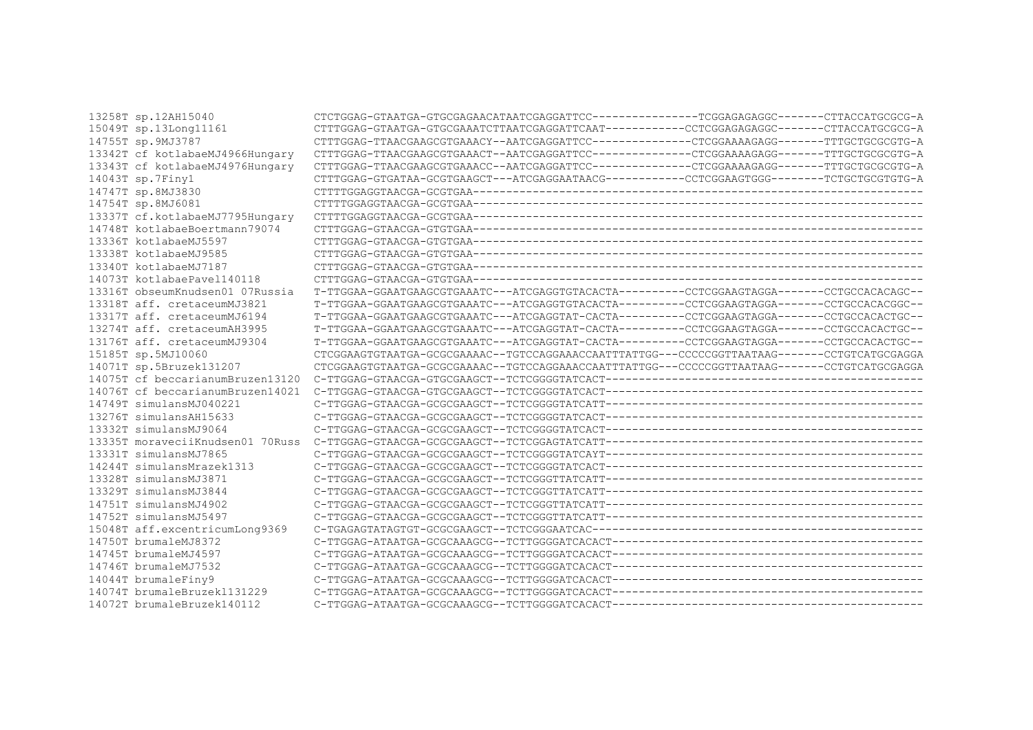```
13258T sp.12AH15040              CTCTGGAG-GTAATGA-GTGCGAGAACATAATCGAGGATTCC----------------TCGGAGAGAGGC-------CTTACCATGCGCG-A
15049T sp.13Long11161            CTTTGGAG-GTAATGA-GTGCGAAATCTTAATCGAGGATTCAAT------------CCTCGGAGAGAGGC-------CTTACCATGCGCG-A
14755T sp.9MJ3787                CTTTGGAG-TTAACGAAGCGTGAAACY--AATCGAGGATTCC---------------CTCGGAAAAGAGG-------TTTGCTGCGCGTG-A
13342T cf kotlabaeMJ4966Hungary  CTTTGGAG-TTAACGAAGCGTGAAACT--AATCGAGGATTCC---------------CTCGGAAAAGAGG-------TTTGCTGCGCGTG-A
13343T cf kotlabaeMJ4976Hungary  CTTTGGAG-TTAACGAAGCGTGAAACC--AATCGAGGATTCC---------------CTCGGAAAAGAGG-------TTTGCTGCGCGTG-A
14043T sp.7Finy1                 CTTTGGAG-GTGATAA-GCGTGAAGCT---ATCGAGGAATAACG------------CCTCGGAAGTGGG--------TCTGCTGCGTGTG-A
14747T sp.8MJ3830                CTTTTGGAGGTAACGA-GCGTGAA----------------------------------------------------------------------
14754T sp.8MJ6081                CTTTTGGAGGTAACGA-GCGTGAA----------------------------------------------------------------------
13337T cf.kotlabaeMJ7795Hungary  CTTTTGGAGGTAACGA-GCGTGAA----------------------------------------------------------------------
14748T kotlabaeBoertmann79074    CTTTGGAG-GTAACGA-GTGTGAA----------------------------------------------------------------------
13336T kotlabaeMJ5597            CTTTGGAG-GTAACGA-GTGTGAA----------------------------------------------------------------------
13338T kotlabaeMJ9585            CTTTGGAG-GTAACGA-GTGTGAA----------------------------------------------------------------------
13340T kotlabaeMJ7187            CTTTGGAG-GTAACGA-GTGTGAA----------------------------------------------------------------------
14073T kotlabaePavel140118       CTTTGGAG-GTAACGA-GTGTGAA----------------------------------------------------------------------
13316T obseumKnudsen01 07Russia  T-TTGGAA-GGAATGAAGCGTGAAATC---ATCGAGGTGTACACTA----------CCTCGGAAGTAGGA-------CCTGCCACACAGC--
13318T aff. cretaceumMJ3821      T-TTGGAA-GGAATGAAGCGTGAAATC---ATCGAGGTGTACACTA----------CCTCGGAAGTAGGA-------CCTGCCACACGGC--
13317T aff. cretaceumMJ6194      T-TTGGAA-GGAATGAAGCGTGAAATC---ATCGAGGTAT-CACTA----------CCTCGGAAGTAGGA-------CCTGCCACACTGC--
13274T aff. cretaceumAH3995      T-TTGGAA-GGAATGAAGCGTGAAATC---ATCGAGGTAT-CACTA----------CCTCGGAAGTAGGA-------CCTGCCACACTGC--
13176T aff. cretaceumMJ9304      T-TTGGAA-GGAATGAAGCGTGAAATC---ATCGAGGTAT-CACTA----------CCTCGGAAGTAGGA-------CCTGCCACACTGC--
15185T sp.5MJ10060               CTCGGAAGTGTAATGA-GCGCGAAAAC--TGTCCAGGAAACCAATTTATTGG---CCCCCGGTTAATAAG-------CCTGTCATGCGAGGA
14071T sp.5Bruzek131207          CTCGGAAGTGTAATGA-GCGCGAAAAC--TGTCCAGGAAACCAATTTATTGG---CCCCCGGTTAATAAG-------CCTGTCATGCGAGGA
14075T cf beccarianumBruzen13120 C-TTGGAG-GTAACGA-GTGCGAAGCT--TCTCGGGGTATCACT----------------------------------------------
14076T cf beccarianumBruzen14021 C-TTGGAG-GTAACGA-GTGCGAAGCT--TCTCGGGGTATCACT----------------------------------------------
14749T simulansMJ040221          C-TTGGAG-GTAACGA-GCGCGAAGCT--TCTCGGGGTATCATT----------------------------------------------
13276T simulansAH15633           C-TTGGAG-GTAACGA-GCGCGAAGCT--TCTCGGGGTATCACT----------------------------------------------
13332T simulansMJ9064            C-TTGGAG-GTAACGA-GCGCGAAGCT--TCTCGGGGTATCACT----------------------------------------------
13335T moraveciiKnudsen01 70Russ C-TTGGAG-GTAACGA-GCGCGAAGCT--TCTCGGAGTATCATT----------------------------------------------
13331T simulansMJ7865            C-TTGGAG-GTAACGA-GCGCGAAGCT--TCTCGGGGTATCAYT----------------------------------------------
14244T simulansMrazek1313        C-TTGGAG-GTAACGA-GCGCGAAGCT--TCTCGGGGTATCACT----------------------------------------------
13328T simulansMJ3871            C-TTGGAG-GTAACGA-GCGCGAAGCT--TCTCGGGTTATCATT----------------------------------------------
13329T simulansMJ3844            C-TTGGAG-GTAACGA-GCGCGAAGCT--TCTCGGGTTATCATT----------------------------------------------
14751T simulansMJ4902            C-TTGGAG-GTAACGA-GCGCGAAGCT--TCTCGGGTTATCATT----------------------------------------------
14752T simulansMJ5497            C-TTGGAG-GTAACGA-GCGCGAAGCT--TCTCGGGTTATCATT----------------------------------------------
15048T aff.excentricumLong9369   C-TGAGAGTATAGTGT-GCGCGAAGCT--TCTCGGGAATCAC------------------------------------------------
14750T brumaleMJ8372             C-TTGGAG-ATAATGA-GCGCAAAGCG--TCTTGGGGATCACACT---------------------------------------------
14745T brumaleMJ4597             C-TTGGAG-ATAATGA-GCGCAAAGCG--TCTTGGGGATCACACT---------------------------------------------
14746T brumaleMJ7532             C-TTGGAG-ATAATGA-GCGCAAAGCG--TCTTGGGGATCACACT---------------------------------------------
14044T brumaleFiny9              C-TTGGAG-ATAATGA-GCGCAAAGCG--TCTTGGGGATCACACT---------------------------------------------
14074T brumaleBruzekl131229      C-TTGGAG-ATAATGA-GCGCAAAGCG--TCTTGGGGATCACACT---------------------------------------------
14072T brumaleBruzek140112       C-TTGGAG-ATAATGA-GCGCAAAGCG--TCTTGGGGATCACACT---------------------------------------------
```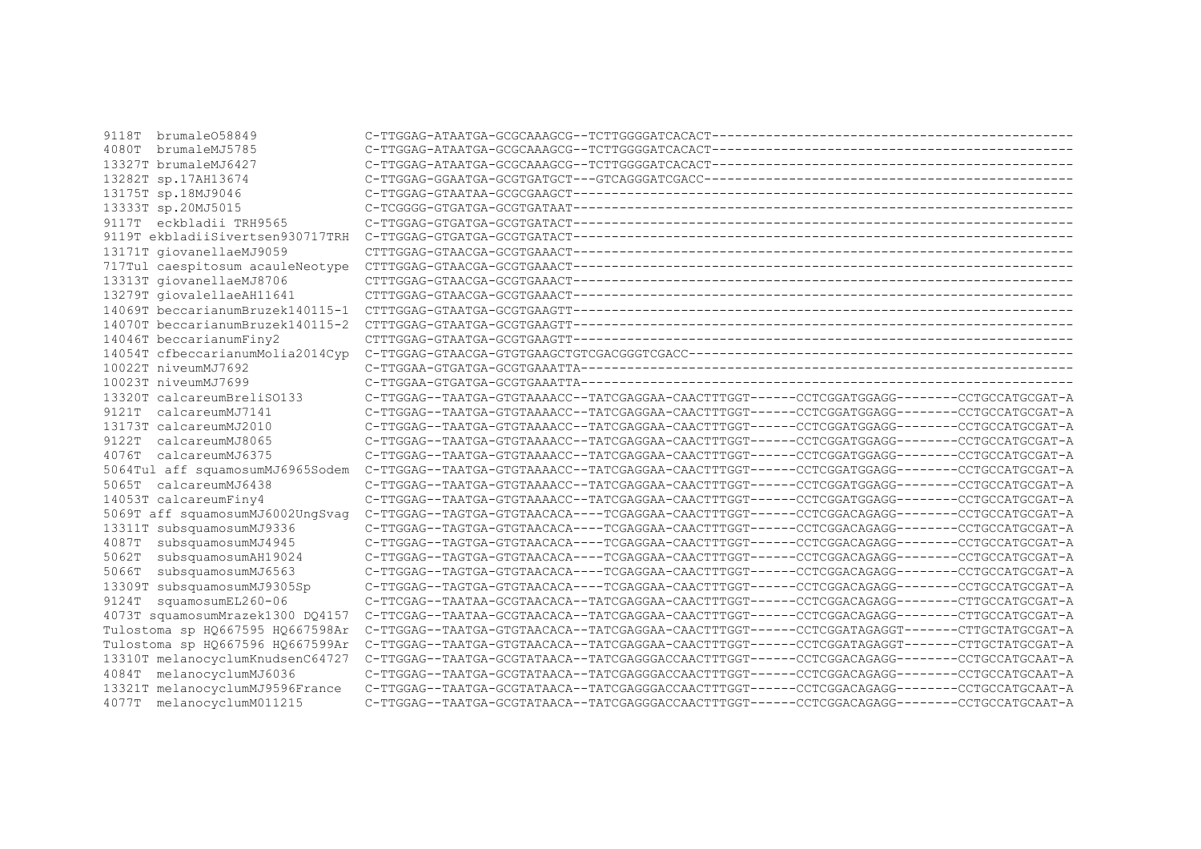```
9118T  brumaleO58849             C-TTGGAG-ATAATGA-GCGCAAAGCG--TCTTGGGGATCACACT-----------------------------------------------
4080T  brumaleMJ5785             C-TTGGAG-ATAATGA-GCGCAAAGCG--TCTTGGGGATCACACT-----------------------------------------------
13327T brumaleMJ6427             C-TTGGAG-ATAATGA-GCGCAAAGCG--TCTTGGGGATCACACT-----------------------------------------------
13282T sp.17AH13674              C-TTGGAG-GGAATGA-GCGTGATGCT---GTCAGGGATCGACC------------------------------------------------
13175T sp.18MJ9046               C-TTGGAG-GTAATAA-GCGCGAAGCT-----------------------------------------------------------------
13333T sp.20MJ5015               C-TCGGGG-GTGATGA-GCGTGATAAT-----------------------------------------------------------------
9117T  eckbladii TRH9565         C-TTGGAG-GTGATGA-GCGTGATACT-----------------------------------------------------------------
9119T ekbladiiSivertsen930717TRH C-TTGGAG-GTGATGA-GCGTGATACT-----------------------------------------------------------------
13171T giovanellaeMJ9059         CTTTGGAG-GTAACGA-GCGTGAAACT-----------------------------------------------------------------
717Tul caespitosum acauleNeotype CTTTGGAG-GTAACGA-GCGTGAAACT-----------------------------------------------------------------
13313T giovanellaeMJ8706         CTTTGGAG-GTAACGA-GCGTGAAACT-----------------------------------------------------------------
13279T giovalellaeAH11641        CTTTGGAG-GTAACGA-GCGTGAAACT-----------------------------------------------------------------
14069T beccarianumBruzek140115-1 CTTTGGAG-GTAATGA-GCGTGAAGTT-----------------------------------------------------------------
14070T beccarianumBruzek140115-2 CTTTGGAG-GTAATGA-GCGTGAAGTT-----------------------------------------------------------------
14046T beccarianumFiny2          CTTTGGAG-GTAATGA-GCGTGAAGTT-----------------------------------------------------------------
14054T cfbeccarianumMolia2014Cyp C-TTGGAG-GTAACGA-GTGTGAAGCTGTCGACGGGTCGACC--------------------------------------------------
10022T niveumMJ7692              C-TTGGAA-GTGATGA-GCGTGAAATTA----------------------------------------------------------------
10023T niveumMJ7699              C-TTGGAA-GTGATGA-GCGTGAAATTA----------------------------------------------------------------
13320T calcareumBreliSO133       C-TTGGAG--TAATGA-GTGTAAAACC--TATCGAGGAA-CAACTTTGGT------CCTCGGATGGAGG--------CCTGCCATGCGAT-A
9121T  calcareumMJ7141           C-TTGGAG--TAATGA-GTGTAAAACC--TATCGAGGAA-CAACTTTGGT------CCTCGGATGGAGG--------CCTGCCATGCGAT-A
13173T calcareumMJ2010           C-TTGGAG--TAATGA-GTGTAAAACC--TATCGAGGAA-CAACTTTGGT------CCTCGGATGGAGG--------CCTGCCATGCGAT-A
9122T  calcareumMJ8065           C-TTGGAG--TAATGA-GTGTAAAACC--TATCGAGGAA-CAACTTTGGT------CCTCGGATGGAGG--------CCTGCCATGCGAT-A
4076T  calcareumMJ6375           C-TTGGAG--TAATGA-GTGTAAAACC--TATCGAGGAA-CAACTTTGGT------CCTCGGATGGAGG--------CCTGCCATGCGAT-A
5064Tul aff squamosumMJ6965Sodem C-TTGGAG--TAATGA-GTGTAAAACC--TATCGAGGAA-CAACTTTGGT------CCTCGGATGGAGG--------CCTGCCATGCGAT-A
5065T  calcareumMJ6438           C-TTGGAG--TAATGA-GTGTAAAACC--TATCGAGGAA-CAACTTTGGT------CCTCGGATGGAGG--------CCTGCCATGCGAT-A
14053T calcareumFiny4            C-TTGGAG--TAATGA-GTGTAAAACC--TATCGAGGAA-CAACTTTGGT------CCTCGGATGGAGG--------CCTGCCATGCGAT-A
5069T aff squamosumMJ6002UngSvag C-TTGGAG--TAGTGA-GTGTAACACA----TCGAGGAA-CAACTTTGGT------CCTCGGACAGAGG--------CCTGCCATGCGAT-A
13311T subsquamosumMJ9336        C-TTGGAG--TAGTGA-GTGTAACACA----TCGAGGAA-CAACTTTGGT------CCTCGGACAGAGG--------CCTGCCATGCGAT-A
4087T  subsquamosumMJ4945        C-TTGGAG--TAGTGA-GTGTAACACA----TCGAGGAA-CAACTTTGGT------CCTCGGACAGAGG--------CCTGCCATGCGAT-A
5062T  subsquamosumAH19024       C-TTGGAG--TAGTGA-GTGTAACACA----TCGAGGAA-CAACTTTGGT------CCTCGGACAGAGG--------CCTGCCATGCGAT-A
5066T  subsquamosumMJ6563        C-TTGGAG--TAGTGA-GTGTAACACA----TCGAGGAA-CAACTTTGGT------CCTCGGACAGAGG--------CCTGCCATGCGAT-A
13309T subsquamosumMJ9305Sp      C-TTGGAG--TAGTGA-GTGTAACACA----TCGAGGAA-CAACTTTGGT------CCTCGGACAGAGG--------CCTGCCATGCGAT-A
9124T  squamosumEL260-06         C-TTCGAG--TAATAA-GCGTAACACA--TATCGAGGAA-CAACTTTGGT------CCTCGGACAGAGG--------CTTGCCATGCGAT-A
4073T squamosumMrazek1300 DQ4157 C-TTCGAG--TAATAA-GCGTAACACA--TATCGAGGAA-CAACTTTGGT------CCTCGGACAGAGG--------CTTGCCATGCGAT-A
Tulostoma sp HQ667595 HQ667598Ar C-TTGGAG--TAATGA-GTGTAACACA--TATCGAGGAA-CAACTTTGGT------CCTCGGATAGAGGT-------CTTGCTATGCGAT-A
Tulostoma sp HQ667596 HQ667599Ar C-TTGGAG--TAATGA-GTGTAACACA--TATCGAGGAA-CAACTTTGGT------CCTCGGATAGAGGT-------CTTGCTATGCGAT-A
13310T melanocyclumKnudsenC64727 C-TTGGAG--TAATGA-GCGTATAACA--TATCGAGGGACCAACTTTGGT------CCTCGGACAGAGG--------CCTGCCATGCAAT-A
4084T  melanocyclumMJ6036        C-TTGGAG--TAATGA-GCGTATAACA--TATCGAGGGACCAACTTTGGT------CCTCGGACAGAGG--------CCTGCCATGCAAT-A
13321T melanocyclumMJ9596France  C-TTGGAG--TAATGA-GCGTATAACA--TATCGAGGGACCAACTTTGGT------CCTCGGACAGAGG--------CCTGCCATGCAAT-A
4077T  melanocyclumM011215       C-TTGGAG--TAATGA-GCGTATAACA--TATCGAGGGACCAACTTTGGT------CCTCGGACAGAGG--------CCTGCCATGCAAT-A
```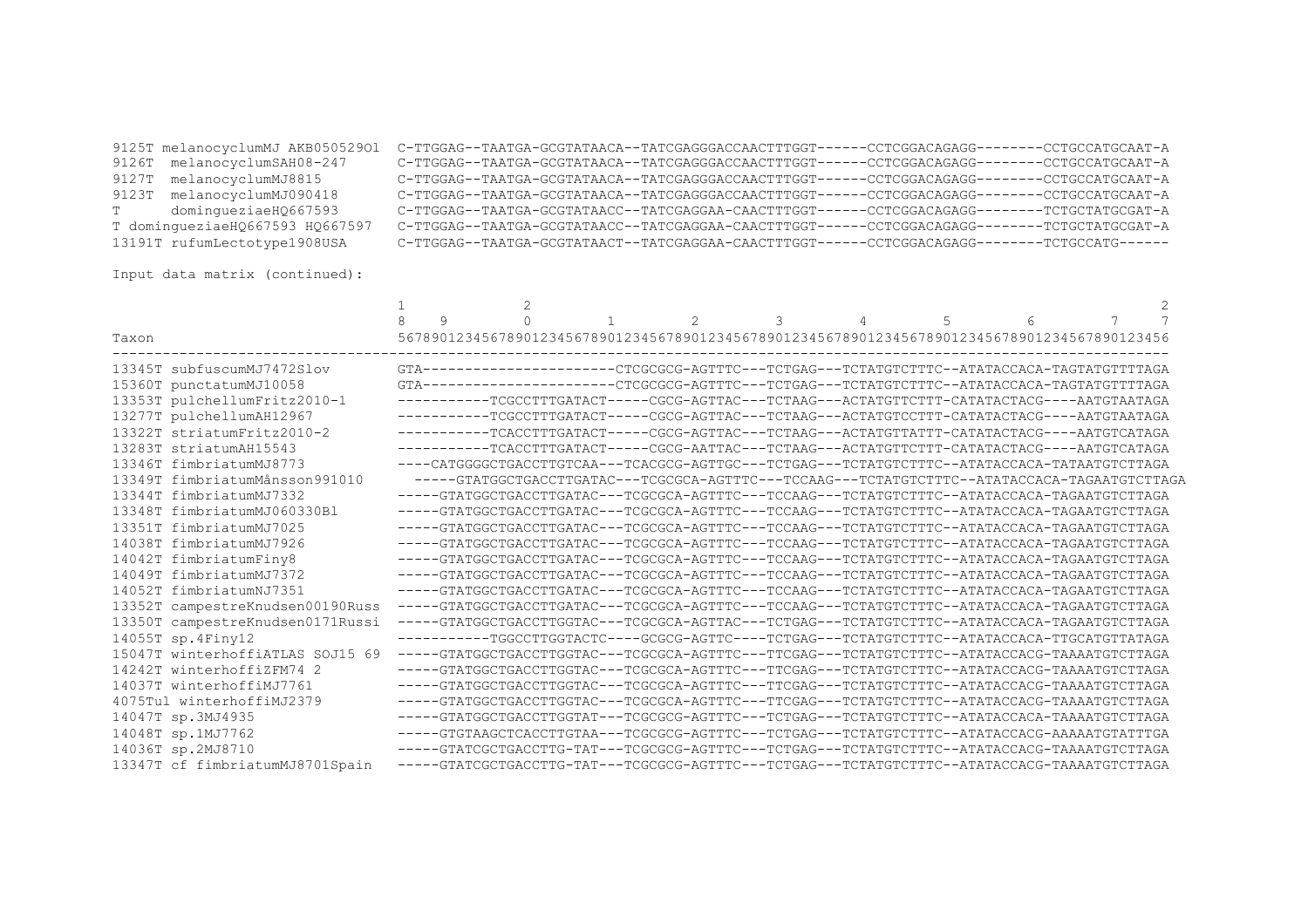```
9125T melanocyclumMJ AKB050529Ol  C-TTGGAG--TAATGA-GCGTATAACA--TATCGAGGGACCAACTTTGGT------CCTCGGACAGAGG--------CCTGCCATGCAAT-A
9126T  melanocyclumSAH08-247      C-TTGGAG--TAATGA-GCGTATAACA--TATCGAGGGACCAACTTTGGT------CCTCGGACAGAGG--------CCTGCCATGCAAT-A
9127T  melanocyclumMJ8815         C-TTGGAG--TAATGA-GCGTATAACA--TATCGAGGGACCAACTTTGGT------CCTCGGACAGAGG--------CCTGCCATGCAAT-A
9123T  melanocyclumMJ090418       C-TTGGAG--TAATGA-GCGTATAACA--TATCGAGGGACCAACTTTGGT------CCTCGGACAGAGG--------CCTGCCATGCAAT-A
T      domingueziaeHQ667593       C-TTGGAG--TAATGA-GCGTATAACC--TATCGAGGAA-CAACTTTGGT------CCTCGGACAGAGG--------TCTGCTATGCGAT-A
T domingueziaeHQ667593 HQ667597    C-TTGGAG--TAATGA-GCGTATAACC--TATCGAGGAA-CAACTTTGGT------CCTCGGACAGAGG--------TCTGCTATGCGAT-A
13191T rufumLectotype1908USA      C-TTGGAG--TAATGA-GCGTATAACT--TATCGAGGAA-CAACTTTGGT------CCTCGGACAGAGG--------TCTGCCATG------
```

Input data matrix (continued):

```
                                  1             2                                                                               2
                                  8    9        0         1         2         3         4         5         6         7         7
Taxon                             56789012345678901234567890123456789012345678901234567890123456789012345678901234567890123456
----------------------------------------------------------------------------------------------------------------------------------
13345T subfuscumMJ7472Slov        GTA----------------------CTCGCGCG-AGTTTC---TCTGAG---TCTATGTCTTTC--ATATACCACA-TAGTATGTTTTAGA
15360T punctatumMJ10058           GTA----------------------CTCGCGCG-AGTTTC---TCTGAG---TCTATGTCTTTC--ATATACCACA-TAGTATGTTTTAGA
13353T pulchellumFritz2010-1      -----------TCGCCTTTGATACT-----CGCG-AGTTAC---TCTAAG---ACTATGTTCTTT-CATATACTACG----AATGTAATAGA
13277T pulchellumAH12967          -----------TCGCCTTTGATACT-----CGCG-AGTTAC---TCTAAG---ACTATGTCCTTT-CATATACTACG----AATGTAATAGA
13322T striatumFritz2010-2        -----------TCACCTTTGATACT-----CGCG-AGTTAC---TCTAAG---ACTATGTTATTT-CATATACTACG----AATGTCATAGA
13283T striatumAH15543            -----------TCACCTTTGATACT-----CGCG-AATTAC---TCTAAG---ACTATGTTCTTT-CATATACTACG----AATGTCATAGA
13346T fimbriatumMJ8773           ----CATGGGGCTGACCTTGTCAA---TCACGCG-AGTTGC---TCTGAG---TCTATGTCTTTC--ATATACCACA-TATAATGTCTTAGA
13349T fimbriatumMånsson991010     -----GTATGGCTGACCTTGATAC---TCGCGCA-AGTTTC---TCCAAG---TCTATGTCTTTC--ATATACCACA-TAGAATGTCTTAGA
13344T fimbriatumMJ7332           -----GTATGGCTGACCTTGATAC---TCGCGCA-AGTTTC---TCCAAG---TCTATGTCTTTC--ATATACCACA-TAGAATGTCTTAGA
13348T fimbriatumMJ060330Bl       -----GTATGGCTGACCTTGATAC---TCGCGCA-AGTTTC---TCCAAG---TCTATGTCTTTC--ATATACCACA-TAGAATGTCTTAGA
13351T fimbriatumMJ7025           -----GTATGGCTGACCTTGATAC---TCGCGCA-AGTTTC---TCCAAG---TCTATGTCTTTC--ATATACCACA-TAGAATGTCTTAGA
14038T fimbriatumMJ7926           -----GTATGGCTGACCTTGATAC---TCGCGCA-AGTTTC---TCCAAG---TCTATGTCTTTC--ATATACCACA-TAGAATGTCTTAGA
14042T fimbriatumFiny8            -----GTATGGCTGACCTTGATAC---TCGCGCA-AGTTTC---TCCAAG---TCTATGTCTTTC--ATATACCACA-TAGAATGTCTTAGA
14049T fimbriatumMJ7372           -----GTATGGCTGACCTTGATAC---TCGCGCA-AGTTTC---TCCAAG---TCTATGTCTTTC--ATATACCACA-TAGAATGTCTTAGA
14052T fimbriatumNJ7351           -----GTATGGCTGACCTTGATAC---TCGCGCA-AGTTTC---TCCAAG---TCTATGTCTTTC--ATATACCACA-TAGAATGTCTTAGA
13352T campestreKnudsen00190Russ  -----GTATGGCTGACCTTGATAC---TCGCGCA-AGTTTC---TCCAAG---TCTATGTCTTTC--ATATACCACA-TAGAATGTCTTAGA
13350T campestreKnudsen0171Russi  -----GTATGGCTGACCTTGGTAC---TCGCGCA-AGTTAC---TCTGAG---TCTATGTCTTTC--ATATACCACA-TAGAATGTCTTAGA
14055T sp.4Finy12                 -----------TGGCCTTGGTACTC----GCGCG-AGTTC----TCTGAG---TCTATGTCTTTC--ATATACCACA-TTGCATGTTATAGA
15047T winterhoffiATLAS SOJ15 69   -----GTATGGCTGACCTTGGTAC---TCGCGCA-AGTTTC---TTCGAG---TCTATGTCTTTC--ATATACCACG-TAAAATGTCTTAGA
14242T winterhoffiZFM74 2          -----GTATGGCTGACCTTGGTAC---TCGCGCA-AGTTTC---TTCGAG---TCTATGTCTTTC--ATATACCACG-TAAAATGTCTTAGA
14037T winterhoffiMJ7761           -----GTATGGCTGACCTTGGTAC---TCGCGCA-AGTTTC---TTCGAG---TCTATGTCTTTC--ATATACCACG-TAAAATGTCTTAGA
4075Tul winterhoffiMJ2379         -----GTATGGCTGACCTTGGTAC---TCGCGCA-AGTTTC---TTCGAG---TCTATGTCTTTC--ATATACCACG-TAAAATGTCTTAGA
14047T sp.3MJ4935                 -----GTATGGCTGACCTTGGTAT---TCGCGCG-AGTTTC---TCTGAG---TCTATGTCTTTC--ATATACCACA-TAAAATGTCTTAGA
14048T sp.1MJ7762                 -----GTGTAAGCTCACCTTGTAA---TCGCGCG-AGTTTC---TCTGAG---TCTATGTCTTTC--ATATACCACG-AAAAATGTATTTGA
14036T sp.2MJ8710                 -----GTATCGCTGACCTTG-TAT---TCGCGCG-AGTTTC---TCTGAG---TCTATGTCTTTC--ATATACCACG-TAAAATGTCTTAGA
13347T cf fimbriatumMJ8701Spain   -----GTATCGCTGACCTTG-TAT---TCGCGCG-AGTTTC---TCTGAG---TCTATGTCTTTC--ATATACCACG-TAAAATGTCTTAGA
```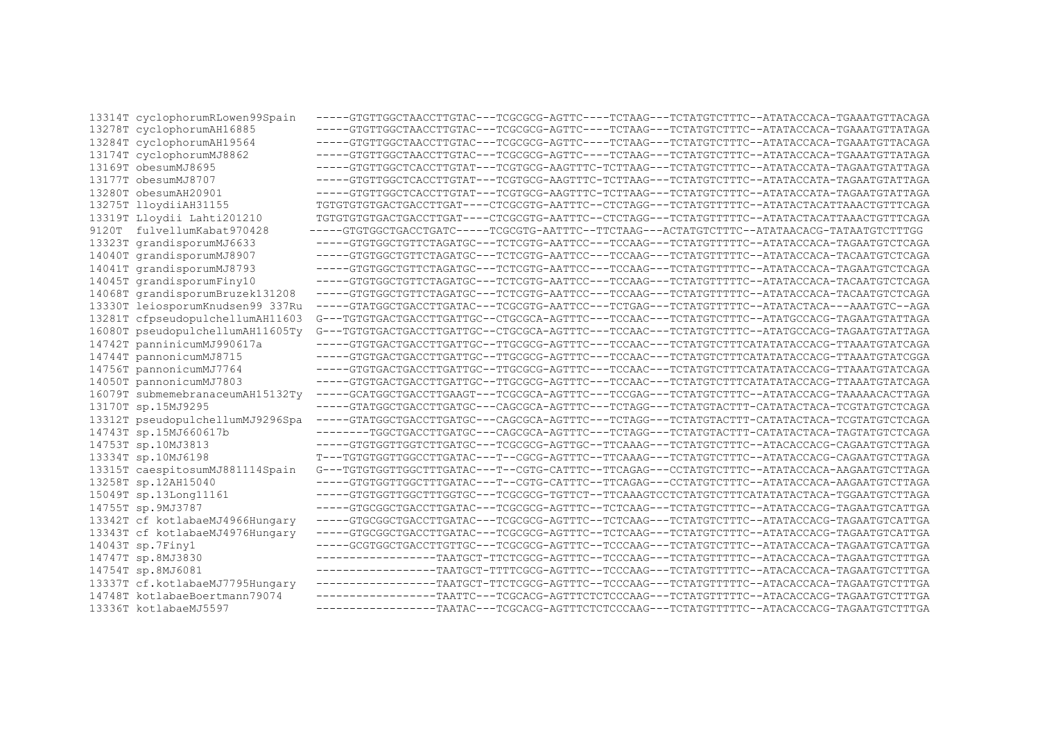```
13314T cyclophorumRLowen99Spain   -----GTGTTGGCTAACCTTGTAC---TCGCGCG-AGTTC----TCTAAG---TCTATGTCTTTC--ATATACCACA-TGAAATGTTACAGA
13278T cyclophorumAH16885         -----GTGTTGGCTAACCTTGTAC---TCGCGCG-AGTTC----TCTAAG---TCTATGTCTTTC--ATATACCACA-TGAAATGTTATAGA
13284T cyclophorumAH19564         -----GTGTTGGCTAACCTTGTAC---TCGCGCG-AGTTC----TCTAAG---TCTATGTCTTTC--ATATACCACA-TGAAATGTTACAGA
13174T cyclophorumMJ8862          -----GTGTTGGCTAACCTTGTAC---TCGCGCG-AGTTC----TCTAAG---TCTATGTCTTTC--ATATACCACA-TGAAATGTTATAGA
13169T obesumMJ8695               -----GTGTTGGCTCACCTTGTAT---TCGTGCG-AAGTTTC-TCTTAAG---TCTATGTCTTTC--ATATACCATA-TAGAATGTATTAGA
13177T obesumMJ8707               -----GTGTTGGCTCACCTTGTAT---TCGTGCG-AAGTTTC-TCTTAAG---TCTATGTCTTTC--ATATACCATA-TAGAATGTATTAGA
13280T obesumAH20901              -----GTGTTGGCTCACCTTGTAT---TCGTGCG-AAGTTTC-TCTTAAG---TCTATGTCTTTC--ATATACCATA-TAGAATGTATTAGA
13275T lloydiiAH31155             TGTGTGTGTGACTGACCTTGAT----CTCGCGTG-AATTTC--CTCTAGG---TCTATGTTTTTC--ATATACTACATTAAACTGTTTCAGA
13319T Lloydii Lahti201210        TGTGTGTGTGACTGACCTTGAT----CTCGCGTG-AATTTC--CTCTAGG---TCTATGTTTTTC--ATATACTACATTAAACTGTTTCAGA
9120T  fulvellumKabat970428      -----GTGTGGCTGACCTGATC-----TCGCGTG-AATTTC--TTCTAAG---ACTATGTCTTTC--ATATAACACG-TATAATGTCTTTGG
13323T grandisporumMJ6633         -----GTGTGGCTGTTCTAGATGC---TCTCGTG-AATTCC---TCCAAG---TCTATGTTTTTC--ATATACCACA-TAGAATGTCTCAGA
14040T grandisporumMJ8907         -----GTGTGGCTGTTCTAGATGC---TCTCGTG-AATTCC---TCCAAG---TCTATGTTTTTC--ATATACCACA-TACAATGTCTCAGA
14041T grandisporumMJ8793         -----GTGTGGCTGTTCTAGATGC---TCTCGTG-AATTCC---TCCAAG---TCTATGTTTTTC--ATATACCACA-TAGAATGTCTCAGA
14045T grandisporumFiny10         -----GTGTGGCTGTTCTAGATGC---TCTCGTG-AATTCC---TCCAAG---TCTATGTTTTTC--ATATACCACA-TACAATGTCTCAGA
14068T grandisporumBruzek131208   -----GTGTGGCTGTTCTAGATGC---TCTCGTG-AATTCC---TCCAAG---TCTATGTTTTTC--ATATACCACA-TACAATGTCTCAGA
13330T leiosporumKnudsen99 337Ru  -----GTATGGCTGACCTTGATAC---TCGCGTG-AATTCC---TCTGAG---TCTATGTTTTTC--ATATACTACA---AAATGTC--AGA
13281T cfpseudopulchellumAH11603  G---TGTGTGACTGACCTTGATTGC--CTGCGCA-AGTTTC---TCCAAC---TCTATGTCTTTC--ATATGCCACG-TAGAATGTATTAGA
16080T pseudopulchellumAH11605Ty  G---TGTGTGACTGACCTTGATTGC--CTGCGCA-AGTTTC---TCCAAC---TCTATGTCTTTC--ATATGCCACG-TAGAATGTATTAGA
14742T panninicumMJ990617a        -----GTGTGACTGACCTTGATTGC--TTGCGCG-AGTTTC---TCCAAC---TCTATGTCTTTCATATATACCACG-TTAAATGTATCAGA
14744T pannonicumMJ8715           -----GTGTGACTGACCTTGATTGC--TTGCGCG-AGTTTC---TCCAAC---TCTATGTCTTTCATATATACCACG-TTAAATGTATCGGA
14756T pannonicumMJ7764           -----GTGTGACTGACCTTGATTGC--TTGCGCG-AGTTTC---TCCAAC---TCTATGTCTTTCATATATACCACG-TTAAATGTATCAGA
14050T pannonicumMJ7803           -----GTGTGACTGACCTTGATTGC--TTGCGCG-AGTTTC---TCCAAC---TCTATGTCTTTCATATATACCACG-TTAAATGTATCAGA
16079T submemebranaceumAH15132Ty  -----GCATGGCTGACCTTGAAGT---TCGCGCA-AGTTTC---TCCGAG---TCTATGTCTTTC--ATATACCACG-TAAAAACACTTAGA
13170T sp.15MJ9295                -----GTATGGCTGACCTTGATGC---CAGCGCA-AGTTTC---TCTAGG---TCTATGTACTTT-CATATACTACA-TCGTATGTCTCAGA
13312T pseudopulchellumMJ9296Spa  -----GTATGGCTGACCTTGATGC---CAGCGCA-AGTTTC---TCTAGG---TCTATGTACTTT-CATATACTACA-TCGTATGTCTCAGA
14743T sp.15MJ660617b             --------TGGCTGACCTTGATGC---CAGCGCA-AGTTTC---TCTAGG---TCTATGTACTTT-CATATACTACA-TAGTATGTCTCAGA
14753T sp.10MJ3813                -----GTGTGGTTGGTCTTGATGC---TCGCGCG-AGTTGC--TTCAAAG---TCTATGTCTTTC--ATACACCACG-CAGAATGTCTTAGA
13334T sp.10MJ6198                T---TGTGTGGTTGGCCTTGATAC---T--CGCG-AGTTTC--TTCAAAG---TCTATGTCTTTC--ATATACCACG-CAGAATGTCTTAGA
13315T caespitosumMJ881114Spain   G---TGTGTGGTTGGCTTTGATAC---T--CGTG-CATTTC--TTCAGAG---CCTATGTCTTTC--ATATACCACA-AAGAATGTCTTAGA
13258T sp.12AH15040               -----GTGTGGTTGGCTTTGATAC---T--CGTG-CATTTC--TTCAGAG---CCTATGTCTTTC--ATATACCACA-AAGAATGTCTTAGA
15049T sp.13Long11161             -----GTGTGGTTGGCTTTGGTGC---TCGCGCG-TGTTCT--TTCAAAGTCCTCTATGTCTTTCATATATACTACA-TGGAATGTCTTAGA
14755T sp.9MJ3787                 -----GTGCGGCTGACCTTGATAC---TCGCGCG-AGTTTC--TCTCAAG---TCTATGTCTTTC--ATATACCACG-TAGAATGTCATTGA
13342T cf kotlabaeMJ4966Hungary   -----GTGCGGCTGACCTTGATAC---TCGCGCG-AGTTTC--TCTCAAG---TCTATGTCTTTC--ATATACCACG-TAGAATGTCATTGA
13343T cf kotlabaeMJ4976Hungary   -----GTGCGGCTGACCTTGATAC---TCGCGCG-AGTTTC--TCTCAAG---TCTATGTCTTTC--ATATACCACG-TAGAATGTCATTGA
14043T sp.7Finy1                  -----GCGTGGCTGACCTTGTTGC---TCGCGCG-AGTTTC--TCCCAAG---TCTATGTCTTTC--ATATACCACA-TAGAATGTCATTGA
14747T sp.8MJ3830                 -----------------TAATGCT-TTCTCGCG-AGTTTC--TCCCAAG---TCTATGTTTTTC--ATACACCACA-TAGAATGTCTTTGA
14754T sp.8MJ6081                 -----------------TAATGCT-TTTTCGCG-AGTTTC--TCCCAAG---TCTATGTTTTTC--ATACACCACA-TAGAATGTCTTTGA
13337T cf.kotlabaeMJ7795Hungary   -----------------TAATGCT-TTCTCGCG-AGTTTC--TCCCAAG---TCTATGTTTTTC--ATACACCACA-TAGAATGTCTTTGA
14748T kotlabaeBoertmann79074     -----------------TAATTC---TCGCACG-AGTTTCTCTCCCAAG---TCTATGTTTTTC--ATACACCACG-TAGAATGTCTTTGA
13336T kotlabaeMJ5597             -----------------TAATAC---TCGCACG-AGTTTCTCTCCCAAG---TCTATGTTTTTC--ATACACCACG-TAGAATGTCTTTGA
```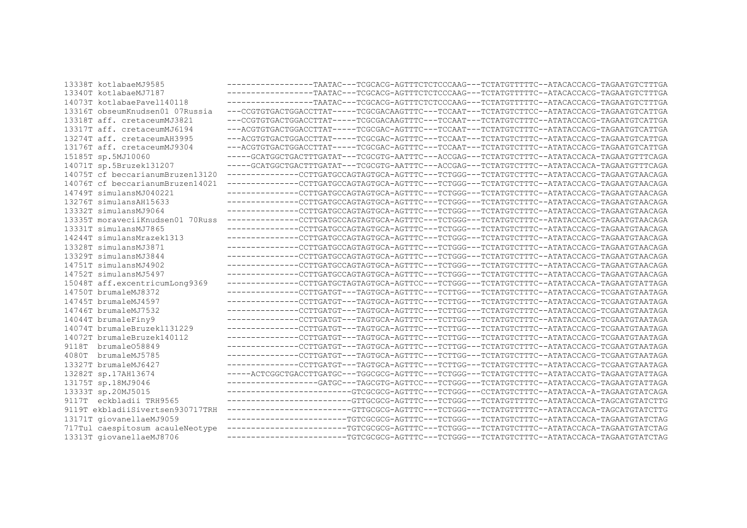```
13338T kotlabaeMJ9585             ------------------TAATAC---TCGCACG-AGTTTCTCTCCCAAG---TCTATGTTTTTC--ATACACCACG-TAGAATGTCTTTGA
13340T kotlabaeMJ7187             ------------------TAATAC---TCGCACG-AGTTTCTCTCCCAAG---TCTATGTTTTTC--ATACACCACG-TAGAATGTCTTTGA
14073T kotlabaePavel140118        ------------------TAATAC---TCGCACG-AGTTTCTCTCCCAAG---TCTATGTTTTTC--ATACACCACG-TAGAATGTCTTTGA
13316T obseumKnudsen01 07Russia   ---CCGTGTGACTGGACCTTAT-----TCGCGACAAGTTTC---TCCAAT---TCTATGTCTTCC--ATATACCACG-TAGAATGTCATTGA
13318T aff. cretaceumMJ3821      ---CCGTGTGACTGGACCTTAT-----TCGCGACAAGTTTC---TCCAAT---TCTATGTCTTTC--ATATACCACG-TAGAATGTCATTGA
13317T aff. cretaceumMJ6194      ---ACGTGTGACTGGACCTTAT-----TCGCGAC-AGTTTC---TCCAAT---TCTATGTCTTTC--ATATACCACG-TAGAATGTCATTGA
13274T aff. cretaceumAH3995      ---ACGTGTGACTGGACCTTAT-----TCGCGAC-AGTTTC---TCCAAT---TCTATGTCTTTC--ATATACCACG-TAGAATGTCATTGA
13176T aff. cretaceumMJ9304      ---ACGTGTGACTGGACCTTAT-----TCGCGAC-AGTTTC---TCCAAT---TCTATGTCTTTC--ATATACCACG-TAGAATGTCATTGA
15185T sp.5MJ10060                -----GCATGGCTGACTTTGATAT---TCGCGTG-AATTTC---ACCGAG---TCTATGTCTTTC--ATATACCACA-TAGAATGTTTCAGA
14071T sp.5Bruzek131207           -----GCATGGCTGACTTTGATAT---TCGCGTG-AATTTC---ACCGAG---TCTATGTCTTTC--ATATACCACA-TAGAATGTTTCAGA
14075T cf beccarianumBruzen13120  ---------------CCTTGATGCCAGTAGTGCA-AGTTTC---TCTGGG---TCTATGTCTTTC--ATATACCACG-TAGAATGTAACAGA
14076T cf beccarianumBruzen14021  ---------------CCTTGATGCCAGTAGTGCA-AGTTTC---TCTGGG---TCTATGTCTTTC--ATATACCACG-TAGAATGTAACAGA
14749T simulansMJ040221           ---------------CCTTGATGCCAGTAGTGCA-AGTTTC---TCTGGG---TCTATGTCTTTC--ATATACCACG-TAGAATGTAACAGA
13276T simulansAH15633            ---------------CCTTGATGCCAGTAGTGCA-AGTTTC---TCTGGG---TCTATGTCTTTC--ATATACCACG-TAGAATGTAACAGA
13332T simulansMJ9064             ---------------CCTTGATGCCAGTAGTGCA-AGTTTC---TCTGGG---TCTATGTCTTTC--ATATACCACG-TAGAATGTAACAGA
13335T moraveciiKnudsen01 70Russ  ---------------CCTTGATGCCAGTAGTGCA-AGTTTC---TCTGGG---TCTATGTCTTTC--ATATACCACG-TAGAATGTAACAGA
13331T simulansMJ7865             ---------------CCTTGATGCCAGTAGTGCA-AGTTTC---TCTGGG---TCTATGTCTTTC--ATATACCACG-TAGAATGTAACAGA
14244T simulansMrazek1313         ---------------CCTTGATGCCAGTAGTGCA-AGTTTC---TCTGGG---TCTATGTCTTTC--ATATACCACG-TAGAATGTAACAGA
13328T simulansMJ3871             ---------------CCTTGATGCCAGTAGTGCA-AGTTTC---TCTGGG---TCTATGTCTTTC--ATATACCACG-TAGAATGTAACAGA
13329T simulansMJ3844             ---------------CCTTGATGCCAGTAGTGCA-AGTTTC---TCTGGG---TCTATGTCTTTC--ATATACCACG-TAGAATGTAACAGA
14751T simulansMJ4902             ---------------CCTTGATGCCAGTAGTGCA-AGTTTC---TCTGGG---TCTATGTCTTTC--ATATACCACG-TAGAATGTAACAGA
14752T simulansMJ5497             ---------------CCTTGATGCCAGTAGTGCA-AGTTTC---TCTGGG---TCTATGTCTTTC--ATATACCACG-TAGAATGTAACAGA
15048T aff.excentricumLong9369    ---------------CCTTGATGCTAGTAGTGCA-AGTTCC---TCTGGG---TCTATGTCTTTC--ATATACCACA-TAGAATGTATTAGA
14750T brumaleMJ8372              ---------------CCTTGATGT---TAGTGCA-AGTTTC---TCTTGG---TCTATGTCTTTC--ATATACCACG-TCGAATGTAATAGA
14745T brumaleMJ4597              ---------------CCTTGATGT---TAGTGCA-AGTTTC---TCTTGG---TCTATGTCTTTC--ATATACCACG-TCGAATGTAATAGA
14746T brumaleMJ7532              ---------------CCTTGATGT---TAGTGCA-AGTTTC---TCTTGG---TCTATGTCTTTC--ATATACCACG-TCGAATGTAATAGA
14044T brumaleFiny9               ---------------CCTTGATGT---TAGTGCA-AGTTTC---TCTTGG---TCTATGTCTTTC--ATATACCACG-TCGAATGTAATAGA
14074T brumaleBruzekl131229       ---------------CCTTGATGT---TAGTGCA-AGTTTC---TCTTGG---TCTATGTCTTTC--ATATACCACG-TCGAATGTAATAGA
14072T brumaleBruzek140112        ---------------CCTTGATGT---TAGTGCA-AGTTTC---TCTTGG---TCTATGTCTTTC--ATATACCACG-TCGAATGTAATAGA
9118T  brumaleO58849              ---------------CCTTGATGT---TAGTGCA-AGTTTC---TCTTGG---TCTATGTCTTTC--ATATACCACG-TCGAATGTAATAGA
4080T  brumaleMJ5785              ---------------CCTTGATGT---TAGTGCA-AGTTTC---TCTTGG---TCTATGTCTTTC--ATATACCACG-TCGAATGTAATAGA
13327T brumaleMJ6427              ---------------CCTTGATGT---TAGTGCA-AGTTTC---TCTTGG---TCTATGTCTTTC--ATATACCACG-TCGAATGTAATAGA
13282T sp.17AH13674               -----ACTCGGCTGACCTTGATGC---TGGCGCG-AGTTTC---TCTGGG---TCTATGTCTTTC--ATATACCATG-TAGAATGTATTAGA
13175T sp.18MJ9046                -------------------GATGC---TAGCGTG-AGTTCC---TCTGGG---TCTATGTCTTTC--ATATACCACG-TAGAATGTATTAGA
13333T sp.20MJ5015                -------------------------GTCGCGCG-AGTTTC---TCTGGG---CCTATGTCTTTC--ATATACCA-A-TAGAATGTATCAGA
9117T  eckbladii TRH9565          -------------------------GTTGCGCG-AGTTTC---TCTGGG---TCTATGTTTTTC--ATATACCACA-TAGCATGTATCTTG
9119T ekbladiiSivertsen930717TRH  -------------------------GTTGCGCG-AGTTTC---TCTGGG---TCTATGTTTTTC--ATATACCACA-TAGCATGTATCTTG
13171T giovanellaeMJ9059          ------------------------TGTCGCGCG-AGTTTC---TCTGGG---TCTATGTCTTTC--ATATACCACA-TAGAATGTATCTAG
717Tul caespitosum acauleNeotype  ------------------------TGTCGCGCG-AGTTTC---TCTGGG---TCTATGTCTTTC--ATATACCACA-TAGAATGTATCTAG
13313T giovanellaeMJ8706          ------------------------TGTCGCGCG-AGTTTC---TCTGGG---TCTATGTCTTTC--ATATACCACA-TAGAATGTATCTAG
```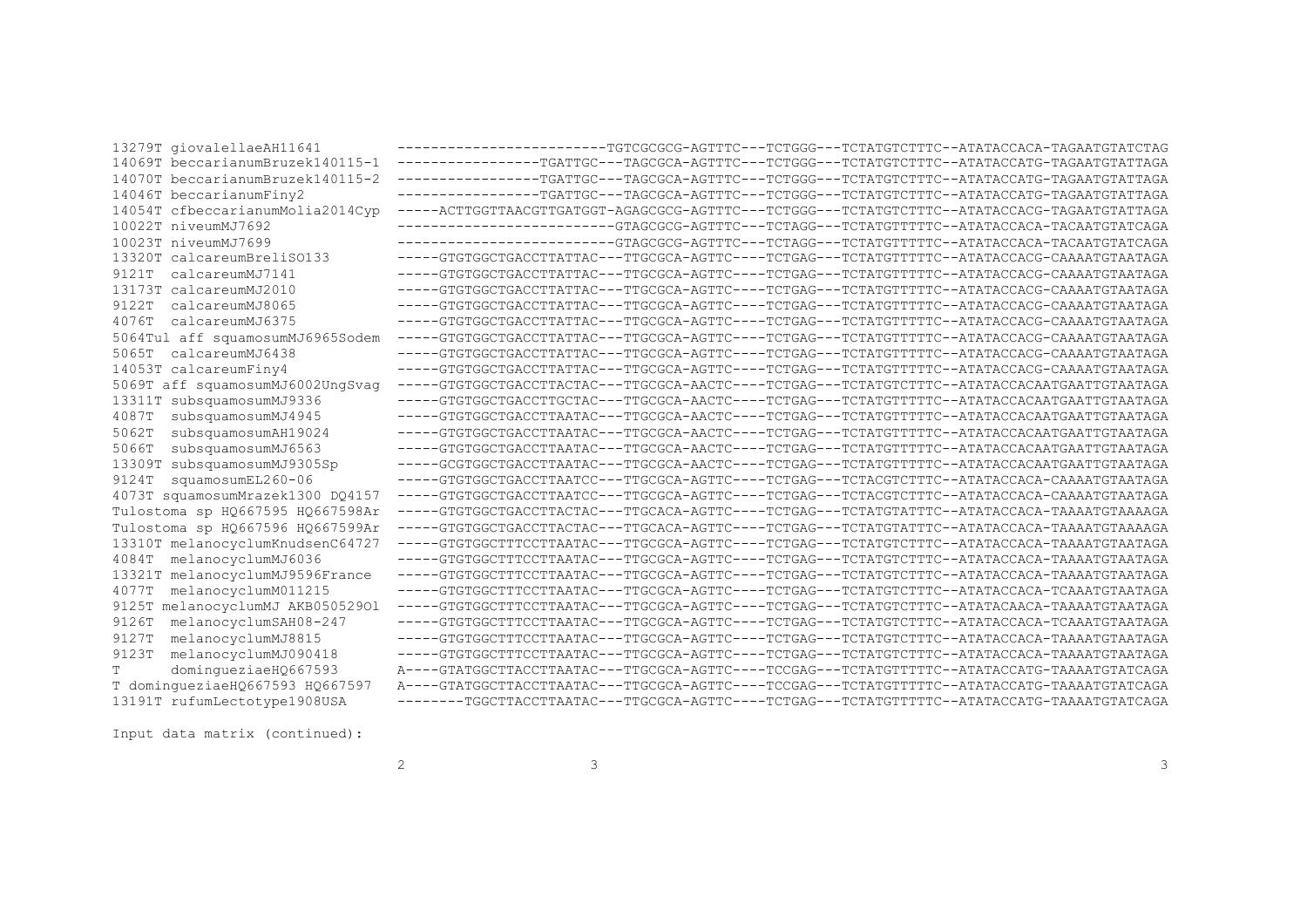```
13279T giovalellaeAH11641         ------------------------TGTCGCGCG-AGTTTC---TCTGGG---TCTATGTCTTTC--ATATACCACA-TAGAATGTATCTAG
14069T beccarianumBruzek140115-1  -----------------TGATTGC---TAGCGCA-AGTTTC---TCTGGG---TCTATGTCTTTC--ATATACCATG-TAGAATGTATTAGA
14070T beccarianumBruzek140115-2  -----------------TGATTGC---TAGCGCA-AGTTTC---TCTGGG---TCTATGTCTTTC--ATATACCATG-TAGAATGTATTAGA
14046T beccarianumFiny2           -----------------TGATTGC---TAGCGCA-AGTTTC---TCTGGG---TCTATGTCTTTC--ATATACCATG-TAGAATGTATTAGA
14054T cfbeccarianumMolia2014Cyp  -----ACTTGGTTAACGTTGATGGT-AGAGCGCG-AGTTTC---TCTGGG---TCTATGTCTTTC--ATATACCACG-TAGAATGTATTAGA
10022T niveumMJ7692               -------------------------GTAGCGCG-AGTTTC---TCTAGG---TCTATGTTTTTC--ATATACCACA-TACAATGTATCAGA
10023T niveumMJ7699               -------------------------GTAGCGCG-AGTTTC---TCTAGG---TCTATGTTTTTC--ATATACCACA-TACAATGTATCAGA
13320T calcareumBreliSO133        -----GTGTGGCTGACCTTATTAC---TTGCGCA-AGTTC----TCTGAG---TCTATGTTTTTC--ATATACCACG-CAAAATGTAATAGA
9121T  calcareumMJ7141            -----GTGTGGCTGACCTTATTAC---TTGCGCA-AGTTC----TCTGAG---TCTATGTTTTTC--ATATACCACG-CAAAATGTAATAGA
13173T calcareumMJ2010            -----GTGTGGCTGACCTTATTAC---TTGCGCA-AGTTC----TCTGAG---TCTATGTTTTTC--ATATACCACG-CAAAATGTAATAGA
9122T  calcareumMJ8065            -----GTGTGGCTGACCTTATTAC---TTGCGCA-AGTTC----TCTGAG---TCTATGTTTTTC--ATATACCACG-CAAAATGTAATAGA
4076T  calcareumMJ6375            -----GTGTGGCTGACCTTATTAC---TTGCGCA-AGTTC----TCTGAG---TCTATGTTTTTC--ATATACCACG-CAAAATGTAATAGA
5064Tul aff squamosumMJ6965Sodem  -----GTGTGGCTGACCTTATTAC---TTGCGCA-AGTTC----TCTGAG---TCTATGTTTTTC--ATATACCACG-CAAAATGTAATAGA
5065T  calcareumMJ6438            -----GTGTGGCTGACCTTATTAC---TTGCGCA-AGTTC----TCTGAG---TCTATGTTTTTC--ATATACCACG-CAAAATGTAATAGA
14053T calcareumFiny4             -----GTGTGGCTGACCTTATTAC---TTGCGCA-AGTTC----TCTGAG---TCTATGTTTTTC--ATATACCACG-CAAAATGTAATAGA
5069T aff squamosumMJ6002UngSvag  -----GTGTGGCTGACCTTACTAC---TTGCGCA-AACTC----TCTGAG---TCTATGTCTTTC--ATATACCACAATGAATTGTAATAGA
13311T subsquamosumMJ9336         -----GTGTGGCTGACCTTGCTAC---TTGCGCA-AACTC----TCTGAG---TCTATGTTTTTC--ATATACCACAATGAATTGTAATAGA
4087T  subsquamosumMJ4945         -----GTGTGGCTGACCTTAATAC---TTGCGCA-AACTC----TCTGAG---TCTATGTTTTTC--ATATACCACAATGAATTGTAATAGA
5062T  subsquamosumAH19024        -----GTGTGGCTGACCTTAATAC---TTGCGCA-AACTC----TCTGAG---TCTATGTTTTTC--ATATACCACAATGAATTGTAATAGA
5066T  subsquamosumMJ6563         -----GTGTGGCTGACCTTAATAC---TTGCGCA-AACTC----TCTGAG---TCTATGTTTTTC--ATATACCACAATGAATTGTAATAGA
13309T subsquamosumMJ9305Sp       -----GCGTGGCTGACCTTAATAC---TTGCGCA-AACTC----TCTGAG---TCTATGTTTTTC--ATATACCACAATGAATTGTAATAGA
9124T  squamosumEL260-06          -----GTGTGGCTGACCTTAATCC---TTGCGCA-AGTTC----TCTGAG---TCTACGTCTTTC--ATATACCACA-CAAAATGTAATAGA
4073T squamosumMrazek1300 DQ4157  -----GTGTGGCTGACCTTAATCC---TTGCGCA-AGTTC----TCTGAG---TCTACGTCTTTC--ATATACCACA-CAAAATGTAATAGA
Tulostoma sp HQ667595 HQ667598Ar -----GTGTGGCTGACCTTACTAC---TTGCACA-AGTTC----TCTGAG---TCTATGTATTTC--ATATACCACA-TAAAATGTAAAAGA
Tulostoma sp HQ667596 HQ667599Ar -----GTGTGGCTGACCTTACTAC---TTGCACA-AGTTC----TCTGAG---TCTATGTATTTC--ATATACCACA-TAAAATGTAAAAGA
13310T melanocyclumKnudsenC64727  -----GTGTGGCTTTCCTTAATAC---TTGCGCA-AGTTC----TCTGAG---TCTATGTCTTTC--ATATACCACA-TAAAATGTAATAGA
4084T  melanocyclumMJ6036         -----GTGTGGCTTTCCTTAATAC---TTGCGCA-AGTTC----TCTGAG---TCTATGTCTTTC--ATATACCACA-TAAAATGTAATAGA
13321T melanocyclumMJ9596France   -----GTGTGGCTTTCCTTAATAC---TTGCGCA-AGTTC----TCTGAG---TCTATGTCTTTC--ATATACCACA-TAAAATGTAATAGA
4077T  melanocyclumM011215        -----GTGTGGCTTTCCTTAATAC---TTGCGCA-AGTTC----TCTGAG---TCTATGTCTTTC--ATATACCACA-TCAAATGTAATAGA
9125T melanocyclumMJ AKB050529Ol  -----GTGTGGCTTTCCTTAATAC---TTGCGCA-AGTTC----TCTGAG---TCTATGTCTTTC--ATATACAACA-TAAAATGTAATAGA
9126T  melanocyclumSAH08-247      -----GTGTGGCTTTCCTTAATAC---TTGCGCA-AGTTC----TCTGAG---TCTATGTCTTTC--ATATACCACA-TCAAATGTAATAGA
9127T  melanocyclumMJ8815         -----GTGTGGCTTTCCTTAATAC---TTGCGCA-AGTTC----TCTGAG---TCTATGTCTTTC--ATATACCACA-TAAAATGTAATAGA
9123T  melanocyclumMJ090418       -----GTGTGGCTTTCCTTAATAC---TTGCGCA-AGTTC----TCTGAG---TCTATGTCTTTC--ATATACCACA-TAAAATGTAATAGA
T      domingueziaeHQ667593       A----GTATGGCTTACCTTAATAC---TTGCGCA-AGTTC----TCCGAG---TCTATGTTTTTC--ATATACCATG-TAAAATGTATCAGA
T domingueziaeHQ667593 HQ667597   A----GTATGGCTTACCTTAATAC---TTGCGCA-AGTTC----TCCGAG---TCTATGTTTTTC--ATATACCATG-TAAAATGTATCAGA
13191T rufumLectotype1908USA      --------TGGCTTACCTTAATAC---TTGCGCA-AGTTC----TCTGAG---TCTATGTTTTTC--ATATACCATG-TAAAATGTATCAGA
```

Input data matrix (continued):

```
                                  2                         3                                                               3
```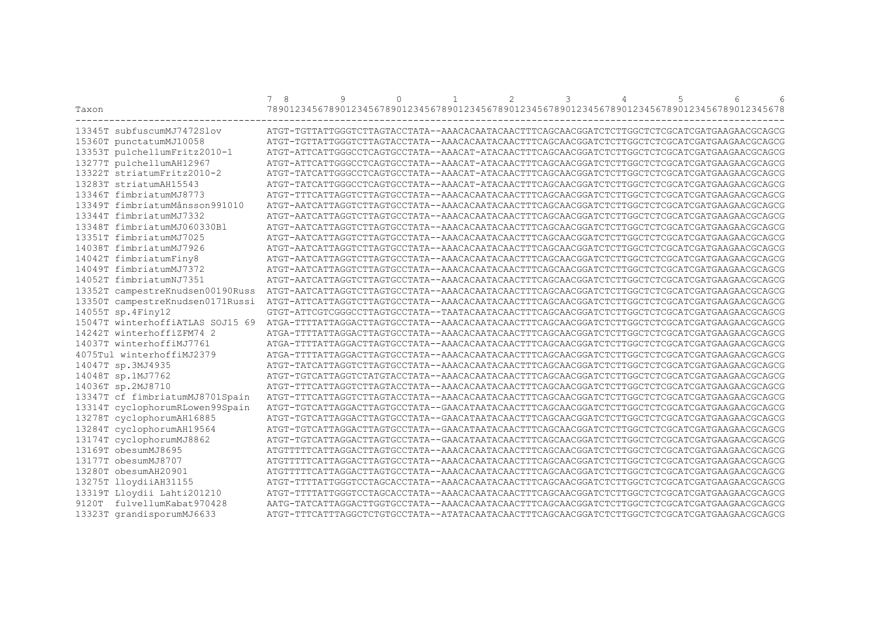```
                                 7  8         9         0         1         2         3         4         5         6       6
Taxon                            7890123456789012345678901234567890123456789012345678901234567890123456789012345678901234567890123456789012345678
------------------------------------------------------------------------------------------------------------------------------------------------
13345T subfuscumMJ7472Slov       ATGT-TGTTATTGGGTCTTAGTACCTATA--AAACACAATACAACTTTCAGCAACGGATCTCTTGGCTCTCGCATCGATGAAGAACGCAGCG
15360T punctatumMJ10058          ATGT-TGTTATTGGGTCTTAGTACCTATA--AAACACAATACAACTTTCAGCAACGGATCTCTTGGCTCTCGCATCGATGAAGAACGCAGCG
13353T pulchellumFritz2010-1     ATGT-ATTCATTGGGCCTCAGTGCCTATA--AAACAT-ATACAACTTTCAGCAACGGATCTCTTGGCTCTCGCATCGATGAAGAACGCAGCG
13277T pulchellumAH12967         ATGT-ATTCATTGGGCCTCAGTGCCTATA--AAACAT-ATACAACTTTCAGCAACGGATCTCTTGGCTCTCGCATCGATGAAGAACGCAGCG
13322T striatumFritz2010-2       ATGT-TATCATTGGGCCTCAGTGCCTATA--AAACAT-ATACAACTTTCAGCAACGGATCTCTTGGCTCTCGCATCGATGAAGAACGCAGCG
13283T striatumAH15543           ATGT-TATCATTGGGCCTCAGTGCCTATA--AAACAT-ATACAACTTTCAGCAACGGATCTCTTGGCTCTCGCATCGATGAAGAACGCAGCG
13346T fimbriatumMJ8773          ATGT-TTTCATTAGGTCTTAGTGCCTATA--AAACACAATACAACTTTCAGCAACGGATCTCTTGGCTCTCGCATCGATGAAGAACGCAGCG
13349T fimbriatumMånsson991010   ATGT-AATCATTAGGTCTTAGTGCCTATA--AAACACAATACAACTTTCAGCAACGGATCTCTTGGCTCTCGCATCGATGAAGAACGCAGCG
13344T fimbriatumMJ7332          ATGT-AATCATTAGGTCTTAGTGCCTATA--AAACACAATACAACTTTCAGCAACGGATCTCTTGGCTCTCGCATCGATGAAGAACGCAGCG
13348T fimbriatumMJ060330Bl      ATGT-AATCATTAGGTCTTAGTGCCTATA--AAACACAATACAACTTTCAGCAACGGATCTCTTGGCTCTCGCATCGATGAAGAACGCAGCG
13351T fimbriatumMJ7025          ATGT-AATCATTAGGTCTTAGTGCCTATA--AAACACAATACAACTTTCAGCAACGGATCTCTTGGCTCTCGCATCGATGAAGAACGCAGCG
14038T fimbriatumMJ7926          ATGT-AATCATTAGGTCTTAGTGCCTATA--AAACACAATACAACTTTCAGCAACGGATCTCTTGGCTCTCGCATCGATGAAGAACGCAGCG
14042T fimbriatumFiny8           ATGT-AATCATTAGGTCTTAGTGCCTATA--AAACACAATACAACTTTCAGCAACGGATCTCTTGGCTCTCGCATCGATGAAGAACGCAGCG
14049T fimbriatumMJ7372          ATGT-AATCATTAGGTCTTAGTGCCTATA--AAACACAATACAACTTTCAGCAACGGATCTCTTGGCTCTCGCATCGATGAAGAACGCAGCG
14052T fimbriatumNJ7351          ATGT-AATCATTAGGTCTTAGTGCCTATA--AAACACAATACAACTTTCAGCAACGGATCTCTTGGCTCTCGCATCGATGAAGAACGCAGCG
13352T campestreKnudsen00190Russ ATGT-AATCATTAGGTCTTAGTGCCTATA--AAACACAATACAACTTTCAGCAACGGATCTCTTGGCTCTCGCATCGATGAAGAACGCAGCG
13350T campestreKnudsen0171Russi ATGT-ATTCATTAGGTCTTAGTGCCTATA--AAACACAATACAACTTTCAGCAACGGATCTCTTGGCTCTCGCATCGATGAAGAACGCAGCG
14055T sp.4Finy12                GTGT-ATTCGTCGGGCCTTAGTGCCTATA--TAATACAATACAACTTTCAGCAACGGATCTCTTGGCTCTCGCATCGATGAAGAACGCAGCG
15047T winterhoffiATLAS SOJ15 69 ATGA-TTTTATTAGGACTTAGTGCCTATA--AAACACAATACAACTTTCAGCAACGGATCTCTTGGCTCTCGCATCGATGAAGAACGCAGCG
14242T winterhoffiZFM74 2        ATGA-TTTTATTAGGACTTAGTGCCTATA--AAACACAATACAACTTTCAGCAACGGATCTCTTGGCTCTCGCATCGATGAAGAACGCAGCG
14037T winterhoffiMJ7761         ATGA-TTTTATTAGGACTTAGTGCCTATA--AAACACAATACAACTTTCAGCAACGGATCTCTTGGCTCTCGCATCGATGAAGAACGCAGCG
4075Tul winterhoffiMJ2379        ATGA-TTTTATTAGGACTTAGTGCCTATA--AAACACAATACAACTTTCAGCAACGGATCTCTTGGCTCTCGCATCGATGAAGAACGCAGCG
14047T sp.3MJ4935                ATGT-TATCATTAGGTCTTAGTGCCTATA--AAACACAATACAACTTTCAGCAACGGATCTCTTGGCTCTCGCATCGATGAAGAACGCAGCG
14048T sp.1MJ7762                ATGT-TGTCATTAGGTCTATGTACCTATA--AAACACAATACAACTTTCAGCAACGGATCTCTTGGCTCTCGCATCGATGAAGAACGCAGCG
14036T sp.2MJ8710                ATGT-TTTCATTAGGTCTTAGTACCTATA--AAACACAATACAACTTTCAGCAACGGATCTCTTGGCTCTCGCATCGATGAAGAACGCAGCG
13347T cf fimbriatumMJ8701Spain  ATGT-TTTCATTAGGTCTTAGTACCTATA--AAACACAATACAACTTTCAGCAACGGATCTCTTGGCTCTCGCATCGATGAAGAACGCAGCG
13314T cyclophorumRLowen99Spain  ATGT-TGTCATTAGGACTTAGTGCCTATA--GAACATAATACAACTTTCAGCAACGGATCTCTTGGCTCTCGCATCGATGAAGAACGCAGCG
13278T cyclophorumAH16885        ATGT-TGTCATTAGGACTTAGTGCCTATA--GAACATAATACAACTTTCAGCAACGGATCTCTTGGCTCTCGCATCGATGAAGAACGCAGCG
13284T cyclophorumAH19564        ATGT-TGTCATTAGGACTTAGTGCCTATA--GAACATAATACAACTTTCAGCAACGGATCTCTTGGCTCTCGCATCGATGAAGAACGCAGCG
13174T cyclophorumMJ8862         ATGT-TGTCATTAGGACTTAGTGCCTATA--GAACATAATACAACTTTCAGCAACGGATCTCTTGGCTCTCGCATCGATGAAGAACGCAGCG
13169T obesumMJ8695              ATGTTTTTCATTAGGACTTAGTGCCTATA--AAACACAATACAACTTTCAGCAACGGATCTCTTGGCTCTCGCATCGATGAAGAACGCAGCG
13177T obesumMJ8707              ATGTTTTTCATTAGGACTTAGTGCCTATA--AAACACAATACAACTTTCAGCAACGGATCTCTTGGCTCTCGCATCGATGAAGAACGCAGCG
13280T obesumAH20901             ATGTTTTTCATTAGGACTTAGTGCCTATA--AAACACAATACAACTTTCAGCAACGGATCTCTTGGCTCTCGCATCGATGAAGAACGCAGCG
13275T lloydiiAH31155            ATGT-TTTTATTGGGTCCTAGCACCTATA--AAACACAATACAACTTTCAGCAACGGATCTCTTGGCTCTCGCATCGATGAAGAACGCAGCG
13319T Lloydii Lahti201210       ATGT-TTTTATTGGGTCCTAGCACCTATA--AAACACAATACAACTTTCAGCAACGGATCTCTTGGCTCTCGCATCGATGAAGAACGCAGCG
9120T  fulvellumKabat970428      AATG-TATCATTAGGACTTGGTGCCTATA--AAACACAATACAACTTTCAGCAACGGATCTCTTGGCTCTCGCATCGATGAAGAACGCAGCG
13323T grandisporumMJ6633        ATGT-TTTCATTTAGGCTCTGTGCCTATA--ATATACAATACAACTTTCAGCAACGGATCTCTTGGCTCTCGCATCGATGAAGAACGCAGCG
```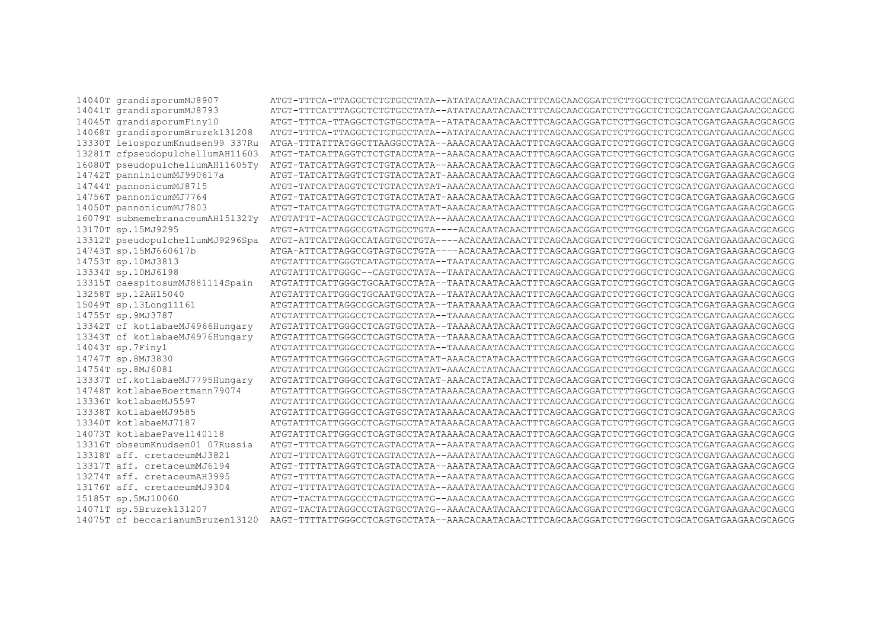```
14040T grandisporumMJ8907          ATGT-TTTCA-TTAGGCTCTGTGCCTATA--ATATACAATACAACTTTCAGCAACGGATCTCTTGGCTCTCGCATCGATGAAGAACGCAGCG
14041T grandisporumMJ8793          ATGT-TTTCATTTAGGCTCTGTGCCTATA--ATATACAATACAACTTTCAGCAACGGATCTCTTGGCTCTCGCATCGATGAAGAACGCAGCG
14045T grandisporumFiny10          ATGT-TTTCA-TTAGGCTCTGTGCCTATA--ATATACAATACAACTTTCAGCAACGGATCTCTTGGCTCTCGCATCGATGAAGAACGCAGCG
14068T grandisporumBruzek131208    ATGT-TTTCA-TTAGGCTCTGTGCCTATA--ATATACAATACAACTTTCAGCAACGGATCTCTTGGCTCTCGCATCGATGAAGAACGCAGCG
13330T leiosporumKnudsen99 337Ru   ATGA-TTTATTATGGCTTAAGGCCTATA--AAACACAATACAACTTTCAGCAACGGATCTCTTGGCTCTCGCATCGATGAAGAACGCAGCG
13281T cfpseudopulchellumAH11603  ATGT-TATCATTAGGTCTCTGTACCTATA--AAACACAATACAACTTTCAGCAACGGATCTCTTGGCTCTCGCATCGATGAAGAACGCAGCG
16080T pseudopulchellumAH11605Ty  ATGT-TATCATTAGGTCTCTGTACCTATA--AAACACAATACAACTTTCAGCAACGGATCTCTTGGCTCTCGCATCGATGAAGAACGCAGCG
14742T panninicumMJ990617a         ATGT-TATCATTAGGTCTCTGTACCTATAT-AAACACAATACAACTTTCAGCAACGGATCTCTTGGCTCTCGCATCGATGAAGAACGCAGCG
14744T pannonicumMJ8715            ATGT-TATCATTAGGTCTCTGTACCTATAT-AAACACAATACAACTTTCAGCAACGGATCTCTTGGCTCTCGCATCGATGAAGAACGCAGCG
14756T pannonicumMJ7764            ATGT-TATCATTAGGTCTCTGTACCTATAT-AAACACAATACAACTTTCAGCAACGGATCTCTTGGCTCTCGCATCGATGAAGAACGCAGCG
14050T pannonicumMJ7803            ATGT-TATCATTAGGTCTCTGTACCTATAT-AAACACAATACAACTTTCAGCAACGGATCTCTTGGCTCTCGCATCGATGAAGAACGCAGCG
16079T submemebranaceumAH15132Ty   ATGTATTT-ACTAGGCCTCAGTGCCTATA--AAACACAATACAACTTTCAGCAACGGATCTCTTGGCTCTCGCATCGATGAAGAACGCAGCG
13170T sp.15MJ9295                 ATGT-ATTCATTAGGCCGTAGTGCCTGTA----ACACAATACAACTTTCAGCAACGGATCTCTTGGCTCTCGCATCGATGAAGAACGCAGCG
13312T pseudopulchellumMJ9296Spa   ATGT-ATTCATTAGGCCATAGTGCCTGTA----ACACAATACAACTTTCAGCAACGGATCTCTTGGCTCTCGCATCGATGAAGAACGCAGCG
14743T sp.15MJ660617b              ATGA-ATTCATTAGGCCGTAGTGCCTGTA----ACACAATACAACTTTCAGCAACGGATCTCTTGGCTCTCGCATCGATGAAGAACGCAGCG
14753T sp.10MJ3813                 ATGTATTTCATTGGGTCATAGTGCCTATA--TAATACAATACAACTTTCAGCAACGGATCTCTTGGCTCTCGCATCGATGAAGAACGCAGCG
13334T sp.10MJ6198                 ATGTATTTCATTGGGC--CAGTGCCTATA--TAATACAATACAACTTTCAGCAACGGATCTCTTGGCTCTCGCATCGATGAAGAACGCAGCG
13315T caespitosumMJ881114Spain    ATGTATTTCATTGGGCTGCAATGCCTATA--TAATACAATACAACTTTCAGCAACGGATCTCTTGGCTCTCGCATCGATGAAGAACGCAGCG
13258T sp.12AH15040                ATGTATTTCATTGGGCTGCAATGCCTATA--TAATACAATACAACTTTCAGCAACGGATCTCTTGGCTCTCGCATCGATGAAGAACGCAGCG
15049T sp.13Long11161              ATGTATTTCATTAGGCCGCAGTGCCTATA--TAATAAAATACAACTTTCAGCAACGGATCTCTTGGCTCTCGCATCGATGAAGAACGCAGCG
14755T sp.9MJ3787                  ATGTATTTCATTGGGCCTCAGTGCCTATA--TAAAACAATACAACTTTCAGCAACGGATCTCTTGGCTCTCGCATCGATGAAGAACGCAGCG
13342T cf kotlabaeMJ4966Hungary    ATGTATTTCATTGGGCCTCAGTGCCTATA--TAAAACAATACAACTTTCAGCAACGGATCTCTTGGCTCTCGCATCGATGAAGAACGCAGCG
13343T cf kotlabaeMJ4976Hungary    ATGTATTTCATTGGGCCTCAGTGCCTATA--TAAAACAATACAACTTTCAGCAACGGATCTCTTGGCTCTCGCATCGATGAAGAACGCAGCG
14043T sp.7Finy1                   ATGTATTTCATTGGGCCTCAGTGCCTATA--TAAAACAATACAACTTTCAGCAACGGATCTCTTGGCTCTCGCATCGATGAAGAACGCAGCG
14747T sp.8MJ3830                  ATGTATTTCATTGGGCCTCAGTGCCTATAT-AAACACTATACAACTTTCAGCAACGGATCTCTTGGCTCTCGCATCGATGAAGAACGCAGCG
14754T sp.8MJ6081                  ATGTATTTCATTGGGCCTCAGTGCCTATAT-AAACACTATACAACTTTCAGCAACGGATCTCTTGGCTCTCGCATCGATGAAGAACGCAGCG
13337T cf.kotlabaeMJ7795Hungary    ATGTATTTCATTGGGCCTCAGTGCCTATAT-AAACACTATACAACTTTCAGCAACGGATCTCTTGGCTCTCGCATCGATGAAGAACGCAGCG
14748T kotlabaeBoertmann79074      ATGTATTTCATTGGGCCTCAGTGSCTATATAAAACACAATACAACTTTCAGCAACGGATCTTTTGGCTCTCGCATCGATGAAGAACGCAGCG
13336T kotlabaeMJ5597              ATGTATTTCATTGGGCCTCAGTGCCTATATAAAACACAATACAACTTTCAGCAACGGATCTCTTGGCTCTCGCATCGATGAAGAACGCAGCG
13338T kotlabaeMJ9585              ATGTATTTCATTGGGCCTCAGTGSCTATATAAAACACAATACAACTTTCAGCAACGGATCTCTTGGCTCTCGCATCGATGAAGAACGCARCG
13340T kotlabaeMJ7187              ATGTATTTCATTGGGCCTCAGTGCCTATATAAAACACAATACAACTTTCAGCAACGGATCTCTTGGCTCTCGCATCGATGAAGAACGCAGCG
14073T kotlabaePavel140118         ATGTATTTCATTGGGCCTCAGTGCCTATATAAAACACAATACAACTTTCAGCAACGGATCTCTTGGCTCTCGCATCGATGAAGAACGCAGCG
13316T obseumKnudsen01 07Russia    ATGT-TTTCATTAGGTCTCAGTACCTATA--AAATATAATACAACTTTCAGCAACGGATCTCTTGGCTCTCGCATCGATGAAGAACGCAGCG
13318T aff. cretaceumMJ3821       ATGT-TTTCATTAGGTCTCAGTACCTATA--AAATATAATACAACTTTCAGCAACGGATCTCTTGGCTCTCGCATCGATGAAGAACGCAGCG
13317T aff. cretaceumMJ6194       ATGT-TTTTATTAGGTCTCAGTACCTATA--AAATATAATACAACTTTCAGCAACGGATCTCTTGGCTCTCGCATCGATGAAGAACGCAGCG
13274T aff. cretaceumAH3995       ATGT-TTTTATTAGGTCTCAGTACCTATA--AAATATAATACAACTTTCAGCAACGGATCTCTTGGCTCTCGCATCGATGAAGAACGCAGCG
13176T aff. cretaceumMJ9304       ATGT-TTTTATTAGGTCTCAGTACCTATA--AAATATAATACAACTTTCAGCAACGGATCTCTTGGCTCTCGCATCGATGAAGAACGCAGCG
15185T sp.5MJ10060                 ATGT-TACTATTAGGCCCTAGTGCCTATG--AAACACAATACAACTTTCAGCAACGGATCTCTTGGCTCTCGCATCGATGAAGAACGCAGCG
14071T sp.5Bruzek131207            ATGT-TACTATTAGGCCCTAGTGCCTATG--AAACACAATACAACTTTCAGCAACGGATCTCTTGGCTCTCGCATCGATGAAGAACGCAGCG
14075T cf beccarianumBruzen13120   AAGT-TTTTATTGGGCCTCAGTGCCTATA--AAACACAATACAACTTTCAGCAACGGATCTCTTGGCTCTCGCATCGATGAAGAACGCAGCG
```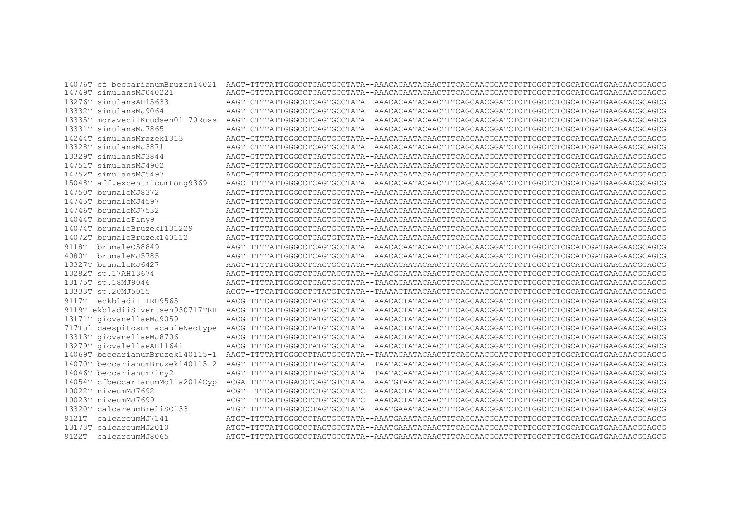```
14076T cf beccarianumBruzen14021  AAGT-TTTTATTGGGCCTCAGTGCCTATA--AAACACAATACAACTTTCAGCAACGGATCTCTTGGCTCTCGCATCGATGAAGAACGCAGCG
14749T simulansMJ040221           AAGT-CTTTATTGGGCCTCAGTGCCTATA--AAACACAATACAACTTTCAGCAACGGATCTCTTGGCTCTCGCATCGATGAAGAACGCAGCG
13276T simulansAH15633            AAGT-CTTTATTGGGCCTCAGTGCCTATA--AAACACAATACAACTTTCAGCAACGGATCTCTTGGCTCTCGCATCGATGAAGAACGCAGCG
13332T simulansMJ9064             AAGT-CTTTATTGGGCCTCAGTGCCTATA--AAACACAATACAACTTTCAGCAACGGATCTCTTGGCTCTCGCATCGATGAAGAACGCAGCG
13335T moraveciiKnudsen01 70Russ  AAGT-CTTTATTGGGCCTCAGTGCCTATA--AAACACAATACAACTTTCAGCAACGGATCTCTTGGCTCTCGCATCGATGAAGAACGCAGCG
13331T simulansMJ7865             AAGT-CTTTATTGGGCCTCAGTGCCTATA--AAACACAATACAACTTTCAGCAACGGATCTCTTGGCTCTCGCATCGATGAAGAACGCAGCG
14244T simulansMrazek1313         AAGT-CTTTATTGGGCCTCAGTGCCTATA--AAACACAATACAACTTTCAGCAACGGATCTCTTGGCTCTCGCATCGATGAAGAACGCAGCG
13328T simulansMJ3871             AAGT-CTTTATTGGGCCTCAGTGCCTATA--AAACACAATACAACTTTCAGCAACGGATCTCTTGGCTCTCGCATCGATGAAGAACGCAGCG
13329T simulansMJ3844             AAGT-CTTTATTGGGCCTCAGTGCCTATA--AAACACAATACAACTTTCAGCAACGGATCTCTTGGCTCTCGCATCGATGAAGAACGCAGCG
14751T simulansMJ4902             AAGT-CTTTATTGGGCCTCAGTGCCTATA--AAACACAATACAACTTTCAGCAACGGATCTCTTGGCTCTCGCATCGATGAAGAACGCAGCG
14752T simulansMJ5497             AAGT-CTTTATTGGGCCTCAGTGCCTATA--AAACACAATACAACTTTCAGCAACGGATCTCTTGGCTCTCGCATCGATGAAGAACGCAGCG
15048T aff.excentricumLong9369    AAGC-TTTTATTGGGCCTCAGTGCCTATA--AAACACAATACAACTTTCAGCAACGGATCTCTTGGCTCTCGCATCGATGAAGAACGCAGCG
14750T brumaleMJ8372              AAGT-TTTTATTGGGCCTCAGTGCCTATA--AAACACAATACAACTTTCAGCAACGGATCTCTTGGCTCTCGCATCGATGAAGAACGCAGCG
14745T brumaleMJ4597              AAGT-TTTTATTGGGCCTCAGTGYCTATA--AAACACAATACAACTTTCAGCAACGGATCTCTTGGCTCTCGCATCGATGAAGAACGCAGCG
14746T brumaleMJ7532              AAGT-TTTTATTGGGCCTCAGTGCCTATA--AAACACAATACAACTTTCAGCAACGGATCTCTTGGCTCTCGCATCGATGAAGAACGCAGCG
14044T brumaleFiny9               AAGT-TTTTATTGGGCCTCAGTGCCTATA--AAACACAATACAACTTTCAGCAACGGATCTCTTGGCTCTCGCATCGATGAAGAACGCAGCG
14074T brumaleBruzek1131229       AAGT-TTTTATTGGGCCTCAGTGCCTATA--AAACACAATACAACTTTCAGCAACGGATCTCTTGGCTCTCGCATCGATGAAGAACGCAGCG
14072T brumaleBruzek140112        AAGT-TTTTATTGGGCCTCAGTGTCTATA--AAACACAATACAACTTTCAGCAACGGATCTCTTGGCTCTCGCATCGATGAAGAACGCAGCG
9118T  brumaleO58849              AAGT-TTTTATTGGGCCTCAGTGCCTATA--AAACACAATACAACTTTCAGCAACGGATCTCTTGGCTCTCGCATCGATGAAGAACGCAGCG
4080T  brumaleMJ5785              AAGT-TTTTATTGGGCCTCAGTGCCTATA--AAACACAATACAACTTTCAGCAACGGATCTCTTGGCTCTCGCATCGATGAAGAACGCAGCG
13327T brumaleMJ6427              AAGT-TTTTATTGGGCCTCAGTGCCTATA--AAACACAATACAACTTTCAGCAACGGATCTCTTGGCTCTCGCATCGATGAAGAACGCAGCG
13282T sp.17AH13674               AAGT-TTTTATTGGGTCTCAGTACCTATA--AAACGCAATACAACTTTCAGCAACGGATCTCTTGGCTCTCGCATCGATGAAGAACGCAGCG
13175T sp.18MJ9046                AAGT-TTTTATTGGGCCTCAGTGCCTATA--TAACACAATACAACTTTCAGCAACGGATCTCTTGGCTCTCGCATCGATGAAGAACGCAGCG
13333T sp.20MJ5015                ACGT--TTCATTGGGCCTCTATGTCTATA--TAAAACTATACAACTTTCAGCAACGGATCTCTTGGCTCTCGCATCGATGAAGAACGCAGCG
9117T  eckbladii TRH9565          AACG-TTTCATTGGGCCTATGTGCCTATA--AAACACTATACAACTTTCAGCAACGGATCTCTTGGCTCTCGCATCGATGAAGAACGCAGCG
9119T ekbladiiSivertsen930717TRH  AACG-TTTCATTGGGCCTATGTGCCTATA--AAACACTATACAACTTTCAGCAACGGATCTCTTGGCTCTCGCATCGATGAAGAACGCAGCG
13171T giovanellaeMJ9059          AACG-TTTCATTGGGCCTATGTGCCTATA--AAACACTATACAACTTTCAGCAACGGATCTCTTGGCTCTCGCATCGATGAAGAACGCAGCG
717Tul caespitosum acauleNeotype  AACG-TTTCATTGGGCCTATGTGCCTATA--AAACACTATACAACTTTCAGCAACGGATCTCTTGGCTCTCGCATCGATGAAGAACGCAGCG
13313T giovanellaeMJ8706          AACG-TTTCATTGGGCCTATGTGCCTATA--AAACACTATACAACTTTCAGCAACGGATCTCTTGGCTCTCGCATCGATGAAGAACGCAGCG
13279T giovalellaeAH11641         AACG-TTTCATTGGGCCTATGTGCCTATA--AAACACTATACAACTTTCAGCAACGGATCTCTTGGCTCTCGCATCGATGAAGAACGCAGCG
14069T beccarianumBruzek140115-1  AAGT-TTTTATTGGGCCTTAGTGCCTATA--TAATACAATACAACTTTCAGCAACGGATCTCTTGGCTCTCGCATCGATGAAGAACGCAGCG
14070T beccarianumBruzek140115-2  AAGT-TTTTATTGGGCCTTAGTGCCTATA--TAATACAATACAACTTTCAGCAACGGATCTCTTGGCTCTCGCATCGATGAAGAACGCAGCG
14046T beccarianumFiny2           AAGT-TTTTATTAGGCCTTAGTGCCTATA--TAATACAATACAACTTTCAGCAACGGATCTCTTGGCTCTCGCATCGATGAAGAACGCAGCG
14054T cfbeccarianumMolia2014Cyp  ACGA-TTTTATTGGACCTCAGTGTCTATA--AAATGTAATACAACTTTCAGCAACGGATCTCTTGGCTCTCGCATCGATGAAGAACGCAGCG
10022T niveumMJ7692               ACGT--TTCATTGGGCCTCTGTGCCTATC--AAACACTATACAACTTTCAGCAACGGATCTCTTGGCTCTCGCATCGATGAAGAACGCAGCG
10023T niveumMJ7699               ACGT--TTCATTGGGCCTCTGTGCCTATC--AAACACTATACAACTTTCAGCAACGGATCTCTTGGCTCTCGCATCGATGAAGAACGCAGCG
13320T calcareumBreliSO133        ATGT-TTTTATTGGGCCTAGTGCCTATA--AAATGAAATACAACTTTCAGCAACGGATCTCTTGGCTCTCGCATCGATGAAGAACGCAGCG
9121T  calcareumMJ7141            ATGT-TTTTATTGGGCCCTAGTGCCTATA--AAATGAAATACAACTTTCAGCAACGGATCTCTTGGCTCTCGCATCGATGAAGAACGCAGCG
13173T calcareumMJ2010            ATGT-TTTTATTGGGCCCTAGTGCCTATA--AAATGAAATACAACTTTCAGCAACGGATCTCTTGGCTCTCGCATCGATGAAGAACGCAGCG
9122T  calcareumMJ8065            ATGT-TTTTATTGGGCCCTAGTGCCTATA--AAATGAAATACAACTTTCAGCAACGGATCTCTTGGCTCTCGCATCGATGAAGAACGCAGCG
```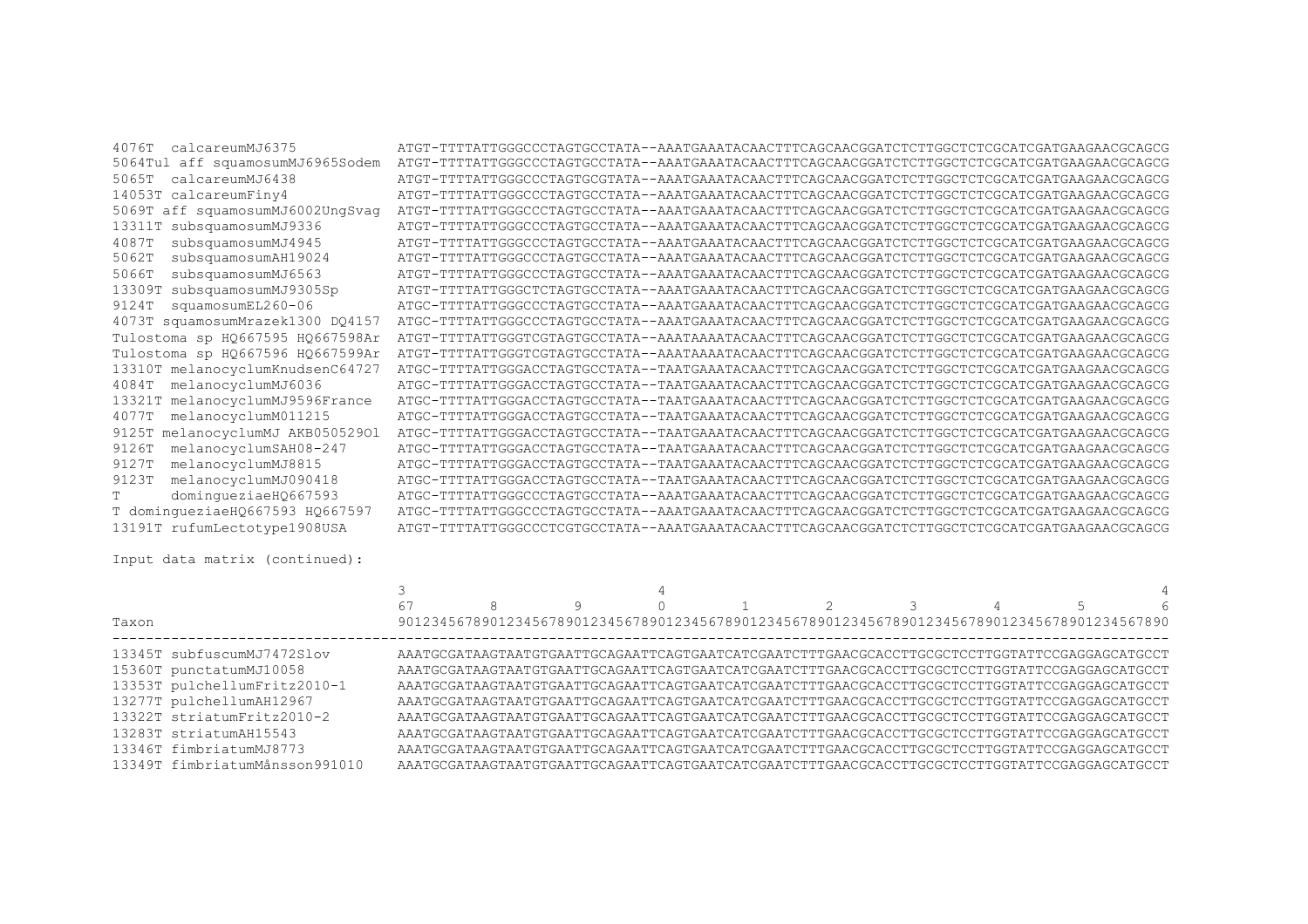```
4076T  calcareumMJ6375            ATGT-TTTTATTGGGCCCTAGTGCCTATA--AAATGAAATACAACTTTCAGCAACGGATCTCTTGGCTCTCGCATCGATGAAGAACGCAGCG
5064Tul aff squamosumMJ6965Sodem  ATGT-TTTTATTGGGCCCTAGTGCCTATA--AAATGAAATACAACTTTCAGCAACGGATCTCTTGGCTCTCGCATCGATGAAGAACGCAGCG
5065T  calcareumMJ6438            ATGT-TTTTATTGGGCCCTAGTGCGTATA--AAATGAAATACAACTTTCAGCAACGGATCTCTTGGCTCTCGCATCGATGAAGAACGCAGCG
14053T calcareumFiny4             ATGT-TTTTATTGGGCCCTAGTGCCTATA--AAATGAAATACAACTTTCAGCAACGGATCTCTTGGCTCTCGCATCGATGAAGAACGCAGCG
5069T aff squamosumMJ6002UngSvag  ATGT-TTTTATTGGGCCCTAGTGCCTATA--AAATGAAATACAACTTTCAGCAACGGATCTCTTGGCTCTCGCATCGATGAAGAACGCAGCG
13311T subsquamosumMJ9336         ATGT-TTTTATTGGGCCCTAGTGCCTATA--AAATGAAATACAACTTTCAGCAACGGATCTCTTGGCTCTCGCATCGATGAAGAACGCAGCG
4087T  subsquamosumMJ4945         ATGT-TTTTATTGGGCCCTAGTGCCTATA--AAATGAAATACAACTTTCAGCAACGGATCTCTTGGCTCTCGCATCGATGAAGAACGCAGCG
5062T  subsquamosumAH19024        ATGT-TTTTATTGGGCCCTAGTGCCTATA--AAATGAAATACAACTTTCAGCAACGGATCTCTTGGCTCTCGCATCGATGAAGAACGCAGCG
5066T  subsquamosumMJ6563         ATGT-TTTTATTGGGCCCTAGTGCCTATA--AAATGAAATACAACTTTCAGCAACGGATCTCTTGGCTCTCGCATCGATGAAGAACGCAGCG
13309T subsquamosumMJ9305Sp       ATGT-TTTTATTGGGCTCTAGTGCCTATA--AAATGAAATACAACTTTCAGCAACGGATCTCTTGGCTCTCGCATCGATGAAGAACGCAGCG
9124T  squamosumEL260-06          ATGC-TTTTATTGGGCCCTAGTGCCTATA--AAATGAAATACAACTTTCAGCAACGGATCTCTTGGCTCTCGCATCGATGAAGAACGCAGCG
4073T squamosumMrazek1300 DQ4157  ATGC-TTTTATTGGGCCCTAGTGCCTATA--AAATGAAATACAACTTTCAGCAACGGATCTCTTGGCTCTCGCATCGATGAAGAACGCAGCG
Tulostoma sp HQ667595 HQ667598Ar  ATGT-TTTTATTGGGTCGTAGTGCCTATA--AAATAAAATACAACTTTCAGCAACGGATCTCTTGGCTCTCGCATCGATGAAGAACGCAGCG
Tulostoma sp HQ667596 HQ667599Ar  ATGT-TTTTATTGGGTCGTAGTGCCTATA--AAATAAAATACAACTTTCAGCAACGGATCTCTTGGCTCTCGCATCGATGAAGAACGCAGCG
13310T melanocyclumKnudsenC64727  ATGC-TTTTATTGGGACCTAGTGCCTATA--TAATGAAATACAACTTTCAGCAACGGATCTCTTGGCTCTCGCATCGATGAAGAACGCAGCG
4084T  melanocyclumMJ6036         ATGC-TTTTATTGGGACCTAGTGCCTATA--TAATGAAATACAACTTTCAGCAACGGATCTCTTGGCTCTCGCATCGATGAAGAACGCAGCG
13321T melanocyclumMJ9596France   ATGC-TTTTATTGGGACCTAGTGCCTATA--TAATGAAATACAACTTTCAGCAACGGATCTCTTGGCTCTCGCATCGATGAAGAACGCAGCG
4077T  melanocyclumM011215        ATGC-TTTTATTGGGACCTAGTGCCTATA--TAATGAAATACAACTTTCAGCAACGGATCTCTTGGCTCTCGCATCGATGAAGAACGCAGCG
9125T melanocyclumMJ AKB050529Ol  ATGC-TTTTATTGGGACCTAGTGCCTATA--TAATGAAATACAACTTTCAGCAACGGATCTCTTGGCTCTCGCATCGATGAAGAACGCAGCG
9126T  melanocyclumSAH08-247      ATGC-TTTTATTGGGACCTAGTGCCTATA--TAATGAAATACAACTTTCAGCAACGGATCTCTTGGCTCTCGCATCGATGAAGAACGCAGCG
9127T  melanocyclumMJ8815         ATGC-TTTTATTGGGACCTAGTGCCTATA--TAATGAAATACAACTTTCAGCAACGGATCTCTTGGCTCTCGCATCGATGAAGAACGCAGCG
9123T  melanocyclumMJ090418       ATGC-TTTTATTGGGACCTAGTGCCTATA--TAATGAAATACAACTTTCAGCAACGGATCTCTTGGCTCTCGCATCGATGAAGAACGCAGCG
T      domingueziaeHQ667593       ATGC-TTTTATTGGGCCCTAGTGCCTATA--AAATGAAATACAACTTTCAGCAACGGATCTCTTGGCTCTCGCATCGATGAAGAACGCAGCG
T domingueziaeHQ667593 HQ667597   ATGC-TTTTATTGGGCCCTAGTGCCTATA--AAATGAAATACAACTTTCAGCAACGGATCTCTTGGCTCTCGCATCGATGAAGAACGCAGCG
13191T rufumLectotype1908USA      ATGT-TTTTATTGGGCCCTCGTGCCTATA--AAATGAAATACAACTTTCAGCAACGGATCTCTTGGCTCTCGCATCGATGAAGAACGCAGCG
```

Input data matrix (continued):

```
                                  3                                      4                                                 4
                                  67        8         9         0         1         2         3         4         5         6
Taxon                             9012345678901234567890123456789012345678901234567890123456789012345678901234567890123456789
-------------------------------------------------------------------------------------------------------------------------------
13345T subfuscumMJ7472Slov        AAATGCGATAAGTAATGTGAATTGCAGAATTCAGTGAATCATCGAATCTTTGAACGCACCTTGCGCTCCTTGGTATTCCGAGGAGCATGCCT
15360T punctatumMJ10058           AAATGCGATAAGTAATGTGAATTGCAGAATTCAGTGAATCATCGAATCTTTGAACGCACCTTGCGCTCCTTGGTATTCCGAGGAGCATGCCT
13353T pulchellumFritz2010-1      AAATGCGATAAGTAATGTGAATTGCAGAATTCAGTGAATCATCGAATCTTTGAACGCACCTTGCGCTCCTTGGTATTCCGAGGAGCATGCCT
13277T pulchellumAH12967          AAATGCGATAAGTAATGTGAATTGCAGAATTCAGTGAATCATCGAATCTTTGAACGCACCTTGCGCTCCTTGGTATTCCGAGGAGCATGCCT
13322T striatumFritz2010-2        AAATGCGATAAGTAATGTGAATTGCAGAATTCAGTGAATCATCGAATCTTTGAACGCACCTTGCGCTCCTTGGTATTCCGAGGAGCATGCCT
13283T striatumAH15543            AAATGCGATAAGTAATGTGAATTGCAGAATTCAGTGAATCATCGAATCTTTGAACGCACCTTGCGCTCCTTGGTATTCCGAGGAGCATGCCT
13346T fimbriatumMJ8773           AAATGCGATAAGTAATGTGAATTGCAGAATTCAGTGAATCATCGAATCTTTGAACGCACCTTGCGCTCCTTGGTATTCCGAGGAGCATGCCT
13349T fimbriatumMånsson991010    AAATGCGATAAGTAATGTGAATTGCAGAATTCAGTGAATCATCGAATCTTTGAACGCACCTTGCGCTCCTTGGTATTCCGAGGAGCATGCCT
```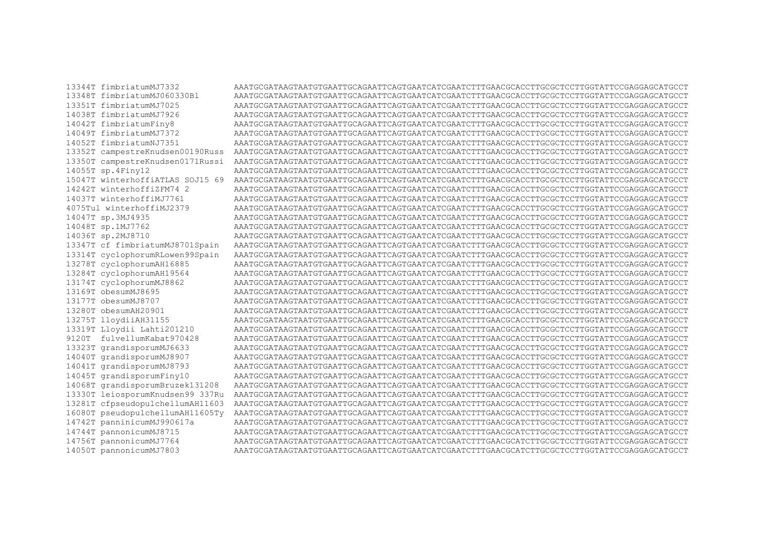```
13344T fimbriatumMJ7332           AAATGCGATAAGTAATGTGAATTGCAGAATTCAGTGAATCATCGAATCTTTGAACGCACCTTGCGCTCCTTGGTATTCCGAGGAGCATGCCT
13348T fimbriatumMJ060330Bl       AAATGCGATAAGTAATGTGAATTGCAGAATTCAGTGAATCATCGAATCTTTGAACGCACCTTGCGCTCCTTGGTATTCCGAGGAGCATGCCT
13351T fimbriatumMJ7025           AAATGCGATAAGTAATGTGAATTGCAGAATTCAGTGAATCATCGAATCTTTGAACGCACCTTGCGCTCCTTGGTATTCCGAGGAGCATGCCT
14038T fimbriatumMJ7926           AAATGCGATAAGTAATGTGAATTGCAGAATTCAGTGAATCATCGAATCTTTGAACGCACCTTGCGCTCCTTGGTATTCCGAGGAGCATGCCT
14042T fimbriatumFiny8            AAATGCGATAAGTAATGTGAATTGCAGAATTCAGTGAATCATCGAATCTTTGAACGCACCTTGCGCTCCTTGGTATTCCGAGGAGCATGCCT
14049T fimbriatumMJ7372           AAATGCGATAAGTAATGTGAATTGCAGAATTCAGTGAATCATCGAATCTTTGAACGCACCTTGCGCTCCTTGGTATTCCGAGGAGCATGCCT
14052T fimbriatumNJ7351           AAATGCGATAAGTAATGTGAATTGCAGAATTCAGTGAATCATCGAATCTTTGAACGCACCTTGCGCTCCTTGGTATTCCGAGGAGCATGCCT
13352T campestreKnudsen00190Russ  AAATGCGATAAGTAATGTGAATTGCAGAATTCAGTGAATCATCGAATCTTTGAACGCACCTTGCGCTCCTTGGTATTCCGAGGAGCATGCCT
13350T campestreKnudsen0171Russi  AAATGCGATAAGTAATGTGAATTGCAGAATTCAGTGAATCATCGAATCTTTGAACGCACCTTGCGCTCCTTGGTATTCCGAGGAGCATGCCT
14055T sp.4Finy12                 AAATGCGATAAGTAATGTGAATTGCAGAATTCAGTGAATCATCGAATCTTTGAACGCACCTTGCGCTCCTTGGTATTCCGAGGAGCATGCCT
15047T winterhoffiATLAS SOJ15 69  AAATGCGATAAGTAATGTGAATTGCAGAATTCAGTGAATCATCGAATCTTTGAACGCACCTTGCGCTCCTTGGTATTCCGAGGAGCATGCCT
14242T winterhoffiZFM74 2         AAATGCGATAAGTAATGTGAATTGCAGAATTCAGTGAATCATCGAATCTTTGAACGCACCTTGCGCTCCTTGGTATTCCGAGGAGCATGCCT
14037T winterhoffiMJ7761          AAATGCGATAAGTAATGTGAATTGCAGAATTCAGTGAATCATCGAATCTTTGAACGCACCTTGCGCTCCTTGGTATTCCGAGGAGCATGCCT
4075Tul winterhoffiMJ2379         AAATGCGATAAGTAATGTGAATTGCAGAATTCAGTGAATCATCGAATCTTTGAACGCACCTTGCGCTCCTTGGTATTCCGAGGAGCATGCCT
14047T sp.3MJ4935                 AAATGCGATAAGTAATGTGAATTGCAGAATTCAGTGAATCATCGAATCTTTGAACGCACCTTGCGCTCCTTGGTATTCCGAGGAGCATGCCT
14048T sp.1MJ7762                 AAATGCGATAAGTAATGTGAATTGCAGAATTCAGTGAATCATCGAATCTTTGAACGCACCTTGCGCTCCTTGGTATTCCGAGGAGCATGCCT
14036T sp.2MJ8710                 AAATGCGATAAGTAATGTGAATTGCAGAATTCAGTGAATCATCGAATCTTTGAACGCACCTTGCGCTCCTTGGTATTCCGAGGAGCATGCCT
13347T cf fimbriatumMJ8701Spain   AAATGCGATAAGTAATGTGAATTGCAGAATTCAGTGAATCATCGAATCTTTGAACGCACCTTGCGCTCCTTGGTATTCCGAGGAGCATGCCT
13314T cyclophorumRLowen99Spain   AAATGCGATAAGTAATGTGAATTGCAGAATTCAGTGAATCATCGAATCTTTGAACGCACCTTGCGCTCCTTGGTATTCCGAGGAGCATGCCT
13278T cyclophorumAH16885         AAATGCGATAAGTAATGTGAATTGCAGAATTCAGTGAATCATCGAATCTTTGAACGCACCTTGCGCTCCTTGGTATTCCGAGGAGCATGCCT
13284T cyclophorumAH19564         AAATGCGATAAGTAATGTGAATTGCAGAATTCAGTGAATCATCGAATCTTTGAACGCACCTTGCGCTCCTTGGTATTCCGAGGAGCATGCCT
13174T cyclophorumMJ8862          AAATGCGATAAGTAATGTGAATTGCAGAATTCAGTGAATCATCGAATCTTTGAACGCACCTTGCGCTCCTTGGTATTCCGAGGAGCATGCCT
13169T obesumMJ8695               AAATGCGATAAGTAATGTGAATTGCAGAATTCAGTGAATCATCGAATCTTTGAACGCACCTTGCGCTCCTTGGTATTCCGAGGAGCATGCCT
13177T obesumMJ8707               AAATGCGATAAGTAATGTGAATTGCAGAATTCAGTGAATCATCGAATCTTTGAACGCACCTTGCGCTCCTTGGTATTCCGAGGAGCATGCCT
13280T obesumAH20901              AAATGCGATAAGTAATGTGAATTGCAGAATTCAGTGAATCATCGAATCTTTGAACGCACCTTGCGCTCCTTGGTATTCCGAGGAGCATGCCT
13275T lloydiiAH31155             AAATGCGATAAGTAATGTGAATTGCAGAATTCAGTGAATCATCGAATCTTTGAACGCACCTTGCGCTCCTTGGTATTCCGAGGAGCATGCCT
13319T Lloydii Lahti201210        AAATGCGATAAGTAATGTGAATTGCAGAATTCAGTGAATCATCGAATCTTTGAACGCACCTTGCGCTCCTTGGTATTCCGAGGAGCATGCCT
9120T  fulvellumKabat970428       AAATGCGATAAGTAATGTGAATTGCAGAATTCAGTGAATCATCGAATCTTTGAACGCACCTTGCGCTCCTTGGTATTCCGAGGAGCATGCCT
13323T grandisporumMJ6633        AAATGCGATAAGTAATGTGAATTGCAGAATTCAGTGAATCATCGAATCTTTGAACGCACCTTGCGCTCCTTGGTATTCCGAGGAGCATGCCT
14040T grandisporumMJ8907        AAATGCGATAAGTAATGTGAATTGCAGAATTCAGTGAATCATCGAATCTTTGAACGCACCTTGCGCTCCTTGGTATTCCGAGGAGCATGCCT
14041T grandisporumMJ8793        AAATGCGATAAGTAATGTGAATTGCAGAATTCAGTGAATCATCGAATCTTTGAACGCACCTTGCGCTCCTTGGTATTCCGAGGAGCATGCCT
14045T grandisporumFiny10        AAATGCGATAAGTAATGTGAATTGCAGAATTCAGTGAATCATCGAATCTTTGAACGCACCTTGCGCTCCTTGGTATTCCGAGGAGCATGCCT
14068T grandisporumBruzek131208  AAATGCGATAAGTAATGTGAATTGCAGAATTCAGTGAATCATCGAATCTTTGAACGCACCTTGCGCTCCTTGGTATTCCGAGGAGCATGCCT
13330T leiosporumKnudsen99 337Ru  AAATGCGATAAGTAATGTGAATTGCAGAATTCAGTGAATCATCGAATCTTTGAACGCACCTTGCGCTCCTTGGTATTCCGAGGAGCATGCCT
13281T cfpseudopulchellumAH11603  AAATGCGATAAGTAATGTGAATTGCAGAATTCAGTGAATCATCGAATCTTTGAACGCACCTTGCGCTCCTTGGTATTCCGAGGAGCATGCCT
16080T pseudopulchellumAH11605Ty  AAATGCGATAAGTAATGTGAATTGCAGAATTCAGTGAATCATCGAATCTTTGAACGCACCTTGCGCTCCTTGGTATTCCGAGGAGCATGCCT
14742T panninicumMJ990617a        AAATGCGATAAGTAATGTGAATTGCAGAATTCAGTGAATCATCGAATCTTTGAACGCATCTTGCGCTCCTTGGTATTCCGAGGAGCATGCCT
14744T pannonicumMJ8715           AAATGCGATAAGTAATGTGAATTGCAGAATTCAGTGAATCATCGAATCTTTGAACGCATCTTGCGCTCCTTGGTATTCCGAGGAGCATGCCT
14756T pannonicumMJ7764           AAATGCGATAAGTAATGTGAATTGCAGAATTCAGTGAATCATCGAATCTTTGAACGCATCTTGCGCTCCTTGGTATTCCGAGGAGCATGCCT
14050T pannonicumMJ7803           AAATGCGATAAGTAATGTGAATTGCAGAATTCAGTGAATCATCGAATCTTTGAACGCATCTTGCGCTCCTTGGTATTCCGAGGAGCATGCCT
```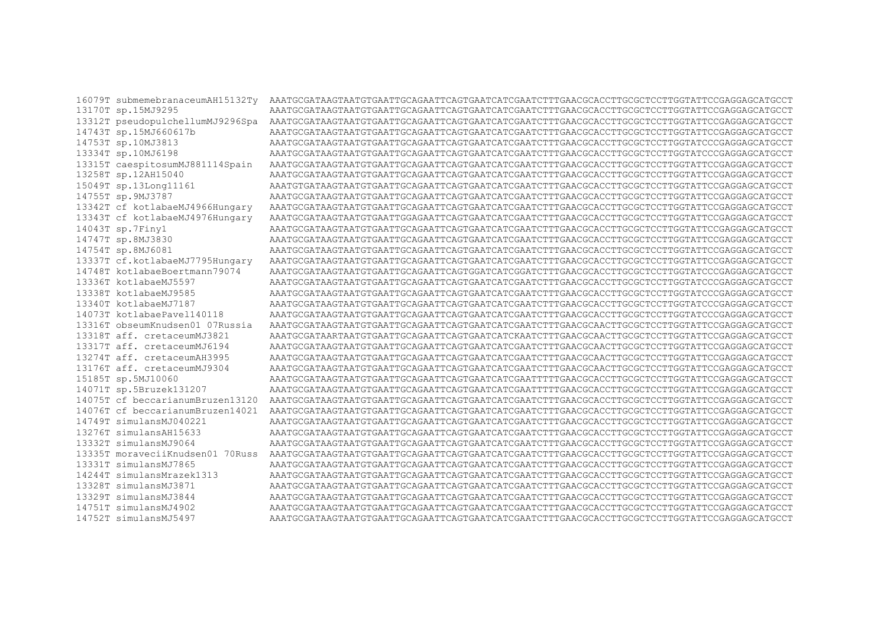```
16079T submemebranaceumAH15132Ty  AAATGCGATAAGTAATGTGAATTGCAGAATTCAGTGAATCATCGAATCTTTGAACGCACCTTGCGCTCCTTGGTATTCCGAGGAGCATGCCT
13170T sp.15MJ9295                AAATGCGATAAGTAATGTGAATTGCAGAATTCAGTGAATCATCGAATCTTTGAACGCACCTTGCGCTCCTTGGTATTCCGAGGAGCATGCCT
13312T pseudopulchellumMJ9296Spa  AAATGCGATAAGTAATGTGAATTGCAGAATTCAGTGAATCATCGAATCTTTGAACGCACCTTGCGCTCCTTGGTATTCCGAGGAGCATGCCT
14743T sp.15MJ660617b             AAATGCGATAAGTAATGTGAATTGCAGAATTCAGTGAATCATCGAATCTTTGAACGCACCTTGCGCTCCTTGGTATTCCGAGGAGCATGCCT
14753T sp.10MJ3813                AAATGCGATAAGTAATGTGAATTGCAGAATTCAGTGAATCATCGAATCTTTGAACGCACCTTGCGCTCCTTGGTATCCCGAGGAGCATGCCT
13334T sp.10MJ6198                AAATGCGATAAGTAATGTGAATTGCAGAATTCAGTGAATCATCGAATCTTTGAACGCACCTTGCGCTCCTTGGTATCCCGAGGAGCATGCCT
13315T caespitosumMJ881114Spain   AAATGCGATAAGTAATGTGAATTGCAGAATTCAGTGAATCATCGAATCTTTGAACGCACCTTGCGCTCCTTGGTATTCCGAGGAGCATGCCT
13258T sp.12AH15040               AAATGCGATAAGTAATGTGAATTGCAGAATTCAGTGAATCATCGAATCTTTGAACGCACCTTGCGCTCCTTGGTATTCCGAGGAGCATGCCT
15049T sp.13Long11161             AAATGTGATAAGTAATGTGAATTGCAGAATTCAGTGAATCATCGAATCTTTGAACGCACCTTGCGCTCCTTGGTATTCCGAGGAGCATGCCT
14755T sp.9MJ3787                 AAATGCGATAAGTAATGTGAATTGCAGAATTCAGTGAATCATCGAATCTTTGAACGCACCTTGCGCTCCTTGGTATTCCGAGGAGCATGCCT
13342T cf kotlabaeMJ4966Hungary   AAATGCGATAAGTAATGTGAATTGCAGAATTCAGTGAATCATCGAATCTTTGAACGCACCTTGCGCTCCTTGGTATTCCGAGGAGCATGCCT
13343T cf kotlabaeMJ4976Hungary   AAATGCGATAAGTAATGTGAATTGGAGAATTCAGTGAATCATCGAATCTTTGAACGCACCTTGCGCTCCTTGGTATTCCGAGGAGCATGCCT
14043T sp.7Finy1                  AAATGCGATAAGTAATGTGAATTGCAGAATTCAGTGAATCATCGAATCTTTGAACGCACCTTGCGCTCCTTGGTATTCCGAGGAGCATGCCT
14747T sp.8MJ3830                 AAATGCGATAAGTAATGTGAATTGCAGAATTCAGTGAATCATCGAATCTTTGAACGCACCTTGCGCTCCTTGGTATTCCGAGGAGCATGCCT
14754T sp.8MJ6081                 AAATGCGATAAGTAATGTGAATTGCAGAATTCAGTGAATCATCGAATCTTTGAACGCACCTTGCGCTCCTTGGTATTCCGAGGAGCATGCCT
13337T cf.kotlabaeMJ7795Hungary   AAATGCGATAAGTAATGTGAATTGCAGAATTCAGTGAATCATCGAATCTTTGAACGCACCTTGCGCTCCTTGGTATTCCGAGGAGCATGCCT
14748T kotlabaeBoertmann79074    AAATGCGATAAGTAATGTGAATTGCAGAATTCAGTGGATCATCGGATCTTTGAACGCACCTTGCGCTCCTTGGTATCCCGAGGAGCATGCCT
13336T kotlabaeMJ5597             AAATGCGATAAGTAATGTGAATTGCAGAATTCAGTGAATCATCGAATCTTTGAACGCACCTTGCGCTCCTTGGTATCCCGAGGAGCATGCCT
13338T kotlabaeMJ9585             AAATGCGATAAGTAATGTGAATTGCAGAATTCAGTGAATCATCGAATCTTTGAACGCACCTTGCGCTCCTTGGTATCCCGAGGAGCATGCCT
13340T kotlabaeMJ7187             AAATGCGATAAGTAATGTGAATTGCAGAATTCAGTGAATCATCGAATCTTTGAACGCACCTTGCGCTCCTTGGTATCCCGAGGAGCATGCCT
14073T kotlabaePavel140118       AAATGCGATAAGTAATGTGAATTGCAGAATTCAGTGAATCATCGAATCTTTGAACGCACCTTGCGCTCCTTGGTATCCCGAGGAGCATGCCT
13316T obseumKnudsen01 07Russia   AAATGCGATAAGTAATGTGAATTGCAGAATTCAGTGAATCATCGAATCTTTGAACGCAACTTGCGCTCCTTGGTATTCCGAGGAGCATGCCT
13318T aff. cretaceumMJ3821      AAATGCGATAARTAATGTGAATTGCAGAATTCAGTGAATCATCKAATCTTTGAACGCAACTTGCGCTCCTTGGTATTCCGAGGAGCATGCCT
13317T aff. cretaceumMJ6194      AAATGCGATAAGTAATGTGAATTGCAGAATTCAGTGAATCATCGAATCTTTGAACGCAACTTGCGCTCCTTGGTATTCCGAGGAGCATGCCT
13274T aff. cretaceumAH3995      AAATGCGATAAGTAATGTGAATTGCAGAATTCAGTGAATCATCGAATCTTTGAACGCAACTTGCGCTCCTTGGTATTCCGAGGAGCATGCCT
13176T aff. cretaceumMJ9304      AAATGCGATAAGTAATGTGAATTGCAGAATTCAGTGAATCATCGAATCTTTGAACGCAACTTGCGCTCCTTGGTATTCCGAGGAGCATGCCT
15185T sp.5MJ10060                AAATGCGATAAGTAATGTGAATTGCAGAATTCAGTGAATCATCGAATTTTTGAACGCACCTTGCGCTCCTTGGTATTCCGAGGAGCATGCCT
14071T sp.5Bruzek131207           AAATGCGATAAGTAATGTGAATTGCAGAATTCAGTGAATCATCGAATTTTTGAACGCACCTTGCGCTCCTTGGTATTCCGAGGAGCATGCCT
14075T cf beccarianumBruzen13120 AAATGCGATAAGTAATGTGAATTGCAGAATTCAGTGAATCATCGAATCTTTGAACGCACCTTGCGCTCCTTGGTATTCCGAGGAGCATGCCT
14076T cf beccarianumBruzen14021 AAATGCGATAAGTAATGTGAATTGCAGAATTCAGTGAATCATCGAATCTTTGAACGCACCTTGCGCTCCTTGGTATTCCGAGGAGCATGCCT
14749T simulansMJ040221           AAATGCGATAAGTAATGTGAATTGCAGAATTCAGTGAATCATCGAATCTTTGAACGCACCTTGCGCTCCTTGGTATTCCGAGGAGCATGCCT
13276T simulansAH15633            AAATGCGATAAGTAATGTGAATTGCAGAATTCAGTGAATCATCGAATCTTTGAACGCACCTTGCGCTCCTTGGTATTCCGAGGAGCATGCCT
13332T simulansMJ9064             AAATGCGATAAGTAATGTGAATTGCAGAATTCAGTGAATCATCGAATCTTTGAACGCACCTTGCGCTCCTTGGTATTCCGAGGAGCATGCCT
13335T moraveciiKnudsen01 70Russ  AAATGCGATAAGTAATGTGAATTGCAGAATTCAGTGAATCATCGAATCTTTGAACGCACCTTGCGCTCCTTGGTATTCCGAGGAGCATGCCT
13331T simulansMJ7865             AAATGCGATAAGTAATGTGAATTGCAGAATTCAGTGAATCATCGAATCTTTGAACGCACCTTGCGCTCCTTGGTATTCCGAGGAGCATGCCT
14244T simulansMrazek1313         AAATGCGATAAGTAATGTGAATTGCAGAATTCAGTGAATCATCGAATCTTTGAACGCACCTTGCGCTCCTTGGTATTCCGAGGAGCATGCCT
13328T simulansMJ3871             AAATGCGATAAGTAATGTGAATTGCAGAATTCAGTGAATCATCGAATCTTTGAACGCACCTTGCGCTCCTTGGTATTCCGAGGAGCATGCCT
13329T simulansMJ3844             AAATGCGATAAGTAATGTGAATTGCAGAATTCAGTGAATCATCGAATCTTTGAACGCACCTTGCGCTCCTTGGTATTCCGAGGAGCATGCCT
14751T simulansMJ4902             AAATGCGATAAGTAATGTGAATTGCAGAATTCAGTGAATCATCGAATCTTTGAACGCACCTTGCGCTCCTTGGTATTCCGAGGAGCATGCCT
14752T simulansMJ5497             AAATGCGATAAGTAATGTGAATTGCAGAATTCAGTGAATCATCGAATCTTTGAACGCACCTTGCGCTCCTTGGTATTCCGAGGAGCATGCCT
```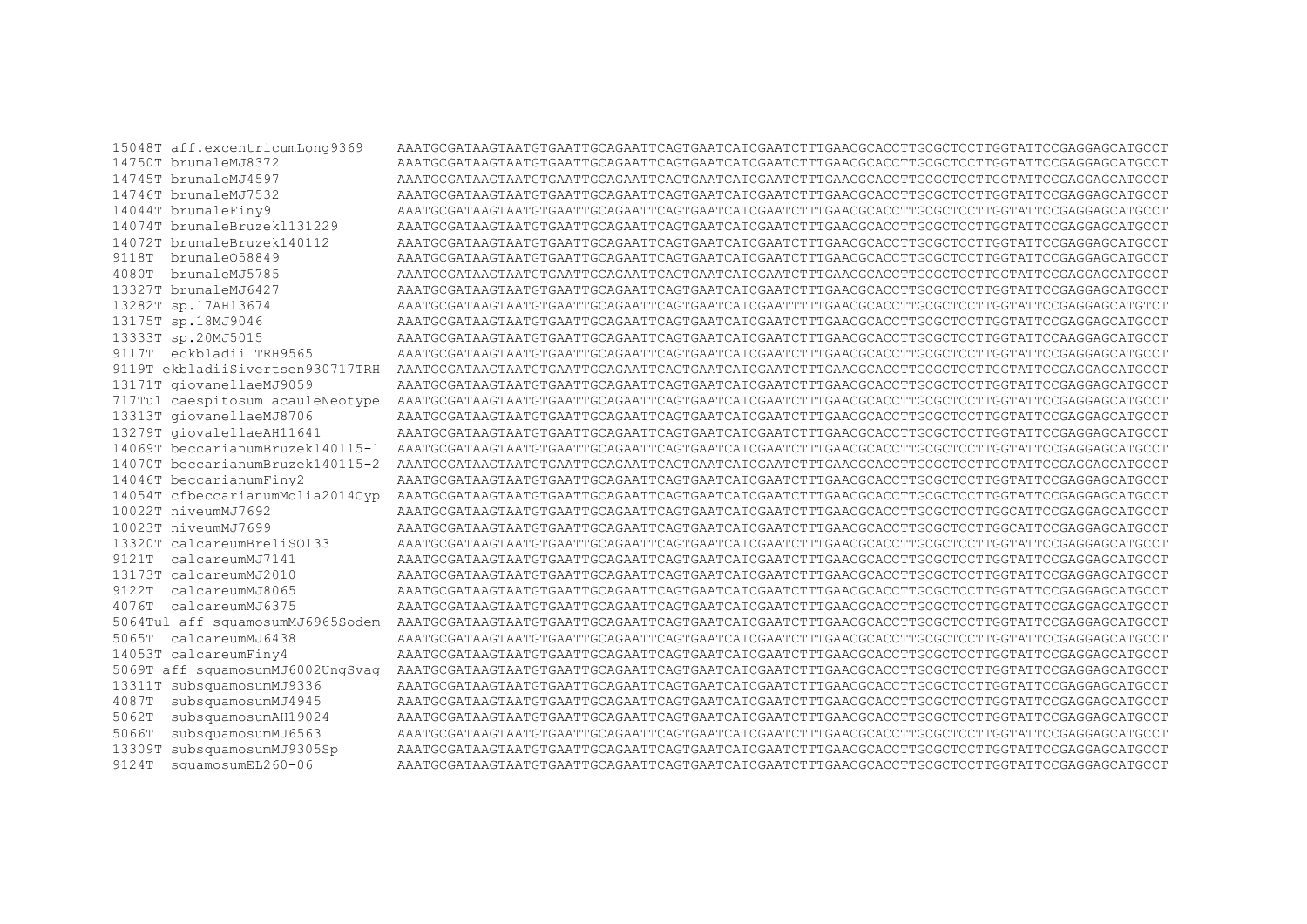```
15048T aff.excentricumLong9369    AAATGCGATAAGTAATGTGAATTGCAGAATTCAGTGAATCATCGAATCTTTGAACGCACCTTGCGCTCCTTGGTATTCCGAGGAGCATGCCT
14750T brumaleMJ8372              AAATGCGATAAGTAATGTGAATTGCAGAATTCAGTGAATCATCGAATCTTTGAACGCACCTTGCGCTCCTTGGTATTCCGAGGAGCATGCCT
14745T brumaleMJ4597              AAATGCGATAAGTAATGTGAATTGCAGAATTCAGTGAATCATCGAATCTTTGAACGCACCTTGCGCTCCTTGGTATTCCGAGGAGCATGCCT
14746T brumaleMJ7532              AAATGCGATAAGTAATGTGAATTGCAGAATTCAGTGAATCATCGAATCTTTGAACGCACCTTGCGCTCCTTGGTATTCCGAGGAGCATGCCT
14044T brumaleFiny9               AAATGCGATAAGTAATGTGAATTGCAGAATTCAGTGAATCATCGAATCTTTGAACGCACCTTGCGCTCCTTGGTATTCCGAGGAGCATGCCT
14074T brumaleBruzek131229        AAATGCGATAAGTAATGTGAATTGCAGAATTCAGTGAATCATCGAATCTTTGAACGCACCTTGCGCTCCTTGGTATTCCGAGGAGCATGCCT
14072T brumaleBruzek140112        AAATGCGATAAGTAATGTGAATTGCAGAATTCAGTGAATCATCGAATCTTTGAACGCACCTTGCGCTCCTTGGTATTCCGAGGAGCATGCCT
9118T  brumaleO58849              AAATGCGATAAGTAATGTGAATTGCAGAATTCAGTGAATCATCGAATCTTTGAACGCACCTTGCGCTCCTTGGTATTCCGAGGAGCATGCCT
4080T  brumaleMJ5785              AAATGCGATAAGTAATGTGAATTGCAGAATTCAGTGAATCATCGAATCTTTGAACGCACCTTGCGCTCCTTGGTATTCCGAGGAGCATGCCT
13327T brumaleMJ6427              AAATGCGATAAGTAATGTGAATTGCAGAATTCAGTGAATCATCGAATCTTTGAACGCACCTTGCGCTCCTTGGTATTCCGAGGAGCATGCCT
13282T sp.17AH13674               AAATGCGATAAGTAATGTGAATTGCAGAATTCAGTGAATCATCGAATTTTTGAACGCACCTTGCGCTCCTTGGTATTCCGAGGAGCATGTCT
13175T sp.18MJ9046                AAATGCGATAAGTAATGTGAATTGCAGAATTCAGTGAATCATCGAATCTTTGAACGCACCTTGCGCTCCTTGGTATTCCGAGGAGCATGCCT
13333T sp.20MJ5015                AAATGCGATAAGTAATGTGAATTGCAGAATTCAGTGAATCATCGAATCTTTGAACGCACCTTGCGCTCCTTGGTATTCCAAGGAGCATGCCT
9117T  eckbladii TRH9565          AAATGCGATAAGTAATGTGAATTGCAGAATTCAGTGAATCATCGAATCTTTGAACGCACCTTGCGCTCCTTGGTATTCCGAGGAGCATGCCT
9119T ekbladiiSivertsen930717TRH  AAATGCGATAAGTAATGTGAATTGCAGAATTCAGTGAATCATCGAATCTTTGAACGCACCTTGCGCTCCTTGGTATTCCGAGGAGCATGCCT
13171T giovanellaeMJ9059         AAATGCGATAAGTAATGTGAATTGCAGAATTCAGTGAATCATCGAATCTTTGAACGCACCTTGCGCTCCTTGGTATTCCGAGGAGCATGCCT
717Tul caespitosum acauleNeotype  AAATGCGATAAGTAATGTGAATTGCAGAATTCAGTGAATCATCGAATCTTTGAACGCACCTTGCGCTCCTTGGTATTCCGAGGAGCATGCCT
13313T giovanellaeMJ8706         AAATGCGATAAGTAATGTGAATTGCAGAATTCAGTGAATCATCGAATCTTTGAACGCACCTTGCGCTCCTTGGTATTCCGAGGAGCATGCCT
13279T giovalellaeAH11641         AAATGCGATAAGTAATGTGAATTGCAGAATTCAGTGAATCATCGAATCTTTGAACGCACCTTGCGCTCCTTGGTATTCCGAGGAGCATGCCT
14069T beccarianumBruzek140115-1  AAATGCGATAAGTAATGTGAATTGCAGAATTCAGTGAATCATCGAATCTTTGAACGCACCTTGCGCTCCTTGGTATTCCGAGGAGCATGCCT
14070T beccarianumBruzek140115-2  AAATGCGATAAGTAATGTGAATTGCAGAATTCAGTGAATCATCGAATCTTTGAACGCACCTTGCGCTCCTTGGTATTCCGAGGAGCATGCCT
14046T beccarianumFiny2          AAATGCGATAAGTAATGTGAATTGCAGAATTCAGTGAATCATCGAATCTTTGAACGCACCTTGCGCTCCTTGGTATTCCGAGGAGCATGCCT
14054T cfbeccarianumMolia2014Cyp  AAATGCGATAAGTAATGTGAATTGCAGAATTCAGTGAATCATCGAATCTTTGAACGCACCTTGCGCTCCTTGGTATTCCGAGGAGCATGCCT
10022T niveumMJ7692              AAATGCGATAAGTAATGTGAATTGCAGAATTCAGTGAATCATCGAATCTTTGAACGCACCTTGCGCTCCTTGGCATTCCGAGGAGCATGCCT
10023T niveumMJ7699              AAATGCGATAAGTAATGTGAATTGCAGAATTCAGTGAATCATCGAATCTTTGAACGCACCTTGCGCTCCTTGGCATTCCGAGGAGCATGCCT
13320T calcareumBreliSO133        AAATGCGATAAGTAATGTGAATTGCAGAATTCAGTGAATCATCGAATCTTTGAACGCACCTTGCGCTCCTTGGTATTCCGAGGAGCATGCCT
9121T  calcareumMJ7141            AAATGCGATAAGTAATGTGAATTGCAGAATTCAGTGAATCATCGAATCTTTGAACGCACCTTGCGCTCCTTGGTATTCCGAGGAGCATGCCT
13173T calcareumMJ2010           AAATGCGATAAGTAATGTGAATTGCAGAATTCAGTGAATCATCGAATCTTTGAACGCACCTTGCGCTCCTTGGTATTCCGAGGAGCATGCCT
9122T  calcareumMJ8065            AAATGCGATAAGTAATGTGAATTGCAGAATTCAGTGAATCATCGAATCTTTGAACGCACCTTGCGCTCCTTGGTATTCCGAGGAGCATGCCT
4076T  calcareumMJ6375            AAATGCGATAAGTAATGTGAATTGCAGAATTCAGTGAATCATCGAATCTTTGAACGCACCTTGCGCTCCTTGGTATTCCGAGGAGCATGCCT
5064Tul aff squamosumMJ6965Sodem  AAATGCGATAAGTAATGTGAATTGCAGAATTCAGTGAATCATCGAATCTTTGAACGCACCTTGCGCTCCTTGGTATTCCGAGGAGCATGCCT
5065T  calcareumMJ6438            AAATGCGATAAGTAATGTGAATTGCAGAATTCAGTGAATCATCGAATCTTTGAACGCACCTTGCGCTCCTTGGTATTCCGAGGAGCATGCCT
14053T calcareumFiny4            AAATGCGATAAGTAATGTGAATTGCAGAATTCAGTGAATCATCGAATCTTTGAACGCACCTTGCGCTCCTTGGTATTCCGAGGAGCATGCCT
5069T aff squamosumMJ6002UngSvag  AAATGCGATAAGTAATGTGAATTGCAGAATTCAGTGAATCATCGAATCTTTGAACGCACCTTGCGCTCCTTGGTATTCCGAGGAGCATGCCT
13311T subsquamosumMJ9336        AAATGCGATAAGTAATGTGAATTGCAGAATTCAGTGAATCATCGAATCTTTGAACGCACCTTGCGCTCCTTGGTATTCCGAGGAGCATGCCT
4087T  subsquamosumMJ4945         AAATGCGATAAGTAATGTGAATTGCAGAATTCAGTGAATCATCGAATCTTTGAACGCACCTTGCGCTCCTTGGTATTCCGAGGAGCATGCCT
5062T  subsquamosumAH19024        AAATGCGATAAGTAATGTGAATTGCAGAATTCAGTGAATCATCGAATCTTTGAACGCACCTTGCGCTCCTTGGTATTCCGAGGAGCATGCCT
5066T  subsquamosumMJ6563         AAATGCGATAAGTAATGTGAATTGCAGAATTCAGTGAATCATCGAATCTTTGAACGCACCTTGCGCTCCTTGGTATTCCGAGGAGCATGCCT
13309T subsquamosumMJ9305Sp      AAATGCGATAAGTAATGTGAATTGCAGAATTCAGTGAATCATCGAATCTTTGAACGCACCTTGCGCTCCTTGGTATTCCGAGGAGCATGCCT
9124T  squamosumEL260-06          AAATGCGATAAGTAATGTGAATTGCAGAATTCAGTGAATCATCGAATCTTTGAACGCACCTTGCGCTCCTTGGTATTCCGAGGAGCATGCCT
```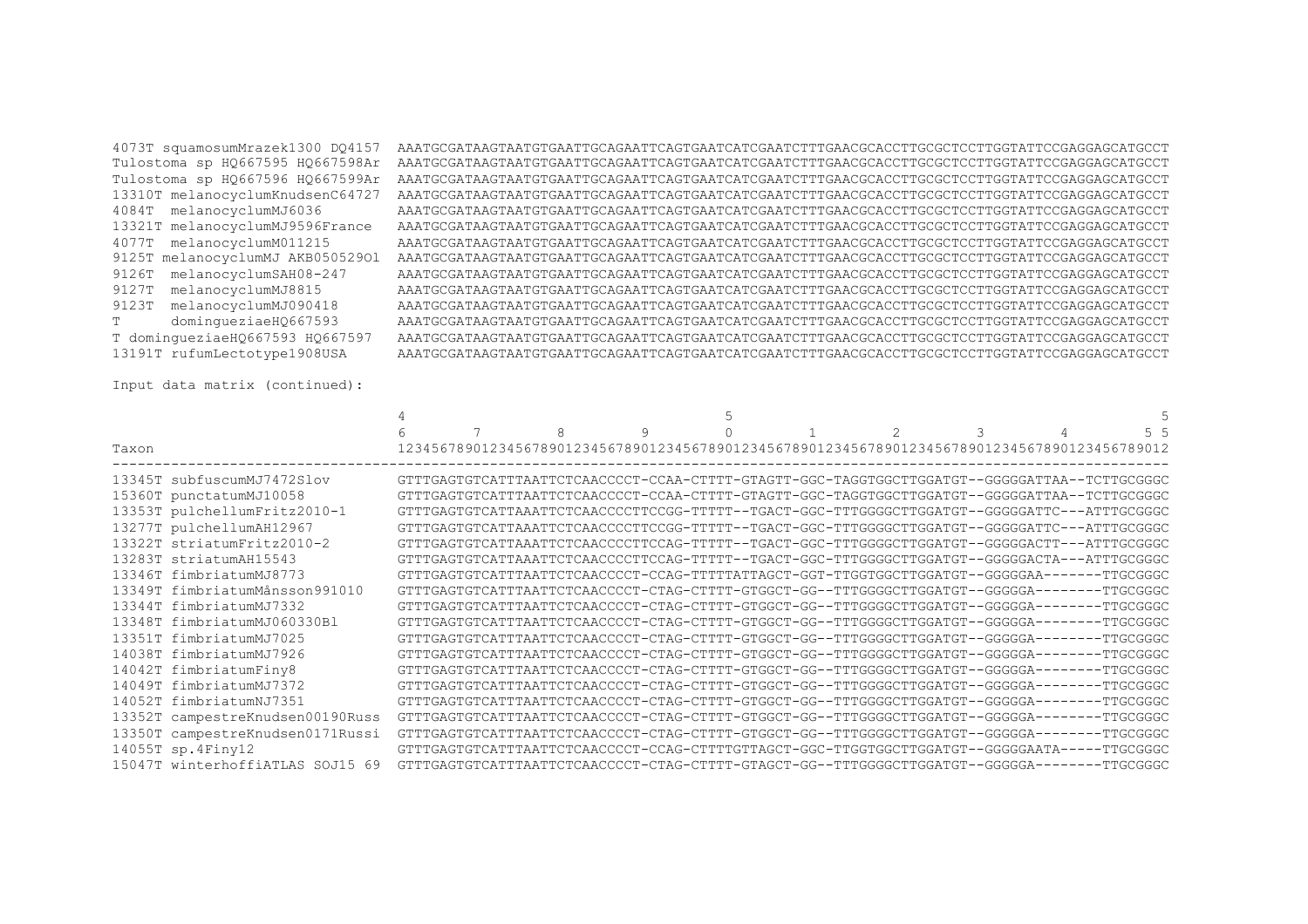```
4073T squamosumMrazek1300 DQ4157  AAATGCGATAAGTAATGTGAATTGCAGAATTCAGTGAATCATCGAATCTTTGAACGCACCTTGCGCTCCTTGGTATTCCGAGGAGCATGCCT
Tulostoma sp HQ667595 HQ667598Ar  AAATGCGATAAGTAATGTGAATTGCAGAATTCAGTGAATCATCGAATCTTTGAACGCACCTTGCGCTCCTTGGTATTCCGAGGAGCATGCCT
Tulostoma sp HQ667596 HQ667599Ar  AAATGCGATAAGTAATGTGAATTGCAGAATTCAGTGAATCATCGAATCTTTGAACGCACCTTGCGCTCCTTGGTATTCCGAGGAGCATGCCT
13310T melanocyclumKnudsenC64727  AAATGCGATAAGTAATGTGAATTGCAGAATTCAGTGAATCATCGAATCTTTGAACGCACCTTGCGCTCCTTGGTATTCCGAGGAGCATGCCT
4084T  melanocyclumMJ6036         AAATGCGATAAGTAATGTGAATTGCAGAATTCAGTGAATCATCGAATCTTTGAACGCACCTTGCGCTCCTTGGTATTCCGAGGAGCATGCCT
13321T melanocyclumMJ9596France   AAATGCGATAAGTAATGTGAATTGCAGAATTCAGTGAATCATCGAATCTTTGAACGCACCTTGCGCTCCTTGGTATTCCGAGGAGCATGCCT
4077T  melanocyclumM011215        AAATGCGATAAGTAATGTGAATTGCAGAATTCAGTGAATCATCGAATCTTTGAACGCACCTTGCGCTCCTTGGTATTCCGAGGAGCATGCCT
9125T melanocyclumMJ AKB050529Ol  AAATGCGATAAGTAATGTGAATTGCAGAATTCAGTGAATCATCGAATCTTTGAACGCACCTTGCGCTCCTTGGTATTCCGAGGAGCATGCCT
9126T  melanocyclumSAH08-247      AAATGCGATAAGTAATGTGAATTGCAGAATTCAGTGAATCATCGAATCTTTGAACGCACCTTGCGCTCCTTGGTATTCCGAGGAGCATGCCT
9127T  melanocyclumMJ8815         AAATGCGATAAGTAATGTGAATTGCAGAATTCAGTGAATCATCGAATCTTTGAACGCACCTTGCGCTCCTTGGTATTCCGAGGAGCATGCCT
9123T  melanocyclumMJ090418       AAATGCGATAAGTAATGTGAATTGCAGAATTCAGTGAATCATCGAATCTTTGAACGCACCTTGCGCTCCTTGGTATTCCGAGGAGCATGCCT
T      domingueziaeHQ667593       AAATGCGATAAGTAATGTGAATTGCAGAATTCAGTGAATCATCGAATCTTTGAACGCACCTTGCGCTCCTTGGTATTCCGAGGAGCATGCCT
T domingueziaeHQ667593 HQ667597   AAATGCGATAAGTAATGTGAATTGCAGAATTCAGTGAATCATCGAATCTTTGAACGCACCTTGCGCTCCTTGGTATTCCGAGGAGCATGCCT
13191T rufumLectotype1908USA      AAATGCGATAAGTAATGTGAATTGCAGAATTCAGTGAATCATCGAATCTTTGAACGCACCTTGCGCTCCTTGGTATTCCGAGGAGCATGCCT
```

Input data matrix (continued):

```
                                 4                                       5                                                 5
                                 6         7         8         9         0         1         2         3         4         5 5
Taxon                            1234567890123456789012345678901234567890123456789012345678901234567890123456789012345678901
------------------------------------------------------------------------------------------------------------------------------
13345T subfuscumMJ7472Slov       GTTTGAGTGTCATTTAATTCTCAACCCCT-CCAA-CTTTT-GTAGTT-GGC-TAGGTGGCTTGGATGT--GGGGGATTAA--TCTTGCGGGC
15360T punctatumMJ10058          GTTTGAGTGTCATTTAATTCTCAACCCCT-CCAA-CTTTT-GTAGTT-GGC-TAGGTGGCTTGGATGT--GGGGGATTAA--TCTTGCGGGC
13353T pulchellumFritz2010-1     GTTTGAGTGTCATTAAATTCTCAACCCCTTCCGG-TTTTT--TGACT-GGC-TTTGGGGCTTGGATGT--GGGGGATTC---ATTTGCGGGC
13277T pulchellumAH12967         GTTTGAGTGTCATTAAATTCTCAACCCCTTCCGG-TTTTT--TGACT-GGC-TTTGGGGCTTGGATGT--GGGGGATTC---ATTTGCGGGC
13322T striatumFritz2010-2       GTTTGAGTGTCATTAAATTCTCAACCCCTTCCAG-TTTTT--TGACT-GGC-TTTGGGGCTTGGATGT--GGGGGACTT---ATTTGCGGGC
13283T striatumAH15543           GTTTGAGTGTCATTAAATTCTCAACCCCTTCCAG-TTTTT--TGACT-GGC-TTTGGGGCTTGGATGT--GGGGGACTA---ATTTGCGGGC
13346T fimbriatumMJ8773          GTTTGAGTGTCATTTAATTCTCAACCCCT-CCAG-TTTTTATTAGCT-GGT-TTGGTGGCTTGGATGT--GGGGGAA-------TTGCGGGC
13349T fimbriatumMånsson991010   GTTTGAGTGTCATTTAATTCTCAACCCCT-CTAG-CTTTT-GTGGCT-GG--TTTGGGGCTTGGATGT--GGGGGA--------TTGCGGGC
13344T fimbriatumMJ7332          GTTTGAGTGTCATTTAATTCTCAACCCCT-CTAG-CTTTT-GTGGCT-GG--TTTGGGGCTTGGATGT--GGGGGA--------TTGCGGGC
13348T fimbriatumMJ060330Bl      GTTTGAGTGTCATTTAATTCTCAACCCCT-CTAG-CTTTT-GTGGCT-GG--TTTGGGGCTTGGATGT--GGGGGA--------TTGCGGGC
13351T fimbriatumMJ7025          GTTTGAGTGTCATTTAATTCTCAACCCCT-CTAG-CTTTT-GTGGCT-GG--TTTGGGGCTTGGATGT--GGGGGA--------TTGCGGGC
14038T fimbriatumMJ7926          GTTTGAGTGTCATTTAATTCTCAACCCCT-CTAG-CTTTT-GTGGCT-GG--TTTGGGGCTTGGATGT--GGGGGA--------TTGCGGGC
14042T fimbriatumFiny8           GTTTGAGTGTCATTTAATTCTCAACCCCT-CTAG-CTTTT-GTGGCT-GG--TTTGGGGCTTGGATGT--GGGGGA--------TTGCGGGC
14049T fimbriatumMJ7372          GTTTGAGTGTCATTTAATTCTCAACCCCT-CTAG-CTTTT-GTGGCT-GG--TTTGGGGCTTGGATGT--GGGGGA--------TTGCGGGC
14052T fimbriatumNJ7351          GTTTGAGTGTCATTTAATTCTCAACCCCT-CTAG-CTTTT-GTGGCT-GG--TTTGGGGCTTGGATGT--GGGGGA--------TTGCGGGC
13352T campestreKnudsen00190Russ GTTTGAGTGTCATTTAATTCTCAACCCCT-CTAG-CTTTT-GTGGCT-GG--TTTGGGGCTTGGATGT--GGGGGA--------TTGCGGGC
13350T campestreKnudsen0171Russi GTTTGAGTGTCATTTAATTCTCAACCCCT-CTAG-CTTTT-GTGGCT-GG--TTTGGGGCTTGGATGT--GGGGGA--------TTGCGGGC
14055T sp.4Finy12                GTTTGAGTGTCATTTAATTCTCAACCCCT-CCAG-CTTTTGTTAGCT-GGC-TTGGTGGCTTGGATGT--GGGGGAATA-----TTGCGGGC
15047T winterhoffiATLAS SOJ15 69 GTTTGAGTGTCATTTAATTCTCAACCCCT-CTAG-CTTTT-GTAGCT-GG--TTTGGGGCTTGGATGT--GGGGGA--------TTGCGGGC
```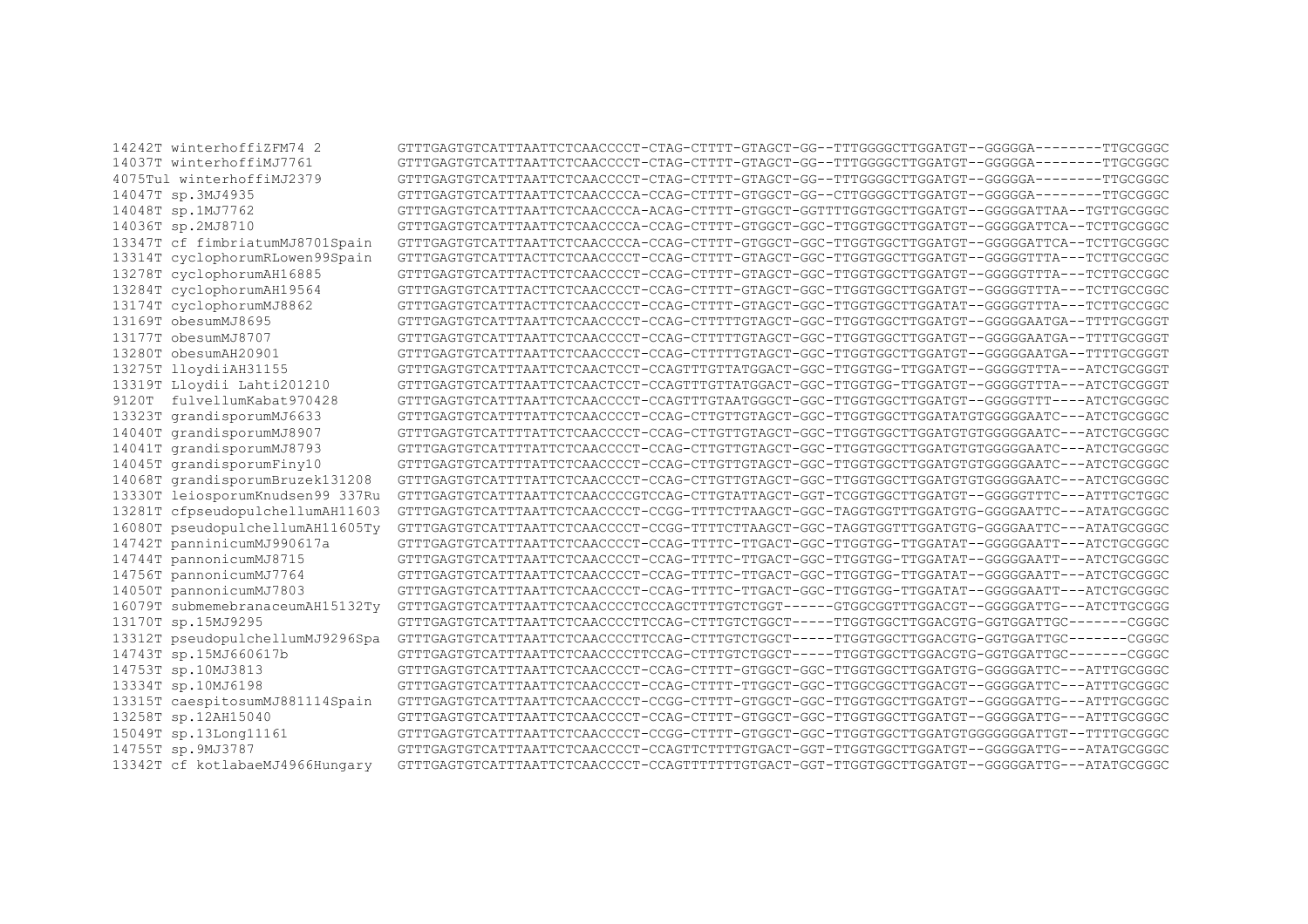```
14242T winterhoffiZFM74 2         GTTTGAGTGTCATTTAATTCTCAACCCCT-CTAG-CTTTT-GTAGCT-GG--TTTGGGGCTTGGATGT--GGGGGA--------TTGCGGGC
14037T winterhoffiMJ7761          GTTTGAGTGTCATTTAATTCTCAACCCCT-CTAG-CTTTT-GTAGCT-GG--TTTGGGGCTTGGATGT--GGGGGA--------TTGCGGGC
4075Tul winterhoffiMJ2379         GTTTGAGTGTCATTTAATTCTCAACCCCT-CTAG-CTTTT-GTAGCT-GG--TTTGGGGCTTGGATGT--GGGGGA--------TTGCGGGC
14047T sp.3MJ4935                 GTTTGAGTGTCATTTAATTCTCAACCCCA-CCAG-CTTTT-GTGGCT-GG--CTTGGGGCTTGGATGT--GGGGGA--------TTGCGGGC
14048T sp.1MJ7762                 GTTTGAGTGTCATTTAATTCTCAACCCCA-ACAG-CTTTT-GTGGCT-GGTTTTGGTGGCTTGGATGT--GGGGGATTAA--TGTTGCGGGC
14036T sp.2MJ8710                 GTTTGAGTGTCATTTAATTCTCAACCCCA-CCAG-CTTTT-GTGGCT-GGC-TTGGTGGCTTGGATGT--GGGGGATTCA--TCTTGCGGGC
13347T cf fimbriatumMJ8701Spain   GTTTGAGTGTCATTTAATTCTCAACCCCA-CCAG-CTTTT-GTGGCT-GGC-TTGGTGGCTTGGATGT--GGGGGATTCA--TCTTGCGGGC
13314T cyclophorumRLowen99Spain   GTTTGAGTGTCATTTACTTCTCAACCCCT-CCAG-CTTTT-GTAGCT-GGC-TTGGTGGCTTGGATGT--GGGGGTTTA---TCTTGCCGGC
13278T cyclophorumAH16885         GTTTGAGTGTCATTTACTTCTCAACCCCT-CCAG-CTTTT-GTAGCT-GGC-TTGGTGGCTTGGATGT--GGGGGTTTA---TCTTGCCGGC
13284T cyclophorumAH19564         GTTTGAGTGTCATTTACTTCTCAACCCCT-CCAG-CTTTT-GTAGCT-GGC-TTGGTGGCTTGGATGT--GGGGGTTTA---TCTTGCCGGC
13174T cyclophorumMJ8862          GTTTGAGTGTCATTTACTTCTCAACCCCT-CCAG-CTTTT-GTAGCT-GGC-TTGGTGGCTTGGATAT--GGGGGTTTA---TCTTGCCGGC
13169T obesumMJ8695               GTTTGAGTGTCATTTAATTCTCAACCCCT-CCAG-CTTTTTGTAGCT-GGC-TTGGTGGCTTGGATGT--GGGGGAATGA--TTTTGCGGGT
13177T obesumMJ8707               GTTTGAGTGTCATTTAATTCTCAACCCCT-CCAG-CTTTTTGTAGCT-GGC-TTGGTGGCTTGGATGT--GGGGGAATGA--TTTTGCGGGT
13280T obesumAH20901              GTTTGAGTGTCATTTAATTCTCAACCCCT-CCAG-CTTTTTGTAGCT-GGC-TTGGTGGCTTGGATGT--GGGGGAATGA--TTTTGCGGGT
13275T lloydiiAH31155             GTTTGAGTGTCATTTAATTCTCAACTCCT-CCAGTTTGTTATGGACT-GGC-TTGGTGG-TTGGATGT--GGGGGTTTA---ATCTGCGGGT
13319T Lloydii Lahti201210        GTTTGAGTGTCATTTAATTCTCAACTCCT-CCAGTTTGTTATGGACT-GGC-TTGGTGG-TTGGATGT--GGGGGTTTA---ATCTGCGGGT
9120T  fulvellumKabat970428       GTTTGAGTGTCATTTAATTCTCAACCCCT-CCAGTTTGTAATGGGCT-GGC-TTGGTGGCTTGGATGT--GGGGGTTT----ATCTGCGGGC
13323T grandisporumMJ6633         GTTTGAGTGTCATTTTATTCTCAACCCCT-CCAG-CTTGTTGTAGCT-GGC-TTGGTGGCTTGGATATGTGGGGGAATC---ATCTGCGGGC
14040T grandisporumMJ8907         GTTTGAGTGTCATTTTATTCTCAACCCCT-CCAG-CTTGTTGTAGCT-GGC-TTGGTGGCTTGGATGTGTGGGGGAATC---ATCTGCGGGC
14041T grandisporumMJ8793         GTTTGAGTGTCATTTTATTCTCAACCCCT-CCAG-CTTGTTGTAGCT-GGC-TTGGTGGCTTGGATGTGTGGGGGAATC---ATCTGCGGGC
14045T grandisporumFiny10         GTTTGAGTGTCATTTTATTCTCAACCCCT-CCAG-CTTGTTGTAGCT-GGC-TTGGTGGCTTGGATGTGTGGGGGAATC---ATCTGCGGGC
14068T grandisporumBruzek131208   GTTTGAGTGTCATTTTATTCTCAACCCCT-CCAG-CTTGTTGTAGCT-GGC-TTGGTGGCTTGGATGTGTGGGGGAATC---ATCTGCGGGC
13330T leiosporumKnudsen99 337Ru  GTTTGAGTGTCATTTAATTCTCAACCCCGTCCAG-CTTGTATTAGCT-GGT-TCGGTGGCTTGGATGT--GGGGGTTTC---ATTTGCTGGC
13281T cfpseudopulchellumAH11603  GTTTGAGTGTCATTTAATTCTCAACCCCT-CCGG-TTTTCTTAAGCT-GGC-TAGGTGGTTTGGATGTG-GGGGAATTC---ATATGCGGGC
16080T pseudopulchellumAH11605Ty  GTTTGAGTGTCATTTAATTCTCAACCCCT-CCGG-TTTTCTTAAGCT-GGC-TAGGTGGTTTGGATGTG-GGGGAATTC---ATATGCGGGC
14742T panninicumMJ990617a        GTTTGAGTGTCATTTAATTCTCAACCCCT-CCAG-TTTTC-TTGACT-GGC-TTGGTGG-TTGGATAT--GGGGGAATT---ATCTGCGGGC
14744T pannonicumMJ8715           GTTTGAGTGTCATTTAATTCTCAACCCCT-CCAG-TTTTC-TTGACT-GGC-TTGGTGG-TTGGATAT--GGGGGAATT---ATCTGCGGGC
14756T pannonicumMJ7764           GTTTGAGTGTCATTTAATTCTCAACCCCT-CCAG-TTTTC-TTGACT-GGC-TTGGTGG-TTGGATAT--GGGGGAATT---ATCTGCGGGC
14050T pannonicumMJ7803           GTTTGAGTGTCATTTAATTCTCAACCCCT-CCAG-TTTTC-TTGACT-GGC-TTGGTGG-TTGGATAT--GGGGGAATT---ATCTGCGGGC
16079T submemebranaceumAH15132Ty  GTTTGAGTGTCATTTAATTCTCAACCCCTCCCAGCTTTGTCTGGT------GTGGCGGTTGGACGT--GGGGGATTG---ATCTTGCGGG
13170T sp.15MJ9295                GTTTGAGTGTCATTTAATTCTCAACCCCTTCCAG-CTTTGTCTGGCT-----TTGGTGGCTTGGACGTG-GGTGGATTGC-------CGGGC
13312T pseudopulchellumMJ9296Spa  GTTTGAGTGTCATTTAATTCTCAACCCCTTCCAG-CTTTGTCTGGCT-----TTGGTGGCTTGGACGTG-GGTGGATTGC-------CGGGC
14743T sp.15MJ660617b             GTTTGAGTGTCATTTAATTCTCAACCCCTTCCAG-CTTTGTCTGGCT-----TTGGTGGCTTGGACGTG-GGTGGATTGC-------CGGGC
14753T sp.10MJ3813                GTTTGAGTGTCATTTAATTCTCAACCCCT-CCAG-CTTTT-GTGGCT-GGC-TTGGTGGCTTGGATGTG-GGGGGATTC---ATTTGCGGGC
13334T sp.10MJ6198                GTTTGAGTGTCATTTAATTCTCAACCCCT-CCAG-CTTTT-TTGGCT-GGC-TTGGCGGCTTGGACGT--GGGGGATTC---ATTTGCGGGC
13315T caespitosumMJ881114Spain   GTTTGAGTGTCATTTAATTCTCAACCCCT-CCGG-CTTTT-GTGGCT-GGC-TTGGTGGCTTGGATGT--GGGGGATTG---ATTTGCGGGC
13258T sp.12AH15040               GTTTGAGTGTCATTTAATTCTCAACCCCT-CCAG-CTTTT-GTGGCT-GGC-TTGGTGGCTTGGATGT--GGGGGATTG---ATTTGCGGGC
15049T sp.13Long11161             GTTTGAGTGTCATTTAATTCTCAACCCCT-CCGG-CTTTT-GTGGCT-GGC-TTGGTGGCTTGGATGTGGGGGGGATTGT--TTTTGCGGGC
14755T sp.9MJ3787                 GTTTGAGTGTCATTTAATTCTCAACCCCT-CCAGTTCTTTTGTGACT-GGT-TTGGTGGCTTGGATGT--GGGGGATTG---ATATGCGGGC
13342T cf kotlabaeMJ4966Hungary   GTTTGAGTGTCATTTAATTCTCAACCCCT-CCAGTTTTTTTGTGACT-GGT-TTGGTGGCTTGGATGT--GGGGGATTG---ATATGCGGGC
```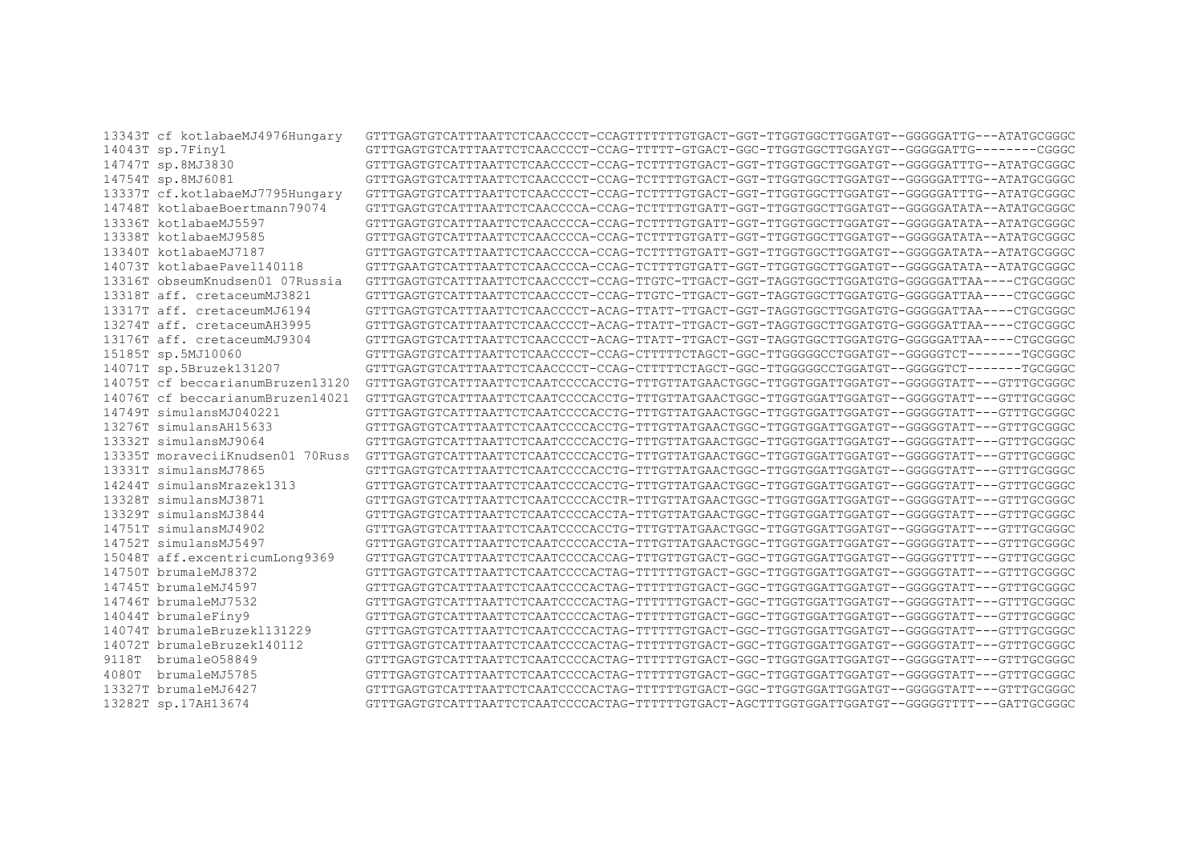```
13343T cf kotlabaeMJ4976Hungary   GTTTGAGTGTCATTTAATTCTCAACCCCT-CCAGTTTTTTTGTGACT-GGT-TTGGTGGCTTGGATGT--GGGGGATTG---ATATGCGGGC
14043T sp.7Finy1                  GTTTGAGTGTCATTTAATTCTCAACCCCT-CCAG-TTTTT-GTGACT-GGC-TTGGTGGCTTGGAYGT--GGGGGATTG--------CGGGC
14747T sp.8MJ3830                 GTTTGAGTGTCATTTAATTCTCAACCCCT-CCAG-TCTTTTGTGACT-GGT-TTGGTGGCTTGGATGT--GGGGGATTTG--ATATGCGGGC
14754T sp.8MJ6081                 GTTTGAGTGTCATTTAATTCTCAACCCCT-CCAG-TCTTTTGTGACT-GGT-TTGGTGGCTTGGATGT--GGGGGATTTG--ATATGCGGGC
13337T cf.kotlabaeMJ7795Hungary   GTTTGAGTGTCATTTAATTCTCAACCCCT-CCAG-TCTTTTGTGACT-GGT-TTGGTGGCTTGGATGT--GGGGGATTTG--ATATGCGGGC
14748T kotlabaeBoertmann79074      GTTTGAGTGTCATTTAATTCTCAACCCCA-CCAG-TCTTTTGTGATT-GGT-TTGGTGGCTTGGATGT--GGGGGATATA--ATATGCGGGC
13336T kotlabaeMJ5597             GTTTGAGTGTCATTTAATTCTCAACCCCA-CCAG-TCTTTTGTGATT-GGT-TTGGTGGCTTGGATGT--GGGGGATATA--ATATGCGGGC
13338T kotlabaeMJ9585             GTTTGAGTGTCATTTAATTCTCAACCCCA-CCAG-TCTTTTGTGATT-GGT-TTGGTGGCTTGGATGT--GGGGGATATA--ATATGCGGGC
13340T kotlabaeMJ7187             GTTTGAGTGTCATTTAATTCTCAACCCCA-CCAG-TCTTTTGTGATT-GGT-TTGGTGGCTTGGATGT--GGGGGATATA--ATATGCGGGC
14073T kotlabaePavel140118        GTTTGAATGTCATTTAATTCTCAACCCCA-CCAG-TCTTTTGTGATT-GGT-TTGGTGGCTTGGATGT--GGGGGATATA--ATATGCGGGC
13316T obseumKnudsen01 07Russia   GTTTGAGTGTCATTTAATTCTCAACCCCT-CCAG-TTGTC-TTGACT-GGT-TAGGTGGCTTGGATGTG-GGGGGATTAA----CTGCGGGC
13318T aff. cretaceumMJ3821       GTTTGAGTGTCATTTAATTCTCAACCCCT-CCAG-TTGTC-TTGACT-GGT-TAGGTGGCTTGGATGTG-GGGGGATTAA----CTGCGGGC
13317T aff. cretaceumMJ6194       GTTTGAGTGTCATTTAATTCTCAACCCCT-ACAG-TTATT-TTGACT-GGT-TAGGTGGCTTGGATGTG-GGGGGATTAA----CTGCGGGC
13274T aff. cretaceumAH3995       GTTTGAGTGTCATTTAATTCTCAACCCCT-ACAG-TTATT-TTGACT-GGT-TAGGTGGCTTGGATGTG-GGGGGATTAA----CTGCGGGC
13176T aff. cretaceumMJ9304       GTTTGAGTGTCATTTAATTCTCAACCCCT-ACAG-TTATT-TTGACT-GGT-TAGGTGGCTTGGATGTG-GGGGGATTAA----CTGCGGGC
15185T sp.5MJ10060                GTTTGAGTGTCATTTAATTCTCAACCCCT-CCAG-CTTTTCTAGCT-GGC-TTGGGGCCTGGATGT--GGGGGTCT-------TGCGGGC
14071T sp.5Bruzek131207           GTTTGAGTGTCATTTAATTCTCAACCCCT-CCAG-CTTTTCTAGCT-GGC-TTGGGGCCTGGATGT--GGGGGTCT-------TGCGGGC
14075T cf beccarianumBruzen13120  GTTTGAGTGTCATTTAATTCTCAATCCCCACCTG-TTTGTTATGAACTGGC-TTGGTGGATTGGATGT--GGGGGTATT---GTTTGCGGGC
14076T cf beccarianumBruzen14021  GTTTGAGTGTCATTTAATTCTCAATCCCCACCTG-TTTGTTATGAACTGGC-TTGGTGGATTGGATGT--GGGGGTATT---GTTTGCGGGC
14749T simulansMJ040221           GTTTGAGTGTCATTTAATTCTCAATCCCCACCTG-TTTGTTATGAACTGGC-TTGGTGGATTGGATGT--GGGGGTATT---GTTTGCGGGC
13276T simulansAH15633            GTTTGAGTGTCATTTAATTCTCAATCCCCACCTG-TTTGTTATGAACTGGC-TTGGTGGATTGGATGT--GGGGGTATT---GTTTGCGGGC
13332T simulansMJ9064             GTTTGAGTGTCATTTAATTCTCAATCCCCACCTG-TTTGTTATGAACTGGC-TTGGTGGATTGGATGT--GGGGGTATT---GTTTGCGGGC
13335T moraveciiKnudsen01 70Russ  GTTTGAGTGTCATTTAATTCTCAATCCCCACCTG-TTTGTTATGAACTGGC-TTGGTGGATTGGATGT--GGGGGTATT---GTTTGCGGGC
13331T simulansMJ7865             GTTTGAGTGTCATTTAATTCTCAATCCCCACCTG-TTTGTTATGAACTGGC-TTGGTGGATTGGATGT--GGGGGTATT---GTTTGCGGGC
14244T simulansMrazek1313         GTTTGAGTGTCATTTAATTCTCAATCCCCACCTG-TTTGTTATGAACTGGC-TTGGTGGATTGGATGT--GGGGGTATT---GTTTGCGGGC
13328T simulansMJ3871             GTTTGAGTGTCATTTAATTCTCAATCCCCACCTR-TTTGTTATGAACTGGC-TTGGTGGATTGGATGT--GGGGGTATT---GTTTGCGGGC
13329T simulansMJ3844             GTTTGAGTGTCATTTAATTCTCAATCCCCACCTA-TTTGTTATGAACTGGC-TTGGTGGATTGGATGT--GGGGGTATT---GTTTGCGGGC
14751T simulansMJ4902             GTTTGAGTGTCATTTAATTCTCAATCCCCACCTG-TTTGTTATGAACTGGC-TTGGTGGATTGGATGT--GGGGGTATT---GTTTGCGGGC
14752T simulansMJ5497             GTTTGAGTGTCATTTAATTCTCAATCCCCACCTA-TTTGTTATGAACTGGC-TTGGTGGATTGGATGT--GGGGGTATT---GTTTGCGGGC
15048T aff.excentricumLong9369    GTTTGAGTGTCATTTAATTCTCAATCCCCACCAG-TTTGTTGTGACT-GGC-TTGGTGGATTGGATGT--GGGGGTTTT---GTTTGCGGGC
14750T brumaleMJ8372              GTTTGAGTGTCATTTAATTCTCAATCCCCACTAG-TTTTTTGTGACT-GGC-TTGGTGGATTGGATGT--GGGGGTATT---GTTTGCGGGC
14745T brumaleMJ4597              GTTTGAGTGTCATTTAATTCTCAATCCCCACTAG-TTTTTTGTGACT-GGC-TTGGTGGATTGGATGT--GGGGGTATT---GTTTGCGGGC
14746T brumaleMJ7532              GTTTGAGTGTCATTTAATTCTCAATCCCCACTAG-TTTTTTGTGACT-GGC-TTGGTGGATTGGATGT--GGGGGTATT---GTTTGCGGGC
14044T brumaleFiny9               GTTTGAGTGTCATTTAATTCTCAATCCCCACTAG-TTTTTTGTGACT-GGC-TTGGTGGATTGGATGT--GGGGGTATT---GTTTGCGGGC
14074T brumaleBruzek1131229       GTTTGAGTGTCATTTAATTCTCAATCCCCACTAG-TTTTTTGTGACT-GGC-TTGGTGGATTGGATGT--GGGGGTATT---GTTTGCGGGC
14072T brumaleBruzek140112        GTTTGAGTGTCATTTAATTCTCAATCCCCACTAG-TTTTTTGTGACT-GGC-TTGGTGGATTGGATGT--GGGGGTATT---GTTTGCGGGC
9118T  brumaleO58849              GTTTGAGTGTCATTTAATTCTCAATCCCCACTAG-TTTTTTGTGACT-GGC-TTGGTGGATTGGATGT--GGGGGTATT---GTTTGCGGGC
4080T  brumaleMJ5785              GTTTGAGTGTCATTTAATTCTCAATCCCCACTAG-TTTTTTGTGACT-GGC-TTGGTGGATTGGATGT--GGGGGTATT---GTTTGCGGGC
13327T brumaleMJ6427              GTTTGAGTGTCATTTAATTCTCAATCCCCACTAG-TTTTTTGTGACT-GGC-TTGGTGGATTGGATGT--GGGGGTATT---GTTTGCGGGC
13282T sp.17AH13674               GTTTGAGTGTCATTTAATTCTCAATCCCCACTAG-TTTTTTGTGACT-AGCTTTGGTGGATTGGATGT--GGGGGTTTT---GATTGCGGGC
```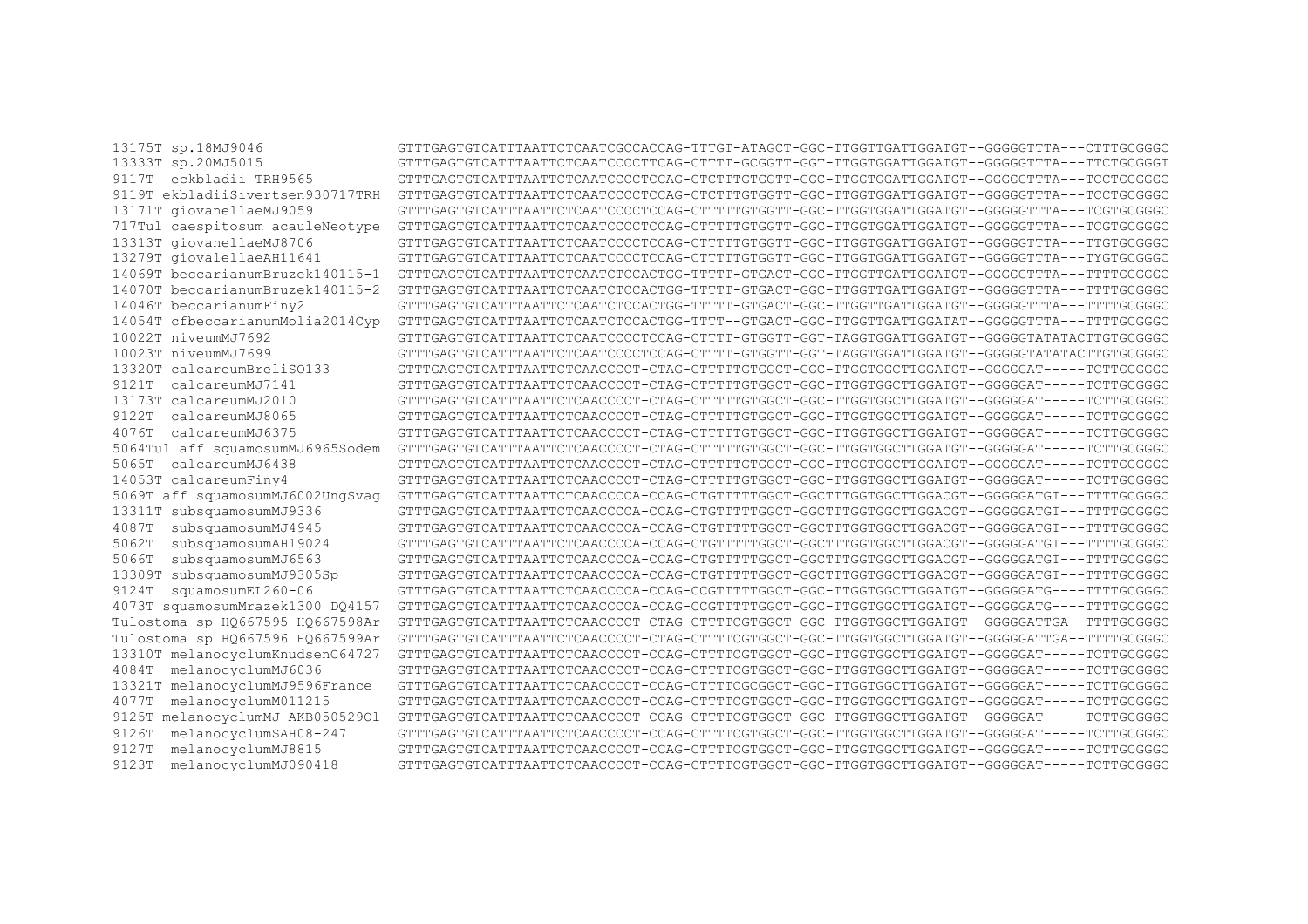```
13175T sp.18MJ9046                GTTTGAGTGTCATTTAATTCTCAATCGCCACCAG-TTTGT-ATAGCT-GGC-TTGGTTGATTGGATGT--GGGGGTTTA---CTTTGCGGGC
13333T sp.20MJ5015                GTTTGAGTGTCATTTAATTCTCAATCCCCTTCAG-CTTTT-GCGGTT-GGT-TTGGTGGATTGGATGT--GGGGGTTTA---TTCTGCGGGT
9117T  eckbladii TRH9565          GTTTGAGTGTCATTTAATTCTCAATCCCCTCCAG-CTCTTTGTGGTT-GGC-TTGGTGGATTGGATGT--GGGGGTTTA---TCCTGCGGGC
9119T ekbladiiSivertsen930717TRH GTTTGAGTGTCATTTAATTCTCAATCCCCTCCAG-CTCTTTGTGGTT-GGC-TTGGTGGATTGGATGT--GGGGGTTTA---TCCTGCGGGC
13171T giovanellaeMJ9059         GTTTGAGTGTCATTTAATTCTCAATCCCCTCCAG-CTTTTTGTGGTT-GGC-TTGGTGGATTGGATGT--GGGGGTTTA---TCGTGCGGGC
717Tul caespitosum acauleNeotype GTTTGAGTGTCATTTAATTCTCAATCCCCTCCAG-CTTTTTGTGGTT-GGC-TTGGTGGATTGGATGT--GGGGGTTTA---TCGTGCGGGC
13313T giovanellaeMJ8706         GTTTGAGTGTCATTTAATTCTCAATCCCCTCCAG-CTTTTTGTGGTT-GGC-TTGGTGGATTGGATGT--GGGGGTTTA---TTGTGCGGGC
13279T giovalellaeAH11641        GTTTGAGTGTCATTTAATTCTCAATCCCCTCCAG-CTTTTTGTGGTT-GGC-TTGGTGGATTGGATGT--GGGGGTTTA---TYGTGCGGGC
14069T beccarianumBruzek140115-1 GTTTGAGTGTCATTTAATTCTCAATCTCCACTGG-TTTTT-GTGACT-GGC-TTGGTTGATTGGATGT--GGGGGTTTA---TTTTGCGGGC
14070T beccarianumBruzek140115-2 GTTTGAGTGTCATTTAATTCTCAATCTCCACTGG-TTTTT-GTGACT-GGC-TTGGTTGATTGGATGT--GGGGGTTTA---TTTTGCGGGC
14046T beccarianumFiny2          GTTTGAGTGTCATTTAATTCTCAATCTCCACTGG-TTTTT-GTGACT-GGC-TTGGTTGATTGGATGT--GGGGGTTTA---TTTTGCGGGC
14054T cfbeccarianumMolia2014Cyp GTTTGAGTGTCATTTAATTCTCAATCTCCACTGG-TTTT--GTGACT-GGC-TTGGTTGATTGGATAT--GGGGGTTTA---TTTTGCGGGC
10022T niveumMJ7692              GTTTGAGTGTCATTTAATTCTCAATCCCCTCCAG-CTTTT-GTGGTT-GGT-TAGGTGGATTGGATGT--GGGGGTATATACTTGTGCGGGC
10023T niveumMJ7699              GTTTGAGTGTCATTTAATTCTCAATCCCCTCCAG-CTTTT-GTGGTT-GGT-TAGGTGGATTGGATGT--GGGGGTATATACTTGTGCGGGC
13320T calcareumBreliSO133       GTTTGAGTGTCATTTAATTCTCAACCCCT-CTAG-CTTTTTGTGGCT-GGC-TTGGTGGCTTGGATGT--GGGGGAT-----TCTTGCGGGC
9121T  calcareumMJ7141           GTTTGAGTGTCATTTAATTCTCAACCCCT-CTAG-CTTTTTGTGGCT-GGC-TTGGTGGCTTGGATGT--GGGGGAT-----TCTTGCGGGC
13173T calcareumMJ2010           GTTTGAGTGTCATTTAATTCTCAACCCCT-CTAG-CTTTTTGTGGCT-GGC-TTGGTGGCTTGGATGT--GGGGGAT-----TCTTGCGGGC
9122T  calcareumMJ8065           GTTTGAGTGTCATTTAATTCTCAACCCCT-CTAG-CTTTTTGTGGCT-GGC-TTGGTGGCTTGGATGT--GGGGGAT-----TCTTGCGGGC
4076T  calcareumMJ6375           GTTTGAGTGTCATTTAATTCTCAACCCCT-CTAG-CTTTTTGTGGCT-GGC-TTGGTGGCTTGGATGT--GGGGGAT-----TCTTGCGGGC
5064Tul aff squamosumMJ6965Sodem GTTTGAGTGTCATTTAATTCTCAACCCCT-CTAG-CTTTTTGTGGCT-GGC-TTGGTGGCTTGGATGT--GGGGGAT-----TCTTGCGGGC
5065T  calcareumMJ6438           GTTTGAGTGTCATTTAATTCTCAACCCCT-CTAG-CTTTTTGTGGCT-GGC-TTGGTGGCTTGGATGT--GGGGGAT-----TCTTGCGGGC
14053T calcareumFiny4            GTTTGAGTGTCATTTAATTCTCAACCCCT-CTAG-CTTTTTGTGGCT-GGC-TTGGTGGCTTGGATGT--GGGGGAT-----TCTTGCGGGC
5069T aff squamosumMJ6002UngSvag GTTTGAGTGTCATTTAATTCTCAACCCCA-CCAG-CTGTTTTTGGCT-GGCTTTGGTGGCTTGGACGT--GGGGGATGT---TTTTGCGGGC
13311T subsquamosumMJ9336        GTTTGAGTGTCATTTAATTCTCAACCCCA-CCAG-CTGTTTTTGGCT-GGCTTTGGTGGCTTGGACGT--GGGGGATGT---TTTTGCGGGC
4087T  subsquamosumMJ4945        GTTTGAGTGTCATTTAATTCTCAACCCCA-CCAG-CTGTTTTTGGCT-GGCTTTGGTGGCTTGGACGT--GGGGGATGT---TTTTGCGGGC
5062T  subsquamosumAH19024       GTTTGAGTGTCATTTAATTCTCAACCCCA-CCAG-CTGTTTTTGGCT-GGCTTTGGTGGCTTGGACGT--GGGGGATGT---TTTTGCGGGC
5066T  subsquamosumMJ6563        GTTTGAGTGTCATTTAATTCTCAACCCCA-CCAG-CTGTTTTTGGCT-GGCTTTGGTGGCTTGGACGT--GGGGGATGT---TTTTGCGGGC
13309T subsquamosumMJ9305Sp      GTTTGAGTGTCATTTAATTCTCAACCCCA-CCAG-CTGTTTTTGGCT-GGCTTTGGTGGCTTGGACGT--GGGGGATGT---TTTTGCGGGC
9124T  squamosumEL260-06         GTTTGAGTGTCATTTAATTCTCAACCCCA-CCAG-CCGTTTTTGGCT-GGC-TTGGTGGCTTGGATGT--GGGGGATG----TTTTGCGGGC
4073T squamosumMrazek1300 DQ4157 GTTTGAGTGTCATTTAATTCTCAACCCCA-CCAG-CCGTTTTTGGCT-GGC-TTGGTGGCTTGGATGT--GGGGGATG----TTTTGCGGGC
Tulostoma sp HQ667595 HQ667598Ar GTTTGAGTGTCATTTAATTCTCAACCCCT-CTAG-CTTTTCGTGGCT-GGC-TTGGTGGCTTGGATGT--GGGGGATTGA--TTTTGCGGGC
Tulostoma sp HQ667596 HQ667599Ar GTTTGAGTGTCATTTAATTCTCAACCCCT-CTAG-CTTTTCGTGGCT-GGC-TTGGTGGCTTGGATGT--GGGGGATTGA--TTTTGCGGGC
13310T melanocyclumKnudsenC64727 GTTTGAGTGTCATTTAATTCTCAACCCCT-CCAG-CTTTTCGTGGCT-GGC-TTGGTGGCTTGGATGT--GGGGGAT-----TCTTGCGGGC
4084T  melanocyclumMJ6036        GTTTGAGTGTCATTTAATTCTCAACCCCT-CCAG-CTTTTCGTGGCT-GGC-TTGGTGGCTTGGATGT--GGGGGAT-----TCTTGCGGGC
13321T melanocyclumMJ9596France  GTTTGAGTGTCATTTAATTCTCAACCCCT-CCAG-CTTTTCGCGGCT-GGC-TTGGTGGCTTGGATGT--GGGGGAT-----TCTTGCGGGC
4077T  melanocyclumM011215       GTTTGAGTGTCATTTAATTCTCAACCCCT-CCAG-CTTTTCGTGGCT-GGC-TTGGTGGCTTGGATGT--GGGGGAT-----TCTTGCGGGC
9125T melanocyclumMJ AKB050529Ol GTTTGAGTGTCATTTAATTCTCAACCCCT-CCAG-CTTTTCGTGGCT-GGC-TTGGTGGCTTGGATGT--GGGGGAT-----TCTTGCGGGC
9126T  melanocyclumSAH08-247     GTTTGAGTGTCATTTAATTCTCAACCCCT-CCAG-CTTTTCGTGGCT-GGC-TTGGTGGCTTGGATGT--GGGGGAT-----TCTTGCGGGC
9127T  melanocyclumMJ8815        GTTTGAGTGTCATTTAATTCTCAACCCCT-CCAG-CTTTTCGTGGCT-GGC-TTGGTGGCTTGGATGT--GGGGGAT-----TCTTGCGGGC
9123T  melanocyclumMJ090418      GTTTGAGTGTCATTTAATTCTCAACCCCT-CCAG-CTTTTCGTGGCT-GGC-TTGGTGGCTTGGATGT--GGGGGAT-----TCTTGCGGGC
```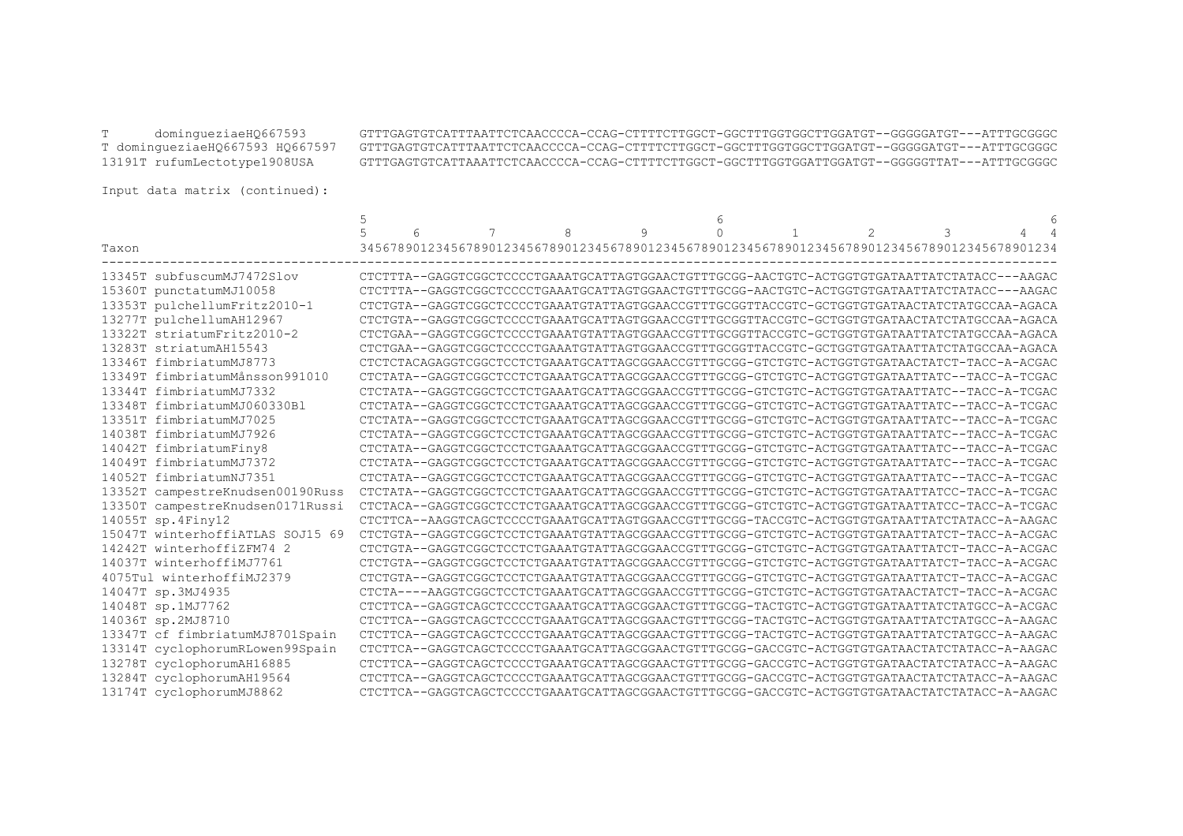```
T      dominguezi aeHQ667593       GTTTGAGTGTCATTTAATTCTCAACCCCA-CCAG-CTTTTCTTGGCT-GGCTTTGGTGGCTTGGATGT--GGGGGATGT---ATTTGCGGGC
T dominguezi aeHQ667593 HQ667597   GTTTGAGTGTCATTTAATTCTCAACCCCA-CCAG-CTTTTCTTGGCT-GGCTTTGGTGGCTTGGATGT--GGGGGATGT---ATTTGCGGGC
13191T rufumLectotype1908USA       GTTTGAGTGTCATTAAATTCTCAACCCCA-CCAG-CTTTTCTTGGCT-GGCTTTGGTGGATTGGATGT--GGGGGTTAT---ATTTGCGGGC
```

Input data matrix (continued):

```
                                   5                                            6                                          6
                                   5      6         7         8         9       0         1         2         3          4   4
Taxon                              345678901234567890123456789012345678901234567890123456789012345678901234567890123456789012345678901234
---------------------------------------------------------------------------------------------------------------------------------------------
13345T subfuscumMJ7472Slov         CTCTTTA--GAGGTCGGCTCCCCTGAAATGCATTAGTGGAACTGTTTGCGG-AACTGTC-ACTGGTGTGATAATTATCTATACC---AAGAC
15360T punctatumMJ10058            CTCTTTA--GAGGTCGGCTCCCCTGAAATGCATTAGTGGAACTGTTTGCGG-AACTGTC-ACTGGTGTGATAATTATCTATACC---AAGAC
13353T pulchellumFritz2010-1       CTCTGTA--GAGGTCGGCTCCCCTGAAATGTATTAGTGGAACCGTTTGCGGTTACCGTC-GCTGGTGTGATAACTATCTATGCCAA-AGACA
13277T pulchellumAH12967           CTCTGTA--GAGGTCGGCTCCCCTGAAATGCATTAGTGGAACCGTTTGCGGTTACCGTC-GCTGGTGTGATAACTATCTATGCCAA-AGACA
13322T striatumFritz2010-2         CTCTGAA--GAGGTCGGCTCCCCTGAAATGTATTAGTGGAACCGTTTGCGGTTACCGTC-GCTGGTGTGATAATTATCTATGCCAA-AGACA
13283T striatumAH15543             CTCTGAA--GAGGTCGGCTCCCCTGAAATGTATTAGTGGAACCGTTTGCGGTTACCGTC-GCTGGTGTGATAATTATCTATGCCAA-AGACA
13346T fimbriatumMJ8773            CTCTCTACAGAGGTCGGCTCCTCTGAAATGCATTAGCGGAACCGTTTGCGG-GTCTGTC-ACTGGTGTGATAACTATCT-TACC-A-ACGAC
13349T fimbriatumMånsson991010     CTCTATA--GAGGTCGGCTCCTCTGAAATGCATTAGCGGAACCGTTTGCGG-GTCTGTC-ACTGGTGTGATAATTATC--TACC-A-TCGAC
13344T fimbriatumMJ7332            CTCTATA--GAGGTCGGCTCCTCTGAAATGCATTAGCGGAACCGTTTGCGG-GTCTGTC-ACTGGTGTGATAATTATC--TACC-A-TCGAC
13348T fimbriatumMJ060330Bl        CTCTATA--GAGGTCGGCTCCTCTGAAATGCATTAGCGGAACCGTTTGCGG-GTCTGTC-ACTGGTGTGATAATTATC--TACC-A-TCGAC
13351T fimbriatumMJ7025            CTCTATA--GAGGTCGGCTCCTCTGAAATGCATTAGCGGAACCGTTTGCGG-GTCTGTC-ACTGGTGTGATAATTATC--TACC-A-TCGAC
14038T fimbriatumMJ7926            CTCTATA--GAGGTCGGCTCCTCTGAAATGCATTAGCGGAACCGTTTGCGG-GTCTGTC-ACTGGTGTGATAATTATC--TACC-A-TCGAC
14042T fimbriatumFiny8             CTCTATA--GAGGTCGGCTCCTCTGAAATGCATTAGCGGAACCGTTTGCGG-GTCTGTC-ACTGGTGTGATAATTATC--TACC-A-TCGAC
14049T fimbriatumMJ7372            CTCTATA--GAGGTCGGCTCCTCTGAAATGCATTAGCGGAACCGTTTGCGG-GTCTGTC-ACTGGTGTGATAATTATC--TACC-A-TCGAC
14052T fimbriatumNJ7351            CTCTATA--GAGGTCGGCTCCTCTGAAATGCATTAGCGGAACCGTTTGCGG-GTCTGTC-ACTGGTGTGATAATTATC--TACC-A-TCGAC
13352T campestreKnudsen00190Russ   CTCTATA--GAGGTCGGCTCCTCTGAAATGCATTAGCGGAACCGTTTGCGG-GTCTGTC-ACTGGTGTGATAATTATCC-TACC-A-TCGAC
13350T campestreKnudsen0171Russi   CTCTACA--GAGGTCGGCTCCTCTGAAATGCATTAGCGGAACCGTTTGCGG-GTCTGTC-ACTGGTGTGATAATTATCC-TACC-A-TCGAC
14055T sp.4Finy12                  CTCTTCA--AAGGTCAGCTCCCCTGAAATGCATTAGTGGAACCGTTTGCGG-TACCGTC-ACTGGTGTGATAATTATCTATACC-A-AAGAC
15047T winterhoffiATLAS SOJ15 69   CTCTGTA--GAGGTCGGCTCCTCTGAAATGTATTAGCGGAACCGTTTGCGG-GTCTGTC-ACTGGTGTGATAATTATCT-TACC-A-ACGAC
14242T winterhoffiZFM74 2          CTCTGTA--GAGGTCGGCTCCTCTGAAATGTATTAGCGGAACCGTTTGCGG-GTCTGTC-ACTGGTGTGATAATTATCT-TACC-A-ACGAC
14037T winterhoffiMJ7761           CTCTGTA--GAGGTCGGCTCCTCTGAAATGTATTAGCGGAACCGTTTGCGG-GTCTGTC-ACTGGTGTGATAATTATCT-TACC-A-ACGAC
4075Tul winterhoffiMJ2379          CTCTGTA--GAGGTCGGCTCCTCTGAAATGTATTAGCGGAACCGTTTGCGG-GTCTGTC-ACTGGTGTGATAATTATCT-TACC-A-ACGAC
14047T sp.3MJ4935                  CTCTA----AAGGTCGGCTCCTCTGAAATGCATTAGCGGAACCGTTTGCGG-GTCTGTC-ACTGGTGTGATAACTATCT-TACC-A-ACGAC
14048T sp.1MJ7762                  CTCTTCA--GAGGTCAGCTCCCCTGAAATGCATTAGCGGAACTGTTTGCGG-TACTGTC-ACTGGTGTGATAATTATCTATGCC-A-ACGAC
14036T sp.2MJ8710                  CTCTTCA--GAGGTCAGCTCCCCTGAAATGCATTAGCGGAACTGTTTGCGG-TACTGTC-ACTGGTGTGATAATTATCTATGCC-A-AAGAC
13347T cf fimbriatumMJ8701Spain    CTCTTCA--GAGGTCAGCTCCCCTGAAATGCATTAGCGGAACTGTTTGCGG-TACTGTC-ACTGGTGTGATAATTATCTATGCC-A-AAGAC
13314T cyclophorumRLowen99Spain    CTCTTCA--GAGGTCAGCTCCCCTGAAATGCATTAGCGGAACTGTTTGCGG-GACCGTC-ACTGGTGTGATAACTATCTATACC-A-AAGAC
13278T cyclophorumAH16885          CTCTTCA--GAGGTCAGCTCCCCTGAAATGCATTAGCGGAACTGTTTGCGG-GACCGTC-ACTGGTGTGATAACTATCTATACC-A-AAGAC
13284T cyclophorumAH19564          CTCTTCA--GAGGTCAGCTCCCCTGAAATGCATTAGCGGAACTGTTTGCGG-GACCGTC-ACTGGTGTGATAACTATCTATACC-A-AAGAC
13174T cyclophorumMJ8862           CTCTTCA--GAGGTCAGCTCCCCTGAAATGCATTAGCGGAACTGTTTGCGG-GACCGTC-ACTGGTGTGATAACTATCTATACC-A-AAGAC
```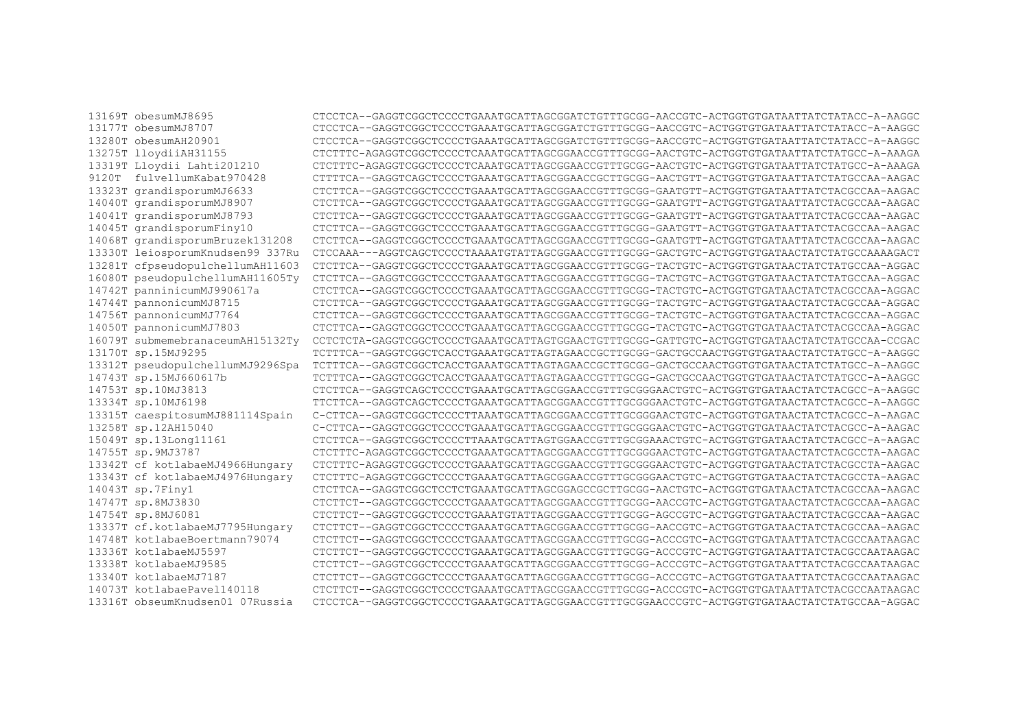```
13169T obesumMJ8695              CTCCTCA--GAGGTCGGCTCCCCTGAAATGCATTAGCGGATCTGTTTGCGG-AACCGTC-ACTGGTGTGATAATTATCTATACC-A-AAGGC
13177T obesumMJ8707              CTCCTCA--GAGGTCGGCTCCCCTGAAATGCATTAGCGGATCTGTTTGCGG-AACCGTC-ACTGGTGTGATAATTATCTATACC-A-AAGGC
13280T obesumAH20901             CTCCTCA--GAGGTCGGCTCCCCTGAAATGCATTAGCGGATCTGTTTGCGG-AACCGTC-ACTGGTGTGATAATTATCTATACC-A-AAGGC
13275T lloydiiAH31155            CTCTTTC-AGAGGTCGGCTCCCCTCAAATGCATTAGCGGAACCGTTTGCGG-AACTGTC-ACTGGTGTGATAATTATCTATGCC-A-AAAGA
13319T Lloydii Lahti201210       CTCTTTC-AGAGGTCGGCTCCCCTCAAATGCATTAGCGGAACCGTTTGCGG-AACTGTC-ACTGGTGTGATAATTATCTATGCC-A-AAAGA
9120T  fulvellumKabat970428      CTTTTCA--GAGGTCAGCTCCCCTGAAATGCATTAGCGGAACCGCTTGCGG-AACTGTT-ACTGGTGTGATAATTATCTATGCCAA-AAGAC
13323T grandisporumMJ6633        CTCTTCA--GAGGTCGGCTCCCCTGAAATGCATTAGCGGAACCGTTTGCGG-GAATGTT-ACTGGTGTGATAATTATCTACGCCAA-AAGAC
14040T grandisporumMJ8907        CTCTTCA--GAGGTCGGCTCCCCTGAAATGCATTAGCGGAACCGTTTGCGG-GAATGTT-ACTGGTGTGATAATTATCTACGCCAA-AAGAC
14041T grandisporumMJ8793        CTCTTCA--GAGGTCAGCTCCCCTGAAATGCATTAGCGGAACCGTTTGCGG-GAATGTT-ACTGGTGTGATAATTATCTACGCCAA-AAGAC
14045T grandisporumFiny10        CTCTTCA--GAGGTCGGCTCCCCTGAAATGCATTAGCGGAACCGTTTGCGG-GAATGTT-ACTGGTGTGATAATTATCTACGCCAA-AAGAC
14068T grandisporumBruzek131208 CTCTTCA--GAGGTCGGCTCCCCTGAAATGCATTAGCGGAACCGTTTGCGG-GAATGTT-ACTGGTGTGATAATTATCTACGCCAA-AAGAC
13330T leiosporumKnudsen99 337Ru CTCCAAA---AGGTCAGCTCCCCTAAAATGTATTAGCGGAACCGTTTGCGG-GACTGTC-ACTGGTGTGATAACTATCTATGCCAAAAGACT
13281T cfpseudopulchellumAH11603 CTCTTCA--GAGGTCGGCTCCCCTGAAATGCATTAGCGGAACCGTTTGCGG-TACTGTC-ACTGGTGTGATAACTATCTATGCCAA-AGGAC
16080T pseudopulchellumAH11605Ty CTCTTCA--GAGGTCGGCTCCCCTGAAATGCATTAGCGGAACCGTTTGCGG-TACTGTC-ACTGGTGTGATAACTATCTATGCCAA-AGGAC
14742T panninicumMJ990617a       CTCTTCA--GAGGTCGGCTCCCCTGAAATGCATTAGCGGAACCGTTTGCGG-TACTGTC-ACTGGTGTGATAACTATCTACGCCAA-AGGAC
14744T pannonicumMJ8715          CTCTTCA--GAGGTCGGCTCCCCTGAAATGCATTAGCGGAACCGTTTGCGG-TACTGTC-ACTGGTGTGATAACTATCTACGCCAA-AGGAC
14756T pannonicumMJ7764          CTCTTCA--GAGGTCGGCTCCCCTGAAATGCATTAGCGGAACCGTTTGCGG-TACTGTC-ACTGGTGTGATAACTATCTACGCCAA-AGGAC
14050T pannonicumMJ7803          CTCTTCA--GAGGTCGGCTCCCCTGAAATGCATTAGCGGAACCGTTTGCGG-TACTGTC-ACTGGTGTGATAACTATCTACGCCAA-AGGAC
16079T submemebranaceumAH15132Ty CCTCTCTA-GAGGTCGGCTCCCCTGAAATGCATTAGTGGAACTGTTTGCGG-GATTGTC-ACTGGTGTGATAACTATCTATGCCAA-CCGAC
13170T sp.15MJ9295               TCTTTCA--GAGGTCGGCTCACCTGAAATGCATTAGTAGAACCGCTTGCGG-GACTGCCAACTGGTGTGATAACTATCTATGCC-A-AAGGC
13312T pseudopulchellumMJ9296Spa TCTTTCA--GAGGTCGGCTCACCTGAAATGCATTAGTAGAACCGCTTGCGG-GACTGCCAACTGGTGTGATAACTATCTATGCC-A-AAGGC
14743T sp.15MJ660617b            TCTTTCA--GAGGTCGGCTCACCTGAAATGCATTAGTAGAACCGTTTGCGG-GACTGCCAACTGGTGTGATAACTATCTATGCC-A-AAGGC
14753T sp.10MJ3813               CTCTTCA--GAGGTCAGCTCCCCTGAAATGCATTAGCGGAACCGTTTGCGGGAACTGTC-ACTGGTGTGATAACTATCTACGCC-A-AAGGC
13334T sp.10MJ6198               TTCTTCA--GAGGTCAGCTCCCCTGAAATGCATTAGCGGAACCGTTTGCGGGAACTGTC-ACTGGTGTGATAACTATCTACGCC-A-AAGGC
13315T caespitosumMJ881114Spain  C-CTTCA--GAGGTCGGCTCCCCTTAAATGCATTAGCGGAACCGTTTGCGGGAACTGTC-ACTGGTGTGATAACTATCTACGCC-A-AAGAC
13258T sp.12AH15040              C-CTTCA--GAGGTCGGCTCCCCTGAAATGCATTAGCGGAACCGTTTGCGGGAACTGTC-ACTGGTGTGATAACTATCTACGCC-A-AAGAC
15049T sp.13Long11161            CTCTTCA--GAGGTCGGCTCCCCTTAAATGCATTAGTGGAACCGTTTGCGGAAACTGTC-ACTGGTGTGATAACTATCTACGCC-A-AAGAC
14755T sp.9MJ3787                CTCTTTC-AGAGGTCGGCTCCCCTGAAATGCATTAGCGGAACCGTTTGCGGGAACTGTC-ACTGGTGTGATAACTATCTACGCCTA-AAGAC
13342T cf kotlabaeMJ4966Hungary  CTCTTTC-AGAGGTCGGCTCCCCTGAAATGCATTAGCGGAACCGTTTGCGGGAACTGTC-ACTGGTGTGATAACTATCTACGCCTA-AAGAC
13343T cf kotlabaeMJ4976Hungary  CTCTTTC-AGAGGTCGGCTCCCCTGAAATGCATTAGCGGAACCGTTTGCGGGAACTGTC-ACTGGTGTGATAACTATCTACGCCTA-AAGAC
14043T sp.7Finy1                 CTCTTCA--GAGGTCGGCTCCTCTGAAATGCATTAGCGGAGCCGCTTGCGG-AACTGTC-ACTGGTGTGATAACTATCTACGCCAA-AAGAC
14747T sp.8MJ3830                CTCTTCT--GAGGTCGGCTCCCCTGAAATGCATTAGCGGAACCGTTTGCGG-AACCGTC-ACTGGTGTGATAACTATCTACGCCAA-AAGAC
14754T sp.8MJ6081                CTCTTCT--GAGGTCGGCTCCCCTGAAATGTATTAGCGGAACCGTTTGCGG-AGCCGTC-ACTGGTGTGATAACTATCTACGCCAA-AAGAC
13337T cf.kotlabaeMJ7795Hungary  CTCTTCT--GAGGTCGGCTCCCCTGAAATGCATTAGCGGAACCGTTTGCGG-AACCGTC-ACTGGTGTGATAACTATCTACGCCAA-AAGAC
14748T kotlabaeBoertmann79074    CTCTTCT--GAGGTCGGCTCCCCTGAAATGCATTAGCGGAACCGTTTGCGG-ACCCGTC-ACTGGTGTGATAATTATCTACGCCAATAAGAC
13336T kotlabaeMJ5597            CTCTTCT--GAGGTCGGCTCCCCTGAAATGCATTAGCGGAACCGTTTGCGG-ACCCGTC-ACTGGTGTGATAATTATCTACGCCAATAAGAC
13338T kotlabaeMJ9585            CTCTTCT--GAGGTCGGCTCCCCTGAAATGCATTAGCGGAACCGTTTGCGG-ACCCGTC-ACTGGTGTGATAATTATCTACGCCAATAAGAC
13340T kotlabaeMJ7187            CTCTTCT--GAGGTCGGCTCCCCTGAAATGCATTAGCGGAACCGTTTGCGG-ACCCGTC-ACTGGTGTGATAATTATCTACGCCAATAAGAC
14073T kotlabaePavel140118      CTCTTCT--GAGGTCGGCTCCCCTGAAATGCATTAGCGGAACCGTTTGCGG-ACCCGTC-ACTGGTGTGATAATTATCTACGCCAATAAGAC
13316T obseumKnudsen01 07Russia  CTCCTCA--GAGGTCGGCTCCCCTGAAATGCATTAGCGGAACCGTTTGCGGAACCCGTC-ACTGGTGTGATAACTATCTATGCCAA-AGGAC
```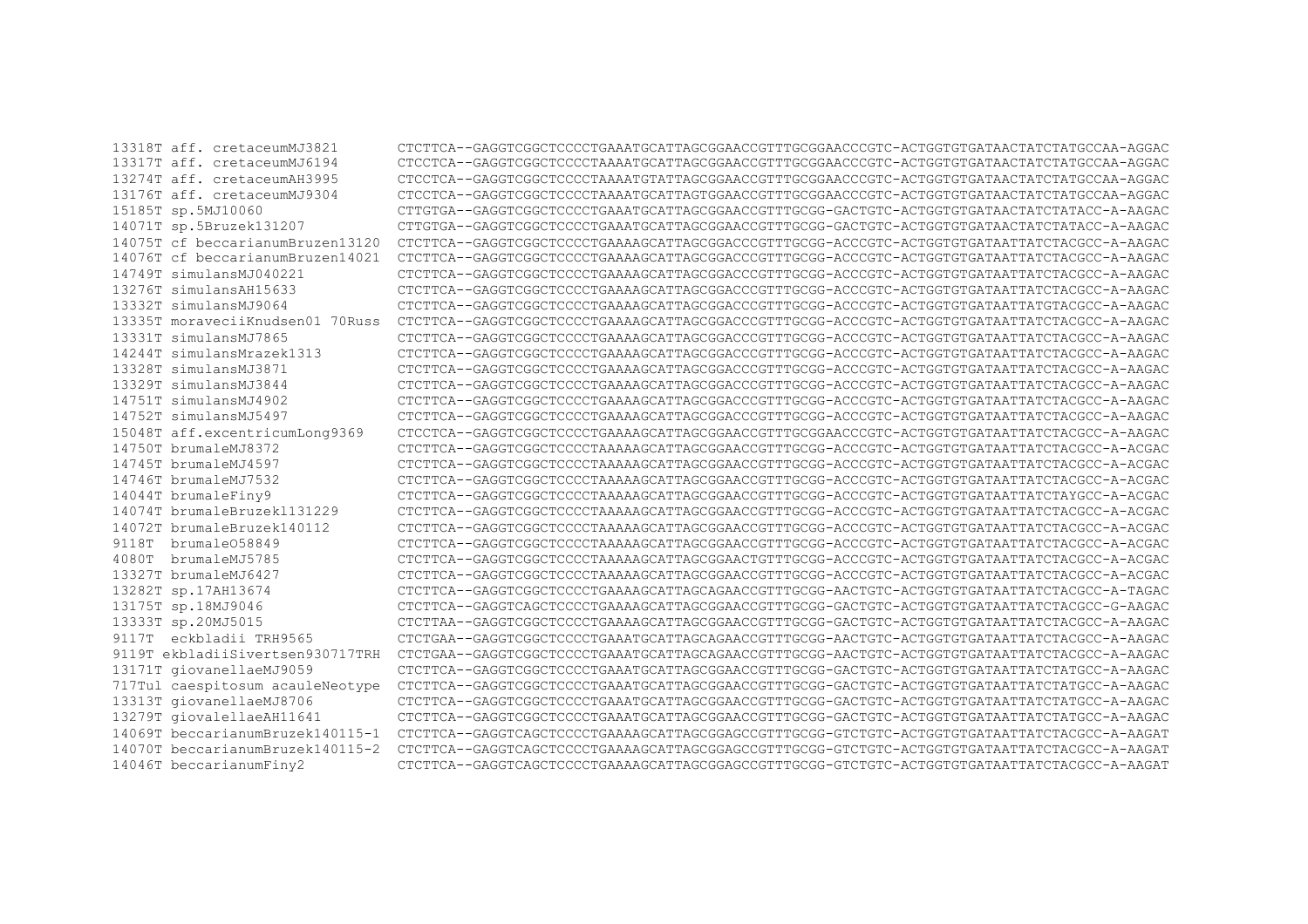```
13318T aff. cretaceumMJ3821        CTCTTCA--GAGGTCGGCTCCCCTGAAATGCATTAGCGGAACCGTTTGCGGAACCCGTC-ACTGGTGTGATAACTATCTATGCCAA-AGGAC
13317T aff. cretaceumMJ6194        CTCCTCA--GAGGTCGGCTCCCCTAAAATGCATTAGCGGAACCGTTTGCGGAACCCGTC-ACTGGTGTGATAACTATCTATGCCAA-AGGAC
13274T aff. cretaceumAH3995        CTCCTCA--GAGGTCGGCTCCCCTAAAATGTATTAGCGGAACCGTTTGCGGAACCCGTC-ACTGGTGTGATAACTATCTATGCCAA-AGGAC
13176T aff. cretaceumMJ9304        CTCCTCA--GAGGTCGGCTCCCCTAAAATGCATTAGTGGAACCGTTTGCGGAACCCGTC-ACTGGTGTGATAACTATCTATGCCAA-AGGAC
15185T sp.5MJ10060                 CTTGTGA--GAGGTCGGCTCCCCTGAAATGCATTAGCGGAACCGTTTGCGG-GACTGTC-ACTGGTGTGATAACTATCTATACC-A-AAGAC
14071T sp.5Bruzek131207            CTTGTGA--GAGGTCGGCTCCCCTGAAATGCATTAGCGGAACCGTTTGCGG-GACTGTC-ACTGGTGTGATAACTATCTATACC-A-AAGAC
14075T cf beccarianumBruzen13120   CTCTTCA--GAGGTCGGCTCCCCTGAAAAGCATTAGCGGACCCGTTTGCGG-ACCCGTC-ACTGGTGTGATAATTATCTACGCC-A-AAGAC
14076T cf beccarianumBruzen14021   CTCTTCA--GAGGTCGGCTCCCCTGAAAAGCATTAGCGGACCCGTTTGCGG-ACCCGTC-ACTGGTGTGATAATTATCTACGCC-A-AAGAC
14749T simulansMJ040221            CTCTTCA--GAGGTCGGCTCCCCTGAAAAGCATTAGCGGACCCGTTTGCGG-ACCCGTC-ACTGGTGTGATAATTATCTACGCC-A-AAGAC
13276T simulansAH15633             CTCTTCA--GAGGTCGGCTCCCCTGAAAAGCATTAGCGGACCCGTTTGCGG-ACCCGTC-ACTGGTGTGATAATTATCTACGCC-A-AAGAC
13332T simulansMJ9064              CTCTTCA--GAGGTCGGCTCCCCTGAAAAGCATTAGCGGACCCGTTTGCGG-ACCCGTC-ACTGGTGTGATAATTATGTACGCC-A-AAGAC
13335T moraveciiKnudsen01 70Russ   CTCTTCA--GAGGTCGGCTCCCCTGAAAAGCATTAGCGGACCCGTTTGCGG-ACCCGTC-ACTGGTGTGATAATTATCTACGCC-A-AAGAC
13331T simulansMJ7865              CTCTTCA--GAGGTCGGCTCCCCTGAAAAGCATTAGCGGACCCGTTTGCGG-ACCCGTC-ACTGGTGTGATAATTATCTACGCC-A-AAGAC
14244T simulansMrazek1313          CTCTTCA--GAGGTCGGCTCCCCTGAAAAGCATTAGCGGACCCGTTTGCGG-ACCCGTC-ACTGGTGTGATAATTATCTACGCC-A-AAGAC
13328T simulansMJ3871              CTCTTCA--GAGGTCGGCTCCCCTGAAAAGCATTAGCGGACCCGTTTGCGG-ACCCGTC-ACTGGTGTGATAATTATCTACGCC-A-AAGAC
13329T simulansMJ3844              CTCTTCA--GAGGTCGGCTCCCCTGAAAAGCATTAGCGGACCCGTTTGCGG-ACCCGTC-ACTGGTGTGATAATTATCTACGCC-A-AAGAC
14751T simulansMJ4902              CTCTTCA--GAGGTCGGCTCCCCTGAAAAGCATTAGCGGACCCGTTTGCGG-ACCCGTC-ACTGGTGTGATAATTATCTACGCC-A-AAGAC
14752T simulansMJ5497              CTCTTCA--GAGGTCGGCTCCCCTGAAAAGCATTAGCGGACCCGTTTGCGG-ACCCGTC-ACTGGTGTGATAATTATCTACGCC-A-AAGAC
15048T aff.excentricumLong9369     CTCCTCA--GAGGTCGGCTCCCCTGAAAAGCATTAGCGGAACCGTTTGCGGAACCCGTC-ACTGGTGTGATAATTATCTACGCC-A-AAGAC
14750T brumaleMJ8372               CTCTTCA--GAGGTCGGCTCCCCTAAAAAGCATTAGCGGAACCGTTTGCGG-ACCCGTC-ACTGGTGTGATAATTATCTACGCC-A-ACGAC
14745T brumaleMJ4597               CTCTTCA--GAGGTCGGCTCCCCTAAAAAGCATTAGCGGAACCGTTTGCGG-ACCCGTC-ACTGGTGTGATAATTATCTACGCC-A-ACGAC
14746T brumaleMJ7532               CTCTTCA--GAGGTCGGCTCCCCTAAAAAGCATTAGCGGAACCGTTTGCGG-ACCCGTC-ACTGGTGTGATAATTATCTACGCC-A-ACGAC
14044T brumaleFiny9                CTCTTCA--GAGGTCGGCTCCCCTAAAAAGCATTAGCGGAACCGTTTGCGG-ACCCGTC-ACTGGTGTGATAATTATCTAYGCC-A-ACGAC
14074T brumaleBruzekl131229        CTCTTCA--GAGGTCGGCTCCCCTAAAAAGCATTAGCGGAACCGTTTGCGG-ACCCGTC-ACTGGTGTGATAATTATCTACGCC-A-ACGAC
14072T brumaleBruzekl40112         CTCTTCA--GAGGTCGGCTCCCCTAAAAAGCATTAGCGGAACCGTTTGCGG-ACCCGTC-ACTGGTGTGATAATTATCTACGCC-A-ACGAC
9118T  brumaleO58849               CTCTTCA--GAGGTCGGCTCCCCTAAAAAGCATTAGCGGAACCGTTTGCGG-ACCCGTC-ACTGGTGTGATAATTATCTACGCC-A-ACGAC
4080T  brumaleMJ5785               CTCTTCA--GAGGTCGGCTCCCCTAAAAAGCATTAGCGGAACTGTTTGCGG-ACCCGTC-ACTGGTGTGATAATTATCTACGCC-A-ACGAC
13327T brumaleMJ6427               CTCTTCA--GAGGTCGGCTCCCCTAAAAAGCATTAGCGGAACCGTTTGCGG-ACCCGTC-ACTGGTGTGATAATTATCTACGCC-A-ACGAC
13282T sp.17AH13674                CTCTTCA--GAGGTCGGCTCCCCTGAAAAGCATTAGCAGAACCGTTTGCGG-AACTGTC-ACTGGTGTGATAATTATCTACGCC-A-TAGAC
13175T sp.18MJ9046                 CTCTTCA--GAGGTCAGCTCCCCTGAAAAGCATTAGCGGAACCGTTTGCGG-GACTGTC-ACTGGTGTGATAATTATCTACGCC-G-AAGAC
13333T sp.20MJ5015                 CTCTTAA--GAGGTCGGCTCCCCTGAAAAGCATTAGCGGAACCGTTTGCGG-GACTGTC-ACTGGTGTGATAATTATCTACGCC-A-AAGAC
9117T  eckbladii TRH9565           CTCTGAA--GAGGTCGGCTCCCCTGAAATGCATTAGCAGAACCGTTTGCGG-AACTGTC-ACTGGTGTGATAATTATCTACGCC-A-AAGAC
9119T ekbladiiSivertsen930717TRH   CTCTGAA--GAGGTCGGCTCCCCTGAAATGCATTAGCAGAACCGTTTGCGG-AACTGTC-ACTGGTGTGATAATTATCTACGCC-A-AAGAC
13171T giovanellaeMJ9059           CTCTTCA--GAGGTCGGCTCCCCTGAAATGCATTAGCGGAACCGTTTGCGG-GACTGTC-ACTGGTGTGATAATTATCTATGCC-A-AAGAC
717Tul caespitosum acauleNeotype  CTCTTCA--GAGGTCGGCTCCCCTGAAATGCATTAGCGGAACCGTTTGCGG-GACTGTC-ACTGGTGTGATAATTATCTATGCC-A-AAGAC
13313T giovanellaeMJ8706           CTCTTCA--GAGGTCGGCTCCCCTGAAATGCATTAGCGGAACCGTTTGCGG-GACTGTC-ACTGGTGTGATAATTATCTATGCC-A-AAGAC
13279T giovalellaeAH11641          CTCTTCA--GAGGTCGGCTCCCCTGAAATGCATTAGCGGAACCGTTTGCGG-GACTGTC-ACTGGTGTGATAATTATCTATGCC-A-AAGAC
14069T beccarianumBruzek140115-1   CTCTTCA--GAGGTCAGCTCCCCTGAAAAGCATTAGCGGAGCCGTTTGCGG-GTCTGTC-ACTGGTGTGATAATTATCTACGCC-A-AAGAT
14070T beccarianumBruzek140115-2   CTCTTCA--GAGGTCAGCTCCCCTGAAAAGCATTAGCGGAGCCGTTTGCGG-GTCTGTC-ACTGGTGTGATAATTATCTACGCC-A-AAGAT
14046T beccarianumFiny2            CTCTTCA--GAGGTCAGCTCCCCTGAAAAGCATTAGCGGAGCCGTTTGCGG-GTCTGTC-ACTGGTGTGATAATTATCTACGCC-A-AAGAT
```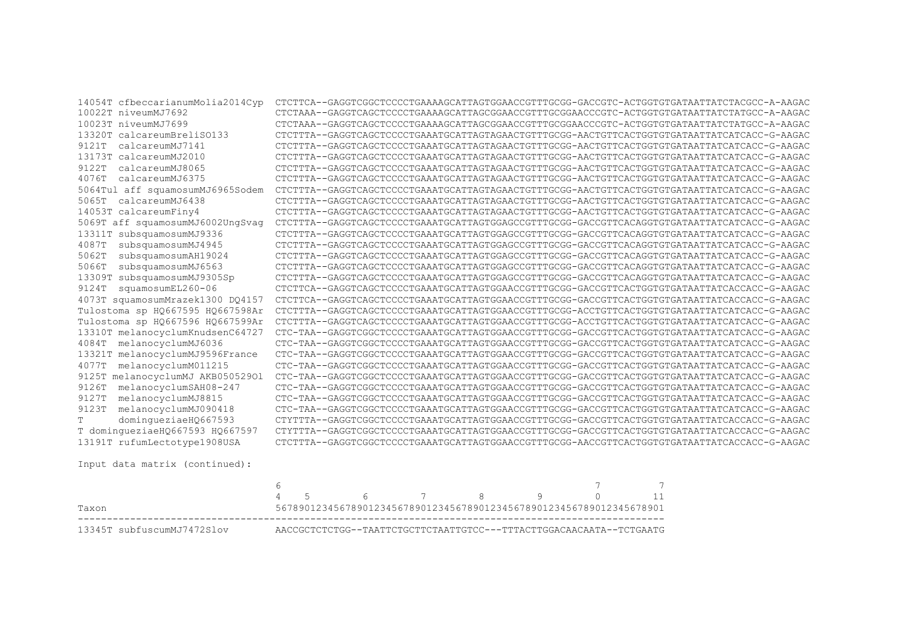```
14054T cfbeccarianumMolia2014Cyp  CTCTTCA--GAGGTCGGCTCCCCTGAAAAGCATTAGTGGAACCGTTTGCGG-GACCGTC-ACTGGTGTGATAATTATCTACGCC-A-AAGAC
10022T niveumMJ7692               CTCTAAA--GAGGTCAGCTCCCCTGAAAAGCATTAGCGGAACCGTTTGCGGAACCCGTC-ACTGGTGTGATAATTATCTATGCC-A-AAGAC
10023T niveumMJ7699               CTCTAAA--GAGGTCAGCTCCCCTGAAAAGCATTAGCGGAACCGTTTGCGGAACCCGTC-ACTGGTGTGATAATTATCTATGCC-A-AAGAC
13320T calcareumBreliSO133        CTCTTTA--GAGGTCAGCTCCCCTGAAATGCATTAGTAGAACTGTTTGCGG-AACTGTTCACTGGTGTGATAATTATCATCACC-G-AAGAC
9121T  calcareumMJ7141            CTCTTTA--GAGGTCAGCTCCCCTGAAATGCATTAGTAGAACTGTTTGCGG-AACTGTTCACTGGTGTGATAATTATCATCACC-G-AAGAC
13173T calcareumMJ2010            CTCTTTA--GAGGTCAGCTCCCCTGAAATGCATTAGTAGAACTGTTTGCGG-AACTGTTCACTGGTGTGATAATTATCATCACC-G-AAGAC
9122T  calcareumMJ8065            CTCTTTA--GAGGTCAGCTCCCCTGAAATGCATTAGTAGAACTGTTTGCGG-AACTGTTCACTGGTGTGATAATTATCATCACC-G-AAGAC
4076T  calcareumMJ6375            CTCTTTA--GAGGTCAGCTCCCCTGAAATGCATTAGTAGAACTGTTTGCGG-AACTGTTCACTGGTGTGATAATTATCATCACC-G-AAGAC
5064Tul aff squamosumMJ6965Sodem  CTCTTTA--GAGGTCAGCTCCCCTGAAATGCATTAGTAGAACTGTTTGCGG-AACTGTTCACTGGTGTGATAATTATCATCACC-G-AAGAC
5065T  calcareumMJ6438            CTCTTTA--GAGGTCAGCTCCCCTGAAATGCATTAGTAGAACTGTTTGCGG-AACTGTTCACTGGTGTGATAATTATCATCACC-G-AAGAC
14053T calcareumFiny4             CTCTTTA--GAGGTCAGCTCCCCTGAAATGCATTAGTAGAACTGTTTGCGG-AACTGTTCACTGGTGTGATAATTATCATCACC-G-AAGAC
5069T aff squamosumMJ6002UngSvag  CTCTTTA--GAGGTCAGCTCCCCTGAAATGCATTAGTGGAGCCGTTTGCGG-GACCGTTCACAGGTGTGATAATTATCATCACC-G-AAGAC
13311T subsquamosumMJ9336         CTCTTTA--GAGGTCAGCTCCCCTGAAATGCATTAGTGGAGCCGTTTGCGG-GACCGTTCACAGGTGTGATAATTATCATCACC-G-AAGAC
4087T  subsquamosumMJ4945         CTCTTTA--GAGGTCAGCTCCCCTGAAATGCATTAGTGGAGCCGTTTGCGG-GACCGTTCACAGGTGTGATAATTATCATCACC-G-AAGAC
5062T  subsquamosumAH19024        CTCTTTA--GAGGTCAGCTCCCCTGAAATGCATTAGTGGAGCCGTTTGCGG-GACCGTTCACAGGTGTGATAATTATCATCACC-G-AAGAC
5066T  subsquamosumMJ6563         CTCTTTA--GAGGTCAGCTCCCCTGAAATGCATTAGTGGAGCCGTTTGCGG-GACCGTTCACAGGTGTGATAATTATCATCACC-G-AAGAC
13309T subsquamosumMJ9305Sp       CTCTTTA--GAGGTCAGCTCCCCTGAAATGCATTAGTGGAGCCGTTTGCGG-GACCGTTCACAGGTGTGATAATTATCATCACC-G-AAGAC
9124T  squamosumEL260-06          CTCTTCA--GAGGTCAGCTCCCCTGAAATGCATTAGTGGAACCGTTTGCGG-GACCGTTCACTGGTGTGATAATTATCACCACC-G-AAGAC
4073T squamosumMrazek1300 DQ4157  CTCTTCA--GAGGTCAGCTCCCCTGAAATGCATTAGTGGAACCGTTTGCGG-GACCGTTCACTGGTGTGATAATTATCACCACC-G-AAGAC
Tulostoma sp HQ667595 HQ667598Ar  CTCTTTA--GAGGTCAGCTCCCCTGAAATGCATTAGTGGAACCGTTTGCGG-ACCTGTTCACTGGTGTGATAATTATCATCACC-G-AAGAC
Tulostoma sp HQ667596 HQ667599Ar  CTCTTTA--GAGGTCAGCTCCCCTGAAATGCATTAGTGGAACCGTTTGCGG-ACCTGTTCACTGGTGTGATAATTATCATCACC-G-AAGAC
13310T melanocyclumKnudsenC64727  CTC-TAA--GAGGTCGGCTCCCCTGAAATGCATTAGTGGAACCGTTTGCGG-GACCGTTCACTGGTGTGATAATTATCATCACC-G-AAGAC
4084T  melanocyclumMJ6036         CTC-TAA--GAGGTCGGCTCCCCTGAAATGCATTAGTGGAACCGTTTGCGG-GACCGTTCACTGGTGTGATAATTATCATCACC-G-AAGAC
13321T melanocyclumMJ9596France   CTC-TAA--GAGGTCGGCTCCCCTGAAATGCATTAGTGGAACCGTTTGCGG-GACCGTTCACTGGTGTGATAATTATCATCACC-G-AAGAC
4077T  melanocyclumM011215        CTC-TAA--GAGGTCGGCTCCCCTGAAATGCATTAGTGGAACCGTTTGCGG-GACCGTTCACTGGTGTGATAATTATCATCACC-G-AAGAC
9125T melanocyclumMJ AKB050529Ol  CTC-TAA--GAGGTCGGCTCCCCTGAAATGCATTAGTGGAACCGTTTGCGG-GACCGTTCACTGGTGTGATAATTATCATCACC-G-AAGAC
9126T  melanocyclumSAH08-247      CTC-TAA--GAGGTCGGCTCCCCTGAAATGCATTAGTGGAACCGTTTGCGG-GACCGTTCACTGGTGTGATAATTATCATCACC-G-AAGAC
9127T  melanocyclumMJ8815         CTC-TAA--GAGGTCGGCTCCCCTGAAATGCATTAGTGGAACCGTTTGCGG-GACCGTTCACTGGTGTGATAATTATCATCACC-G-AAGAC
9123T  melanocyclumMJ090418       CTC-TAA--GAGGTCGGCTCCCCTGAAATGCATTAGTGGAACCGTTTGCGG-GACCGTTCACTGGTGTGATAATTATCATCACC-G-AAGAC
T      domingueziaeHQ667593       CTYTTTA--GAGGTCGGCTCCCCTGAAATGCATTAGTGGAACCGTTTGCGG-GACCGTTCACTGGTGTGATAATTATCACCACC-G-AAGAC
T domingueziaeHQ667593 HQ667597   CTYTTTA--GAGGTCGGCTCCCCTGAAATGCATTAGTGGAACCGTTTGCGG-GACCGTTCACTGGTGTGATAATTATCACCACC-G-AAGAC
13191T rufumLectotype1908USA      CTCTTTA--GAGGTCGGCTCCCCTGAAATGCATTAGTGGAACCGTTTGCGG-AACCGTTCACTGGTGTGATAATTATCACCACC-G-AAGAC
```

Input data matrix (continued):

```
                                6                                                     7         7
                                4    5         6         7         8         9         0         11
Taxon                           5678901234567890123456789012345678901234567890123456789012345678901
-----------------------------------------------------------------------------------------------------
13345T subfuscumMJ7472Slov      AACCGCTCTCTGG--TAATTCTGCTTCTAATTGTCC---TTTACTTGGACAACAATA--TCTGAATG
```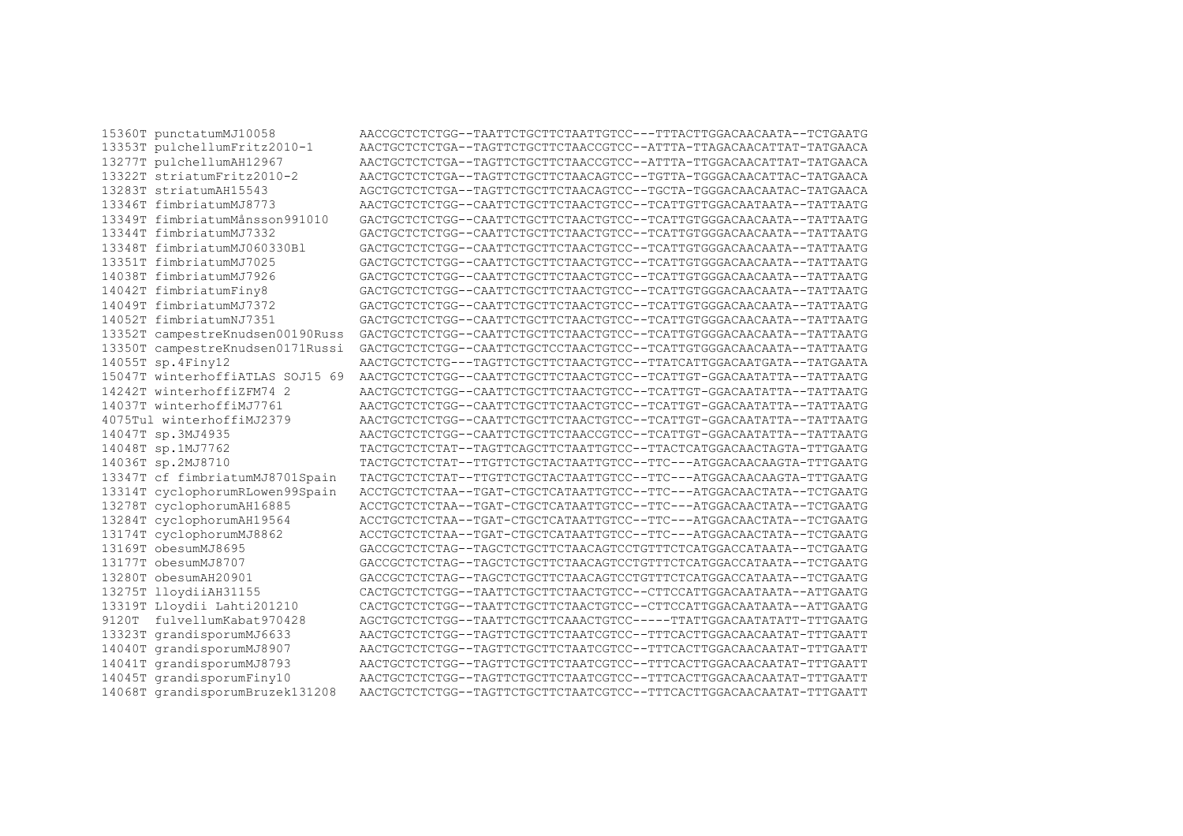```
15360T punctatumMJ10058           AACCGCTCTCTGG--TAATTCTGCTTCTAATTGTCC---TTTACTTGGACAACAATA--TCTGAATG
13353T pulchellumFritz2010-1      AACTGCTCTCTGA--TAGTTCTGCTTCTAACCGTCC--ATTTA-TTAGACAACATTAT-TATGAACA
13277T pulchellumAH12967          AACTGCTCTCTGA--TAGTTCTGCTTCTAACCGTCC--ATTTA-TTGGACAACATTAT-TATGAACA
13322T striatumFritz2010-2        AACTGCTCTCTGA--TAGTTCTGCTTCTAACAGTCC--TGTTA-TGGGACAACATTAC-TATGAACA
13283T striatumAH15543            AGCTGCTCTCTGA--TAGTTCTGCTTCTAACAGTCC--TGCTA-TGGGACAACAATAC-TATGAACA
13346T fimbriatumMJ8773           AACTGCTCTCTGG--CAATTCTGCTTCTAACTGTCC--TCATTGTTGGACAATAATA--TATTAATG
13349T fimbriatumMånsson991010    GACTGCTCTCTGG--CAATTCTGCTTCTAACTGTCC--TCATTGTGGGACAACAATA--TATTAATG
13344T fimbriatumMJ7332           GACTGCTCTCTGG--CAATTCTGCTTCTAACTGTCC--TCATTGTGGGACAACAATA--TATTAATG
13348T fimbriatumMJ060330Bl       GACTGCTCTCTGG--CAATTCTGCTTCTAACTGTCC--TCATTGTGGGACAACAATA--TATTAATG
13351T fimbriatumMJ7025           GACTGCTCTCTGG--CAATTCTGCTTCTAACTGTCC--TCATTGTGGGACAACAATA--TATTAATG
14038T fimbriatumMJ7926           GACTGCTCTCTGG--CAATTCTGCTTCTAACTGTCC--TCATTGTGGGACAACAATA--TATTAATG
14042T fimbriatumFiny8            GACTGCTCTCTGG--CAATTCTGCTTCTAACTGTCC--TCATTGTGGGACAACAATA--TATTAATG
14049T fimbriatumMJ7372           GACTGCTCTCTGG--CAATTCTGCTTCTAACTGTCC--TCATTGTGGGACAACAATA--TATTAATG
14052T fimbriatumNJ7351           GACTGCTCTCTGG--CAATTCTGCTTCTAACTGTCC--TCATTGTGGGACAACAATA--TATTAATG
13352T campestreKnudsen00190Russ  GACTGCTCTCTGG--CAATTCTGCTTCTAACTGTCC--TCATTGTGGGACAACAATA--TATTAATG
13350T campestreKnudsen0171Russi   GACTGCTCTCTGG--CAATTCTGCTCCTAACTGTCC--TCATTGTGGGACAACAATA--TATTAATG
14055T sp.4Finy12                 AACTGCTCTCTG---TAGTTCTGCTTCTAACTGTCC--TTATCATTGGACAATGATA--TATGAATA
15047T winterhoffiATLAS SOJ15 69  AACTGCTCTCTGG--CAATTCTGCTTCTAACTGTCC--TCATTGT-GGACAATATTA--TATTAATG
14242T winterhoffiZFM74 2         AACTGCTCTCTGG--CAATTCTGCTTCTAACTGTCC--TCATTGT-GGACAATATTA--TATTAATG
14037T winterhoffiMJ7761          AACTGCTCTCTGG--CAATTCTGCTTCTAACTGTCC--TCATTGT-GGACAATATTA--TATTAATG
4075Tul winterhoffiMJ2379         AACTGCTCTCTGG--CAATTCTGCTTCTAACTGTCC--TCATTGT-GGACAATATTA--TATTAATG
14047T sp.3MJ4935                 AACTGCTCTCTGG--CAATTCTGCTTCTAACCGTCC--TCATTGT-GGACAATATTA--TATTAATG
14048T sp.1MJ7762                 TACTGCTCTCTAT--TAGTTCAGCTTCTAATTGTCC--TTACTCATGGACAACTAGTA-TTTGAATG
14036T sp.2MJ8710                 TACTGCTCTCTAT--TTGTTCTGCTACTAATTGTCC--TTC---ATGGACAACAAGTA-TTTGAATG
13347T cf fimbriatumMJ8701Spain   TACTGCTCTCTAT--TTGTTCTGCTACTAATTGTCC--TTC---ATGGACAACAAGTA-TTTGAATG
13314T cyclophorumRLowen99Spain   ACCTGCTCTCTAA--TGAT-CTGCTCATAATTGTCC--TTC---ATGGACAACTATA--TCTGAATG
13278T cyclophorumAH16885         ACCTGCTCTCTAA--TGAT-CTGCTCATAATTGTCC--TTC---ATGGACAACTATA--TCTGAATG
13284T cyclophorumAH19564         ACCTGCTCTCTAA--TGAT-CTGCTCATAATTGTCC--TTC---ATGGACAACTATA--TCTGAATG
13174T cyclophorumMJ8862          ACCTGCTCTCTAA--TGAT-CTGCTCATAATTGTCC--TTC---ATGGACAACTATA--TCTGAATG
13169T obesumMJ8695               GACCGCTCTCTAG--TAGCTCTGCTTCTAACAGTCCTGTTTCTCATGGACCATAATA--TCTGAATG
13177T obesumMJ8707               GACCGCTCTCTAG--TAGCTCTGCTTCTAACAGTCCTGTTTCTCATGGACCATAATA--TCTGAATG
13280T obesumAH20901              GACCGCTCTCTAG--TAGCTCTGCTTCTAACAGTCCTGTTTCTCATGGACCATAATA--TCTGAATG
13275T lloydiiAH31155             CACTGCTCTCTGG--TAATTCTGCTTCTAACTGTCC--CTTCCATTGGACAATAATA--ATTGAATG
13319T Lloydii Lahti201210        CACTGCTCTCTGG--TAATTCTGCTTCTAACTGTCC--CTTCCATTGGACAATAATA--ATTGAATG
9120T  fulvellumKabat970428       AGCTGCTCTCTGG--TAATTCTGCTTCAAACTGTCC-----TTATTGGACAATATATT-TTTGAATG
13323T grandisporumMJ6633         AACTGCTCTCTGG--TAGTTCTGCTTCTAATCGTCC--TTTCACTTGGACAACAATAT-TTTGAATT
14040T grandisporumMJ8907         AACTGCTCTCTGG--TAGTTCTGCTTCTAATCGTCC--TTTCACTTGGACAACAATAT-TTTGAATT
14041T grandisporumMJ8793         AACTGCTCTCTGG--TAGTTCTGCTTCTAATCGTCC--TTTCACTTGGACAACAATAT-TTTGAATT
14045T grandisporumFiny10         AACTGCTCTCTGG--TAGTTCTGCTTCTAATCGTCC--TTTCACTTGGACAACAATAT-TTTGAATT
14068T grandisporumBruzek131208   AACTGCTCTCTGG--TAGTTCTGCTTCTAATCGTCC--TTTCACTTGGACAACAATAT-TTTGAATT
```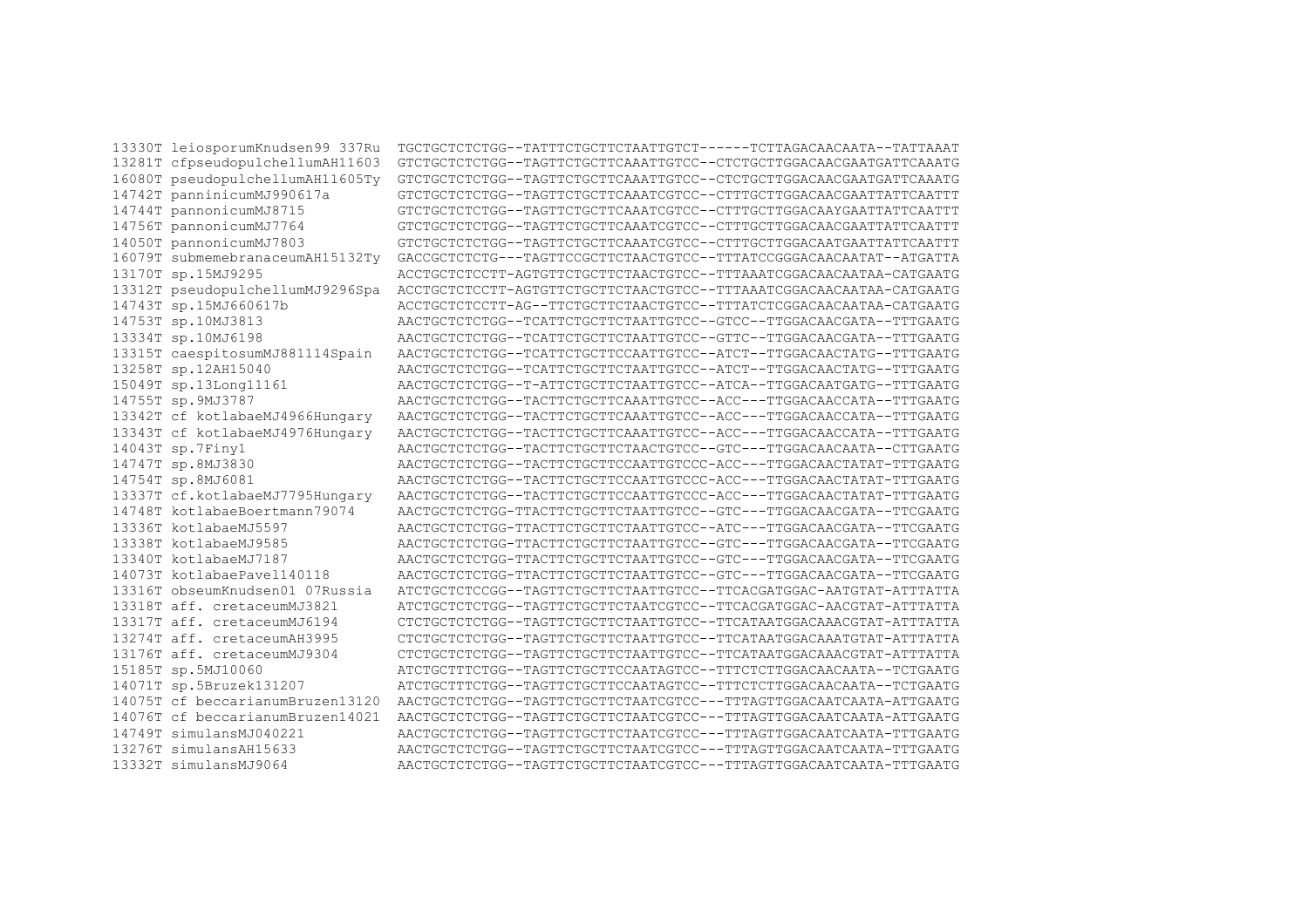```
13330T leiosporumKnudsen99 337Ru  TGCTGCTCTCTGG--TATTTCTGCTTCTAATTGTCT------TCTTAGACAACAATA--TATTAAAT
13281T cfpseudopulchellumAH11603  GTCTGCTCTCTGG--TAGTTCTGCTTCAAATTGTCC--CTCTGCTTGGACAACGAATGATTCAAATG
16080T pseudopulchellumAH11605Ty  GTCTGCTCTCTGG--TAGTTCTGCTTCAAATTGTCC--CTCTGCTTGGACAACGAATGATTCAAATG
14742T panninicumMJ990617a        GTCTGCTCTCTGG--TAGTTCTGCTTCAAATCGTCC--CTTTGCTTGGACAACGAATTATTCAATTT
14744T pannonicumMJ8715           GTCTGCTCTCTGG--TAGTTCTGCTTCAAATCGTCC--CTTTGCTTGGACAAYGAATTATTCAATTT
14756T pannonicumMJ7764           GTCTGCTCTCTGG--TAGTTCTGCTTCAAATCGTCC--CTTTGCTTGGACAACGAATTATTCAATTT
14050T pannonicumMJ7803           GTCTGCTCTCTGG--TAGTTCTGCTTCAAATCGTCC--CTTTGCTTGGACAATGAATTATTCAATTT
16079T submemebranaceumAH15132Ty  GACCGCTCTCTG---TAGTTCCGCTTCTAACTGTCC--TTTATCCGGGACAACAATAT--ATGATTA
13170T sp.15MJ9295                ACCTGCTCTCCTT-AGTGTTCTGCTTCTAACTGTCC--TTTAAATCGGACAACAATAA-CATGAATG
13312T pseudopulchellumMJ9296Spa  ACCTGCTCTCCTT-AGTGTTCTGCTTCTAACTGTCC--TTTAAATCGGACAACAATAA-CATGAATG
14743T sp.15MJ660617b             ACCTGCTCTCCTT-AG--TTCTGCTTCTAACTGTCC--TTTATCTCGGACAACAATAA-CATGAATG
14753T sp.10MJ3813                AACTGCTCTCTGG--TCATTCTGCTTCTAATTGTCC--GTCC--TTGGACAACGATA--TTTGAATG
13334T sp.10MJ6198                AACTGCTCTCTGG--TCATTCTGCTTCTAATTGTCC--GTTC--TTGGACAACGATA--TTTGAATG
13315T caespitosumMJ881114Spain   AACTGCTCTCTGG--TCATTCTGCTTCCAATTGTCC--ATCT--TTGGACAACTATG--TTTGAATG
13258T sp.12AH15040               AACTGCTCTCTGG--TCATTCTGCTTCTAATTGTCC--ATCT--TTGGACAACTATG--TTTGAATG
15049T sp.13Long11161             AACTGCTCTCTGG--T-ATTCTGCTTCTAATTGTCC--ATCA--TTGGACAATGATG--TTTGAATG
14755T sp.9MJ3787                 AACTGCTCTCTGG--TACTTCTGCTTCAAATTGTCC--ACC---TTGGACAACCATA--TTTGAATG
13342T cf kotlabaeMJ4966Hungary   AACTGCTCTCTGG--TACTTCTGCTTCAAATTGTCC--ACC---TTGGACAACCATA--TTTGAATG
13343T cf kotlabaeMJ4976Hungary   AACTGCTCTCTGG--TACTTCTGCTTCAAATTGTCC--ACC---TTGGACAACCATA--TTTGAATG
14043T sp.7Finy1                  AACTGCTCTCTGG--TACTTCTGCTTCTAACTGTCC--GTC---TTGGACAACAATA--CTTGAATG
14747T sp.8MJ3830                 AACTGCTCTCTGG--TACTTCTGCTTCCAATTGTCCC-ACC---TTGGACAACTATAT-TTTGAATG
14754T sp.8MJ6081                 AACTGCTCTCTGG--TACTTCTGCTTCCAATTGTCCC-ACC---TTGGACAACTATAT-TTTGAATG
13337T cf.kotlabaeMJ7795Hungary   AACTGCTCTCTGG--TACTTCTGCTTCCAATTGTCCC-ACC---TTGGACAACTATAT-TTTGAATG
14748T kotlabaeBoertmann79074     AACTGCTCTCTGG-TTACTTCTGCTTCTAATTGTCC--GTC---TTGGACAACGATA--TTCGAATG
13336T kotlabaeMJ5597             AACTGCTCTCTGG-TTACTTCTGCTTCTAATTGTCC--ATC---TTGGACAACGATA--TTCGAATG
13338T kotlabaeMJ9585             AACTGCTCTCTGG-TTACTTCTGCTTCTAATTGTCC--GTC---TTGGACAACGATA--TTCGAATG
13340T kotlabaeMJ7187             AACTGCTCTCTGG-TTACTTCTGCTTCTAATTGTCC--GTC---TTGGACAACGATA--TTCGAATG
14073T kotlabaePavel140118        AACTGCTCTCTGG-TTACTTCTGCTTCTAATTGTCC--GTC---TTGGACAACGATA--TTCGAATG
13316T obseumKnudsen01 07Russia   ATCTGCTCTCCGG--TAGTTCTGCTTCTAATTGTCC--TTCACGATGGAC-AATGTAT-ATTTATTA
13318T aff. cretaceumMJ3821       ATCTGCTCTCTGG--TAGTTCTGCTTCTAATCGTCC--TTCACGATGGAC-AACGTAT-ATTTATTA
13317T aff. cretaceumMJ6194       CTCTGCTCTCTGG--TAGTTCTGCTTCTAATTGTCC--TTCATAATGGACAAACGTAT-ATTTATTA
13274T aff. cretaceumAH3995       CTCTGCTCTCTGG--TAGTTCTGCTTCTAATTGTCC--TTCATAATGGACAAATGTAT-ATTTATTA
13176T aff. cretaceumMJ9304       CTCTGCTCTCTGG--TAGTTCTGCTTCTAATTGTCC--TTCATAATGGACAAACGTAT-ATTTATTA
15185T sp.5MJ10060                ATCTGCTTTCTGG--TAGTTCTGCTTCCAATAGTCC--TTTCTCTTGGACAACAATA--TCTGAATG
14071T sp.5Bruzek131207           ATCTGCTTTCTGG--TAGTTCTGCTTCCAATAGTCC--TTTCTCTTGGACAACAATA--TCTGAATG
14075T cf beccarianumBruzen13120  AACTGCTCTCTGG--TAGTTCTGCTTCTAATCGTCC---TTTAGTTGGACAATCAATA-ATTGAATG
14076T cf beccarianumBruzen14021  AACTGCTCTCTGG--TAGTTCTGCTTCTAATCGTCC---TTTAGTTGGACAATCAATA-ATTGAATG
14749T simulansMJ040221           AACTGCTCTCTGG--TAGTTCTGCTTCTAATCGTCC---TTTAGTTGGACAATCAATA-TTTGAATG
13276T simulansAH15633            AACTGCTCTCTGG--TAGTTCTGCTTCTAATCGTCC---TTTAGTTGGACAATCAATA-TTTGAATG
13332T simulansMJ9064             AACTGCTCTCTGG--TAGTTCTGCTTCTAATCGTCC---TTTAGTTGGACAATCAATA-TTTGAATG
```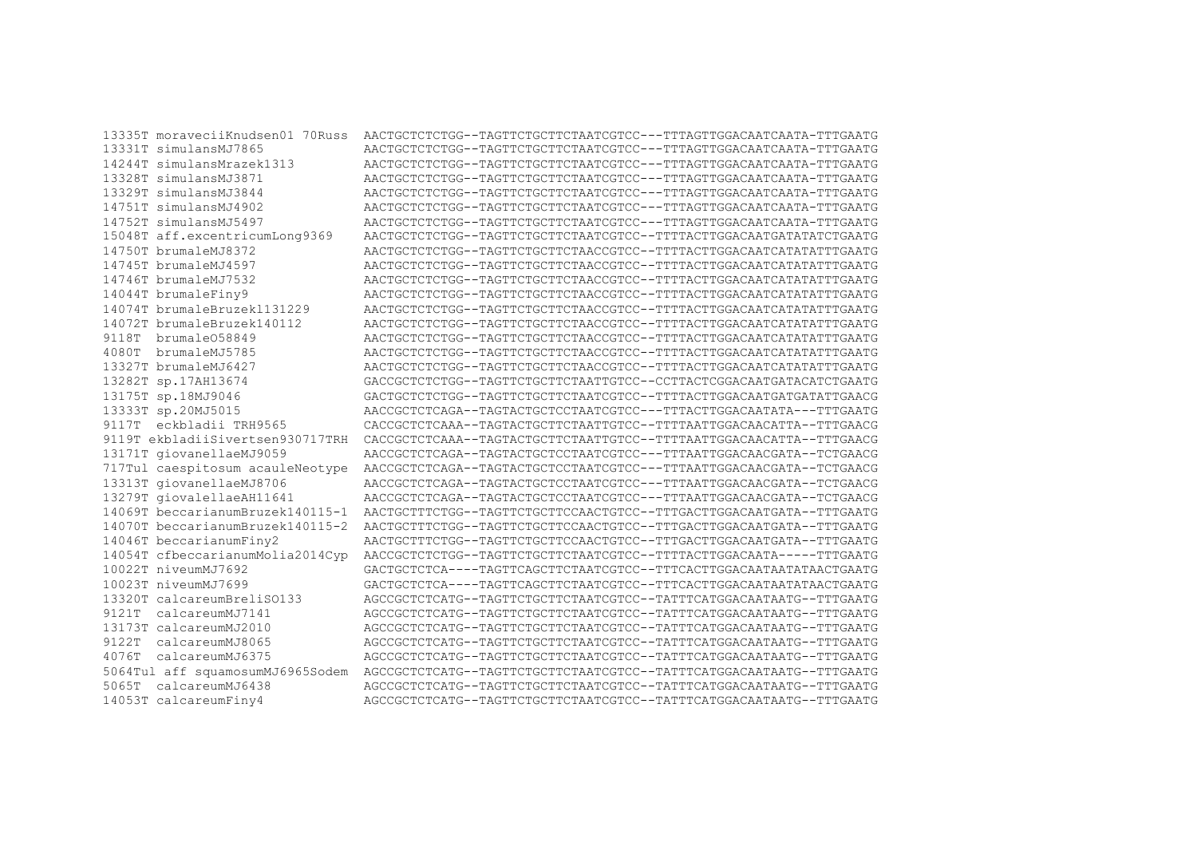```
13335T moraveciiKnudsen01 70Russ  AACTGCTCTCTGG--TAGTTCTGCTTCTAATCGTCC---TTTAGTTGGACAATCAATA-TTTGAATG
13331T simulansMJ7865             AACTGCTCTCTGG--TAGTTCTGCTTCTAATCGTCC---TTTAGTTGGACAATCAATA-TTTGAATG
14244T simulansMrazek1313         AACTGCTCTCTGG--TAGTTCTGCTTCTAATCGTCC---TTTAGTTGGACAATCAATA-TTTGAATG
13328T simulansMJ3871             AACTGCTCTCTGG--TAGTTCTGCTTCTAATCGTCC---TTTAGTTGGACAATCAATA-TTTGAATG
13329T simulansMJ3844             AACTGCTCTCTGG--TAGTTCTGCTTCTAATCGTCC---TTTAGTTGGACAATCAATA-TTTGAATG
14751T simulansMJ4902             AACTGCTCTCTGG--TAGTTCTGCTTCTAATCGTCC---TTTAGTTGGACAATCAATA-TTTGAATG
14752T simulansMJ5497             AACTGCTCTCTGG--TAGTTCTGCTTCTAATCGTCC---TTTAGTTGGACAATCAATA-TTTGAATG
15048T aff.excentricumLong9369    AACTGCTCTCTGG--TAGTTCTGCTTCTAATCGTCC--TTTTACTTGGACAATGATATATCTGAATG
14750T brumaleMJ8372              AACTGCTCTCTGG--TAGTTCTGCTTCTAACCGTCC--TTTTACTTGGACAATCATATATTTGAATG
14745T brumaleMJ4597              AACTGCTCTCTGG--TAGTTCTGCTTCTAACCGTCC--TTTTACTTGGACAATCATATATTTGAATG
14746T brumaleMJ7532              AACTGCTCTCTGG--TAGTTCTGCTTCTAACCGTCC--TTTTACTTGGACAATCATATATTTGAATG
14044T brumaleFiny9               AACTGCTCTCTGG--TAGTTCTGCTTCTAACCGTCC--TTTTACTTGGACAATCATATATTTGAATG
14074T brumaleBruzek131229        AACTGCTCTCTGG--TAGTTCTGCTTCTAACCGTCC--TTTTACTTGGACAATCATATATTTGAATG
14072T brumaleBruzek140112        AACTGCTCTCTGG--TAGTTCTGCTTCTAACCGTCC--TTTTACTTGGACAATCATATATTTGAATG
9118T  brumaleO58849              AACTGCTCTCTGG--TAGTTCTGCTTCTAACCGTCC--TTTTACTTGGACAATCATATATTTGAATG
4080T  brumaleMJ5785              AACTGCTCTCTGG--TAGTTCTGCTTCTAACCGTCC--TTTTACTTGGACAATCATATATTTGAATG
13327T brumaleMJ6427              AACTGCTCTCTGG--TAGTTCTGCTTCTAACCGTCC--TTTTACTTGGACAATCATATATTTGAATG
13282T sp.17AH13674               GACCGCTCTCTGG--TAGTTCTGCTTCTAATTGTCC--CCTTACTCGGACAATGATACATCTGAATG
13175T sp.18MJ9046                GACTGCTCTCTGG--TAGTTCTGCTTCTAATCGTCC--TTTTACTTGGACAATGATGATATTGAACG
13333T sp.20MJ5015                AACCGCTCTCAGA--TAGTACTGCTCCTAATCGTCC---TTTACTTGGACAATATA---TTTGAATG
9117T  eckbladii TRH9565          CACCGCTCTCAAA--TAGTACTGCTTCTAATTGTCC--TTTTAATTGGACAACATTA--TTTGAACG
9119T ekbladiiSivertsen930717TRH  CACCGCTCTCAAA--TAGTACTGCTTCTAATTGTCC--TTTTAATTGGACAACATTA--TTTGAACG
13171T giovanellaeMJ9059          AACCGCTCTCAGA--TAGTACTGCTCCTAATCGTCC---TTTAATTGGACAACGATA--TCTGAACG
717Tul caespitosum acauleNeotype  AACCGCTCTCAGA--TAGTACTGCTCCTAATCGTCC---TTTAATTGGACAACGATA--TCTGAACG
13313T giovanellaeMJ8706          AACCGCTCTCAGA--TAGTACTGCTCCTAATCGTCC---TTTAATTGGACAACGATA--TCTGAACG
13279T giovalellaeAH11641         AACCGCTCTCAGA--TAGTACTGCTCCTAATCGTCC---TTTAATTGGACAACGATA--TCTGAACG
14069T beccarianumBruzek140115-1  AACTGCTTTCTGG--TAGTTCTGCTTCCAACTGTCC--TTTGACTTGGACAATGATA--TTTGAATG
14070T beccarianumBruzek140115-2  AACTGCTTTCTGG--TAGTTCTGCTTCCAACTGTCC--TTTGACTTGGACAATGATA--TTTGAATG
14046T beccarianumFiny2           AACTGCTTTCTGG--TAGTTCTGCTTCCAACTGTCC--TTTGACTTGGACAATGATA--TTTGAATG
14054T cfbeccarianumMolia2014Cyp  AACCGCTCTCTGG--TAGTTCTGCTTCTAATCGTCC--TTTTACTTGGACAATA-----TTTGAATG
10022T niveumMJ7692               GACTGCTCTCA----TAGTTCAGCTTCTAATCGTCC--TTTCACTTGGACAATAATATAACTGAATG
10023T niveumMJ7699               GACTGCTCTCA----TAGTTCAGCTTCTAATCGTCC--TTTCACTTGGACAATAATATAACTGAATG
13320T calcareumBreliSO133        AGCCGCTCTCATG--TAGTTCTGCTTCTAATCGTCC--TATTTCATGGACAATAATG--TTTGAATG
9121T  calcareumMJ7141            AGCCGCTCTCATG--TAGTTCTGCTTCTAATCGTCC--TATTTCATGGACAATAATG--TTTGAATG
13173T calcareumMJ2010            AGCCGCTCTCATG--TAGTTCTGCTTCTAATCGTCC--TATTTCATGGACAATAATG--TTTGAATG
9122T  calcareumMJ8065            AGCCGCTCTCATG--TAGTTCTGCTTCTAATCGTCC--TATTTCATGGACAATAATG--TTTGAATG
4076T  calcareumMJ6375            AGCCGCTCTCATG--TAGTTCTGCTTCTAATCGTCC--TATTTCATGGACAATAATG--TTTGAATG
5064Tul aff squamosumMJ6965Sodem  AGCCGCTCTCATG--TAGTTCTGCTTCTAATCGTCC--TATTTCATGGACAATAATG--TTTGAATG
5065T  calcareumMJ6438            AGCCGCTCTCATG--TAGTTCTGCTTCTAATCGTCC--TATTTCATGGACAATAATG--TTTGAATG
14053T calcareumFiny4             AGCCGCTCTCATG--TAGTTCTGCTTCTAATCGTCC--TATTTCATGGACAATAATG--TTTGAATG
```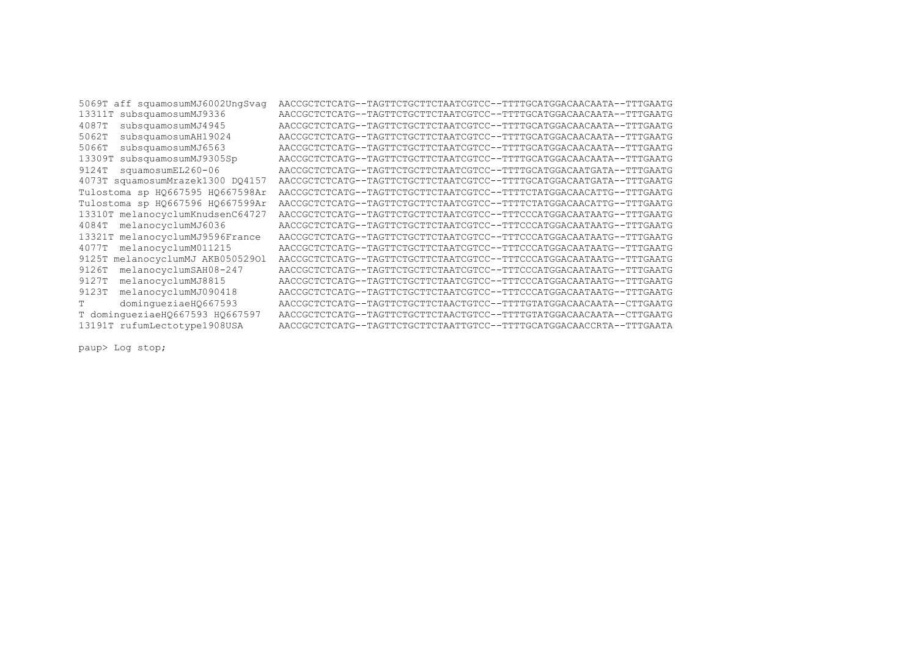```
5069T aff squamosumMJ6002UngSvag  AACCGCTCTCATG--TAGTTCTGCTTCTAATCGTCC--TTTTGCATGGACAACAATA--TTTGAATG
13311T subsquamosumMJ9336         AACCGCTCTCATG--TAGTTCTGCTTCTAATCGTCC--TTTTGCATGGACAACAATA--TTTGAATG
4087T  subsquamosumMJ4945         AACCGCTCTCATG--TAGTTCTGCTTCTAATCGTCC--TTTTGCATGGACAACAATA--TTTGAATG
5062T  subsquamosumAH19024        AACCGCTCTCATG--TAGTTCTGCTTCTAATCGTCC--TTTTGCATGGACAACAATA--TTTGAATG
5066T  subsquamosumMJ6563         AACCGCTCTCATG--TAGTTCTGCTTCTAATCGTCC--TTTTGCATGGACAACAATA--TTTGAATG
13309T subsquamosumMJ9305Sp       AACCGCTCTCATG--TAGTTCTGCTTCTAATCGTCC--TTTTGCATGGACAACAATA--TTTGAATG
9124T  squamosumEL260-06          AACCGCTCTCATG--TAGTTCTGCTTCTAATCGTCC--TTTTGCATGGACAATGATA--TTTGAATG
4073T squamosumMrazek1300 DQ4157  AACCGCTCTCATG--TAGTTCTGCTTCTAATCGTCC--TTTTGCATGGACAATGATA--TTTGAATG
Tulostoma sp HQ667595 HQ667598Ar  AACCGCTCTCATG--TAGTTCTGCTTCTAATCGTCC--TTTTCTATGGACAACATTG--TTTGAATG
Tulostoma sp HQ667596 HQ667599Ar  AACCGCTCTCATG--TAGTTCTGCTTCTAATCGTCC--TTTTCTATGGACAACATTG--TTTGAATG
13310T melanocyclumKnudsenC64727  AACCGCTCTCATG--TAGTTCTGCTTCTAATCGTCC--TTTCCCATGGACAATAATG--TTTGAATG
4084T  melanocyclumMJ6036         AACCGCTCTCATG--TAGTTCTGCTTCTAATCGTCC--TTTCCCATGGACAATAATG--TTTGAATG
13321T melanocyclumMJ9596France   AACCGCTCTCATG--TAGTTCTGCTTCTAATCGTCC--TTTCCCATGGACAATAATG--TTTGAATG
4077T  melanocyclumM011215        AACCGCTCTCATG--TAGTTCTGCTTCTAATCGTCC--TTTCCCATGGACAATAATG--TTTGAATG
9125T melanocyclumMJ AKB050529Ol  AACCGCTCTCATG--TAGTTCTGCTTCTAATCGTCC--TTTCCCATGGACAATAATG--TTTGAATG
9126T  melanocyclumSAH08-247      AACCGCTCTCATG--TAGTTCTGCTTCTAATCGTCC--TTTCCCATGGACAATAATG--TTTGAATG
9127T  melanocyclumMJ8815         AACCGCTCTCATG--TAGTTCTGCTTCTAATCGTCC--TTTCCCATGGACAATAATG--TTTGAATG
9123T  melanocyclumMJ090418       AACCGCTCTCATG--TAGTTCTGCTTCTAATCGTCC--TTTCCCATGGACAATAATG--TTTGAATG
T      domingueziaeHQ667593       AACCGCTCTCATG--TAGTTCTGCTTCTAACTGTCC--TTTTGTATGGACAACAATA--CTTGAATG
T domingueziaeHQ667593 HQ667597   AACCGCTCTCATG--TAGTTCTGCTTCTAACTGTCC--TTTTGTATGGACAACAATA--CTTGAATG
13191T rufumLectotype1908USA      AACCGCTCTCATG--TAGTTCTGCTTCTAATTGTCC--TTTTGCATGGACAACCRTA--TTTGAATA

paup> Log stop;
```